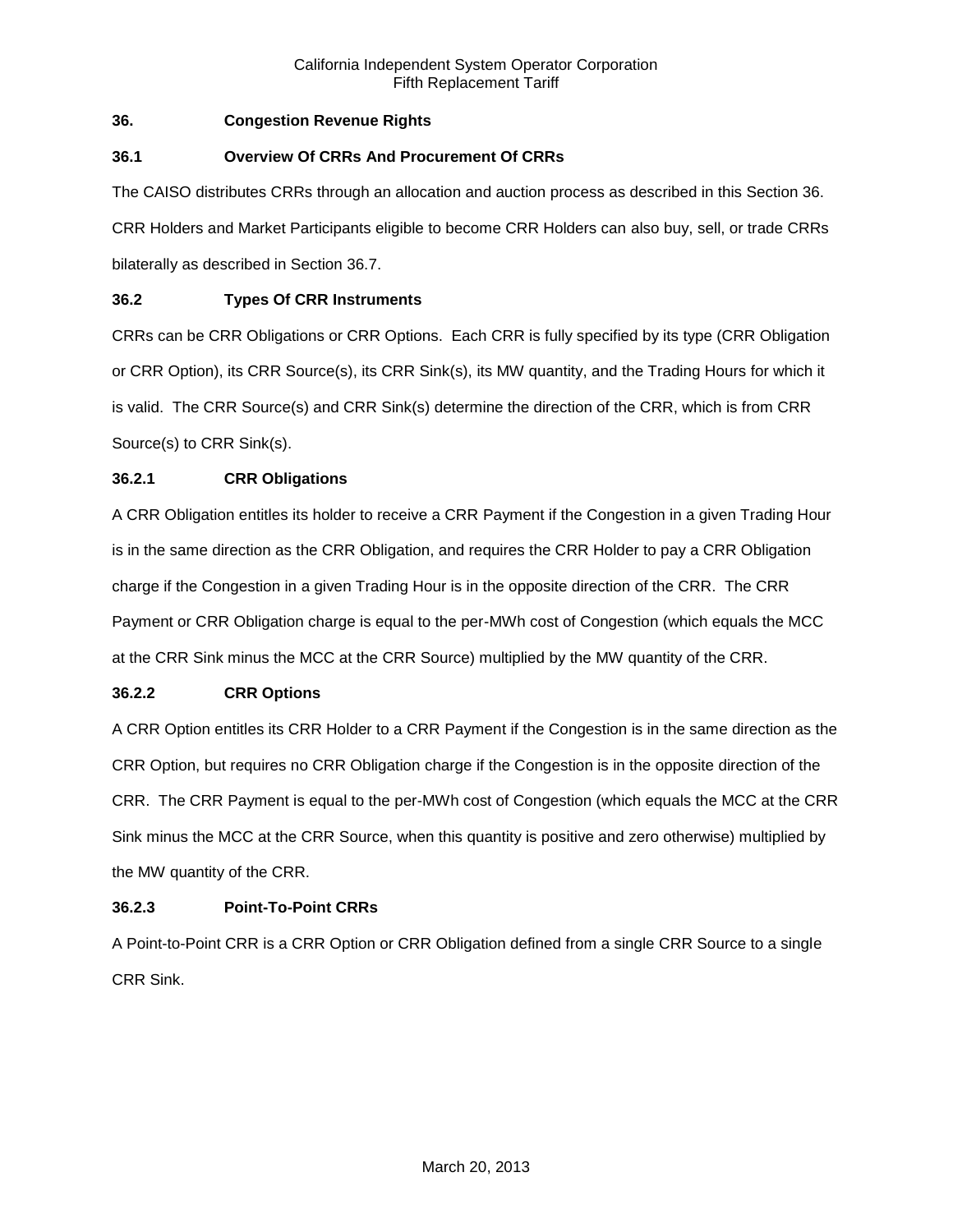## 36. Congestion Revenue Rights

### 36.1 Overview Of CRRs And Procurement Of CRRs

The CAISO distributes CRRs through an allocation and auction process as described in this Section 36. CRR Holders and Market Participants eligible to become CRR Holders can also buy, sell, or trade CRRs bilaterally as described in Section 36.7.

### 36.2 Types Of CRR Instruments

CRRs can be CRR Obligations or CRR Options. Each CRR is fully specified by its type (CRR Obligation or CRR Option), its CRR Source(s), its CRR Sink(s), its MW quantity, and the Trading Hours for which it is valid. The CRR Source(s) and CRR Sink(s) determine the direction of the CRR, which is from CRR Source(s) to CRR Sink(s).

#### 36.2.1 CRR Obligations

A CRR Obligation entitles its holder to receive a CRR Payment if the Congestion in a given Trading Hour is in the same direction as the CRR Obligation, and requires the CRR Holder to pay a CRR Obligation charge if the Congestion in a given Trading Hour is in the opposite direction of the CRR. The CRR Payment or CRR Obligation charge is equal to the per-MWh cost of Congestion (which equals the MCC at the CRR Sink minus the MCC at the CRR Source) multiplied by the MW quantity of the CRR.

#### 36.2.2 CRR Options

A CRR Option entitles its CRR Holder to a CRR Payment if the Congestion is in the same direction as the CRR Option, but requires no CRR Obligation charge if the Congestion is in the opposite direction of the CRR. The CRR Payment is equal to the per-MWh cost of Congestion (which equals the MCC at the CRR Sink minus the MCC at the CRR Source, when this quantity is positive and zero otherwise) multiplied by the MW quantity of the CRR.

#### 36.2.3 Point-To-Point CRRs

A Point-to-Point CRR is a CRR Option or CRR Obligation defined from a single CRR Source to a single CRR Sink.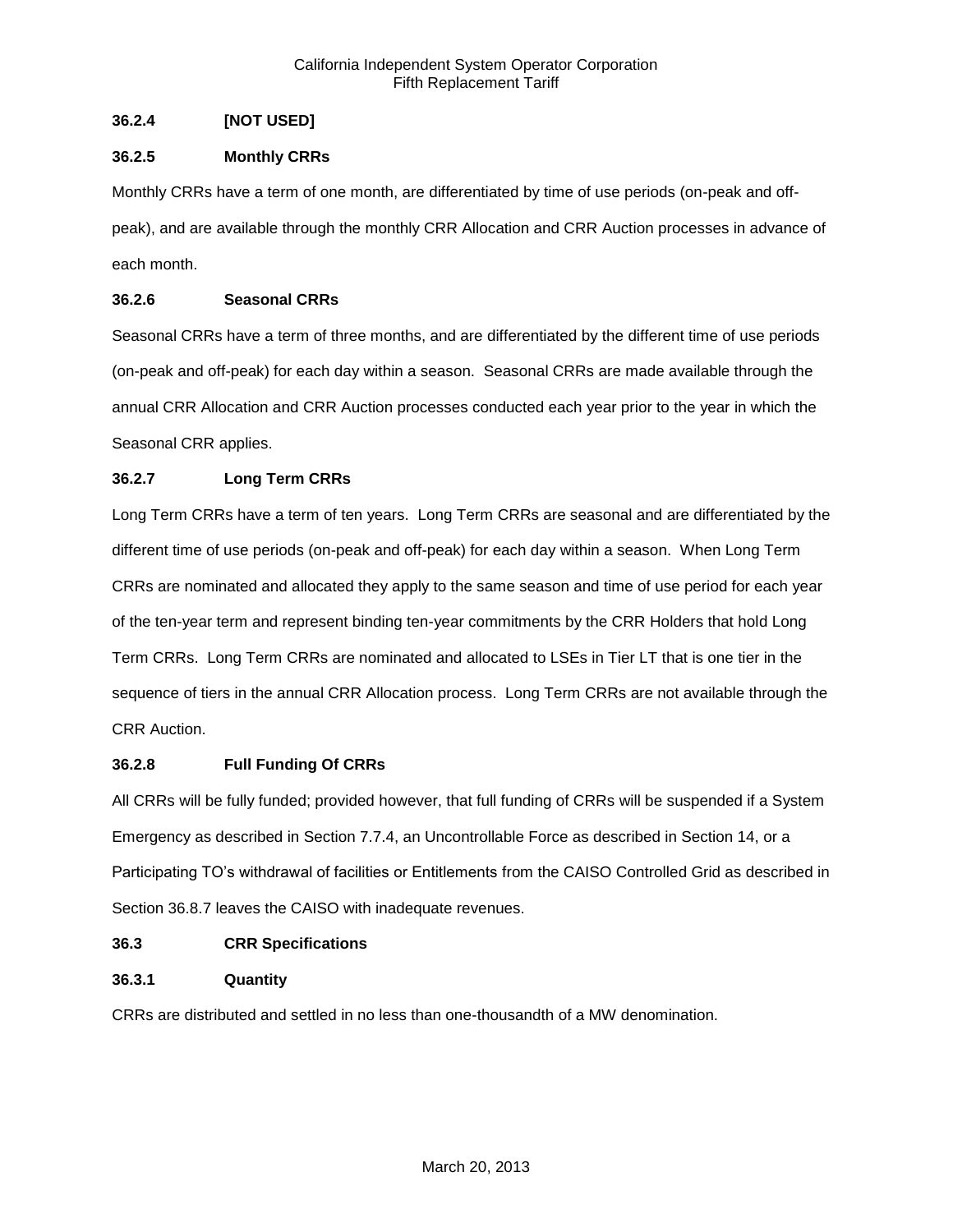### 36.2.4 [NOT USED]

### 36.2.5 Monthly CRRs

Monthly CRRs have a term of one month, are differentiated by time of use periods (on-peak and off-peak), and are available through the monthly CRR Allocation and CRR Auction processes in advance of each month.

### 36.2.6 Seasonal CRRs

Seasonal CRRs have a term of three months, and are differentiated by the different time of use periods (on-peak and off-peak) for each day within a season. Seasonal CRRs are made available through the annual CRR Allocation and CRR Auction processes conducted each year prior to the year in which the Seasonal CRR applies.

### 36.2.7 Long Term CRRs

Long Term CRRs have a term of ten years. Long Term CRRs are seasonal and are differentiated by the different time of use periods (on-peak and off-peak) for each day within a season. When Long Term CRRs are nominated and allocated they apply to the same season and time of use period for each year of the ten-year term and represent binding ten-year commitments by the CRR Holders that hold Long Term CRRs. Long Term CRRs are nominated and allocated to LSEs in Tier LT that is one tier in the sequence of tiers in the annual CRR Allocation process. Long Term CRRs are not available through the CRR Auction.

### 36.2.8 Full Funding Of CRRs

All CRRs will be fully funded; provided however, that full funding of CRRs will be suspended if a System Emergency as described in Section 7.7.4, an Uncontrollable Force as described in Section 14, or a Participating TO's withdrawal of facilities or Entitlements from the CAISO Controlled Grid as described in Section 36.8.7 leaves the CAISO with inadequate revenues.

## 36.3 CRR Specifications

### 36.3.1 Quantity

CRRs are distributed and settled in no less than one-thousandth of a MW denomination.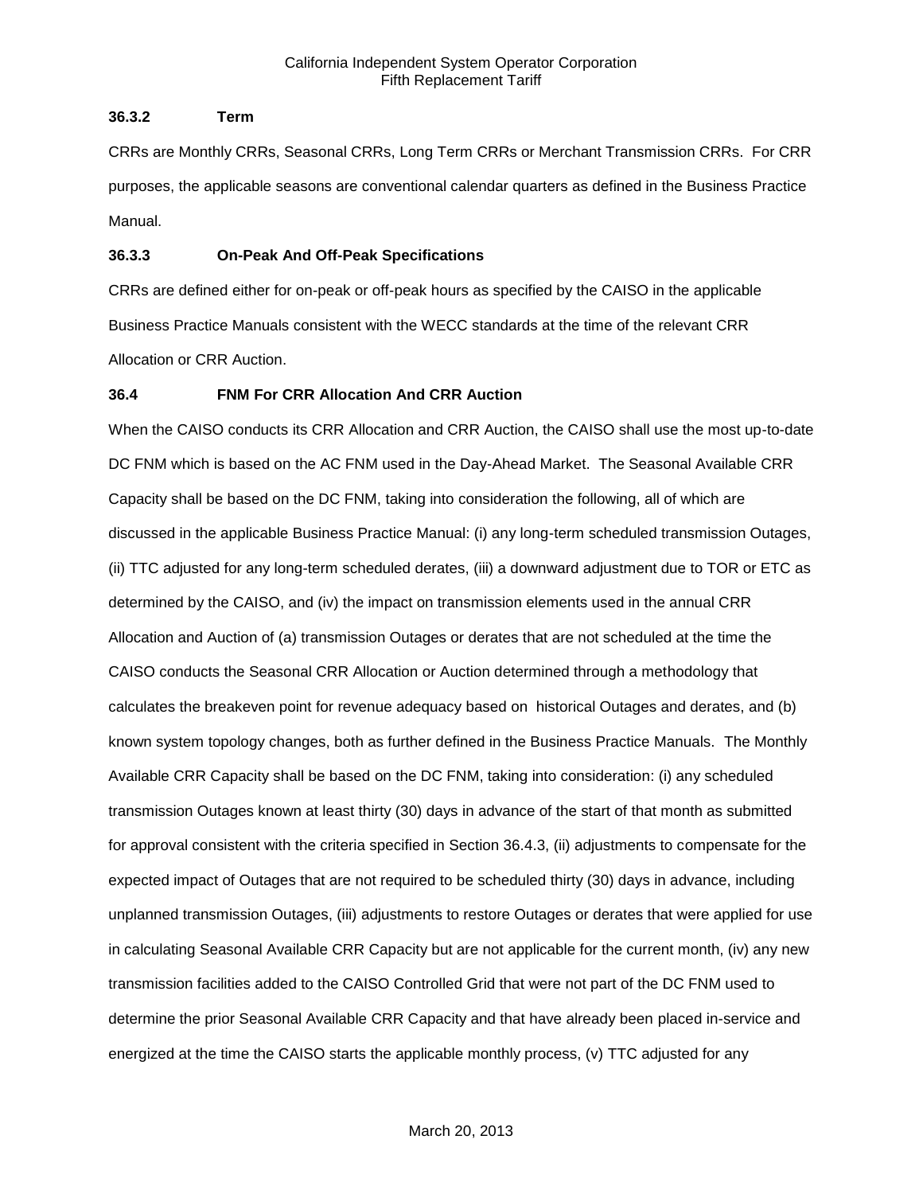### 36.3.2 Term

CRRs are Monthly CRRs, Seasonal CRRs, Long Term CRRs or Merchant Transmission CRRs. For CRR purposes, the applicable seasons are conventional calendar quarters as defined in the Business Practice Manual.

### 36.3.3 On-Peak And Off-Peak Specifications

CRRs are defined either for on-peak or off-peak hours as specified by the CAISO in the applicable Business Practice Manuals consistent with the WECC standards at the time of the relevant CRR Allocation or CRR Auction.

## 36.4 FNM For CRR Allocation And CRR Auction

When the CAISO conducts its CRR Allocation and CRR Auction, the CAISO shall use the most up-to-date DC FNM which is based on the AC FNM used in the Day-Ahead Market. The Seasonal Available CRR Capacity shall be based on the DC FNM, taking into consideration the following, all of which are discussed in the applicable Business Practice Manual: (i) any long-term scheduled transmission Outages, (ii) TTC adjusted for any long-term scheduled derates, (iii) a downward adjustment due to TOR or ETC as determined by the CAISO, and (iv) the impact on transmission elements used in the annual CRR Allocation and Auction of (a) transmission Outages or derates that are not scheduled at the time the CAISO conducts the Seasonal CRR Allocation or Auction determined through a methodology that calculates the breakeven point for revenue adequacy based on historical Outages and derates, and (b) known system topology changes, both as further defined in the Business Practice Manuals. The Monthly Available CRR Capacity shall be based on the DC FNM, taking into consideration: (i) any scheduled transmission Outages known at least thirty (30) days in advance of the start of that month as submitted for approval consistent with the criteria specified in Section 36.4.3, (ii) adjustments to compensate for the expected impact of Outages that are not required to be scheduled thirty (30) days in advance, including unplanned transmission Outages, (iii) adjustments to restore Outages or derates that were applied for use in calculating Seasonal Available CRR Capacity but are not applicable for the current month, (iv) any new transmission facilities added to the CAISO Controlled Grid that were not part of the DC FNM used to determine the prior Seasonal Available CRR Capacity and that have already been placed in-service and energized at the time the CAISO starts the applicable monthly process, (v) TTC adjusted for any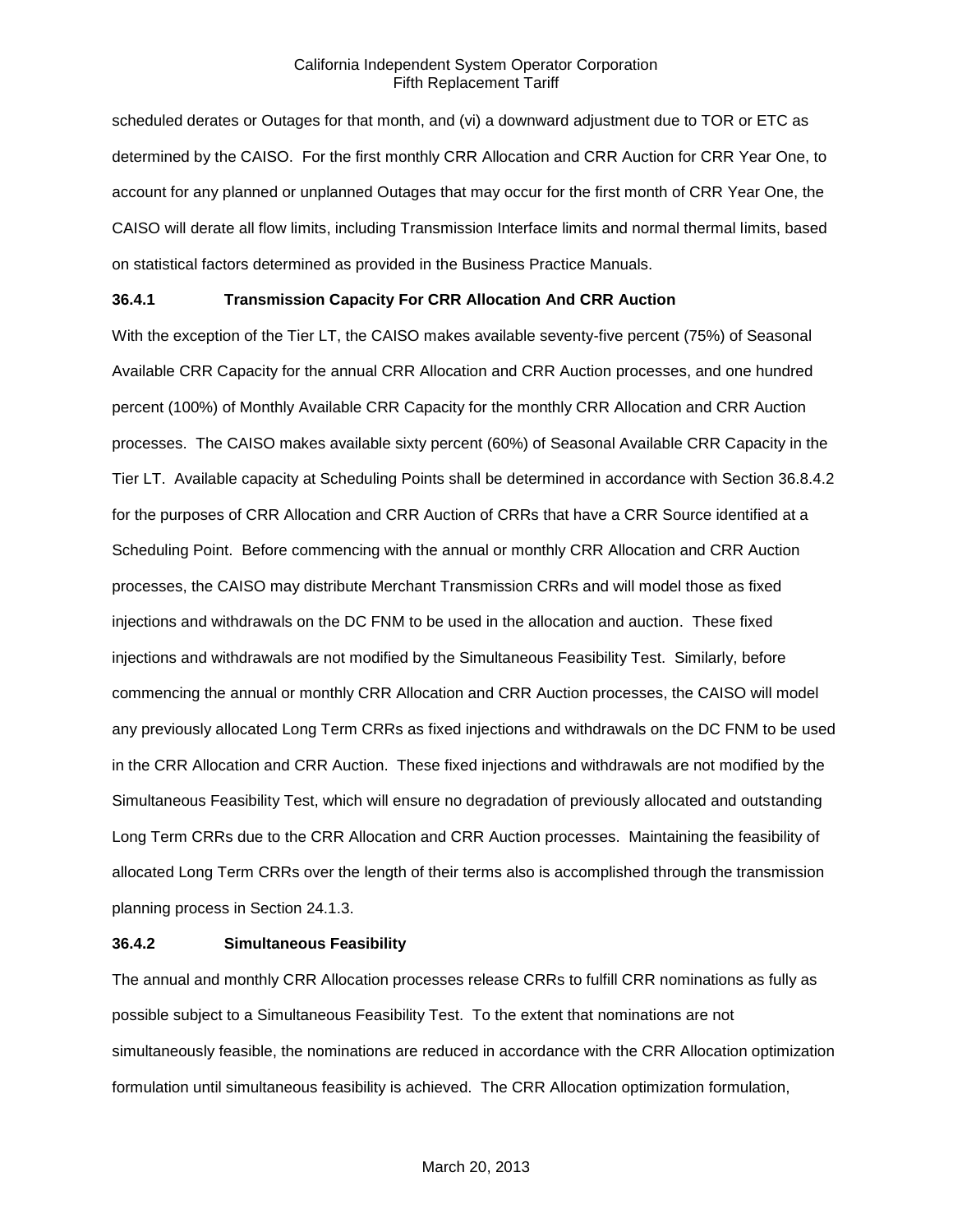scheduled derates or Outages for that month, and (vi) a downward adjustment due to TOR or ETC as determined by the CAISO. For the first monthly CRR Allocation and CRR Auction for CRR Year One, to account for any planned or unplanned Outages that may occur for the first month of CRR Year One, the CAISO will derate all flow limits, including Transmission Interface limits and normal thermal limits, based on statistical factors determined as provided in the Business Practice Manuals.

### 36.4.1 Transmission Capacity For CRR Allocation And CRR Auction

With the exception of the Tier LT, the CAISO makes available seventy-five percent (75%) of Seasonal Available CRR Capacity for the annual CRR Allocation and CRR Auction processes, and one hundred percent (100%) of Monthly Available CRR Capacity for the monthly CRR Allocation and CRR Auction processes. The CAISO makes available sixty percent (60%) of Seasonal Available CRR Capacity in the Tier LT. Available capacity at Scheduling Points shall be determined in accordance with Section 36.8.4.2 for the purposes of CRR Allocation and CRR Auction of CRRs that have a CRR Source identified at a Scheduling Point. Before commencing with the annual or monthly CRR Allocation and CRR Auction processes, the CAISO may distribute Merchant Transmission CRRs and will model those as fixed injections and withdrawals on the DC FNM to be used in the allocation and auction. These fixed injections and withdrawals are not modified by the Simultaneous Feasibility Test. Similarly, before commencing the annual or monthly CRR Allocation and CRR Auction processes, the CAISO will model any previously allocated Long Term CRRs as fixed injections and withdrawals on the DC FNM to be used in the CRR Allocation and CRR Auction. These fixed injections and withdrawals are not modified by the Simultaneous Feasibility Test, which will ensure no degradation of previously allocated and outstanding Long Term CRRs due to the CRR Allocation and CRR Auction processes. Maintaining the feasibility of allocated Long Term CRRs over the length of their terms also is accomplished through the transmission planning process in Section 24.1.3.

### 36.4.2 Simultaneous Feasibility

The annual and monthly CRR Allocation processes release CRRs to fulfill CRR nominations as fully as possible subject to a Simultaneous Feasibility Test. To the extent that nominations are not simultaneously feasible, the nominations are reduced in accordance with the CRR Allocation optimization formulation until simultaneous feasibility is achieved. The CRR Allocation optimization formulation,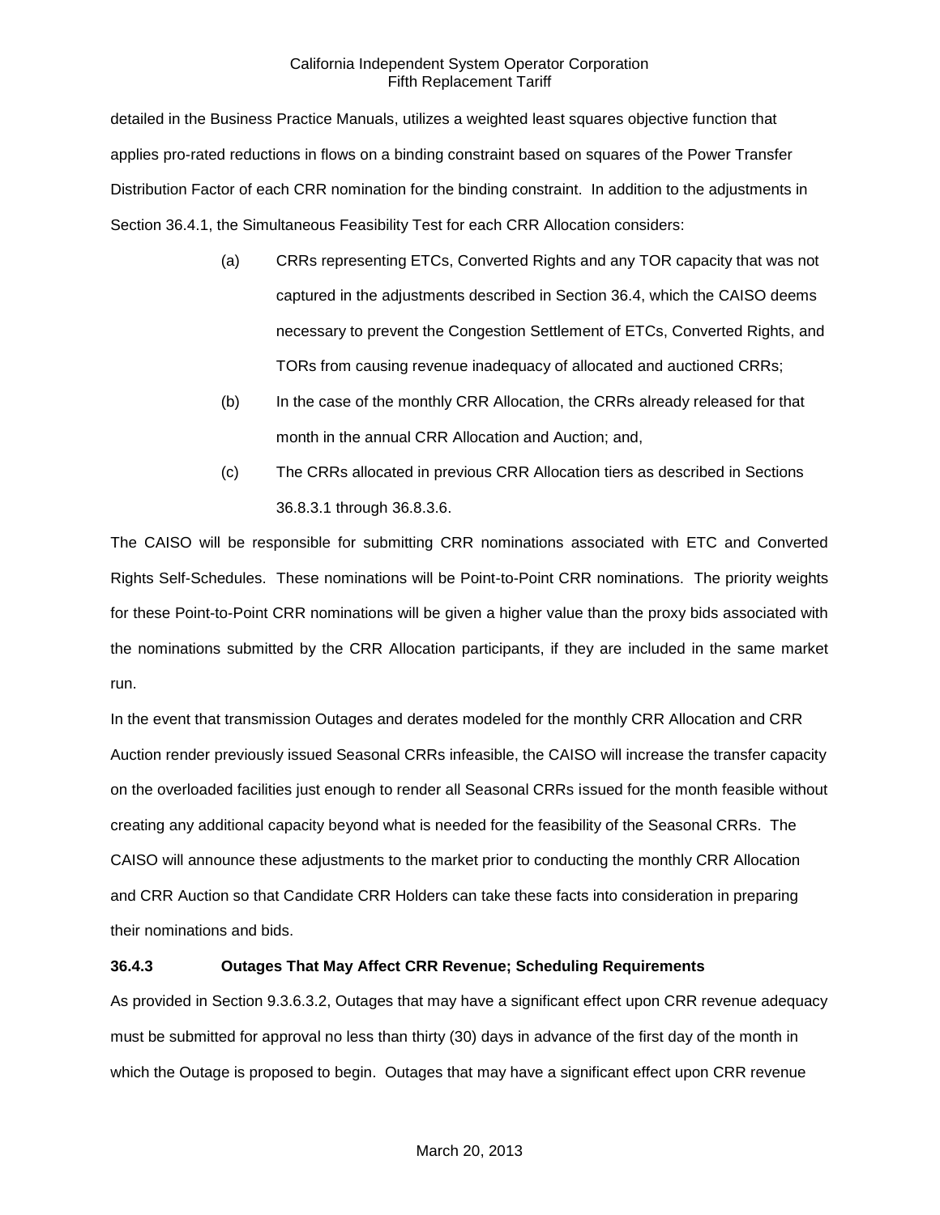detailed in the Business Practice Manuals, utilizes a weighted least squares objective function that applies pro-rated reductions in flows on a binding constraint based on squares of the Power Transfer Distribution Factor of each CRR nomination for the binding constraint. In addition to the adjustments in Section 36.4.1, the Simultaneous Feasibility Test for each CRR Allocation considers:

(a) CRRs representing ETCs, Converted Rights and any TOR capacity that was not captured in the adjustments described in Section 36.4, which the CAISO deems necessary to prevent the Congestion Settlement of ETCs, Converted Rights, and TORs from causing revenue inadequacy of allocated and auctioned CRRs;

(b) In the case of the monthly CRR Allocation, the CRRs already released for that month in the annual CRR Allocation and Auction; and,

(c) The CRRs allocated in previous CRR Allocation tiers as described in Sections 36.8.3.1 through 36.8.3.6.

The CAISO will be responsible for submitting CRR nominations associated with ETC and Converted Rights Self-Schedules. These nominations will be Point-to-Point CRR nominations. The priority weights for these Point-to-Point CRR nominations will be given a higher value than the proxy bids associated with the nominations submitted by the CRR Allocation participants, if they are included in the same market run.

In the event that transmission Outages and derates modeled for the monthly CRR Allocation and CRR Auction render previously issued Seasonal CRRs infeasible, the CAISO will increase the transfer capacity on the overloaded facilities just enough to render all Seasonal CRRs issued for the month feasible without creating any additional capacity beyond what is needed for the feasibility of the Seasonal CRRs. The CAISO will announce these adjustments to the market prior to conducting the monthly CRR Allocation and CRR Auction so that Candidate CRR Holders can take these facts into consideration in preparing their nominations and bids.

### 36.4.3 Outages That May Affect CRR Revenue; Scheduling Requirements

As provided in Section 9.3.6.3.2, Outages that may have a significant effect upon CRR revenue adequacy must be submitted for approval no less than thirty (30) days in advance of the first day of the month in which the Outage is proposed to begin. Outages that may have a significant effect upon CRR revenue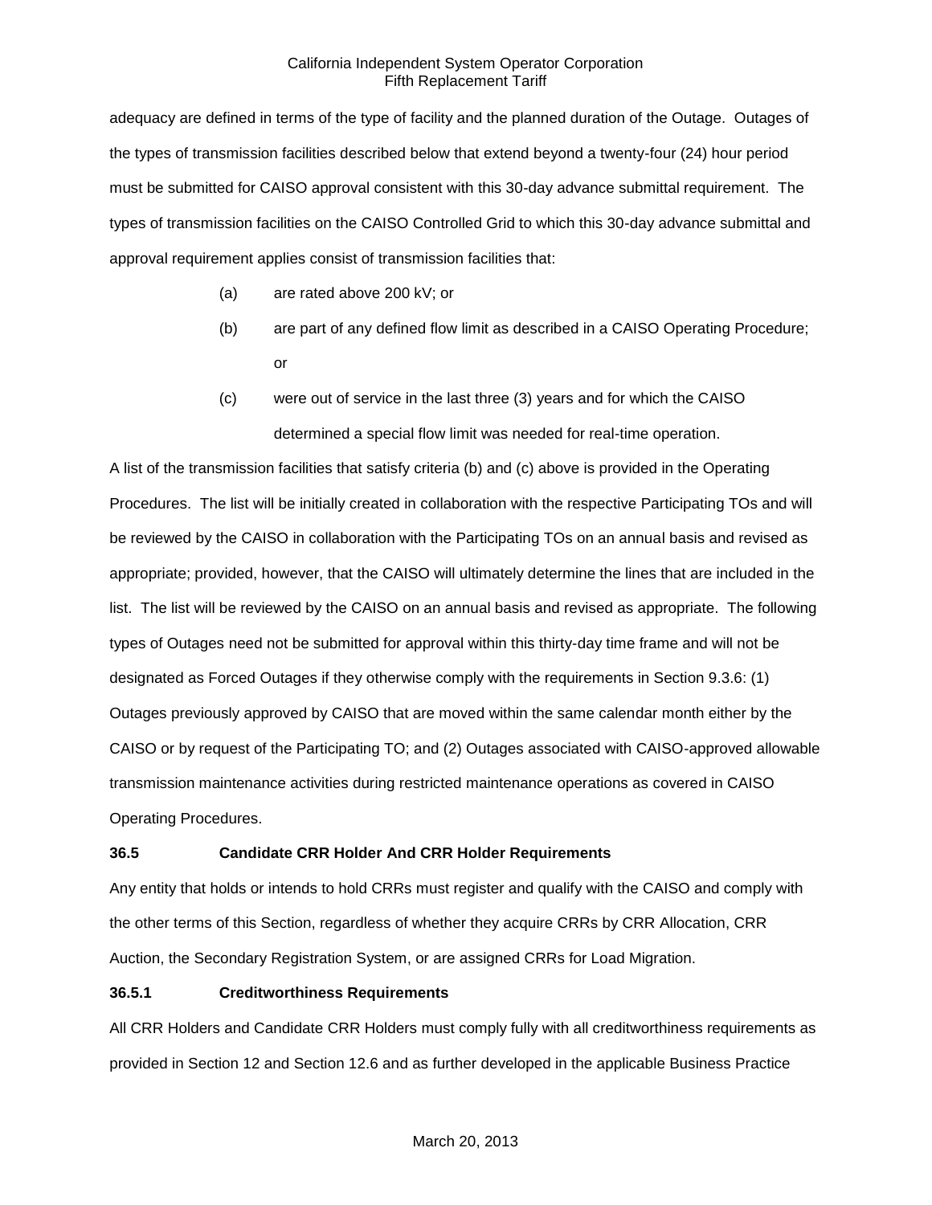adequacy are defined in terms of the type of facility and the planned duration of the Outage. Outages of the types of transmission facilities described below that extend beyond a twenty-four (24) hour period must be submitted for CAISO approval consistent with this 30-day advance submittal requirement. The types of transmission facilities on the CAISO Controlled Grid to which this 30-day advance submittal and approval requirement applies consist of transmission facilities that:

(a) are rated above 200 kV; or

(b) are part of any defined flow limit as described in a CAISO Operating Procedure; or

(c) were out of service in the last three (3) years and for which the CAISO determined a special flow limit was needed for real-time operation.

A list of the transmission facilities that satisfy criteria (b) and (c) above is provided in the Operating Procedures. The list will be initially created in collaboration with the respective Participating TOs and will be reviewed by the CAISO in collaboration with the Participating TOs on an annual basis and revised as appropriate; provided, however, that the CAISO will ultimately determine the lines that are included in the list. The list will be reviewed by the CAISO on an annual basis and revised as appropriate. The following types of Outages need not be submitted for approval within this thirty-day time frame and will not be designated as Forced Outages if they otherwise comply with the requirements in Section 9.3.6: (1) Outages previously approved by CAISO that are moved within the same calendar month either by the CAISO or by request of the Participating TO; and (2) Outages associated with CAISO-approved allowable transmission maintenance activities during restricted maintenance operations as covered in CAISO Operating Procedures.

**36.5 Candidate CRR Holder And CRR Holder Requirements**

Any entity that holds or intends to hold CRRs must register and qualify with the CAISO and comply with the other terms of this Section, regardless of whether they acquire CRRs by CRR Allocation, CRR Auction, the Secondary Registration System, or are assigned CRRs for Load Migration.

**36.5.1 Creditworthiness Requirements**

All CRR Holders and Candidate CRR Holders must comply fully with all creditworthiness requirements as provided in Section 12 and Section 12.6 and as further developed in the applicable Business Practice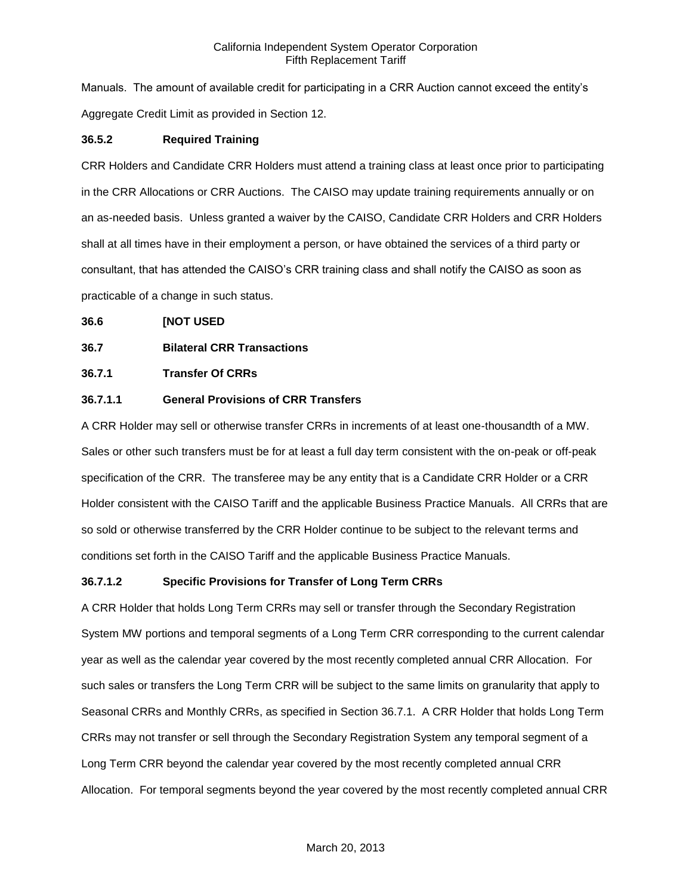Manuals. The amount of available credit for participating in a CRR Auction cannot exceed the entity's Aggregate Credit Limit as provided in Section 12.

**36.5.2 Required Training**

CRR Holders and Candidate CRR Holders must attend a training class at least once prior to participating in the CRR Allocations or CRR Auctions. The CAISO may update training requirements annually or on an as-needed basis. Unless granted a waiver by the CAISO, Candidate CRR Holders and CRR Holders shall at all times have in their employment a person, or have obtained the services of a third party or consultant, that has attended the CAISO's CRR training class and shall notify the CAISO as soon as practicable of a change in such status.

**36.6 [NOT USED**

**36.7 Bilateral CRR Transactions**

**36.7.1 Transfer Of CRRs**

**36.7.1.1 General Provisions of CRR Transfers**

A CRR Holder may sell or otherwise transfer CRRs in increments of at least one-thousandth of a MW. Sales or other such transfers must be for at least a full day term consistent with the on-peak or off-peak specification of the CRR. The transferee may be any entity that is a Candidate CRR Holder or a CRR Holder consistent with the CAISO Tariff and the applicable Business Practice Manuals. All CRRs that are so sold or otherwise transferred by the CRR Holder continue to be subject to the relevant terms and conditions set forth in the CAISO Tariff and the applicable Business Practice Manuals.

**36.7.1.2 Specific Provisions for Transfer of Long Term CRRs**

A CRR Holder that holds Long Term CRRs may sell or transfer through the Secondary Registration System MW portions and temporal segments of a Long Term CRR corresponding to the current calendar year as well as the calendar year covered by the most recently completed annual CRR Allocation. For such sales or transfers the Long Term CRR will be subject to the same limits on granularity that apply to Seasonal CRRs and Monthly CRRs, as specified in Section 36.7.1. A CRR Holder that holds Long Term CRRs may not transfer or sell through the Secondary Registration System any temporal segment of a Long Term CRR beyond the calendar year covered by the most recently completed annual CRR Allocation. For temporal segments beyond the year covered by the most recently completed annual CRR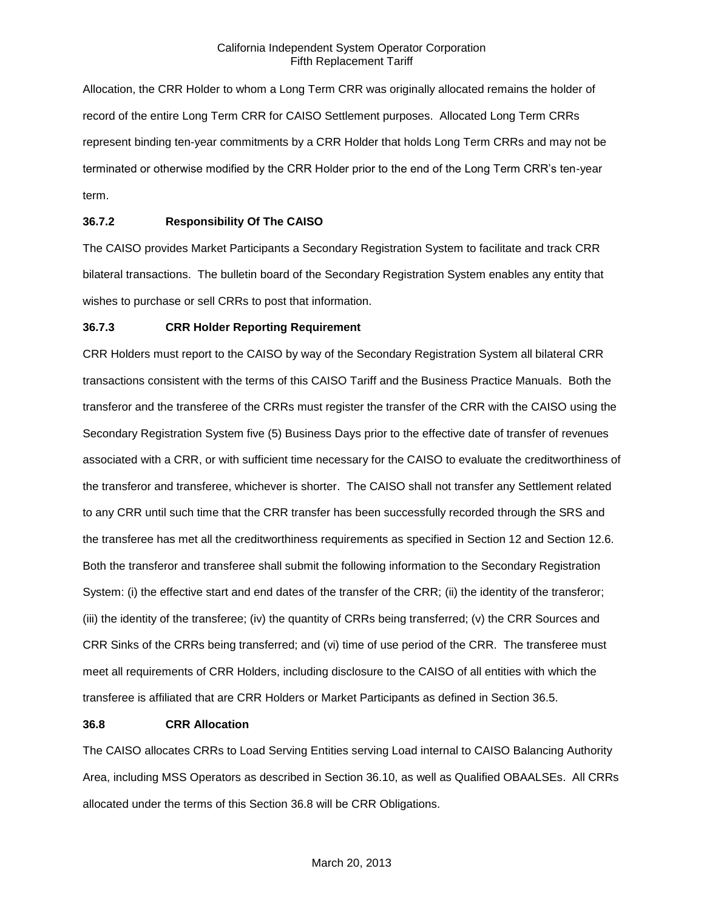Allocation, the CRR Holder to whom a Long Term CRR was originally allocated remains the holder of record of the entire Long Term CRR for CAISO Settlement purposes. Allocated Long Term CRRs represent binding ten-year commitments by a CRR Holder that holds Long Term CRRs and may not be terminated or otherwise modified by the CRR Holder prior to the end of the Long Term CRR's ten-year term.

### 36.7.2 Responsibility Of The CAISO

The CAISO provides Market Participants a Secondary Registration System to facilitate and track CRR bilateral transactions. The bulletin board of the Secondary Registration System enables any entity that wishes to purchase or sell CRRs to post that information.

### 36.7.3 CRR Holder Reporting Requirement

CRR Holders must report to the CAISO by way of the Secondary Registration System all bilateral CRR transactions consistent with the terms of this CAISO Tariff and the Business Practice Manuals. Both the transferor and the transferee of the CRRs must register the transfer of the CRR with the CAISO using the Secondary Registration System five (5) Business Days prior to the effective date of transfer of revenues associated with a CRR, or with sufficient time necessary for the CAISO to evaluate the creditworthiness of the transferor and transferee, whichever is shorter. The CAISO shall not transfer any Settlement related to any CRR until such time that the CRR transfer has been successfully recorded through the SRS and the transferee has met all the creditworthiness requirements as specified in Section 12 and Section 12.6. Both the transferor and transferee shall submit the following information to the Secondary Registration System: (i) the effective start and end dates of the transfer of the CRR; (ii) the identity of the transferor; (iii) the identity of the transferee; (iv) the quantity of CRRs being transferred; (v) the CRR Sources and CRR Sinks of the CRRs being transferred; and (vi) time of use period of the CRR. The transferee must meet all requirements of CRR Holders, including disclosure to the CAISO of all entities with which the transferee is affiliated that are CRR Holders or Market Participants as defined in Section 36.5.

## 36.8 CRR Allocation

The CAISO allocates CRRs to Load Serving Entities serving Load internal to CAISO Balancing Authority Area, including MSS Operators as described in Section 36.10, as well as Qualified OBAALSEs. All CRRs allocated under the terms of this Section 36.8 will be CRR Obligations.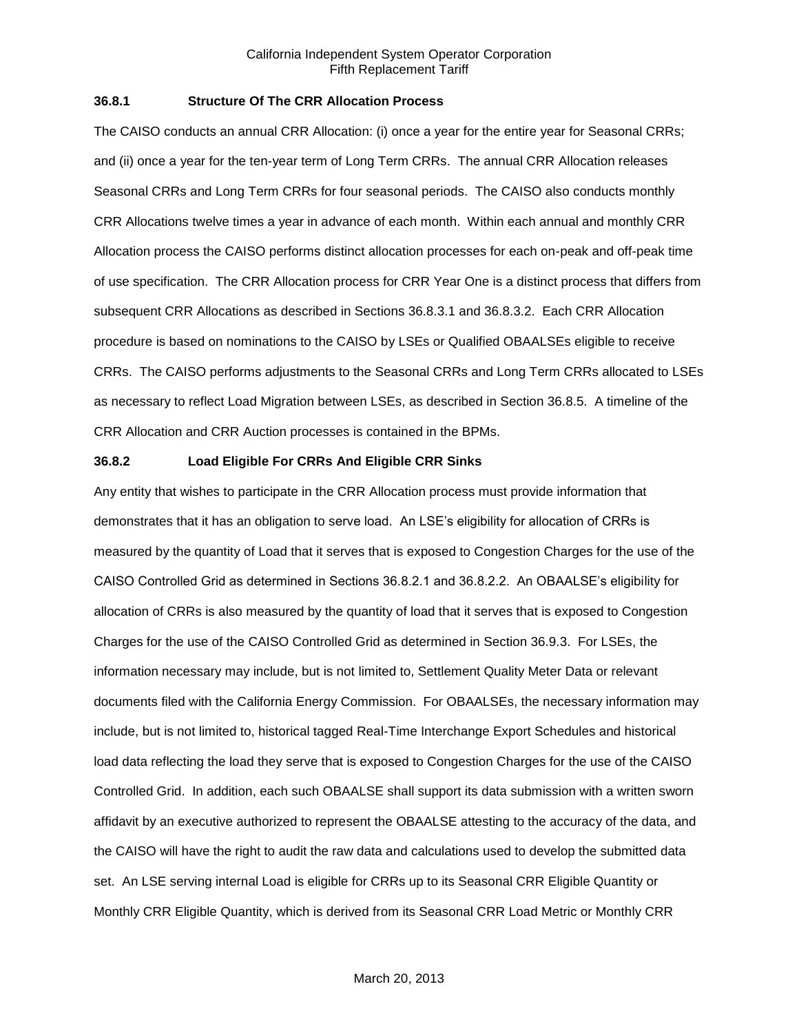### 36.8.1 Structure Of The CRR Allocation Process

The CAISO conducts an annual CRR Allocation: (i) once a year for the entire year for Seasonal CRRs; and (ii) once a year for the ten-year term of Long Term CRRs. The annual CRR Allocation releases Seasonal CRRs and Long Term CRRs for four seasonal periods. The CAISO also conducts monthly CRR Allocations twelve times a year in advance of each month. Within each annual and monthly CRR Allocation process the CAISO performs distinct allocation processes for each on-peak and off-peak time of use specification. The CRR Allocation process for CRR Year One is a distinct process that differs from subsequent CRR Allocations as described in Sections 36.8.3.1 and 36.8.3.2. Each CRR Allocation procedure is based on nominations to the CAISO by LSEs or Qualified OBAALSEs eligible to receive CRRs. The CAISO performs adjustments to the Seasonal CRRs and Long Term CRRs allocated to LSEs as necessary to reflect Load Migration between LSEs, as described in Section 36.8.5. A timeline of the CRR Allocation and CRR Auction processes is contained in the BPMs.

### 36.8.2 Load Eligible For CRRs And Eligible CRR Sinks

Any entity that wishes to participate in the CRR Allocation process must provide information that demonstrates that it has an obligation to serve load. An LSE's eligibility for allocation of CRRs is measured by the quantity of Load that it serves that is exposed to Congestion Charges for the use of the CAISO Controlled Grid as determined in Sections 36.8.2.1 and 36.8.2.2. An OBAALSE's eligibility for allocation of CRRs is also measured by the quantity of load that it serves that is exposed to Congestion Charges for the use of the CAISO Controlled Grid as determined in Section 36.9.3. For LSEs, the information necessary may include, but is not limited to, Settlement Quality Meter Data or relevant documents filed with the California Energy Commission. For OBAALSEs, the necessary information may include, but is not limited to, historical tagged Real-Time Interchange Export Schedules and historical load data reflecting the load they serve that is exposed to Congestion Charges for the use of the CAISO Controlled Grid. In addition, each such OBAALSE shall support its data submission with a written sworn affidavit by an executive authorized to represent the OBAALSE attesting to the accuracy of the data, and the CAISO will have the right to audit the raw data and calculations used to develop the submitted data set. An LSE serving internal Load is eligible for CRRs up to its Seasonal CRR Eligible Quantity or Monthly CRR Eligible Quantity, which is derived from its Seasonal CRR Load Metric or Monthly CRR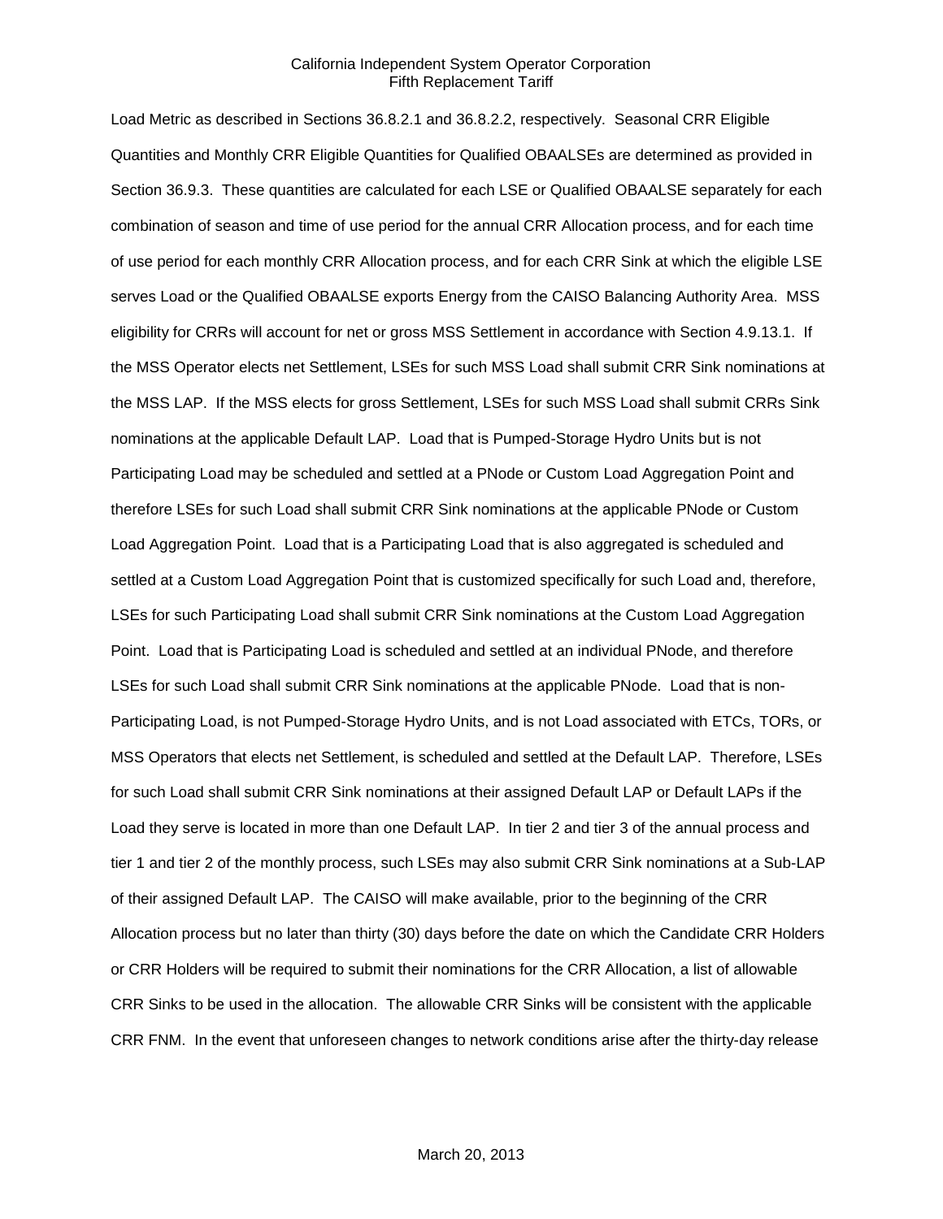Load Metric as described in Sections 36.8.2.1 and 36.8.2.2, respectively. Seasonal CRR Eligible Quantities and Monthly CRR Eligible Quantities for Qualified OBAALSEs are determined as provided in Section 36.9.3. These quantities are calculated for each LSE or Qualified OBAALSE separately for each combination of season and time of use period for the annual CRR Allocation process, and for each time of use period for each monthly CRR Allocation process, and for each CRR Sink at which the eligible LSE serves Load or the Qualified OBAALSE exports Energy from the CAISO Balancing Authority Area. MSS eligibility for CRRs will account for net or gross MSS Settlement in accordance with Section 4.9.13.1. If the MSS Operator elects net Settlement, LSEs for such MSS Load shall submit CRR Sink nominations at the MSS LAP. If the MSS elects for gross Settlement, LSEs for such MSS Load shall submit CRRs Sink nominations at the applicable Default LAP. Load that is Pumped-Storage Hydro Units but is not Participating Load may be scheduled and settled at a PNode or Custom Load Aggregation Point and therefore LSEs for such Load shall submit CRR Sink nominations at the applicable PNode or Custom Load Aggregation Point. Load that is a Participating Load that is also aggregated is scheduled and settled at a Custom Load Aggregation Point that is customized specifically for such Load and, therefore, LSEs for such Participating Load shall submit CRR Sink nominations at the Custom Load Aggregation Point. Load that is Participating Load is scheduled and settled at an individual PNode, and therefore LSEs for such Load shall submit CRR Sink nominations at the applicable PNode. Load that is non-Participating Load, is not Pumped-Storage Hydro Units, and is not Load associated with ETCs, TORs, or MSS Operators that elects net Settlement, is scheduled and settled at the Default LAP. Therefore, LSEs for such Load shall submit CRR Sink nominations at their assigned Default LAP or Default LAPs if the Load they serve is located in more than one Default LAP. In tier 2 and tier 3 of the annual process and tier 1 and tier 2 of the monthly process, such LSEs may also submit CRR Sink nominations at a Sub-LAP of their assigned Default LAP. The CAISO will make available, prior to the beginning of the CRR Allocation process but no later than thirty (30) days before the date on which the Candidate CRR Holders or CRR Holders will be required to submit their nominations for the CRR Allocation, a list of allowable CRR Sinks to be used in the allocation. The allowable CRR Sinks will be consistent with the applicable CRR FNM. In the event that unforeseen changes to network conditions arise after the thirty-day release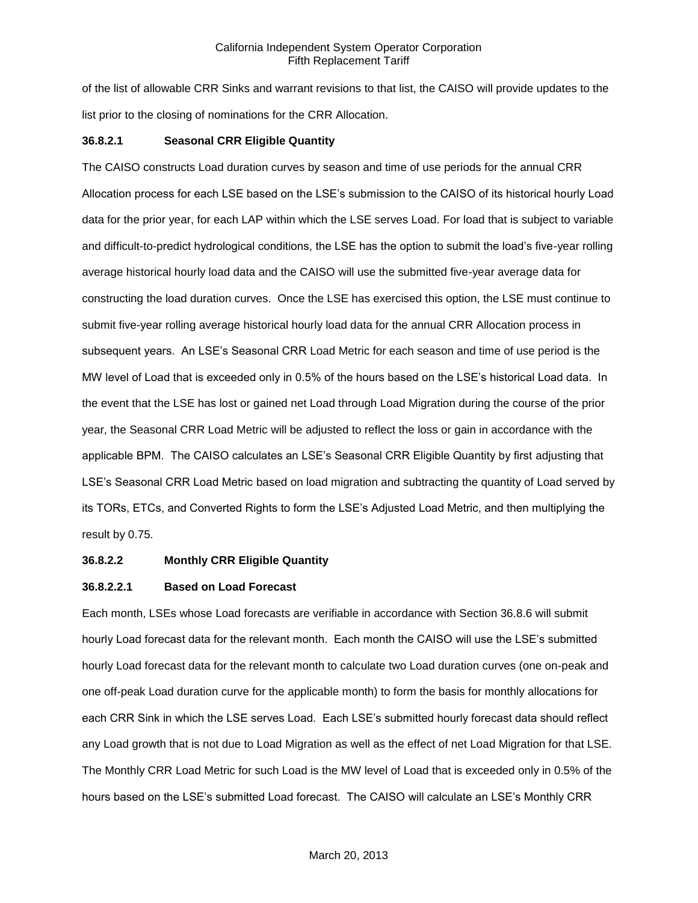of the list of allowable CRR Sinks and warrant revisions to that list, the CAISO will provide updates to the list prior to the closing of nominations for the CRR Allocation.

**36.8.2.1 Seasonal CRR Eligible Quantity**

The CAISO constructs Load duration curves by season and time of use periods for the annual CRR Allocation process for each LSE based on the LSE's submission to the CAISO of its historical hourly Load data for the prior year, for each LAP within which the LSE serves Load. For load that is subject to variable and difficult-to-predict hydrological conditions, the LSE has the option to submit the load's five-year rolling average historical hourly load data and the CAISO will use the submitted five-year average data for constructing the load duration curves. Once the LSE has exercised this option, the LSE must continue to submit five-year rolling average historical hourly load data for the annual CRR Allocation process in subsequent years. An LSE's Seasonal CRR Load Metric for each season and time of use period is the MW level of Load that is exceeded only in 0.5% of the hours based on the LSE's historical Load data. In the event that the LSE has lost or gained net Load through Load Migration during the course of the prior year, the Seasonal CRR Load Metric will be adjusted to reflect the loss or gain in accordance with the applicable BPM. The CAISO calculates an LSE's Seasonal CRR Eligible Quantity by first adjusting that LSE's Seasonal CRR Load Metric based on load migration and subtracting the quantity of Load served by its TORs, ETCs, and Converted Rights to form the LSE's Adjusted Load Metric, and then multiplying the result by 0.75.

**36.8.2.2 Monthly CRR Eligible Quantity**

**36.8.2.2.1 Based on Load Forecast**

Each month, LSEs whose Load forecasts are verifiable in accordance with Section 36.8.6 will submit hourly Load forecast data for the relevant month. Each month the CAISO will use the LSE's submitted hourly Load forecast data for the relevant month to calculate two Load duration curves (one on-peak and one off-peak Load duration curve for the applicable month) to form the basis for monthly allocations for each CRR Sink in which the LSE serves Load. Each LSE's submitted hourly forecast data should reflect any Load growth that is not due to Load Migration as well as the effect of net Load Migration for that LSE. The Monthly CRR Load Metric for such Load is the MW level of Load that is exceeded only in 0.5% of the hours based on the LSE's submitted Load forecast. The CAISO will calculate an LSE's Monthly CRR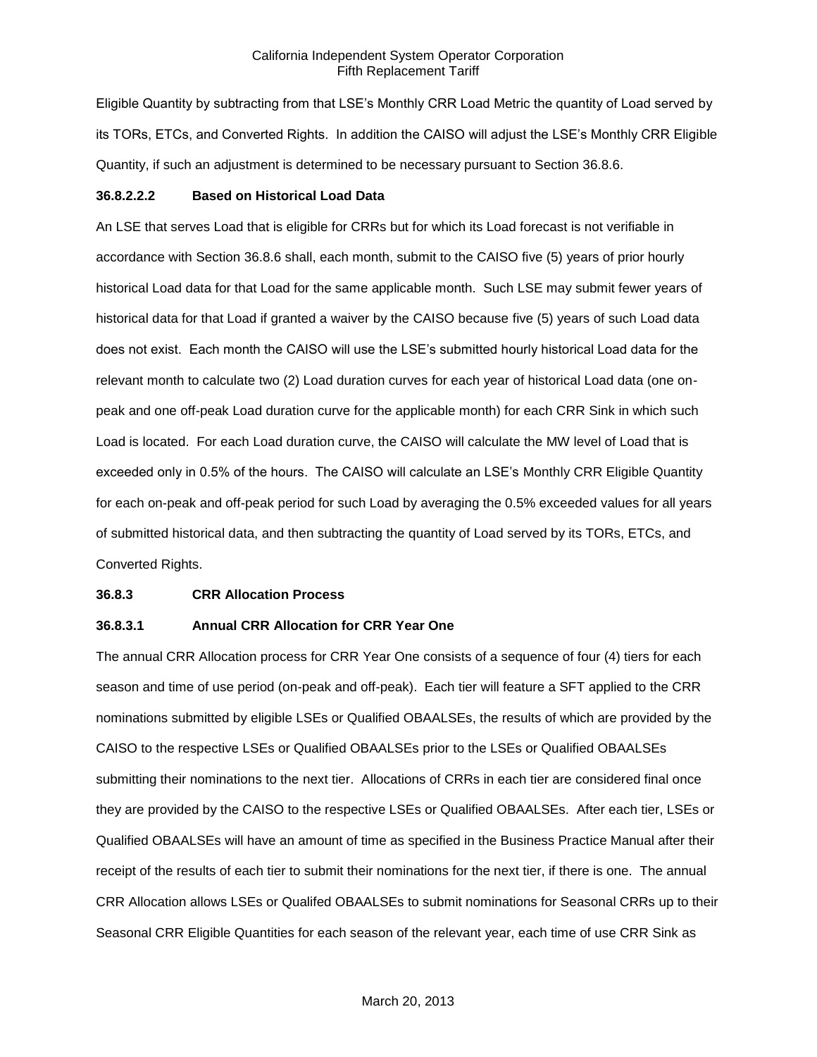Eligible Quantity by subtracting from that LSE's Monthly CRR Load Metric the quantity of Load served by its TORs, ETCs, and Converted Rights. In addition the CAISO will adjust the LSE's Monthly CRR Eligible Quantity, if such an adjustment is determined to be necessary pursuant to Section 36.8.6.

**36.8.2.2.2 Based on Historical Load Data**

An LSE that serves Load that is eligible for CRRs but for which its Load forecast is not verifiable in accordance with Section 36.8.6 shall, each month, submit to the CAISO five (5) years of prior hourly historical Load data for that Load for the same applicable month. Such LSE may submit fewer years of historical data for that Load if granted a waiver by the CAISO because five (5) years of such Load data does not exist. Each month the CAISO will use the LSE's submitted hourly historical Load data for the relevant month to calculate two (2) Load duration curves for each year of historical Load data (one on-peak and one off-peak Load duration curve for the applicable month) for each CRR Sink in which such Load is located. For each Load duration curve, the CAISO will calculate the MW level of Load that is exceeded only in 0.5% of the hours. The CAISO will calculate an LSE's Monthly CRR Eligible Quantity for each on-peak and off-peak period for such Load by averaging the 0.5% exceeded values for all years of submitted historical data, and then subtracting the quantity of Load served by its TORs, ETCs, and Converted Rights.

**36.8.3 CRR Allocation Process**

**36.8.3.1 Annual CRR Allocation for CRR Year One**

The annual CRR Allocation process for CRR Year One consists of a sequence of four (4) tiers for each season and time of use period (on-peak and off-peak). Each tier will feature a SFT applied to the CRR nominations submitted by eligible LSEs or Qualified OBAALSEs, the results of which are provided by the CAISO to the respective LSEs or Qualified OBAALSEs prior to the LSEs or Qualified OBAALSEs submitting their nominations to the next tier. Allocations of CRRs in each tier are considered final once they are provided by the CAISO to the respective LSEs or Qualified OBAALSEs. After each tier, LSEs or Qualified OBAALSEs will have an amount of time as specified in the Business Practice Manual after their receipt of the results of each tier to submit their nominations for the next tier, if there is one. The annual CRR Allocation allows LSEs or Qualifed OBAALSEs to submit nominations for Seasonal CRRs up to their Seasonal CRR Eligible Quantities for each season of the relevant year, each time of use CRR Sink as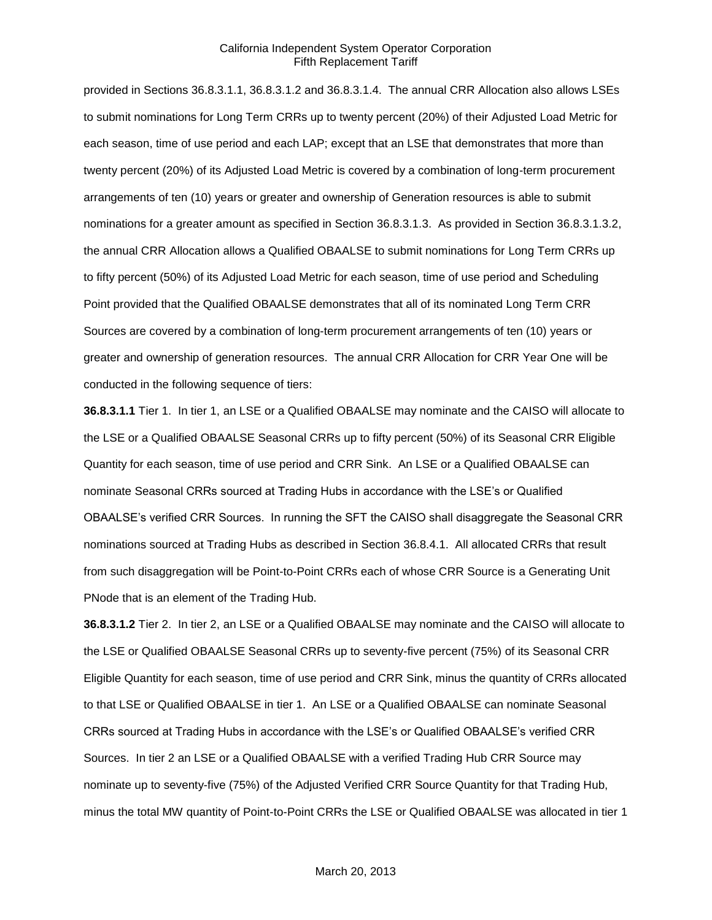provided in Sections 36.8.3.1.1, 36.8.3.1.2 and 36.8.3.1.4. The annual CRR Allocation also allows LSEs to submit nominations for Long Term CRRs up to twenty percent (20%) of their Adjusted Load Metric for each season, time of use period and each LAP; except that an LSE that demonstrates that more than twenty percent (20%) of its Adjusted Load Metric is covered by a combination of long-term procurement arrangements of ten (10) years or greater and ownership of Generation resources is able to submit nominations for a greater amount as specified in Section 36.8.3.1.3. As provided in Section 36.8.3.1.3.2, the annual CRR Allocation allows a Qualified OBAALSE to submit nominations for Long Term CRRs up to fifty percent (50%) of its Adjusted Load Metric for each season, time of use period and Scheduling Point provided that the Qualified OBAALSE demonstrates that all of its nominated Long Term CRR Sources are covered by a combination of long-term procurement arrangements of ten (10) years or greater and ownership of generation resources. The annual CRR Allocation for CRR Year One will be conducted in the following sequence of tiers:

**36.8.3.1.1** Tier 1. In tier 1, an LSE or a Qualified OBAALSE may nominate and the CAISO will allocate to the LSE or a Qualified OBAALSE Seasonal CRRs up to fifty percent (50%) of its Seasonal CRR Eligible Quantity for each season, time of use period and CRR Sink. An LSE or a Qualified OBAALSE can nominate Seasonal CRRs sourced at Trading Hubs in accordance with the LSE's or Qualified OBAALSE's verified CRR Sources. In running the SFT the CAISO shall disaggregate the Seasonal CRR nominations sourced at Trading Hubs as described in Section 36.8.4.1. All allocated CRRs that result from such disaggregation will be Point-to-Point CRRs each of whose CRR Source is a Generating Unit PNode that is an element of the Trading Hub.

**36.8.3.1.2** Tier 2. In tier 2, an LSE or a Qualified OBAALSE may nominate and the CAISO will allocate to the LSE or Qualified OBAALSE Seasonal CRRs up to seventy-five percent (75%) of its Seasonal CRR Eligible Quantity for each season, time of use period and CRR Sink, minus the quantity of CRRs allocated to that LSE or Qualified OBAALSE in tier 1. An LSE or a Qualified OBAALSE can nominate Seasonal CRRs sourced at Trading Hubs in accordance with the LSE's or Qualified OBAALSE's verified CRR Sources. In tier 2 an LSE or a Qualified OBAALSE with a verified Trading Hub CRR Source may nominate up to seventy-five (75%) of the Adjusted Verified CRR Source Quantity for that Trading Hub, minus the total MW quantity of Point-to-Point CRRs the LSE or Qualified OBAALSE was allocated in tier 1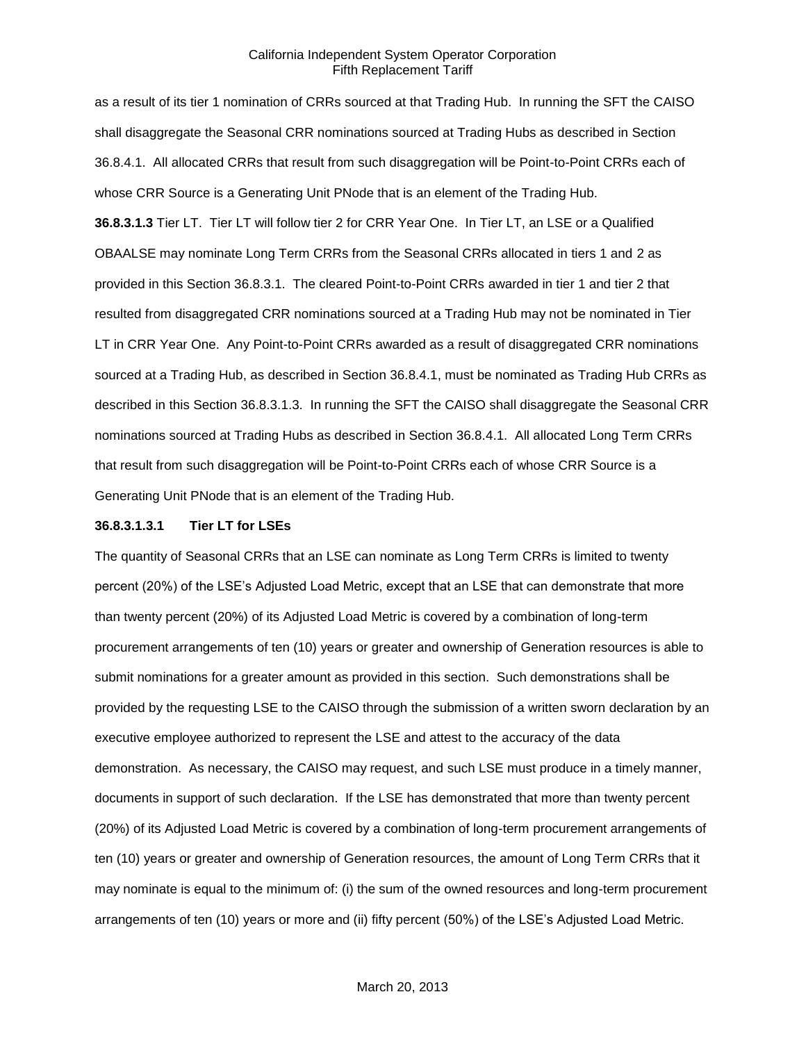as a result of its tier 1 nomination of CRRs sourced at that Trading Hub. In running the SFT the CAISO shall disaggregate the Seasonal CRR nominations sourced at Trading Hubs as described in Section 36.8.4.1. All allocated CRRs that result from such disaggregation will be Point-to-Point CRRs each of whose CRR Source is a Generating Unit PNode that is an element of the Trading Hub.

**36.8.3.1.3** Tier LT. Tier LT will follow tier 2 for CRR Year One. In Tier LT, an LSE or a Qualified OBAALSE may nominate Long Term CRRs from the Seasonal CRRs allocated in tiers 1 and 2 as provided in this Section 36.8.3.1. The cleared Point-to-Point CRRs awarded in tier 1 and tier 2 that resulted from disaggregated CRR nominations sourced at a Trading Hub may not be nominated in Tier LT in CRR Year One. Any Point-to-Point CRRs awarded as a result of disaggregated CRR nominations sourced at a Trading Hub, as described in Section 36.8.4.1, must be nominated as Trading Hub CRRs as described in this Section 36.8.3.1.3. In running the SFT the CAISO shall disaggregate the Seasonal CRR nominations sourced at Trading Hubs as described in Section 36.8.4.1. All allocated Long Term CRRs that result from such disaggregation will be Point-to-Point CRRs each of whose CRR Source is a Generating Unit PNode that is an element of the Trading Hub.

**36.8.3.1.3.1 Tier LT for LSEs**

The quantity of Seasonal CRRs that an LSE can nominate as Long Term CRRs is limited to twenty percent (20%) of the LSE's Adjusted Load Metric, except that an LSE that can demonstrate that more than twenty percent (20%) of its Adjusted Load Metric is covered by a combination of long-term procurement arrangements of ten (10) years or greater and ownership of Generation resources is able to submit nominations for a greater amount as provided in this section. Such demonstrations shall be provided by the requesting LSE to the CAISO through the submission of a written sworn declaration by an executive employee authorized to represent the LSE and attest to the accuracy of the data demonstration. As necessary, the CAISO may request, and such LSE must produce in a timely manner, documents in support of such declaration. If the LSE has demonstrated that more than twenty percent (20%) of its Adjusted Load Metric is covered by a combination of long-term procurement arrangements of ten (10) years or greater and ownership of Generation resources, the amount of Long Term CRRs that it may nominate is equal to the minimum of: (i) the sum of the owned resources and long-term procurement arrangements of ten (10) years or more and (ii) fifty percent (50%) of the LSE's Adjusted Load Metric.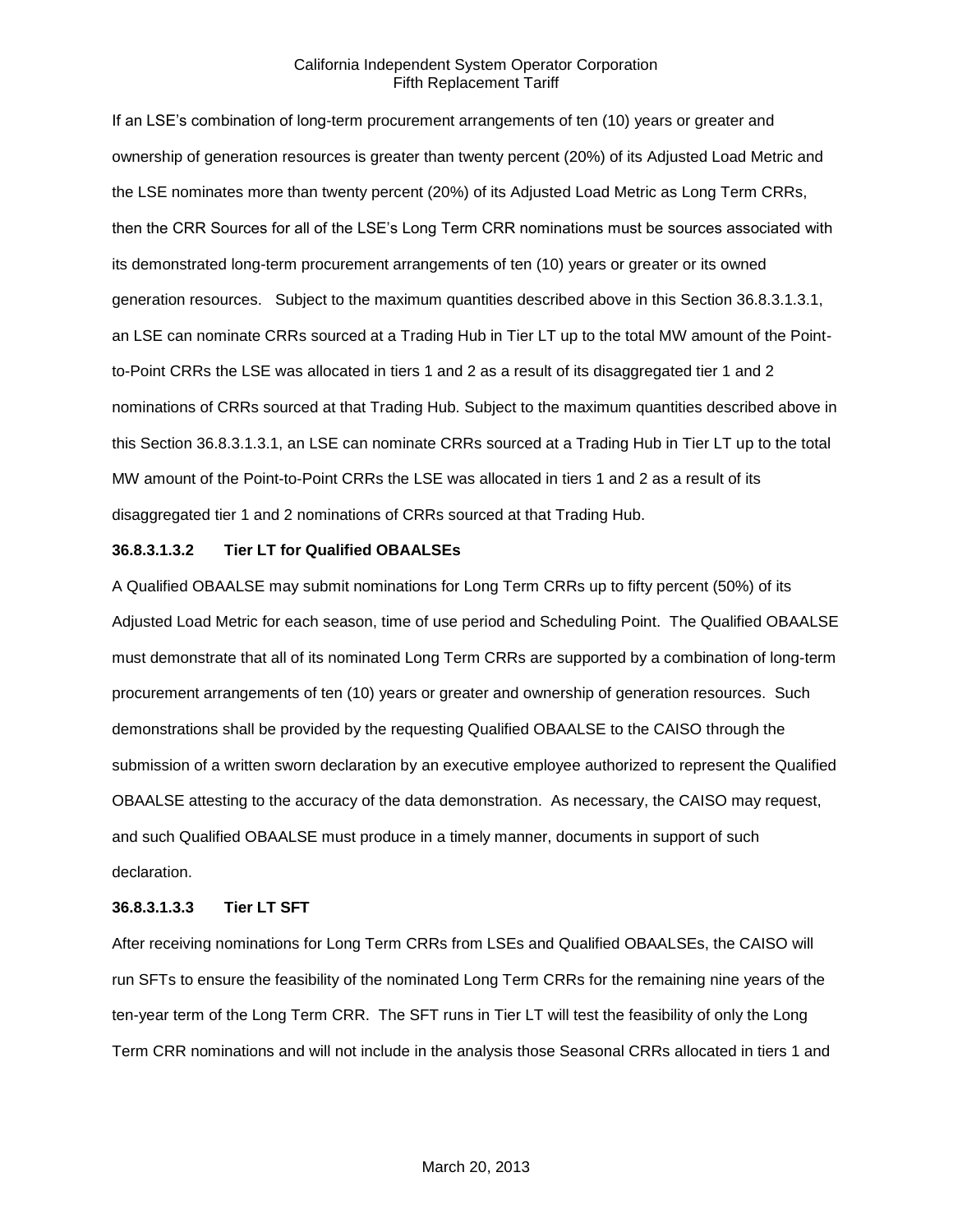If an LSE's combination of long-term procurement arrangements of ten (10) years or greater and ownership of generation resources is greater than twenty percent (20%) of its Adjusted Load Metric and the LSE nominates more than twenty percent (20%) of its Adjusted Load Metric as Long Term CRRs, then the CRR Sources for all of the LSE's Long Term CRR nominations must be sources associated with its demonstrated long-term procurement arrangements of ten (10) years or greater or its owned generation resources. Subject to the maximum quantities described above in this Section 36.8.3.1.3.1, an LSE can nominate CRRs sourced at a Trading Hub in Tier LT up to the total MW amount of the Point-to-Point CRRs the LSE was allocated in tiers 1 and 2 as a result of its disaggregated tier 1 and 2 nominations of CRRs sourced at that Trading Hub. Subject to the maximum quantities described above in this Section 36.8.3.1.3.1, an LSE can nominate CRRs sourced at a Trading Hub in Tier LT up to the total MW amount of the Point-to-Point CRRs the LSE was allocated in tiers 1 and 2 as a result of its disaggregated tier 1 and 2 nominations of CRRs sourced at that Trading Hub.

**36.8.3.1.3.2 Tier LT for Qualified OBAALSEs**

A Qualified OBAALSE may submit nominations for Long Term CRRs up to fifty percent (50%) of its Adjusted Load Metric for each season, time of use period and Scheduling Point. The Qualified OBAALSE must demonstrate that all of its nominated Long Term CRRs are supported by a combination of long-term procurement arrangements of ten (10) years or greater and ownership of generation resources. Such demonstrations shall be provided by the requesting Qualified OBAALSE to the CAISO through the submission of a written sworn declaration by an executive employee authorized to represent the Qualified OBAALSE attesting to the accuracy of the data demonstration. As necessary, the CAISO may request, and such Qualified OBAALSE must produce in a timely manner, documents in support of such declaration.

**36.8.3.1.3.3 Tier LT SFT**

After receiving nominations for Long Term CRRs from LSEs and Qualified OBAALSEs, the CAISO will run SFTs to ensure the feasibility of the nominated Long Term CRRs for the remaining nine years of the ten-year term of the Long Term CRR. The SFT runs in Tier LT will test the feasibility of only the Long Term CRR nominations and will not include in the analysis those Seasonal CRRs allocated in tiers 1 and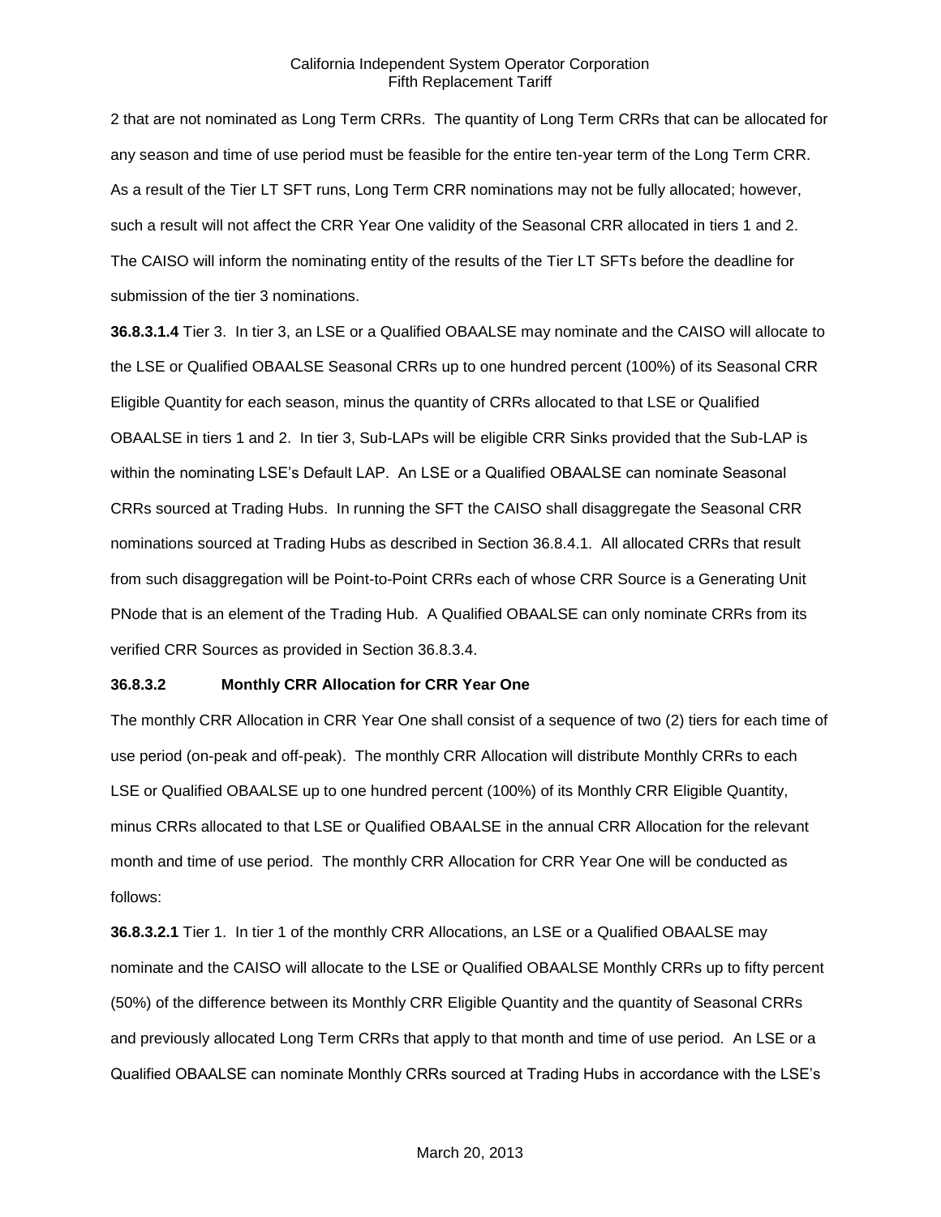2 that are not nominated as Long Term CRRs. The quantity of Long Term CRRs that can be allocated for any season and time of use period must be feasible for the entire ten-year term of the Long Term CRR. As a result of the Tier LT SFT runs, Long Term CRR nominations may not be fully allocated; however, such a result will not affect the CRR Year One validity of the Seasonal CRR allocated in tiers 1 and 2. The CAISO will inform the nominating entity of the results of the Tier LT SFTs before the deadline for submission of the tier 3 nominations.

**36.8.3.1.4** Tier 3. In tier 3, an LSE or a Qualified OBAALSE may nominate and the CAISO will allocate to the LSE or Qualified OBAALSE Seasonal CRRs up to one hundred percent (100%) of its Seasonal CRR Eligible Quantity for each season, minus the quantity of CRRs allocated to that LSE or Qualified OBAALSE in tiers 1 and 2. In tier 3, Sub-LAPs will be eligible CRR Sinks provided that the Sub-LAP is within the nominating LSE's Default LAP. An LSE or a Qualified OBAALSE can nominate Seasonal CRRs sourced at Trading Hubs. In running the SFT the CAISO shall disaggregate the Seasonal CRR nominations sourced at Trading Hubs as described in Section 36.8.4.1. All allocated CRRs that result from such disaggregation will be Point-to-Point CRRs each of whose CRR Source is a Generating Unit PNode that is an element of the Trading Hub. A Qualified OBAALSE can only nominate CRRs from its verified CRR Sources as provided in Section 36.8.3.4.

**36.8.3.2 Monthly CRR Allocation for CRR Year One**

The monthly CRR Allocation in CRR Year One shall consist of a sequence of two (2) tiers for each time of use period (on-peak and off-peak). The monthly CRR Allocation will distribute Monthly CRRs to each LSE or Qualified OBAALSE up to one hundred percent (100%) of its Monthly CRR Eligible Quantity, minus CRRs allocated to that LSE or Qualified OBAALSE in the annual CRR Allocation for the relevant month and time of use period. The monthly CRR Allocation for CRR Year One will be conducted as follows:

**36.8.3.2.1** Tier 1. In tier 1 of the monthly CRR Allocations, an LSE or a Qualified OBAALSE may nominate and the CAISO will allocate to the LSE or Qualified OBAALSE Monthly CRRs up to fifty percent (50%) of the difference between its Monthly CRR Eligible Quantity and the quantity of Seasonal CRRs and previously allocated Long Term CRRs that apply to that month and time of use period. An LSE or a Qualified OBAALSE can nominate Monthly CRRs sourced at Trading Hubs in accordance with the LSE's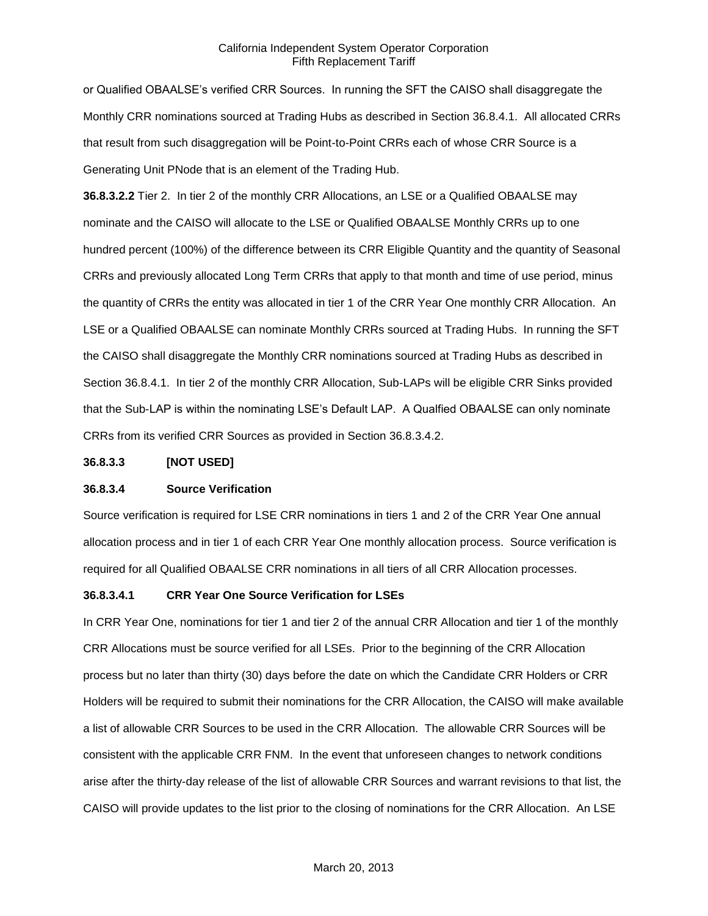or Qualified OBAALSE's verified CRR Sources. In running the SFT the CAISO shall disaggregate the Monthly CRR nominations sourced at Trading Hubs as described in Section 36.8.4.1. All allocated CRRs that result from such disaggregation will be Point-to-Point CRRs each of whose CRR Source is a Generating Unit PNode that is an element of the Trading Hub.

**36.8.3.2.2** Tier 2. In tier 2 of the monthly CRR Allocations, an LSE or a Qualified OBAALSE may nominate and the CAISO will allocate to the LSE or Qualified OBAALSE Monthly CRRs up to one hundred percent (100%) of the difference between its CRR Eligible Quantity and the quantity of Seasonal CRRs and previously allocated Long Term CRRs that apply to that month and time of use period, minus the quantity of CRRs the entity was allocated in tier 1 of the CRR Year One monthly CRR Allocation. An LSE or a Qualified OBAALSE can nominate Monthly CRRs sourced at Trading Hubs. In running the SFT the CAISO shall disaggregate the Monthly CRR nominations sourced at Trading Hubs as described in Section 36.8.4.1. In tier 2 of the monthly CRR Allocation, Sub-LAPs will be eligible CRR Sinks provided that the Sub-LAP is within the nominating LSE's Default LAP. A Qualfied OBAALSE can only nominate CRRs from its verified CRR Sources as provided in Section 36.8.3.4.2.

**36.8.3.3 [NOT USED]**

**36.8.3.4 Source Verification**

Source verification is required for LSE CRR nominations in tiers 1 and 2 of the CRR Year One annual allocation process and in tier 1 of each CRR Year One monthly allocation process. Source verification is required for all Qualified OBAALSE CRR nominations in all tiers of all CRR Allocation processes.

**36.8.3.4.1 CRR Year One Source Verification for LSEs**

In CRR Year One, nominations for tier 1 and tier 2 of the annual CRR Allocation and tier 1 of the monthly CRR Allocations must be source verified for all LSEs. Prior to the beginning of the CRR Allocation process but no later than thirty (30) days before the date on which the Candidate CRR Holders or CRR Holders will be required to submit their nominations for the CRR Allocation, the CAISO will make available a list of allowable CRR Sources to be used in the CRR Allocation. The allowable CRR Sources will be consistent with the applicable CRR FNM. In the event that unforeseen changes to network conditions arise after the thirty-day release of the list of allowable CRR Sources and warrant revisions to that list, the CAISO will provide updates to the list prior to the closing of nominations for the CRR Allocation. An LSE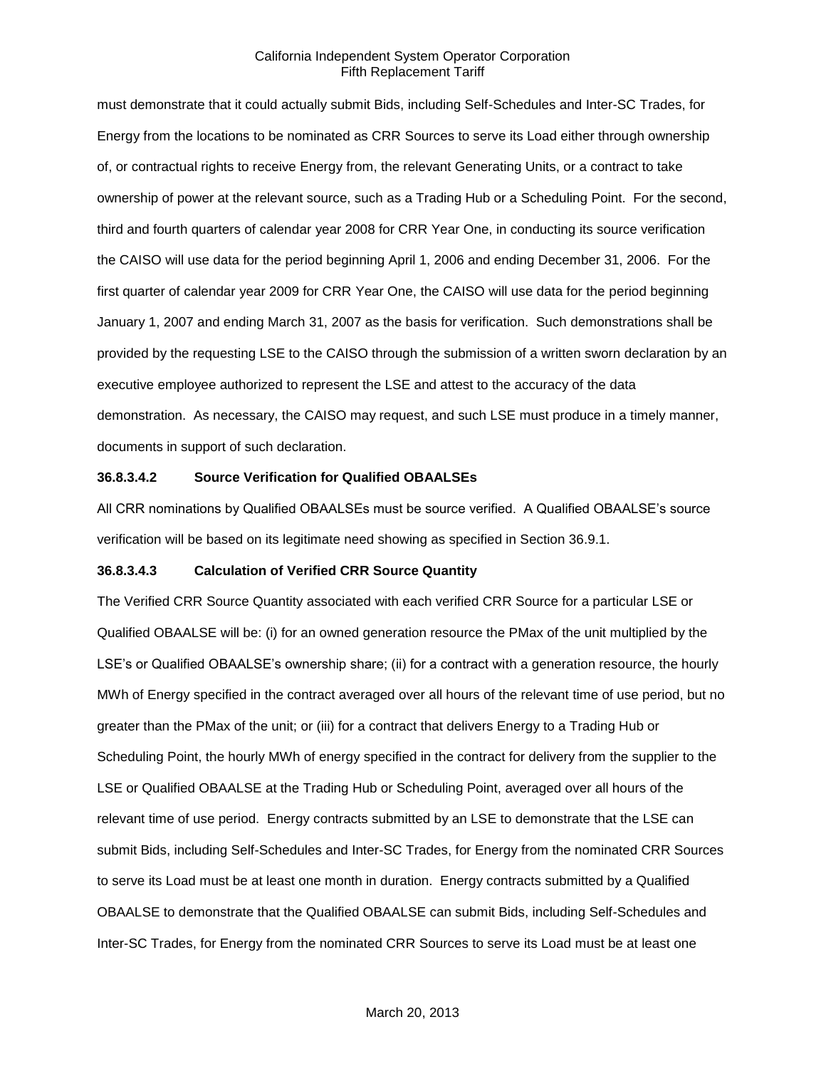must demonstrate that it could actually submit Bids, including Self-Schedules and Inter-SC Trades, for Energy from the locations to be nominated as CRR Sources to serve its Load either through ownership of, or contractual rights to receive Energy from, the relevant Generating Units, or a contract to take ownership of power at the relevant source, such as a Trading Hub or a Scheduling Point. For the second, third and fourth quarters of calendar year 2008 for CRR Year One, in conducting its source verification the CAISO will use data for the period beginning April 1, 2006 and ending December 31, 2006. For the first quarter of calendar year 2009 for CRR Year One, the CAISO will use data for the period beginning January 1, 2007 and ending March 31, 2007 as the basis for verification. Such demonstrations shall be provided by the requesting LSE to the CAISO through the submission of a written sworn declaration by an executive employee authorized to represent the LSE and attest to the accuracy of the data demonstration. As necessary, the CAISO may request, and such LSE must produce in a timely manner, documents in support of such declaration.

**36.8.3.4.2 Source Verification for Qualified OBAALSEs**

All CRR nominations by Qualified OBAALSEs must be source verified. A Qualified OBAALSE's source verification will be based on its legitimate need showing as specified in Section 36.9.1.

**36.8.3.4.3 Calculation of Verified CRR Source Quantity**

The Verified CRR Source Quantity associated with each verified CRR Source for a particular LSE or Qualified OBAALSE will be: (i) for an owned generation resource the PMax of the unit multiplied by the LSE's or Qualified OBAALSE's ownership share; (ii) for a contract with a generation resource, the hourly MWh of Energy specified in the contract averaged over all hours of the relevant time of use period, but no greater than the PMax of the unit; or (iii) for a contract that delivers Energy to a Trading Hub or Scheduling Point, the hourly MWh of energy specified in the contract for delivery from the supplier to the LSE or Qualified OBAALSE at the Trading Hub or Scheduling Point, averaged over all hours of the relevant time of use period. Energy contracts submitted by an LSE to demonstrate that the LSE can submit Bids, including Self-Schedules and Inter-SC Trades, for Energy from the nominated CRR Sources to serve its Load must be at least one month in duration. Energy contracts submitted by a Qualified OBAALSE to demonstrate that the Qualified OBAALSE can submit Bids, including Self-Schedules and Inter-SC Trades, for Energy from the nominated CRR Sources to serve its Load must be at least one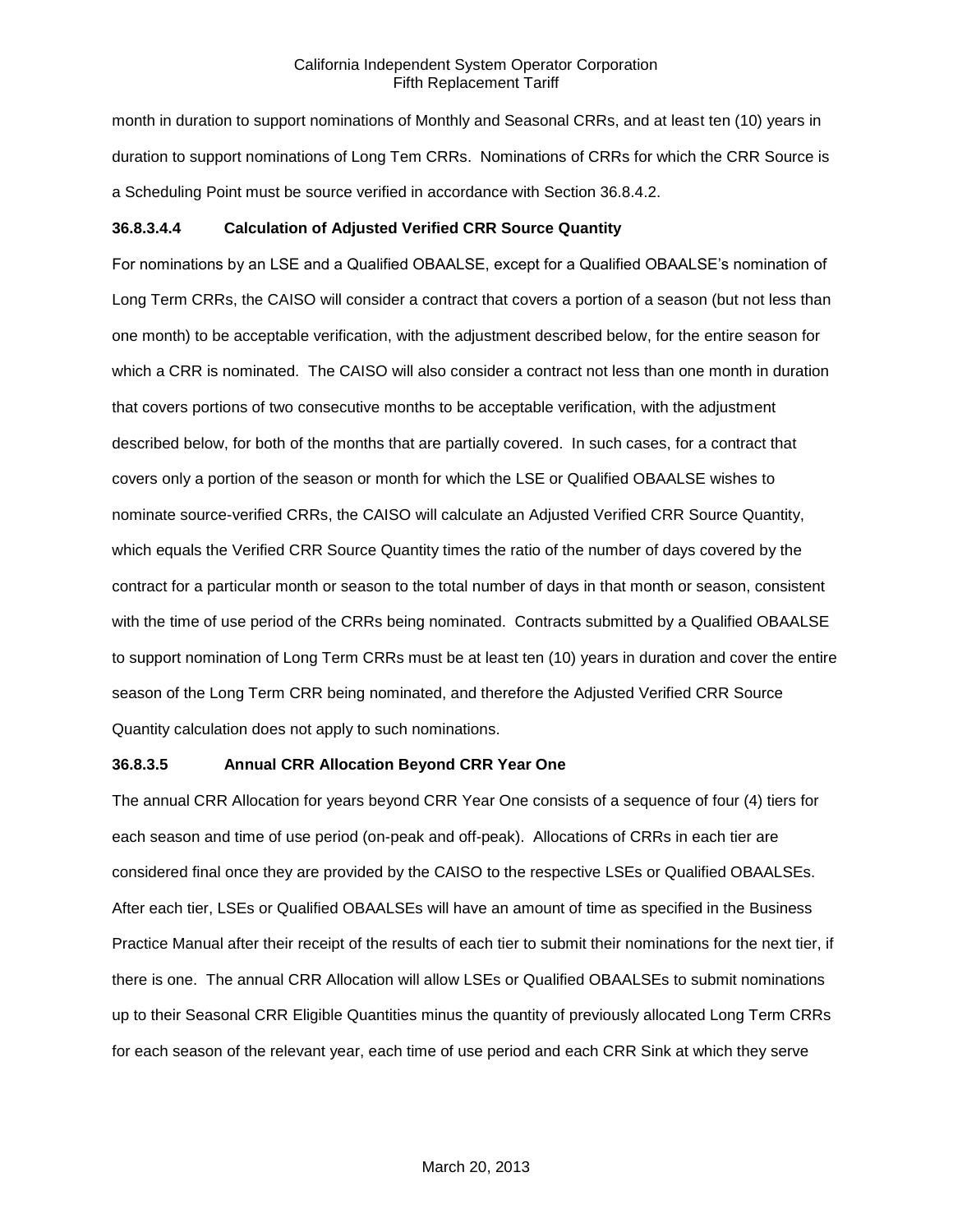month in duration to support nominations of Monthly and Seasonal CRRs, and at least ten (10) years in duration to support nominations of Long Tem CRRs. Nominations of CRRs for which the CRR Source is a Scheduling Point must be source verified in accordance with Section 36.8.4.2.

**36.8.3.4.4 Calculation of Adjusted Verified CRR Source Quantity**

For nominations by an LSE and a Qualified OBAALSE, except for a Qualified OBAALSE's nomination of Long Term CRRs, the CAISO will consider a contract that covers a portion of a season (but not less than one month) to be acceptable verification, with the adjustment described below, for the entire season for which a CRR is nominated. The CAISO will also consider a contract not less than one month in duration that covers portions of two consecutive months to be acceptable verification, with the adjustment described below, for both of the months that are partially covered. In such cases, for a contract that covers only a portion of the season or month for which the LSE or Qualified OBAALSE wishes to nominate source-verified CRRs, the CAISO will calculate an Adjusted Verified CRR Source Quantity, which equals the Verified CRR Source Quantity times the ratio of the number of days covered by the contract for a particular month or season to the total number of days in that month or season, consistent with the time of use period of the CRRs being nominated. Contracts submitted by a Qualified OBAALSE to support nomination of Long Term CRRs must be at least ten (10) years in duration and cover the entire season of the Long Term CRR being nominated, and therefore the Adjusted Verified CRR Source Quantity calculation does not apply to such nominations.

**36.8.3.5 Annual CRR Allocation Beyond CRR Year One**

The annual CRR Allocation for years beyond CRR Year One consists of a sequence of four (4) tiers for each season and time of use period (on-peak and off-peak). Allocations of CRRs in each tier are considered final once they are provided by the CAISO to the respective LSEs or Qualified OBAALSEs. After each tier, LSEs or Qualified OBAALSEs will have an amount of time as specified in the Business Practice Manual after their receipt of the results of each tier to submit their nominations for the next tier, if there is one. The annual CRR Allocation will allow LSEs or Qualified OBAALSEs to submit nominations up to their Seasonal CRR Eligible Quantities minus the quantity of previously allocated Long Term CRRs for each season of the relevant year, each time of use period and each CRR Sink at which they serve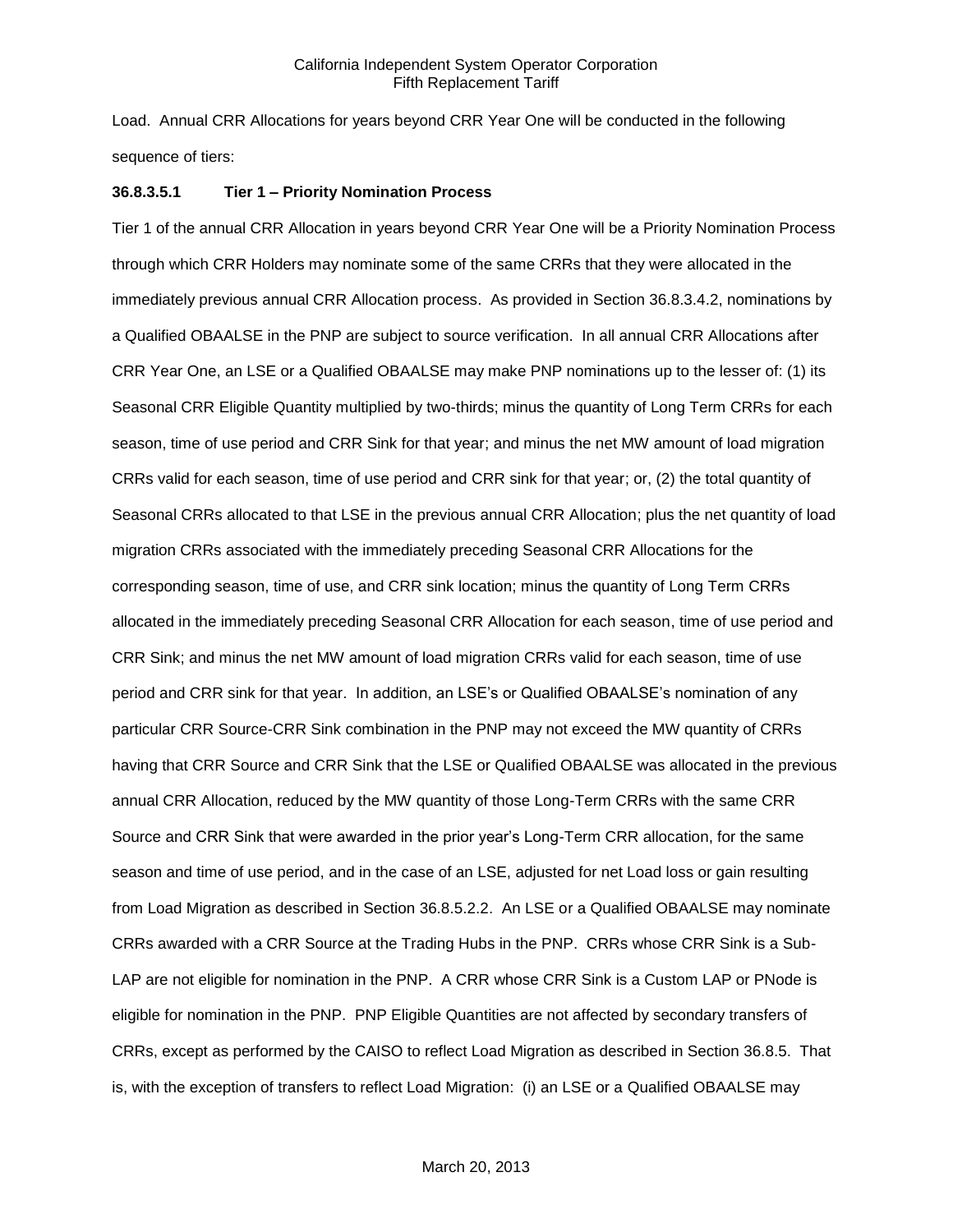Load. Annual CRR Allocations for years beyond CRR Year One will be conducted in the following sequence of tiers:

**36.8.3.5.1 Tier 1 – Priority Nomination Process**

Tier 1 of the annual CRR Allocation in years beyond CRR Year One will be a Priority Nomination Process through which CRR Holders may nominate some of the same CRRs that they were allocated in the immediately previous annual CRR Allocation process. As provided in Section 36.8.3.4.2, nominations by a Qualified OBAALSE in the PNP are subject to source verification. In all annual CRR Allocations after CRR Year One, an LSE or a Qualified OBAALSE may make PNP nominations up to the lesser of: (1) its Seasonal CRR Eligible Quantity multiplied by two-thirds; minus the quantity of Long Term CRRs for each season, time of use period and CRR Sink for that year; and minus the net MW amount of load migration CRRs valid for each season, time of use period and CRR sink for that year; or, (2) the total quantity of Seasonal CRRs allocated to that LSE in the previous annual CRR Allocation; plus the net quantity of load migration CRRs associated with the immediately preceding Seasonal CRR Allocations for the corresponding season, time of use, and CRR sink location; minus the quantity of Long Term CRRs allocated in the immediately preceding Seasonal CRR Allocation for each season, time of use period and CRR Sink; and minus the net MW amount of load migration CRRs valid for each season, time of use period and CRR sink for that year. In addition, an LSE's or Qualified OBAALSE's nomination of any particular CRR Source-CRR Sink combination in the PNP may not exceed the MW quantity of CRRs having that CRR Source and CRR Sink that the LSE or Qualified OBAALSE was allocated in the previous annual CRR Allocation, reduced by the MW quantity of those Long-Term CRRs with the same CRR Source and CRR Sink that were awarded in the prior year's Long-Term CRR allocation, for the same season and time of use period, and in the case of an LSE, adjusted for net Load loss or gain resulting from Load Migration as described in Section 36.8.5.2.2. An LSE or a Qualified OBAALSE may nominate CRRs awarded with a CRR Source at the Trading Hubs in the PNP. CRRs whose CRR Sink is a Sub-LAP are not eligible for nomination in the PNP. A CRR whose CRR Sink is a Custom LAP or PNode is eligible for nomination in the PNP. PNP Eligible Quantities are not affected by secondary transfers of CRRs, except as performed by the CAISO to reflect Load Migration as described in Section 36.8.5. That is, with the exception of transfers to reflect Load Migration: (i) an LSE or a Qualified OBAALSE may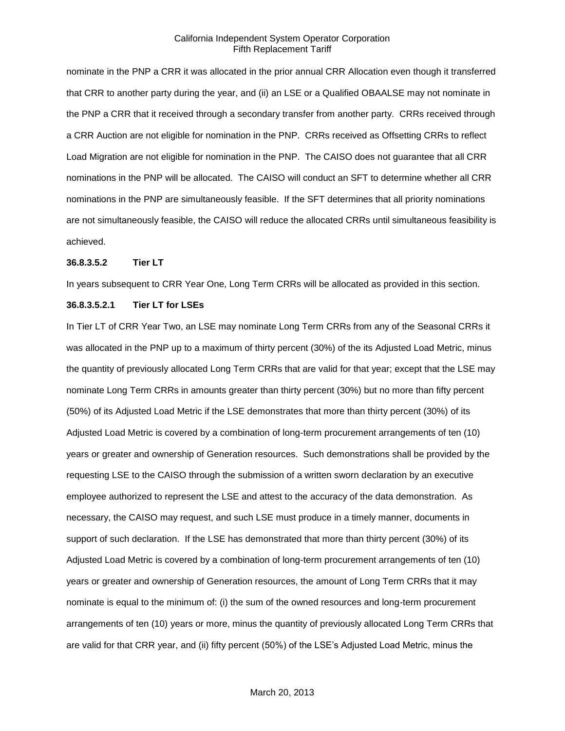nominate in the PNP a CRR it was allocated in the prior annual CRR Allocation even though it transferred that CRR to another party during the year, and (ii) an LSE or a Qualified OBAALSE may not nominate in the PNP a CRR that it received through a secondary transfer from another party. CRRs received through a CRR Auction are not eligible for nomination in the PNP. CRRs received as Offsetting CRRs to reflect Load Migration are not eligible for nomination in the PNP. The CAISO does not guarantee that all CRR nominations in the PNP will be allocated. The CAISO will conduct an SFT to determine whether all CRR nominations in the PNP are simultaneously feasible. If the SFT determines that all priority nominations are not simultaneously feasible, the CAISO will reduce the allocated CRRs until simultaneous feasibility is achieved.

**36.8.3.5.2 Tier LT**

In years subsequent to CRR Year One, Long Term CRRs will be allocated as provided in this section.

**36.8.3.5.2.1 Tier LT for LSEs**

In Tier LT of CRR Year Two, an LSE may nominate Long Term CRRs from any of the Seasonal CRRs it was allocated in the PNP up to a maximum of thirty percent (30%) of the its Adjusted Load Metric, minus the quantity of previously allocated Long Term CRRs that are valid for that year; except that the LSE may nominate Long Term CRRs in amounts greater than thirty percent (30%) but no more than fifty percent (50%) of its Adjusted Load Metric if the LSE demonstrates that more than thirty percent (30%) of its Adjusted Load Metric is covered by a combination of long-term procurement arrangements of ten (10) years or greater and ownership of Generation resources. Such demonstrations shall be provided by the requesting LSE to the CAISO through the submission of a written sworn declaration by an executive employee authorized to represent the LSE and attest to the accuracy of the data demonstration. As necessary, the CAISO may request, and such LSE must produce in a timely manner, documents in support of such declaration. If the LSE has demonstrated that more than thirty percent (30%) of its Adjusted Load Metric is covered by a combination of long-term procurement arrangements of ten (10) years or greater and ownership of Generation resources, the amount of Long Term CRRs that it may nominate is equal to the minimum of: (i) the sum of the owned resources and long-term procurement arrangements of ten (10) years or more, minus the quantity of previously allocated Long Term CRRs that are valid for that CRR year, and (ii) fifty percent (50%) of the LSE's Adjusted Load Metric, minus the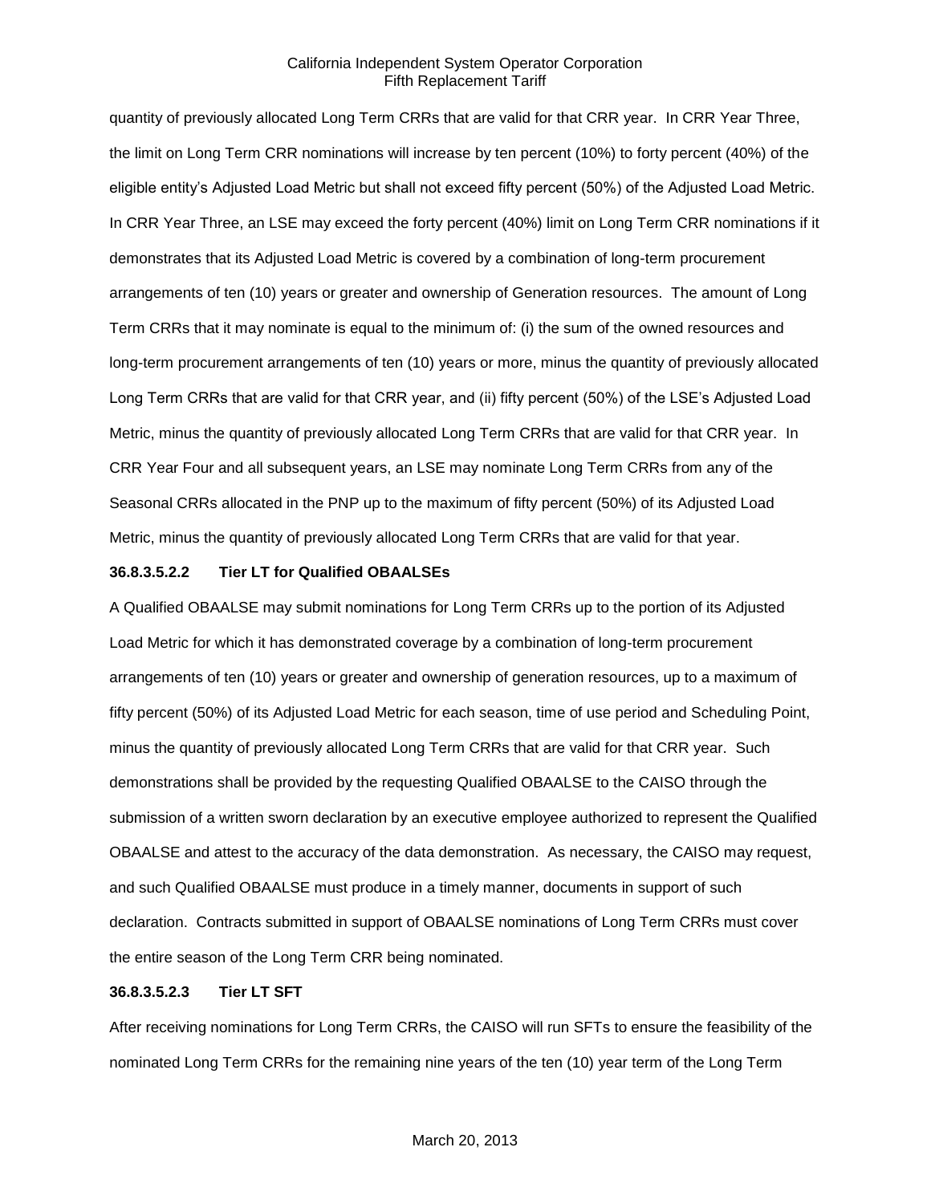quantity of previously allocated Long Term CRRs that are valid for that CRR year. In CRR Year Three, the limit on Long Term CRR nominations will increase by ten percent (10%) to forty percent (40%) of the eligible entity's Adjusted Load Metric but shall not exceed fifty percent (50%) of the Adjusted Load Metric. In CRR Year Three, an LSE may exceed the forty percent (40%) limit on Long Term CRR nominations if it demonstrates that its Adjusted Load Metric is covered by a combination of long-term procurement arrangements of ten (10) years or greater and ownership of Generation resources. The amount of Long Term CRRs that it may nominate is equal to the minimum of: (i) the sum of the owned resources and long-term procurement arrangements of ten (10) years or more, minus the quantity of previously allocated Long Term CRRs that are valid for that CRR year, and (ii) fifty percent (50%) of the LSE's Adjusted Load Metric, minus the quantity of previously allocated Long Term CRRs that are valid for that CRR year. In CRR Year Four and all subsequent years, an LSE may nominate Long Term CRRs from any of the Seasonal CRRs allocated in the PNP up to the maximum of fifty percent (50%) of its Adjusted Load Metric, minus the quantity of previously allocated Long Term CRRs that are valid for that year.

**36.8.3.5.2.2 Tier LT for Qualified OBAALSEs**

A Qualified OBAALSE may submit nominations for Long Term CRRs up to the portion of its Adjusted Load Metric for which it has demonstrated coverage by a combination of long-term procurement arrangements of ten (10) years or greater and ownership of generation resources, up to a maximum of fifty percent (50%) of its Adjusted Load Metric for each season, time of use period and Scheduling Point, minus the quantity of previously allocated Long Term CRRs that are valid for that CRR year. Such demonstrations shall be provided by the requesting Qualified OBAALSE to the CAISO through the submission of a written sworn declaration by an executive employee authorized to represent the Qualified OBAALSE and attest to the accuracy of the data demonstration. As necessary, the CAISO may request, and such Qualified OBAALSE must produce in a timely manner, documents in support of such declaration. Contracts submitted in support of OBAALSE nominations of Long Term CRRs must cover the entire season of the Long Term CRR being nominated.

**36.8.3.5.2.3 Tier LT SFT**

After receiving nominations for Long Term CRRs, the CAISO will run SFTs to ensure the feasibility of the nominated Long Term CRRs for the remaining nine years of the ten (10) year term of the Long Term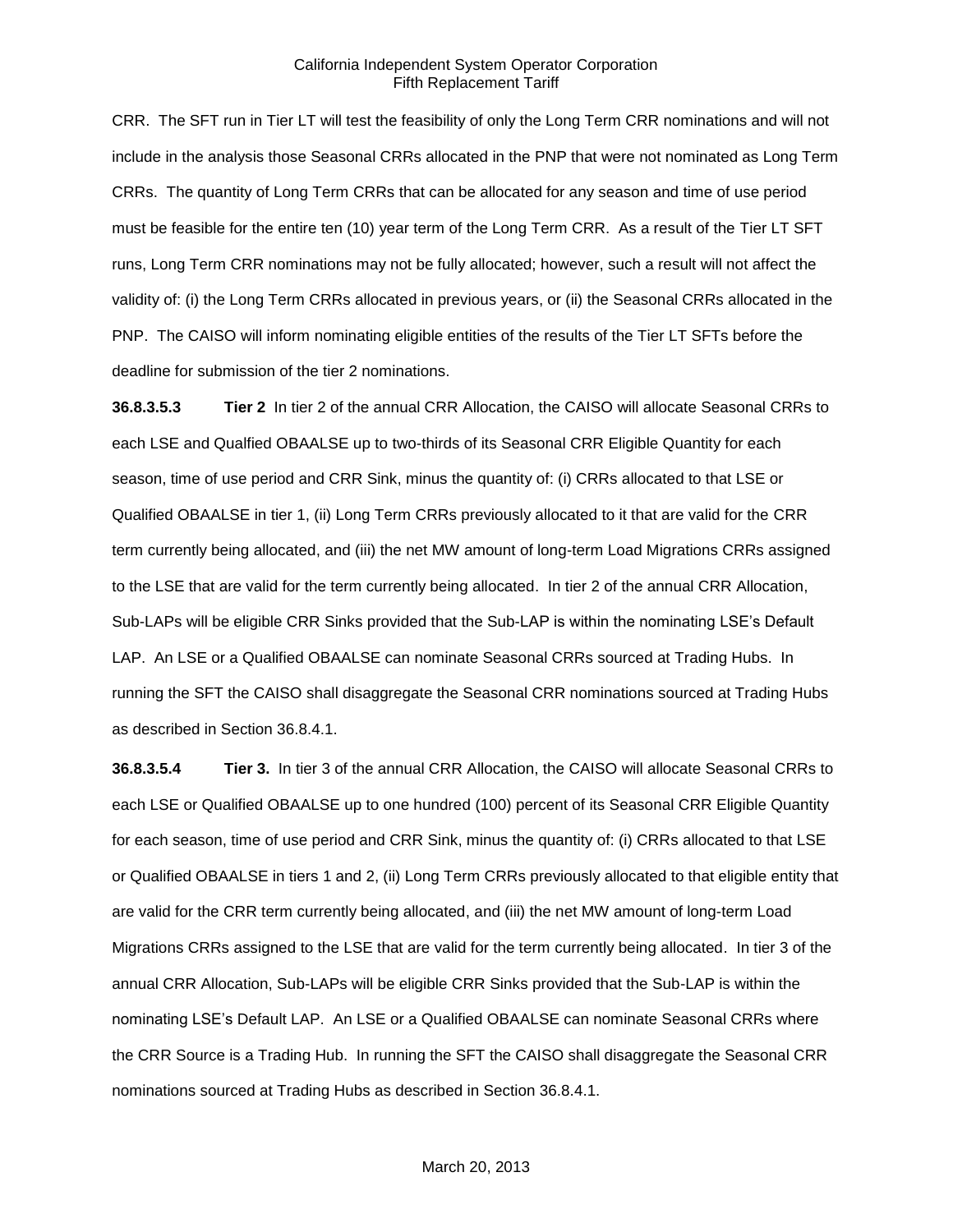CRR. The SFT run in Tier LT will test the feasibility of only the Long Term CRR nominations and will not include in the analysis those Seasonal CRRs allocated in the PNP that were not nominated as Long Term CRRs. The quantity of Long Term CRRs that can be allocated for any season and time of use period must be feasible for the entire ten (10) year term of the Long Term CRR. As a result of the Tier LT SFT runs, Long Term CRR nominations may not be fully allocated; however, such a result will not affect the validity of: (i) the Long Term CRRs allocated in previous years, or (ii) the Seasonal CRRs allocated in the PNP. The CAISO will inform nominating eligible entities of the results of the Tier LT SFTs before the deadline for submission of the tier 2 nominations.

**36.8.3.5.3** **Tier 2** In tier 2 of the annual CRR Allocation, the CAISO will allocate Seasonal CRRs to each LSE and Qualfied OBAALSE up to two-thirds of its Seasonal CRR Eligible Quantity for each season, time of use period and CRR Sink, minus the quantity of: (i) CRRs allocated to that LSE or Qualified OBAALSE in tier 1, (ii) Long Term CRRs previously allocated to it that are valid for the CRR term currently being allocated, and (iii) the net MW amount of long-term Load Migrations CRRs assigned to the LSE that are valid for the term currently being allocated. In tier 2 of the annual CRR Allocation, Sub-LAPs will be eligible CRR Sinks provided that the Sub-LAP is within the nominating LSE's Default LAP. An LSE or a Qualified OBAALSE can nominate Seasonal CRRs sourced at Trading Hubs. In running the SFT the CAISO shall disaggregate the Seasonal CRR nominations sourced at Trading Hubs as described in Section 36.8.4.1.

**36.8.3.5.4** **Tier 3.** In tier 3 of the annual CRR Allocation, the CAISO will allocate Seasonal CRRs to each LSE or Qualified OBAALSE up to one hundred (100) percent of its Seasonal CRR Eligible Quantity for each season, time of use period and CRR Sink, minus the quantity of: (i) CRRs allocated to that LSE or Qualified OBAALSE in tiers 1 and 2, (ii) Long Term CRRs previously allocated to that eligible entity that are valid for the CRR term currently being allocated, and (iii) the net MW amount of long-term Load Migrations CRRs assigned to the LSE that are valid for the term currently being allocated. In tier 3 of the annual CRR Allocation, Sub-LAPs will be eligible CRR Sinks provided that the Sub-LAP is within the nominating LSE's Default LAP. An LSE or a Qualified OBAALSE can nominate Seasonal CRRs where the CRR Source is a Trading Hub. In running the SFT the CAISO shall disaggregate the Seasonal CRR nominations sourced at Trading Hubs as described in Section 36.8.4.1.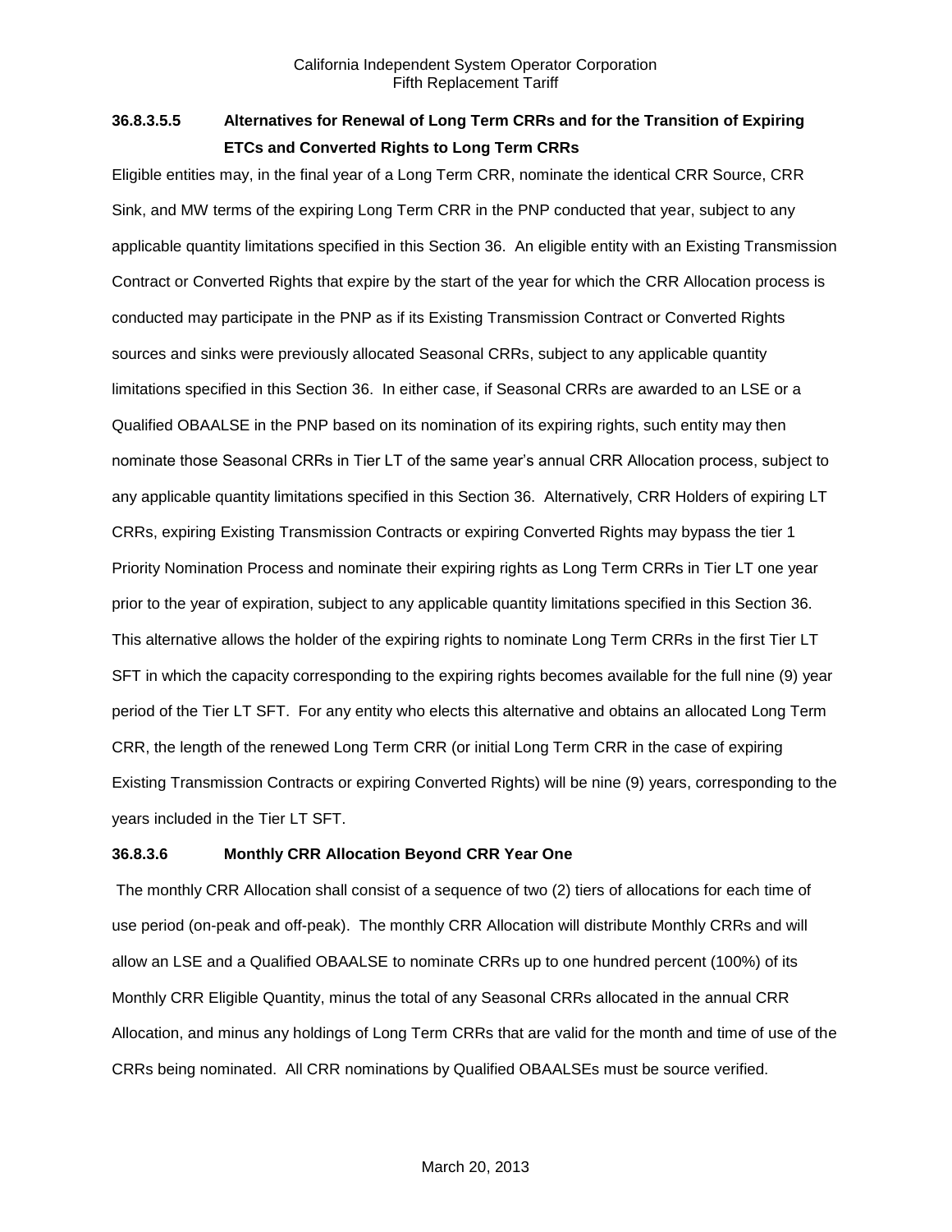#### 36.8.3.5.5 Alternatives for Renewal of Long Term CRRs and for the Transition of Expiring ETCs and Converted Rights to Long Term CRRs

Eligible entities may, in the final year of a Long Term CRR, nominate the identical CRR Source, CRR Sink, and MW terms of the expiring Long Term CRR in the PNP conducted that year, subject to any applicable quantity limitations specified in this Section 36. An eligible entity with an Existing Transmission Contract or Converted Rights that expire by the start of the year for which the CRR Allocation process is conducted may participate in the PNP as if its Existing Transmission Contract or Converted Rights sources and sinks were previously allocated Seasonal CRRs, subject to any applicable quantity limitations specified in this Section 36. In either case, if Seasonal CRRs are awarded to an LSE or a Qualified OBAALSE in the PNP based on its nomination of its expiring rights, such entity may then nominate those Seasonal CRRs in Tier LT of the same year's annual CRR Allocation process, subject to any applicable quantity limitations specified in this Section 36. Alternatively, CRR Holders of expiring LT CRRs, expiring Existing Transmission Contracts or expiring Converted Rights may bypass the tier 1 Priority Nomination Process and nominate their expiring rights as Long Term CRRs in Tier LT one year prior to the year of expiration, subject to any applicable quantity limitations specified in this Section 36. This alternative allows the holder of the expiring rights to nominate Long Term CRRs in the first Tier LT SFT in which the capacity corresponding to the expiring rights becomes available for the full nine (9) year period of the Tier LT SFT. For any entity who elects this alternative and obtains an allocated Long Term CRR, the length of the renewed Long Term CRR (or initial Long Term CRR in the case of expiring Existing Transmission Contracts or expiring Converted Rights) will be nine (9) years, corresponding to the years included in the Tier LT SFT.

#### 36.8.3.6 Monthly CRR Allocation Beyond CRR Year One

The monthly CRR Allocation shall consist of a sequence of two (2) tiers of allocations for each time of use period (on-peak and off-peak). The monthly CRR Allocation will distribute Monthly CRRs and will allow an LSE and a Qualified OBAALSE to nominate CRRs up to one hundred percent (100%) of its Monthly CRR Eligible Quantity, minus the total of any Seasonal CRRs allocated in the annual CRR Allocation, and minus any holdings of Long Term CRRs that are valid for the month and time of use of the CRRs being nominated. All CRR nominations by Qualified OBAALSEs must be source verified.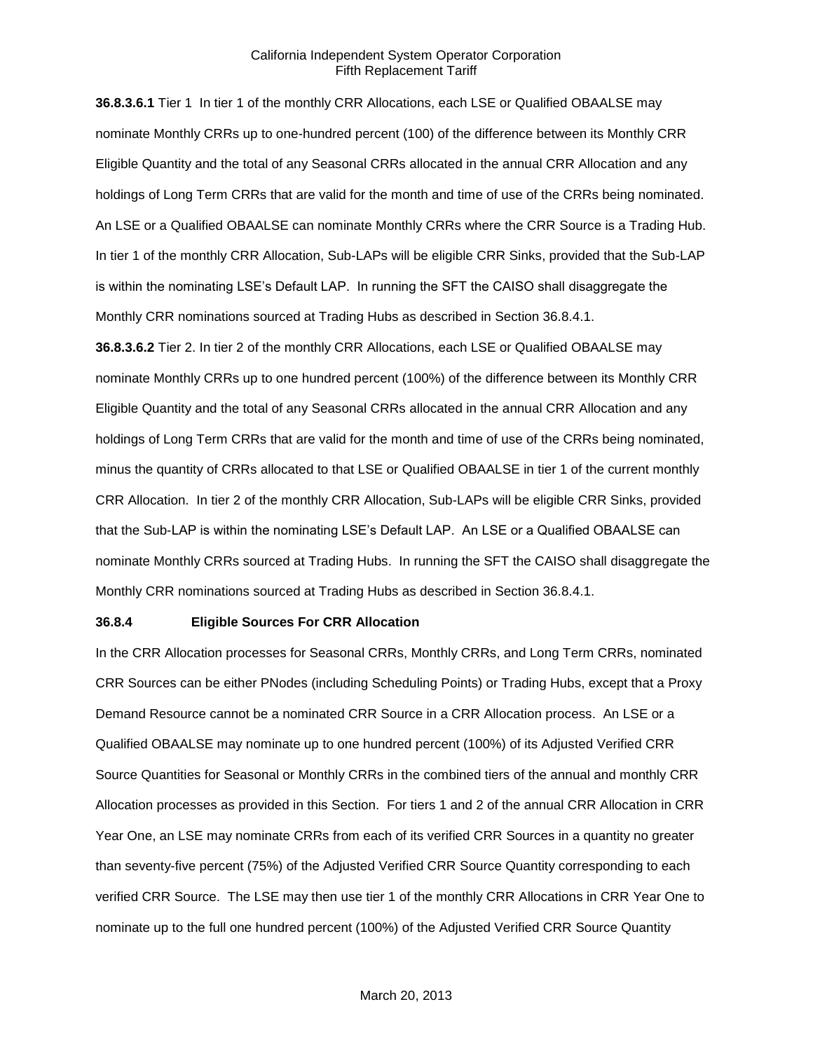**36.8.3.6.1** Tier 1 In tier 1 of the monthly CRR Allocations, each LSE or Qualified OBAALSE may nominate Monthly CRRs up to one-hundred percent (100) of the difference between its Monthly CRR Eligible Quantity and the total of any Seasonal CRRs allocated in the annual CRR Allocation and any holdings of Long Term CRRs that are valid for the month and time of use of the CRRs being nominated. An LSE or a Qualified OBAALSE can nominate Monthly CRRs where the CRR Source is a Trading Hub. In tier 1 of the monthly CRR Allocation, Sub-LAPs will be eligible CRR Sinks, provided that the Sub-LAP is within the nominating LSE's Default LAP. In running the SFT the CAISO shall disaggregate the Monthly CRR nominations sourced at Trading Hubs as described in Section 36.8.4.1.

**36.8.3.6.2** Tier 2. In tier 2 of the monthly CRR Allocations, each LSE or Qualified OBAALSE may nominate Monthly CRRs up to one hundred percent (100%) of the difference between its Monthly CRR Eligible Quantity and the total of any Seasonal CRRs allocated in the annual CRR Allocation and any holdings of Long Term CRRs that are valid for the month and time of use of the CRRs being nominated, minus the quantity of CRRs allocated to that LSE or Qualified OBAALSE in tier 1 of the current monthly CRR Allocation. In tier 2 of the monthly CRR Allocation, Sub-LAPs will be eligible CRR Sinks, provided that the Sub-LAP is within the nominating LSE's Default LAP. An LSE or a Qualified OBAALSE can nominate Monthly CRRs sourced at Trading Hubs. In running the SFT the CAISO shall disaggregate the Monthly CRR nominations sourced at Trading Hubs as described in Section 36.8.4.1.

**36.8.4 Eligible Sources For CRR Allocation**

In the CRR Allocation processes for Seasonal CRRs, Monthly CRRs, and Long Term CRRs, nominated CRR Sources can be either PNodes (including Scheduling Points) or Trading Hubs, except that a Proxy Demand Resource cannot be a nominated CRR Source in a CRR Allocation process. An LSE or a Qualified OBAALSE may nominate up to one hundred percent (100%) of its Adjusted Verified CRR Source Quantities for Seasonal or Monthly CRRs in the combined tiers of the annual and monthly CRR Allocation processes as provided in this Section. For tiers 1 and 2 of the annual CRR Allocation in CRR Year One, an LSE may nominate CRRs from each of its verified CRR Sources in a quantity no greater than seventy-five percent (75%) of the Adjusted Verified CRR Source Quantity corresponding to each verified CRR Source. The LSE may then use tier 1 of the monthly CRR Allocations in CRR Year One to nominate up to the full one hundred percent (100%) of the Adjusted Verified CRR Source Quantity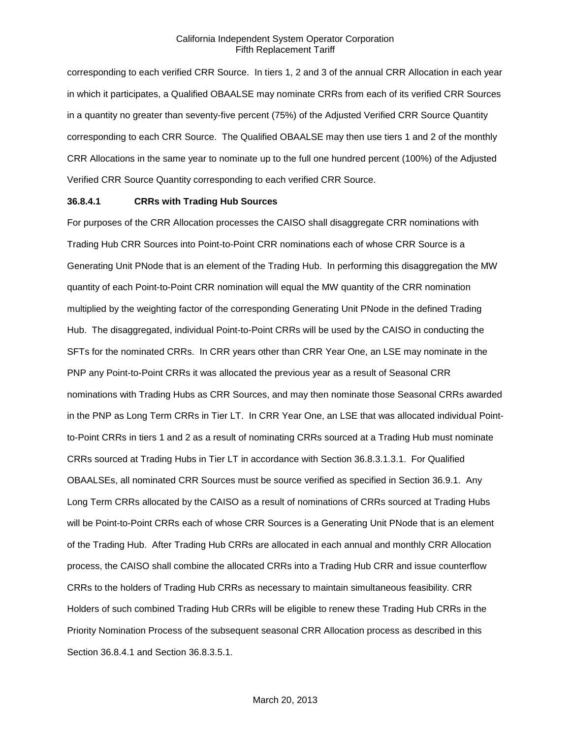corresponding to each verified CRR Source. In tiers 1, 2 and 3 of the annual CRR Allocation in each year in which it participates, a Qualified OBAALSE may nominate CRRs from each of its verified CRR Sources in a quantity no greater than seventy-five percent (75%) of the Adjusted Verified CRR Source Quantity corresponding to each CRR Source. The Qualified OBAALSE may then use tiers 1 and 2 of the monthly CRR Allocations in the same year to nominate up to the full one hundred percent (100%) of the Adjusted Verified CRR Source Quantity corresponding to each verified CRR Source.

**36.8.4.1 CRRs with Trading Hub Sources**

For purposes of the CRR Allocation processes the CAISO shall disaggregate CRR nominations with Trading Hub CRR Sources into Point-to-Point CRR nominations each of whose CRR Source is a Generating Unit PNode that is an element of the Trading Hub. In performing this disaggregation the MW quantity of each Point-to-Point CRR nomination will equal the MW quantity of the CRR nomination multiplied by the weighting factor of the corresponding Generating Unit PNode in the defined Trading Hub. The disaggregated, individual Point-to-Point CRRs will be used by the CAISO in conducting the SFTs for the nominated CRRs. In CRR years other than CRR Year One, an LSE may nominate in the PNP any Point-to-Point CRRs it was allocated the previous year as a result of Seasonal CRR nominations with Trading Hubs as CRR Sources, and may then nominate those Seasonal CRRs awarded in the PNP as Long Term CRRs in Tier LT. In CRR Year One, an LSE that was allocated individual Point-to-Point CRRs in tiers 1 and 2 as a result of nominating CRRs sourced at a Trading Hub must nominate CRRs sourced at Trading Hubs in Tier LT in accordance with Section 36.8.3.1.3.1. For Qualified OBAALSEs, all nominated CRR Sources must be source verified as specified in Section 36.9.1. Any Long Term CRRs allocated by the CAISO as a result of nominations of CRRs sourced at Trading Hubs will be Point-to-Point CRRs each of whose CRR Sources is a Generating Unit PNode that is an element of the Trading Hub. After Trading Hub CRRs are allocated in each annual and monthly CRR Allocation process, the CAISO shall combine the allocated CRRs into a Trading Hub CRR and issue counterflow CRRs to the holders of Trading Hub CRRs as necessary to maintain simultaneous feasibility. CRR Holders of such combined Trading Hub CRRs will be eligible to renew these Trading Hub CRRs in the Priority Nomination Process of the subsequent seasonal CRR Allocation process as described in this Section 36.8.4.1 and Section 36.8.3.5.1.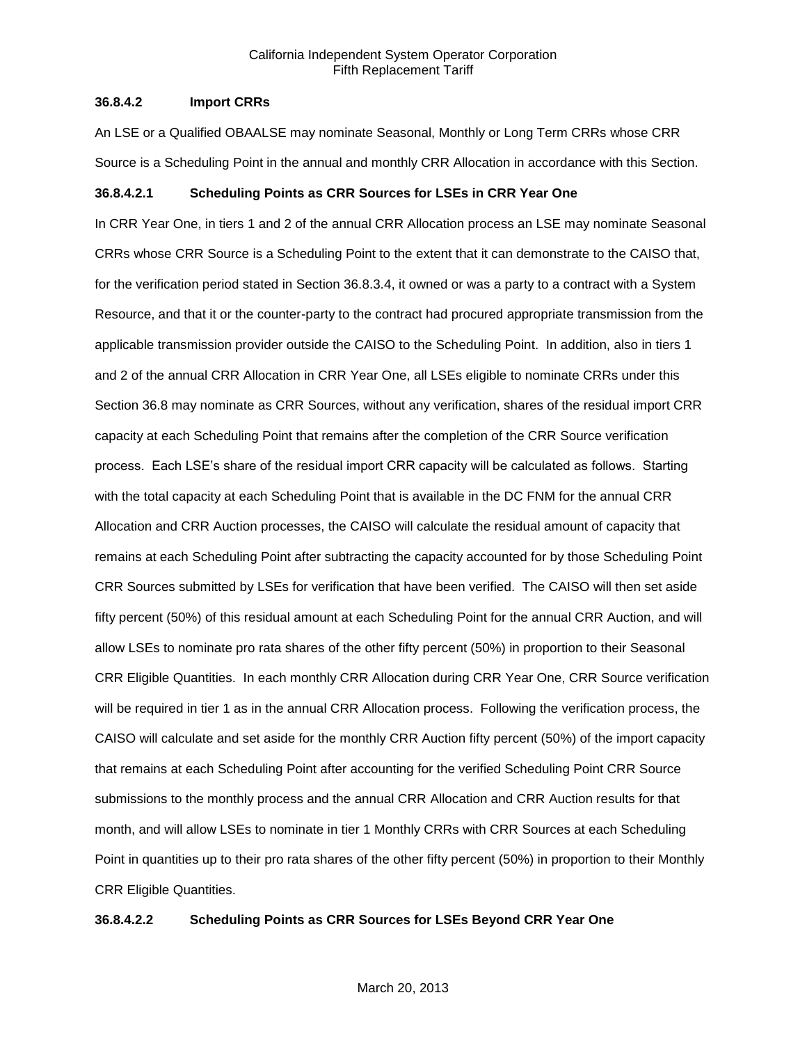### 36.8.4.2 Import CRRs

An LSE or a Qualified OBAALSE may nominate Seasonal, Monthly or Long Term CRRs whose CRR Source is a Scheduling Point in the annual and monthly CRR Allocation in accordance with this Section.

#### 36.8.4.2.1 Scheduling Points as CRR Sources for LSEs in CRR Year One

In CRR Year One, in tiers 1 and 2 of the annual CRR Allocation process an LSE may nominate Seasonal CRRs whose CRR Source is a Scheduling Point to the extent that it can demonstrate to the CAISO that, for the verification period stated in Section 36.8.3.4, it owned or was a party to a contract with a System Resource, and that it or the counter-party to the contract had procured appropriate transmission from the applicable transmission provider outside the CAISO to the Scheduling Point. In addition, also in tiers 1 and 2 of the annual CRR Allocation in CRR Year One, all LSEs eligible to nominate CRRs under this Section 36.8 may nominate as CRR Sources, without any verification, shares of the residual import CRR capacity at each Scheduling Point that remains after the completion of the CRR Source verification process. Each LSE's share of the residual import CRR capacity will be calculated as follows. Starting with the total capacity at each Scheduling Point that is available in the DC FNM for the annual CRR Allocation and CRR Auction processes, the CAISO will calculate the residual amount of capacity that remains at each Scheduling Point after subtracting the capacity accounted for by those Scheduling Point CRR Sources submitted by LSEs for verification that have been verified. The CAISO will then set aside fifty percent (50%) of this residual amount at each Scheduling Point for the annual CRR Auction, and will allow LSEs to nominate pro rata shares of the other fifty percent (50%) in proportion to their Seasonal CRR Eligible Quantities. In each monthly CRR Allocation during CRR Year One, CRR Source verification will be required in tier 1 as in the annual CRR Allocation process. Following the verification process, the CAISO will calculate and set aside for the monthly CRR Auction fifty percent (50%) of the import capacity that remains at each Scheduling Point after accounting for the verified Scheduling Point CRR Source submissions to the monthly process and the annual CRR Allocation and CRR Auction results for that month, and will allow LSEs to nominate in tier 1 Monthly CRRs with CRR Sources at each Scheduling Point in quantities up to their pro rata shares of the other fifty percent (50%) in proportion to their Monthly CRR Eligible Quantities.

#### 36.8.4.2.2 Scheduling Points as CRR Sources for LSEs Beyond CRR Year One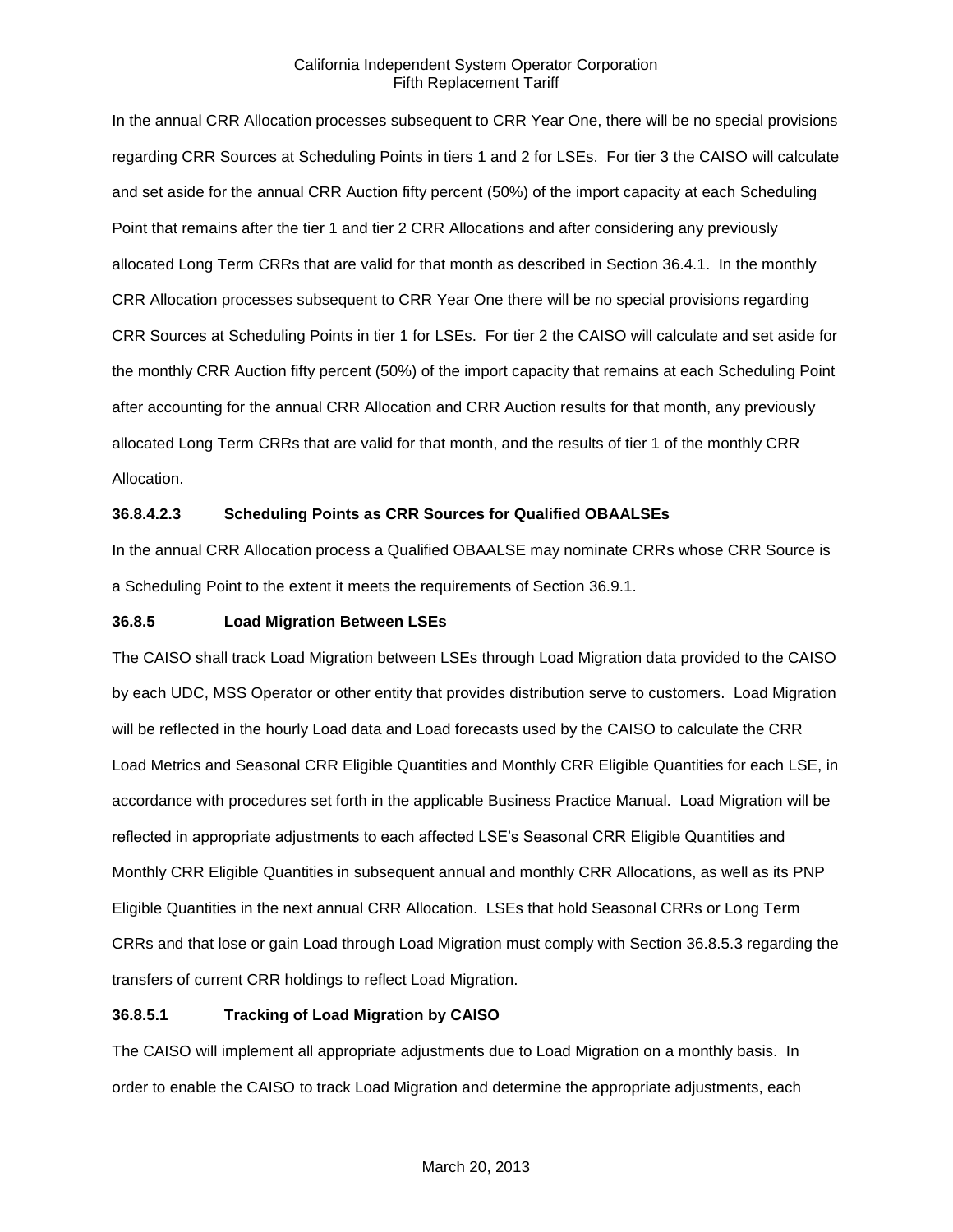In the annual CRR Allocation processes subsequent to CRR Year One, there will be no special provisions regarding CRR Sources at Scheduling Points in tiers 1 and 2 for LSEs. For tier 3 the CAISO will calculate and set aside for the annual CRR Auction fifty percent (50%) of the import capacity at each Scheduling Point that remains after the tier 1 and tier 2 CRR Allocations and after considering any previously allocated Long Term CRRs that are valid for that month as described in Section 36.4.1. In the monthly CRR Allocation processes subsequent to CRR Year One there will be no special provisions regarding CRR Sources at Scheduling Points in tier 1 for LSEs. For tier 2 the CAISO will calculate and set aside for the monthly CRR Auction fifty percent (50%) of the import capacity that remains at each Scheduling Point after accounting for the annual CRR Allocation and CRR Auction results for that month, any previously allocated Long Term CRRs that are valid for that month, and the results of tier 1 of the monthly CRR Allocation.

**36.8.4.2.3 Scheduling Points as CRR Sources for Qualified OBAALSEs**

In the annual CRR Allocation process a Qualified OBAALSE may nominate CRRs whose CRR Source is a Scheduling Point to the extent it meets the requirements of Section 36.9.1.

**36.8.5 Load Migration Between LSEs**

The CAISO shall track Load Migration between LSEs through Load Migration data provided to the CAISO by each UDC, MSS Operator or other entity that provides distribution serve to customers. Load Migration will be reflected in the hourly Load data and Load forecasts used by the CAISO to calculate the CRR Load Metrics and Seasonal CRR Eligible Quantities and Monthly CRR Eligible Quantities for each LSE, in accordance with procedures set forth in the applicable Business Practice Manual. Load Migration will be reflected in appropriate adjustments to each affected LSE's Seasonal CRR Eligible Quantities and Monthly CRR Eligible Quantities in subsequent annual and monthly CRR Allocations, as well as its PNP Eligible Quantities in the next annual CRR Allocation. LSEs that hold Seasonal CRRs or Long Term CRRs and that lose or gain Load through Load Migration must comply with Section 36.8.5.3 regarding the transfers of current CRR holdings to reflect Load Migration.

**36.8.5.1 Tracking of Load Migration by CAISO**

The CAISO will implement all appropriate adjustments due to Load Migration on a monthly basis. In order to enable the CAISO to track Load Migration and determine the appropriate adjustments, each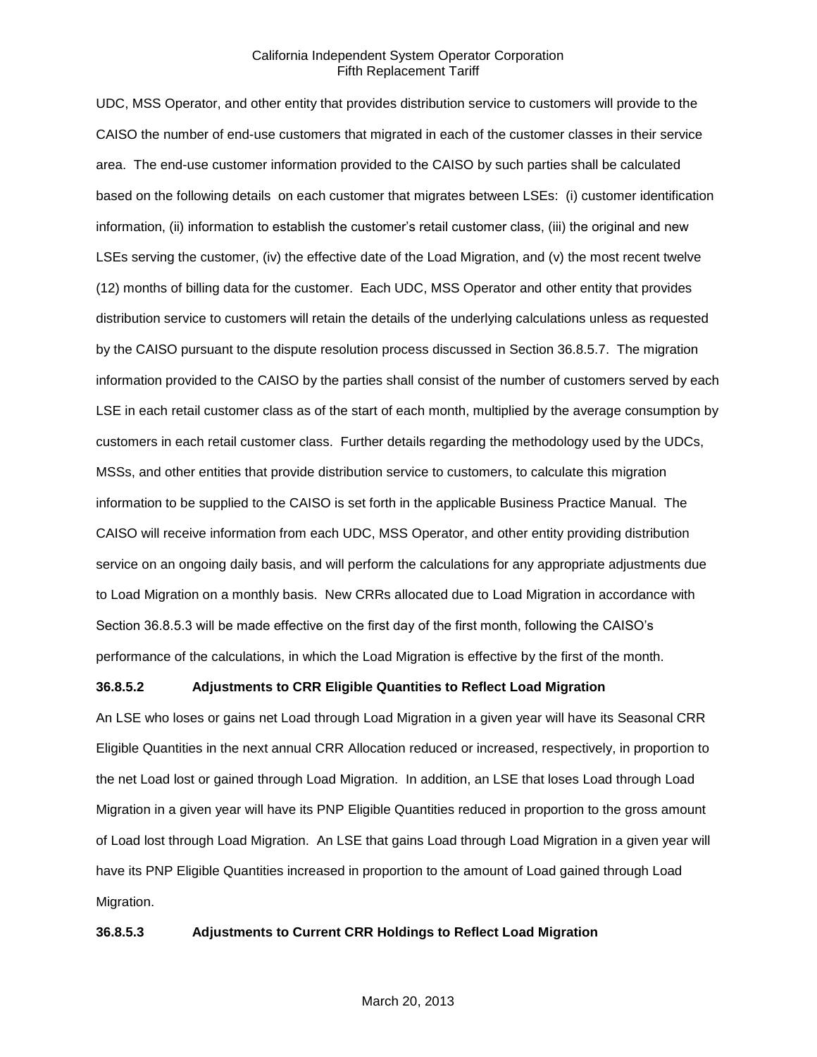UDC, MSS Operator, and other entity that provides distribution service to customers will provide to the CAISO the number of end-use customers that migrated in each of the customer classes in their service area. The end-use customer information provided to the CAISO by such parties shall be calculated based on the following details on each customer that migrates between LSEs: (i) customer identification information, (ii) information to establish the customer's retail customer class, (iii) the original and new LSEs serving the customer, (iv) the effective date of the Load Migration, and (v) the most recent twelve (12) months of billing data for the customer. Each UDC, MSS Operator and other entity that provides distribution service to customers will retain the details of the underlying calculations unless as requested by the CAISO pursuant to the dispute resolution process discussed in Section 36.8.5.7. The migration information provided to the CAISO by the parties shall consist of the number of customers served by each LSE in each retail customer class as of the start of each month, multiplied by the average consumption by customers in each retail customer class. Further details regarding the methodology used by the UDCs, MSSs, and other entities that provide distribution service to customers, to calculate this migration information to be supplied to the CAISO is set forth in the applicable Business Practice Manual. The CAISO will receive information from each UDC, MSS Operator, and other entity providing distribution service on an ongoing daily basis, and will perform the calculations for any appropriate adjustments due to Load Migration on a monthly basis. New CRRs allocated due to Load Migration in accordance with Section 36.8.5.3 will be made effective on the first day of the first month, following the CAISO's performance of the calculations, in which the Load Migration is effective by the first of the month.

**36.8.5.2 Adjustments to CRR Eligible Quantities to Reflect Load Migration**

An LSE who loses or gains net Load through Load Migration in a given year will have its Seasonal CRR Eligible Quantities in the next annual CRR Allocation reduced or increased, respectively, in proportion to the net Load lost or gained through Load Migration. In addition, an LSE that loses Load through Load Migration in a given year will have its PNP Eligible Quantities reduced in proportion to the gross amount of Load lost through Load Migration. An LSE that gains Load through Load Migration in a given year will have its PNP Eligible Quantities increased in proportion to the amount of Load gained through Load Migration.

**36.8.5.3 Adjustments to Current CRR Holdings to Reflect Load Migration**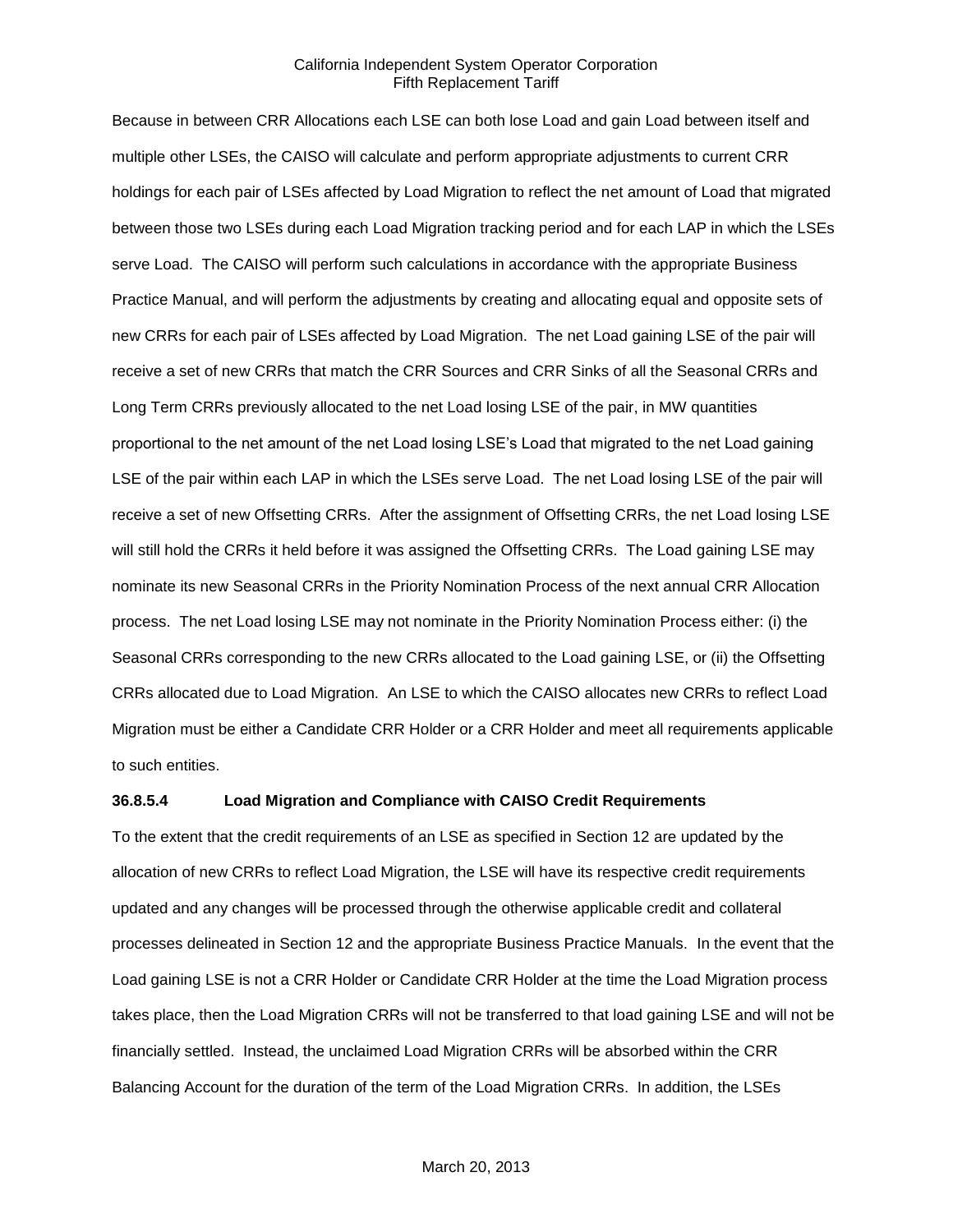Because in between CRR Allocations each LSE can both lose Load and gain Load between itself and multiple other LSEs, the CAISO will calculate and perform appropriate adjustments to current CRR holdings for each pair of LSEs affected by Load Migration to reflect the net amount of Load that migrated between those two LSEs during each Load Migration tracking period and for each LAP in which the LSEs serve Load. The CAISO will perform such calculations in accordance with the appropriate Business Practice Manual, and will perform the adjustments by creating and allocating equal and opposite sets of new CRRs for each pair of LSEs affected by Load Migration. The net Load gaining LSE of the pair will receive a set of new CRRs that match the CRR Sources and CRR Sinks of all the Seasonal CRRs and Long Term CRRs previously allocated to the net Load losing LSE of the pair, in MW quantities proportional to the net amount of the net Load losing LSE's Load that migrated to the net Load gaining LSE of the pair within each LAP in which the LSEs serve Load. The net Load losing LSE of the pair will receive a set of new Offsetting CRRs. After the assignment of Offsetting CRRs, the net Load losing LSE will still hold the CRRs it held before it was assigned the Offsetting CRRs. The Load gaining LSE may nominate its new Seasonal CRRs in the Priority Nomination Process of the next annual CRR Allocation process. The net Load losing LSE may not nominate in the Priority Nomination Process either: (i) the Seasonal CRRs corresponding to the new CRRs allocated to the Load gaining LSE, or (ii) the Offsetting CRRs allocated due to Load Migration. An LSE to which the CAISO allocates new CRRs to reflect Load Migration must be either a Candidate CRR Holder or a CRR Holder and meet all requirements applicable to such entities.

**36.8.5.4 Load Migration and Compliance with CAISO Credit Requirements**

To the extent that the credit requirements of an LSE as specified in Section 12 are updated by the allocation of new CRRs to reflect Load Migration, the LSE will have its respective credit requirements updated and any changes will be processed through the otherwise applicable credit and collateral processes delineated in Section 12 and the appropriate Business Practice Manuals. In the event that the Load gaining LSE is not a CRR Holder or Candidate CRR Holder at the time the Load Migration process takes place, then the Load Migration CRRs will not be transferred to that load gaining LSE and will not be financially settled. Instead, the unclaimed Load Migration CRRs will be absorbed within the CRR Balancing Account for the duration of the term of the Load Migration CRRs. In addition, the LSEs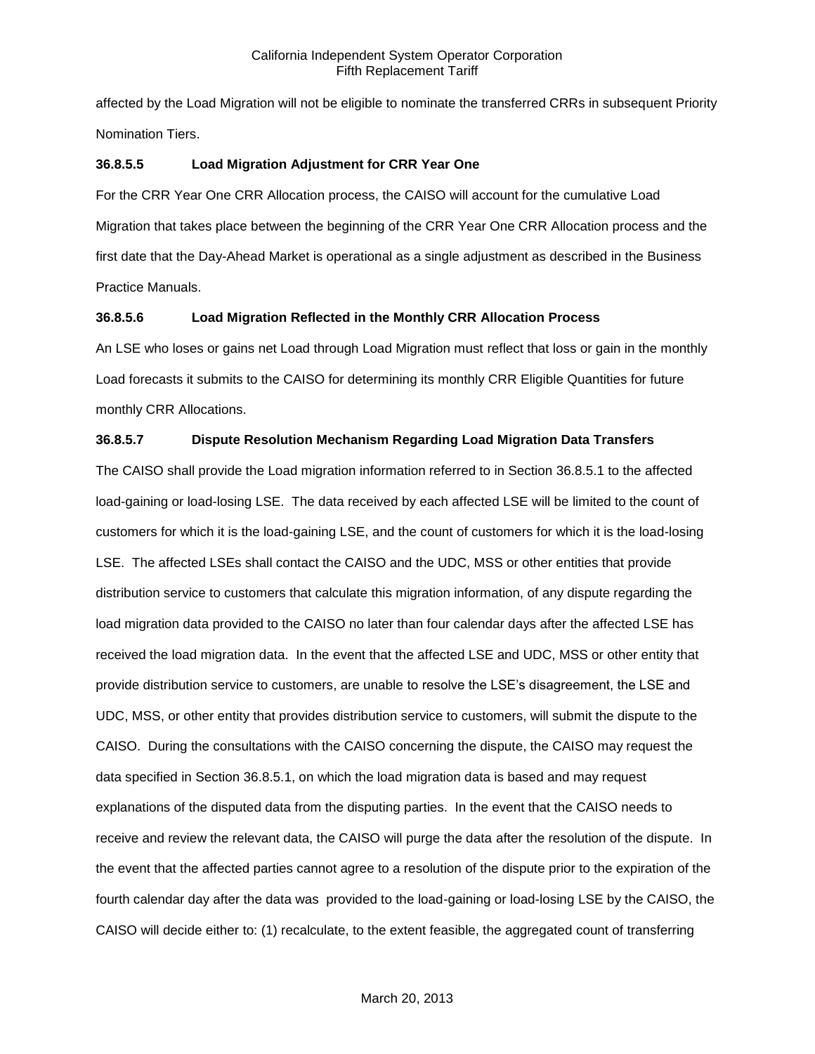affected by the Load Migration will not be eligible to nominate the transferred CRRs in subsequent Priority Nomination Tiers.

**36.8.5.5 Load Migration Adjustment for CRR Year One**

For the CRR Year One CRR Allocation process, the CAISO will account for the cumulative Load Migration that takes place between the beginning of the CRR Year One CRR Allocation process and the first date that the Day-Ahead Market is operational as a single adjustment as described in the Business Practice Manuals.

**36.8.5.6 Load Migration Reflected in the Monthly CRR Allocation Process**

An LSE who loses or gains net Load through Load Migration must reflect that loss or gain in the monthly Load forecasts it submits to the CAISO for determining its monthly CRR Eligible Quantities for future monthly CRR Allocations.

**36.8.5.7 Dispute Resolution Mechanism Regarding Load Migration Data Transfers**

The CAISO shall provide the Load migration information referred to in Section 36.8.5.1 to the affected load-gaining or load-losing LSE. The data received by each affected LSE will be limited to the count of customers for which it is the load-gaining LSE, and the count of customers for which it is the load-losing LSE. The affected LSEs shall contact the CAISO and the UDC, MSS or other entities that provide distribution service to customers that calculate this migration information, of any dispute regarding the load migration data provided to the CAISO no later than four calendar days after the affected LSE has received the load migration data. In the event that the affected LSE and UDC, MSS or other entity that provide distribution service to customers, are unable to resolve the LSE's disagreement, the LSE and UDC, MSS, or other entity that provides distribution service to customers, will submit the dispute to the CAISO. During the consultations with the CAISO concerning the dispute, the CAISO may request the data specified in Section 36.8.5.1, on which the load migration data is based and may request explanations of the disputed data from the disputing parties. In the event that the CAISO needs to receive and review the relevant data, the CAISO will purge the data after the resolution of the dispute. In the event that the affected parties cannot agree to a resolution of the dispute prior to the expiration of the fourth calendar day after the data was provided to the load-gaining or load-losing LSE by the CAISO, the CAISO will decide either to: (1) recalculate, to the extent feasible, the aggregated count of transferring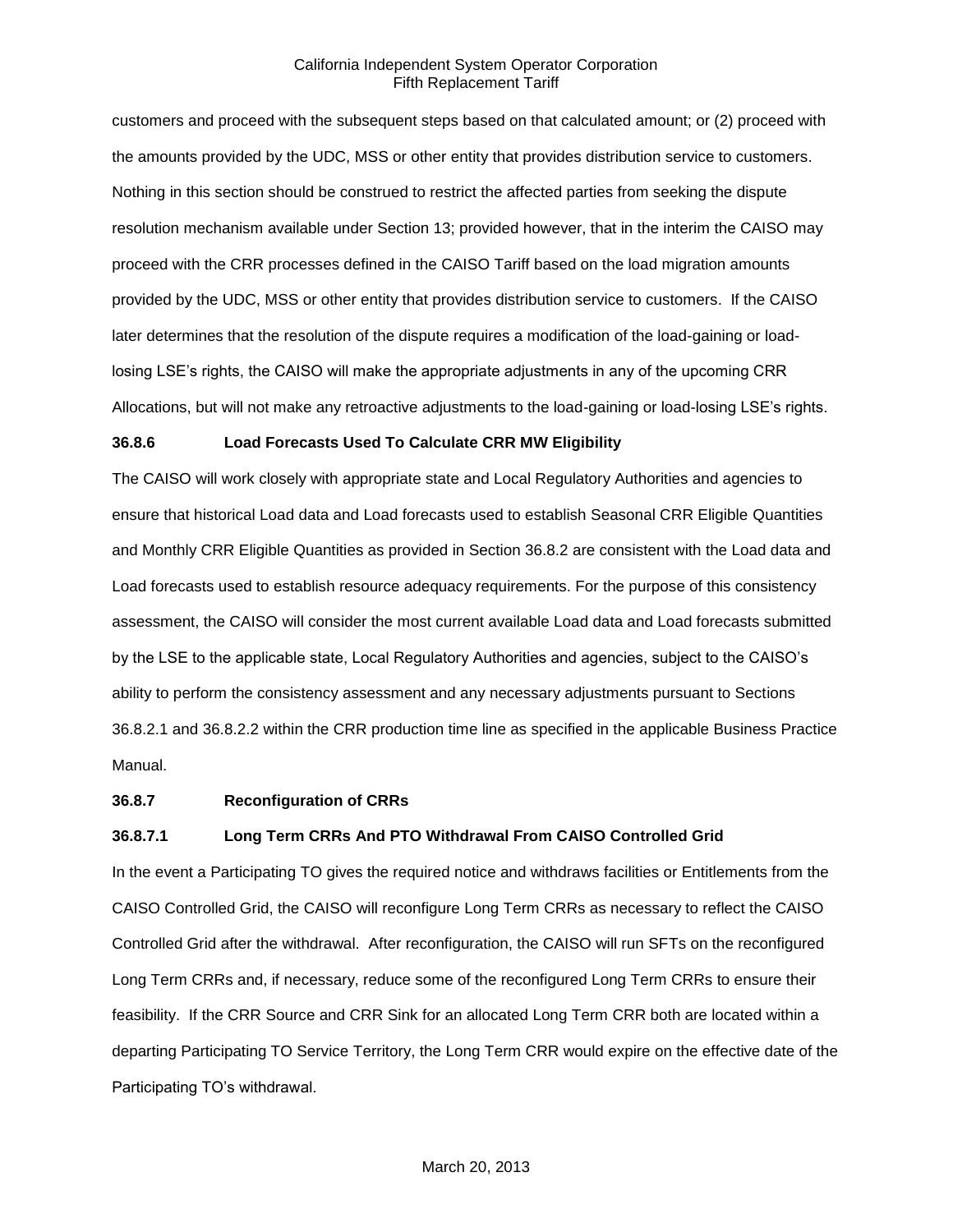customers and proceed with the subsequent steps based on that calculated amount; or (2) proceed with the amounts provided by the UDC, MSS or other entity that provides distribution service to customers. Nothing in this section should be construed to restrict the affected parties from seeking the dispute resolution mechanism available under Section 13; provided however, that in the interim the CAISO may proceed with the CRR processes defined in the CAISO Tariff based on the load migration amounts provided by the UDC, MSS or other entity that provides distribution service to customers. If the CAISO later determines that the resolution of the dispute requires a modification of the load-gaining or load-losing LSE's rights, the CAISO will make the appropriate adjustments in any of the upcoming CRR Allocations, but will not make any retroactive adjustments to the load-gaining or load-losing LSE's rights.

**36.8.6 Load Forecasts Used To Calculate CRR MW Eligibility**

The CAISO will work closely with appropriate state and Local Regulatory Authorities and agencies to ensure that historical Load data and Load forecasts used to establish Seasonal CRR Eligible Quantities and Monthly CRR Eligible Quantities as provided in Section 36.8.2 are consistent with the Load data and Load forecasts used to establish resource adequacy requirements. For the purpose of this consistency assessment, the CAISO will consider the most current available Load data and Load forecasts submitted by the LSE to the applicable state, Local Regulatory Authorities and agencies, subject to the CAISO's ability to perform the consistency assessment and any necessary adjustments pursuant to Sections 36.8.2.1 and 36.8.2.2 within the CRR production time line as specified in the applicable Business Practice Manual.

**36.8.7 Reconfiguration of CRRs**

**36.8.7.1 Long Term CRRs And PTO Withdrawal From CAISO Controlled Grid**

In the event a Participating TO gives the required notice and withdraws facilities or Entitlements from the CAISO Controlled Grid, the CAISO will reconfigure Long Term CRRs as necessary to reflect the CAISO Controlled Grid after the withdrawal. After reconfiguration, the CAISO will run SFTs on the reconfigured Long Term CRRs and, if necessary, reduce some of the reconfigured Long Term CRRs to ensure their feasibility. If the CRR Source and CRR Sink for an allocated Long Term CRR both are located within a departing Participating TO Service Territory, the Long Term CRR would expire on the effective date of the Participating TO's withdrawal.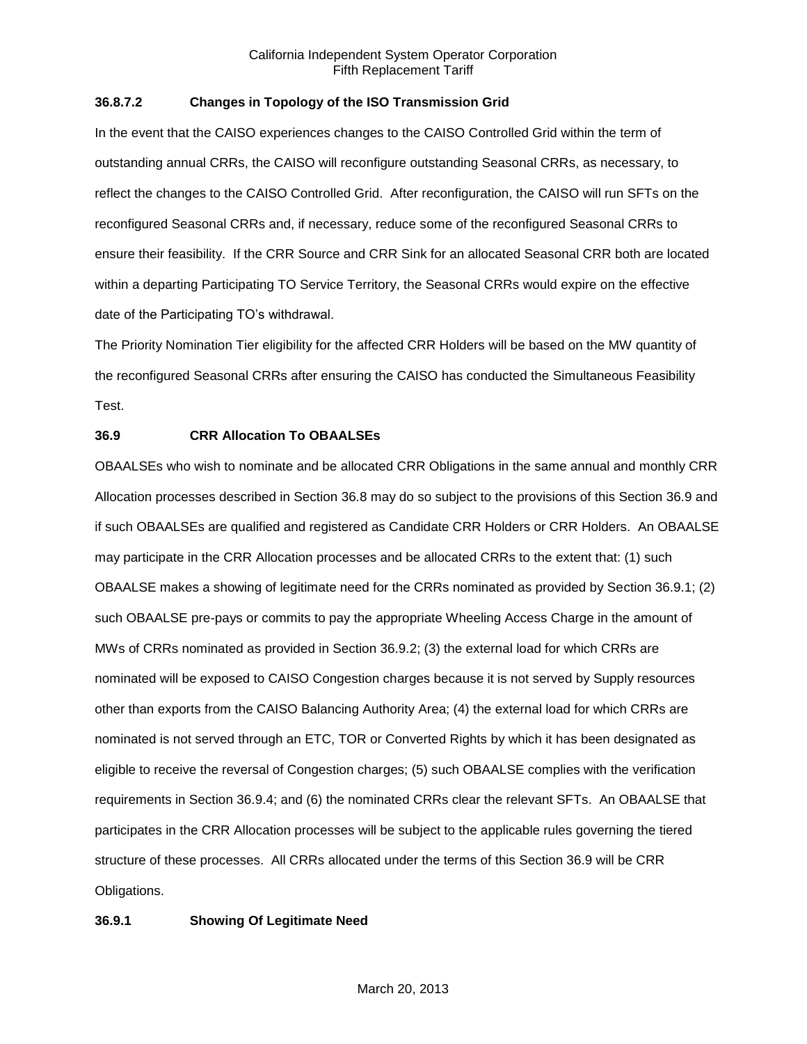### 36.8.7.2 Changes in Topology of the ISO Transmission Grid

In the event that the CAISO experiences changes to the CAISO Controlled Grid within the term of outstanding annual CRRs, the CAISO will reconfigure outstanding Seasonal CRRs, as necessary, to reflect the changes to the CAISO Controlled Grid. After reconfiguration, the CAISO will run SFTs on the reconfigured Seasonal CRRs and, if necessary, reduce some of the reconfigured Seasonal CRRs to ensure their feasibility. If the CRR Source and CRR Sink for an allocated Seasonal CRR both are located within a departing Participating TO Service Territory, the Seasonal CRRs would expire on the effective date of the Participating TO's withdrawal.

The Priority Nomination Tier eligibility for the affected CRR Holders will be based on the MW quantity of the reconfigured Seasonal CRRs after ensuring the CAISO has conducted the Simultaneous Feasibility Test.

## 36.9 CRR Allocation To OBAALSEs

OBAALSEs who wish to nominate and be allocated CRR Obligations in the same annual and monthly CRR Allocation processes described in Section 36.8 may do so subject to the provisions of this Section 36.9 and if such OBAALSEs are qualified and registered as Candidate CRR Holders or CRR Holders. An OBAALSE may participate in the CRR Allocation processes and be allocated CRRs to the extent that: (1) such OBAALSE makes a showing of legitimate need for the CRRs nominated as provided by Section 36.9.1; (2) such OBAALSE pre-pays or commits to pay the appropriate Wheeling Access Charge in the amount of MWs of CRRs nominated as provided in Section 36.9.2; (3) the external load for which CRRs are nominated will be exposed to CAISO Congestion charges because it is not served by Supply resources other than exports from the CAISO Balancing Authority Area; (4) the external load for which CRRs are nominated is not served through an ETC, TOR or Converted Rights by which it has been designated as eligible to receive the reversal of Congestion charges; (5) such OBAALSE complies with the verification requirements in Section 36.9.4; and (6) the nominated CRRs clear the relevant SFTs. An OBAALSE that participates in the CRR Allocation processes will be subject to the applicable rules governing the tiered structure of these processes. All CRRs allocated under the terms of this Section 36.9 will be CRR Obligations.

### 36.9.1 Showing Of Legitimate Need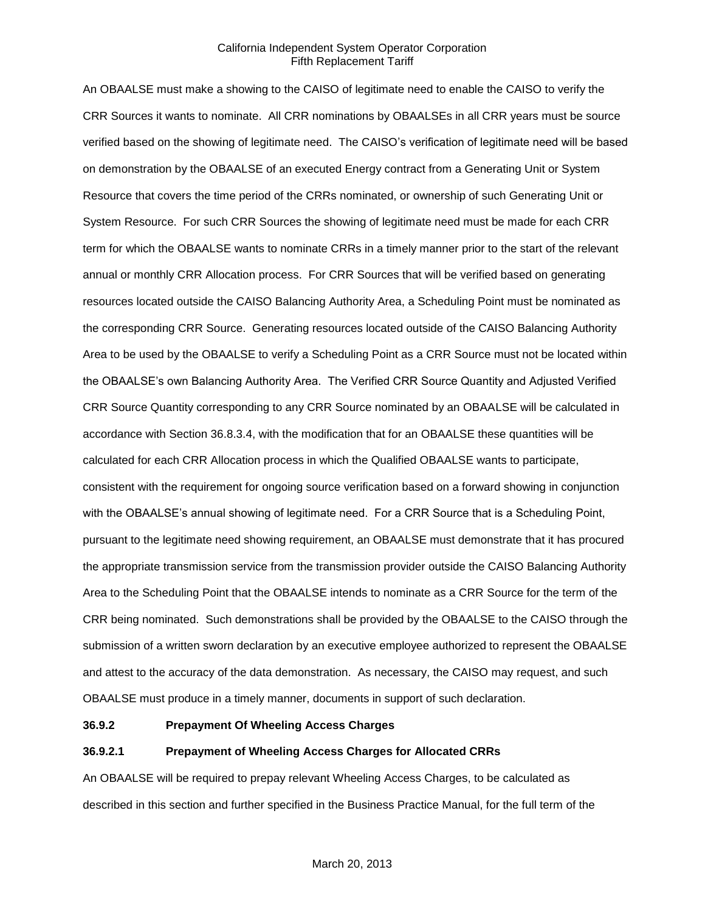An OBAALSE must make a showing to the CAISO of legitimate need to enable the CAISO to verify the CRR Sources it wants to nominate. All CRR nominations by OBAALSEs in all CRR years must be source verified based on the showing of legitimate need. The CAISO's verification of legitimate need will be based on demonstration by the OBAALSE of an executed Energy contract from a Generating Unit or System Resource that covers the time period of the CRRs nominated, or ownership of such Generating Unit or System Resource. For such CRR Sources the showing of legitimate need must be made for each CRR term for which the OBAALSE wants to nominate CRRs in a timely manner prior to the start of the relevant annual or monthly CRR Allocation process. For CRR Sources that will be verified based on generating resources located outside the CAISO Balancing Authority Area, a Scheduling Point must be nominated as the corresponding CRR Source. Generating resources located outside of the CAISO Balancing Authority Area to be used by the OBAALSE to verify a Scheduling Point as a CRR Source must not be located within the OBAALSE's own Balancing Authority Area. The Verified CRR Source Quantity and Adjusted Verified CRR Source Quantity corresponding to any CRR Source nominated by an OBAALSE will be calculated in accordance with Section 36.8.3.4, with the modification that for an OBAALSE these quantities will be calculated for each CRR Allocation process in which the Qualified OBAALSE wants to participate, consistent with the requirement for ongoing source verification based on a forward showing in conjunction with the OBAALSE's annual showing of legitimate need. For a CRR Source that is a Scheduling Point, pursuant to the legitimate need showing requirement, an OBAALSE must demonstrate that it has procured the appropriate transmission service from the transmission provider outside the CAISO Balancing Authority Area to the Scheduling Point that the OBAALSE intends to nominate as a CRR Source for the term of the CRR being nominated. Such demonstrations shall be provided by the OBAALSE to the CAISO through the submission of a written sworn declaration by an executive employee authorized to represent the OBAALSE and attest to the accuracy of the data demonstration. As necessary, the CAISO may request, and such OBAALSE must produce in a timely manner, documents in support of such declaration.

**36.9.2 Prepayment Of Wheeling Access Charges**

**36.9.2.1 Prepayment of Wheeling Access Charges for Allocated CRRs**

An OBAALSE will be required to prepay relevant Wheeling Access Charges, to be calculated as described in this section and further specified in the Business Practice Manual, for the full term of the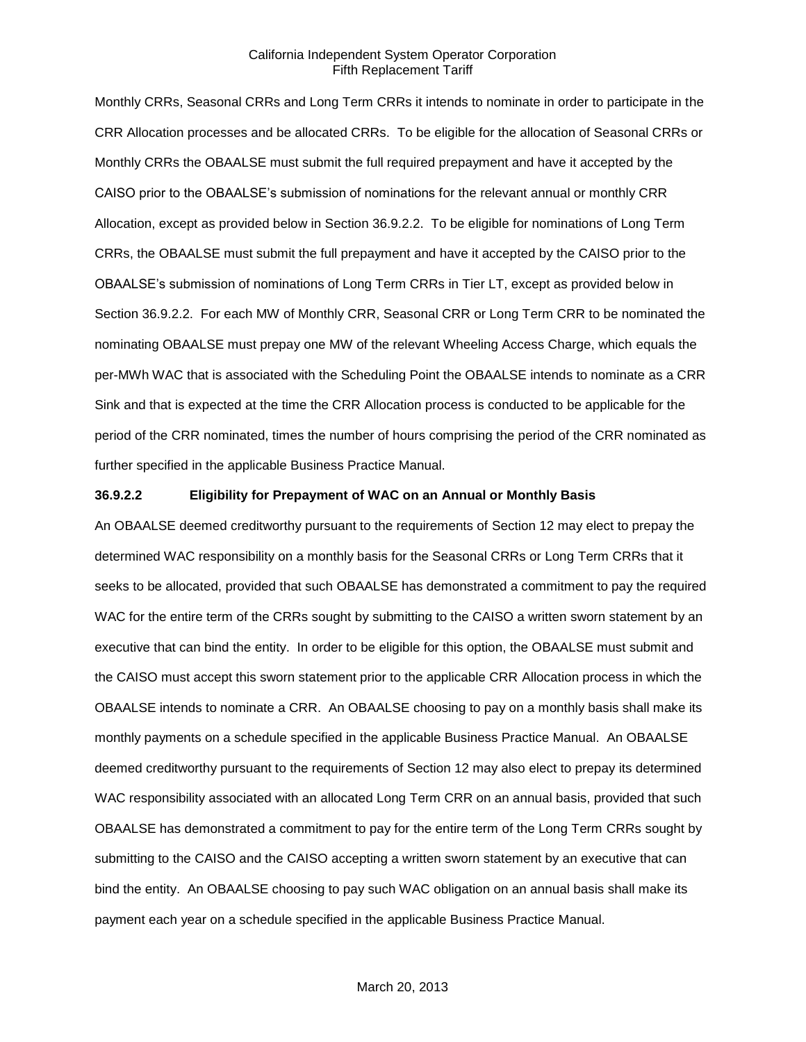Monthly CRRs, Seasonal CRRs and Long Term CRRs it intends to nominate in order to participate in the CRR Allocation processes and be allocated CRRs. To be eligible for the allocation of Seasonal CRRs or Monthly CRRs the OBAALSE must submit the full required prepayment and have it accepted by the CAISO prior to the OBAALSE's submission of nominations for the relevant annual or monthly CRR Allocation, except as provided below in Section 36.9.2.2. To be eligible for nominations of Long Term CRRs, the OBAALSE must submit the full prepayment and have it accepted by the CAISO prior to the OBAALSE's submission of nominations of Long Term CRRs in Tier LT, except as provided below in Section 36.9.2.2. For each MW of Monthly CRR, Seasonal CRR or Long Term CRR to be nominated the nominating OBAALSE must prepay one MW of the relevant Wheeling Access Charge, which equals the per-MWh WAC that is associated with the Scheduling Point the OBAALSE intends to nominate as a CRR Sink and that is expected at the time the CRR Allocation process is conducted to be applicable for the period of the CRR nominated, times the number of hours comprising the period of the CRR nominated as further specified in the applicable Business Practice Manual.

**36.9.2.2 Eligibility for Prepayment of WAC on an Annual or Monthly Basis**

An OBAALSE deemed creditworthy pursuant to the requirements of Section 12 may elect to prepay the determined WAC responsibility on a monthly basis for the Seasonal CRRs or Long Term CRRs that it seeks to be allocated, provided that such OBAALSE has demonstrated a commitment to pay the required WAC for the entire term of the CRRs sought by submitting to the CAISO a written sworn statement by an executive that can bind the entity. In order to be eligible for this option, the OBAALSE must submit and the CAISO must accept this sworn statement prior to the applicable CRR Allocation process in which the OBAALSE intends to nominate a CRR. An OBAALSE choosing to pay on a monthly basis shall make its monthly payments on a schedule specified in the applicable Business Practice Manual. An OBAALSE deemed creditworthy pursuant to the requirements of Section 12 may also elect to prepay its determined WAC responsibility associated with an allocated Long Term CRR on an annual basis, provided that such OBAALSE has demonstrated a commitment to pay for the entire term of the Long Term CRRs sought by submitting to the CAISO and the CAISO accepting a written sworn statement by an executive that can bind the entity. An OBAALSE choosing to pay such WAC obligation on an annual basis shall make its payment each year on a schedule specified in the applicable Business Practice Manual.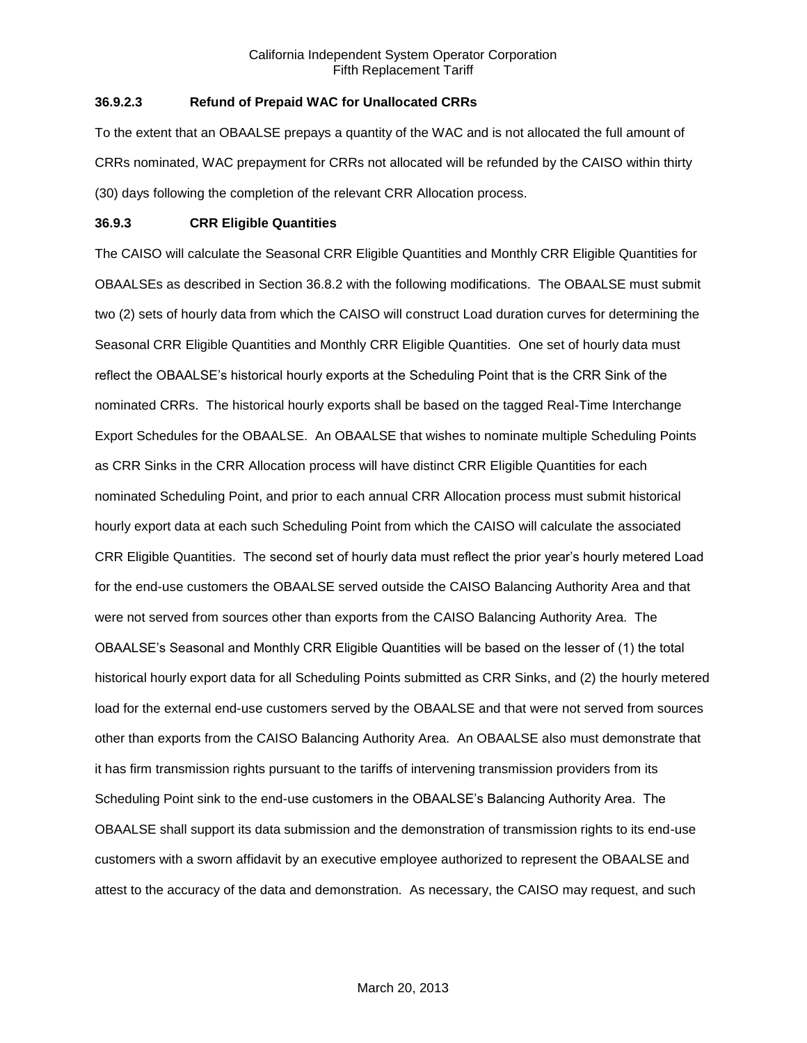### 36.9.2.3 Refund of Prepaid WAC for Unallocated CRRs

To the extent that an OBAALSE prepays a quantity of the WAC and is not allocated the full amount of CRRs nominated, WAC prepayment for CRRs not allocated will be refunded by the CAISO within thirty (30) days following the completion of the relevant CRR Allocation process.

### 36.9.3 CRR Eligible Quantities

The CAISO will calculate the Seasonal CRR Eligible Quantities and Monthly CRR Eligible Quantities for OBAALSEs as described in Section 36.8.2 with the following modifications. The OBAALSE must submit two (2) sets of hourly data from which the CAISO will construct Load duration curves for determining the Seasonal CRR Eligible Quantities and Monthly CRR Eligible Quantities. One set of hourly data must reflect the OBAALSE's historical hourly exports at the Scheduling Point that is the CRR Sink of the nominated CRRs. The historical hourly exports shall be based on the tagged Real-Time Interchange Export Schedules for the OBAALSE. An OBAALSE that wishes to nominate multiple Scheduling Points as CRR Sinks in the CRR Allocation process will have distinct CRR Eligible Quantities for each nominated Scheduling Point, and prior to each annual CRR Allocation process must submit historical hourly export data at each such Scheduling Point from which the CAISO will calculate the associated CRR Eligible Quantities. The second set of hourly data must reflect the prior year's hourly metered Load for the end-use customers the OBAALSE served outside the CAISO Balancing Authority Area and that were not served from sources other than exports from the CAISO Balancing Authority Area. The OBAALSE's Seasonal and Monthly CRR Eligible Quantities will be based on the lesser of (1) the total historical hourly export data for all Scheduling Points submitted as CRR Sinks, and (2) the hourly metered load for the external end-use customers served by the OBAALSE and that were not served from sources other than exports from the CAISO Balancing Authority Area. An OBAALSE also must demonstrate that it has firm transmission rights pursuant to the tariffs of intervening transmission providers from its Scheduling Point sink to the end-use customers in the OBAALSE's Balancing Authority Area. The OBAALSE shall support its data submission and the demonstration of transmission rights to its end-use customers with a sworn affidavit by an executive employee authorized to represent the OBAALSE and attest to the accuracy of the data and demonstration. As necessary, the CAISO may request, and such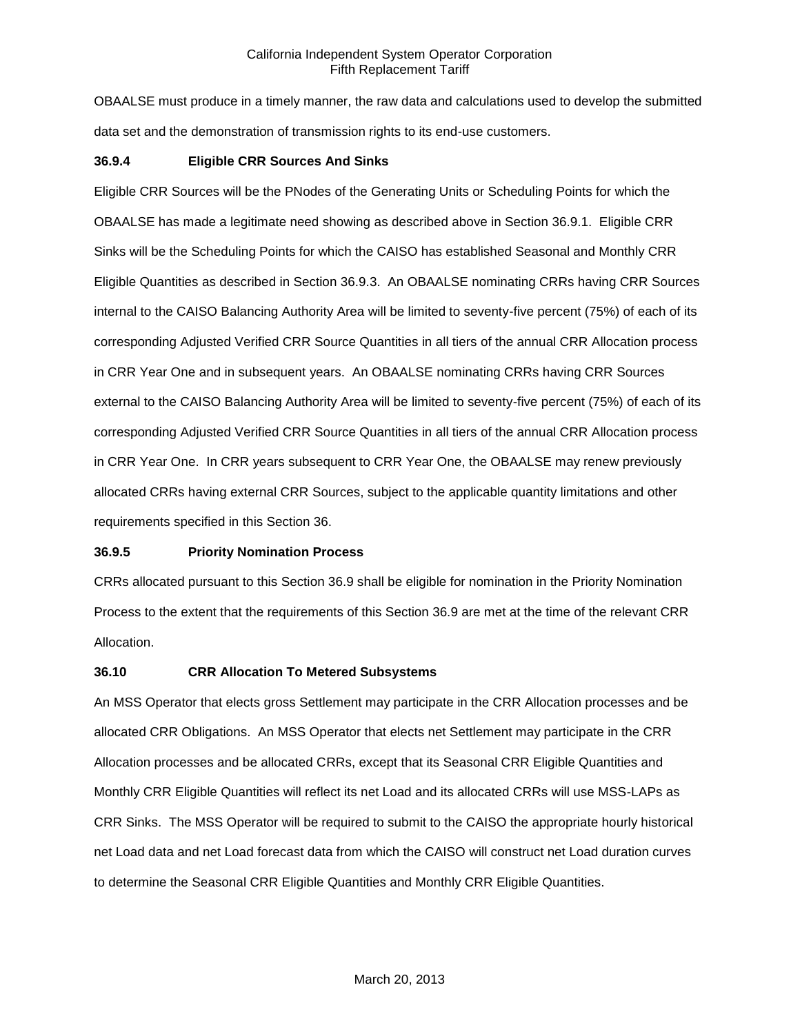OBAALSE must produce in a timely manner, the raw data and calculations used to develop the submitted data set and the demonstration of transmission rights to its end-use customers.

### 36.9.4 Eligible CRR Sources And Sinks

Eligible CRR Sources will be the PNodes of the Generating Units or Scheduling Points for which the OBAALSE has made a legitimate need showing as described above in Section 36.9.1. Eligible CRR Sinks will be the Scheduling Points for which the CAISO has established Seasonal and Monthly CRR Eligible Quantities as described in Section 36.9.3. An OBAALSE nominating CRRs having CRR Sources internal to the CAISO Balancing Authority Area will be limited to seventy-five percent (75%) of each of its corresponding Adjusted Verified CRR Source Quantities in all tiers of the annual CRR Allocation process in CRR Year One and in subsequent years. An OBAALSE nominating CRRs having CRR Sources external to the CAISO Balancing Authority Area will be limited to seventy-five percent (75%) of each of its corresponding Adjusted Verified CRR Source Quantities in all tiers of the annual CRR Allocation process in CRR Year One. In CRR years subsequent to CRR Year One, the OBAALSE may renew previously allocated CRRs having external CRR Sources, subject to the applicable quantity limitations and other requirements specified in this Section 36.

### 36.9.5 Priority Nomination Process

CRRs allocated pursuant to this Section 36.9 shall be eligible for nomination in the Priority Nomination Process to the extent that the requirements of this Section 36.9 are met at the time of the relevant CRR Allocation.

## 36.10 CRR Allocation To Metered Subsystems

An MSS Operator that elects gross Settlement may participate in the CRR Allocation processes and be allocated CRR Obligations. An MSS Operator that elects net Settlement may participate in the CRR Allocation processes and be allocated CRRs, except that its Seasonal CRR Eligible Quantities and Monthly CRR Eligible Quantities will reflect its net Load and its allocated CRRs will use MSS-LAPs as CRR Sinks. The MSS Operator will be required to submit to the CAISO the appropriate hourly historical net Load data and net Load forecast data from which the CAISO will construct net Load duration curves to determine the Seasonal CRR Eligible Quantities and Monthly CRR Eligible Quantities.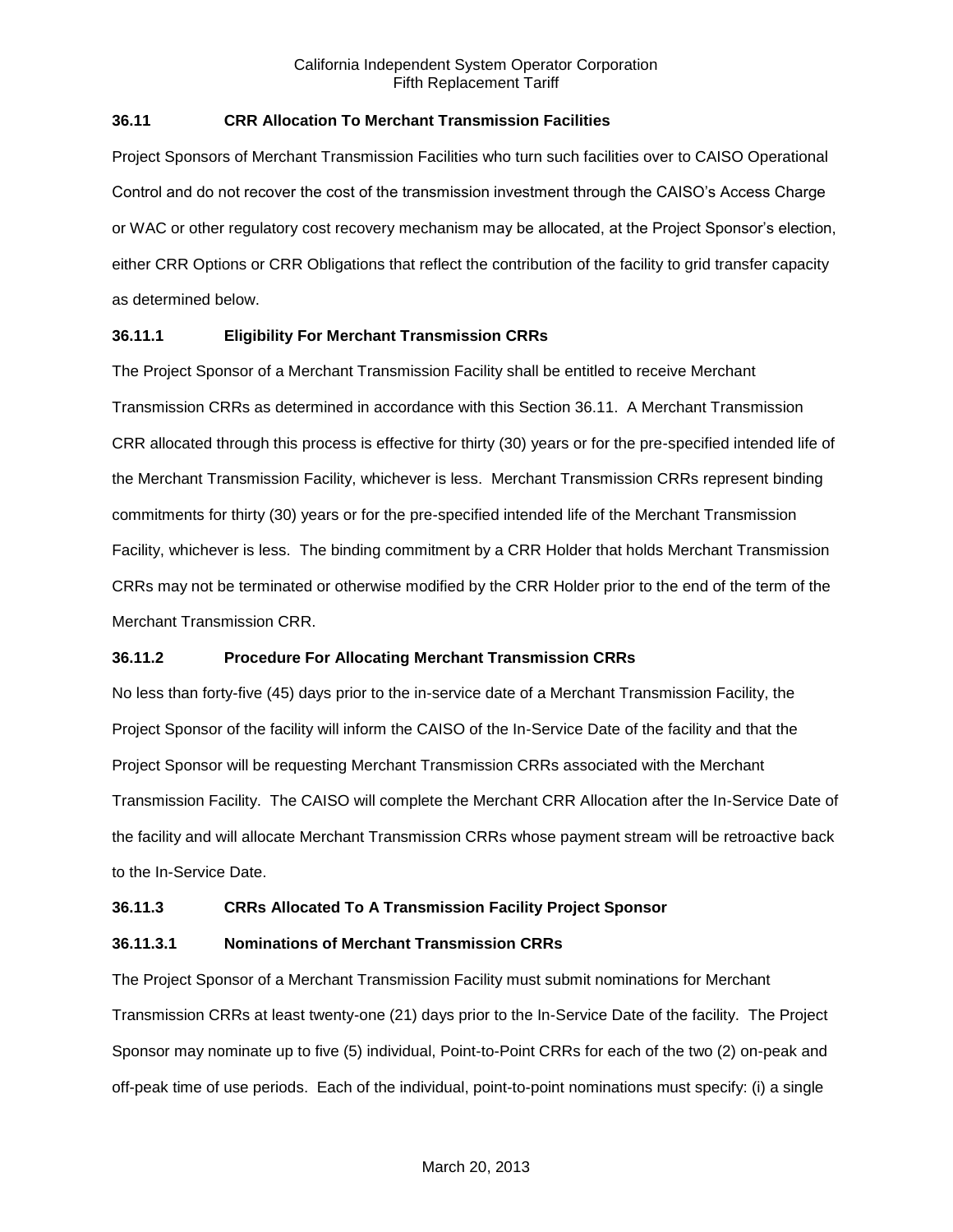### 36.11 CRR Allocation To Merchant Transmission Facilities

Project Sponsors of Merchant Transmission Facilities who turn such facilities over to CAISO Operational Control and do not recover the cost of the transmission investment through the CAISO's Access Charge or WAC or other regulatory cost recovery mechanism may be allocated, at the Project Sponsor's election, either CRR Options or CRR Obligations that reflect the contribution of the facility to grid transfer capacity as determined below.

#### 36.11.1 Eligibility For Merchant Transmission CRRs

The Project Sponsor of a Merchant Transmission Facility shall be entitled to receive Merchant Transmission CRRs as determined in accordance with this Section 36.11. A Merchant Transmission CRR allocated through this process is effective for thirty (30) years or for the pre-specified intended life of the Merchant Transmission Facility, whichever is less. Merchant Transmission CRRs represent binding commitments for thirty (30) years or for the pre-specified intended life of the Merchant Transmission Facility, whichever is less. The binding commitment by a CRR Holder that holds Merchant Transmission CRRs may not be terminated or otherwise modified by the CRR Holder prior to the end of the term of the Merchant Transmission CRR.

#### 36.11.2 Procedure For Allocating Merchant Transmission CRRs

No less than forty-five (45) days prior to the in-service date of a Merchant Transmission Facility, the Project Sponsor of the facility will inform the CAISO of the In-Service Date of the facility and that the Project Sponsor will be requesting Merchant Transmission CRRs associated with the Merchant Transmission Facility. The CAISO will complete the Merchant CRR Allocation after the In-Service Date of the facility and will allocate Merchant Transmission CRRs whose payment stream will be retroactive back to the In-Service Date.

#### 36.11.3 CRRs Allocated To A Transmission Facility Project Sponsor

##### 36.11.3.1 Nominations of Merchant Transmission CRRs

The Project Sponsor of a Merchant Transmission Facility must submit nominations for Merchant Transmission CRRs at least twenty-one (21) days prior to the In-Service Date of the facility. The Project Sponsor may nominate up to five (5) individual, Point-to-Point CRRs for each of the two (2) on-peak and off-peak time of use periods. Each of the individual, point-to-point nominations must specify: (i) a single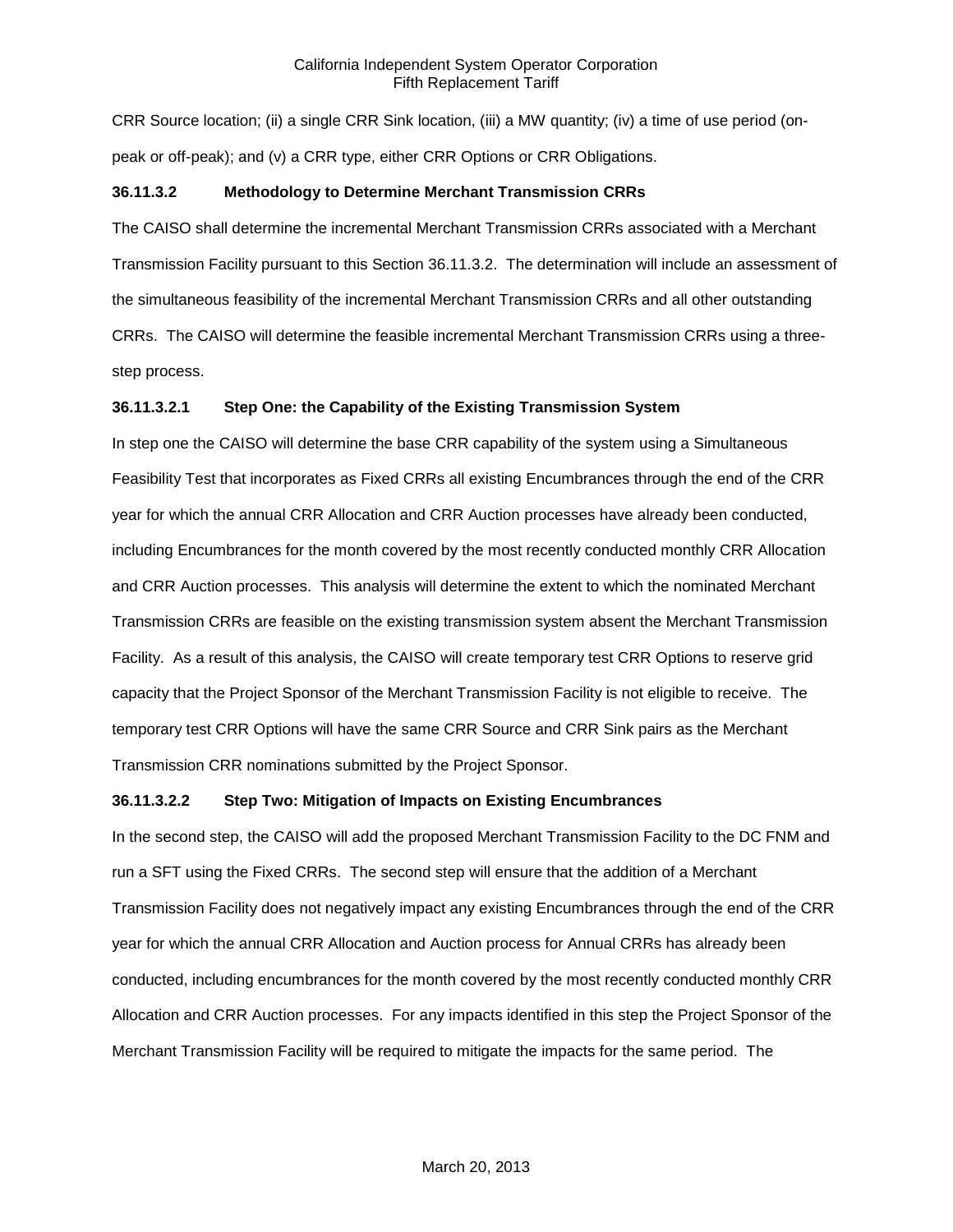CRR Source location; (ii) a single CRR Sink location, (iii) a MW quantity; (iv) a time of use period (on-peak or off-peak); and (v) a CRR type, either CRR Options or CRR Obligations.

**36.11.3.2 Methodology to Determine Merchant Transmission CRRs**

The CAISO shall determine the incremental Merchant Transmission CRRs associated with a Merchant Transmission Facility pursuant to this Section 36.11.3.2. The determination will include an assessment of the simultaneous feasibility of the incremental Merchant Transmission CRRs and all other outstanding CRRs. The CAISO will determine the feasible incremental Merchant Transmission CRRs using a three-step process.

**36.11.3.2.1 Step One: the Capability of the Existing Transmission System**

In step one the CAISO will determine the base CRR capability of the system using a Simultaneous Feasibility Test that incorporates as Fixed CRRs all existing Encumbrances through the end of the CRR year for which the annual CRR Allocation and CRR Auction processes have already been conducted, including Encumbrances for the month covered by the most recently conducted monthly CRR Allocation and CRR Auction processes. This analysis will determine the extent to which the nominated Merchant Transmission CRRs are feasible on the existing transmission system absent the Merchant Transmission Facility. As a result of this analysis, the CAISO will create temporary test CRR Options to reserve grid capacity that the Project Sponsor of the Merchant Transmission Facility is not eligible to receive. The temporary test CRR Options will have the same CRR Source and CRR Sink pairs as the Merchant Transmission CRR nominations submitted by the Project Sponsor.

**36.11.3.2.2 Step Two: Mitigation of Impacts on Existing Encumbrances**

In the second step, the CAISO will add the proposed Merchant Transmission Facility to the DC FNM and run a SFT using the Fixed CRRs. The second step will ensure that the addition of a Merchant Transmission Facility does not negatively impact any existing Encumbrances through the end of the CRR year for which the annual CRR Allocation and Auction process for Annual CRRs has already been conducted, including encumbrances for the month covered by the most recently conducted monthly CRR Allocation and CRR Auction processes. For any impacts identified in this step the Project Sponsor of the Merchant Transmission Facility will be required to mitigate the impacts for the same period. The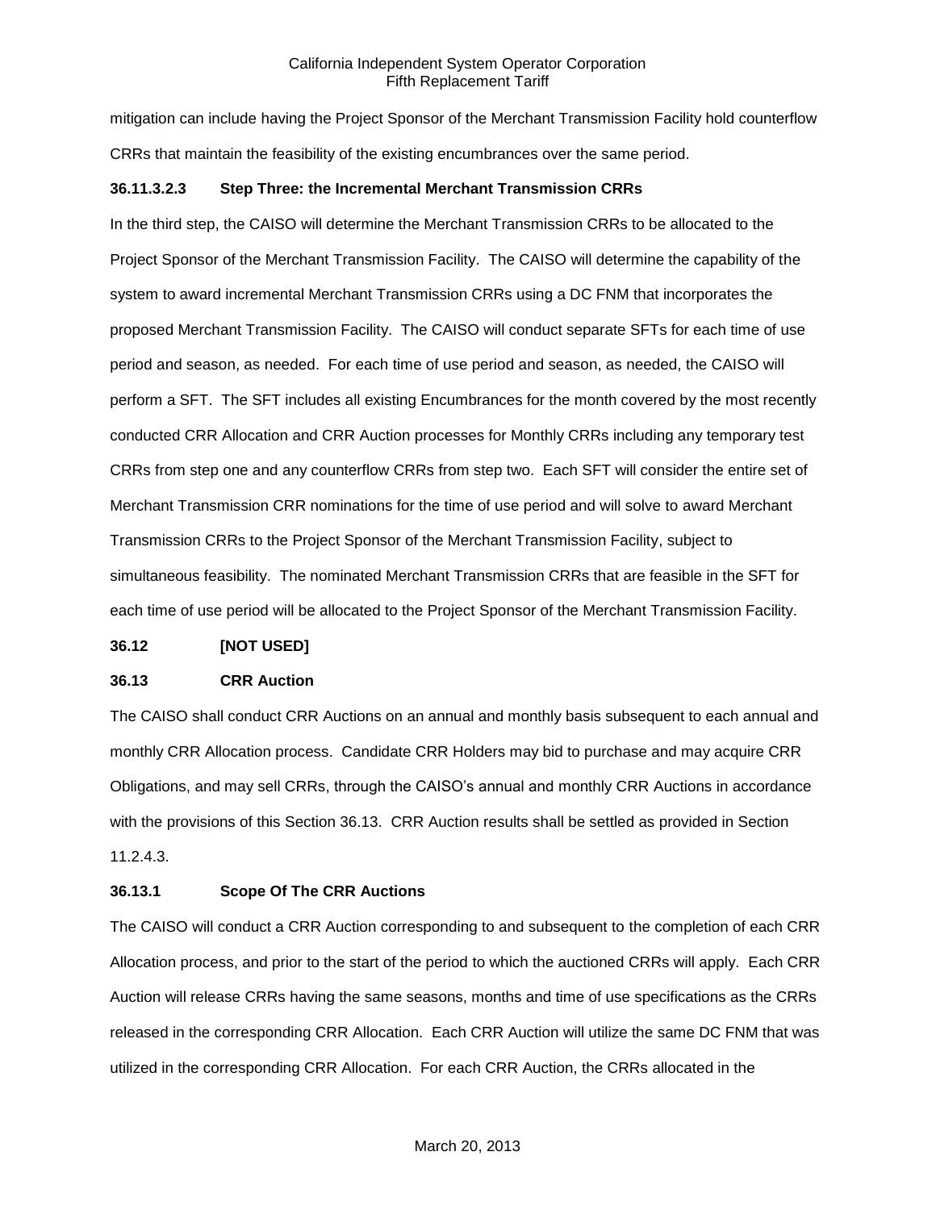mitigation can include having the Project Sponsor of the Merchant Transmission Facility hold counterflow CRRs that maintain the feasibility of the existing encumbrances over the same period.

**36.11.3.2.3 Step Three: the Incremental Merchant Transmission CRRs**

In the third step, the CAISO will determine the Merchant Transmission CRRs to be allocated to the Project Sponsor of the Merchant Transmission Facility. The CAISO will determine the capability of the system to award incremental Merchant Transmission CRRs using a DC FNM that incorporates the proposed Merchant Transmission Facility. The CAISO will conduct separate SFTs for each time of use period and season, as needed. For each time of use period and season, as needed, the CAISO will perform a SFT. The SFT includes all existing Encumbrances for the month covered by the most recently conducted CRR Allocation and CRR Auction processes for Monthly CRRs including any temporary test CRRs from step one and any counterflow CRRs from step two. Each SFT will consider the entire set of Merchant Transmission CRR nominations for the time of use period and will solve to award Merchant Transmission CRRs to the Project Sponsor of the Merchant Transmission Facility, subject to simultaneous feasibility. The nominated Merchant Transmission CRRs that are feasible in the SFT for each time of use period will be allocated to the Project Sponsor of the Merchant Transmission Facility.

**36.12 [NOT USED]**

**36.13 CRR Auction**

The CAISO shall conduct CRR Auctions on an annual and monthly basis subsequent to each annual and monthly CRR Allocation process. Candidate CRR Holders may bid to purchase and may acquire CRR Obligations, and may sell CRRs, through the CAISO's annual and monthly CRR Auctions in accordance with the provisions of this Section 36.13. CRR Auction results shall be settled as provided in Section 11.2.4.3.

**36.13.1 Scope Of The CRR Auctions**

The CAISO will conduct a CRR Auction corresponding to and subsequent to the completion of each CRR Allocation process, and prior to the start of the period to which the auctioned CRRs will apply. Each CRR Auction will release CRRs having the same seasons, months and time of use specifications as the CRRs released in the corresponding CRR Allocation. Each CRR Auction will utilize the same DC FNM that was utilized in the corresponding CRR Allocation. For each CRR Auction, the CRRs allocated in the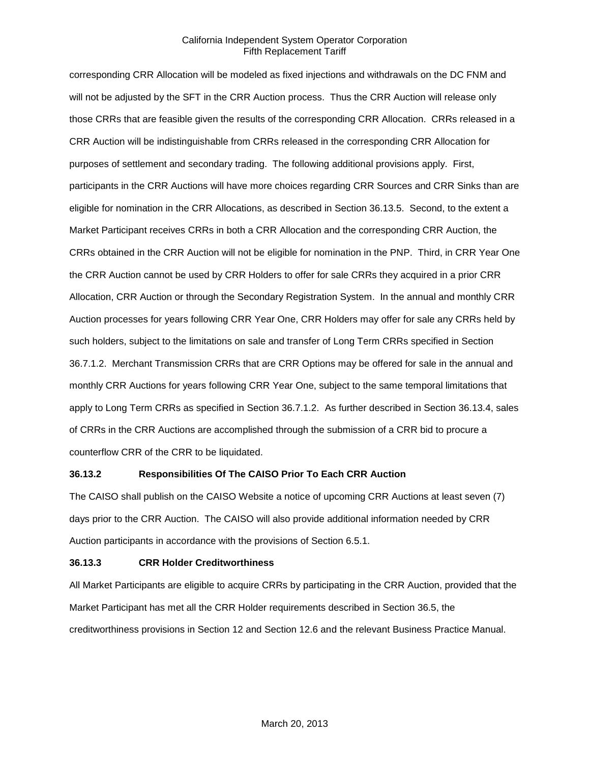corresponding CRR Allocation will be modeled as fixed injections and withdrawals on the DC FNM and will not be adjusted by the SFT in the CRR Auction process. Thus the CRR Auction will release only those CRRs that are feasible given the results of the corresponding CRR Allocation. CRRs released in a CRR Auction will be indistinguishable from CRRs released in the corresponding CRR Allocation for purposes of settlement and secondary trading. The following additional provisions apply. First, participants in the CRR Auctions will have more choices regarding CRR Sources and CRR Sinks than are eligible for nomination in the CRR Allocations, as described in Section 36.13.5. Second, to the extent a Market Participant receives CRRs in both a CRR Allocation and the corresponding CRR Auction, the CRRs obtained in the CRR Auction will not be eligible for nomination in the PNP. Third, in CRR Year One the CRR Auction cannot be used by CRR Holders to offer for sale CRRs they acquired in a prior CRR Allocation, CRR Auction or through the Secondary Registration System. In the annual and monthly CRR Auction processes for years following CRR Year One, CRR Holders may offer for sale any CRRs held by such holders, subject to the limitations on sale and transfer of Long Term CRRs specified in Section 36.7.1.2. Merchant Transmission CRRs that are CRR Options may be offered for sale in the annual and monthly CRR Auctions for years following CRR Year One, subject to the same temporal limitations that apply to Long Term CRRs as specified in Section 36.7.1.2. As further described in Section 36.13.4, sales of CRRs in the CRR Auctions are accomplished through the submission of a CRR bid to procure a counterflow CRR of the CRR to be liquidated.

### 36.13.2 Responsibilities Of The CAISO Prior To Each CRR Auction

The CAISO shall publish on the CAISO Website a notice of upcoming CRR Auctions at least seven (7) days prior to the CRR Auction. The CAISO will also provide additional information needed by CRR Auction participants in accordance with the provisions of Section 6.5.1.

### 36.13.3 CRR Holder Creditworthiness

All Market Participants are eligible to acquire CRRs by participating in the CRR Auction, provided that the Market Participant has met all the CRR Holder requirements described in Section 36.5, the creditworthiness provisions in Section 12 and Section 12.6 and the relevant Business Practice Manual.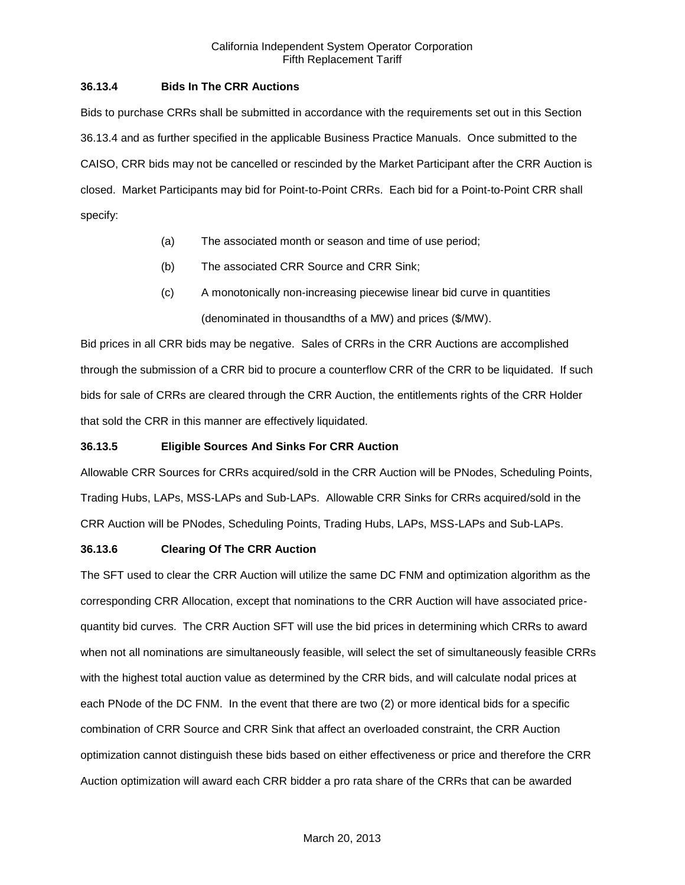### 36.13.4 Bids In The CRR Auctions

Bids to purchase CRRs shall be submitted in accordance with the requirements set out in this Section 36.13.4 and as further specified in the applicable Business Practice Manuals. Once submitted to the CAISO, CRR bids may not be cancelled or rescinded by the Market Participant after the CRR Auction is closed. Market Participants may bid for Point-to-Point CRRs. Each bid for a Point-to-Point CRR shall specify:

(a) The associated month or season and time of use period;

(b) The associated CRR Source and CRR Sink;

(c) A monotonically non-increasing piecewise linear bid curve in quantities (denominated in thousandths of a MW) and prices ($/MW).

Bid prices in all CRR bids may be negative. Sales of CRRs in the CRR Auctions are accomplished through the submission of a CRR bid to procure a counterflow CRR of the CRR to be liquidated. If such bids for sale of CRRs are cleared through the CRR Auction, the entitlements rights of the CRR Holder that sold the CRR in this manner are effectively liquidated.

### 36.13.5 Eligible Sources And Sinks For CRR Auction

Allowable CRR Sources for CRRs acquired/sold in the CRR Auction will be PNodes, Scheduling Points, Trading Hubs, LAPs, MSS-LAPs and Sub-LAPs. Allowable CRR Sinks for CRRs acquired/sold in the CRR Auction will be PNodes, Scheduling Points, Trading Hubs, LAPs, MSS-LAPs and Sub-LAPs.

### 36.13.6 Clearing Of The CRR Auction

The SFT used to clear the CRR Auction will utilize the same DC FNM and optimization algorithm as the corresponding CRR Allocation, except that nominations to the CRR Auction will have associated price-quantity bid curves. The CRR Auction SFT will use the bid prices in determining which CRRs to award when not all nominations are simultaneously feasible, will select the set of simultaneously feasible CRRs with the highest total auction value as determined by the CRR bids, and will calculate nodal prices at each PNode of the DC FNM. In the event that there are two (2) or more identical bids for a specific combination of CRR Source and CRR Sink that affect an overloaded constraint, the CRR Auction optimization cannot distinguish these bids based on either effectiveness or price and therefore the CRR Auction optimization will award each CRR bidder a pro rata share of the CRRs that can be awarded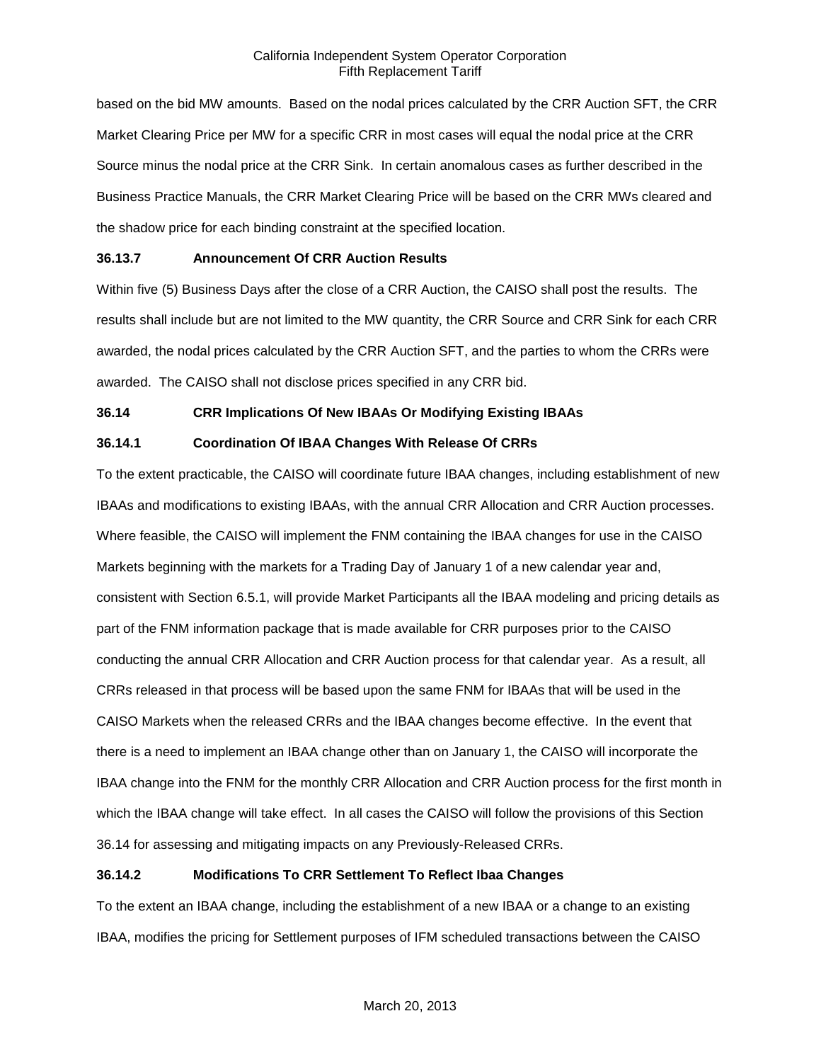based on the bid MW amounts. Based on the nodal prices calculated by the CRR Auction SFT, the CRR Market Clearing Price per MW for a specific CRR in most cases will equal the nodal price at the CRR Source minus the nodal price at the CRR Sink. In certain anomalous cases as further described in the Business Practice Manuals, the CRR Market Clearing Price will be based on the CRR MWs cleared and the shadow price for each binding constraint at the specified location.

**36.13.7 Announcement Of CRR Auction Results**

Within five (5) Business Days after the close of a CRR Auction, the CAISO shall post the results. The results shall include but are not limited to the MW quantity, the CRR Source and CRR Sink for each CRR awarded, the nodal prices calculated by the CRR Auction SFT, and the parties to whom the CRRs were awarded. The CAISO shall not disclose prices specified in any CRR bid.

**36.14 CRR Implications Of New IBAAs Or Modifying Existing IBAAs**

**36.14.1 Coordination Of IBAA Changes With Release Of CRRs**

To the extent practicable, the CAISO will coordinate future IBAA changes, including establishment of new IBAAs and modifications to existing IBAAs, with the annual CRR Allocation and CRR Auction processes. Where feasible, the CAISO will implement the FNM containing the IBAA changes for use in the CAISO Markets beginning with the markets for a Trading Day of January 1 of a new calendar year and, consistent with Section 6.5.1, will provide Market Participants all the IBAA modeling and pricing details as part of the FNM information package that is made available for CRR purposes prior to the CAISO conducting the annual CRR Allocation and CRR Auction process for that calendar year. As a result, all CRRs released in that process will be based upon the same FNM for IBAAs that will be used in the CAISO Markets when the released CRRs and the IBAA changes become effective. In the event that there is a need to implement an IBAA change other than on January 1, the CAISO will incorporate the IBAA change into the FNM for the monthly CRR Allocation and CRR Auction process for the first month in which the IBAA change will take effect. In all cases the CAISO will follow the provisions of this Section 36.14 for assessing and mitigating impacts on any Previously-Released CRRs.

**36.14.2 Modifications To CRR Settlement To Reflect Ibaa Changes**

To the extent an IBAA change, including the establishment of a new IBAA or a change to an existing IBAA, modifies the pricing for Settlement purposes of IFM scheduled transactions between the CAISO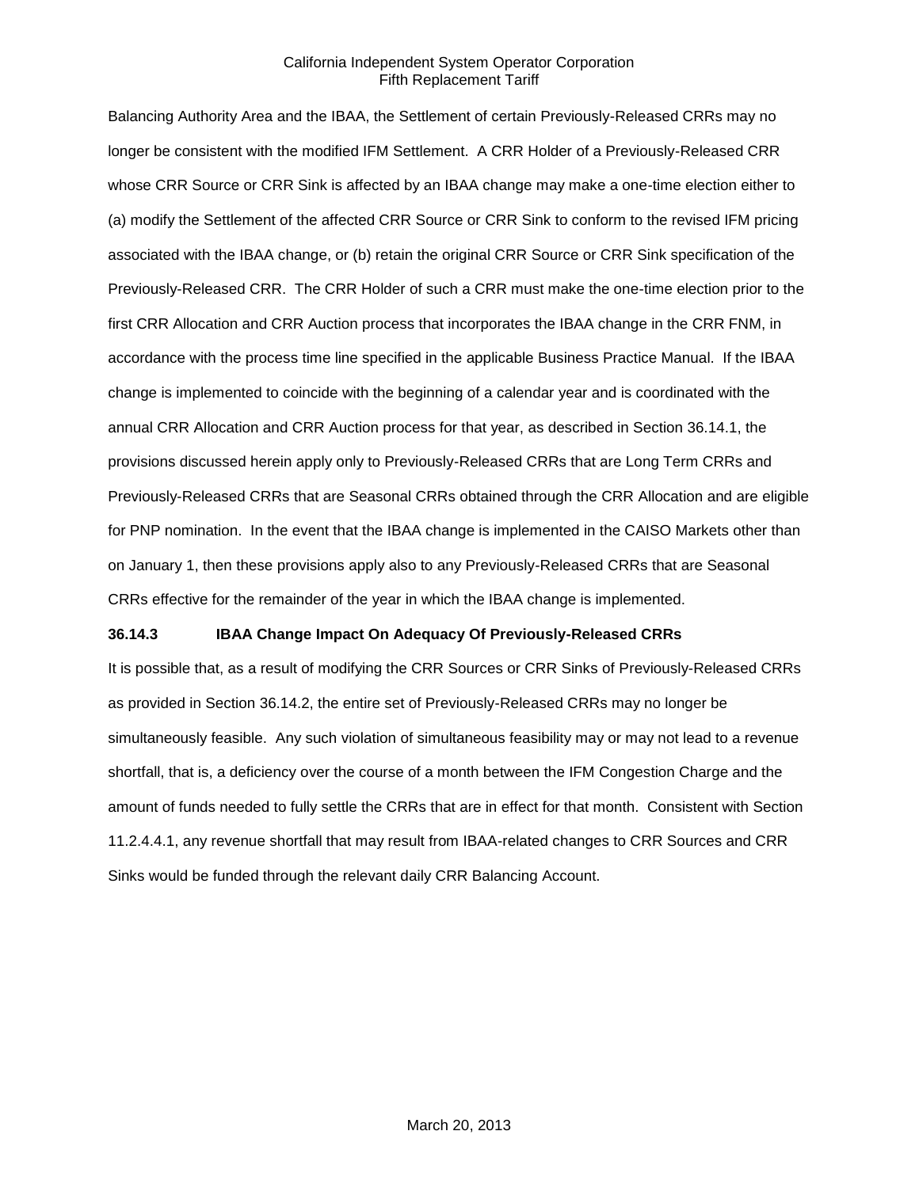Balancing Authority Area and the IBAA, the Settlement of certain Previously-Released CRRs may no longer be consistent with the modified IFM Settlement. A CRR Holder of a Previously-Released CRR whose CRR Source or CRR Sink is affected by an IBAA change may make a one-time election either to (a) modify the Settlement of the affected CRR Source or CRR Sink to conform to the revised IFM pricing associated with the IBAA change, or (b) retain the original CRR Source or CRR Sink specification of the Previously-Released CRR. The CRR Holder of such a CRR must make the one-time election prior to the first CRR Allocation and CRR Auction process that incorporates the IBAA change in the CRR FNM, in accordance with the process time line specified in the applicable Business Practice Manual. If the IBAA change is implemented to coincide with the beginning of a calendar year and is coordinated with the annual CRR Allocation and CRR Auction process for that year, as described in Section 36.14.1, the provisions discussed herein apply only to Previously-Released CRRs that are Long Term CRRs and Previously-Released CRRs that are Seasonal CRRs obtained through the CRR Allocation and are eligible for PNP nomination. In the event that the IBAA change is implemented in the CAISO Markets other than on January 1, then these provisions apply also to any Previously-Released CRRs that are Seasonal CRRs effective for the remainder of the year in which the IBAA change is implemented.

**36.14.3 IBAA Change Impact On Adequacy Of Previously-Released CRRs**

It is possible that, as a result of modifying the CRR Sources or CRR Sinks of Previously-Released CRRs as provided in Section 36.14.2, the entire set of Previously-Released CRRs may no longer be simultaneously feasible. Any such violation of simultaneous feasibility may or may not lead to a revenue shortfall, that is, a deficiency over the course of a month between the IFM Congestion Charge and the amount of funds needed to fully settle the CRRs that are in effect for that month. Consistent with Section 11.2.4.4.1, any revenue shortfall that may result from IBAA-related changes to CRR Sources and CRR Sinks would be funded through the relevant daily CRR Balancing Account.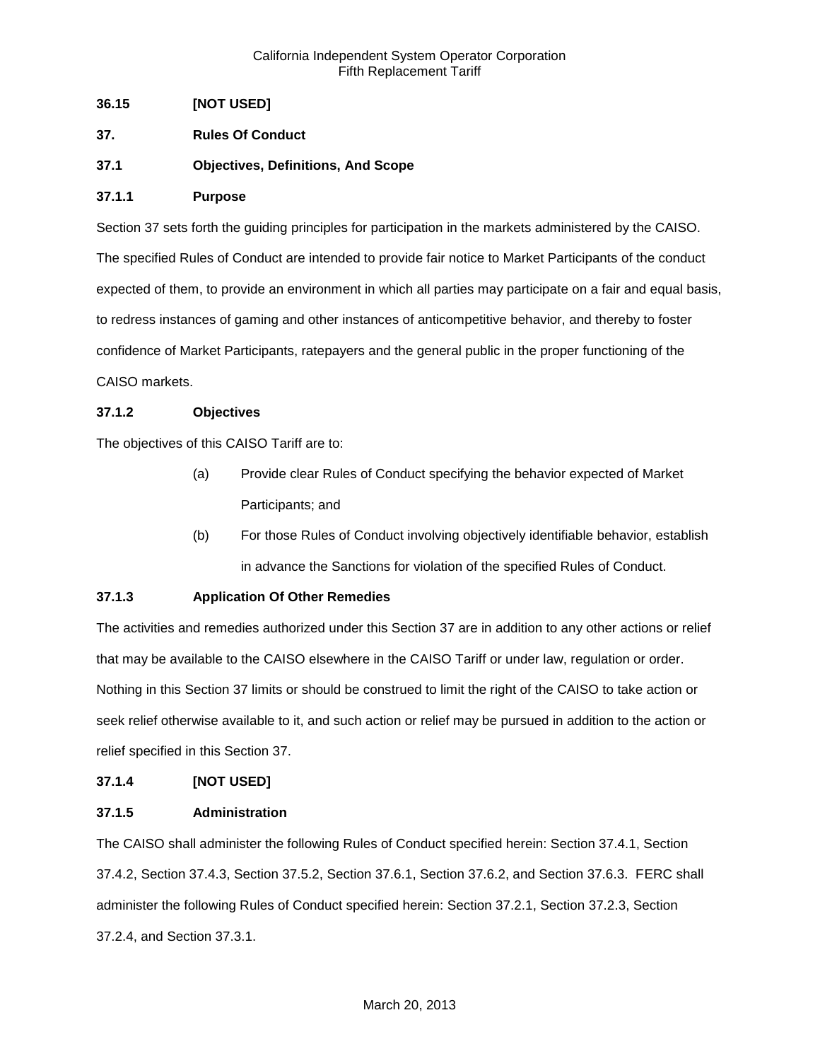**36.15 [NOT USED]**

**37. Rules Of Conduct**

**37.1 Objectives, Definitions, And Scope**

**37.1.1 Purpose**

Section 37 sets forth the guiding principles for participation in the markets administered by the CAISO. The specified Rules of Conduct are intended to provide fair notice to Market Participants of the conduct expected of them, to provide an environment in which all parties may participate on a fair and equal basis, to redress instances of gaming and other instances of anticompetitive behavior, and thereby to foster confidence of Market Participants, ratepayers and the general public in the proper functioning of the CAISO markets.

**37.1.2 Objectives**

The objectives of this CAISO Tariff are to:

(a) Provide clear Rules of Conduct specifying the behavior expected of Market Participants; and

(b) For those Rules of Conduct involving objectively identifiable behavior, establish in advance the Sanctions for violation of the specified Rules of Conduct.

**37.1.3 Application Of Other Remedies**

The activities and remedies authorized under this Section 37 are in addition to any other actions or relief that may be available to the CAISO elsewhere in the CAISO Tariff or under law, regulation or order. Nothing in this Section 37 limits or should be construed to limit the right of the CAISO to take action or seek relief otherwise available to it, and such action or relief may be pursued in addition to the action or relief specified in this Section 37.

**37.1.4 [NOT USED]**

**37.1.5 Administration**

The CAISO shall administer the following Rules of Conduct specified herein: Section 37.4.1, Section 37.4.2, Section 37.4.3, Section 37.5.2, Section 37.6.1, Section 37.6.2, and Section 37.6.3. FERC shall administer the following Rules of Conduct specified herein: Section 37.2.1, Section 37.2.3, Section 37.2.4, and Section 37.3.1.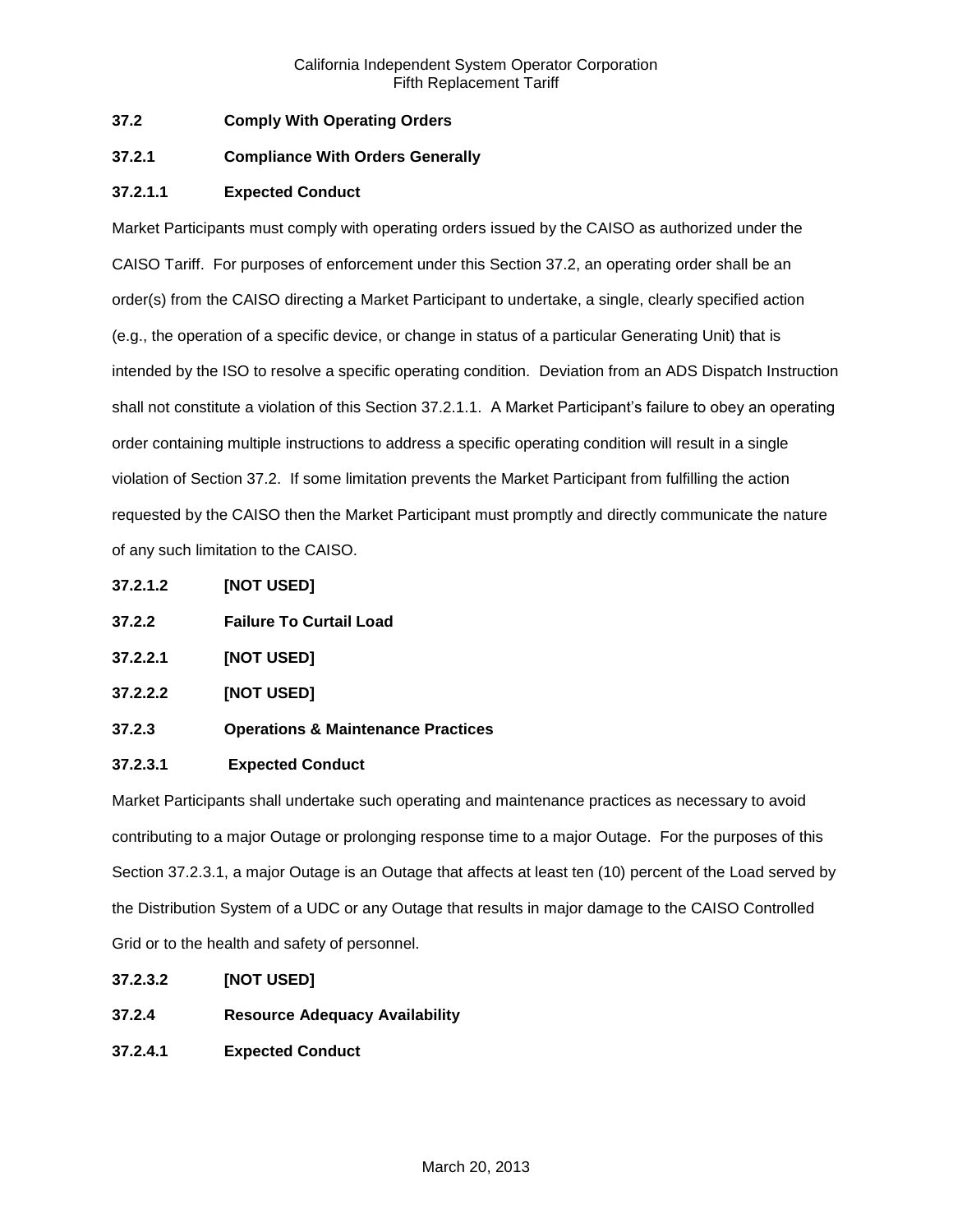### 37.2 Comply With Operating Orders

#### 37.2.1 Compliance With Orders Generally

##### 37.2.1.1 Expected Conduct

Market Participants must comply with operating orders issued by the CAISO as authorized under the CAISO Tariff. For purposes of enforcement under this Section 37.2, an operating order shall be an order(s) from the CAISO directing a Market Participant to undertake, a single, clearly specified action (e.g., the operation of a specific device, or change in status of a particular Generating Unit) that is intended by the ISO to resolve a specific operating condition. Deviation from an ADS Dispatch Instruction shall not constitute a violation of this Section 37.2.1.1. A Market Participant's failure to obey an operating order containing multiple instructions to address a specific operating condition will result in a single violation of Section 37.2. If some limitation prevents the Market Participant from fulfilling the action requested by the CAISO then the Market Participant must promptly and directly communicate the nature of any such limitation to the CAISO.

##### 37.2.1.2 [NOT USED]

#### 37.2.2 Failure To Curtail Load

##### 37.2.2.1 [NOT USED]

##### 37.2.2.2 [NOT USED]

#### 37.2.3 Operations & Maintenance Practices

##### 37.2.3.1 Expected Conduct

Market Participants shall undertake such operating and maintenance practices as necessary to avoid contributing to a major Outage or prolonging response time to a major Outage. For the purposes of this Section 37.2.3.1, a major Outage is an Outage that affects at least ten (10) percent of the Load served by the Distribution System of a UDC or any Outage that results in major damage to the CAISO Controlled Grid or to the health and safety of personnel.

##### 37.2.3.2 [NOT USED]

#### 37.2.4 Resource Adequacy Availability

##### 37.2.4.1 Expected Conduct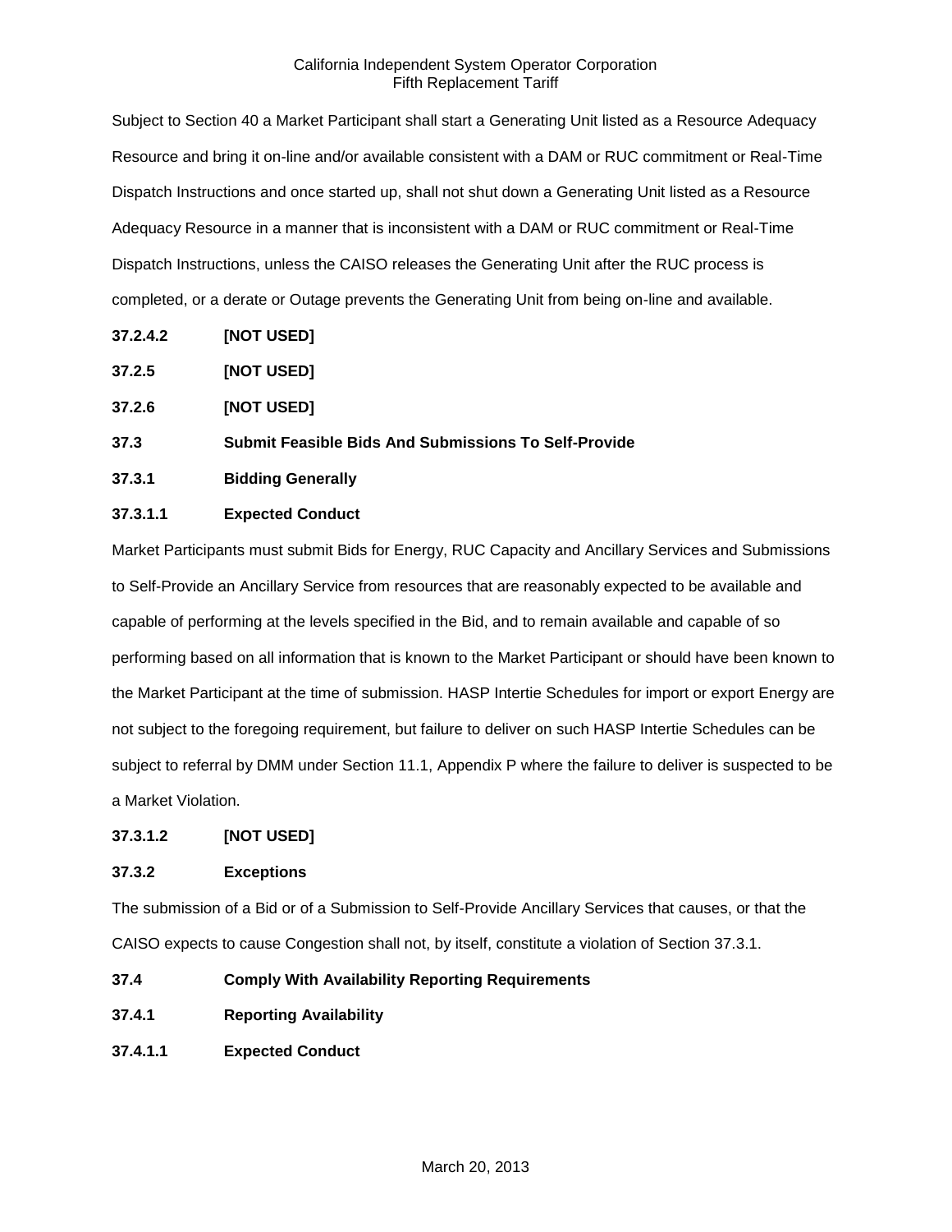Subject to Section 40 a Market Participant shall start a Generating Unit listed as a Resource Adequacy Resource and bring it on-line and/or available consistent with a DAM or RUC commitment or Real-Time Dispatch Instructions and once started up, shall not shut down a Generating Unit listed as a Resource Adequacy Resource in a manner that is inconsistent with a DAM or RUC commitment or Real-Time Dispatch Instructions, unless the CAISO releases the Generating Unit after the RUC process is completed, or a derate or Outage prevents the Generating Unit from being on-line and available.

**37.2.4.2 [NOT USED]**

**37.2.5 [NOT USED]**

**37.2.6 [NOT USED]**

**37.3 Submit Feasible Bids And Submissions To Self-Provide**

**37.3.1 Bidding Generally**

**37.3.1.1 Expected Conduct**

Market Participants must submit Bids for Energy, RUC Capacity and Ancillary Services and Submissions to Self-Provide an Ancillary Service from resources that are reasonably expected to be available and capable of performing at the levels specified in the Bid, and to remain available and capable of so performing based on all information that is known to the Market Participant or should have been known to the Market Participant at the time of submission. HASP Intertie Schedules for import or export Energy are not subject to the foregoing requirement, but failure to deliver on such HASP Intertie Schedules can be subject to referral by DMM under Section 11.1, Appendix P where the failure to deliver is suspected to be a Market Violation.

**37.3.1.2 [NOT USED]**

**37.3.2 Exceptions**

The submission of a Bid or of a Submission to Self-Provide Ancillary Services that causes, or that the CAISO expects to cause Congestion shall not, by itself, constitute a violation of Section 37.3.1.

**37.4 Comply With Availability Reporting Requirements**

**37.4.1 Reporting Availability**

**37.4.1.1 Expected Conduct**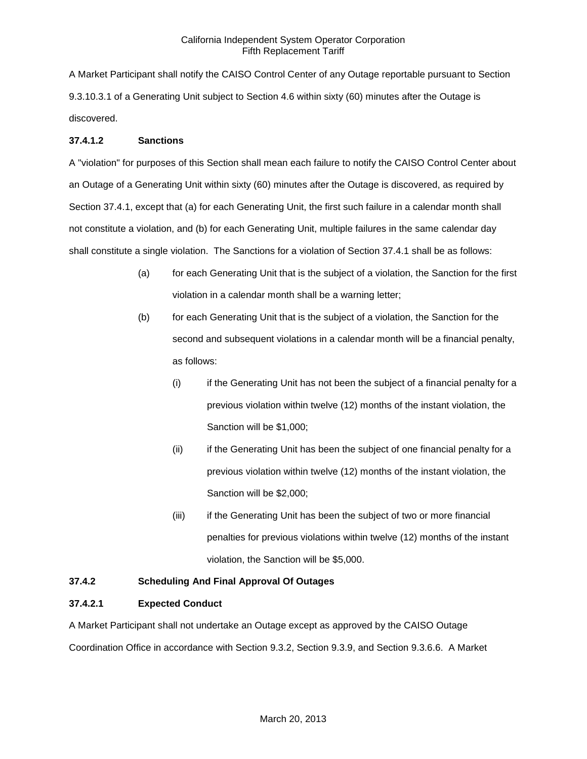A Market Participant shall notify the CAISO Control Center of any Outage reportable pursuant to Section 9.3.10.3.1 of a Generating Unit subject to Section 4.6 within sixty (60) minutes after the Outage is discovered.

**37.4.1.2 Sanctions**

A "violation" for purposes of this Section shall mean each failure to notify the CAISO Control Center about an Outage of a Generating Unit within sixty (60) minutes after the Outage is discovered, as required by Section 37.4.1, except that (a) for each Generating Unit, the first such failure in a calendar month shall not constitute a violation, and (b) for each Generating Unit, multiple failures in the same calendar day shall constitute a single violation. The Sanctions for a violation of Section 37.4.1 shall be as follows:

(a) for each Generating Unit that is the subject of a violation, the Sanction for the first violation in a calendar month shall be a warning letter;

(b) for each Generating Unit that is the subject of a violation, the Sanction for the second and subsequent violations in a calendar month will be a financial penalty, as follows:

  (i) if the Generating Unit has not been the subject of a financial penalty for a previous violation within twelve (12) months of the instant violation, the Sanction will be $1,000;

  (ii) if the Generating Unit has been the subject of one financial penalty for a previous violation within twelve (12) months of the instant violation, the Sanction will be $2,000;

  (iii) if the Generating Unit has been the subject of two or more financial penalties for previous violations within twelve (12) months of the instant violation, the Sanction will be $5,000.

**37.4.2 Scheduling And Final Approval Of Outages**

**37.4.2.1 Expected Conduct**

A Market Participant shall not undertake an Outage except as approved by the CAISO Outage Coordination Office in accordance with Section 9.3.2, Section 9.3.9, and Section 9.3.6.6. A Market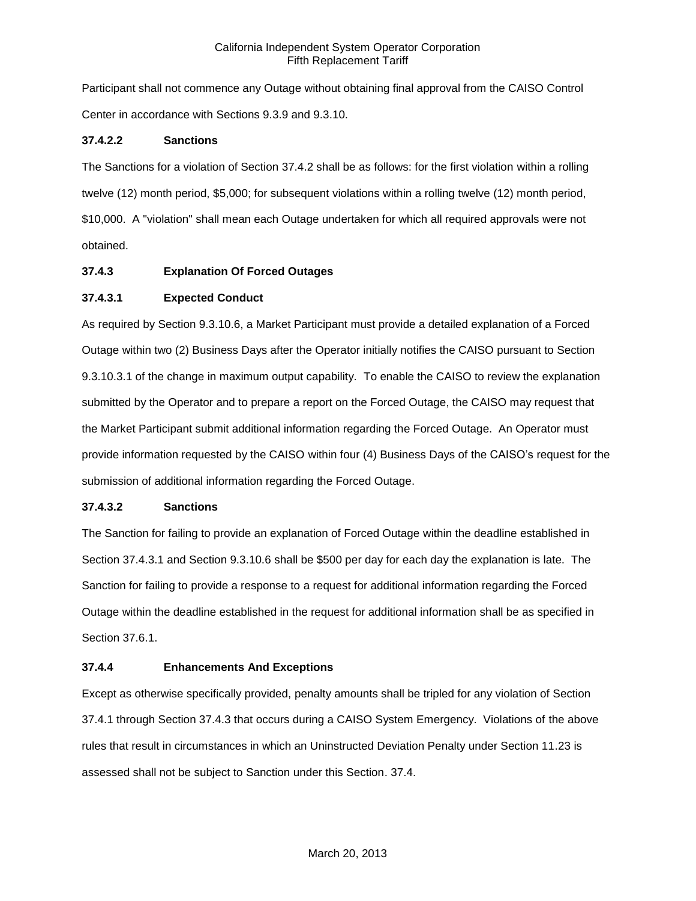Participant shall not commence any Outage without obtaining final approval from the CAISO Control Center in accordance with Sections 9.3.9 and 9.3.10.

**37.4.2.2 Sanctions**

The Sanctions for a violation of Section 37.4.2 shall be as follows: for the first violation within a rolling twelve (12) month period, $5,000; for subsequent violations within a rolling twelve (12) month period, $10,000. A "violation" shall mean each Outage undertaken for which all required approvals were not obtained.

**37.4.3 Explanation Of Forced Outages**

**37.4.3.1 Expected Conduct**

As required by Section 9.3.10.6, a Market Participant must provide a detailed explanation of a Forced Outage within two (2) Business Days after the Operator initially notifies the CAISO pursuant to Section 9.3.10.3.1 of the change in maximum output capability. To enable the CAISO to review the explanation submitted by the Operator and to prepare a report on the Forced Outage, the CAISO may request that the Market Participant submit additional information regarding the Forced Outage. An Operator must provide information requested by the CAISO within four (4) Business Days of the CAISO's request for the submission of additional information regarding the Forced Outage.

**37.4.3.2 Sanctions**

The Sanction for failing to provide an explanation of Forced Outage within the deadline established in Section 37.4.3.1 and Section 9.3.10.6 shall be $500 per day for each day the explanation is late. The Sanction for failing to provide a response to a request for additional information regarding the Forced Outage within the deadline established in the request for additional information shall be as specified in Section 37.6.1.

**37.4.4 Enhancements And Exceptions**

Except as otherwise specifically provided, penalty amounts shall be tripled for any violation of Section 37.4.1 through Section 37.4.3 that occurs during a CAISO System Emergency. Violations of the above rules that result in circumstances in which an Uninstructed Deviation Penalty under Section 11.23 is assessed shall not be subject to Sanction under this Section. 37.4.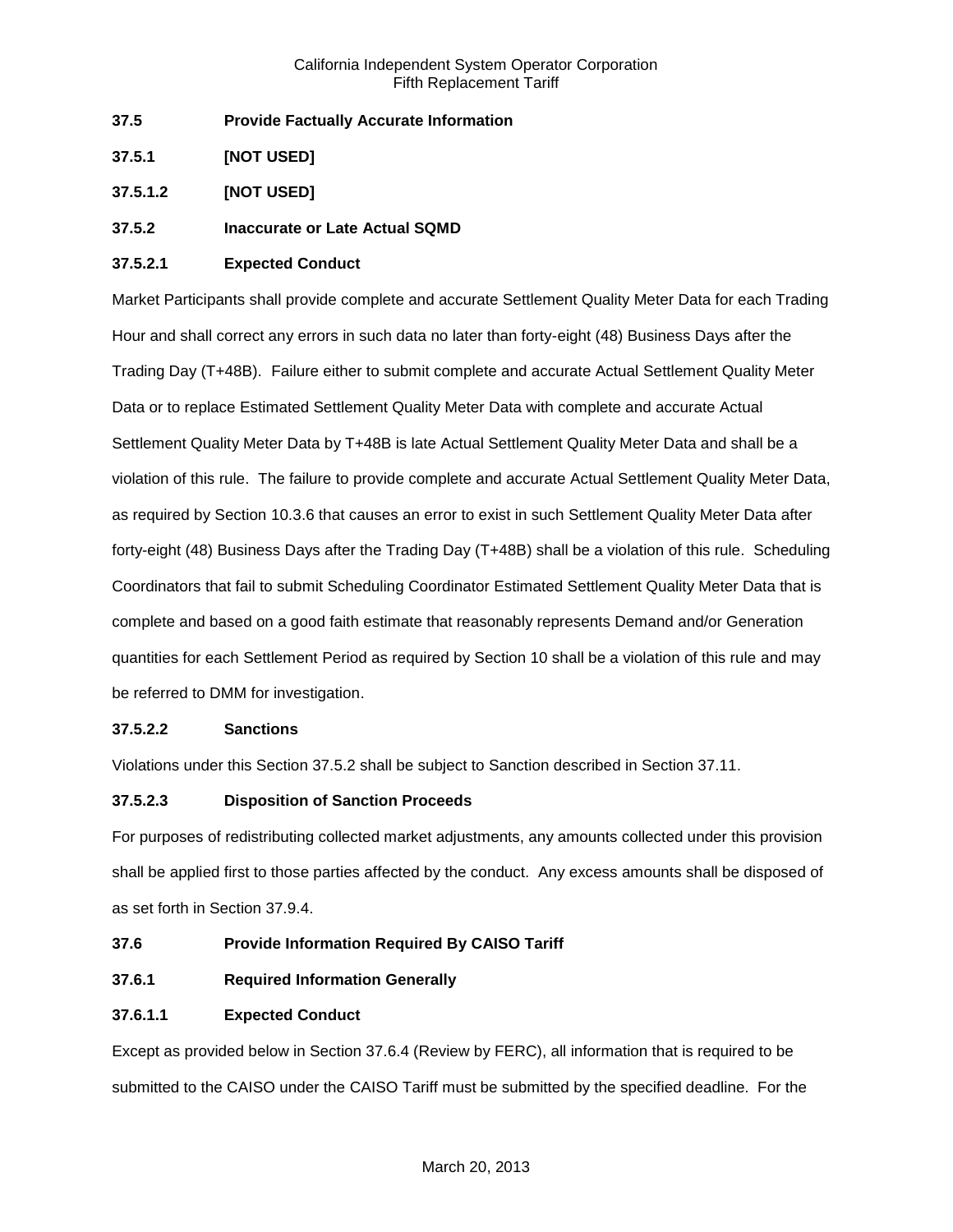**37.5 Provide Factually Accurate Information**

**37.5.1 [NOT USED]**

**37.5.1.2 [NOT USED]**

**37.5.2 Inaccurate or Late Actual SQMD**

**37.5.2.1 Expected Conduct**

Market Participants shall provide complete and accurate Settlement Quality Meter Data for each Trading Hour and shall correct any errors in such data no later than forty-eight (48) Business Days after the Trading Day (T+48B). Failure either to submit complete and accurate Actual Settlement Quality Meter Data or to replace Estimated Settlement Quality Meter Data with complete and accurate Actual Settlement Quality Meter Data by T+48B is late Actual Settlement Quality Meter Data and shall be a violation of this rule. The failure to provide complete and accurate Actual Settlement Quality Meter Data, as required by Section 10.3.6 that causes an error to exist in such Settlement Quality Meter Data after forty-eight (48) Business Days after the Trading Day (T+48B) shall be a violation of this rule. Scheduling Coordinators that fail to submit Scheduling Coordinator Estimated Settlement Quality Meter Data that is complete and based on a good faith estimate that reasonably represents Demand and/or Generation quantities for each Settlement Period as required by Section 10 shall be a violation of this rule and may be referred to DMM for investigation.

**37.5.2.2 Sanctions**

Violations under this Section 37.5.2 shall be subject to Sanction described in Section 37.11.

**37.5.2.3 Disposition of Sanction Proceeds**

For purposes of redistributing collected market adjustments, any amounts collected under this provision shall be applied first to those parties affected by the conduct. Any excess amounts shall be disposed of as set forth in Section 37.9.4.

**37.6 Provide Information Required By CAISO Tariff**

**37.6.1 Required Information Generally**

**37.6.1.1 Expected Conduct**

Except as provided below in Section 37.6.4 (Review by FERC), all information that is required to be submitted to the CAISO under the CAISO Tariff must be submitted by the specified deadline. For the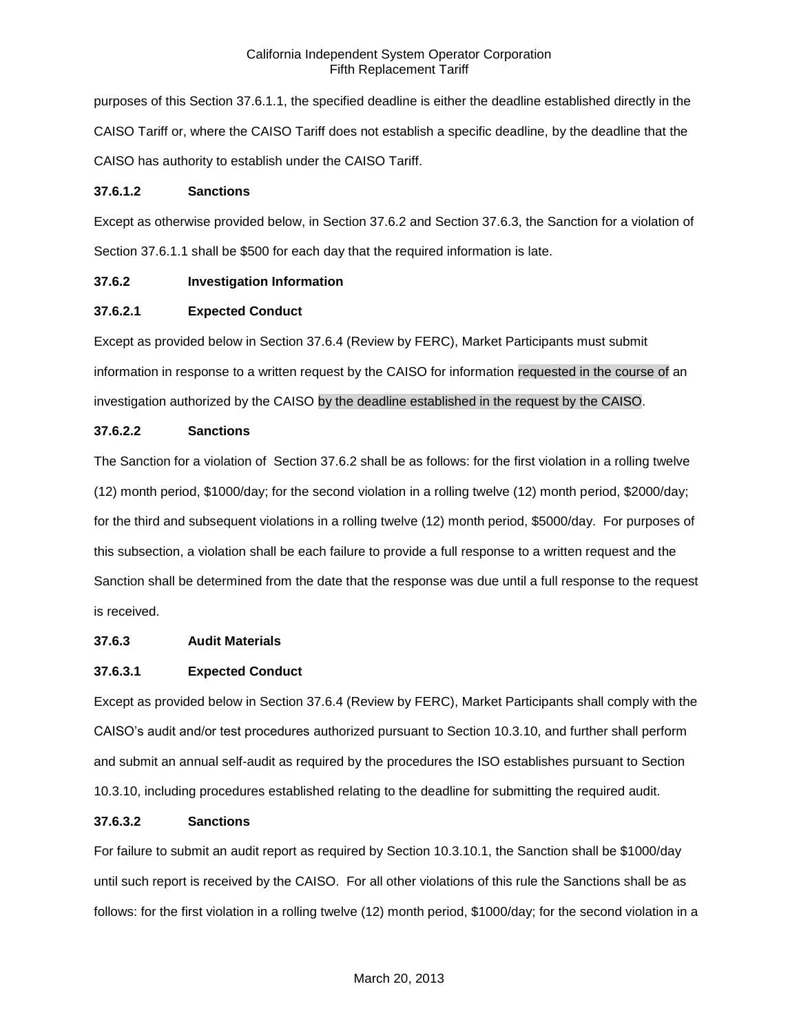purposes of this Section 37.6.1.1, the specified deadline is either the deadline established directly in the CAISO Tariff or, where the CAISO Tariff does not establish a specific deadline, by the deadline that the CAISO has authority to establish under the CAISO Tariff.

**37.6.1.2 Sanctions**

Except as otherwise provided below, in Section 37.6.2 and Section 37.6.3, the Sanction for a violation of Section 37.6.1.1 shall be $500 for each day that the required information is late.

**37.6.2 Investigation Information**

**37.6.2.1 Expected Conduct**

Except as provided below in Section 37.6.4 (Review by FERC), Market Participants must submit information in response to a written request by the CAISO for information requested in the course of an investigation authorized by the CAISO by the deadline established in the request by the CAISO.

**37.6.2.2 Sanctions**

The Sanction for a violation of Section 37.6.2 shall be as follows: for the first violation in a rolling twelve (12) month period, $1000/day; for the second violation in a rolling twelve (12) month period, $2000/day; for the third and subsequent violations in a rolling twelve (12) month period, $5000/day. For purposes of this subsection, a violation shall be each failure to provide a full response to a written request and the Sanction shall be determined from the date that the response was due until a full response to the request is received.

**37.6.3 Audit Materials**

**37.6.3.1 Expected Conduct**

Except as provided below in Section 37.6.4 (Review by FERC), Market Participants shall comply with the CAISO's audit and/or test procedures authorized pursuant to Section 10.3.10, and further shall perform and submit an annual self-audit as required by the procedures the ISO establishes pursuant to Section 10.3.10, including procedures established relating to the deadline for submitting the required audit.

**37.6.3.2 Sanctions**

For failure to submit an audit report as required by Section 10.3.10.1, the Sanction shall be $1000/day until such report is received by the CAISO. For all other violations of this rule the Sanctions shall be as follows: for the first violation in a rolling twelve (12) month period, $1000/day; for the second violation in a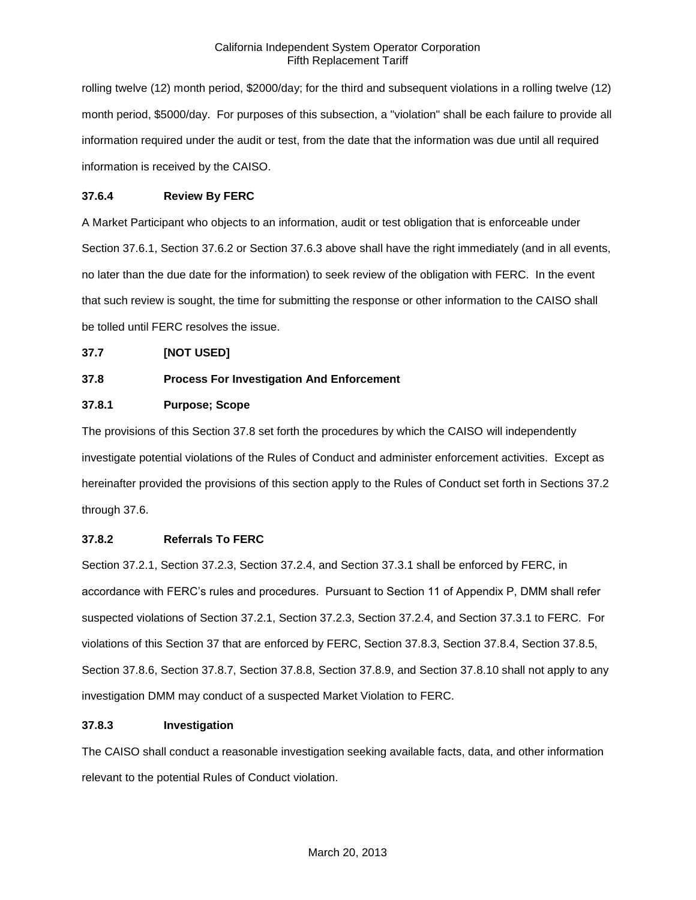rolling twelve (12) month period, $2000/day; for the third and subsequent violations in a rolling twelve (12) month period, $5000/day. For purposes of this subsection, a "violation" shall be each failure to provide all information required under the audit or test, from the date that the information was due until all required information is received by the CAISO.

### 37.6.4 Review By FERC

A Market Participant who objects to an information, audit or test obligation that is enforceable under Section 37.6.1, Section 37.6.2 or Section 37.6.3 above shall have the right immediately (and in all events, no later than the due date for the information) to seek review of the obligation with FERC. In the event that such review is sought, the time for submitting the response or other information to the CAISO shall be tolled until FERC resolves the issue.

## 37.7 [NOT USED]

## 37.8 Process For Investigation And Enforcement

### 37.8.1 Purpose; Scope

The provisions of this Section 37.8 set forth the procedures by which the CAISO will independently investigate potential violations of the Rules of Conduct and administer enforcement activities. Except as hereinafter provided the provisions of this section apply to the Rules of Conduct set forth in Sections 37.2 through 37.6.

### 37.8.2 Referrals To FERC

Section 37.2.1, Section 37.2.3, Section 37.2.4, and Section 37.3.1 shall be enforced by FERC, in accordance with FERC's rules and procedures. Pursuant to Section 11 of Appendix P, DMM shall refer suspected violations of Section 37.2.1, Section 37.2.3, Section 37.2.4, and Section 37.3.1 to FERC. For violations of this Section 37 that are enforced by FERC, Section 37.8.3, Section 37.8.4, Section 37.8.5, Section 37.8.6, Section 37.8.7, Section 37.8.8, Section 37.8.9, and Section 37.8.10 shall not apply to any investigation DMM may conduct of a suspected Market Violation to FERC.

### 37.8.3 Investigation

The CAISO shall conduct a reasonable investigation seeking available facts, data, and other information relevant to the potential Rules of Conduct violation.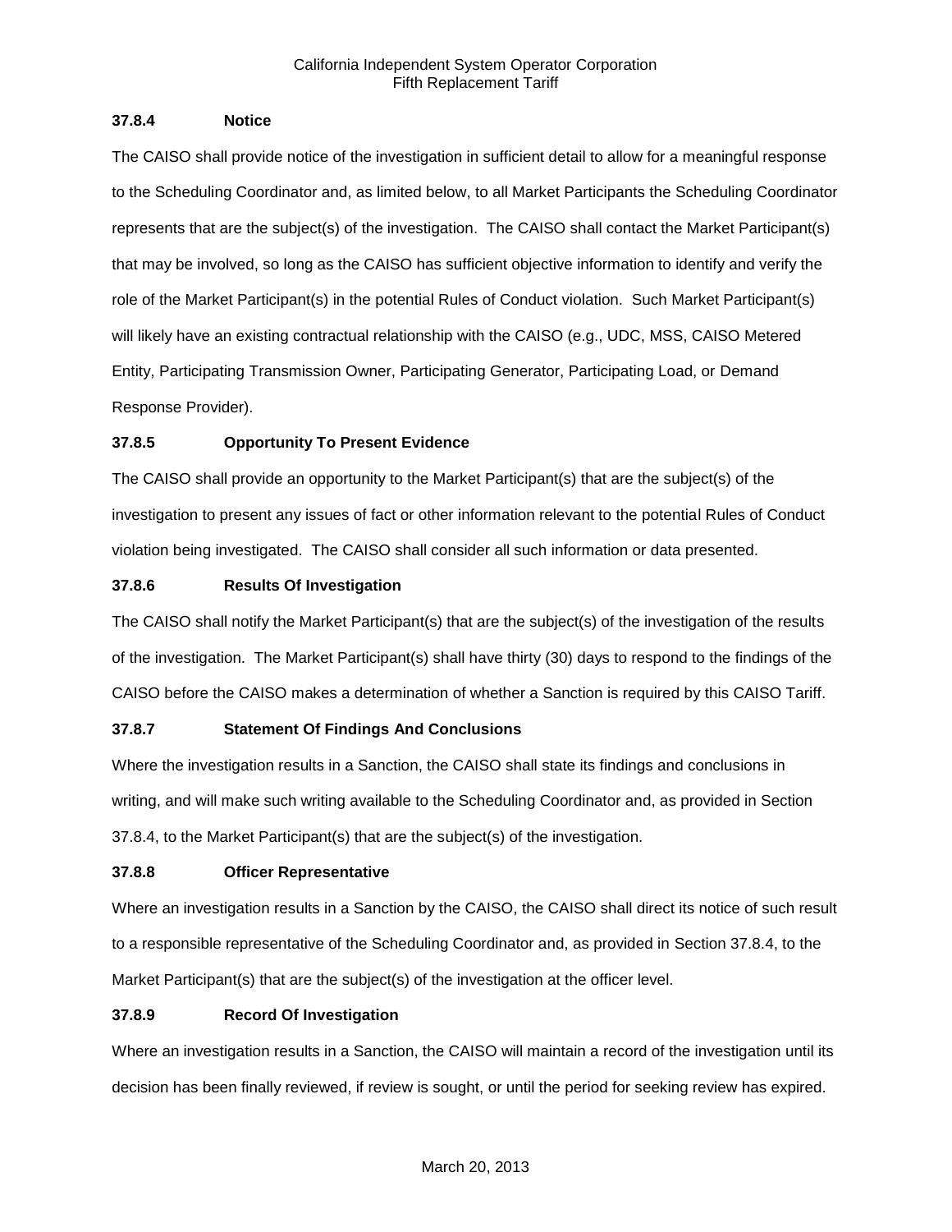### 37.8.4 Notice

The CAISO shall provide notice of the investigation in sufficient detail to allow for a meaningful response to the Scheduling Coordinator and, as limited below, to all Market Participants the Scheduling Coordinator represents that are the subject(s) of the investigation. The CAISO shall contact the Market Participant(s) that may be involved, so long as the CAISO has sufficient objective information to identify and verify the role of the Market Participant(s) in the potential Rules of Conduct violation. Such Market Participant(s) will likely have an existing contractual relationship with the CAISO (e.g., UDC, MSS, CAISO Metered Entity, Participating Transmission Owner, Participating Generator, Participating Load, or Demand Response Provider).

### 37.8.5 Opportunity To Present Evidence

The CAISO shall provide an opportunity to the Market Participant(s) that are the subject(s) of the investigation to present any issues of fact or other information relevant to the potential Rules of Conduct violation being investigated. The CAISO shall consider all such information or data presented.

### 37.8.6 Results Of Investigation

The CAISO shall notify the Market Participant(s) that are the subject(s) of the investigation of the results of the investigation. The Market Participant(s) shall have thirty (30) days to respond to the findings of the CAISO before the CAISO makes a determination of whether a Sanction is required by this CAISO Tariff.

### 37.8.7 Statement Of Findings And Conclusions

Where the investigation results in a Sanction, the CAISO shall state its findings and conclusions in writing, and will make such writing available to the Scheduling Coordinator and, as provided in Section 37.8.4, to the Market Participant(s) that are the subject(s) of the investigation.

### 37.8.8 Officer Representative

Where an investigation results in a Sanction by the CAISO, the CAISO shall direct its notice of such result to a responsible representative of the Scheduling Coordinator and, as provided in Section 37.8.4, to the Market Participant(s) that are the subject(s) of the investigation at the officer level.

### 37.8.9 Record Of Investigation

Where an investigation results in a Sanction, the CAISO will maintain a record of the investigation until its decision has been finally reviewed, if review is sought, or until the period for seeking review has expired.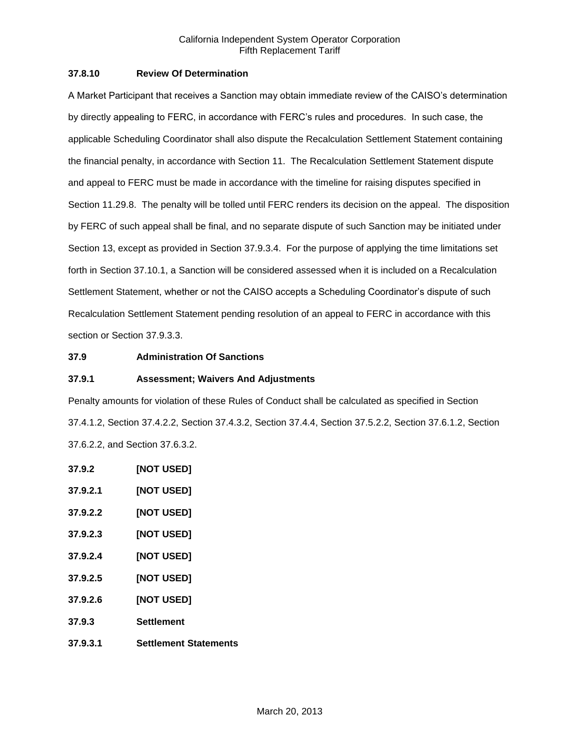**37.8.10 Review Of Determination**

A Market Participant that receives a Sanction may obtain immediate review of the CAISO's determination by directly appealing to FERC, in accordance with FERC's rules and procedures. In such case, the applicable Scheduling Coordinator shall also dispute the Recalculation Settlement Statement containing the financial penalty, in accordance with Section 11. The Recalculation Settlement Statement dispute and appeal to FERC must be made in accordance with the timeline for raising disputes specified in Section 11.29.8. The penalty will be tolled until FERC renders its decision on the appeal. The disposition by FERC of such appeal shall be final, and no separate dispute of such Sanction may be initiated under Section 13, except as provided in Section 37.9.3.4. For the purpose of applying the time limitations set forth in Section 37.10.1, a Sanction will be considered assessed when it is included on a Recalculation Settlement Statement, whether or not the CAISO accepts a Scheduling Coordinator's dispute of such Recalculation Settlement Statement pending resolution of an appeal to FERC in accordance with this section or Section 37.9.3.3.

**37.9 Administration Of Sanctions**

**37.9.1 Assessment; Waivers And Adjustments**

Penalty amounts for violation of these Rules of Conduct shall be calculated as specified in Section 37.4.1.2, Section 37.4.2.2, Section 37.4.3.2, Section 37.4.4, Section 37.5.2.2, Section 37.6.1.2, Section 37.6.2.2, and Section 37.6.3.2.

**37.9.2 [NOT USED]**

**37.9.2.1 [NOT USED]**

**37.9.2.2 [NOT USED]**

**37.9.2.3 [NOT USED]**

**37.9.2.4 [NOT USED]**

**37.9.2.5 [NOT USED]**

**37.9.2.6 [NOT USED]**

**37.9.3 Settlement**

**37.9.3.1 Settlement Statements**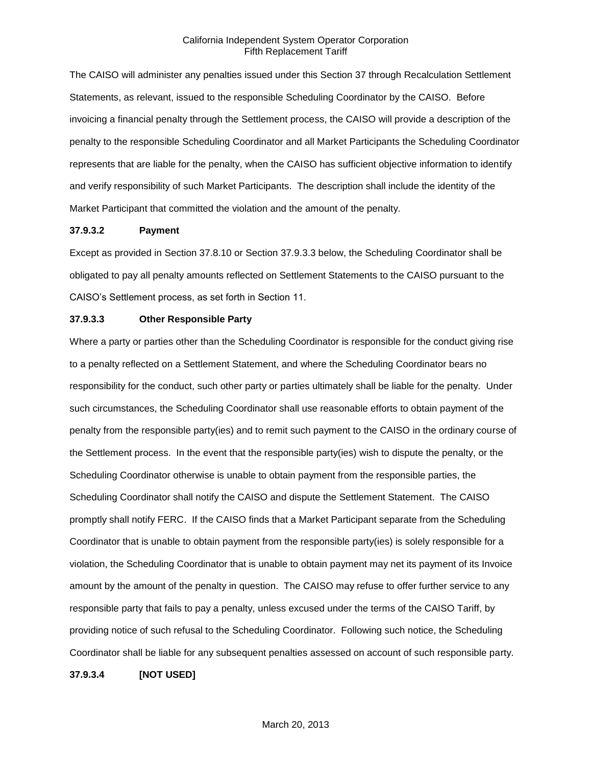The CAISO will administer any penalties issued under this Section 37 through Recalculation Settlement Statements, as relevant, issued to the responsible Scheduling Coordinator by the CAISO. Before invoicing a financial penalty through the Settlement process, the CAISO will provide a description of the penalty to the responsible Scheduling Coordinator and all Market Participants the Scheduling Coordinator represents that are liable for the penalty, when the CAISO has sufficient objective information to identify and verify responsibility of such Market Participants. The description shall include the identity of the Market Participant that committed the violation and the amount of the penalty.

**37.9.3.2 Payment**

Except as provided in Section 37.8.10 or Section 37.9.3.3 below, the Scheduling Coordinator shall be obligated to pay all penalty amounts reflected on Settlement Statements to the CAISO pursuant to the CAISO's Settlement process, as set forth in Section 11.

**37.9.3.3 Other Responsible Party**

Where a party or parties other than the Scheduling Coordinator is responsible for the conduct giving rise to a penalty reflected on a Settlement Statement, and where the Scheduling Coordinator bears no responsibility for the conduct, such other party or parties ultimately shall be liable for the penalty. Under such circumstances, the Scheduling Coordinator shall use reasonable efforts to obtain payment of the penalty from the responsible party(ies) and to remit such payment to the CAISO in the ordinary course of the Settlement process. In the event that the responsible party(ies) wish to dispute the penalty, or the Scheduling Coordinator otherwise is unable to obtain payment from the responsible parties, the Scheduling Coordinator shall notify the CAISO and dispute the Settlement Statement. The CAISO promptly shall notify FERC. If the CAISO finds that a Market Participant separate from the Scheduling Coordinator that is unable to obtain payment from the responsible party(ies) is solely responsible for a violation, the Scheduling Coordinator that is unable to obtain payment may net its payment of its Invoice amount by the amount of the penalty in question. The CAISO may refuse to offer further service to any responsible party that fails to pay a penalty, unless excused under the terms of the CAISO Tariff, by providing notice of such refusal to the Scheduling Coordinator. Following such notice, the Scheduling Coordinator shall be liable for any subsequent penalties assessed on account of such responsible party.

**37.9.3.4 [NOT USED]**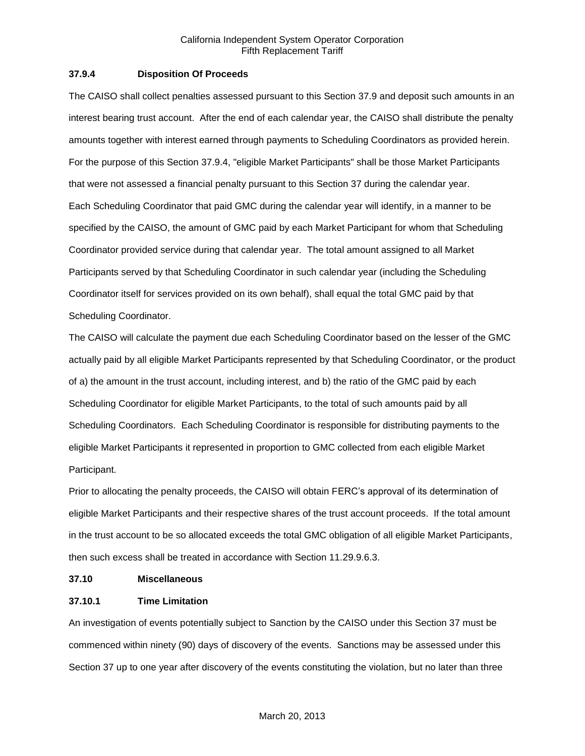### 37.9.4 Disposition Of Proceeds

The CAISO shall collect penalties assessed pursuant to this Section 37.9 and deposit such amounts in an interest bearing trust account. After the end of each calendar year, the CAISO shall distribute the penalty amounts together with interest earned through payments to Scheduling Coordinators as provided herein. For the purpose of this Section 37.9.4, "eligible Market Participants" shall be those Market Participants that were not assessed a financial penalty pursuant to this Section 37 during the calendar year.

Each Scheduling Coordinator that paid GMC during the calendar year will identify, in a manner to be specified by the CAISO, the amount of GMC paid by each Market Participant for whom that Scheduling Coordinator provided service during that calendar year. The total amount assigned to all Market Participants served by that Scheduling Coordinator in such calendar year (including the Scheduling Coordinator itself for services provided on its own behalf), shall equal the total GMC paid by that Scheduling Coordinator.

The CAISO will calculate the payment due each Scheduling Coordinator based on the lesser of the GMC actually paid by all eligible Market Participants represented by that Scheduling Coordinator, or the product of a) the amount in the trust account, including interest, and b) the ratio of the GMC paid by each Scheduling Coordinator for eligible Market Participants, to the total of such amounts paid by all Scheduling Coordinators. Each Scheduling Coordinator is responsible for distributing payments to the eligible Market Participants it represented in proportion to GMC collected from each eligible Market Participant.

Prior to allocating the penalty proceeds, the CAISO will obtain FERC's approval of its determination of eligible Market Participants and their respective shares of the trust account proceeds. If the total amount in the trust account to be so allocated exceeds the total GMC obligation of all eligible Market Participants, then such excess shall be treated in accordance with Section 11.29.9.6.3.

## 37.10 Miscellaneous

### 37.10.1 Time Limitation

An investigation of events potentially subject to Sanction by the CAISO under this Section 37 must be commenced within ninety (90) days of discovery of the events. Sanctions may be assessed under this Section 37 up to one year after discovery of the events constituting the violation, but no later than three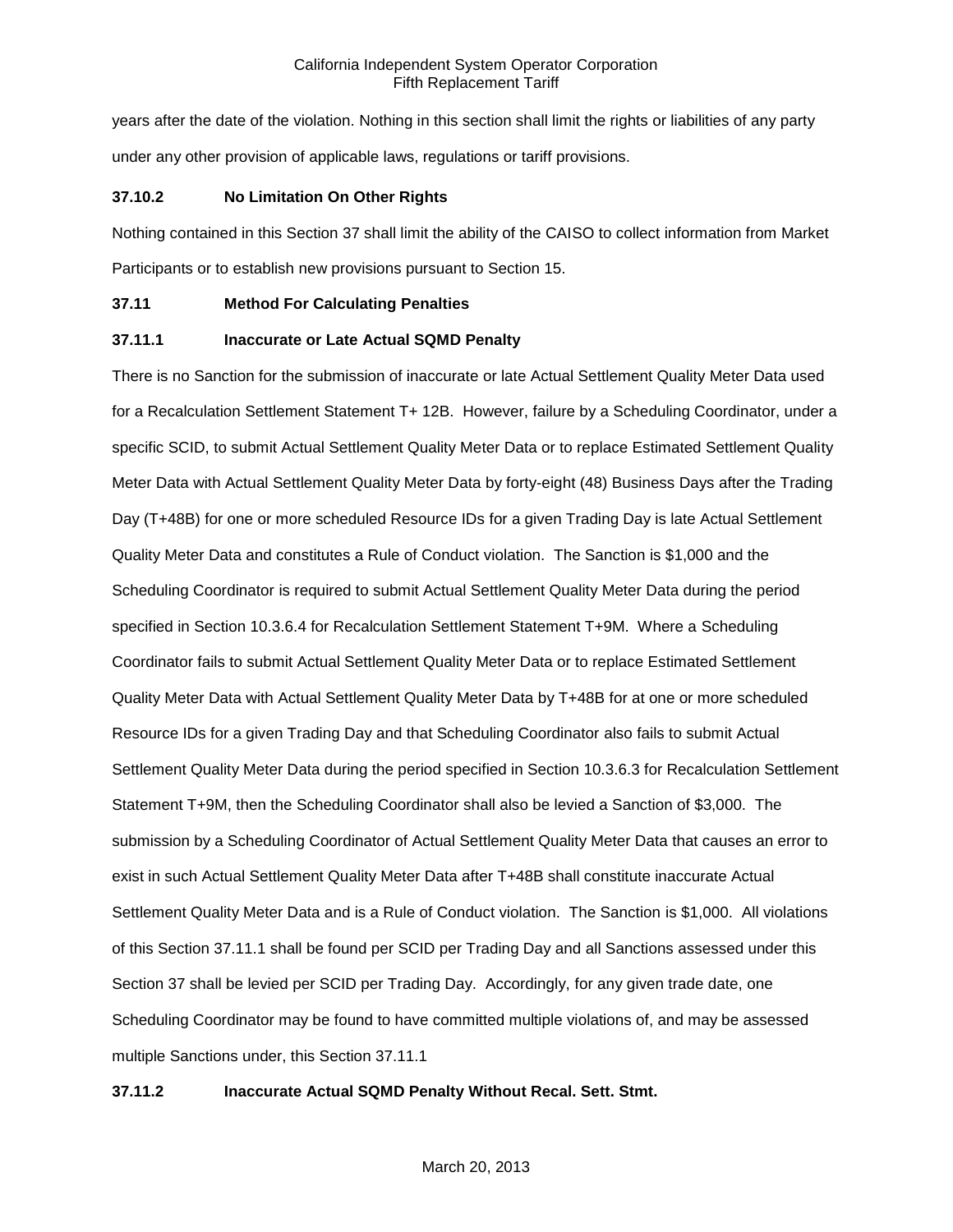years after the date of the violation. Nothing in this section shall limit the rights or liabilities of any party under any other provision of applicable laws, regulations or tariff provisions.

### 37.10.2 No Limitation On Other Rights

Nothing contained in this Section 37 shall limit the ability of the CAISO to collect information from Market Participants or to establish new provisions pursuant to Section 15.

### 37.11 Method For Calculating Penalties

### 37.11.1 Inaccurate or Late Actual SQMD Penalty

There is no Sanction for the submission of inaccurate or late Actual Settlement Quality Meter Data used for a Recalculation Settlement Statement T+ 12B. However, failure by a Scheduling Coordinator, under a specific SCID, to submit Actual Settlement Quality Meter Data or to replace Estimated Settlement Quality Meter Data with Actual Settlement Quality Meter Data by forty-eight (48) Business Days after the Trading Day (T+48B) for one or more scheduled Resource IDs for a given Trading Day is late Actual Settlement Quality Meter Data and constitutes a Rule of Conduct violation. The Sanction is $1,000 and the Scheduling Coordinator is required to submit Actual Settlement Quality Meter Data during the period specified in Section 10.3.6.4 for Recalculation Settlement Statement T+9M. Where a Scheduling Coordinator fails to submit Actual Settlement Quality Meter Data or to replace Estimated Settlement Quality Meter Data with Actual Settlement Quality Meter Data by T+48B for at one or more scheduled Resource IDs for a given Trading Day and that Scheduling Coordinator also fails to submit Actual Settlement Quality Meter Data during the period specified in Section 10.3.6.3 for Recalculation Settlement Statement T+9M, then the Scheduling Coordinator shall also be levied a Sanction of $3,000. The submission by a Scheduling Coordinator of Actual Settlement Quality Meter Data that causes an error to exist in such Actual Settlement Quality Meter Data after T+48B shall constitute inaccurate Actual Settlement Quality Meter Data and is a Rule of Conduct violation. The Sanction is $1,000. All violations of this Section 37.11.1 shall be found per SCID per Trading Day and all Sanctions assessed under this Section 37 shall be levied per SCID per Trading Day. Accordingly, for any given trade date, one Scheduling Coordinator may be found to have committed multiple violations of, and may be assessed multiple Sanctions under, this Section 37.11.1

### 37.11.2 Inaccurate Actual SQMD Penalty Without Recal. Sett. Stmt.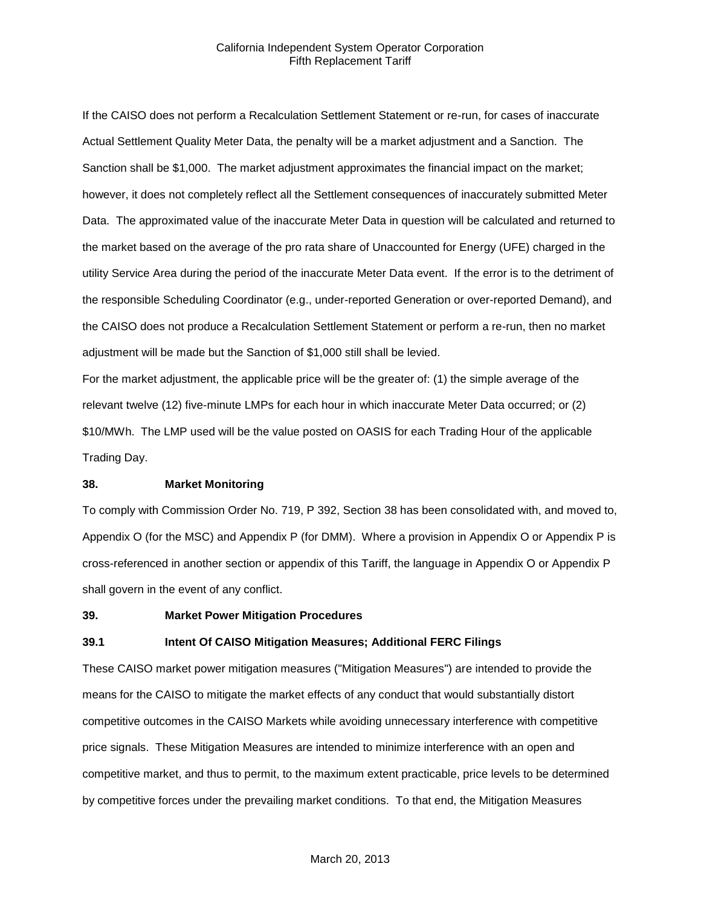If the CAISO does not perform a Recalculation Settlement Statement or re-run, for cases of inaccurate Actual Settlement Quality Meter Data, the penalty will be a market adjustment and a Sanction. The Sanction shall be $1,000. The market adjustment approximates the financial impact on the market; however, it does not completely reflect all the Settlement consequences of inaccurately submitted Meter Data. The approximated value of the inaccurate Meter Data in question will be calculated and returned to the market based on the average of the pro rata share of Unaccounted for Energy (UFE) charged in the utility Service Area during the period of the inaccurate Meter Data event. If the error is to the detriment of the responsible Scheduling Coordinator (e.g., under-reported Generation or over-reported Demand), and the CAISO does not produce a Recalculation Settlement Statement or perform a re-run, then no market adjustment will be made but the Sanction of $1,000 still shall be levied.

For the market adjustment, the applicable price will be the greater of: (1) the simple average of the relevant twelve (12) five-minute LMPs for each hour in which inaccurate Meter Data occurred; or (2) $10/MWh. The LMP used will be the value posted on OASIS for each Trading Hour of the applicable Trading Day.

## 38. Market Monitoring

To comply with Commission Order No. 719, P 392, Section 38 has been consolidated with, and moved to, Appendix O (for the MSC) and Appendix P (for DMM). Where a provision in Appendix O or Appendix P is cross-referenced in another section or appendix of this Tariff, the language in Appendix O or Appendix P shall govern in the event of any conflict.

## 39. Market Power Mitigation Procedures

### 39.1 Intent Of CAISO Mitigation Measures; Additional FERC Filings

These CAISO market power mitigation measures ("Mitigation Measures") are intended to provide the means for the CAISO to mitigate the market effects of any conduct that would substantially distort competitive outcomes in the CAISO Markets while avoiding unnecessary interference with competitive price signals. These Mitigation Measures are intended to minimize interference with an open and competitive market, and thus to permit, to the maximum extent practicable, price levels to be determined by competitive forces under the prevailing market conditions. To that end, the Mitigation Measures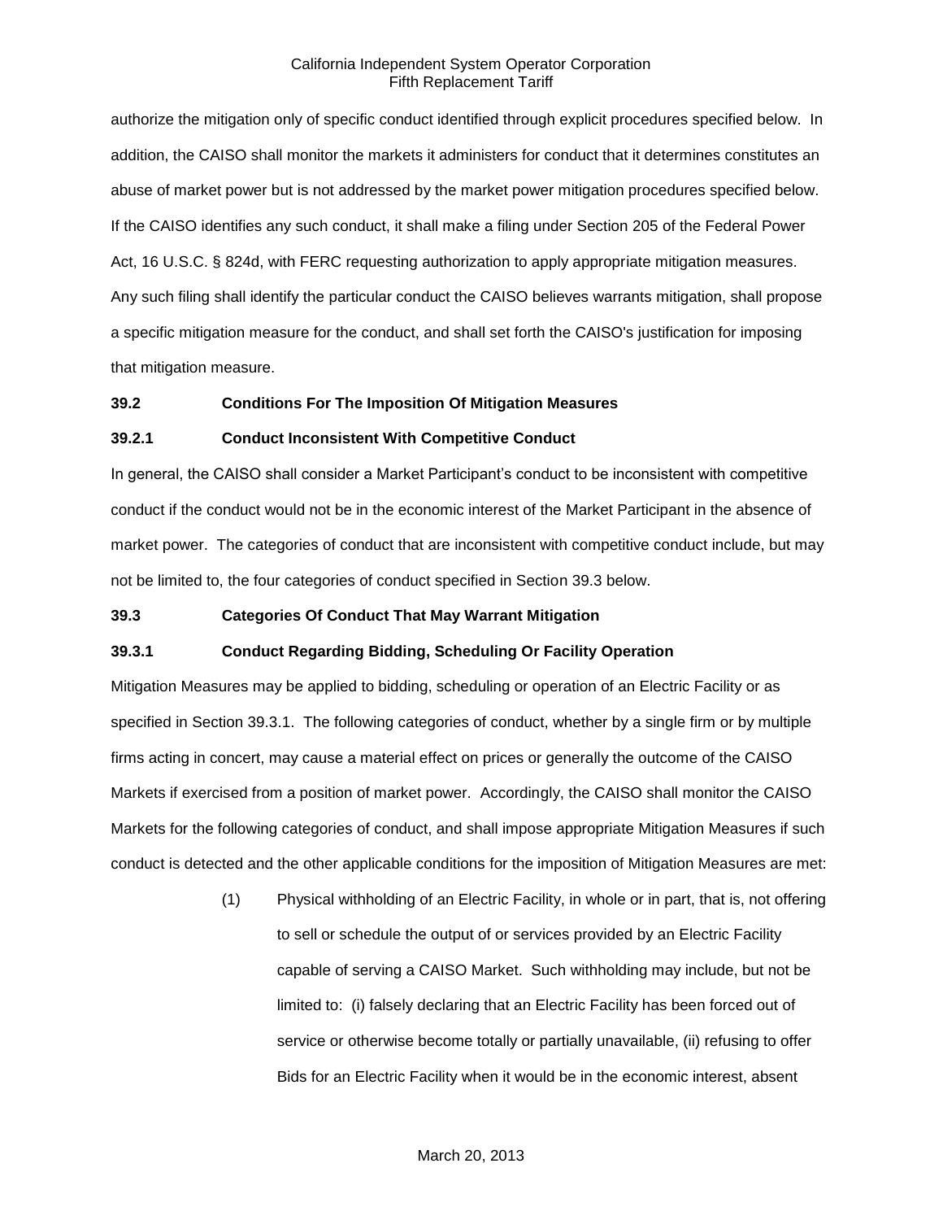authorize the mitigation only of specific conduct identified through explicit procedures specified below. In addition, the CAISO shall monitor the markets it administers for conduct that it determines constitutes an abuse of market power but is not addressed by the market power mitigation procedures specified below. If the CAISO identifies any such conduct, it shall make a filing under Section 205 of the Federal Power Act, 16 U.S.C. § 824d, with FERC requesting authorization to apply appropriate mitigation measures. Any such filing shall identify the particular conduct the CAISO believes warrants mitigation, shall propose a specific mitigation measure for the conduct, and shall set forth the CAISO's justification for imposing that mitigation measure.

### 39.2 Conditions For The Imposition Of Mitigation Measures

### 39.2.1 Conduct Inconsistent With Competitive Conduct

In general, the CAISO shall consider a Market Participant's conduct to be inconsistent with competitive conduct if the conduct would not be in the economic interest of the Market Participant in the absence of market power. The categories of conduct that are inconsistent with competitive conduct include, but may not be limited to, the four categories of conduct specified in Section 39.3 below.

### 39.3 Categories Of Conduct That May Warrant Mitigation

### 39.3.1 Conduct Regarding Bidding, Scheduling Or Facility Operation

Mitigation Measures may be applied to bidding, scheduling or operation of an Electric Facility or as specified in Section 39.3.1. The following categories of conduct, whether by a single firm or by multiple firms acting in concert, may cause a material effect on prices or generally the outcome of the CAISO Markets if exercised from a position of market power. Accordingly, the CAISO shall monitor the CAISO Markets for the following categories of conduct, and shall impose appropriate Mitigation Measures if such conduct is detected and the other applicable conditions for the imposition of Mitigation Measures are met:

(1) Physical withholding of an Electric Facility, in whole or in part, that is, not offering to sell or schedule the output of or services provided by an Electric Facility capable of serving a CAISO Market. Such withholding may include, but not be limited to: (i) falsely declaring that an Electric Facility has been forced out of service or otherwise become totally or partially unavailable, (ii) refusing to offer Bids for an Electric Facility when it would be in the economic interest, absent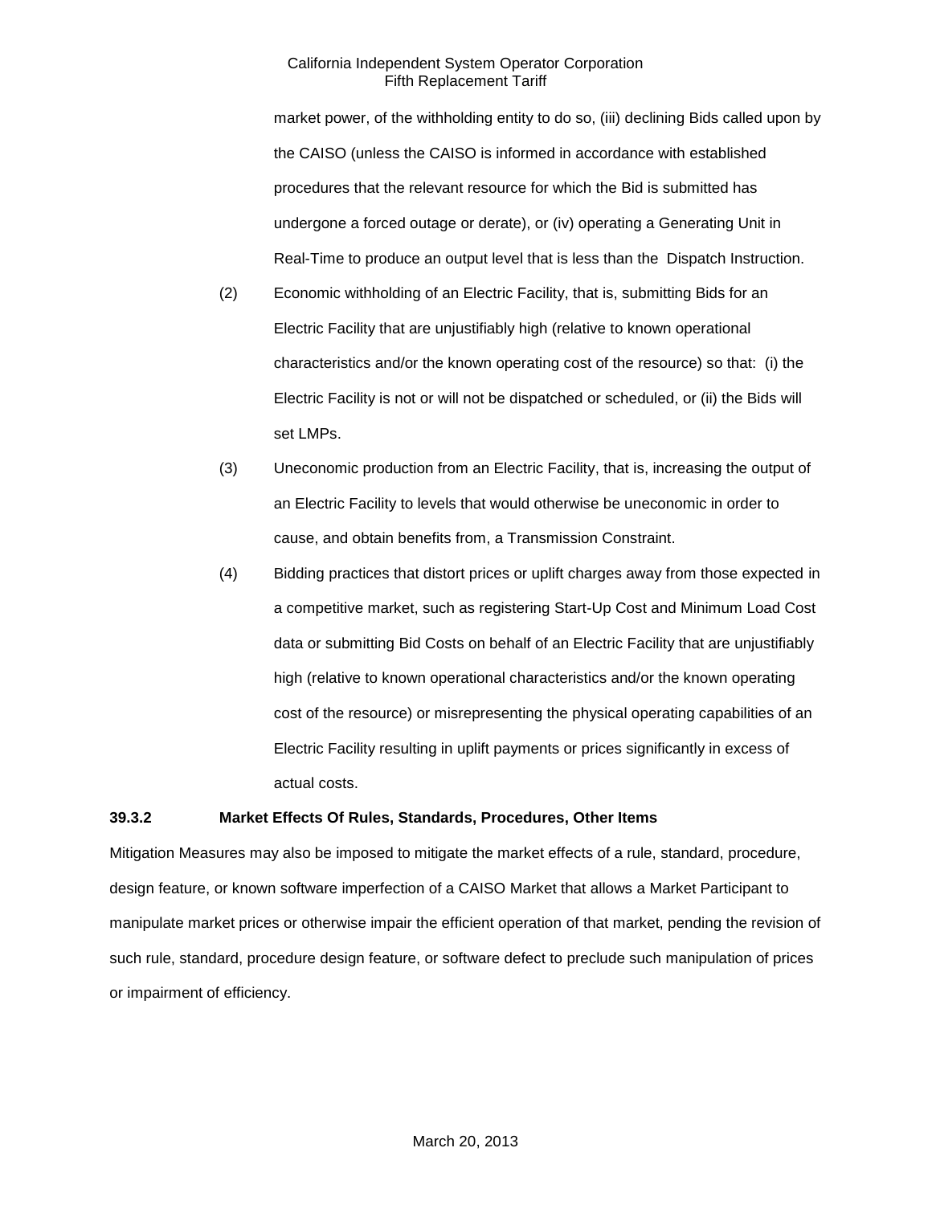market power, of the withholding entity to do so, (iii) declining Bids called upon by the CAISO (unless the CAISO is informed in accordance with established procedures that the relevant resource for which the Bid is submitted has undergone a forced outage or derate), or (iv) operating a Generating Unit in Real-Time to produce an output level that is less than the Dispatch Instruction.

(2) Economic withholding of an Electric Facility, that is, submitting Bids for an Electric Facility that are unjustifiably high (relative to known operational characteristics and/or the known operating cost of the resource) so that: (i) the Electric Facility is not or will not be dispatched or scheduled, or (ii) the Bids will set LMPs.

(3) Uneconomic production from an Electric Facility, that is, increasing the output of an Electric Facility to levels that would otherwise be uneconomic in order to cause, and obtain benefits from, a Transmission Constraint.

(4) Bidding practices that distort prices or uplift charges away from those expected in a competitive market, such as registering Start-Up Cost and Minimum Load Cost data or submitting Bid Costs on behalf of an Electric Facility that are unjustifiably high (relative to known operational characteristics and/or the known operating cost of the resource) or misrepresenting the physical operating capabilities of an Electric Facility resulting in uplift payments or prices significantly in excess of actual costs.

**39.3.2 Market Effects Of Rules, Standards, Procedures, Other Items**

Mitigation Measures may also be imposed to mitigate the market effects of a rule, standard, procedure, design feature, or known software imperfection of a CAISO Market that allows a Market Participant to manipulate market prices or otherwise impair the efficient operation of that market, pending the revision of such rule, standard, procedure design feature, or software defect to preclude such manipulation of prices or impairment of efficiency.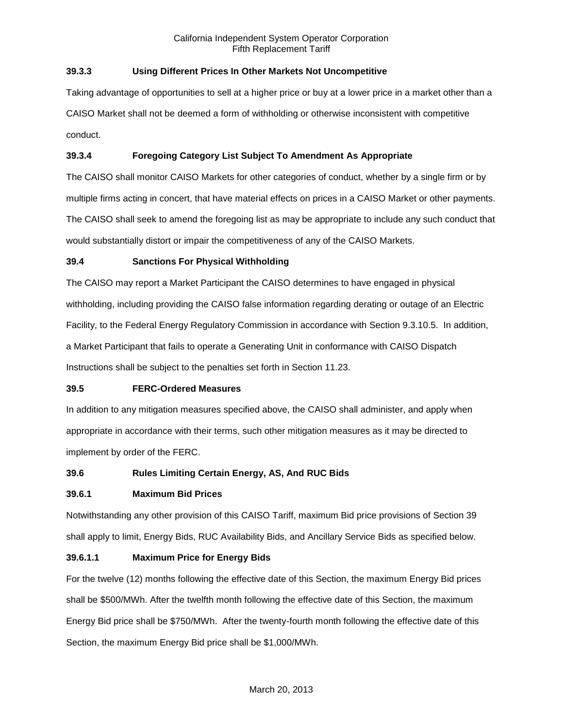### 39.3.3 Using Different Prices In Other Markets Not Uncompetitive

Taking advantage of opportunities to sell at a higher price or buy at a lower price in a market other than a CAISO Market shall not be deemed a form of withholding or otherwise inconsistent with competitive conduct.

### 39.3.4 Foregoing Category List Subject To Amendment As Appropriate

The CAISO shall monitor CAISO Markets for other categories of conduct, whether by a single firm or by multiple firms acting in concert, that have material effects on prices in a CAISO Market or other payments. The CAISO shall seek to amend the foregoing list as may be appropriate to include any such conduct that would substantially distort or impair the competitiveness of any of the CAISO Markets.

## 39.4 Sanctions For Physical Withholding

The CAISO may report a Market Participant the CAISO determines to have engaged in physical withholding, including providing the CAISO false information regarding derating or outage of an Electric Facility, to the Federal Energy Regulatory Commission in accordance with Section 9.3.10.5. In addition, a Market Participant that fails to operate a Generating Unit in conformance with CAISO Dispatch Instructions shall be subject to the penalties set forth in Section 11.23.

## 39.5 FERC-Ordered Measures

In addition to any mitigation measures specified above, the CAISO shall administer, and apply when appropriate in accordance with their terms, such other mitigation measures as it may be directed to implement by order of the FERC.

## 39.6 Rules Limiting Certain Energy, AS, And RUC Bids

### 39.6.1 Maximum Bid Prices

Notwithstanding any other provision of this CAISO Tariff, maximum Bid price provisions of Section 39 shall apply to limit, Energy Bids, RUC Availability Bids, and Ancillary Service Bids as specified below.

#### 39.6.1.1 Maximum Price for Energy Bids

For the twelve (12) months following the effective date of this Section, the maximum Energy Bid prices shall be $500/MWh. After the twelfth month following the effective date of this Section, the maximum Energy Bid price shall be $750/MWh. After the twenty-fourth month following the effective date of this Section, the maximum Energy Bid price shall be $1,000/MWh.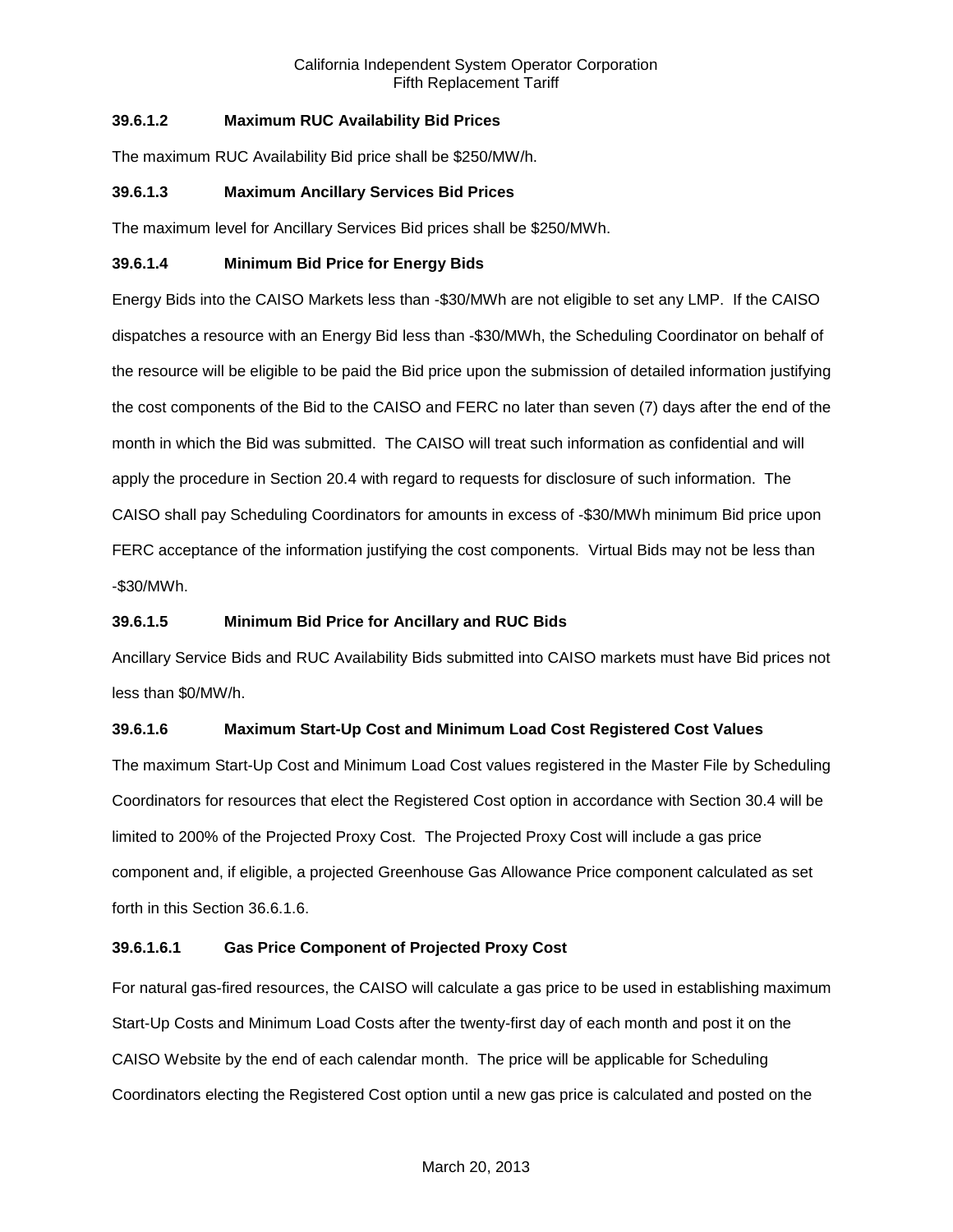### 39.6.1.2 Maximum RUC Availability Bid Prices

The maximum RUC Availability Bid price shall be $250/MW/h.

### 39.6.1.3 Maximum Ancillary Services Bid Prices

The maximum level for Ancillary Services Bid prices shall be $250/MWh.

### 39.6.1.4 Minimum Bid Price for Energy Bids

Energy Bids into the CAISO Markets less than -$30/MWh are not eligible to set any LMP. If the CAISO dispatches a resource with an Energy Bid less than -$30/MWh, the Scheduling Coordinator on behalf of the resource will be eligible to be paid the Bid price upon the submission of detailed information justifying the cost components of the Bid to the CAISO and FERC no later than seven (7) days after the end of the month in which the Bid was submitted. The CAISO will treat such information as confidential and will apply the procedure in Section 20.4 with regard to requests for disclosure of such information. The CAISO shall pay Scheduling Coordinators for amounts in excess of -$30/MWh minimum Bid price upon FERC acceptance of the information justifying the cost components. Virtual Bids may not be less than -$30/MWh.

### 39.6.1.5 Minimum Bid Price for Ancillary and RUC Bids

Ancillary Service Bids and RUC Availability Bids submitted into CAISO markets must have Bid prices not less than $0/MW/h.

### 39.6.1.6 Maximum Start-Up Cost and Minimum Load Cost Registered Cost Values

The maximum Start-Up Cost and Minimum Load Cost values registered in the Master File by Scheduling Coordinators for resources that elect the Registered Cost option in accordance with Section 30.4 will be limited to 200% of the Projected Proxy Cost. The Projected Proxy Cost will include a gas price component and, if eligible, a projected Greenhouse Gas Allowance Price component calculated as set forth in this Section 36.6.1.6.

#### 39.6.1.6.1 Gas Price Component of Projected Proxy Cost

For natural gas-fired resources, the CAISO will calculate a gas price to be used in establishing maximum Start-Up Costs and Minimum Load Costs after the twenty-first day of each month and post it on the CAISO Website by the end of each calendar month. The price will be applicable for Scheduling Coordinators electing the Registered Cost option until a new gas price is calculated and posted on the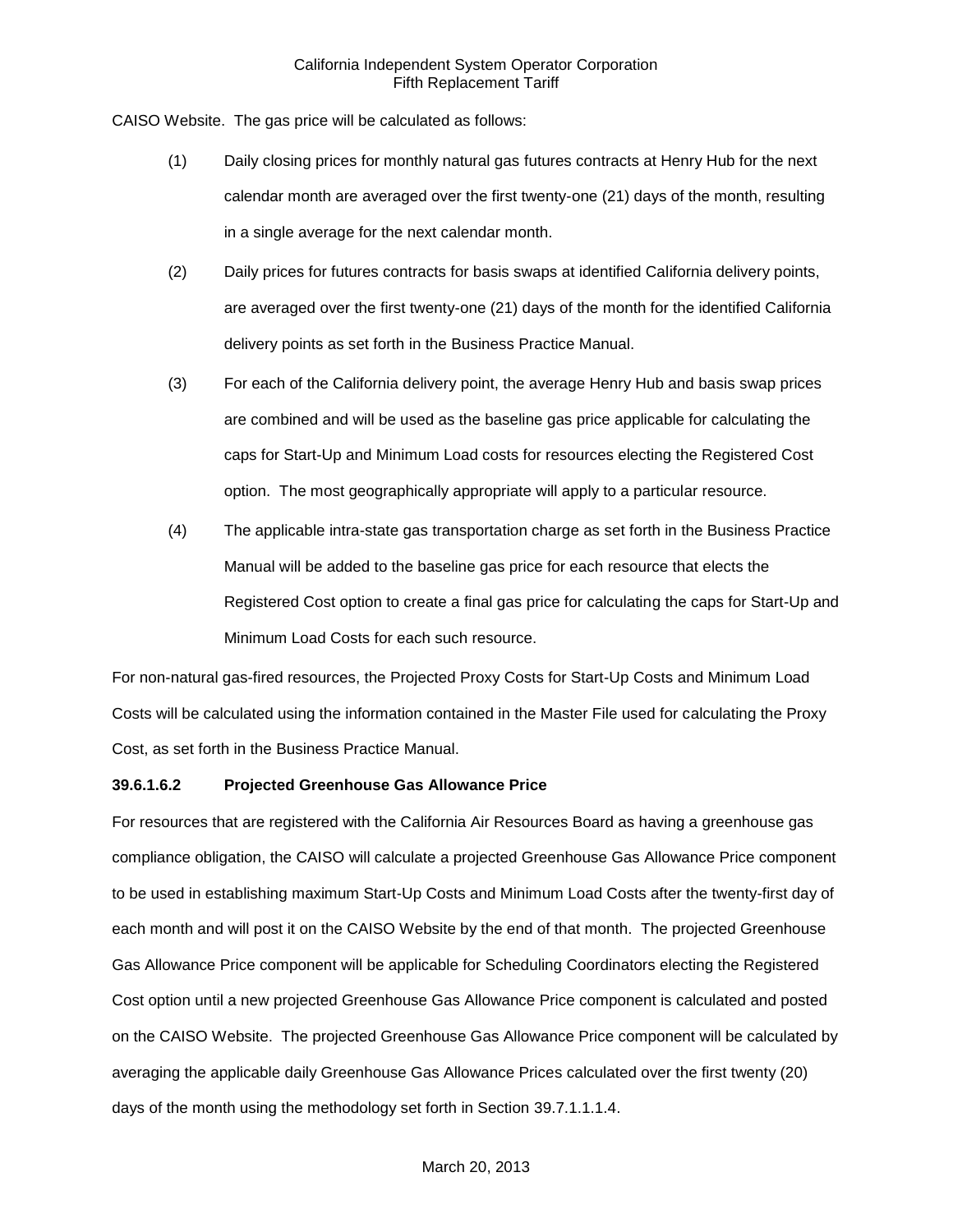CAISO Website. The gas price will be calculated as follows:

(1) Daily closing prices for monthly natural gas futures contracts at Henry Hub for the next calendar month are averaged over the first twenty-one (21) days of the month, resulting in a single average for the next calendar month.

(2) Daily prices for futures contracts for basis swaps at identified California delivery points, are averaged over the first twenty-one (21) days of the month for the identified California delivery points as set forth in the Business Practice Manual.

(3) For each of the California delivery point, the average Henry Hub and basis swap prices are combined and will be used as the baseline gas price applicable for calculating the caps for Start-Up and Minimum Load costs for resources electing the Registered Cost option. The most geographically appropriate will apply to a particular resource.

(4) The applicable intra-state gas transportation charge as set forth in the Business Practice Manual will be added to the baseline gas price for each resource that elects the Registered Cost option to create a final gas price for calculating the caps for Start-Up and Minimum Load Costs for each such resource.

For non-natural gas-fired resources, the Projected Proxy Costs for Start-Up Costs and Minimum Load Costs will be calculated using the information contained in the Master File used for calculating the Proxy Cost, as set forth in the Business Practice Manual.

**39.6.1.6.2 Projected Greenhouse Gas Allowance Price**

For resources that are registered with the California Air Resources Board as having a greenhouse gas compliance obligation, the CAISO will calculate a projected Greenhouse Gas Allowance Price component to be used in establishing maximum Start-Up Costs and Minimum Load Costs after the twenty-first day of each month and will post it on the CAISO Website by the end of that month. The projected Greenhouse Gas Allowance Price component will be applicable for Scheduling Coordinators electing the Registered Cost option until a new projected Greenhouse Gas Allowance Price component is calculated and posted on the CAISO Website. The projected Greenhouse Gas Allowance Price component will be calculated by averaging the applicable daily Greenhouse Gas Allowance Prices calculated over the first twenty (20) days of the month using the methodology set forth in Section 39.7.1.1.1.4.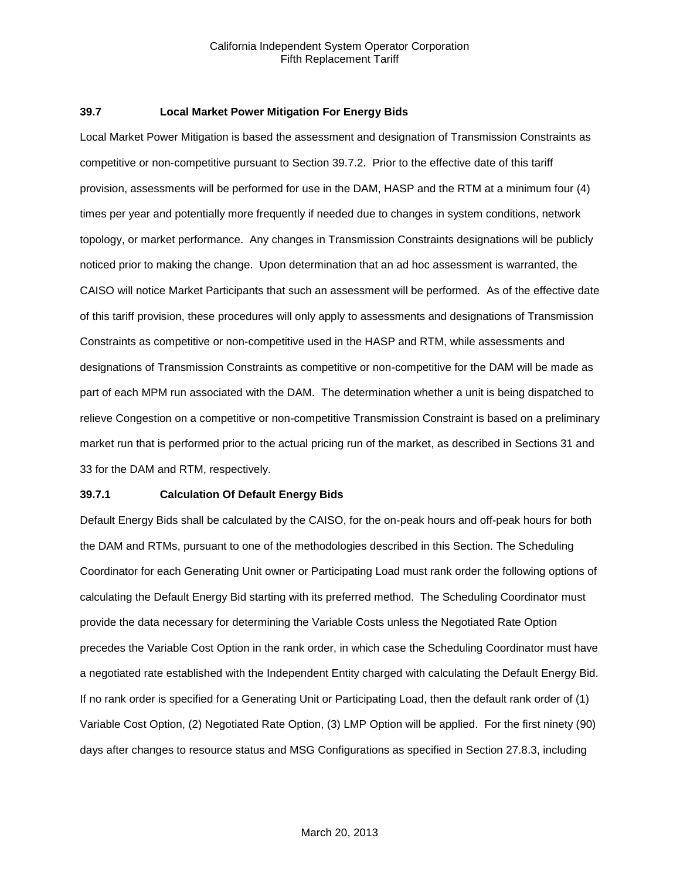### 39.7 Local Market Power Mitigation For Energy Bids

Local Market Power Mitigation is based the assessment and designation of Transmission Constraints as competitive or non-competitive pursuant to Section 39.7.2. Prior to the effective date of this tariff provision, assessments will be performed for use in the DAM, HASP and the RTM at a minimum four (4) times per year and potentially more frequently if needed due to changes in system conditions, network topology, or market performance. Any changes in Transmission Constraints designations will be publicly noticed prior to making the change. Upon determination that an ad hoc assessment is warranted, the CAISO will notice Market Participants that such an assessment will be performed. As of the effective date of this tariff provision, these procedures will only apply to assessments and designations of Transmission Constraints as competitive or non-competitive used in the HASP and RTM, while assessments and designations of Transmission Constraints as competitive or non-competitive for the DAM will be made as part of each MPM run associated with the DAM. The determination whether a unit is being dispatched to relieve Congestion on a competitive or non-competitive Transmission Constraint is based on a preliminary market run that is performed prior to the actual pricing run of the market, as described in Sections 31 and 33 for the DAM and RTM, respectively.

#### 39.7.1 Calculation Of Default Energy Bids

Default Energy Bids shall be calculated by the CAISO, for the on-peak hours and off-peak hours for both the DAM and RTMs, pursuant to one of the methodologies described in this Section. The Scheduling Coordinator for each Generating Unit owner or Participating Load must rank order the following options of calculating the Default Energy Bid starting with its preferred method. The Scheduling Coordinator must provide the data necessary for determining the Variable Costs unless the Negotiated Rate Option precedes the Variable Cost Option in the rank order, in which case the Scheduling Coordinator must have a negotiated rate established with the Independent Entity charged with calculating the Default Energy Bid. If no rank order is specified for a Generating Unit or Participating Load, then the default rank order of (1) Variable Cost Option, (2) Negotiated Rate Option, (3) LMP Option will be applied. For the first ninety (90) days after changes to resource status and MSG Configurations as specified in Section 27.8.3, including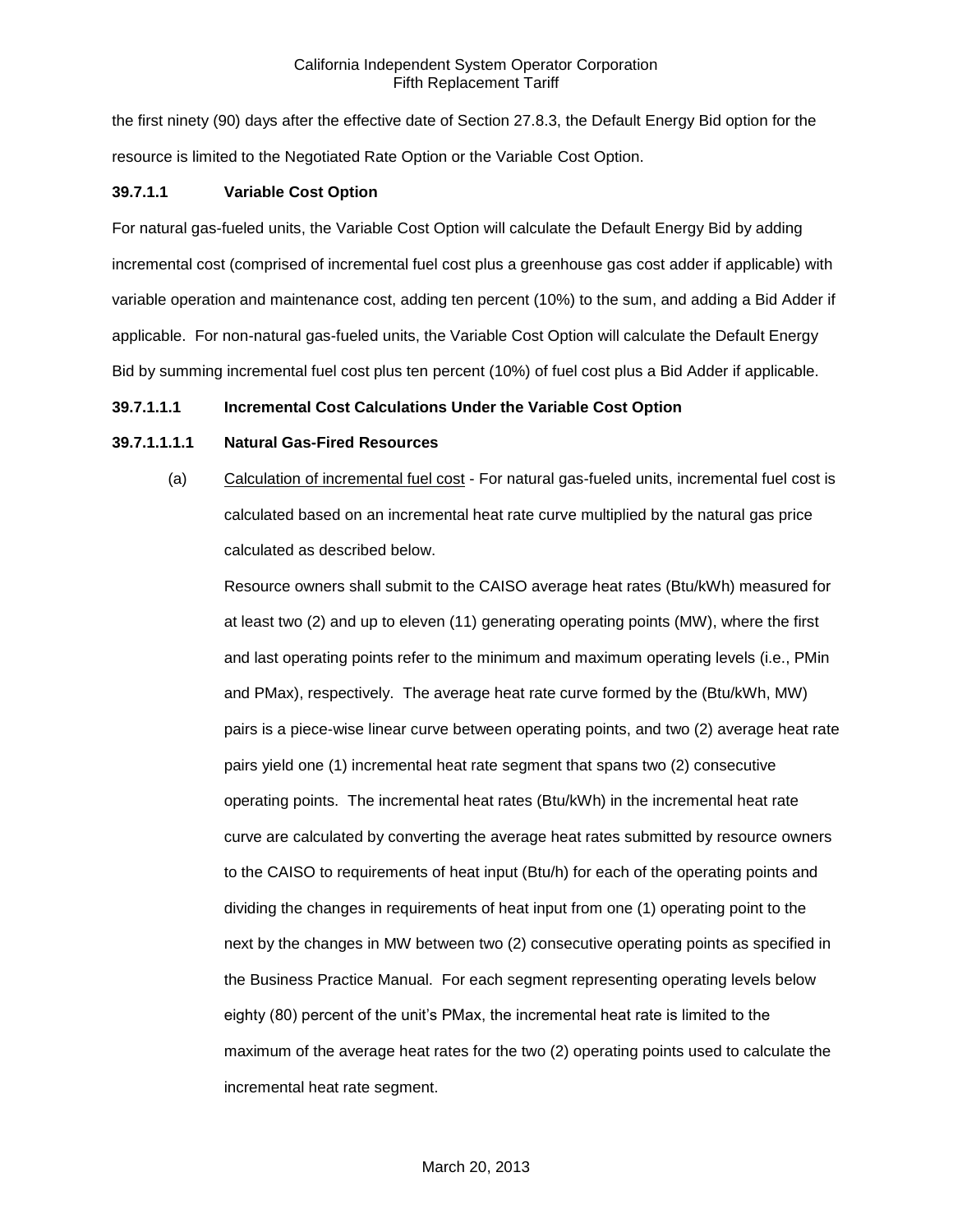the first ninety (90) days after the effective date of Section 27.8.3, the Default Energy Bid option for the resource is limited to the Negotiated Rate Option or the Variable Cost Option.

**39.7.1.1 Variable Cost Option**

For natural gas-fueled units, the Variable Cost Option will calculate the Default Energy Bid by adding incremental cost (comprised of incremental fuel cost plus a greenhouse gas cost adder if applicable) with variable operation and maintenance cost, adding ten percent (10%) to the sum, and adding a Bid Adder if applicable. For non-natural gas-fueled units, the Variable Cost Option will calculate the Default Energy Bid by summing incremental fuel cost plus ten percent (10%) of fuel cost plus a Bid Adder if applicable.

**39.7.1.1.1 Incremental Cost Calculations Under the Variable Cost Option**

**39.7.1.1.1.1 Natural Gas-Fired Resources**

(a) Calculation of incremental fuel cost - For natural gas-fueled units, incremental fuel cost is calculated based on an incremental heat rate curve multiplied by the natural gas price calculated as described below.

Resource owners shall submit to the CAISO average heat rates (Btu/kWh) measured for at least two (2) and up to eleven (11) generating operating points (MW), where the first and last operating points refer to the minimum and maximum operating levels (i.e., PMin and PMax), respectively. The average heat rate curve formed by the (Btu/kWh, MW) pairs is a piece-wise linear curve between operating points, and two (2) average heat rate pairs yield one (1) incremental heat rate segment that spans two (2) consecutive operating points. The incremental heat rates (Btu/kWh) in the incremental heat rate curve are calculated by converting the average heat rates submitted by resource owners to the CAISO to requirements of heat input (Btu/h) for each of the operating points and dividing the changes in requirements of heat input from one (1) operating point to the next by the changes in MW between two (2) consecutive operating points as specified in the Business Practice Manual. For each segment representing operating levels below eighty (80) percent of the unit's PMax, the incremental heat rate is limited to the maximum of the average heat rates for the two (2) operating points used to calculate the incremental heat rate segment.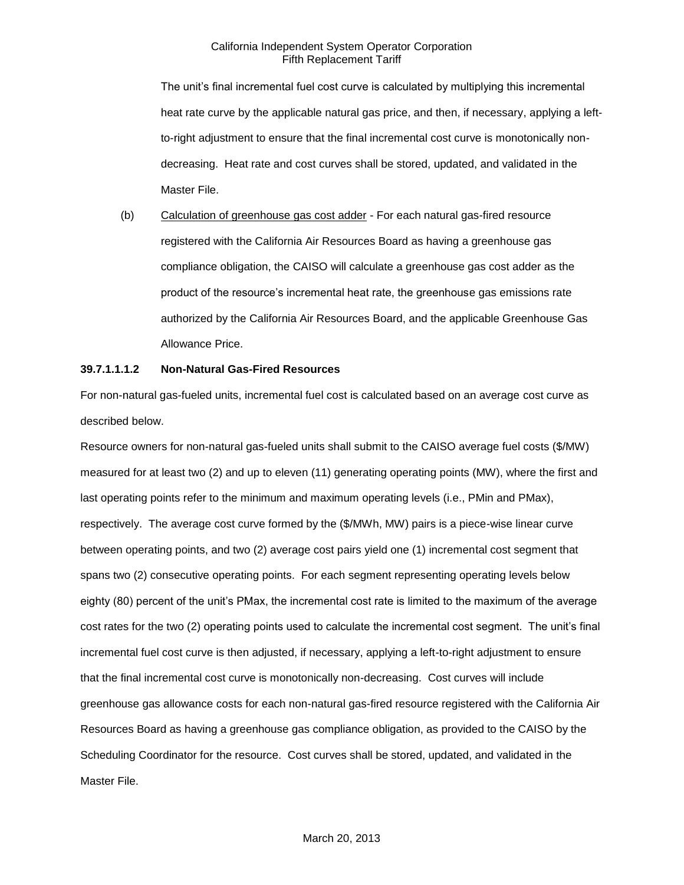The unit's final incremental fuel cost curve is calculated by multiplying this incremental heat rate curve by the applicable natural gas price, and then, if necessary, applying a left-to-right adjustment to ensure that the final incremental cost curve is monotonically non-decreasing. Heat rate and cost curves shall be stored, updated, and validated in the Master File.

(b) Calculation of greenhouse gas cost adder - For each natural gas-fired resource registered with the California Air Resources Board as having a greenhouse gas compliance obligation, the CAISO will calculate a greenhouse gas cost adder as the product of the resource's incremental heat rate, the greenhouse gas emissions rate authorized by the California Air Resources Board, and the applicable Greenhouse Gas Allowance Price.

**39.7.1.1.1.2 Non-Natural Gas-Fired Resources**

For non-natural gas-fueled units, incremental fuel cost is calculated based on an average cost curve as described below.

Resource owners for non-natural gas-fueled units shall submit to the CAISO average fuel costs ($/MW) measured for at least two (2) and up to eleven (11) generating operating points (MW), where the first and last operating points refer to the minimum and maximum operating levels (i.e., PMin and PMax), respectively. The average cost curve formed by the ($/MWh, MW) pairs is a piece-wise linear curve between operating points, and two (2) average cost pairs yield one (1) incremental cost segment that spans two (2) consecutive operating points. For each segment representing operating levels below eighty (80) percent of the unit's PMax, the incremental cost rate is limited to the maximum of the average cost rates for the two (2) operating points used to calculate the incremental cost segment. The unit's final incremental fuel cost curve is then adjusted, if necessary, applying a left-to-right adjustment to ensure that the final incremental cost curve is monotonically non-decreasing. Cost curves will include greenhouse gas allowance costs for each non-natural gas-fired resource registered with the California Air Resources Board as having a greenhouse gas compliance obligation, as provided to the CAISO by the Scheduling Coordinator for the resource. Cost curves shall be stored, updated, and validated in the Master File.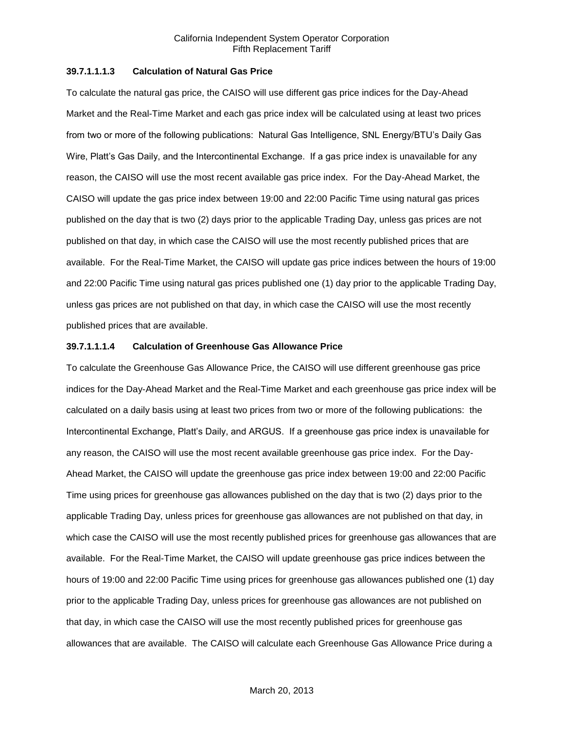**39.7.1.1.1.3 Calculation of Natural Gas Price**

To calculate the natural gas price, the CAISO will use different gas price indices for the Day-Ahead Market and the Real-Time Market and each gas price index will be calculated using at least two prices from two or more of the following publications: Natural Gas Intelligence, SNL Energy/BTU's Daily Gas Wire, Platt's Gas Daily, and the Intercontinental Exchange. If a gas price index is unavailable for any reason, the CAISO will use the most recent available gas price index. For the Day-Ahead Market, the CAISO will update the gas price index between 19:00 and 22:00 Pacific Time using natural gas prices published on the day that is two (2) days prior to the applicable Trading Day, unless gas prices are not published on that day, in which case the CAISO will use the most recently published prices that are available. For the Real-Time Market, the CAISO will update gas price indices between the hours of 19:00 and 22:00 Pacific Time using natural gas prices published one (1) day prior to the applicable Trading Day, unless gas prices are not published on that day, in which case the CAISO will use the most recently published prices that are available.

**39.7.1.1.1.4 Calculation of Greenhouse Gas Allowance Price**

To calculate the Greenhouse Gas Allowance Price, the CAISO will use different greenhouse gas price indices for the Day-Ahead Market and the Real-Time Market and each greenhouse gas price index will be calculated on a daily basis using at least two prices from two or more of the following publications: the Intercontinental Exchange, Platt's Daily, and ARGUS. If a greenhouse gas price index is unavailable for any reason, the CAISO will use the most recent available greenhouse gas price index. For the Day-Ahead Market, the CAISO will update the greenhouse gas price index between 19:00 and 22:00 Pacific Time using prices for greenhouse gas allowances published on the day that is two (2) days prior to the applicable Trading Day, unless prices for greenhouse gas allowances are not published on that day, in which case the CAISO will use the most recently published prices for greenhouse gas allowances that are available. For the Real-Time Market, the CAISO will update greenhouse gas price indices between the hours of 19:00 and 22:00 Pacific Time using prices for greenhouse gas allowances published one (1) day prior to the applicable Trading Day, unless prices for greenhouse gas allowances are not published on that day, in which case the CAISO will use the most recently published prices for greenhouse gas allowances that are available. The CAISO will calculate each Greenhouse Gas Allowance Price during a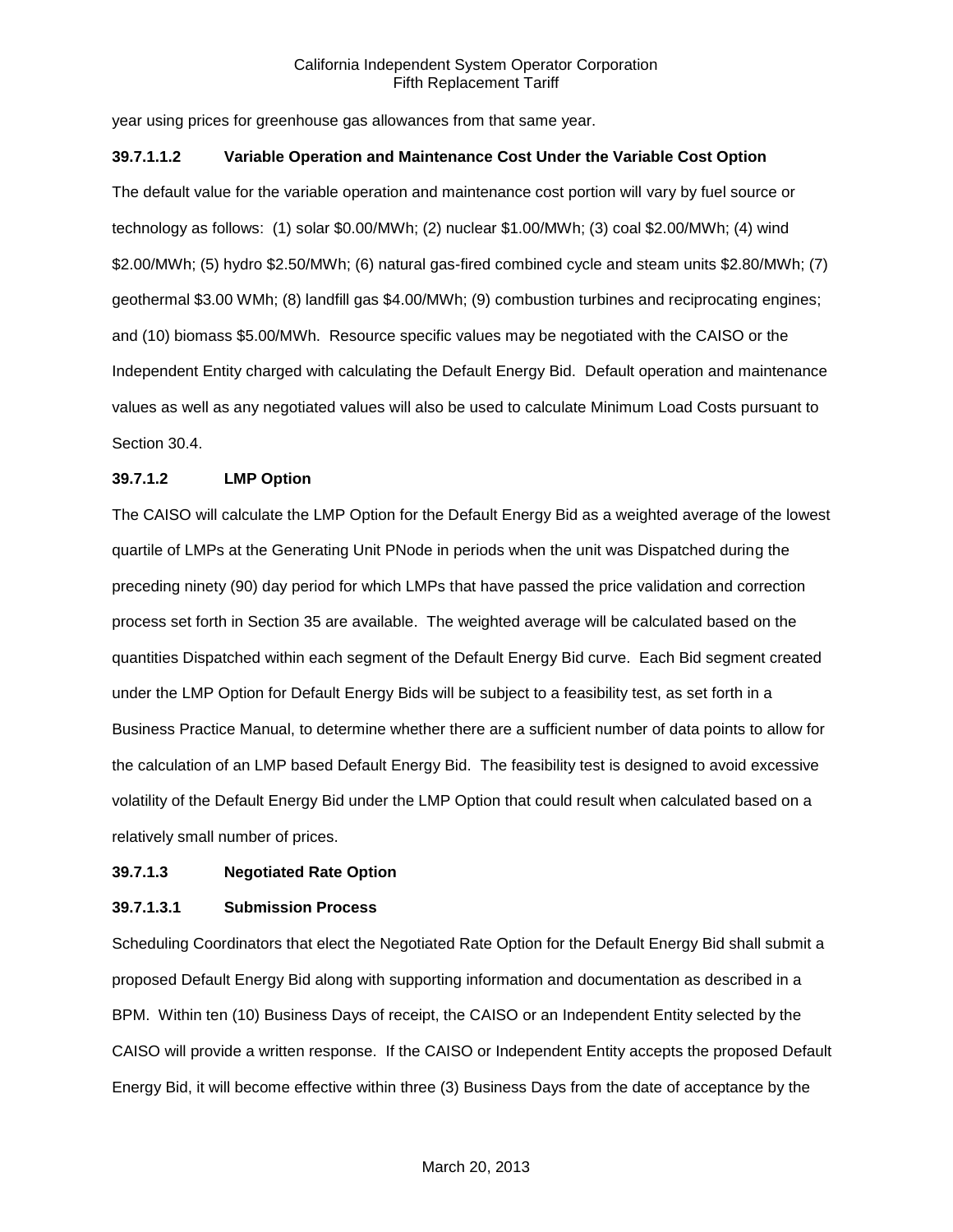year using prices for greenhouse gas allowances from that same year.

**39.7.1.1.2 Variable Operation and Maintenance Cost Under the Variable Cost Option**

The default value for the variable operation and maintenance cost portion will vary by fuel source or technology as follows: (1) solar $0.00/MWh; (2) nuclear $1.00/MWh; (3) coal $2.00/MWh; (4) wind $2.00/MWh; (5) hydro $2.50/MWh; (6) natural gas-fired combined cycle and steam units $2.80/MWh; (7) geothermal $3.00 WMh; (8) landfill gas $4.00/MWh; (9) combustion turbines and reciprocating engines; and (10) biomass $5.00/MWh. Resource specific values may be negotiated with the CAISO or the Independent Entity charged with calculating the Default Energy Bid. Default operation and maintenance values as well as any negotiated values will also be used to calculate Minimum Load Costs pursuant to Section 30.4.

**39.7.1.2 LMP Option**

The CAISO will calculate the LMP Option for the Default Energy Bid as a weighted average of the lowest quartile of LMPs at the Generating Unit PNode in periods when the unit was Dispatched during the preceding ninety (90) day period for which LMPs that have passed the price validation and correction process set forth in Section 35 are available. The weighted average will be calculated based on the quantities Dispatched within each segment of the Default Energy Bid curve. Each Bid segment created under the LMP Option for Default Energy Bids will be subject to a feasibility test, as set forth in a Business Practice Manual, to determine whether there are a sufficient number of data points to allow for the calculation of an LMP based Default Energy Bid. The feasibility test is designed to avoid excessive volatility of the Default Energy Bid under the LMP Option that could result when calculated based on a relatively small number of prices.

**39.7.1.3 Negotiated Rate Option**

**39.7.1.3.1 Submission Process**

Scheduling Coordinators that elect the Negotiated Rate Option for the Default Energy Bid shall submit a proposed Default Energy Bid along with supporting information and documentation as described in a BPM. Within ten (10) Business Days of receipt, the CAISO or an Independent Entity selected by the CAISO will provide a written response. If the CAISO or Independent Entity accepts the proposed Default Energy Bid, it will become effective within three (3) Business Days from the date of acceptance by the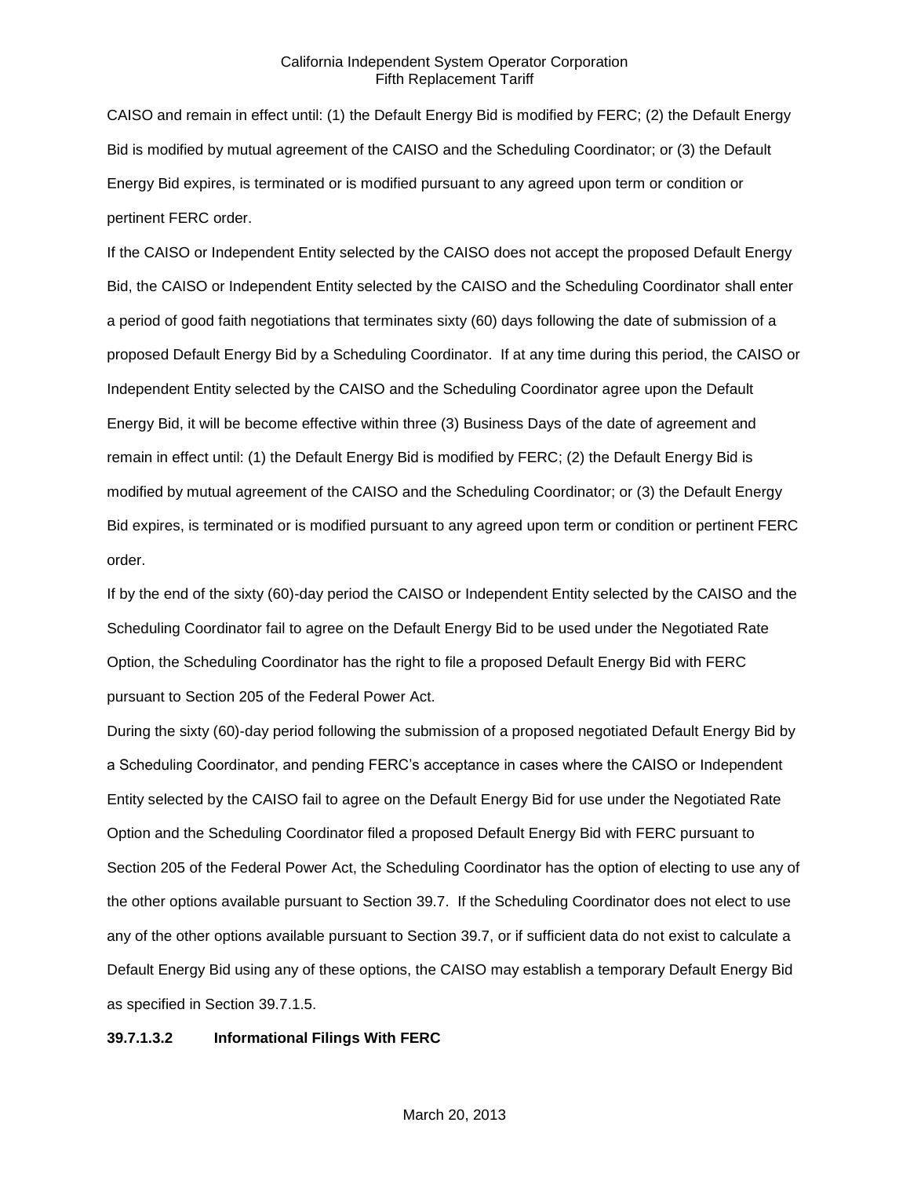CAISO and remain in effect until: (1) the Default Energy Bid is modified by FERC; (2) the Default Energy Bid is modified by mutual agreement of the CAISO and the Scheduling Coordinator; or (3) the Default Energy Bid expires, is terminated or is modified pursuant to any agreed upon term or condition or pertinent FERC order.

If the CAISO or Independent Entity selected by the CAISO does not accept the proposed Default Energy Bid, the CAISO or Independent Entity selected by the CAISO and the Scheduling Coordinator shall enter a period of good faith negotiations that terminates sixty (60) days following the date of submission of a proposed Default Energy Bid by a Scheduling Coordinator. If at any time during this period, the CAISO or Independent Entity selected by the CAISO and the Scheduling Coordinator agree upon the Default Energy Bid, it will be become effective within three (3) Business Days of the date of agreement and remain in effect until: (1) the Default Energy Bid is modified by FERC; (2) the Default Energy Bid is modified by mutual agreement of the CAISO and the Scheduling Coordinator; or (3) the Default Energy Bid expires, is terminated or is modified pursuant to any agreed upon term or condition or pertinent FERC order.

If by the end of the sixty (60)-day period the CAISO or Independent Entity selected by the CAISO and the Scheduling Coordinator fail to agree on the Default Energy Bid to be used under the Negotiated Rate Option, the Scheduling Coordinator has the right to file a proposed Default Energy Bid with FERC pursuant to Section 205 of the Federal Power Act.

During the sixty (60)-day period following the submission of a proposed negotiated Default Energy Bid by a Scheduling Coordinator, and pending FERC's acceptance in cases where the CAISO or Independent Entity selected by the CAISO fail to agree on the Default Energy Bid for use under the Negotiated Rate Option and the Scheduling Coordinator filed a proposed Default Energy Bid with FERC pursuant to Section 205 of the Federal Power Act, the Scheduling Coordinator has the option of electing to use any of the other options available pursuant to Section 39.7. If the Scheduling Coordinator does not elect to use any of the other options available pursuant to Section 39.7, or if sufficient data do not exist to calculate a Default Energy Bid using any of these options, the CAISO may establish a temporary Default Energy Bid as specified in Section 39.7.1.5.

**39.7.1.3.2 Informational Filings With FERC**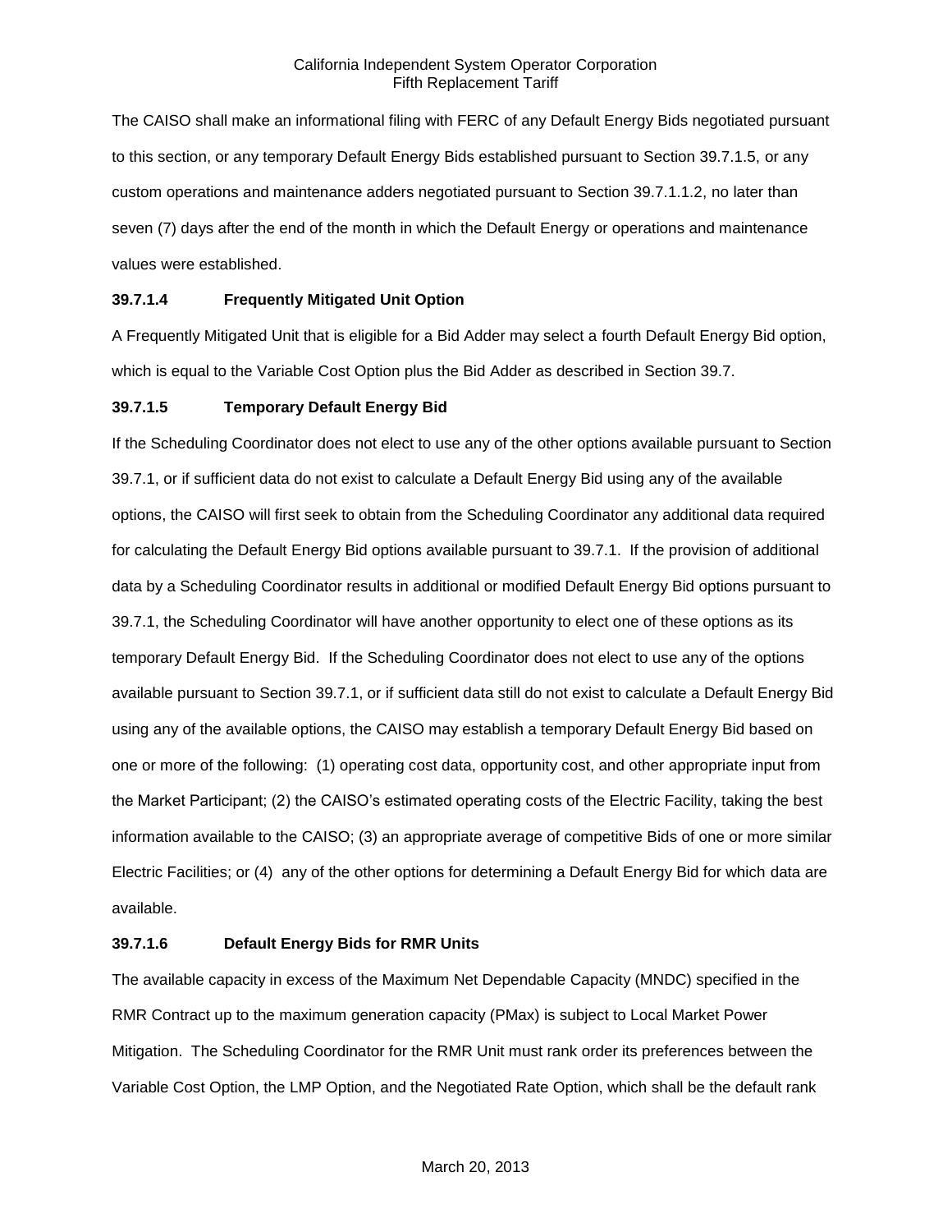The CAISO shall make an informational filing with FERC of any Default Energy Bids negotiated pursuant to this section, or any temporary Default Energy Bids established pursuant to Section 39.7.1.5, or any custom operations and maintenance adders negotiated pursuant to Section 39.7.1.1.2, no later than seven (7) days after the end of the month in which the Default Energy or operations and maintenance values were established.

**39.7.1.4 Frequently Mitigated Unit Option**

A Frequently Mitigated Unit that is eligible for a Bid Adder may select a fourth Default Energy Bid option, which is equal to the Variable Cost Option plus the Bid Adder as described in Section 39.7.

**39.7.1.5 Temporary Default Energy Bid**

If the Scheduling Coordinator does not elect to use any of the other options available pursuant to Section 39.7.1, or if sufficient data do not exist to calculate a Default Energy Bid using any of the available options, the CAISO will first seek to obtain from the Scheduling Coordinator any additional data required for calculating the Default Energy Bid options available pursuant to 39.7.1. If the provision of additional data by a Scheduling Coordinator results in additional or modified Default Energy Bid options pursuant to 39.7.1, the Scheduling Coordinator will have another opportunity to elect one of these options as its temporary Default Energy Bid. If the Scheduling Coordinator does not elect to use any of the options available pursuant to Section 39.7.1, or if sufficient data still do not exist to calculate a Default Energy Bid using any of the available options, the CAISO may establish a temporary Default Energy Bid based on one or more of the following: (1) operating cost data, opportunity cost, and other appropriate input from the Market Participant; (2) the CAISO's estimated operating costs of the Electric Facility, taking the best information available to the CAISO; (3) an appropriate average of competitive Bids of one or more similar Electric Facilities; or (4) any of the other options for determining a Default Energy Bid for which data are available.

**39.7.1.6 Default Energy Bids for RMR Units**

The available capacity in excess of the Maximum Net Dependable Capacity (MNDC) specified in the RMR Contract up to the maximum generation capacity (PMax) is subject to Local Market Power Mitigation. The Scheduling Coordinator for the RMR Unit must rank order its preferences between the Variable Cost Option, the LMP Option, and the Negotiated Rate Option, which shall be the default rank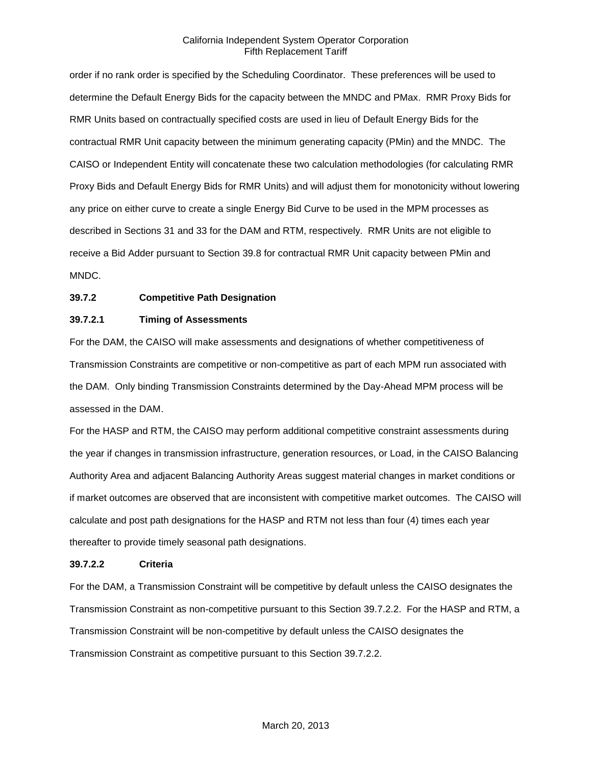order if no rank order is specified by the Scheduling Coordinator. These preferences will be used to determine the Default Energy Bids for the capacity between the MNDC and PMax. RMR Proxy Bids for RMR Units based on contractually specified costs are used in lieu of Default Energy Bids for the contractual RMR Unit capacity between the minimum generating capacity (PMin) and the MNDC. The CAISO or Independent Entity will concatenate these two calculation methodologies (for calculating RMR Proxy Bids and Default Energy Bids for RMR Units) and will adjust them for monotonicity without lowering any price on either curve to create a single Energy Bid Curve to be used in the MPM processes as described in Sections 31 and 33 for the DAM and RTM, respectively. RMR Units are not eligible to receive a Bid Adder pursuant to Section 39.8 for contractual RMR Unit capacity between PMin and MNDC.

**39.7.2 Competitive Path Designation**

**39.7.2.1 Timing of Assessments**

For the DAM, the CAISO will make assessments and designations of whether competitiveness of Transmission Constraints are competitive or non-competitive as part of each MPM run associated with the DAM. Only binding Transmission Constraints determined by the Day-Ahead MPM process will be assessed in the DAM.

For the HASP and RTM, the CAISO may perform additional competitive constraint assessments during the year if changes in transmission infrastructure, generation resources, or Load, in the CAISO Balancing Authority Area and adjacent Balancing Authority Areas suggest material changes in market conditions or if market outcomes are observed that are inconsistent with competitive market outcomes. The CAISO will calculate and post path designations for the HASP and RTM not less than four (4) times each year thereafter to provide timely seasonal path designations.

**39.7.2.2 Criteria**

For the DAM, a Transmission Constraint will be competitive by default unless the CAISO designates the Transmission Constraint as non-competitive pursuant to this Section 39.7.2.2. For the HASP and RTM, a Transmission Constraint will be non-competitive by default unless the CAISO designates the Transmission Constraint as competitive pursuant to this Section 39.7.2.2.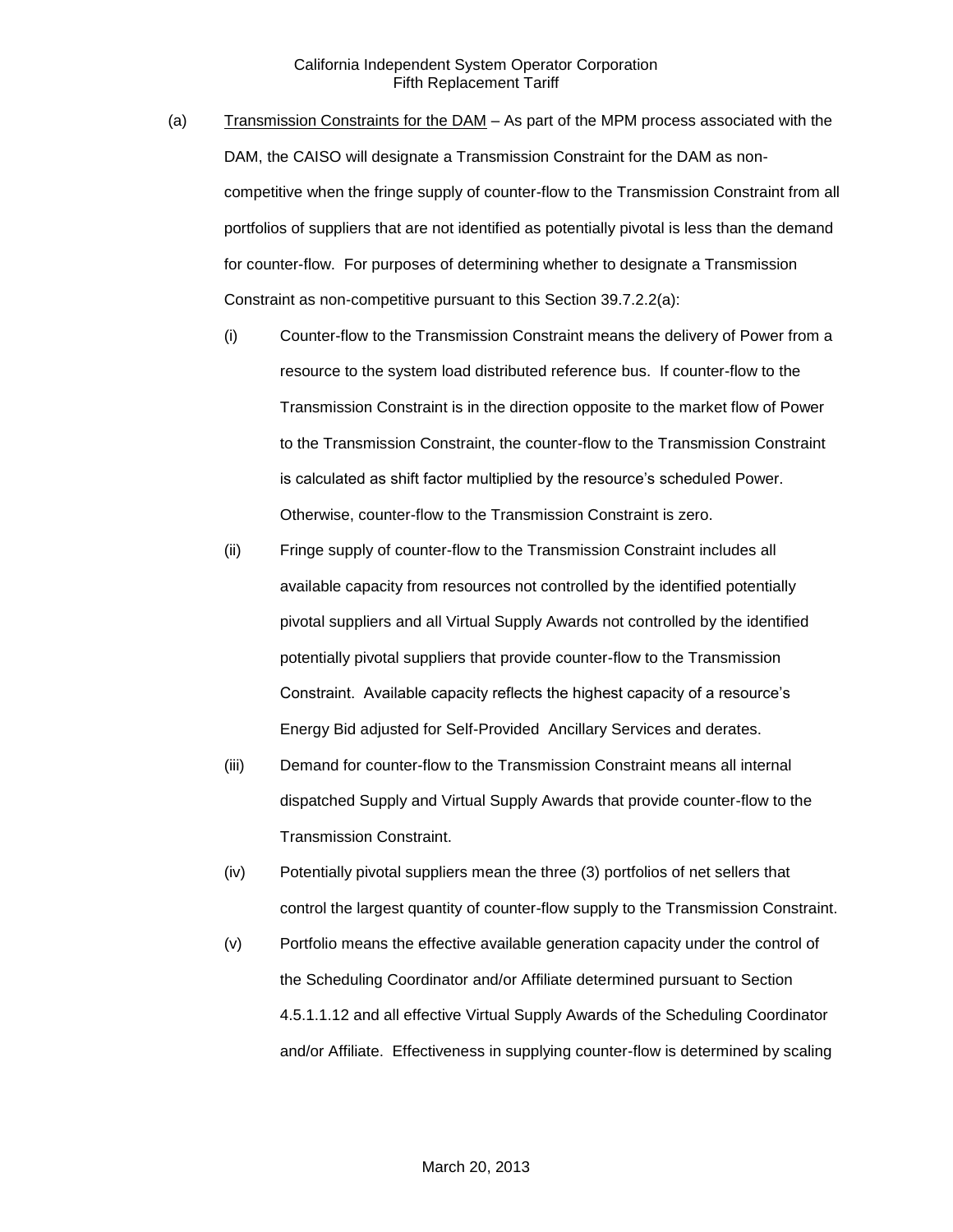(a) Transmission Constraints for the DAM – As part of the MPM process associated with the DAM, the CAISO will designate a Transmission Constraint for the DAM as non-competitive when the fringe supply of counter-flow to the Transmission Constraint from all portfolios of suppliers that are not identified as potentially pivotal is less than the demand for counter-flow. For purposes of determining whether to designate a Transmission Constraint as non-competitive pursuant to this Section 39.7.2.2(a):

(i) Counter-flow to the Transmission Constraint means the delivery of Power from a resource to the system load distributed reference bus. If counter-flow to the Transmission Constraint is in the direction opposite to the market flow of Power to the Transmission Constraint, the counter-flow to the Transmission Constraint is calculated as shift factor multiplied by the resource's scheduled Power. Otherwise, counter-flow to the Transmission Constraint is zero.

(ii) Fringe supply of counter-flow to the Transmission Constraint includes all available capacity from resources not controlled by the identified potentially pivotal suppliers and all Virtual Supply Awards not controlled by the identified potentially pivotal suppliers that provide counter-flow to the Transmission Constraint. Available capacity reflects the highest capacity of a resource's Energy Bid adjusted for Self-Provided Ancillary Services and derates.

(iii) Demand for counter-flow to the Transmission Constraint means all internal dispatched Supply and Virtual Supply Awards that provide counter-flow to the Transmission Constraint.

(iv) Potentially pivotal suppliers mean the three (3) portfolios of net sellers that control the largest quantity of counter-flow supply to the Transmission Constraint.

(v) Portfolio means the effective available generation capacity under the control of the Scheduling Coordinator and/or Affiliate determined pursuant to Section 4.5.1.1.12 and all effective Virtual Supply Awards of the Scheduling Coordinator and/or Affiliate. Effectiveness in supplying counter-flow is determined by scaling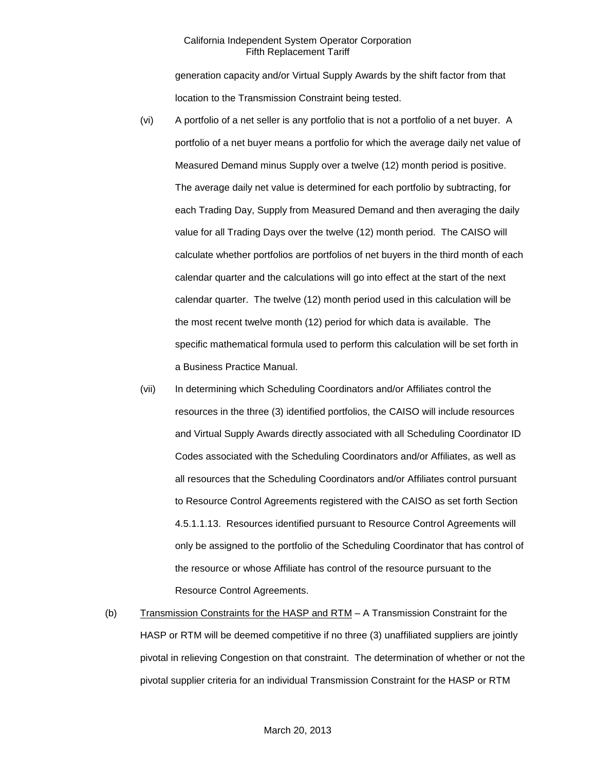generation capacity and/or Virtual Supply Awards by the shift factor from that location to the Transmission Constraint being tested.

(vi) A portfolio of a net seller is any portfolio that is not a portfolio of a net buyer. A portfolio of a net buyer means a portfolio for which the average daily net value of Measured Demand minus Supply over a twelve (12) month period is positive. The average daily net value is determined for each portfolio by subtracting, for each Trading Day, Supply from Measured Demand and then averaging the daily value for all Trading Days over the twelve (12) month period. The CAISO will calculate whether portfolios are portfolios of net buyers in the third month of each calendar quarter and the calculations will go into effect at the start of the next calendar quarter. The twelve (12) month period used in this calculation will be the most recent twelve month (12) period for which data is available. The specific mathematical formula used to perform this calculation will be set forth in a Business Practice Manual.

(vii) In determining which Scheduling Coordinators and/or Affiliates control the resources in the three (3) identified portfolios, the CAISO will include resources and Virtual Supply Awards directly associated with all Scheduling Coordinator ID Codes associated with the Scheduling Coordinators and/or Affiliates, as well as all resources that the Scheduling Coordinators and/or Affiliates control pursuant to Resource Control Agreements registered with the CAISO as set forth Section 4.5.1.1.13. Resources identified pursuant to Resource Control Agreements will only be assigned to the portfolio of the Scheduling Coordinator that has control of the resource or whose Affiliate has control of the resource pursuant to the Resource Control Agreements.

(b) Transmission Constraints for the HASP and RTM – A Transmission Constraint for the HASP or RTM will be deemed competitive if no three (3) unaffiliated suppliers are jointly pivotal in relieving Congestion on that constraint. The determination of whether or not the pivotal supplier criteria for an individual Transmission Constraint for the HASP or RTM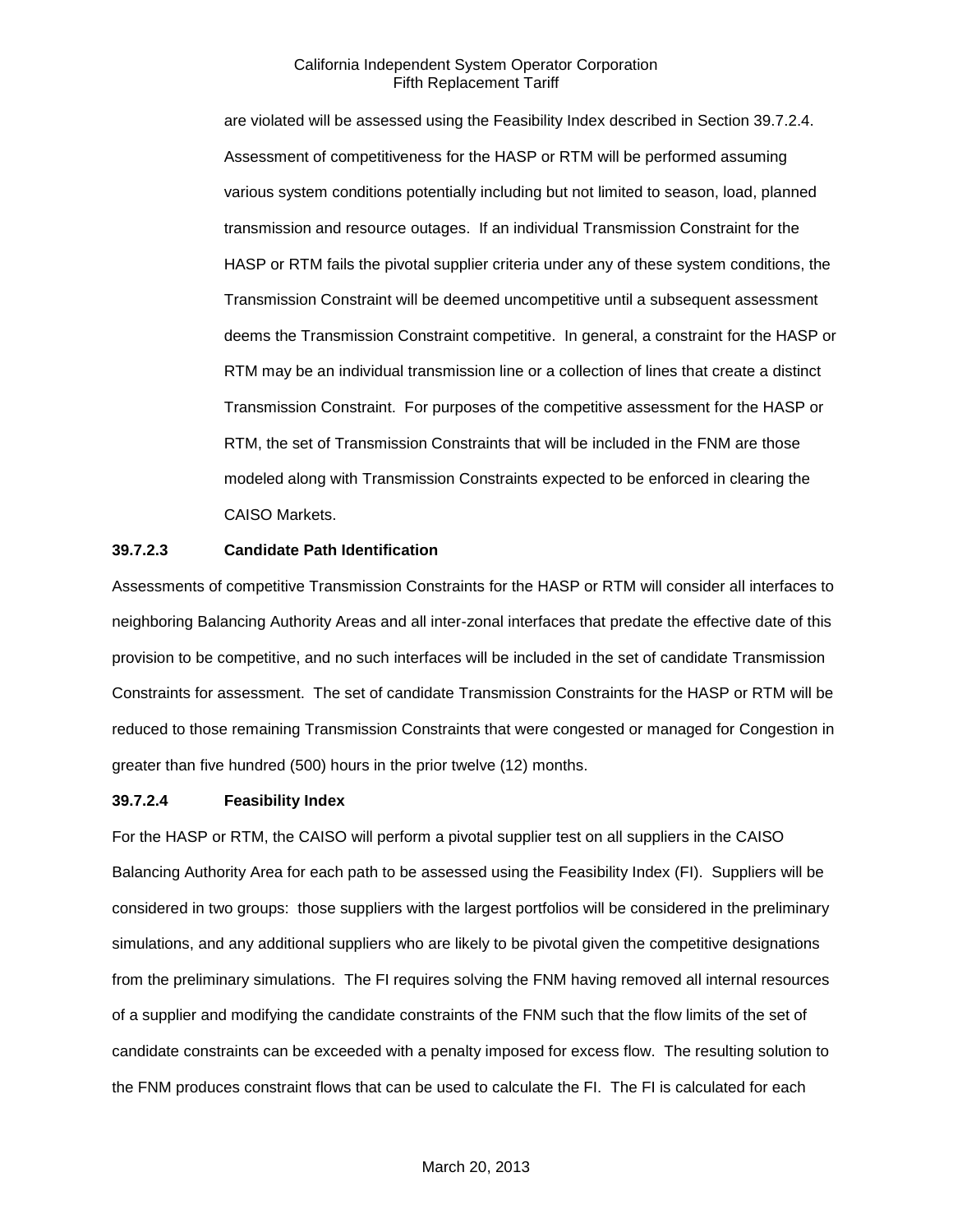are violated will be assessed using the Feasibility Index described in Section 39.7.2.4. Assessment of competitiveness for the HASP or RTM will be performed assuming various system conditions potentially including but not limited to season, load, planned transmission and resource outages. If an individual Transmission Constraint for the HASP or RTM fails the pivotal supplier criteria under any of these system conditions, the Transmission Constraint will be deemed uncompetitive until a subsequent assessment deems the Transmission Constraint competitive. In general, a constraint for the HASP or RTM may be an individual transmission line or a collection of lines that create a distinct Transmission Constraint. For purposes of the competitive assessment for the HASP or RTM, the set of Transmission Constraints that will be included in the FNM are those modeled along with Transmission Constraints expected to be enforced in clearing the CAISO Markets.

**39.7.2.3 Candidate Path Identification**

Assessments of competitive Transmission Constraints for the HASP or RTM will consider all interfaces to neighboring Balancing Authority Areas and all inter-zonal interfaces that predate the effective date of this provision to be competitive, and no such interfaces will be included in the set of candidate Transmission Constraints for assessment. The set of candidate Transmission Constraints for the HASP or RTM will be reduced to those remaining Transmission Constraints that were congested or managed for Congestion in greater than five hundred (500) hours in the prior twelve (12) months.

**39.7.2.4 Feasibility Index**

For the HASP or RTM, the CAISO will perform a pivotal supplier test on all suppliers in the CAISO Balancing Authority Area for each path to be assessed using the Feasibility Index (FI). Suppliers will be considered in two groups: those suppliers with the largest portfolios will be considered in the preliminary simulations, and any additional suppliers who are likely to be pivotal given the competitive designations from the preliminary simulations. The FI requires solving the FNM having removed all internal resources of a supplier and modifying the candidate constraints of the FNM such that the flow limits of the set of candidate constraints can be exceeded with a penalty imposed for excess flow. The resulting solution to the FNM produces constraint flows that can be used to calculate the FI. The FI is calculated for each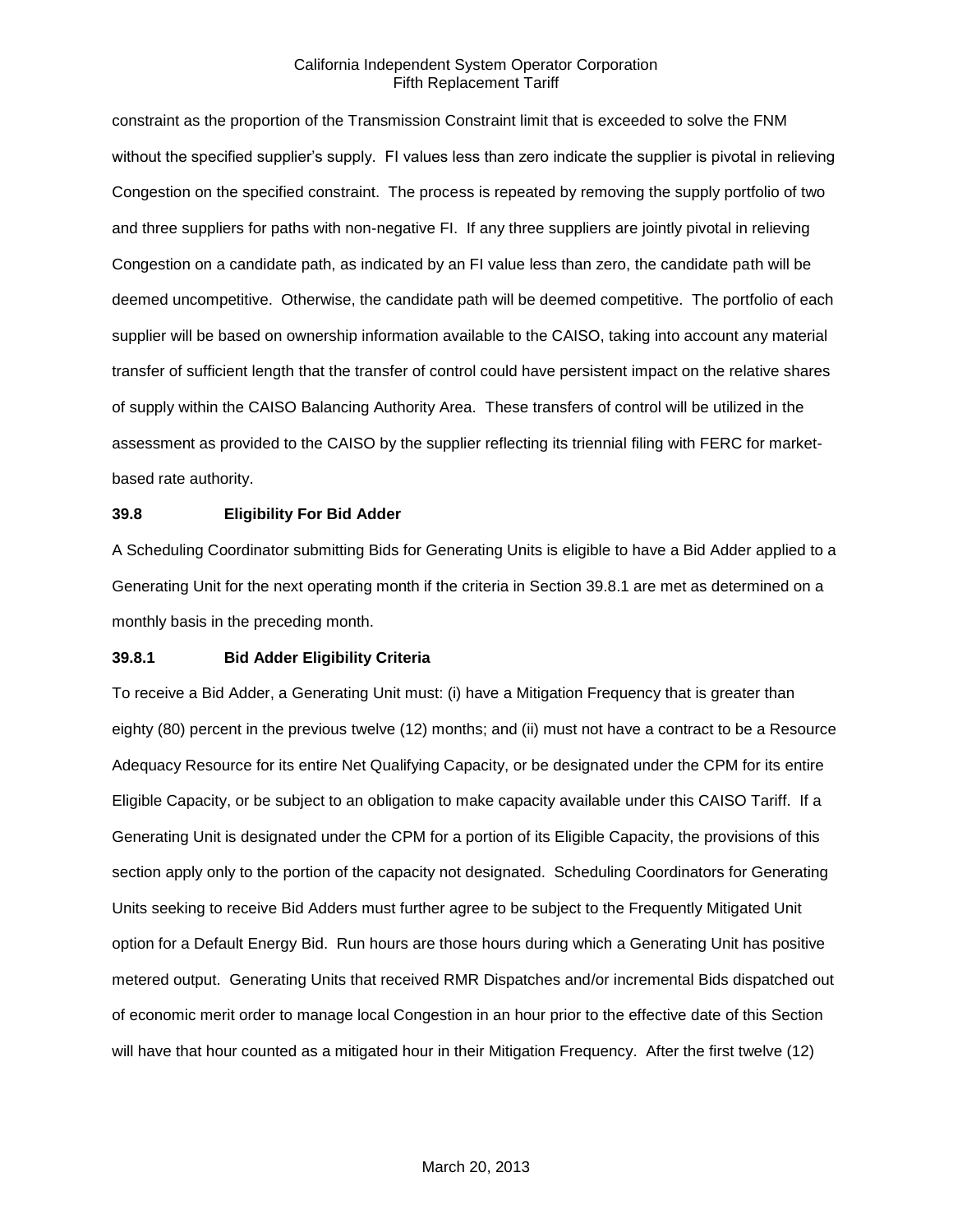constraint as the proportion of the Transmission Constraint limit that is exceeded to solve the FNM without the specified supplier's supply. FI values less than zero indicate the supplier is pivotal in relieving Congestion on the specified constraint. The process is repeated by removing the supply portfolio of two and three suppliers for paths with non-negative FI. If any three suppliers are jointly pivotal in relieving Congestion on a candidate path, as indicated by an FI value less than zero, the candidate path will be deemed uncompetitive. Otherwise, the candidate path will be deemed competitive. The portfolio of each supplier will be based on ownership information available to the CAISO, taking into account any material transfer of sufficient length that the transfer of control could have persistent impact on the relative shares of supply within the CAISO Balancing Authority Area. These transfers of control will be utilized in the assessment as provided to the CAISO by the supplier reflecting its triennial filing with FERC for market-based rate authority.

### 39.8 Eligibility For Bid Adder

A Scheduling Coordinator submitting Bids for Generating Units is eligible to have a Bid Adder applied to a Generating Unit for the next operating month if the criteria in Section 39.8.1 are met as determined on a monthly basis in the preceding month.

### 39.8.1 Bid Adder Eligibility Criteria

To receive a Bid Adder, a Generating Unit must: (i) have a Mitigation Frequency that is greater than eighty (80) percent in the previous twelve (12) months; and (ii) must not have a contract to be a Resource Adequacy Resource for its entire Net Qualifying Capacity, or be designated under the CPM for its entire Eligible Capacity, or be subject to an obligation to make capacity available under this CAISO Tariff. If a Generating Unit is designated under the CPM for a portion of its Eligible Capacity, the provisions of this section apply only to the portion of the capacity not designated. Scheduling Coordinators for Generating Units seeking to receive Bid Adders must further agree to be subject to the Frequently Mitigated Unit option for a Default Energy Bid. Run hours are those hours during which a Generating Unit has positive metered output. Generating Units that received RMR Dispatches and/or incremental Bids dispatched out of economic merit order to manage local Congestion in an hour prior to the effective date of this Section will have that hour counted as a mitigated hour in their Mitigation Frequency. After the first twelve (12)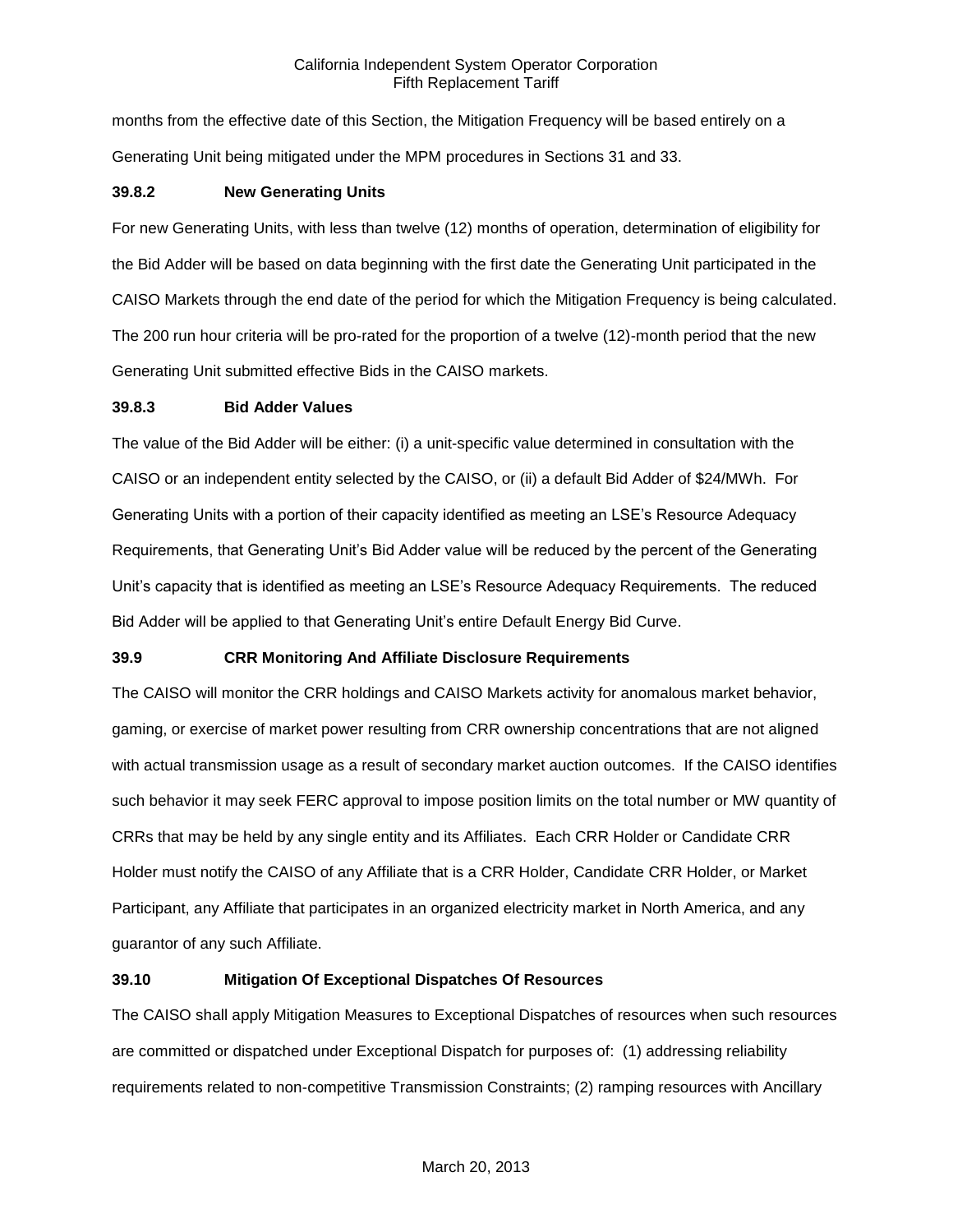months from the effective date of this Section, the Mitigation Frequency will be based entirely on a Generating Unit being mitigated under the MPM procedures in Sections 31 and 33.

### 39.8.2 New Generating Units

For new Generating Units, with less than twelve (12) months of operation, determination of eligibility for the Bid Adder will be based on data beginning with the first date the Generating Unit participated in the CAISO Markets through the end date of the period for which the Mitigation Frequency is being calculated. The 200 run hour criteria will be pro-rated for the proportion of a twelve (12)-month period that the new Generating Unit submitted effective Bids in the CAISO markets.

### 39.8.3 Bid Adder Values

The value of the Bid Adder will be either: (i) a unit-specific value determined in consultation with the CAISO or an independent entity selected by the CAISO, or (ii) a default Bid Adder of $24/MWh. For Generating Units with a portion of their capacity identified as meeting an LSE's Resource Adequacy Requirements, that Generating Unit's Bid Adder value will be reduced by the percent of the Generating Unit's capacity that is identified as meeting an LSE's Resource Adequacy Requirements. The reduced Bid Adder will be applied to that Generating Unit's entire Default Energy Bid Curve.

## 39.9 CRR Monitoring And Affiliate Disclosure Requirements

The CAISO will monitor the CRR holdings and CAISO Markets activity for anomalous market behavior, gaming, or exercise of market power resulting from CRR ownership concentrations that are not aligned with actual transmission usage as a result of secondary market auction outcomes. If the CAISO identifies such behavior it may seek FERC approval to impose position limits on the total number or MW quantity of CRRs that may be held by any single entity and its Affiliates. Each CRR Holder or Candidate CRR Holder must notify the CAISO of any Affiliate that is a CRR Holder, Candidate CRR Holder, or Market Participant, any Affiliate that participates in an organized electricity market in North America, and any guarantor of any such Affiliate.

## 39.10 Mitigation Of Exceptional Dispatches Of Resources

The CAISO shall apply Mitigation Measures to Exceptional Dispatches of resources when such resources are committed or dispatched under Exceptional Dispatch for purposes of: (1) addressing reliability requirements related to non-competitive Transmission Constraints; (2) ramping resources with Ancillary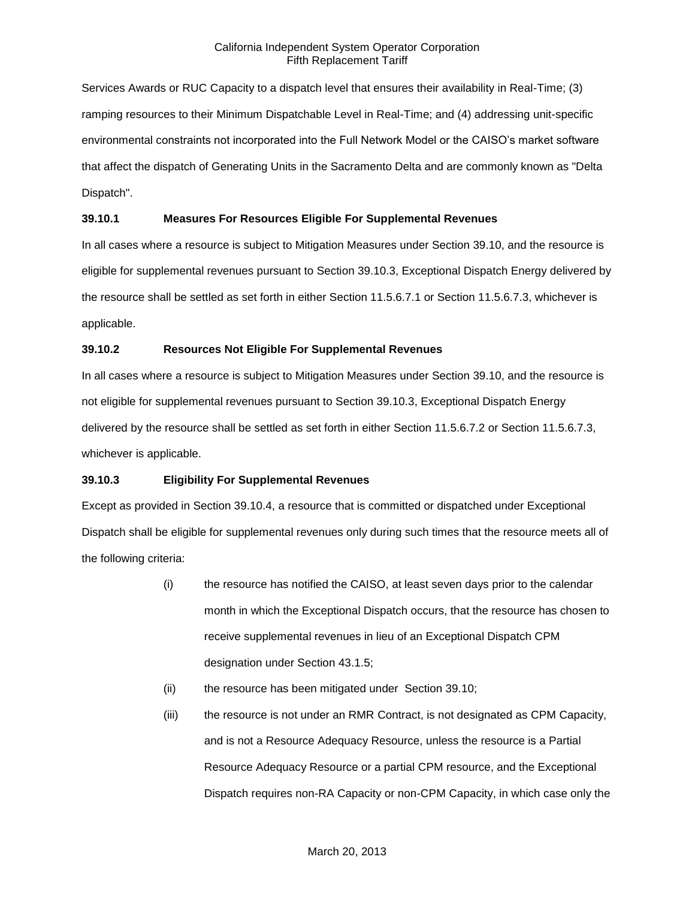Services Awards or RUC Capacity to a dispatch level that ensures their availability in Real-Time; (3) ramping resources to their Minimum Dispatchable Level in Real-Time; and (4) addressing unit-specific environmental constraints not incorporated into the Full Network Model or the CAISO's market software that affect the dispatch of Generating Units in the Sacramento Delta and are commonly known as "Delta Dispatch".

**39.10.1 Measures For Resources Eligible For Supplemental Revenues**

In all cases where a resource is subject to Mitigation Measures under Section 39.10, and the resource is eligible for supplemental revenues pursuant to Section 39.10.3, Exceptional Dispatch Energy delivered by the resource shall be settled as set forth in either Section 11.5.6.7.1 or Section 11.5.6.7.3, whichever is applicable.

**39.10.2 Resources Not Eligible For Supplemental Revenues**

In all cases where a resource is subject to Mitigation Measures under Section 39.10, and the resource is not eligible for supplemental revenues pursuant to Section 39.10.3, Exceptional Dispatch Energy delivered by the resource shall be settled as set forth in either Section 11.5.6.7.2 or Section 11.5.6.7.3, whichever is applicable.

**39.10.3 Eligibility For Supplemental Revenues**

Except as provided in Section 39.10.4, a resource that is committed or dispatched under Exceptional Dispatch shall be eligible for supplemental revenues only during such times that the resource meets all of the following criteria:

(i) the resource has notified the CAISO, at least seven days prior to the calendar month in which the Exceptional Dispatch occurs, that the resource has chosen to receive supplemental revenues in lieu of an Exceptional Dispatch CPM designation under Section 43.1.5;

(ii) the resource has been mitigated under Section 39.10;

(iii) the resource is not under an RMR Contract, is not designated as CPM Capacity, and is not a Resource Adequacy Resource, unless the resource is a Partial Resource Adequacy Resource or a partial CPM resource, and the Exceptional Dispatch requires non-RA Capacity or non-CPM Capacity, in which case only the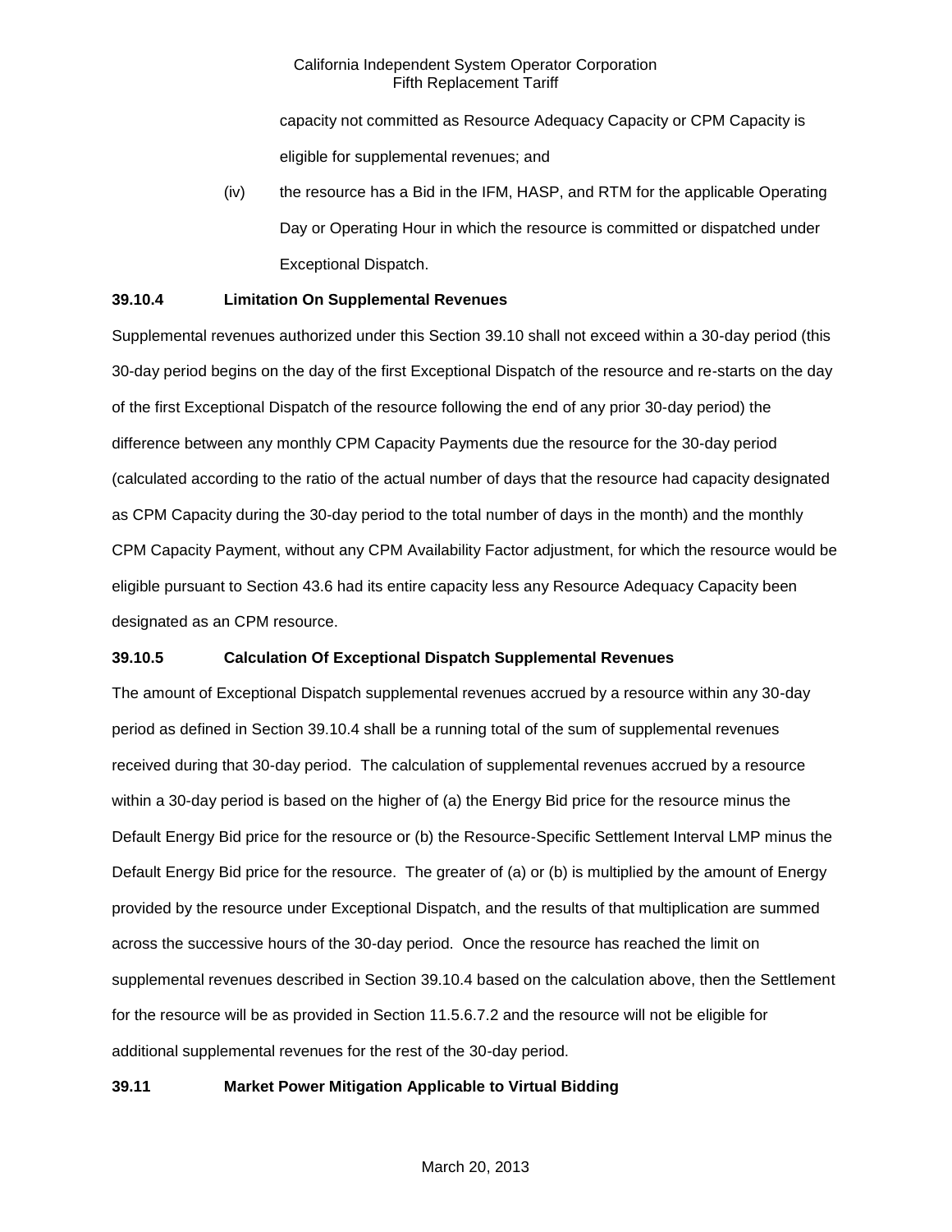capacity not committed as Resource Adequacy Capacity or CPM Capacity is eligible for supplemental revenues; and

(iv) the resource has a Bid in the IFM, HASP, and RTM for the applicable Operating Day or Operating Hour in which the resource is committed or dispatched under Exceptional Dispatch.

**39.10.4 Limitation On Supplemental Revenues**

Supplemental revenues authorized under this Section 39.10 shall not exceed within a 30-day period (this 30-day period begins on the day of the first Exceptional Dispatch of the resource and re-starts on the day of the first Exceptional Dispatch of the resource following the end of any prior 30-day period) the difference between any monthly CPM Capacity Payments due the resource for the 30-day period (calculated according to the ratio of the actual number of days that the resource had capacity designated as CPM Capacity during the 30-day period to the total number of days in the month) and the monthly CPM Capacity Payment, without any CPM Availability Factor adjustment, for which the resource would be eligible pursuant to Section 43.6 had its entire capacity less any Resource Adequacy Capacity been designated as an CPM resource.

**39.10.5 Calculation Of Exceptional Dispatch Supplemental Revenues**

The amount of Exceptional Dispatch supplemental revenues accrued by a resource within any 30-day period as defined in Section 39.10.4 shall be a running total of the sum of supplemental revenues received during that 30-day period. The calculation of supplemental revenues accrued by a resource within a 30-day period is based on the higher of (a) the Energy Bid price for the resource minus the Default Energy Bid price for the resource or (b) the Resource-Specific Settlement Interval LMP minus the Default Energy Bid price for the resource. The greater of (a) or (b) is multiplied by the amount of Energy provided by the resource under Exceptional Dispatch, and the results of that multiplication are summed across the successive hours of the 30-day period. Once the resource has reached the limit on supplemental revenues described in Section 39.10.4 based on the calculation above, then the Settlement for the resource will be as provided in Section 11.5.6.7.2 and the resource will not be eligible for additional supplemental revenues for the rest of the 30-day period.

**39.11 Market Power Mitigation Applicable to Virtual Bidding**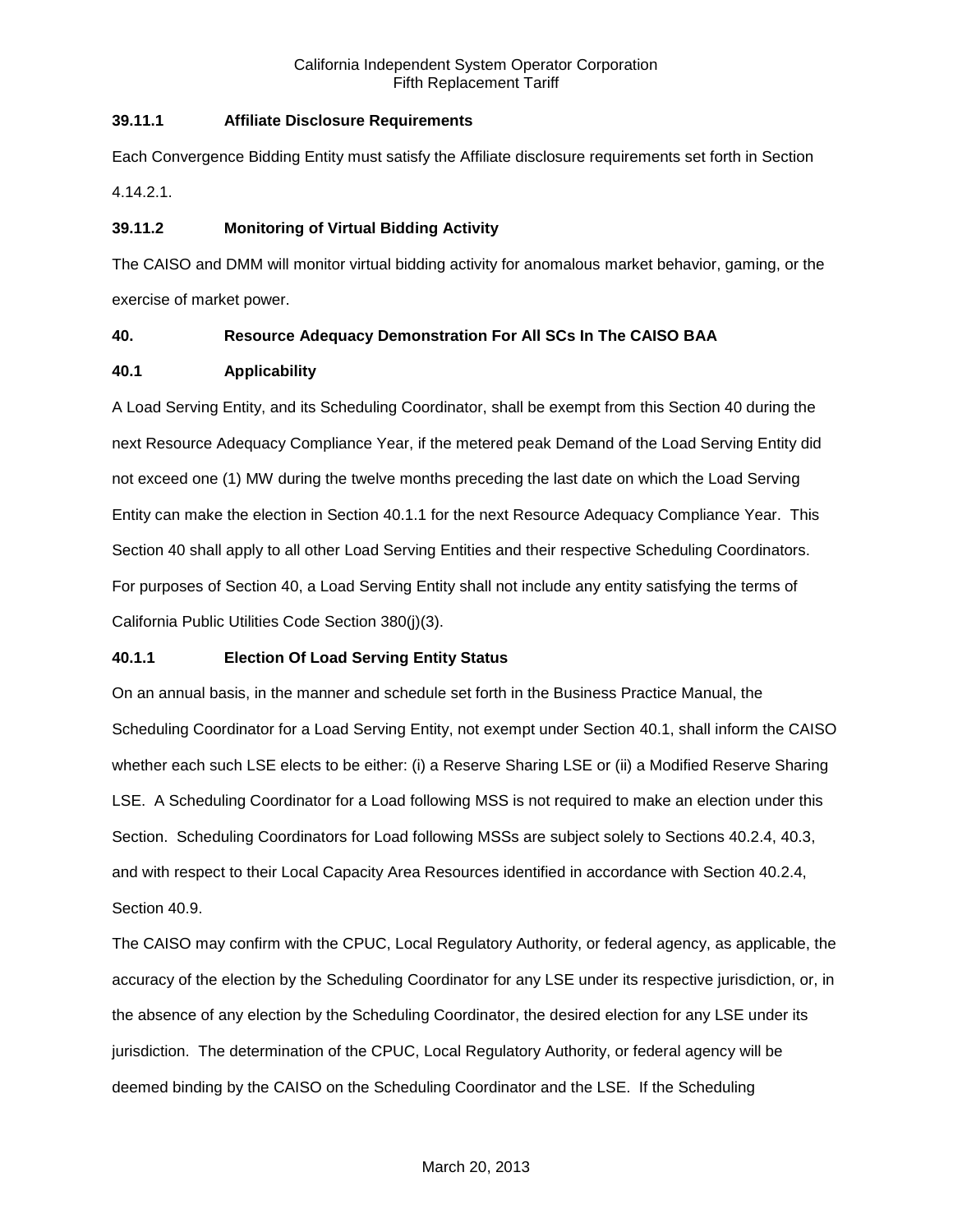### 39.11.1 Affiliate Disclosure Requirements

Each Convergence Bidding Entity must satisfy the Affiliate disclosure requirements set forth in Section 4.14.2.1.

### 39.11.2 Monitoring of Virtual Bidding Activity

The CAISO and DMM will monitor virtual bidding activity for anomalous market behavior, gaming, or the exercise of market power.

## 40. Resource Adequacy Demonstration For All SCs In The CAISO BAA

### 40.1 Applicability

A Load Serving Entity, and its Scheduling Coordinator, shall be exempt from this Section 40 during the next Resource Adequacy Compliance Year, if the metered peak Demand of the Load Serving Entity did not exceed one (1) MW during the twelve months preceding the last date on which the Load Serving Entity can make the election in Section 40.1.1 for the next Resource Adequacy Compliance Year. This Section 40 shall apply to all other Load Serving Entities and their respective Scheduling Coordinators. For purposes of Section 40, a Load Serving Entity shall not include any entity satisfying the terms of California Public Utilities Code Section 380(j)(3).

### 40.1.1 Election Of Load Serving Entity Status

On an annual basis, in the manner and schedule set forth in the Business Practice Manual, the Scheduling Coordinator for a Load Serving Entity, not exempt under Section 40.1, shall inform the CAISO whether each such LSE elects to be either: (i) a Reserve Sharing LSE or (ii) a Modified Reserve Sharing LSE. A Scheduling Coordinator for a Load following MSS is not required to make an election under this Section. Scheduling Coordinators for Load following MSSs are subject solely to Sections 40.2.4, 40.3, and with respect to their Local Capacity Area Resources identified in accordance with Section 40.2.4, Section 40.9.

The CAISO may confirm with the CPUC, Local Regulatory Authority, or federal agency, as applicable, the accuracy of the election by the Scheduling Coordinator for any LSE under its respective jurisdiction, or, in the absence of any election by the Scheduling Coordinator, the desired election for any LSE under its jurisdiction. The determination of the CPUC, Local Regulatory Authority, or federal agency will be deemed binding by the CAISO on the Scheduling Coordinator and the LSE. If the Scheduling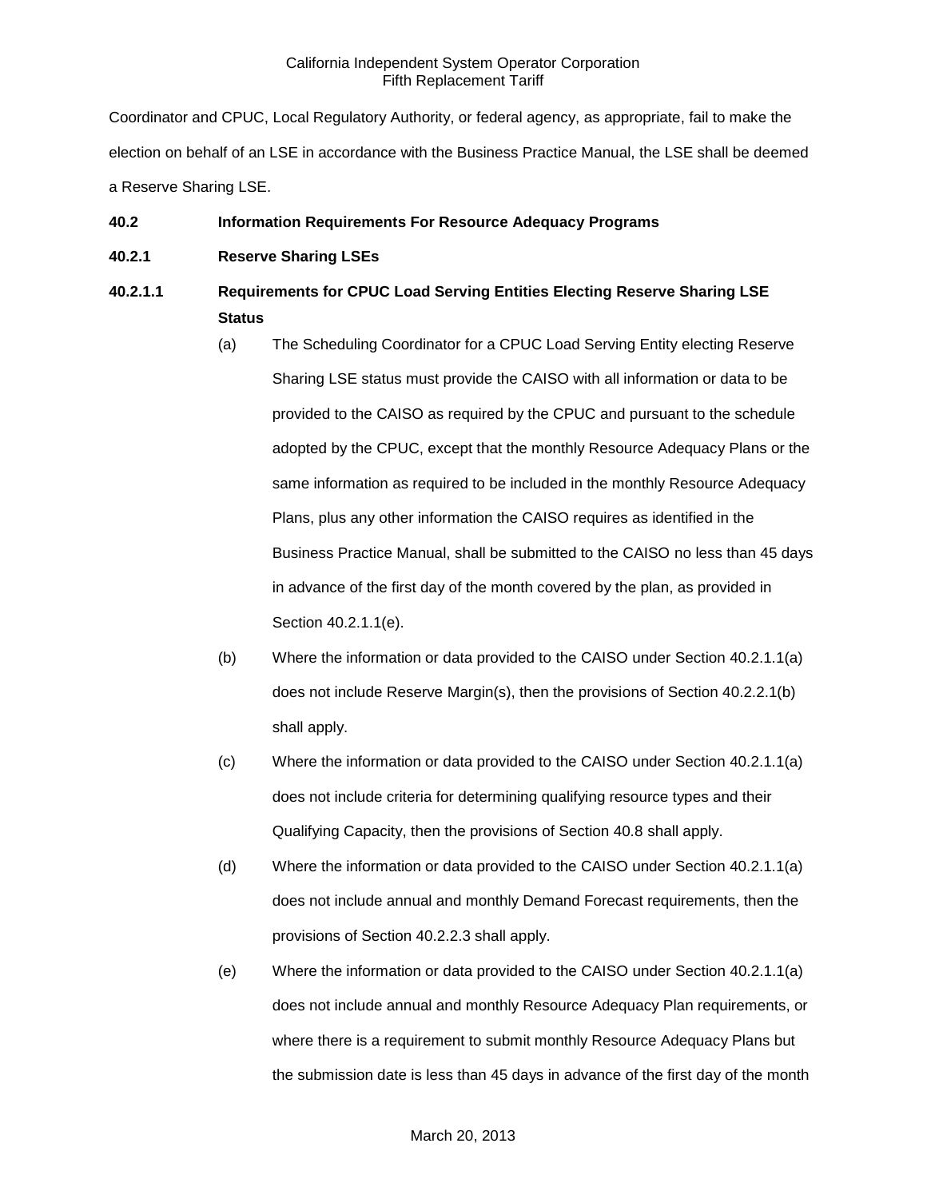Coordinator and CPUC, Local Regulatory Authority, or federal agency, as appropriate, fail to make the election on behalf of an LSE in accordance with the Business Practice Manual, the LSE shall be deemed a Reserve Sharing LSE.

**40.2 Information Requirements For Resource Adequacy Programs**

**40.2.1 Reserve Sharing LSEs**

**40.2.1.1 Requirements for CPUC Load Serving Entities Electing Reserve Sharing LSE Status**

(a) The Scheduling Coordinator for a CPUC Load Serving Entity electing Reserve Sharing LSE status must provide the CAISO with all information or data to be provided to the CAISO as required by the CPUC and pursuant to the schedule adopted by the CPUC, except that the monthly Resource Adequacy Plans or the same information as required to be included in the monthly Resource Adequacy Plans, plus any other information the CAISO requires as identified in the Business Practice Manual, shall be submitted to the CAISO no less than 45 days in advance of the first day of the month covered by the plan, as provided in Section 40.2.1.1(e).

(b) Where the information or data provided to the CAISO under Section 40.2.1.1(a) does not include Reserve Margin(s), then the provisions of Section 40.2.2.1(b) shall apply.

(c) Where the information or data provided to the CAISO under Section 40.2.1.1(a) does not include criteria for determining qualifying resource types and their Qualifying Capacity, then the provisions of Section 40.8 shall apply.

(d) Where the information or data provided to the CAISO under Section 40.2.1.1(a) does not include annual and monthly Demand Forecast requirements, then the provisions of Section 40.2.2.3 shall apply.

(e) Where the information or data provided to the CAISO under Section 40.2.1.1(a) does not include annual and monthly Resource Adequacy Plan requirements, or where there is a requirement to submit monthly Resource Adequacy Plans but the submission date is less than 45 days in advance of the first day of the month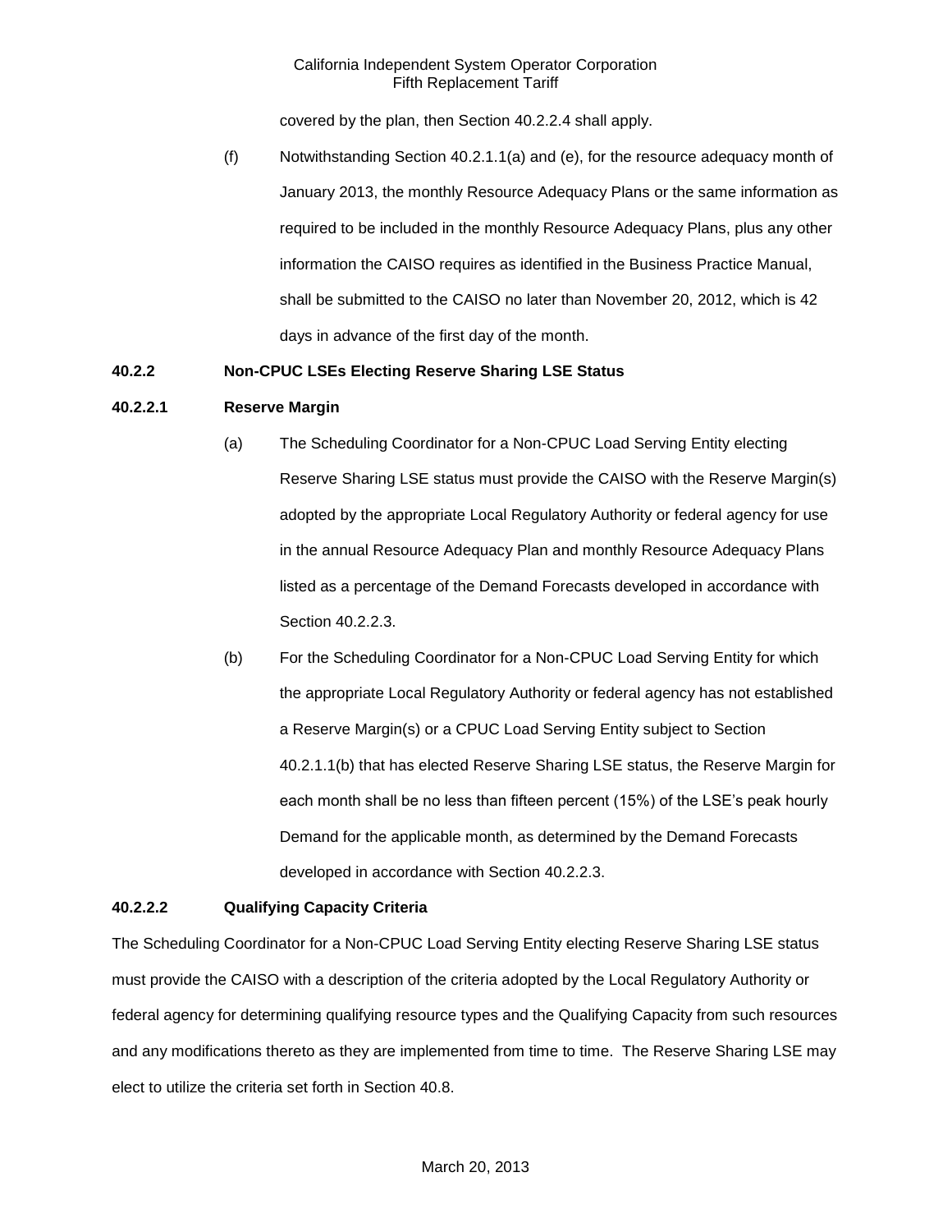covered by the plan, then Section 40.2.2.4 shall apply.

(f) Notwithstanding Section 40.2.1.1(a) and (e), for the resource adequacy month of January 2013, the monthly Resource Adequacy Plans or the same information as required to be included in the monthly Resource Adequacy Plans, plus any other information the CAISO requires as identified in the Business Practice Manual, shall be submitted to the CAISO no later than November 20, 2012, which is 42 days in advance of the first day of the month.

**40.2.2 Non-CPUC LSEs Electing Reserve Sharing LSE Status**

**40.2.2.1 Reserve Margin**

(a) The Scheduling Coordinator for a Non-CPUC Load Serving Entity electing Reserve Sharing LSE status must provide the CAISO with the Reserve Margin(s) adopted by the appropriate Local Regulatory Authority or federal agency for use in the annual Resource Adequacy Plan and monthly Resource Adequacy Plans listed as a percentage of the Demand Forecasts developed in accordance with Section 40.2.2.3.

(b) For the Scheduling Coordinator for a Non-CPUC Load Serving Entity for which the appropriate Local Regulatory Authority or federal agency has not established a Reserve Margin(s) or a CPUC Load Serving Entity subject to Section 40.2.1.1(b) that has elected Reserve Sharing LSE status, the Reserve Margin for each month shall be no less than fifteen percent (15%) of the LSE's peak hourly Demand for the applicable month, as determined by the Demand Forecasts developed in accordance with Section 40.2.2.3.

**40.2.2.2 Qualifying Capacity Criteria**

The Scheduling Coordinator for a Non-CPUC Load Serving Entity electing Reserve Sharing LSE status must provide the CAISO with a description of the criteria adopted by the Local Regulatory Authority or federal agency for determining qualifying resource types and the Qualifying Capacity from such resources and any modifications thereto as they are implemented from time to time. The Reserve Sharing LSE may elect to utilize the criteria set forth in Section 40.8.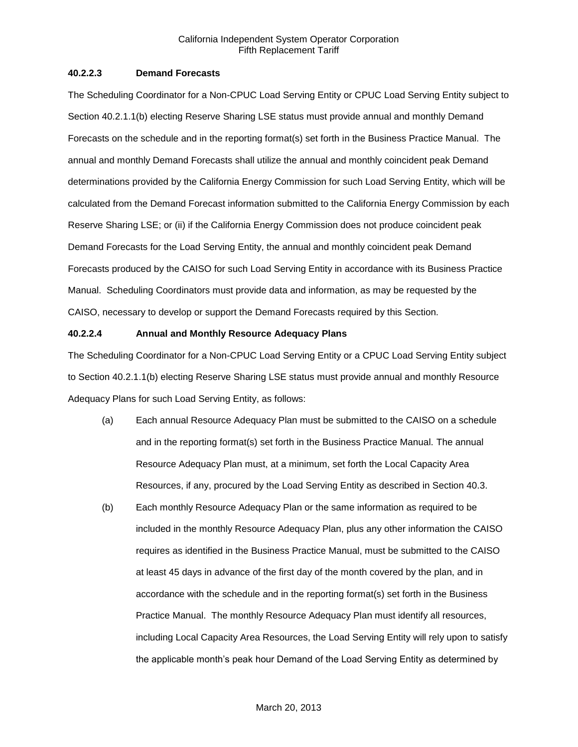### 40.2.2.3 Demand Forecasts

The Scheduling Coordinator for a Non-CPUC Load Serving Entity or CPUC Load Serving Entity subject to Section 40.2.1.1(b) electing Reserve Sharing LSE status must provide annual and monthly Demand Forecasts on the schedule and in the reporting format(s) set forth in the Business Practice Manual. The annual and monthly Demand Forecasts shall utilize the annual and monthly coincident peak Demand determinations provided by the California Energy Commission for such Load Serving Entity, which will be calculated from the Demand Forecast information submitted to the California Energy Commission by each Reserve Sharing LSE; or (ii) if the California Energy Commission does not produce coincident peak Demand Forecasts for the Load Serving Entity, the annual and monthly coincident peak Demand Forecasts produced by the CAISO for such Load Serving Entity in accordance with its Business Practice Manual. Scheduling Coordinators must provide data and information, as may be requested by the CAISO, necessary to develop or support the Demand Forecasts required by this Section.

### 40.2.2.4 Annual and Monthly Resource Adequacy Plans

The Scheduling Coordinator for a Non-CPUC Load Serving Entity or a CPUC Load Serving Entity subject to Section 40.2.1.1(b) electing Reserve Sharing LSE status must provide annual and monthly Resource Adequacy Plans for such Load Serving Entity, as follows:

(a) Each annual Resource Adequacy Plan must be submitted to the CAISO on a schedule and in the reporting format(s) set forth in the Business Practice Manual. The annual Resource Adequacy Plan must, at a minimum, set forth the Local Capacity Area Resources, if any, procured by the Load Serving Entity as described in Section 40.3.

(b) Each monthly Resource Adequacy Plan or the same information as required to be included in the monthly Resource Adequacy Plan, plus any other information the CAISO requires as identified in the Business Practice Manual, must be submitted to the CAISO at least 45 days in advance of the first day of the month covered by the plan, and in accordance with the schedule and in the reporting format(s) set forth in the Business Practice Manual. The monthly Resource Adequacy Plan must identify all resources, including Local Capacity Area Resources, the Load Serving Entity will rely upon to satisfy the applicable month's peak hour Demand of the Load Serving Entity as determined by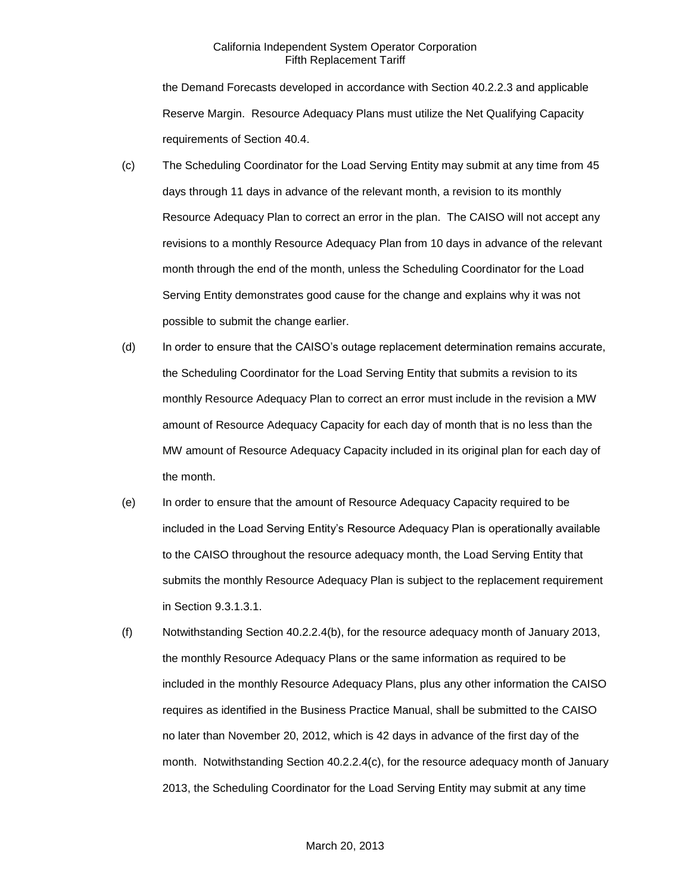the Demand Forecasts developed in accordance with Section 40.2.2.3 and applicable Reserve Margin. Resource Adequacy Plans must utilize the Net Qualifying Capacity requirements of Section 40.4.

(c) The Scheduling Coordinator for the Load Serving Entity may submit at any time from 45 days through 11 days in advance of the relevant month, a revision to its monthly Resource Adequacy Plan to correct an error in the plan. The CAISO will not accept any revisions to a monthly Resource Adequacy Plan from 10 days in advance of the relevant month through the end of the month, unless the Scheduling Coordinator for the Load Serving Entity demonstrates good cause for the change and explains why it was not possible to submit the change earlier.

(d) In order to ensure that the CAISO's outage replacement determination remains accurate, the Scheduling Coordinator for the Load Serving Entity that submits a revision to its monthly Resource Adequacy Plan to correct an error must include in the revision a MW amount of Resource Adequacy Capacity for each day of month that is no less than the MW amount of Resource Adequacy Capacity included in its original plan for each day of the month.

(e) In order to ensure that the amount of Resource Adequacy Capacity required to be included in the Load Serving Entity's Resource Adequacy Plan is operationally available to the CAISO throughout the resource adequacy month, the Load Serving Entity that submits the monthly Resource Adequacy Plan is subject to the replacement requirement in Section 9.3.1.3.1.

(f) Notwithstanding Section 40.2.2.4(b), for the resource adequacy month of January 2013, the monthly Resource Adequacy Plans or the same information as required to be included in the monthly Resource Adequacy Plans, plus any other information the CAISO requires as identified in the Business Practice Manual, shall be submitted to the CAISO no later than November 20, 2012, which is 42 days in advance of the first day of the month. Notwithstanding Section 40.2.2.4(c), for the resource adequacy month of January 2013, the Scheduling Coordinator for the Load Serving Entity may submit at any time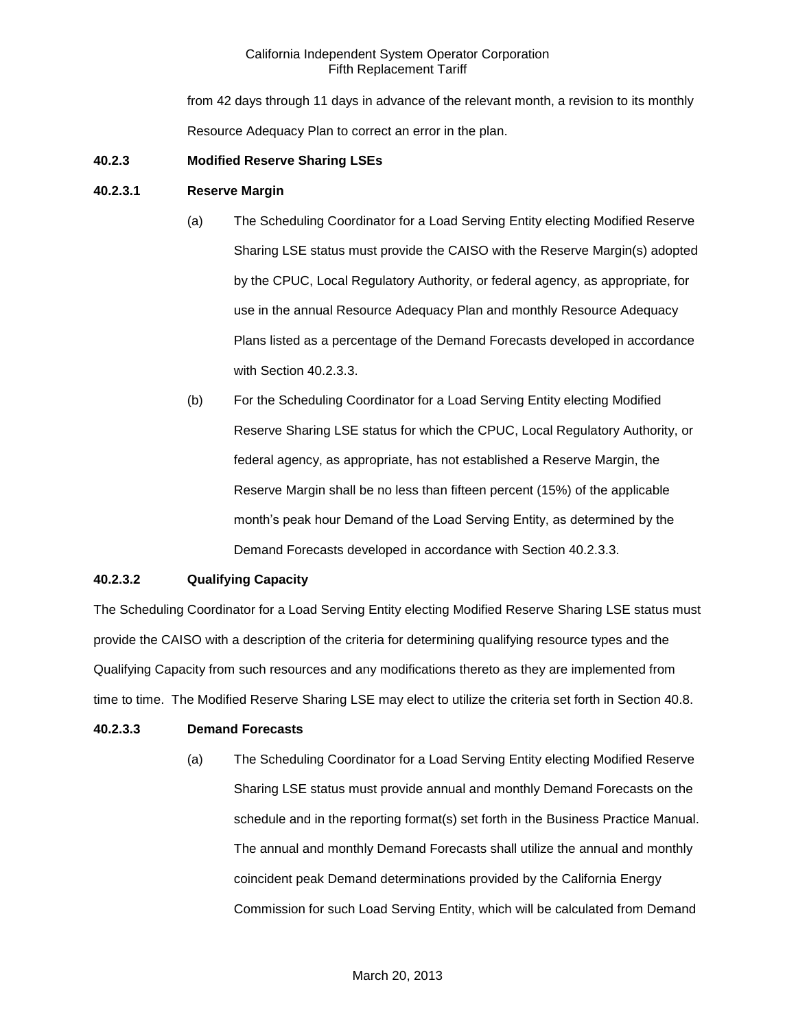from 42 days through 11 days in advance of the relevant month, a revision to its monthly Resource Adequacy Plan to correct an error in the plan.

**40.2.3 Modified Reserve Sharing LSEs**

**40.2.3.1 Reserve Margin**

(a) The Scheduling Coordinator for a Load Serving Entity electing Modified Reserve Sharing LSE status must provide the CAISO with the Reserve Margin(s) adopted by the CPUC, Local Regulatory Authority, or federal agency, as appropriate, for use in the annual Resource Adequacy Plan and monthly Resource Adequacy Plans listed as a percentage of the Demand Forecasts developed in accordance with Section 40.2.3.3.

(b) For the Scheduling Coordinator for a Load Serving Entity electing Modified Reserve Sharing LSE status for which the CPUC, Local Regulatory Authority, or federal agency, as appropriate, has not established a Reserve Margin, the Reserve Margin shall be no less than fifteen percent (15%) of the applicable month's peak hour Demand of the Load Serving Entity, as determined by the Demand Forecasts developed in accordance with Section 40.2.3.3.

**40.2.3.2 Qualifying Capacity**

The Scheduling Coordinator for a Load Serving Entity electing Modified Reserve Sharing LSE status must provide the CAISO with a description of the criteria for determining qualifying resource types and the Qualifying Capacity from such resources and any modifications thereto as they are implemented from time to time. The Modified Reserve Sharing LSE may elect to utilize the criteria set forth in Section 40.8.

**40.2.3.3 Demand Forecasts**

(a) The Scheduling Coordinator for a Load Serving Entity electing Modified Reserve Sharing LSE status must provide annual and monthly Demand Forecasts on the schedule and in the reporting format(s) set forth in the Business Practice Manual. The annual and monthly Demand Forecasts shall utilize the annual and monthly coincident peak Demand determinations provided by the California Energy Commission for such Load Serving Entity, which will be calculated from Demand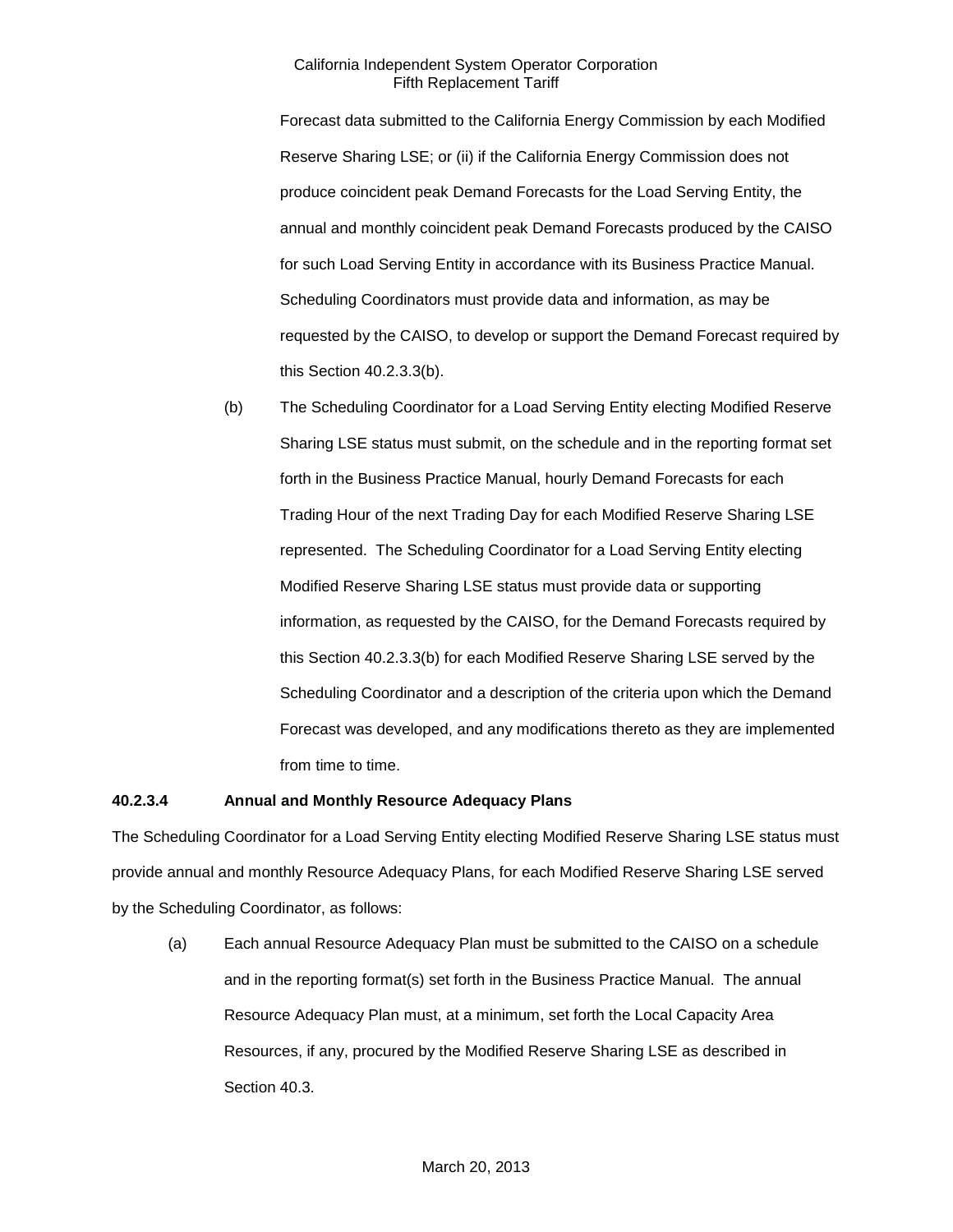Forecast data submitted to the California Energy Commission by each Modified Reserve Sharing LSE; or (ii) if the California Energy Commission does not produce coincident peak Demand Forecasts for the Load Serving Entity, the annual and monthly coincident peak Demand Forecasts produced by the CAISO for such Load Serving Entity in accordance with its Business Practice Manual. Scheduling Coordinators must provide data and information, as may be requested by the CAISO, to develop or support the Demand Forecast required by this Section 40.2.3.3(b).

(b) The Scheduling Coordinator for a Load Serving Entity electing Modified Reserve Sharing LSE status must submit, on the schedule and in the reporting format set forth in the Business Practice Manual, hourly Demand Forecasts for each Trading Hour of the next Trading Day for each Modified Reserve Sharing LSE represented. The Scheduling Coordinator for a Load Serving Entity electing Modified Reserve Sharing LSE status must provide data or supporting information, as requested by the CAISO, for the Demand Forecasts required by this Section 40.2.3.3(b) for each Modified Reserve Sharing LSE served by the Scheduling Coordinator and a description of the criteria upon which the Demand Forecast was developed, and any modifications thereto as they are implemented from time to time.

**40.2.3.4 Annual and Monthly Resource Adequacy Plans**

The Scheduling Coordinator for a Load Serving Entity electing Modified Reserve Sharing LSE status must provide annual and monthly Resource Adequacy Plans, for each Modified Reserve Sharing LSE served by the Scheduling Coordinator, as follows:

(a) Each annual Resource Adequacy Plan must be submitted to the CAISO on a schedule and in the reporting format(s) set forth in the Business Practice Manual. The annual Resource Adequacy Plan must, at a minimum, set forth the Local Capacity Area Resources, if any, procured by the Modified Reserve Sharing LSE as described in Section 40.3.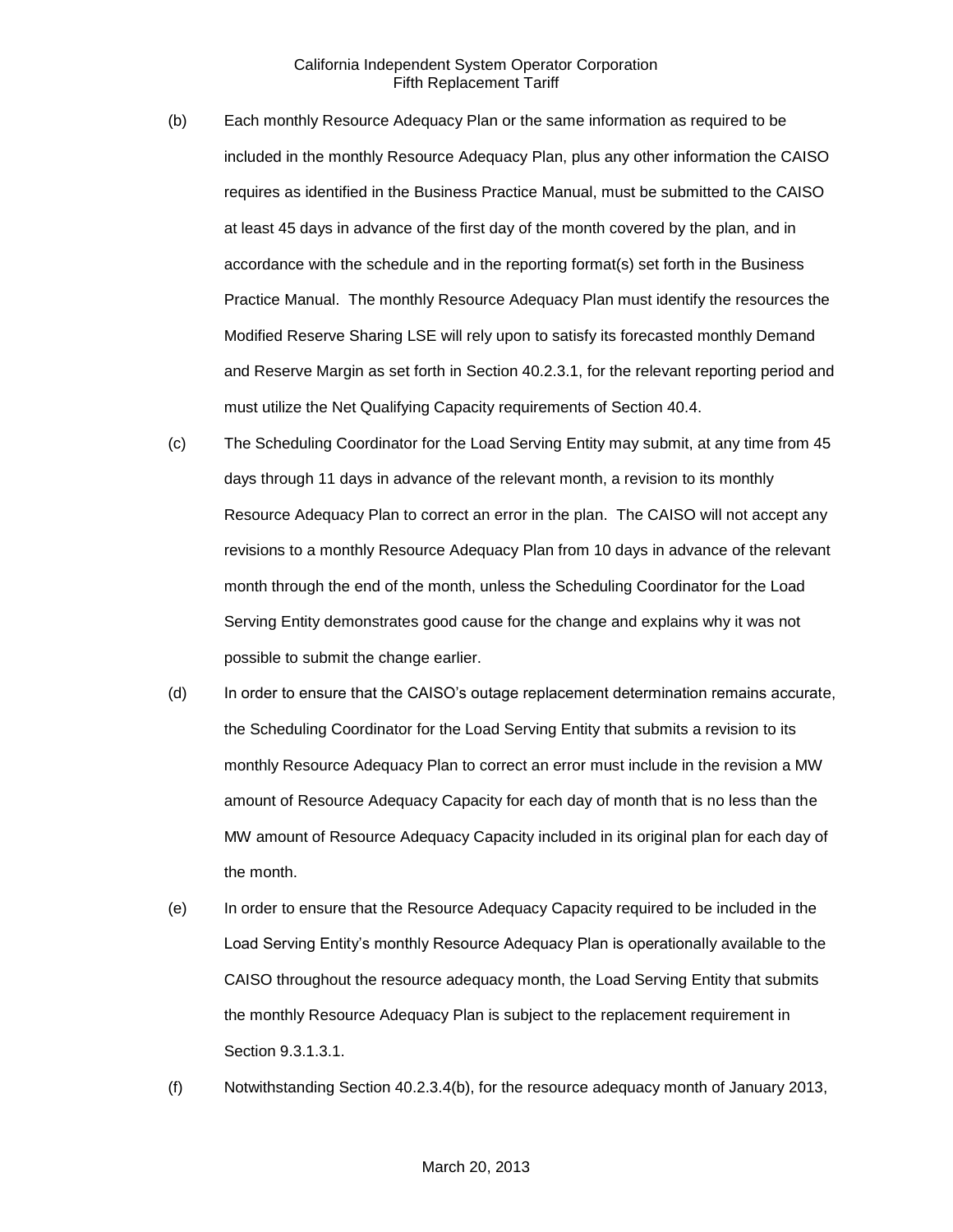(b) Each monthly Resource Adequacy Plan or the same information as required to be included in the monthly Resource Adequacy Plan, plus any other information the CAISO requires as identified in the Business Practice Manual, must be submitted to the CAISO at least 45 days in advance of the first day of the month covered by the plan, and in accordance with the schedule and in the reporting format(s) set forth in the Business Practice Manual. The monthly Resource Adequacy Plan must identify the resources the Modified Reserve Sharing LSE will rely upon to satisfy its forecasted monthly Demand and Reserve Margin as set forth in Section 40.2.3.1, for the relevant reporting period and must utilize the Net Qualifying Capacity requirements of Section 40.4.

(c) The Scheduling Coordinator for the Load Serving Entity may submit, at any time from 45 days through 11 days in advance of the relevant month, a revision to its monthly Resource Adequacy Plan to correct an error in the plan. The CAISO will not accept any revisions to a monthly Resource Adequacy Plan from 10 days in advance of the relevant month through the end of the month, unless the Scheduling Coordinator for the Load Serving Entity demonstrates good cause for the change and explains why it was not possible to submit the change earlier.

(d) In order to ensure that the CAISO's outage replacement determination remains accurate, the Scheduling Coordinator for the Load Serving Entity that submits a revision to its monthly Resource Adequacy Plan to correct an error must include in the revision a MW amount of Resource Adequacy Capacity for each day of month that is no less than the MW amount of Resource Adequacy Capacity included in its original plan for each day of the month.

(e) In order to ensure that the Resource Adequacy Capacity required to be included in the Load Serving Entity's monthly Resource Adequacy Plan is operationally available to the CAISO throughout the resource adequacy month, the Load Serving Entity that submits the monthly Resource Adequacy Plan is subject to the replacement requirement in Section 9.3.1.3.1.

(f) Notwithstanding Section 40.2.3.4(b), for the resource adequacy month of January 2013,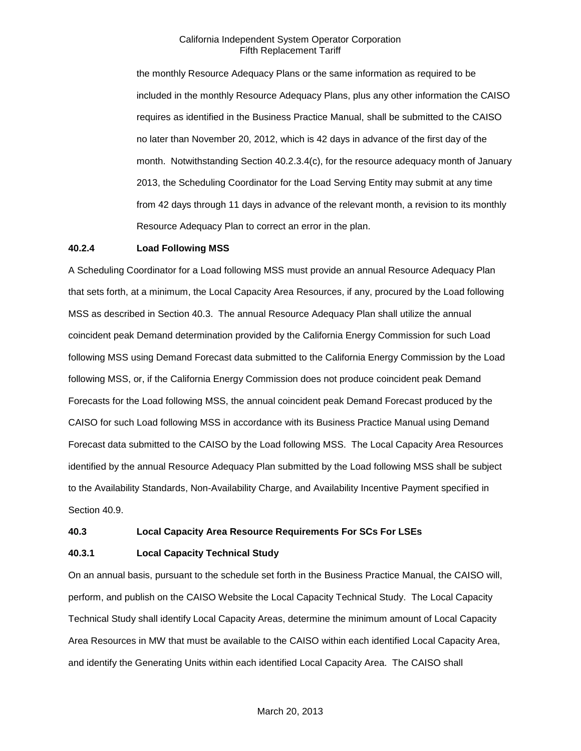the monthly Resource Adequacy Plans or the same information as required to be included in the monthly Resource Adequacy Plans, plus any other information the CAISO requires as identified in the Business Practice Manual, shall be submitted to the CAISO no later than November 20, 2012, which is 42 days in advance of the first day of the month. Notwithstanding Section 40.2.3.4(c), for the resource adequacy month of January 2013, the Scheduling Coordinator for the Load Serving Entity may submit at any time from 42 days through 11 days in advance of the relevant month, a revision to its monthly Resource Adequacy Plan to correct an error in the plan.

**40.2.4 Load Following MSS**

A Scheduling Coordinator for a Load following MSS must provide an annual Resource Adequacy Plan that sets forth, at a minimum, the Local Capacity Area Resources, if any, procured by the Load following MSS as described in Section 40.3. The annual Resource Adequacy Plan shall utilize the annual coincident peak Demand determination provided by the California Energy Commission for such Load following MSS using Demand Forecast data submitted to the California Energy Commission by the Load following MSS, or, if the California Energy Commission does not produce coincident peak Demand Forecasts for the Load following MSS, the annual coincident peak Demand Forecast produced by the CAISO for such Load following MSS in accordance with its Business Practice Manual using Demand Forecast data submitted to the CAISO by the Load following MSS. The Local Capacity Area Resources identified by the annual Resource Adequacy Plan submitted by the Load following MSS shall be subject to the Availability Standards, Non-Availability Charge, and Availability Incentive Payment specified in Section 40.9.

**40.3 Local Capacity Area Resource Requirements For SCs For LSEs**

**40.3.1 Local Capacity Technical Study**

On an annual basis, pursuant to the schedule set forth in the Business Practice Manual, the CAISO will, perform, and publish on the CAISO Website the Local Capacity Technical Study. The Local Capacity Technical Study shall identify Local Capacity Areas, determine the minimum amount of Local Capacity Area Resources in MW that must be available to the CAISO within each identified Local Capacity Area, and identify the Generating Units within each identified Local Capacity Area. The CAISO shall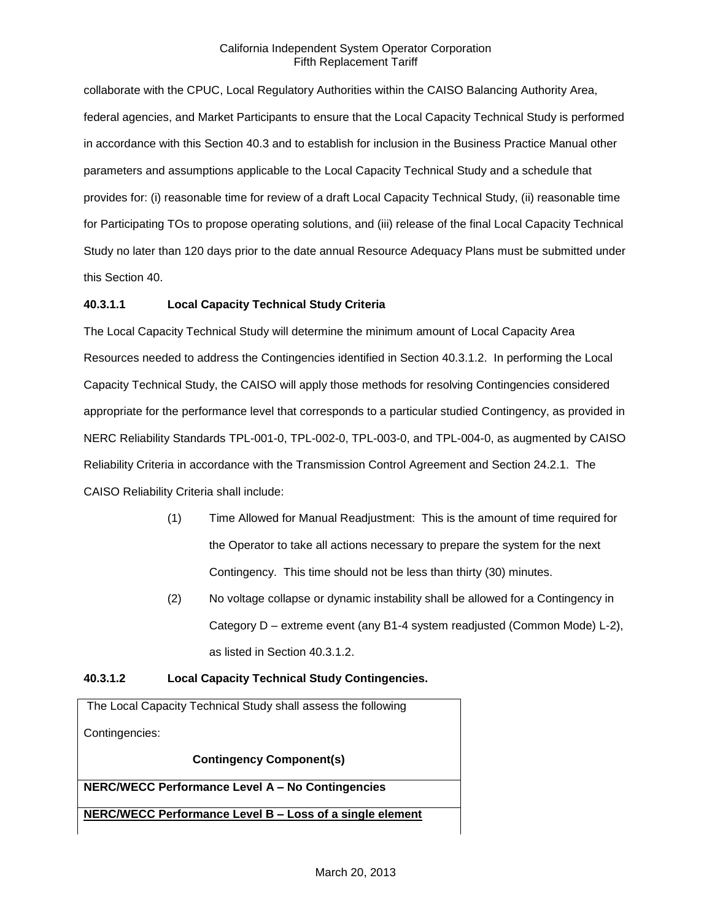collaborate with the CPUC, Local Regulatory Authorities within the CAISO Balancing Authority Area, federal agencies, and Market Participants to ensure that the Local Capacity Technical Study is performed in accordance with this Section 40.3 and to establish for inclusion in the Business Practice Manual other parameters and assumptions applicable to the Local Capacity Technical Study and a schedule that provides for: (i) reasonable time for review of a draft Local Capacity Technical Study, (ii) reasonable time for Participating TOs to propose operating solutions, and (iii) release of the final Local Capacity Technical Study no later than 120 days prior to the date annual Resource Adequacy Plans must be submitted under this Section 40.

**40.3.1.1 Local Capacity Technical Study Criteria**

The Local Capacity Technical Study will determine the minimum amount of Local Capacity Area Resources needed to address the Contingencies identified in Section 40.3.1.2. In performing the Local Capacity Technical Study, the CAISO will apply those methods for resolving Contingencies considered appropriate for the performance level that corresponds to a particular studied Contingency, as provided in NERC Reliability Standards TPL-001-0, TPL-002-0, TPL-003-0, and TPL-004-0, as augmented by CAISO Reliability Criteria in accordance with the Transmission Control Agreement and Section 24.2.1. The CAISO Reliability Criteria shall include:

(1) Time Allowed for Manual Readjustment: This is the amount of time required for the Operator to take all actions necessary to prepare the system for the next Contingency. This time should not be less than thirty (30) minutes.

(2) No voltage collapse or dynamic instability shall be allowed for a Contingency in Category D – extreme event (any B1-4 system readjusted (Common Mode) L-2), as listed in Section 40.3.1.2.

**40.3.1.2 Local Capacity Technical Study Contingencies.**

| The Local Capacity Technical Study shall assess the following Contingencies: **Contingency Component(s)** |
|---|
| **NERC/WECC Performance Level A – No Contingencies** |
| **NERC/WECC Performance Level B – Loss of a single element** |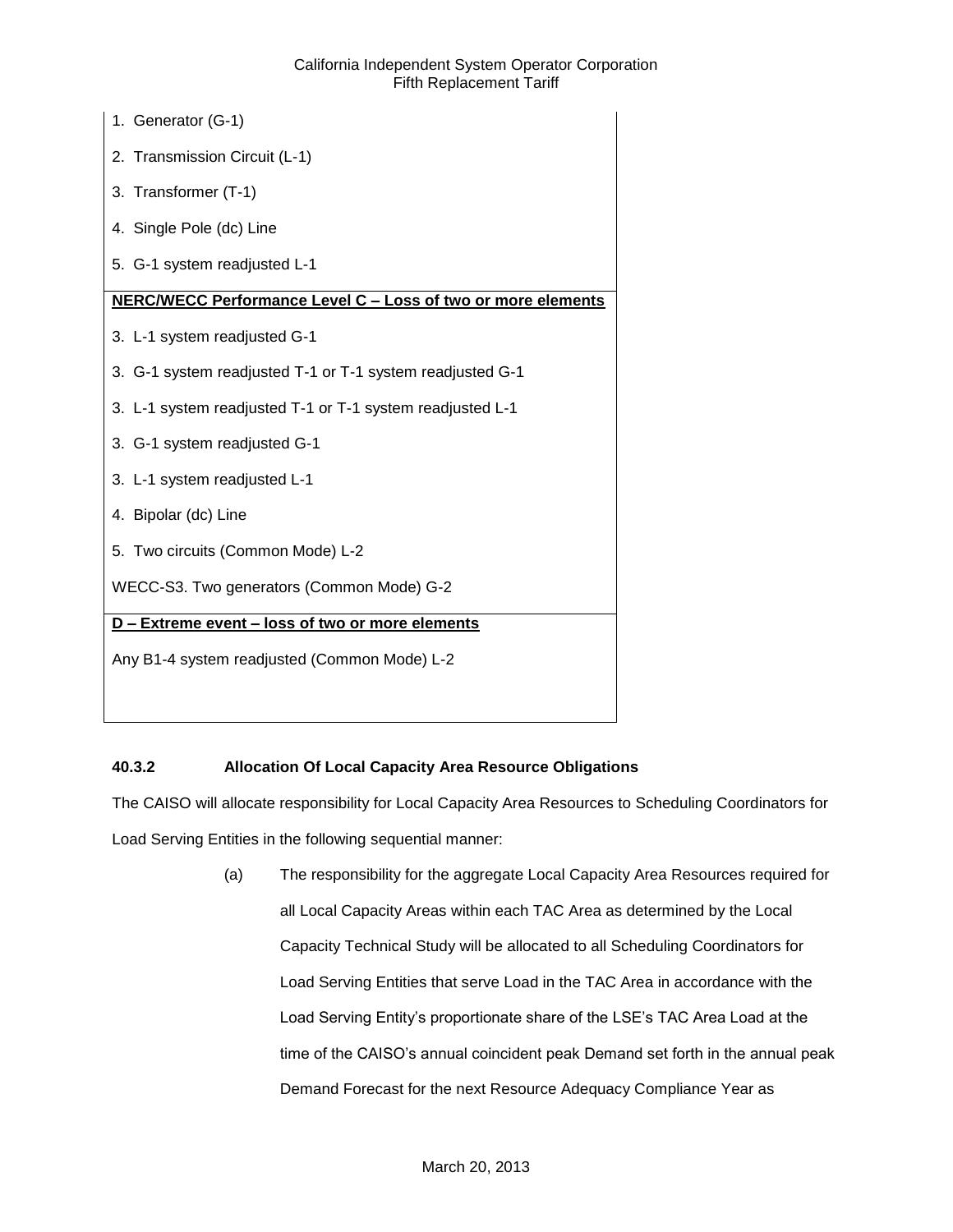| |
|---|
| 1. Generator (G-1) |
| 2. Transmission Circuit (L-1) |
| 3. Transformer (T-1) |
| 4. Single Pole (dc) Line |
| 5. G-1 system readjusted L-1 |
| **NERC/WECC Performance Level C – Loss of two or more elements** |
| 3. L-1 system readjusted G-1 |
| 3. G-1 system readjusted T-1 or T-1 system readjusted G-1 |
| 3. L-1 system readjusted T-1 or T-1 system readjusted L-1 |
| 3. G-1 system readjusted G-1 |
| 3. L-1 system readjusted L-1 |
| 4. Bipolar (dc) Line |
| 5. Two circuits (Common Mode) L-2 |
| WECC-S3. Two generators (Common Mode) G-2 |
| **D – Extreme event – loss of two or more elements** |
| Any B1-4 system readjusted (Common Mode) L-2 |

### 40.3.2 Allocation Of Local Capacity Area Resource Obligations

The CAISO will allocate responsibility for Local Capacity Area Resources to Scheduling Coordinators for Load Serving Entities in the following sequential manner:

(a) The responsibility for the aggregate Local Capacity Area Resources required for all Local Capacity Areas within each TAC Area as determined by the Local Capacity Technical Study will be allocated to all Scheduling Coordinators for Load Serving Entities that serve Load in the TAC Area in accordance with the Load Serving Entity's proportionate share of the LSE's TAC Area Load at the time of the CAISO's annual coincident peak Demand set forth in the annual peak Demand Forecast for the next Resource Adequacy Compliance Year as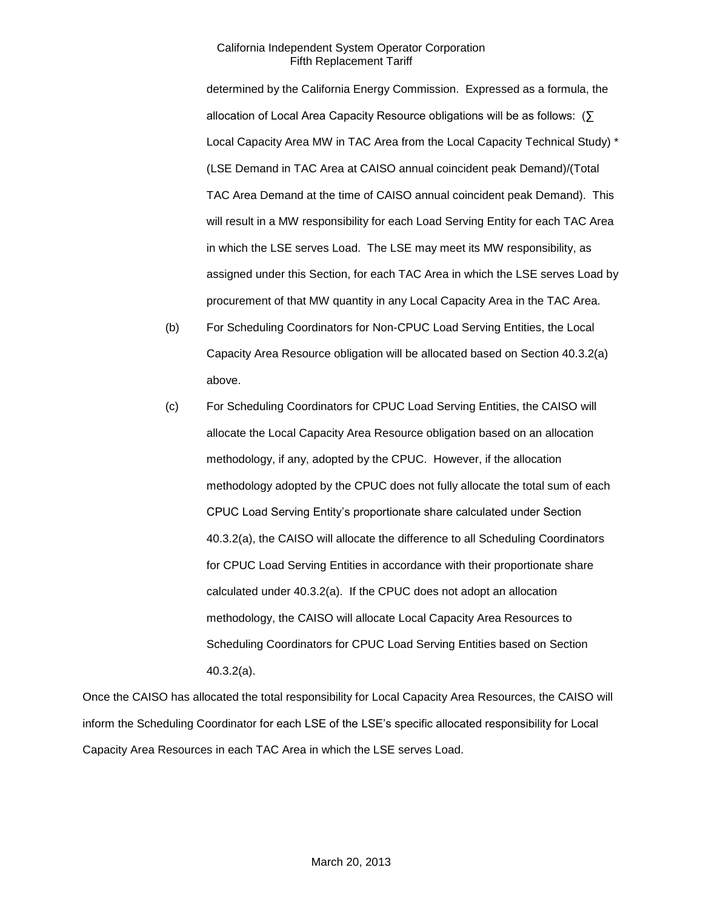determined by the California Energy Commission. Expressed as a formula, the allocation of Local Area Capacity Resource obligations will be as follows: (∑ Local Capacity Area MW in TAC Area from the Local Capacity Technical Study) * (LSE Demand in TAC Area at CAISO annual coincident peak Demand)/(Total TAC Area Demand at the time of CAISO annual coincident peak Demand). This will result in a MW responsibility for each Load Serving Entity for each TAC Area in which the LSE serves Load. The LSE may meet its MW responsibility, as assigned under this Section, for each TAC Area in which the LSE serves Load by procurement of that MW quantity in any Local Capacity Area in the TAC Area.

(b) For Scheduling Coordinators for Non-CPUC Load Serving Entities, the Local Capacity Area Resource obligation will be allocated based on Section 40.3.2(a) above.

(c) For Scheduling Coordinators for CPUC Load Serving Entities, the CAISO will allocate the Local Capacity Area Resource obligation based on an allocation methodology, if any, adopted by the CPUC. However, if the allocation methodology adopted by the CPUC does not fully allocate the total sum of each CPUC Load Serving Entity's proportionate share calculated under Section 40.3.2(a), the CAISO will allocate the difference to all Scheduling Coordinators for CPUC Load Serving Entities in accordance with their proportionate share calculated under 40.3.2(a). If the CPUC does not adopt an allocation methodology, the CAISO will allocate Local Capacity Area Resources to Scheduling Coordinators for CPUC Load Serving Entities based on Section 40.3.2(a).

Once the CAISO has allocated the total responsibility for Local Capacity Area Resources, the CAISO will inform the Scheduling Coordinator for each LSE of the LSE's specific allocated responsibility for Local Capacity Area Resources in each TAC Area in which the LSE serves Load.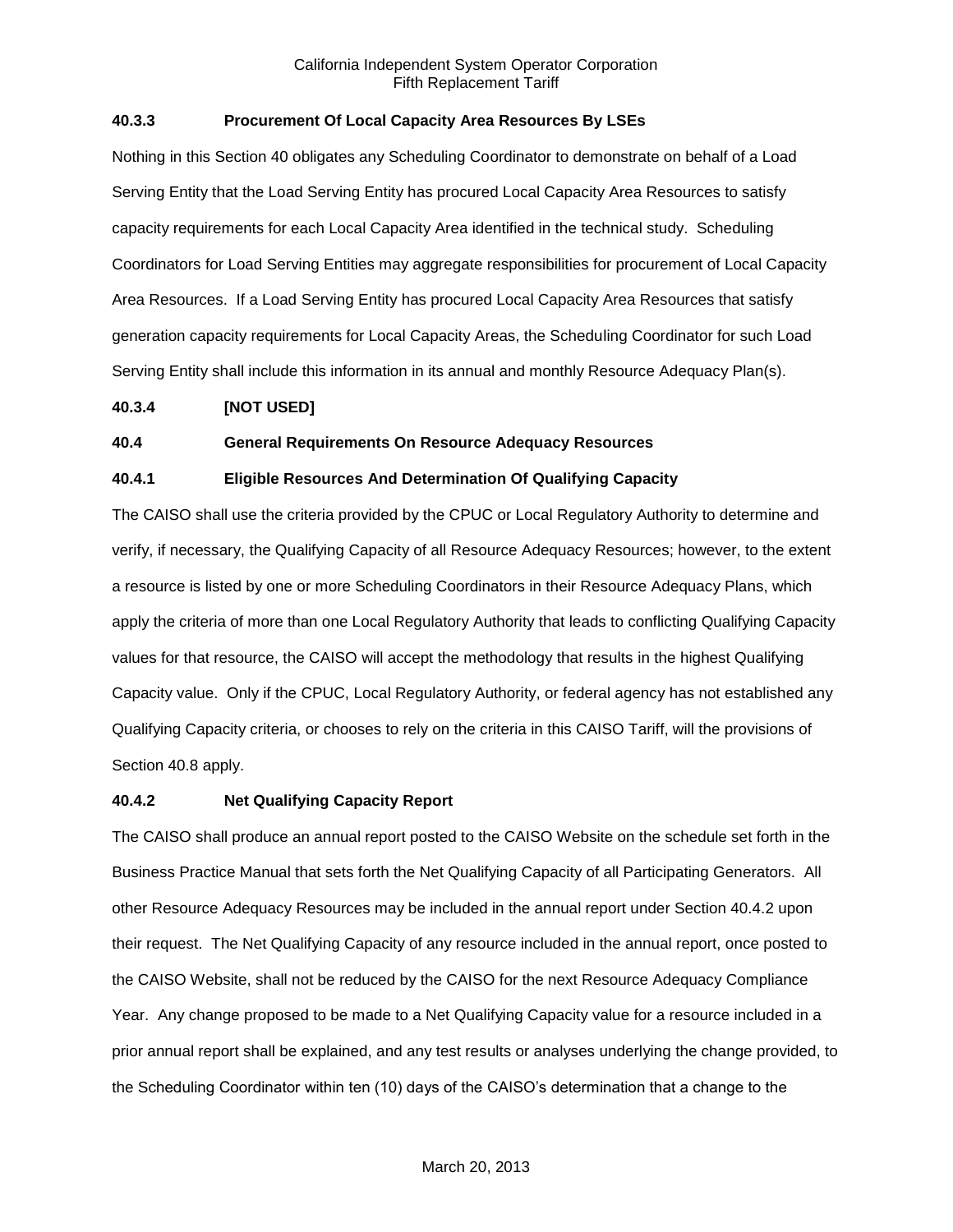### 40.3.3 Procurement Of Local Capacity Area Resources By LSEs

Nothing in this Section 40 obligates any Scheduling Coordinator to demonstrate on behalf of a Load Serving Entity that the Load Serving Entity has procured Local Capacity Area Resources to satisfy capacity requirements for each Local Capacity Area identified in the technical study. Scheduling Coordinators for Load Serving Entities may aggregate responsibilities for procurement of Local Capacity Area Resources. If a Load Serving Entity has procured Local Capacity Area Resources that satisfy generation capacity requirements for Local Capacity Areas, the Scheduling Coordinator for such Load Serving Entity shall include this information in its annual and monthly Resource Adequacy Plan(s).

### 40.3.4 [NOT USED]

## 40.4 General Requirements On Resource Adequacy Resources

### 40.4.1 Eligible Resources And Determination Of Qualifying Capacity

The CAISO shall use the criteria provided by the CPUC or Local Regulatory Authority to determine and verify, if necessary, the Qualifying Capacity of all Resource Adequacy Resources; however, to the extent a resource is listed by one or more Scheduling Coordinators in their Resource Adequacy Plans, which apply the criteria of more than one Local Regulatory Authority that leads to conflicting Qualifying Capacity values for that resource, the CAISO will accept the methodology that results in the highest Qualifying Capacity value. Only if the CPUC, Local Regulatory Authority, or federal agency has not established any Qualifying Capacity criteria, or chooses to rely on the criteria in this CAISO Tariff, will the provisions of Section 40.8 apply.

### 40.4.2 Net Qualifying Capacity Report

The CAISO shall produce an annual report posted to the CAISO Website on the schedule set forth in the Business Practice Manual that sets forth the Net Qualifying Capacity of all Participating Generators. All other Resource Adequacy Resources may be included in the annual report under Section 40.4.2 upon their request. The Net Qualifying Capacity of any resource included in the annual report, once posted to the CAISO Website, shall not be reduced by the CAISO for the next Resource Adequacy Compliance Year. Any change proposed to be made to a Net Qualifying Capacity value for a resource included in a prior annual report shall be explained, and any test results or analyses underlying the change provided, to the Scheduling Coordinator within ten (10) days of the CAISO's determination that a change to the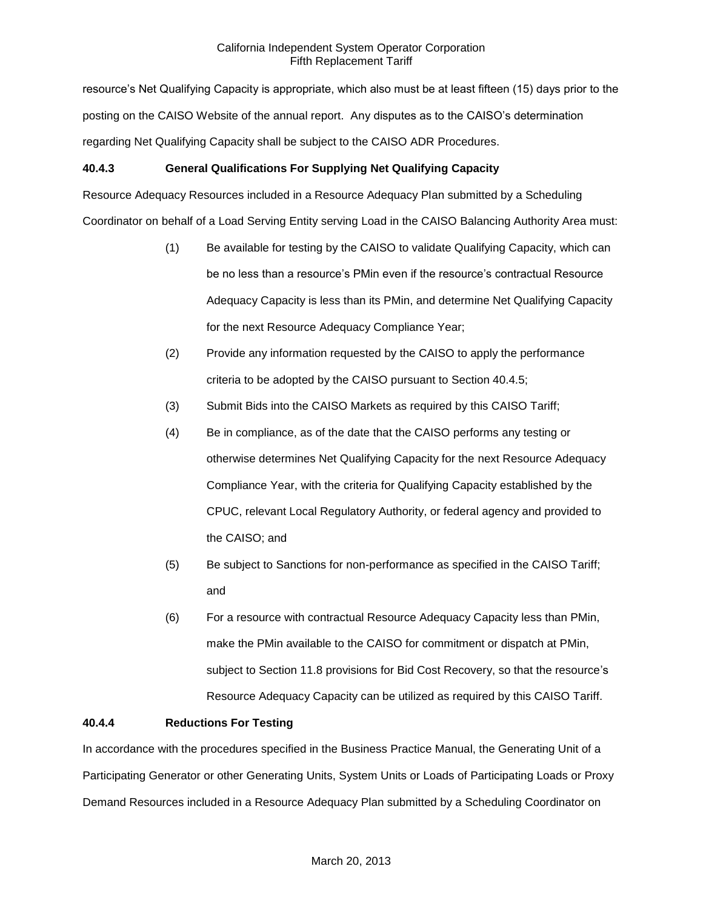resource's Net Qualifying Capacity is appropriate, which also must be at least fifteen (15) days prior to the posting on the CAISO Website of the annual report. Any disputes as to the CAISO's determination regarding Net Qualifying Capacity shall be subject to the CAISO ADR Procedures.

**40.4.3 General Qualifications For Supplying Net Qualifying Capacity**

Resource Adequacy Resources included in a Resource Adequacy Plan submitted by a Scheduling Coordinator on behalf of a Load Serving Entity serving Load in the CAISO Balancing Authority Area must:

(1) Be available for testing by the CAISO to validate Qualifying Capacity, which can be no less than a resource's PMin even if the resource's contractual Resource Adequacy Capacity is less than its PMin, and determine Net Qualifying Capacity for the next Resource Adequacy Compliance Year;

(2) Provide any information requested by the CAISO to apply the performance criteria to be adopted by the CAISO pursuant to Section 40.4.5;

(3) Submit Bids into the CAISO Markets as required by this CAISO Tariff;

(4) Be in compliance, as of the date that the CAISO performs any testing or otherwise determines Net Qualifying Capacity for the next Resource Adequacy Compliance Year, with the criteria for Qualifying Capacity established by the CPUC, relevant Local Regulatory Authority, or federal agency and provided to the CAISO; and

(5) Be subject to Sanctions for non-performance as specified in the CAISO Tariff; and

(6) For a resource with contractual Resource Adequacy Capacity less than PMin, make the PMin available to the CAISO for commitment or dispatch at PMin, subject to Section 11.8 provisions for Bid Cost Recovery, so that the resource's Resource Adequacy Capacity can be utilized as required by this CAISO Tariff.

**40.4.4 Reductions For Testing**

In accordance with the procedures specified in the Business Practice Manual, the Generating Unit of a Participating Generator or other Generating Units, System Units or Loads of Participating Loads or Proxy Demand Resources included in a Resource Adequacy Plan submitted by a Scheduling Coordinator on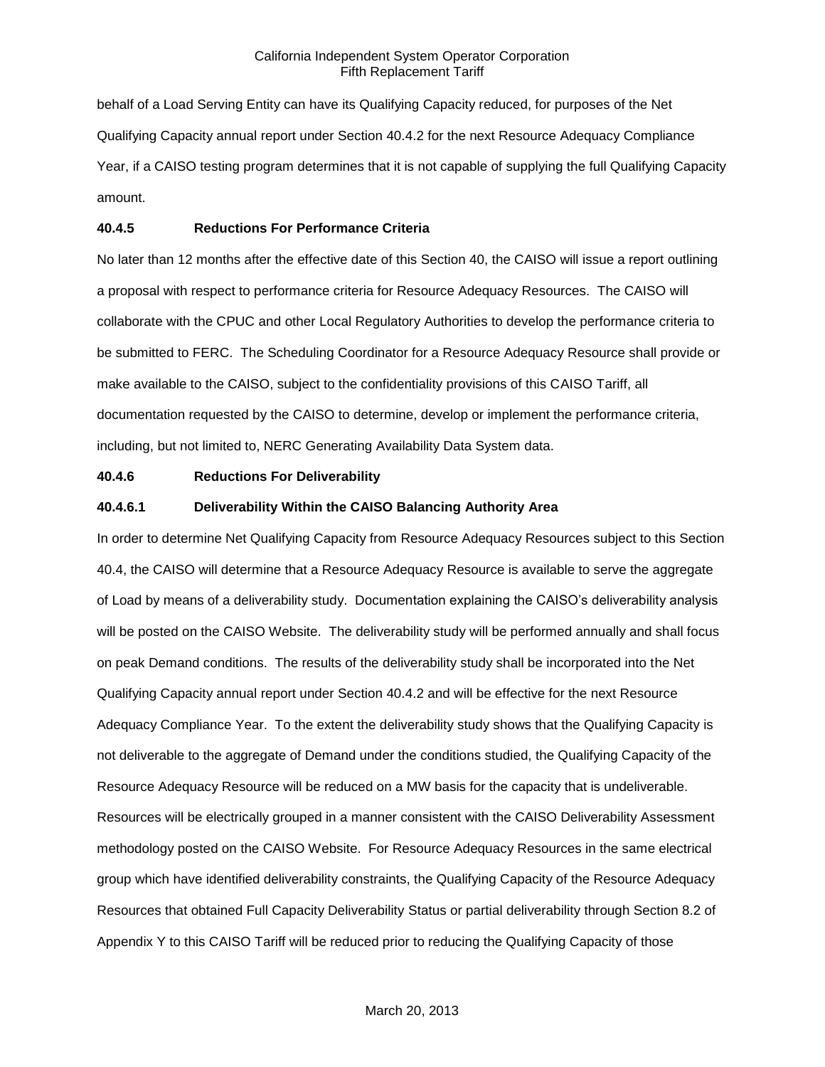behalf of a Load Serving Entity can have its Qualifying Capacity reduced, for purposes of the Net Qualifying Capacity annual report under Section 40.4.2 for the next Resource Adequacy Compliance Year, if a CAISO testing program determines that it is not capable of supplying the full Qualifying Capacity amount.

**40.4.5 Reductions For Performance Criteria**

No later than 12 months after the effective date of this Section 40, the CAISO will issue a report outlining a proposal with respect to performance criteria for Resource Adequacy Resources. The CAISO will collaborate with the CPUC and other Local Regulatory Authorities to develop the performance criteria to be submitted to FERC. The Scheduling Coordinator for a Resource Adequacy Resource shall provide or make available to the CAISO, subject to the confidentiality provisions of this CAISO Tariff, all documentation requested by the CAISO to determine, develop or implement the performance criteria, including, but not limited to, NERC Generating Availability Data System data.

**40.4.6 Reductions For Deliverability**

**40.4.6.1 Deliverability Within the CAISO Balancing Authority Area**

In order to determine Net Qualifying Capacity from Resource Adequacy Resources subject to this Section 40.4, the CAISO will determine that a Resource Adequacy Resource is available to serve the aggregate of Load by means of a deliverability study. Documentation explaining the CAISO's deliverability analysis will be posted on the CAISO Website. The deliverability study will be performed annually and shall focus on peak Demand conditions. The results of the deliverability study shall be incorporated into the Net Qualifying Capacity annual report under Section 40.4.2 and will be effective for the next Resource Adequacy Compliance Year. To the extent the deliverability study shows that the Qualifying Capacity is not deliverable to the aggregate of Demand under the conditions studied, the Qualifying Capacity of the Resource Adequacy Resource will be reduced on a MW basis for the capacity that is undeliverable. Resources will be electrically grouped in a manner consistent with the CAISO Deliverability Assessment methodology posted on the CAISO Website. For Resource Adequacy Resources in the same electrical group which have identified deliverability constraints, the Qualifying Capacity of the Resource Adequacy Resources that obtained Full Capacity Deliverability Status or partial deliverability through Section 8.2 of Appendix Y to this CAISO Tariff will be reduced prior to reducing the Qualifying Capacity of those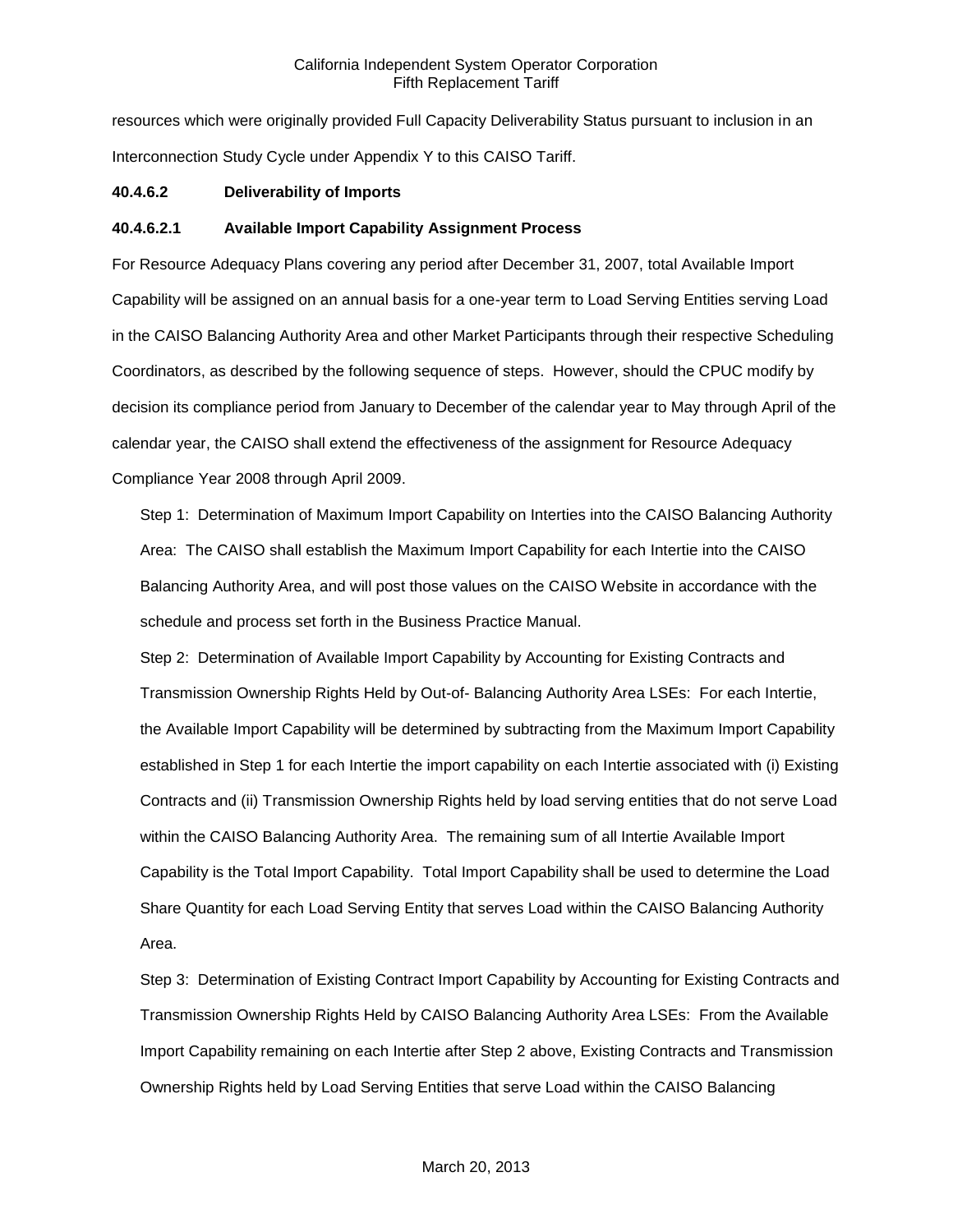resources which were originally provided Full Capacity Deliverability Status pursuant to inclusion in an Interconnection Study Cycle under Appendix Y to this CAISO Tariff.

**40.4.6.2 Deliverability of Imports**

**40.4.6.2.1 Available Import Capability Assignment Process**

For Resource Adequacy Plans covering any period after December 31, 2007, total Available Import Capability will be assigned on an annual basis for a one-year term to Load Serving Entities serving Load in the CAISO Balancing Authority Area and other Market Participants through their respective Scheduling Coordinators, as described by the following sequence of steps. However, should the CPUC modify by decision its compliance period from January to December of the calendar year to May through April of the calendar year, the CAISO shall extend the effectiveness of the assignment for Resource Adequacy Compliance Year 2008 through April 2009.

Step 1: Determination of Maximum Import Capability on Interties into the CAISO Balancing Authority Area: The CAISO shall establish the Maximum Import Capability for each Intertie into the CAISO Balancing Authority Area, and will post those values on the CAISO Website in accordance with the schedule and process set forth in the Business Practice Manual.

Step 2: Determination of Available Import Capability by Accounting for Existing Contracts and Transmission Ownership Rights Held by Out-of- Balancing Authority Area LSEs: For each Intertie, the Available Import Capability will be determined by subtracting from the Maximum Import Capability established in Step 1 for each Intertie the import capability on each Intertie associated with (i) Existing Contracts and (ii) Transmission Ownership Rights held by load serving entities that do not serve Load within the CAISO Balancing Authority Area. The remaining sum of all Intertie Available Import Capability is the Total Import Capability. Total Import Capability shall be used to determine the Load Share Quantity for each Load Serving Entity that serves Load within the CAISO Balancing Authority Area.

Step 3: Determination of Existing Contract Import Capability by Accounting for Existing Contracts and Transmission Ownership Rights Held by CAISO Balancing Authority Area LSEs: From the Available Import Capability remaining on each Intertie after Step 2 above, Existing Contracts and Transmission Ownership Rights held by Load Serving Entities that serve Load within the CAISO Balancing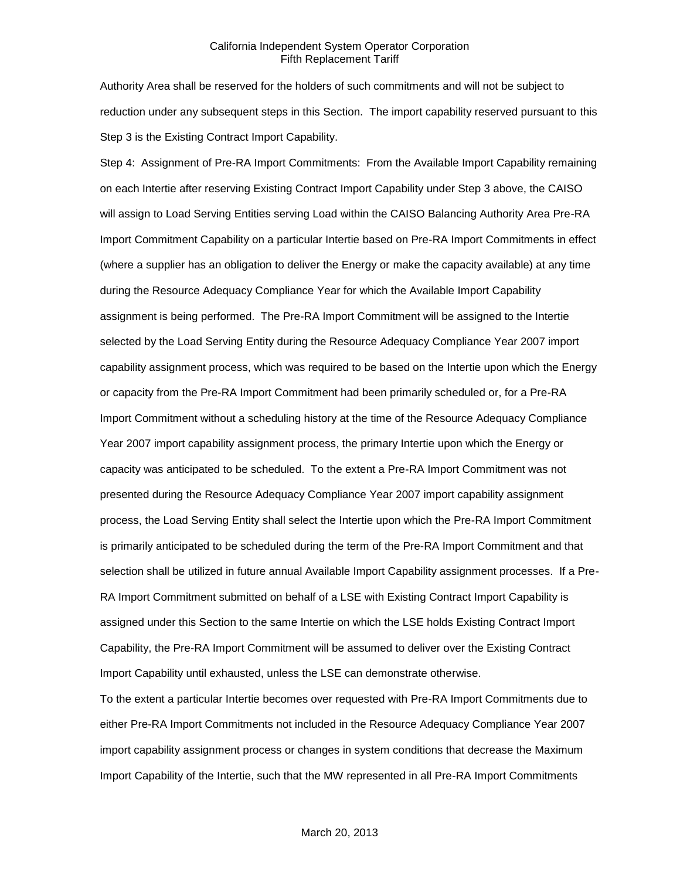Authority Area shall be reserved for the holders of such commitments and will not be subject to reduction under any subsequent steps in this Section. The import capability reserved pursuant to this Step 3 is the Existing Contract Import Capability.

Step 4: Assignment of Pre-RA Import Commitments: From the Available Import Capability remaining on each Intertie after reserving Existing Contract Import Capability under Step 3 above, the CAISO will assign to Load Serving Entities serving Load within the CAISO Balancing Authority Area Pre-RA Import Commitment Capability on a particular Intertie based on Pre-RA Import Commitments in effect (where a supplier has an obligation to deliver the Energy or make the capacity available) at any time during the Resource Adequacy Compliance Year for which the Available Import Capability assignment is being performed. The Pre-RA Import Commitment will be assigned to the Intertie selected by the Load Serving Entity during the Resource Adequacy Compliance Year 2007 import capability assignment process, which was required to be based on the Intertie upon which the Energy or capacity from the Pre-RA Import Commitment had been primarily scheduled or, for a Pre-RA Import Commitment without a scheduling history at the time of the Resource Adequacy Compliance Year 2007 import capability assignment process, the primary Intertie upon which the Energy or capacity was anticipated to be scheduled. To the extent a Pre-RA Import Commitment was not presented during the Resource Adequacy Compliance Year 2007 import capability assignment process, the Load Serving Entity shall select the Intertie upon which the Pre-RA Import Commitment is primarily anticipated to be scheduled during the term of the Pre-RA Import Commitment and that selection shall be utilized in future annual Available Import Capability assignment processes. If a Pre-RA Import Commitment submitted on behalf of a LSE with Existing Contract Import Capability is assigned under this Section to the same Intertie on which the LSE holds Existing Contract Import Capability, the Pre-RA Import Commitment will be assumed to deliver over the Existing Contract Import Capability until exhausted, unless the LSE can demonstrate otherwise.

To the extent a particular Intertie becomes over requested with Pre-RA Import Commitments due to either Pre-RA Import Commitments not included in the Resource Adequacy Compliance Year 2007 import capability assignment process or changes in system conditions that decrease the Maximum Import Capability of the Intertie, such that the MW represented in all Pre-RA Import Commitments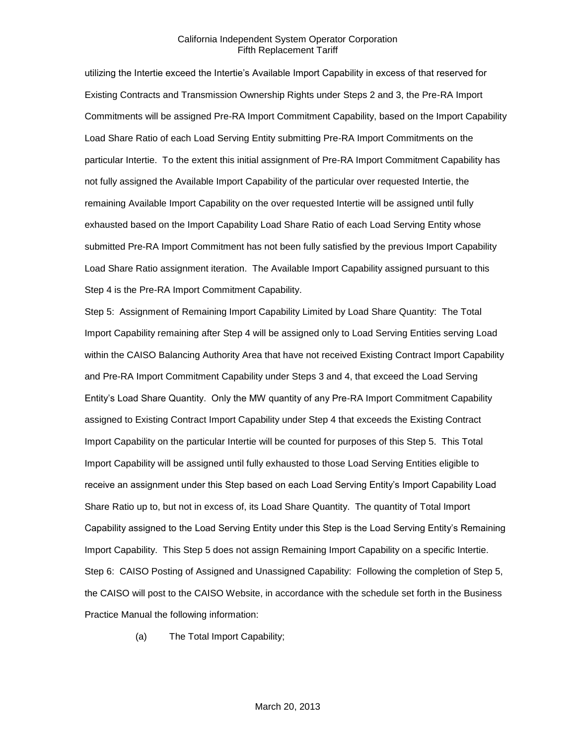utilizing the Intertie exceed the Intertie's Available Import Capability in excess of that reserved for Existing Contracts and Transmission Ownership Rights under Steps 2 and 3, the Pre-RA Import Commitments will be assigned Pre-RA Import Commitment Capability, based on the Import Capability Load Share Ratio of each Load Serving Entity submitting Pre-RA Import Commitments on the particular Intertie. To the extent this initial assignment of Pre-RA Import Commitment Capability has not fully assigned the Available Import Capability of the particular over requested Intertie, the remaining Available Import Capability on the over requested Intertie will be assigned until fully exhausted based on the Import Capability Load Share Ratio of each Load Serving Entity whose submitted Pre-RA Import Commitment has not been fully satisfied by the previous Import Capability Load Share Ratio assignment iteration. The Available Import Capability assigned pursuant to this Step 4 is the Pre-RA Import Commitment Capability.

Step 5: Assignment of Remaining Import Capability Limited by Load Share Quantity: The Total Import Capability remaining after Step 4 will be assigned only to Load Serving Entities serving Load within the CAISO Balancing Authority Area that have not received Existing Contract Import Capability and Pre-RA Import Commitment Capability under Steps 3 and 4, that exceed the Load Serving Entity's Load Share Quantity. Only the MW quantity of any Pre-RA Import Commitment Capability assigned to Existing Contract Import Capability under Step 4 that exceeds the Existing Contract Import Capability on the particular Intertie will be counted for purposes of this Step 5. This Total Import Capability will be assigned until fully exhausted to those Load Serving Entities eligible to receive an assignment under this Step based on each Load Serving Entity's Import Capability Load Share Ratio up to, but not in excess of, its Load Share Quantity. The quantity of Total Import Capability assigned to the Load Serving Entity under this Step is the Load Serving Entity's Remaining Import Capability. This Step 5 does not assign Remaining Import Capability on a specific Intertie.

Step 6: CAISO Posting of Assigned and Unassigned Capability: Following the completion of Step 5, the CAISO will post to the CAISO Website, in accordance with the schedule set forth in the Business Practice Manual the following information:

(a) The Total Import Capability;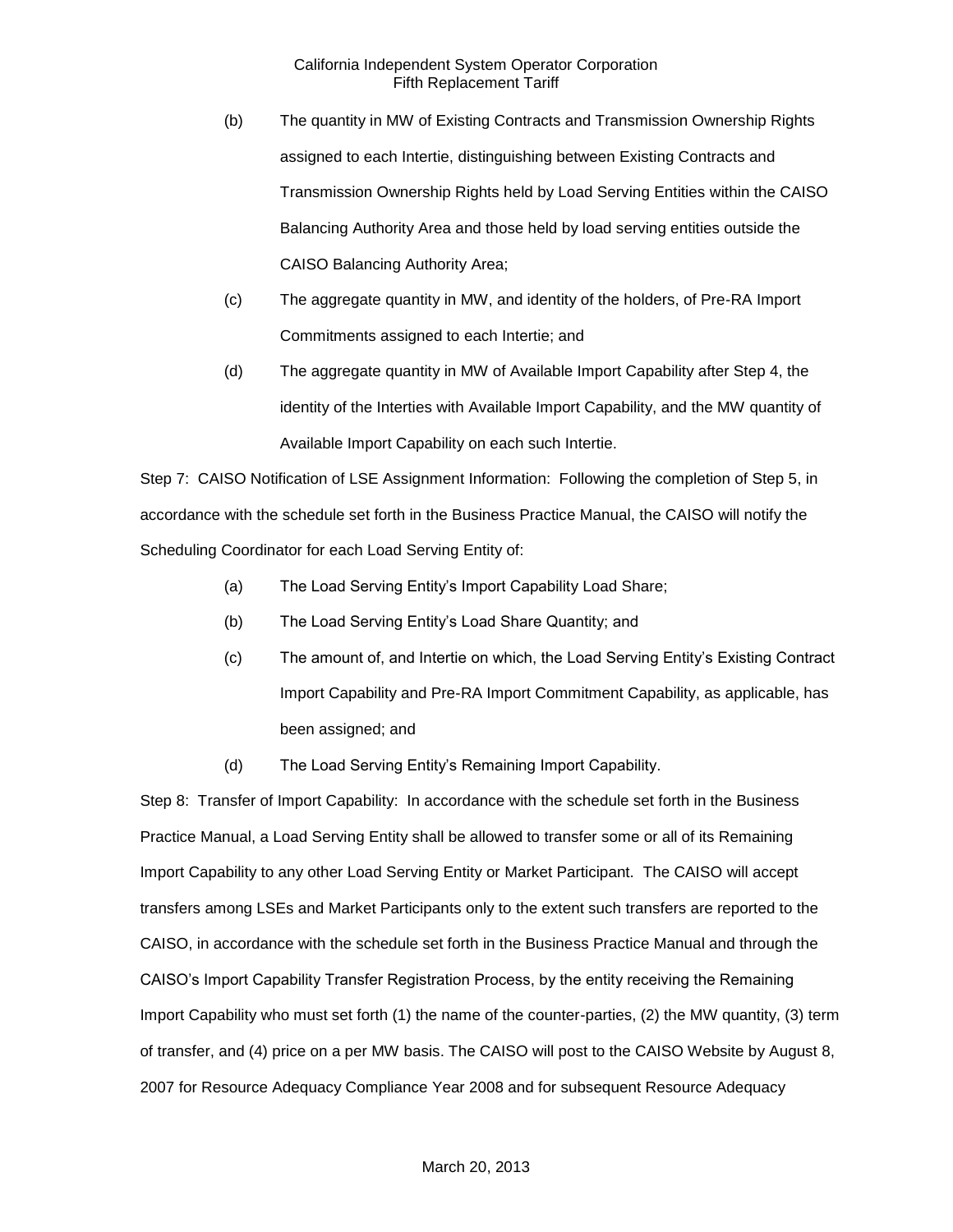(b) The quantity in MW of Existing Contracts and Transmission Ownership Rights assigned to each Intertie, distinguishing between Existing Contracts and Transmission Ownership Rights held by Load Serving Entities within the CAISO Balancing Authority Area and those held by load serving entities outside the CAISO Balancing Authority Area;

(c) The aggregate quantity in MW, and identity of the holders, of Pre-RA Import Commitments assigned to each Intertie; and

(d) The aggregate quantity in MW of Available Import Capability after Step 4, the identity of the Interties with Available Import Capability, and the MW quantity of Available Import Capability on each such Intertie.

Step 7: CAISO Notification of LSE Assignment Information: Following the completion of Step 5, in accordance with the schedule set forth in the Business Practice Manual, the CAISO will notify the Scheduling Coordinator for each Load Serving Entity of:

(a) The Load Serving Entity's Import Capability Load Share;

(b) The Load Serving Entity's Load Share Quantity; and

(c) The amount of, and Intertie on which, the Load Serving Entity's Existing Contract Import Capability and Pre-RA Import Commitment Capability, as applicable, has been assigned; and

(d) The Load Serving Entity's Remaining Import Capability.

Step 8: Transfer of Import Capability: In accordance with the schedule set forth in the Business Practice Manual, a Load Serving Entity shall be allowed to transfer some or all of its Remaining Import Capability to any other Load Serving Entity or Market Participant. The CAISO will accept transfers among LSEs and Market Participants only to the extent such transfers are reported to the CAISO, in accordance with the schedule set forth in the Business Practice Manual and through the CAISO's Import Capability Transfer Registration Process, by the entity receiving the Remaining Import Capability who must set forth (1) the name of the counter-parties, (2) the MW quantity, (3) term of transfer, and (4) price on a per MW basis. The CAISO will post to the CAISO Website by August 8, 2007 for Resource Adequacy Compliance Year 2008 and for subsequent Resource Adequacy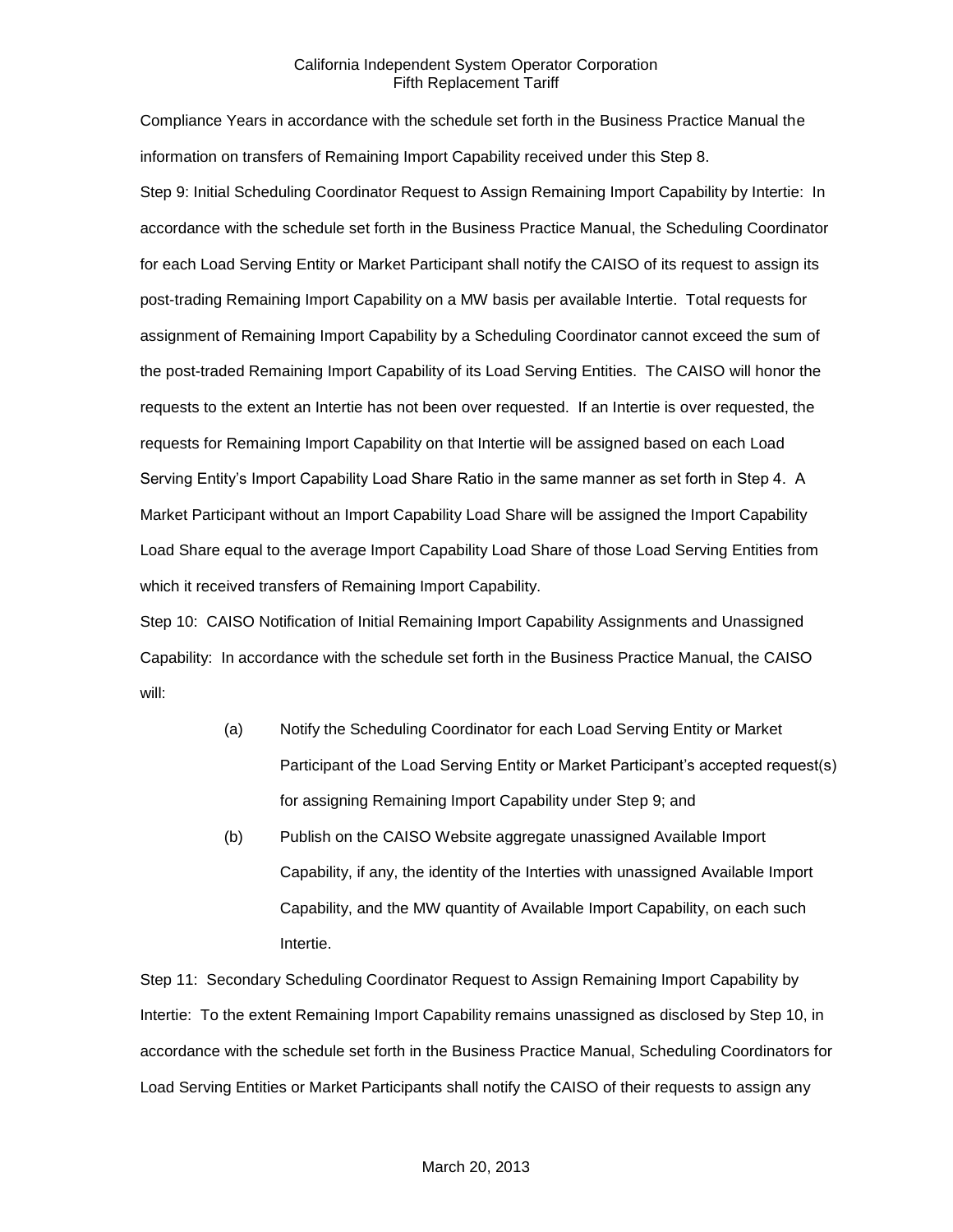Compliance Years in accordance with the schedule set forth in the Business Practice Manual the information on transfers of Remaining Import Capability received under this Step 8.

Step 9: Initial Scheduling Coordinator Request to Assign Remaining Import Capability by Intertie: In accordance with the schedule set forth in the Business Practice Manual, the Scheduling Coordinator for each Load Serving Entity or Market Participant shall notify the CAISO of its request to assign its post-trading Remaining Import Capability on a MW basis per available Intertie. Total requests for assignment of Remaining Import Capability by a Scheduling Coordinator cannot exceed the sum of the post-traded Remaining Import Capability of its Load Serving Entities. The CAISO will honor the requests to the extent an Intertie has not been over requested. If an Intertie is over requested, the requests for Remaining Import Capability on that Intertie will be assigned based on each Load Serving Entity's Import Capability Load Share Ratio in the same manner as set forth in Step 4. A Market Participant without an Import Capability Load Share will be assigned the Import Capability Load Share equal to the average Import Capability Load Share of those Load Serving Entities from which it received transfers of Remaining Import Capability.

Step 10: CAISO Notification of Initial Remaining Import Capability Assignments and Unassigned Capability: In accordance with the schedule set forth in the Business Practice Manual, the CAISO will:

(a) Notify the Scheduling Coordinator for each Load Serving Entity or Market Participant of the Load Serving Entity or Market Participant's accepted request(s) for assigning Remaining Import Capability under Step 9; and

(b) Publish on the CAISO Website aggregate unassigned Available Import Capability, if any, the identity of the Interties with unassigned Available Import Capability, and the MW quantity of Available Import Capability, on each such Intertie.

Step 11: Secondary Scheduling Coordinator Request to Assign Remaining Import Capability by Intertie: To the extent Remaining Import Capability remains unassigned as disclosed by Step 10, in accordance with the schedule set forth in the Business Practice Manual, Scheduling Coordinators for Load Serving Entities or Market Participants shall notify the CAISO of their requests to assign any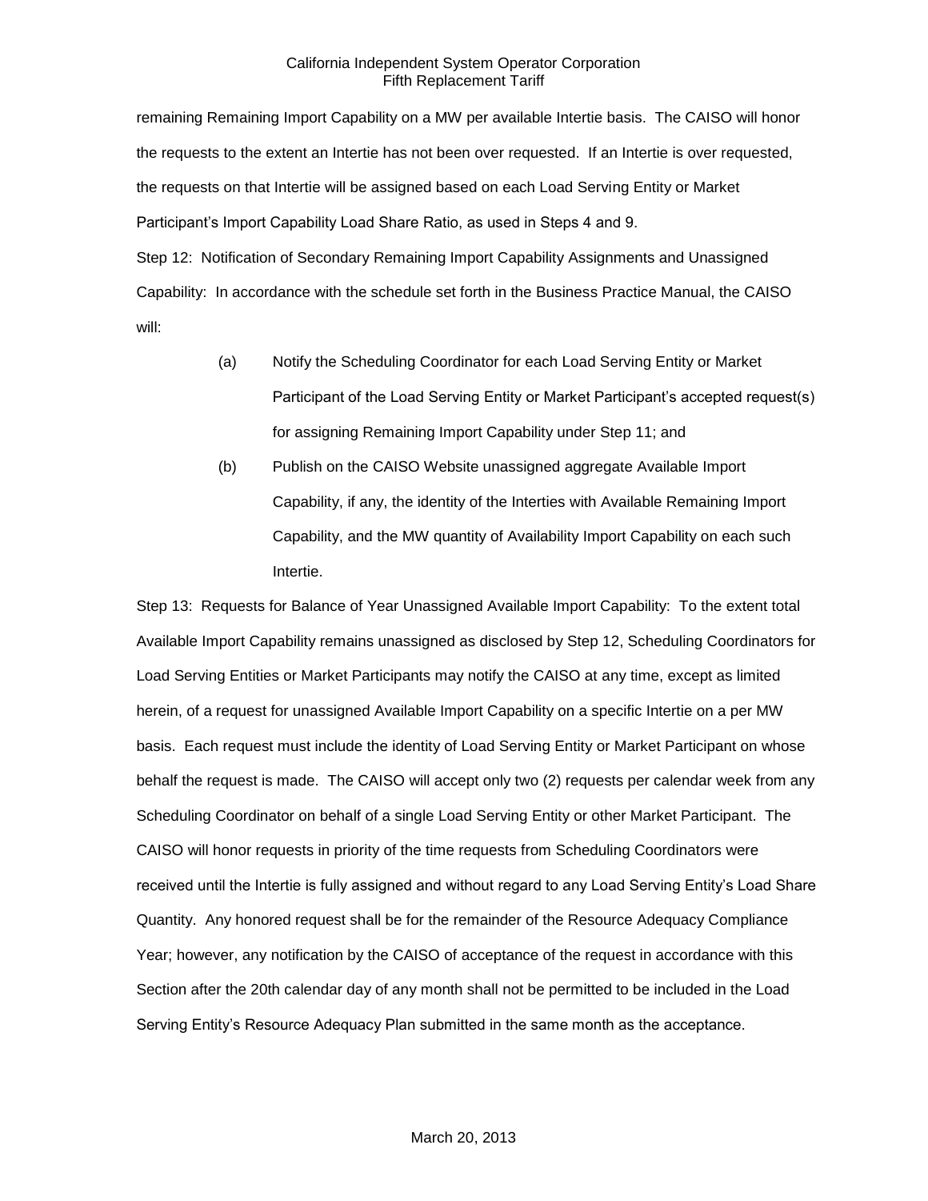remaining Remaining Import Capability on a MW per available Intertie basis. The CAISO will honor the requests to the extent an Intertie has not been over requested. If an Intertie is over requested, the requests on that Intertie will be assigned based on each Load Serving Entity or Market Participant's Import Capability Load Share Ratio, as used in Steps 4 and 9.

Step 12: Notification of Secondary Remaining Import Capability Assignments and Unassigned Capability: In accordance with the schedule set forth in the Business Practice Manual, the CAISO will:

(a) Notify the Scheduling Coordinator for each Load Serving Entity or Market Participant of the Load Serving Entity or Market Participant's accepted request(s) for assigning Remaining Import Capability under Step 11; and

(b) Publish on the CAISO Website unassigned aggregate Available Import Capability, if any, the identity of the Interties with Available Remaining Import Capability, and the MW quantity of Availability Import Capability on each such Intertie.

Step 13: Requests for Balance of Year Unassigned Available Import Capability: To the extent total Available Import Capability remains unassigned as disclosed by Step 12, Scheduling Coordinators for Load Serving Entities or Market Participants may notify the CAISO at any time, except as limited herein, of a request for unassigned Available Import Capability on a specific Intertie on a per MW basis. Each request must include the identity of Load Serving Entity or Market Participant on whose behalf the request is made. The CAISO will accept only two (2) requests per calendar week from any Scheduling Coordinator on behalf of a single Load Serving Entity or other Market Participant. The CAISO will honor requests in priority of the time requests from Scheduling Coordinators were received until the Intertie is fully assigned and without regard to any Load Serving Entity's Load Share Quantity. Any honored request shall be for the remainder of the Resource Adequacy Compliance Year; however, any notification by the CAISO of acceptance of the request in accordance with this Section after the 20th calendar day of any month shall not be permitted to be included in the Load Serving Entity's Resource Adequacy Plan submitted in the same month as the acceptance.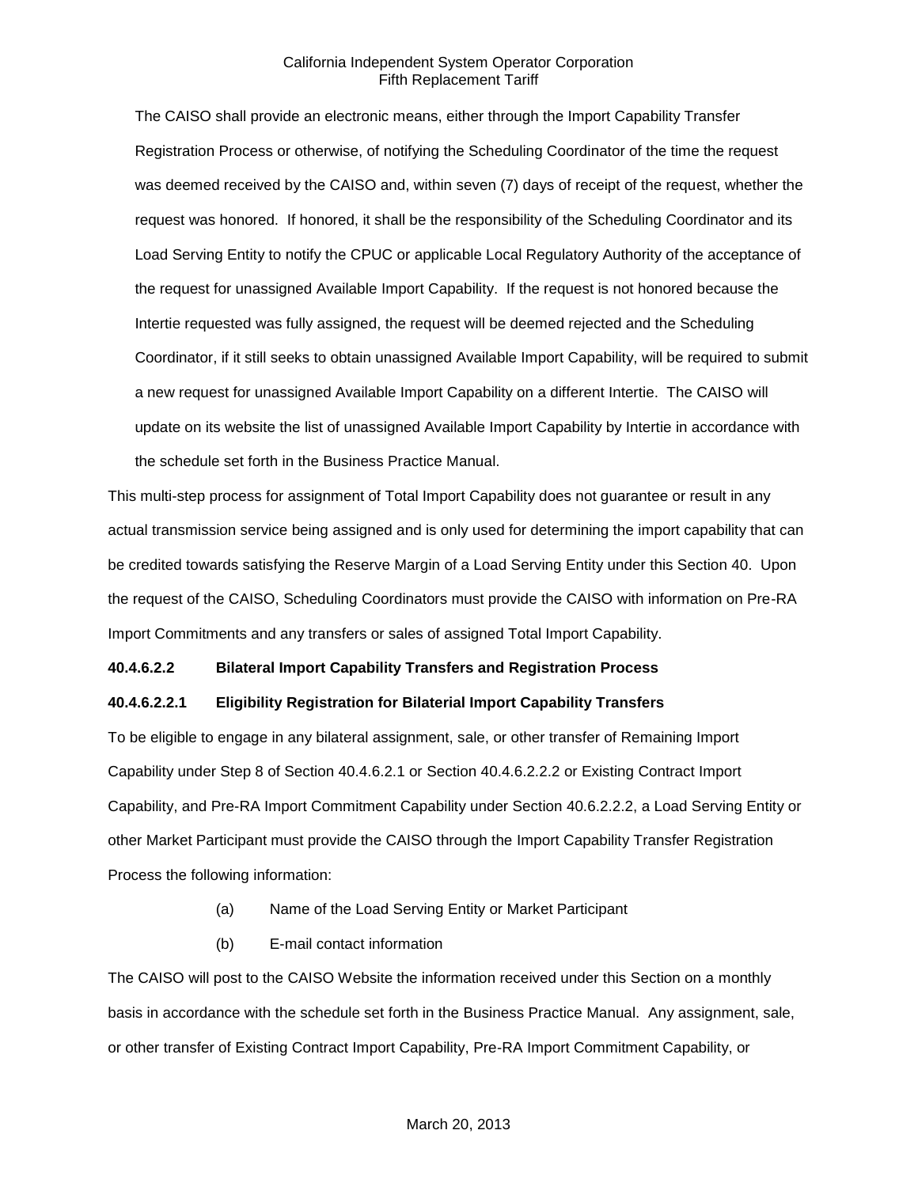The CAISO shall provide an electronic means, either through the Import Capability Transfer Registration Process or otherwise, of notifying the Scheduling Coordinator of the time the request was deemed received by the CAISO and, within seven (7) days of receipt of the request, whether the request was honored. If honored, it shall be the responsibility of the Scheduling Coordinator and its Load Serving Entity to notify the CPUC or applicable Local Regulatory Authority of the acceptance of the request for unassigned Available Import Capability. If the request is not honored because the Intertie requested was fully assigned, the request will be deemed rejected and the Scheduling Coordinator, if it still seeks to obtain unassigned Available Import Capability, will be required to submit a new request for unassigned Available Import Capability on a different Intertie. The CAISO will update on its website the list of unassigned Available Import Capability by Intertie in accordance with the schedule set forth in the Business Practice Manual.

This multi-step process for assignment of Total Import Capability does not guarantee or result in any actual transmission service being assigned and is only used for determining the import capability that can be credited towards satisfying the Reserve Margin of a Load Serving Entity under this Section 40. Upon the request of the CAISO, Scheduling Coordinators must provide the CAISO with information on Pre-RA Import Commitments and any transfers or sales of assigned Total Import Capability.

**40.4.6.2.2 Bilateral Import Capability Transfers and Registration Process**

**40.4.6.2.2.1 Eligibility Registration for Bilaterial Import Capability Transfers**

To be eligible to engage in any bilateral assignment, sale, or other transfer of Remaining Import Capability under Step 8 of Section 40.4.6.2.1 or Section 40.4.6.2.2.2 or Existing Contract Import Capability, and Pre-RA Import Commitment Capability under Section 40.6.2.2.2, a Load Serving Entity or other Market Participant must provide the CAISO through the Import Capability Transfer Registration Process the following information:

(a) Name of the Load Serving Entity or Market Participant

(b) E-mail contact information

The CAISO will post to the CAISO Website the information received under this Section on a monthly basis in accordance with the schedule set forth in the Business Practice Manual. Any assignment, sale, or other transfer of Existing Contract Import Capability, Pre-RA Import Commitment Capability, or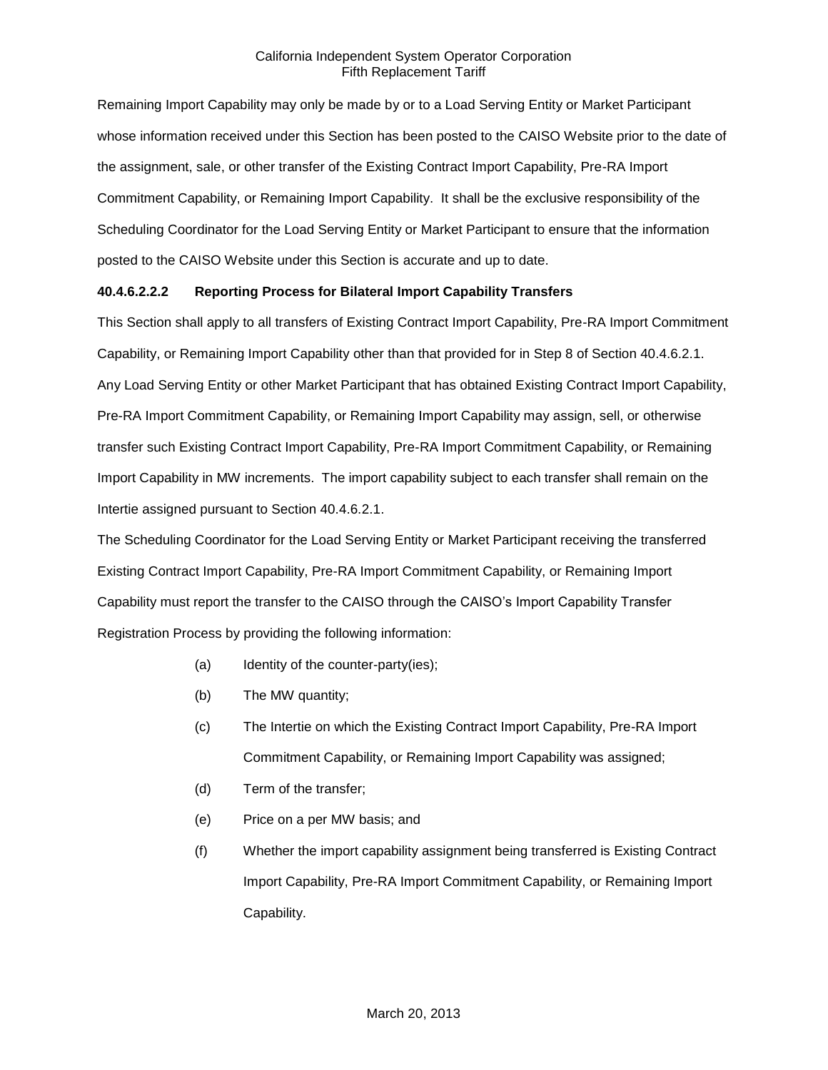Remaining Import Capability may only be made by or to a Load Serving Entity or Market Participant whose information received under this Section has been posted to the CAISO Website prior to the date of the assignment, sale, or other transfer of the Existing Contract Import Capability, Pre-RA Import Commitment Capability, or Remaining Import Capability. It shall be the exclusive responsibility of the Scheduling Coordinator for the Load Serving Entity or Market Participant to ensure that the information posted to the CAISO Website under this Section is accurate and up to date.

**40.4.6.2.2.2 Reporting Process for Bilateral Import Capability Transfers**

This Section shall apply to all transfers of Existing Contract Import Capability, Pre-RA Import Commitment Capability, or Remaining Import Capability other than that provided for in Step 8 of Section 40.4.6.2.1. Any Load Serving Entity or other Market Participant that has obtained Existing Contract Import Capability, Pre-RA Import Commitment Capability, or Remaining Import Capability may assign, sell, or otherwise transfer such Existing Contract Import Capability, Pre-RA Import Commitment Capability, or Remaining Import Capability in MW increments. The import capability subject to each transfer shall remain on the Intertie assigned pursuant to Section 40.4.6.2.1.

The Scheduling Coordinator for the Load Serving Entity or Market Participant receiving the transferred Existing Contract Import Capability, Pre-RA Import Commitment Capability, or Remaining Import Capability must report the transfer to the CAISO through the CAISO's Import Capability Transfer Registration Process by providing the following information:

(a) Identity of the counter-party(ies);

(b) The MW quantity;

(c) The Intertie on which the Existing Contract Import Capability, Pre-RA Import Commitment Capability, or Remaining Import Capability was assigned;

(d) Term of the transfer;

(e) Price on a per MW basis; and

(f) Whether the import capability assignment being transferred is Existing Contract Import Capability, Pre-RA Import Commitment Capability, or Remaining Import Capability.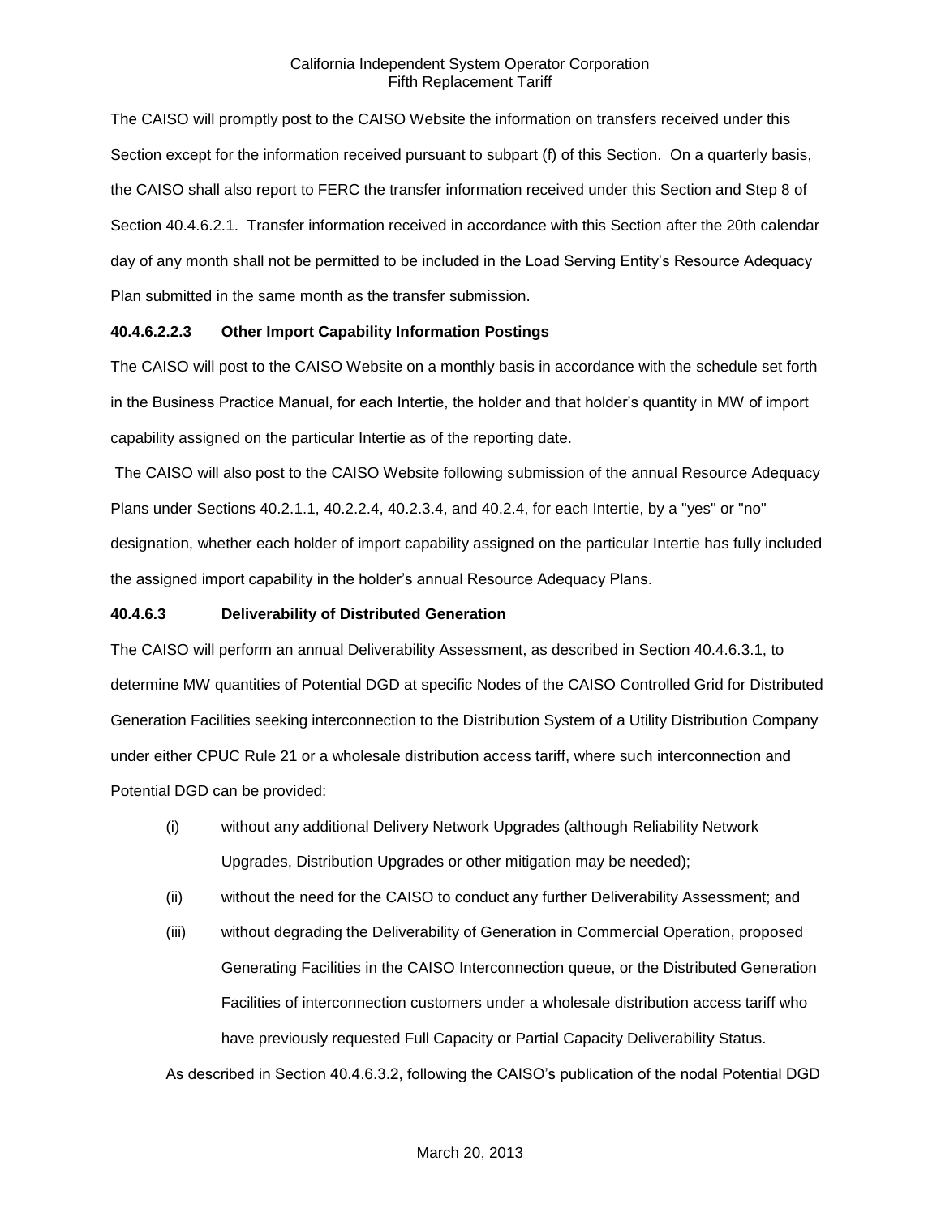The CAISO will promptly post to the CAISO Website the information on transfers received under this Section except for the information received pursuant to subpart (f) of this Section. On a quarterly basis, the CAISO shall also report to FERC the transfer information received under this Section and Step 8 of Section 40.4.6.2.1. Transfer information received in accordance with this Section after the 20th calendar day of any month shall not be permitted to be included in the Load Serving Entity's Resource Adequacy Plan submitted in the same month as the transfer submission.

**40.4.6.2.2.3 Other Import Capability Information Postings**

The CAISO will post to the CAISO Website on a monthly basis in accordance with the schedule set forth in the Business Practice Manual, for each Intertie, the holder and that holder's quantity in MW of import capability assigned on the particular Intertie as of the reporting date.

The CAISO will also post to the CAISO Website following submission of the annual Resource Adequacy Plans under Sections 40.2.1.1, 40.2.2.4, 40.2.3.4, and 40.2.4, for each Intertie, by a "yes" or "no" designation, whether each holder of import capability assigned on the particular Intertie has fully included the assigned import capability in the holder's annual Resource Adequacy Plans.

**40.4.6.3 Deliverability of Distributed Generation**

The CAISO will perform an annual Deliverability Assessment, as described in Section 40.4.6.3.1, to determine MW quantities of Potential DGD at specific Nodes of the CAISO Controlled Grid for Distributed Generation Facilities seeking interconnection to the Distribution System of a Utility Distribution Company under either CPUC Rule 21 or a wholesale distribution access tariff, where such interconnection and Potential DGD can be provided:

(i) without any additional Delivery Network Upgrades (although Reliability Network Upgrades, Distribution Upgrades or other mitigation may be needed);

(ii) without the need for the CAISO to conduct any further Deliverability Assessment; and

(iii) without degrading the Deliverability of Generation in Commercial Operation, proposed Generating Facilities in the CAISO Interconnection queue, or the Distributed Generation Facilities of interconnection customers under a wholesale distribution access tariff who have previously requested Full Capacity or Partial Capacity Deliverability Status.

As described in Section 40.4.6.3.2, following the CAISO's publication of the nodal Potential DGD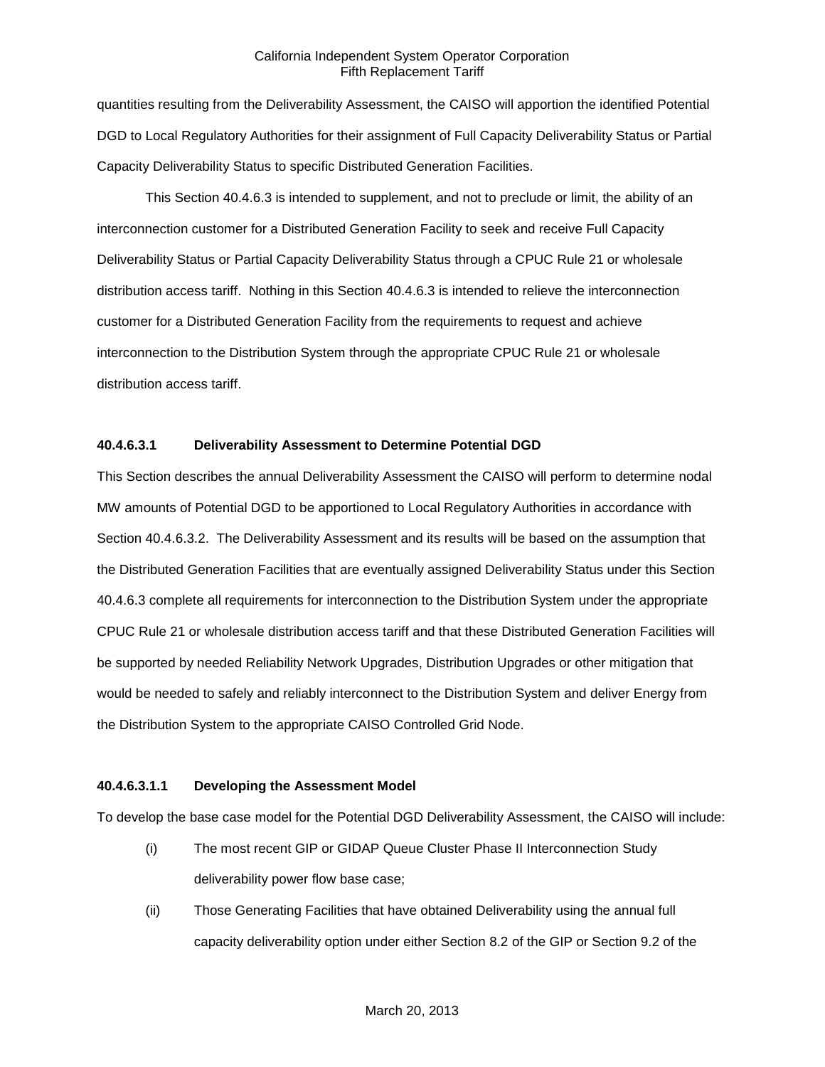quantities resulting from the Deliverability Assessment, the CAISO will apportion the identified Potential DGD to Local Regulatory Authorities for their assignment of Full Capacity Deliverability Status or Partial Capacity Deliverability Status to specific Distributed Generation Facilities.

This Section 40.4.6.3 is intended to supplement, and not to preclude or limit, the ability of an interconnection customer for a Distributed Generation Facility to seek and receive Full Capacity Deliverability Status or Partial Capacity Deliverability Status through a CPUC Rule 21 or wholesale distribution access tariff. Nothing in this Section 40.4.6.3 is intended to relieve the interconnection customer for a Distributed Generation Facility from the requirements to request and achieve interconnection to the Distribution System through the appropriate CPUC Rule 21 or wholesale distribution access tariff.

**40.4.6.3.1 Deliverability Assessment to Determine Potential DGD**

This Section describes the annual Deliverability Assessment the CAISO will perform to determine nodal MW amounts of Potential DGD to be apportioned to Local Regulatory Authorities in accordance with Section 40.4.6.3.2. The Deliverability Assessment and its results will be based on the assumption that the Distributed Generation Facilities that are eventually assigned Deliverability Status under this Section 40.4.6.3 complete all requirements for interconnection to the Distribution System under the appropriate CPUC Rule 21 or wholesale distribution access tariff and that these Distributed Generation Facilities will be supported by needed Reliability Network Upgrades, Distribution Upgrades or other mitigation that would be needed to safely and reliably interconnect to the Distribution System and deliver Energy from the Distribution System to the appropriate CAISO Controlled Grid Node.

**40.4.6.3.1.1 Developing the Assessment Model**

To develop the base case model for the Potential DGD Deliverability Assessment, the CAISO will include:

(i) The most recent GIP or GIDAP Queue Cluster Phase II Interconnection Study deliverability power flow base case;

(ii) Those Generating Facilities that have obtained Deliverability using the annual full capacity deliverability option under either Section 8.2 of the GIP or Section 9.2 of the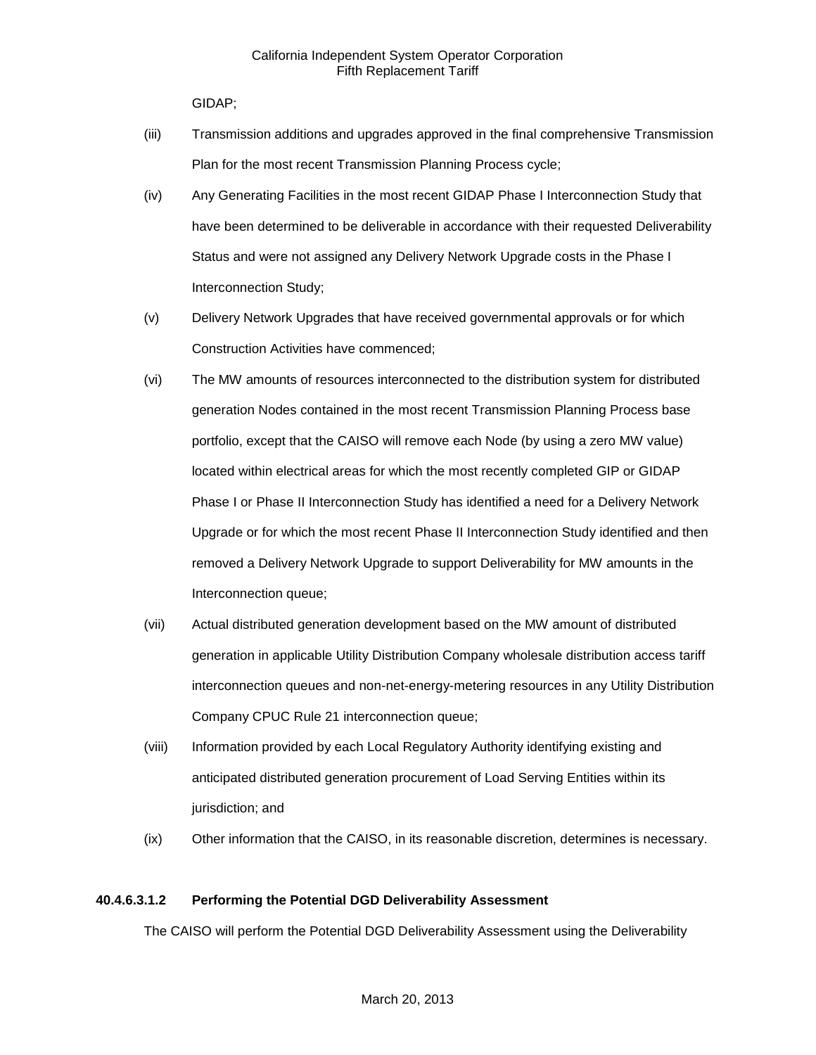GIDAP;

(iii) Transmission additions and upgrades approved in the final comprehensive Transmission Plan for the most recent Transmission Planning Process cycle;

(iv) Any Generating Facilities in the most recent GIDAP Phase I Interconnection Study that have been determined to be deliverable in accordance with their requested Deliverability Status and were not assigned any Delivery Network Upgrade costs in the Phase I Interconnection Study;

(v) Delivery Network Upgrades that have received governmental approvals or for which Construction Activities have commenced;

(vi) The MW amounts of resources interconnected to the distribution system for distributed generation Nodes contained in the most recent Transmission Planning Process base portfolio, except that the CAISO will remove each Node (by using a zero MW value) located within electrical areas for which the most recently completed GIP or GIDAP Phase I or Phase II Interconnection Study has identified a need for a Delivery Network Upgrade or for which the most recent Phase II Interconnection Study identified and then removed a Delivery Network Upgrade to support Deliverability for MW amounts in the Interconnection queue;

(vii) Actual distributed generation development based on the MW amount of distributed generation in applicable Utility Distribution Company wholesale distribution access tariff interconnection queues and non-net-energy-metering resources in any Utility Distribution Company CPUC Rule 21 interconnection queue;

(viii) Information provided by each Local Regulatory Authority identifying existing and anticipated distributed generation procurement of Load Serving Entities within its jurisdiction; and

(ix) Other information that the CAISO, in its reasonable discretion, determines is necessary.

**40.4.6.3.1.2 Performing the Potential DGD Deliverability Assessment**

The CAISO will perform the Potential DGD Deliverability Assessment using the Deliverability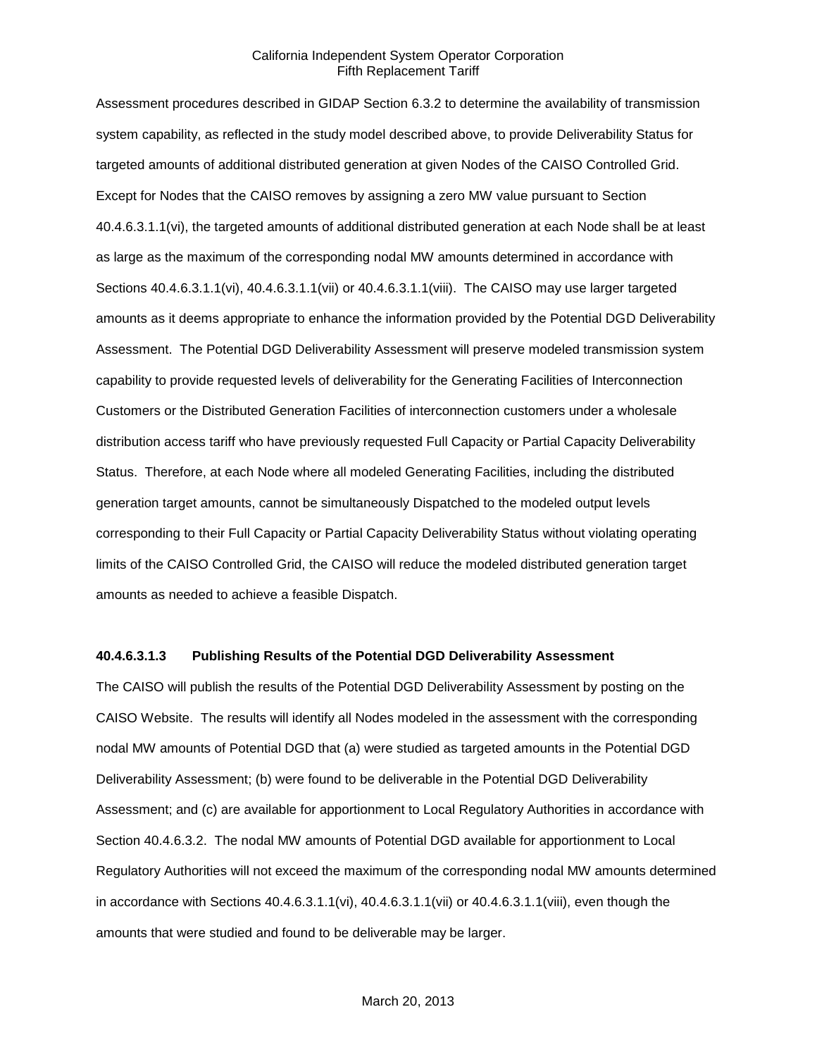Assessment procedures described in GIDAP Section 6.3.2 to determine the availability of transmission system capability, as reflected in the study model described above, to provide Deliverability Status for targeted amounts of additional distributed generation at given Nodes of the CAISO Controlled Grid. Except for Nodes that the CAISO removes by assigning a zero MW value pursuant to Section 40.4.6.3.1.1(vi), the targeted amounts of additional distributed generation at each Node shall be at least as large as the maximum of the corresponding nodal MW amounts determined in accordance with Sections 40.4.6.3.1.1(vi), 40.4.6.3.1.1(vii) or 40.4.6.3.1.1(viii). The CAISO may use larger targeted amounts as it deems appropriate to enhance the information provided by the Potential DGD Deliverability Assessment. The Potential DGD Deliverability Assessment will preserve modeled transmission system capability to provide requested levels of deliverability for the Generating Facilities of Interconnection Customers or the Distributed Generation Facilities of interconnection customers under a wholesale distribution access tariff who have previously requested Full Capacity or Partial Capacity Deliverability Status. Therefore, at each Node where all modeled Generating Facilities, including the distributed generation target amounts, cannot be simultaneously Dispatched to the modeled output levels corresponding to their Full Capacity or Partial Capacity Deliverability Status without violating operating limits of the CAISO Controlled Grid, the CAISO will reduce the modeled distributed generation target amounts as needed to achieve a feasible Dispatch.

**40.4.6.3.1.3 Publishing Results of the Potential DGD Deliverability Assessment**

The CAISO will publish the results of the Potential DGD Deliverability Assessment by posting on the CAISO Website. The results will identify all Nodes modeled in the assessment with the corresponding nodal MW amounts of Potential DGD that (a) were studied as targeted amounts in the Potential DGD Deliverability Assessment; (b) were found to be deliverable in the Potential DGD Deliverability Assessment; and (c) are available for apportionment to Local Regulatory Authorities in accordance with Section 40.4.6.3.2. The nodal MW amounts of Potential DGD available for apportionment to Local Regulatory Authorities will not exceed the maximum of the corresponding nodal MW amounts determined in accordance with Sections 40.4.6.3.1.1(vi), 40.4.6.3.1.1(vii) or 40.4.6.3.1.1(viii), even though the amounts that were studied and found to be deliverable may be larger.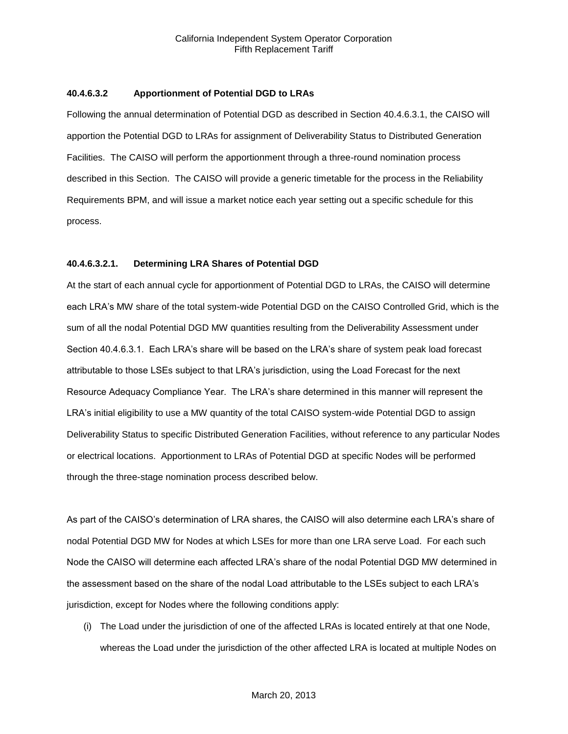#### 40.4.6.3.2 Apportionment of Potential DGD to LRAs

Following the annual determination of Potential DGD as described in Section 40.4.6.3.1, the CAISO will apportion the Potential DGD to LRAs for assignment of Deliverability Status to Distributed Generation Facilities. The CAISO will perform the apportionment through a three-round nomination process described in this Section. The CAISO will provide a generic timetable for the process in the Reliability Requirements BPM, and will issue a market notice each year setting out a specific schedule for this process.

#### 40.4.6.3.2.1. Determining LRA Shares of Potential DGD

At the start of each annual cycle for apportionment of Potential DGD to LRAs, the CAISO will determine each LRA's MW share of the total system-wide Potential DGD on the CAISO Controlled Grid, which is the sum of all the nodal Potential DGD MW quantities resulting from the Deliverability Assessment under Section 40.4.6.3.1. Each LRA's share will be based on the LRA's share of system peak load forecast attributable to those LSEs subject to that LRA's jurisdiction, using the Load Forecast for the next Resource Adequacy Compliance Year. The LRA's share determined in this manner will represent the LRA's initial eligibility to use a MW quantity of the total CAISO system-wide Potential DGD to assign Deliverability Status to specific Distributed Generation Facilities, without reference to any particular Nodes or electrical locations. Apportionment to LRAs of Potential DGD at specific Nodes will be performed through the three-stage nomination process described below.

As part of the CAISO's determination of LRA shares, the CAISO will also determine each LRA's share of nodal Potential DGD MW for Nodes at which LSEs for more than one LRA serve Load. For each such Node the CAISO will determine each affected LRA's share of the nodal Potential DGD MW determined in the assessment based on the share of the nodal Load attributable to the LSEs subject to each LRA's jurisdiction, except for Nodes where the following conditions apply:

(i) The Load under the jurisdiction of one of the affected LRAs is located entirely at that one Node, whereas the Load under the jurisdiction of the other affected LRA is located at multiple Nodes on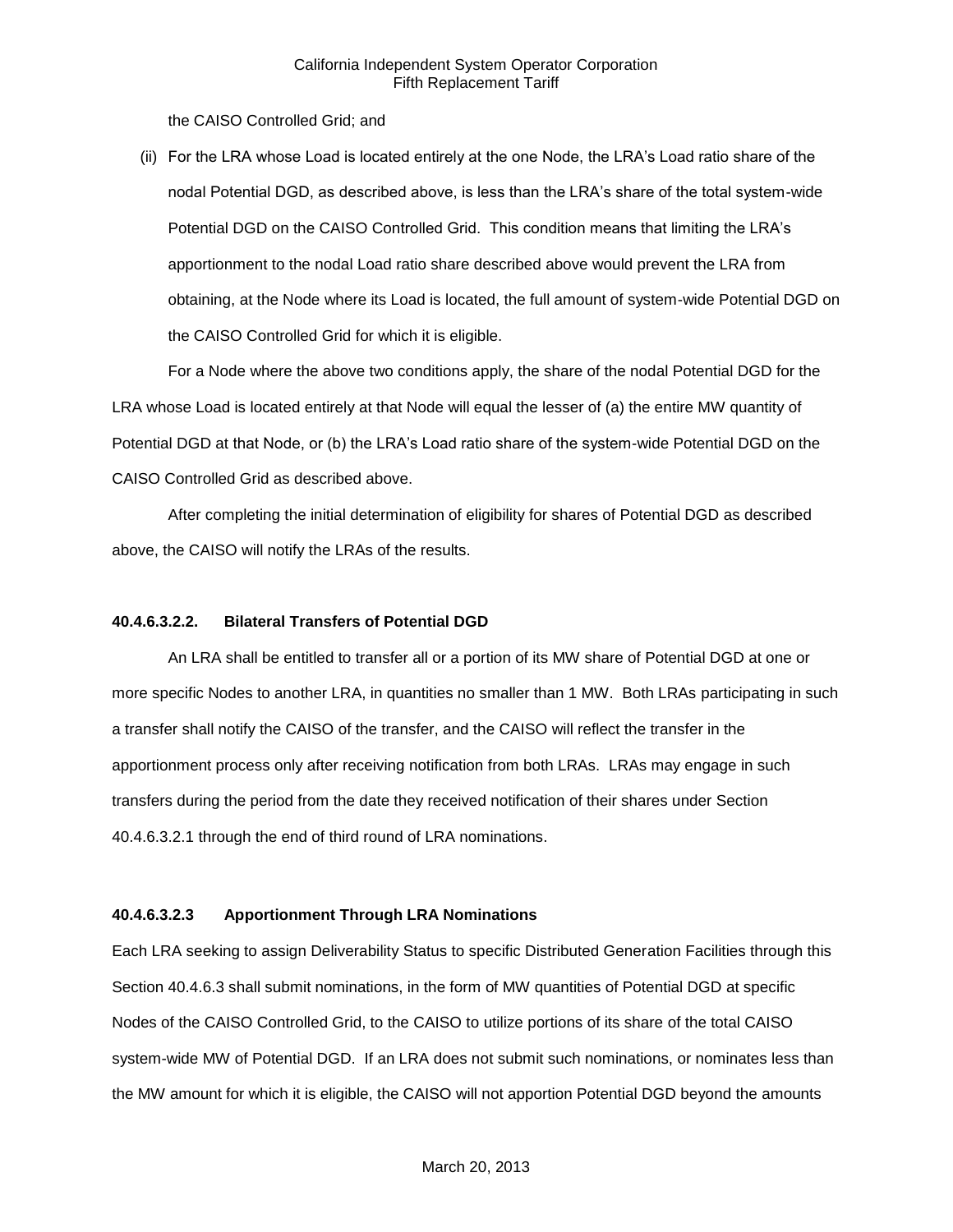the CAISO Controlled Grid; and

(ii) For the LRA whose Load is located entirely at the one Node, the LRA's Load ratio share of the nodal Potential DGD, as described above, is less than the LRA's share of the total system-wide Potential DGD on the CAISO Controlled Grid. This condition means that limiting the LRA's apportionment to the nodal Load ratio share described above would prevent the LRA from obtaining, at the Node where its Load is located, the full amount of system-wide Potential DGD on the CAISO Controlled Grid for which it is eligible.

For a Node where the above two conditions apply, the share of the nodal Potential DGD for the LRA whose Load is located entirely at that Node will equal the lesser of (a) the entire MW quantity of Potential DGD at that Node, or (b) the LRA's Load ratio share of the system-wide Potential DGD on the CAISO Controlled Grid as described above.

After completing the initial determination of eligibility for shares of Potential DGD as described above, the CAISO will notify the LRAs of the results.

#### 40.4.6.3.2.2. Bilateral Transfers of Potential DGD

An LRA shall be entitled to transfer all or a portion of its MW share of Potential DGD at one or more specific Nodes to another LRA, in quantities no smaller than 1 MW. Both LRAs participating in such a transfer shall notify the CAISO of the transfer, and the CAISO will reflect the transfer in the apportionment process only after receiving notification from both LRAs. LRAs may engage in such transfers during the period from the date they received notification of their shares under Section 40.4.6.3.2.1 through the end of third round of LRA nominations.

#### 40.4.6.3.2.3 Apportionment Through LRA Nominations

Each LRA seeking to assign Deliverability Status to specific Distributed Generation Facilities through this Section 40.4.6.3 shall submit nominations, in the form of MW quantities of Potential DGD at specific Nodes of the CAISO Controlled Grid, to the CAISO to utilize portions of its share of the total CAISO system-wide MW of Potential DGD. If an LRA does not submit such nominations, or nominates less than the MW amount for which it is eligible, the CAISO will not apportion Potential DGD beyond the amounts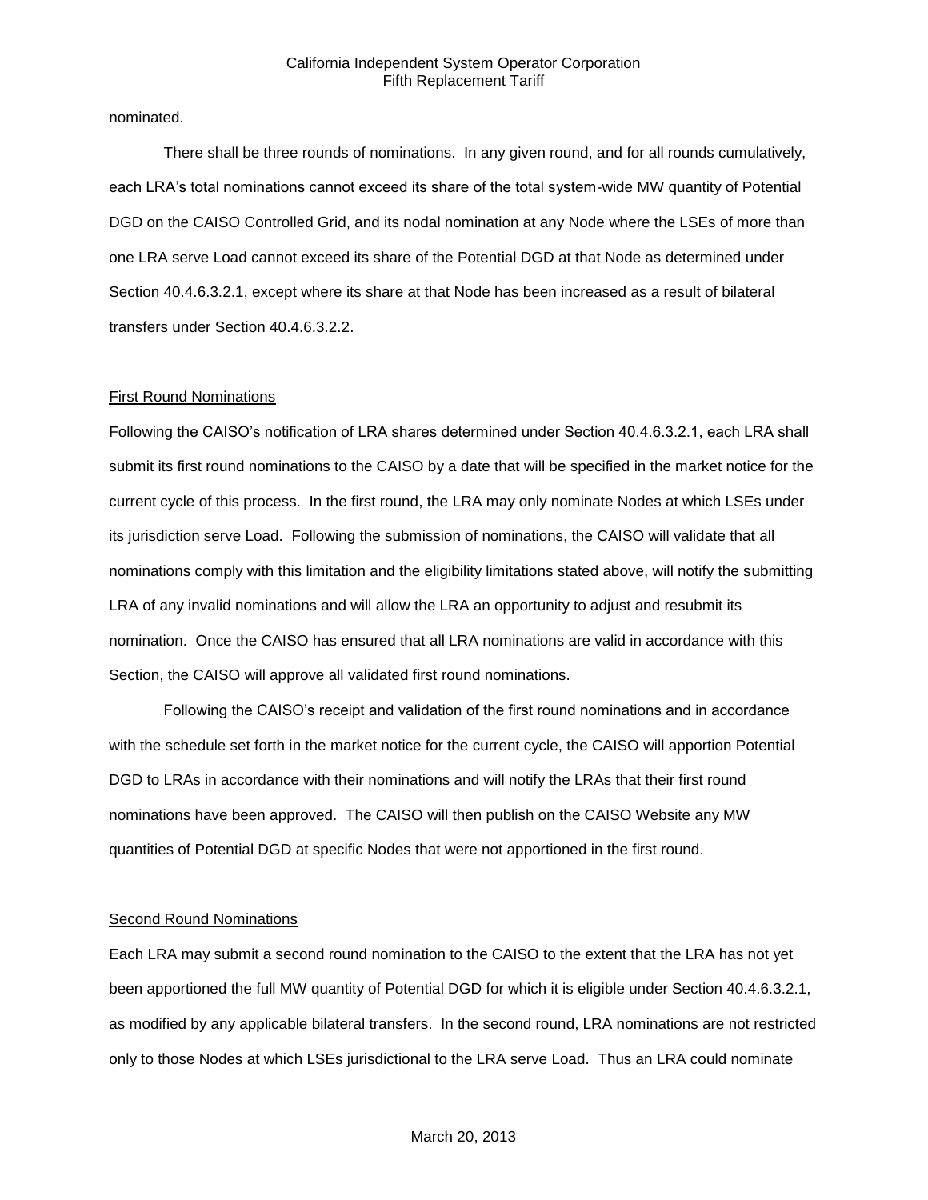nominated.

There shall be three rounds of nominations. In any given round, and for all rounds cumulatively, each LRA's total nominations cannot exceed its share of the total system-wide MW quantity of Potential DGD on the CAISO Controlled Grid, and its nodal nomination at any Node where the LSEs of more than one LRA serve Load cannot exceed its share of the Potential DGD at that Node as determined under Section 40.4.6.3.2.1, except where its share at that Node has been increased as a result of bilateral transfers under Section 40.4.6.3.2.2.

First Round Nominations

Following the CAISO's notification of LRA shares determined under Section 40.4.6.3.2.1, each LRA shall submit its first round nominations to the CAISO by a date that will be specified in the market notice for the current cycle of this process. In the first round, the LRA may only nominate Nodes at which LSEs under its jurisdiction serve Load. Following the submission of nominations, the CAISO will validate that all nominations comply with this limitation and the eligibility limitations stated above, will notify the submitting LRA of any invalid nominations and will allow the LRA an opportunity to adjust and resubmit its nomination. Once the CAISO has ensured that all LRA nominations are valid in accordance with this Section, the CAISO will approve all validated first round nominations.

Following the CAISO's receipt and validation of the first round nominations and in accordance with the schedule set forth in the market notice for the current cycle, the CAISO will apportion Potential DGD to LRAs in accordance with their nominations and will notify the LRAs that their first round nominations have been approved. The CAISO will then publish on the CAISO Website any MW quantities of Potential DGD at specific Nodes that were not apportioned in the first round.

Second Round Nominations

Each LRA may submit a second round nomination to the CAISO to the extent that the LRA has not yet been apportioned the full MW quantity of Potential DGD for which it is eligible under Section 40.4.6.3.2.1, as modified by any applicable bilateral transfers. In the second round, LRA nominations are not restricted only to those Nodes at which LSEs jurisdictional to the LRA serve Load. Thus an LRA could nominate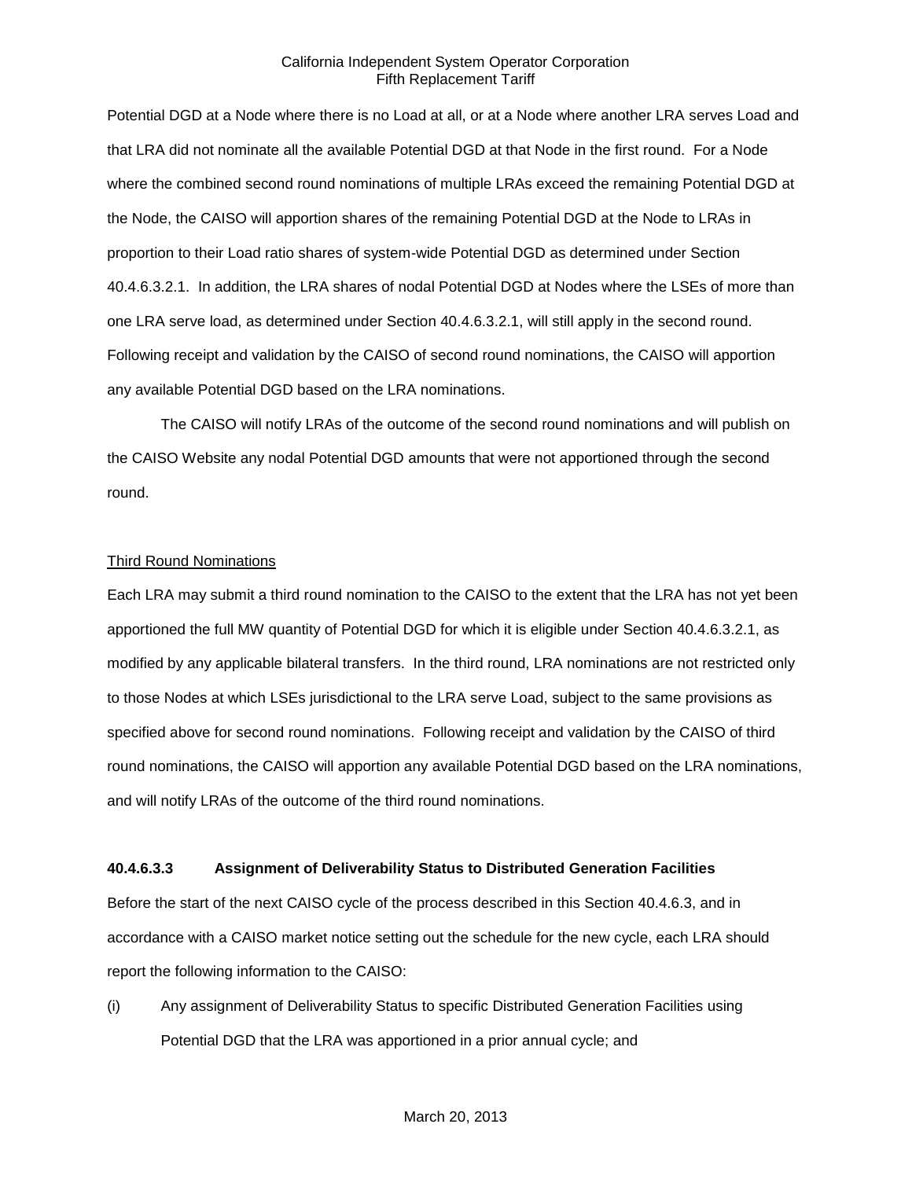Potential DGD at a Node where there is no Load at all, or at a Node where another LRA serves Load and that LRA did not nominate all the available Potential DGD at that Node in the first round. For a Node where the combined second round nominations of multiple LRAs exceed the remaining Potential DGD at the Node, the CAISO will apportion shares of the remaining Potential DGD at the Node to LRAs in proportion to their Load ratio shares of system-wide Potential DGD as determined under Section 40.4.6.3.2.1. In addition, the LRA shares of nodal Potential DGD at Nodes where the LSEs of more than one LRA serve load, as determined under Section 40.4.6.3.2.1, will still apply in the second round. Following receipt and validation by the CAISO of second round nominations, the CAISO will apportion any available Potential DGD based on the LRA nominations.

The CAISO will notify LRAs of the outcome of the second round nominations and will publish on the CAISO Website any nodal Potential DGD amounts that were not apportioned through the second round.

Third Round Nominations

Each LRA may submit a third round nomination to the CAISO to the extent that the LRA has not yet been apportioned the full MW quantity of Potential DGD for which it is eligible under Section 40.4.6.3.2.1, as modified by any applicable bilateral transfers. In the third round, LRA nominations are not restricted only to those Nodes at which LSEs jurisdictional to the LRA serve Load, subject to the same provisions as specified above for second round nominations. Following receipt and validation by the CAISO of third round nominations, the CAISO will apportion any available Potential DGD based on the LRA nominations, and will notify LRAs of the outcome of the third round nominations.

**40.4.6.3.3 Assignment of Deliverability Status to Distributed Generation Facilities**

Before the start of the next CAISO cycle of the process described in this Section 40.4.6.3, and in accordance with a CAISO market notice setting out the schedule for the new cycle, each LRA should report the following information to the CAISO:

(i) Any assignment of Deliverability Status to specific Distributed Generation Facilities using Potential DGD that the LRA was apportioned in a prior annual cycle; and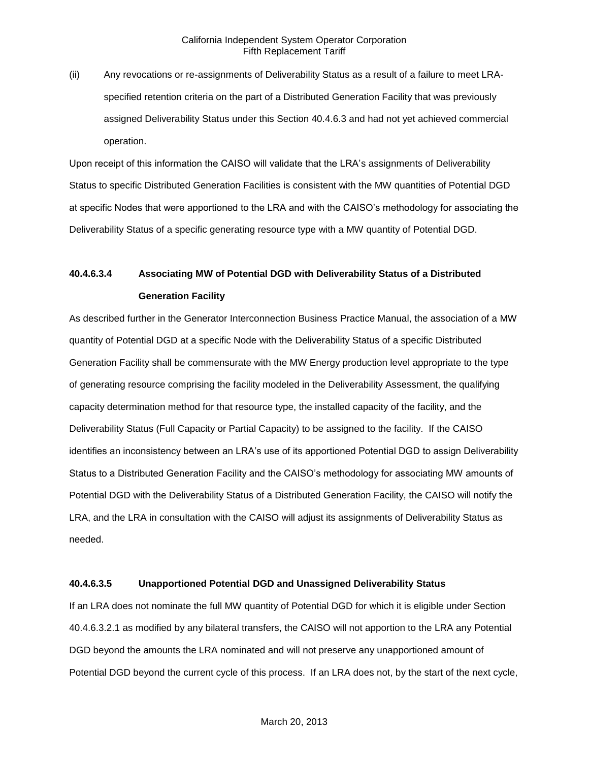(ii) Any revocations or re-assignments of Deliverability Status as a result of a failure to meet LRA-specified retention criteria on the part of a Distributed Generation Facility that was previously assigned Deliverability Status under this Section 40.4.6.3 and had not yet achieved commercial operation.

Upon receipt of this information the CAISO will validate that the LRA's assignments of Deliverability Status to specific Distributed Generation Facilities is consistent with the MW quantities of Potential DGD at specific Nodes that were apportioned to the LRA and with the CAISO's methodology for associating the Deliverability Status of a specific generating resource type with a MW quantity of Potential DGD.

**40.4.6.3.4 Associating MW of Potential DGD with Deliverability Status of a Distributed Generation Facility**

As described further in the Generator Interconnection Business Practice Manual, the association of a MW quantity of Potential DGD at a specific Node with the Deliverability Status of a specific Distributed Generation Facility shall be commensurate with the MW Energy production level appropriate to the type of generating resource comprising the facility modeled in the Deliverability Assessment, the qualifying capacity determination method for that resource type, the installed capacity of the facility, and the Deliverability Status (Full Capacity or Partial Capacity) to be assigned to the facility. If the CAISO identifies an inconsistency between an LRA's use of its apportioned Potential DGD to assign Deliverability Status to a Distributed Generation Facility and the CAISO's methodology for associating MW amounts of Potential DGD with the Deliverability Status of a Distributed Generation Facility, the CAISO will notify the LRA, and the LRA in consultation with the CAISO will adjust its assignments of Deliverability Status as needed.

**40.4.6.3.5 Unapportioned Potential DGD and Unassigned Deliverability Status**

If an LRA does not nominate the full MW quantity of Potential DGD for which it is eligible under Section 40.4.6.3.2.1 as modified by any bilateral transfers, the CAISO will not apportion to the LRA any Potential DGD beyond the amounts the LRA nominated and will not preserve any unapportioned amount of Potential DGD beyond the current cycle of this process. If an LRA does not, by the start of the next cycle,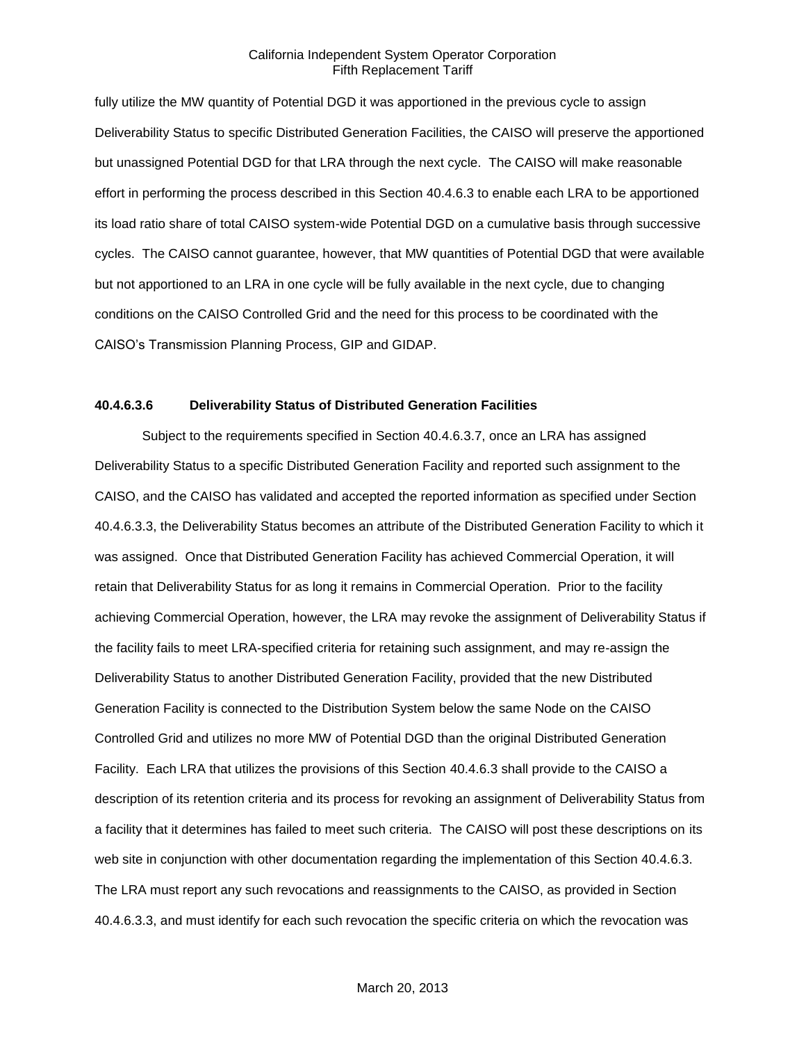fully utilize the MW quantity of Potential DGD it was apportioned in the previous cycle to assign Deliverability Status to specific Distributed Generation Facilities, the CAISO will preserve the apportioned but unassigned Potential DGD for that LRA through the next cycle. The CAISO will make reasonable effort in performing the process described in this Section 40.4.6.3 to enable each LRA to be apportioned its load ratio share of total CAISO system-wide Potential DGD on a cumulative basis through successive cycles. The CAISO cannot guarantee, however, that MW quantities of Potential DGD that were available but not apportioned to an LRA in one cycle will be fully available in the next cycle, due to changing conditions on the CAISO Controlled Grid and the need for this process to be coordinated with the CAISO's Transmission Planning Process, GIP and GIDAP.

#### 40.4.6.3.6 Deliverability Status of Distributed Generation Facilities

Subject to the requirements specified in Section 40.4.6.3.7, once an LRA has assigned Deliverability Status to a specific Distributed Generation Facility and reported such assignment to the CAISO, and the CAISO has validated and accepted the reported information as specified under Section 40.4.6.3.3, the Deliverability Status becomes an attribute of the Distributed Generation Facility to which it was assigned. Once that Distributed Generation Facility has achieved Commercial Operation, it will retain that Deliverability Status for as long it remains in Commercial Operation. Prior to the facility achieving Commercial Operation, however, the LRA may revoke the assignment of Deliverability Status if the facility fails to meet LRA-specified criteria for retaining such assignment, and may re-assign the Deliverability Status to another Distributed Generation Facility, provided that the new Distributed Generation Facility is connected to the Distribution System below the same Node on the CAISO Controlled Grid and utilizes no more MW of Potential DGD than the original Distributed Generation Facility. Each LRA that utilizes the provisions of this Section 40.4.6.3 shall provide to the CAISO a description of its retention criteria and its process for revoking an assignment of Deliverability Status from a facility that it determines has failed to meet such criteria. The CAISO will post these descriptions on its web site in conjunction with other documentation regarding the implementation of this Section 40.4.6.3. The LRA must report any such revocations and reassignments to the CAISO, as provided in Section 40.4.6.3.3, and must identify for each such revocation the specific criteria on which the revocation was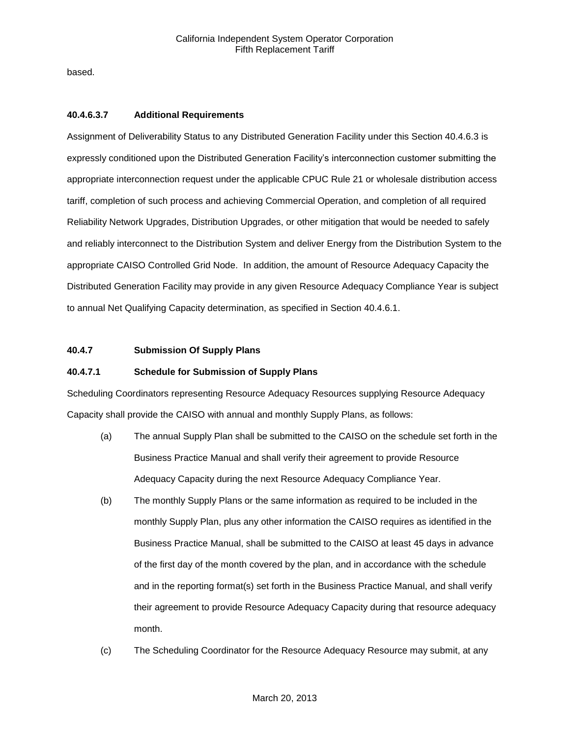based.

#### 40.4.6.3.7 Additional Requirements

Assignment of Deliverability Status to any Distributed Generation Facility under this Section 40.4.6.3 is expressly conditioned upon the Distributed Generation Facility's interconnection customer submitting the appropriate interconnection request under the applicable CPUC Rule 21 or wholesale distribution access tariff, completion of such process and achieving Commercial Operation, and completion of all required Reliability Network Upgrades, Distribution Upgrades, or other mitigation that would be needed to safely and reliably interconnect to the Distribution System and deliver Energy from the Distribution System to the appropriate CAISO Controlled Grid Node. In addition, the amount of Resource Adequacy Capacity the Distributed Generation Facility may provide in any given Resource Adequacy Compliance Year is subject to annual Net Qualifying Capacity determination, as specified in Section 40.4.6.1.

### 40.4.7 Submission Of Supply Plans

#### 40.4.7.1 Schedule for Submission of Supply Plans

Scheduling Coordinators representing Resource Adequacy Resources supplying Resource Adequacy Capacity shall provide the CAISO with annual and monthly Supply Plans, as follows:

(a) The annual Supply Plan shall be submitted to the CAISO on the schedule set forth in the Business Practice Manual and shall verify their agreement to provide Resource Adequacy Capacity during the next Resource Adequacy Compliance Year.

(b) The monthly Supply Plans or the same information as required to be included in the monthly Supply Plan, plus any other information the CAISO requires as identified in the Business Practice Manual, shall be submitted to the CAISO at least 45 days in advance of the first day of the month covered by the plan, and in accordance with the schedule and in the reporting format(s) set forth in the Business Practice Manual, and shall verify their agreement to provide Resource Adequacy Capacity during that resource adequacy month.

(c) The Scheduling Coordinator for the Resource Adequacy Resource may submit, at any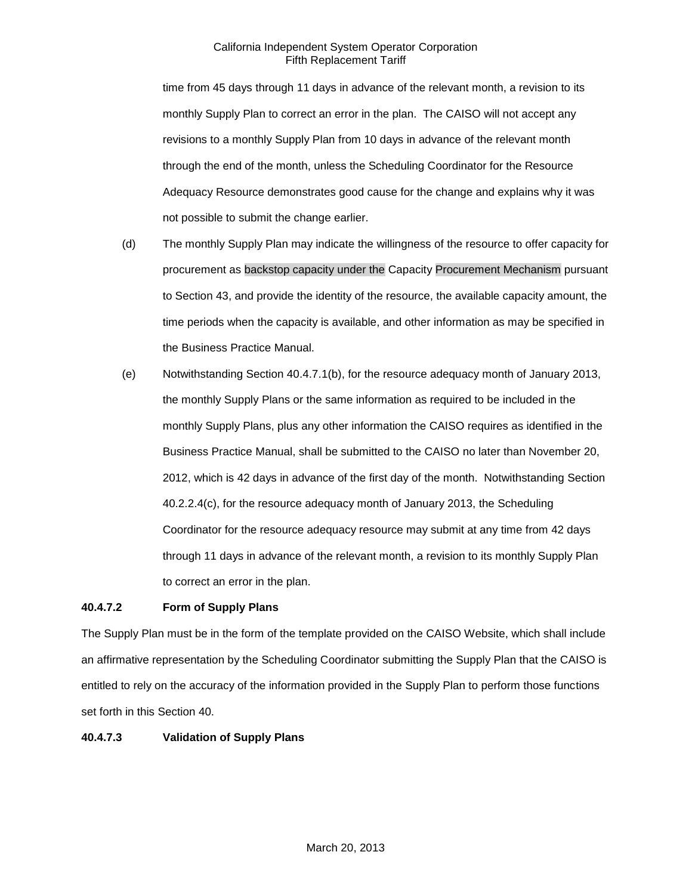time from 45 days through 11 days in advance of the relevant month, a revision to its monthly Supply Plan to correct an error in the plan. The CAISO will not accept any revisions to a monthly Supply Plan from 10 days in advance of the relevant month through the end of the month, unless the Scheduling Coordinator for the Resource Adequacy Resource demonstrates good cause for the change and explains why it was not possible to submit the change earlier.

(d) The monthly Supply Plan may indicate the willingness of the resource to offer capacity for procurement as backstop capacity under the Capacity Procurement Mechanism pursuant to Section 43, and provide the identity of the resource, the available capacity amount, the time periods when the capacity is available, and other information as may be specified in the Business Practice Manual.

(e) Notwithstanding Section 40.4.7.1(b), for the resource adequacy month of January 2013, the monthly Supply Plans or the same information as required to be included in the monthly Supply Plans, plus any other information the CAISO requires as identified in the Business Practice Manual, shall be submitted to the CAISO no later than November 20, 2012, which is 42 days in advance of the first day of the month. Notwithstanding Section 40.2.2.4(c), for the resource adequacy month of January 2013, the Scheduling Coordinator for the resource adequacy resource may submit at any time from 42 days through 11 days in advance of the relevant month, a revision to its monthly Supply Plan to correct an error in the plan.

**40.4.7.2 Form of Supply Plans**

The Supply Plan must be in the form of the template provided on the CAISO Website, which shall include an affirmative representation by the Scheduling Coordinator submitting the Supply Plan that the CAISO is entitled to rely on the accuracy of the information provided in the Supply Plan to perform those functions set forth in this Section 40.

**40.4.7.3 Validation of Supply Plans**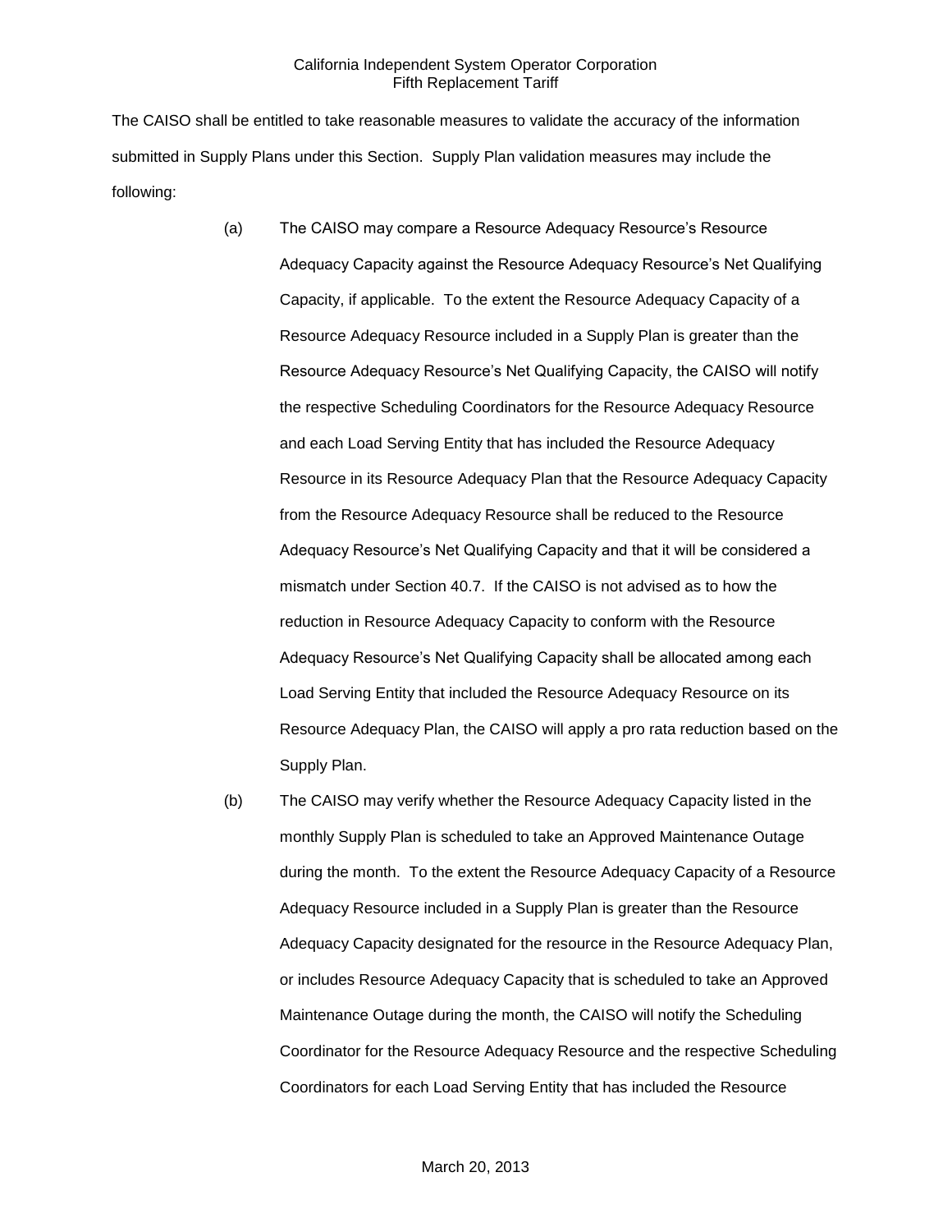The CAISO shall be entitled to take reasonable measures to validate the accuracy of the information submitted in Supply Plans under this Section. Supply Plan validation measures may include the following:

(a) The CAISO may compare a Resource Adequacy Resource's Resource Adequacy Capacity against the Resource Adequacy Resource's Net Qualifying Capacity, if applicable. To the extent the Resource Adequacy Capacity of a Resource Adequacy Resource included in a Supply Plan is greater than the Resource Adequacy Resource's Net Qualifying Capacity, the CAISO will notify the respective Scheduling Coordinators for the Resource Adequacy Resource and each Load Serving Entity that has included the Resource Adequacy Resource in its Resource Adequacy Plan that the Resource Adequacy Capacity from the Resource Adequacy Resource shall be reduced to the Resource Adequacy Resource's Net Qualifying Capacity and that it will be considered a mismatch under Section 40.7. If the CAISO is not advised as to how the reduction in Resource Adequacy Capacity to conform with the Resource Adequacy Resource's Net Qualifying Capacity shall be allocated among each Load Serving Entity that included the Resource Adequacy Resource on its Resource Adequacy Plan, the CAISO will apply a pro rata reduction based on the Supply Plan.

(b) The CAISO may verify whether the Resource Adequacy Capacity listed in the monthly Supply Plan is scheduled to take an Approved Maintenance Outage during the month. To the extent the Resource Adequacy Capacity of a Resource Adequacy Resource included in a Supply Plan is greater than the Resource Adequacy Capacity designated for the resource in the Resource Adequacy Plan, or includes Resource Adequacy Capacity that is scheduled to take an Approved Maintenance Outage during the month, the CAISO will notify the Scheduling Coordinator for the Resource Adequacy Resource and the respective Scheduling Coordinators for each Load Serving Entity that has included the Resource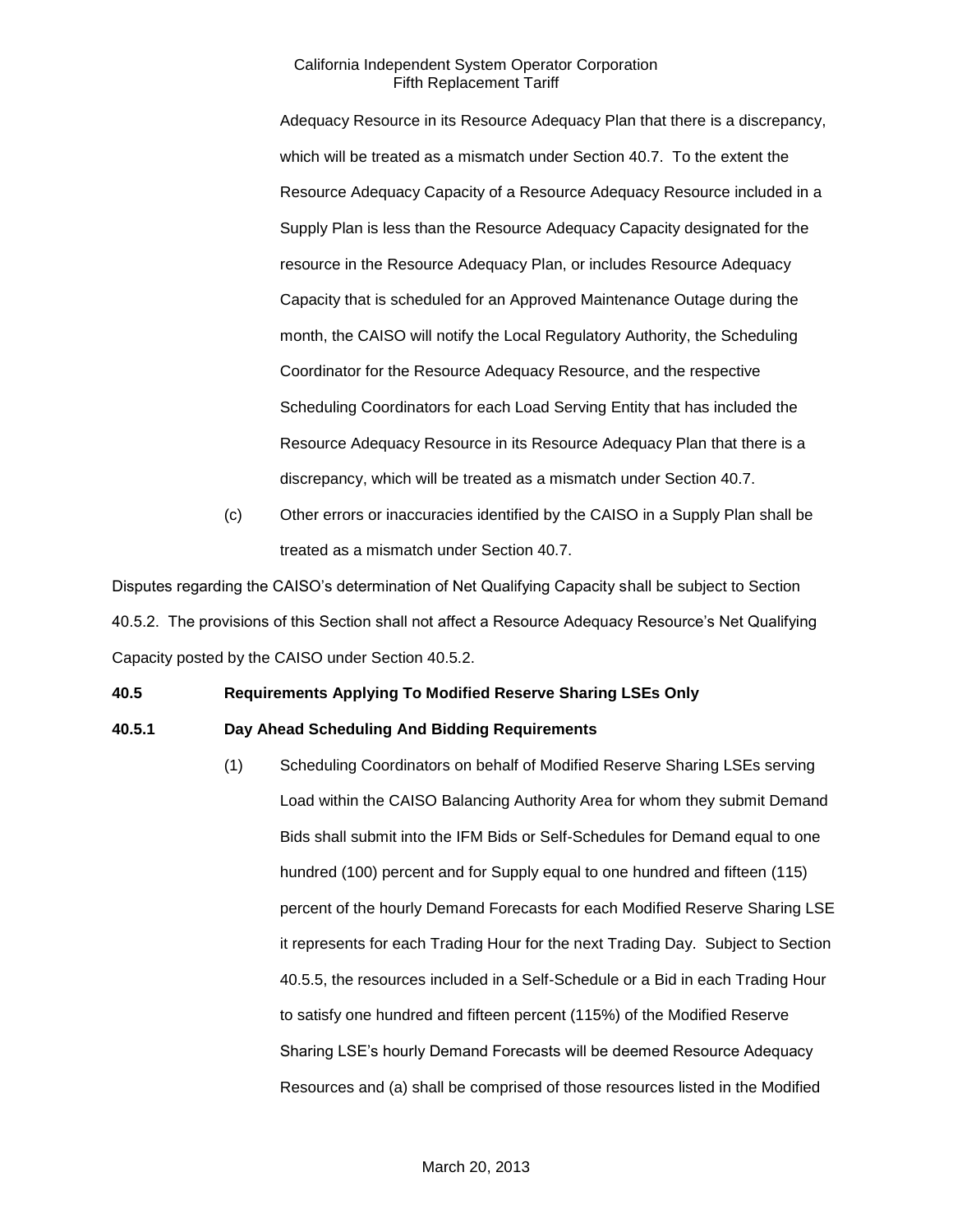Adequacy Resource in its Resource Adequacy Plan that there is a discrepancy, which will be treated as a mismatch under Section 40.7. To the extent the Resource Adequacy Capacity of a Resource Adequacy Resource included in a Supply Plan is less than the Resource Adequacy Capacity designated for the resource in the Resource Adequacy Plan, or includes Resource Adequacy Capacity that is scheduled for an Approved Maintenance Outage during the month, the CAISO will notify the Local Regulatory Authority, the Scheduling Coordinator for the Resource Adequacy Resource, and the respective Scheduling Coordinators for each Load Serving Entity that has included the Resource Adequacy Resource in its Resource Adequacy Plan that there is a discrepancy, which will be treated as a mismatch under Section 40.7.

(c) Other errors or inaccuracies identified by the CAISO in a Supply Plan shall be treated as a mismatch under Section 40.7.

Disputes regarding the CAISO's determination of Net Qualifying Capacity shall be subject to Section 40.5.2. The provisions of this Section shall not affect a Resource Adequacy Resource's Net Qualifying Capacity posted by the CAISO under Section 40.5.2.

**40.5 Requirements Applying To Modified Reserve Sharing LSEs Only**

**40.5.1 Day Ahead Scheduling And Bidding Requirements**

(1) Scheduling Coordinators on behalf of Modified Reserve Sharing LSEs serving Load within the CAISO Balancing Authority Area for whom they submit Demand Bids shall submit into the IFM Bids or Self-Schedules for Demand equal to one hundred (100) percent and for Supply equal to one hundred and fifteen (115) percent of the hourly Demand Forecasts for each Modified Reserve Sharing LSE it represents for each Trading Hour for the next Trading Day. Subject to Section 40.5.5, the resources included in a Self-Schedule or a Bid in each Trading Hour to satisfy one hundred and fifteen percent (115%) of the Modified Reserve Sharing LSE's hourly Demand Forecasts will be deemed Resource Adequacy Resources and (a) shall be comprised of those resources listed in the Modified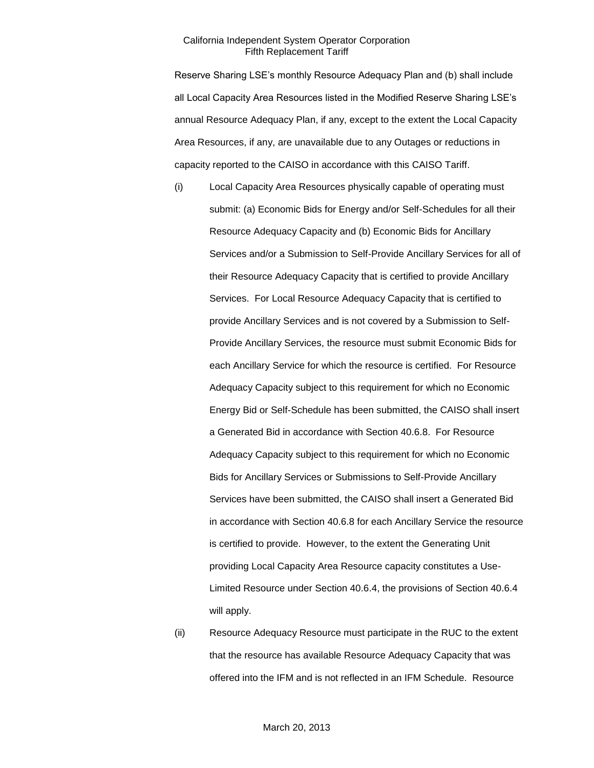Reserve Sharing LSE's monthly Resource Adequacy Plan and (b) shall include all Local Capacity Area Resources listed in the Modified Reserve Sharing LSE's annual Resource Adequacy Plan, if any, except to the extent the Local Capacity Area Resources, if any, are unavailable due to any Outages or reductions in capacity reported to the CAISO in accordance with this CAISO Tariff.

(i) Local Capacity Area Resources physically capable of operating must submit: (a) Economic Bids for Energy and/or Self-Schedules for all their Resource Adequacy Capacity and (b) Economic Bids for Ancillary Services and/or a Submission to Self-Provide Ancillary Services for all of their Resource Adequacy Capacity that is certified to provide Ancillary Services. For Local Resource Adequacy Capacity that is certified to provide Ancillary Services and is not covered by a Submission to Self-Provide Ancillary Services, the resource must submit Economic Bids for each Ancillary Service for which the resource is certified. For Resource Adequacy Capacity subject to this requirement for which no Economic Energy Bid or Self-Schedule has been submitted, the CAISO shall insert a Generated Bid in accordance with Section 40.6.8. For Resource Adequacy Capacity subject to this requirement for which no Economic Bids for Ancillary Services or Submissions to Self-Provide Ancillary Services have been submitted, the CAISO shall insert a Generated Bid in accordance with Section 40.6.8 for each Ancillary Service the resource is certified to provide. However, to the extent the Generating Unit providing Local Capacity Area Resource capacity constitutes a Use-Limited Resource under Section 40.6.4, the provisions of Section 40.6.4 will apply.

(ii) Resource Adequacy Resource must participate in the RUC to the extent that the resource has available Resource Adequacy Capacity that was offered into the IFM and is not reflected in an IFM Schedule. Resource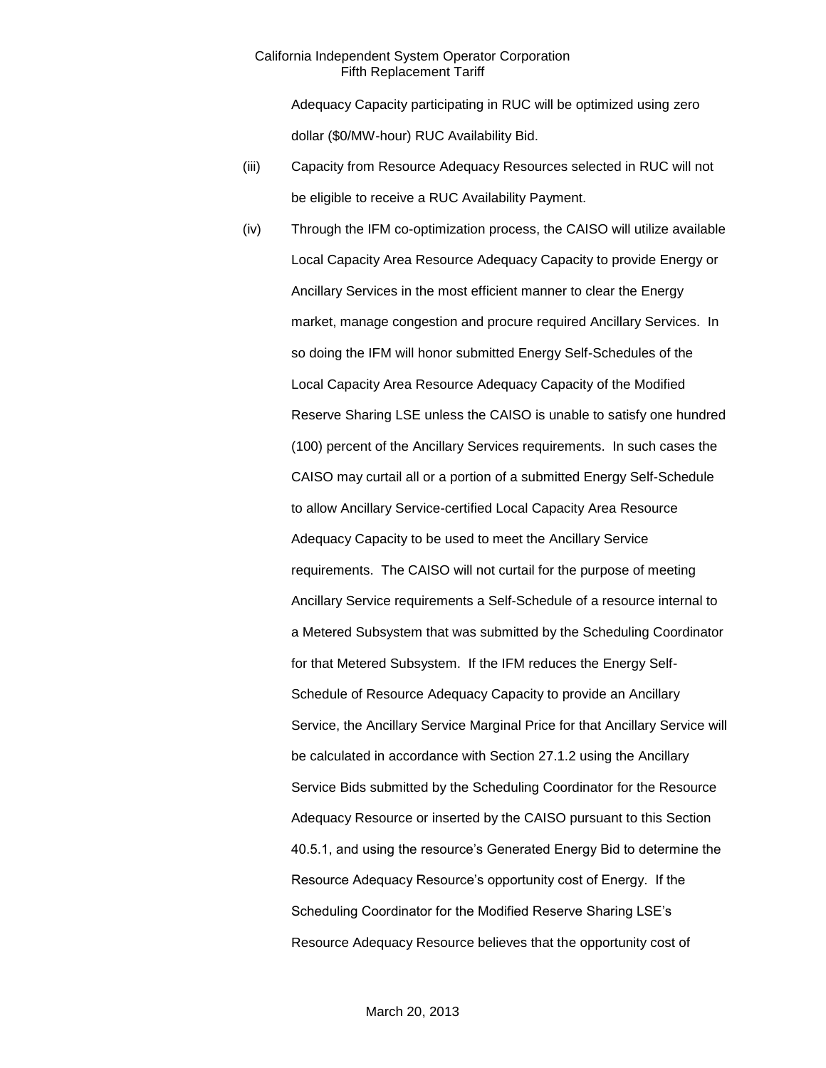Adequacy Capacity participating in RUC will be optimized using zero dollar ($0/MW-hour) RUC Availability Bid.

(iii) Capacity from Resource Adequacy Resources selected in RUC will not be eligible to receive a RUC Availability Payment.

(iv) Through the IFM co-optimization process, the CAISO will utilize available Local Capacity Area Resource Adequacy Capacity to provide Energy or Ancillary Services in the most efficient manner to clear the Energy market, manage congestion and procure required Ancillary Services. In so doing the IFM will honor submitted Energy Self-Schedules of the Local Capacity Area Resource Adequacy Capacity of the Modified Reserve Sharing LSE unless the CAISO is unable to satisfy one hundred (100) percent of the Ancillary Services requirements. In such cases the CAISO may curtail all or a portion of a submitted Energy Self-Schedule to allow Ancillary Service-certified Local Capacity Area Resource Adequacy Capacity to be used to meet the Ancillary Service requirements. The CAISO will not curtail for the purpose of meeting Ancillary Service requirements a Self-Schedule of a resource internal to a Metered Subsystem that was submitted by the Scheduling Coordinator for that Metered Subsystem. If the IFM reduces the Energy Self-Schedule of Resource Adequacy Capacity to provide an Ancillary Service, the Ancillary Service Marginal Price for that Ancillary Service will be calculated in accordance with Section 27.1.2 using the Ancillary Service Bids submitted by the Scheduling Coordinator for the Resource Adequacy Resource or inserted by the CAISO pursuant to this Section 40.5.1, and using the resource's Generated Energy Bid to determine the Resource Adequacy Resource's opportunity cost of Energy. If the Scheduling Coordinator for the Modified Reserve Sharing LSE's Resource Adequacy Resource believes that the opportunity cost of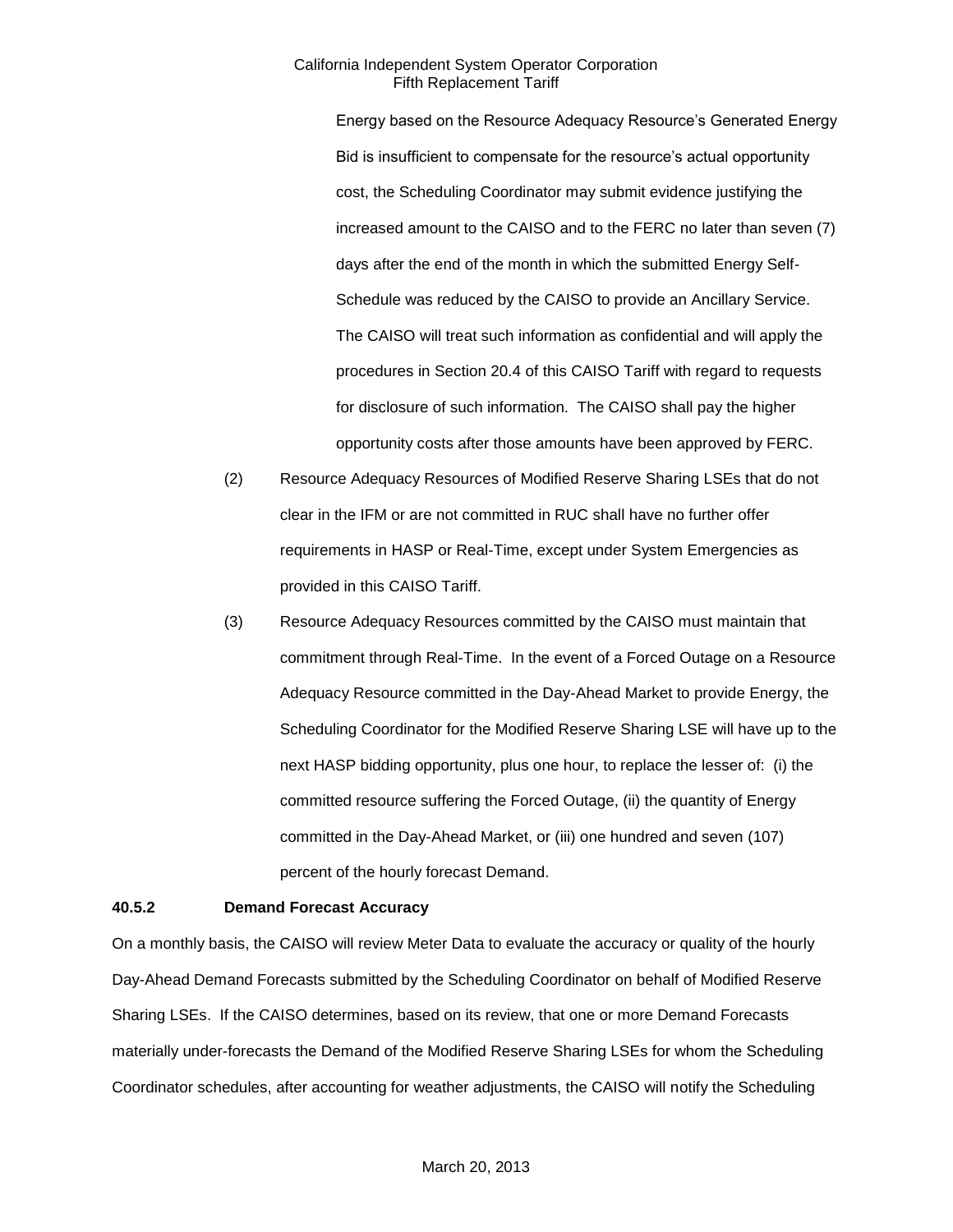Energy based on the Resource Adequacy Resource's Generated Energy Bid is insufficient to compensate for the resource's actual opportunity cost, the Scheduling Coordinator may submit evidence justifying the increased amount to the CAISO and to the FERC no later than seven (7) days after the end of the month in which the submitted Energy Self-Schedule was reduced by the CAISO to provide an Ancillary Service. The CAISO will treat such information as confidential and will apply the procedures in Section 20.4 of this CAISO Tariff with regard to requests for disclosure of such information. The CAISO shall pay the higher opportunity costs after those amounts have been approved by FERC.

(2) Resource Adequacy Resources of Modified Reserve Sharing LSEs that do not clear in the IFM or are not committed in RUC shall have no further offer requirements in HASP or Real-Time, except under System Emergencies as provided in this CAISO Tariff.

(3) Resource Adequacy Resources committed by the CAISO must maintain that commitment through Real-Time. In the event of a Forced Outage on a Resource Adequacy Resource committed in the Day-Ahead Market to provide Energy, the Scheduling Coordinator for the Modified Reserve Sharing LSE will have up to the next HASP bidding opportunity, plus one hour, to replace the lesser of: (i) the committed resource suffering the Forced Outage, (ii) the quantity of Energy committed in the Day-Ahead Market, or (iii) one hundred and seven (107) percent of the hourly forecast Demand.

**40.5.2 Demand Forecast Accuracy**

On a monthly basis, the CAISO will review Meter Data to evaluate the accuracy or quality of the hourly Day-Ahead Demand Forecasts submitted by the Scheduling Coordinator on behalf of Modified Reserve Sharing LSEs. If the CAISO determines, based on its review, that one or more Demand Forecasts materially under-forecasts the Demand of the Modified Reserve Sharing LSEs for whom the Scheduling Coordinator schedules, after accounting for weather adjustments, the CAISO will notify the Scheduling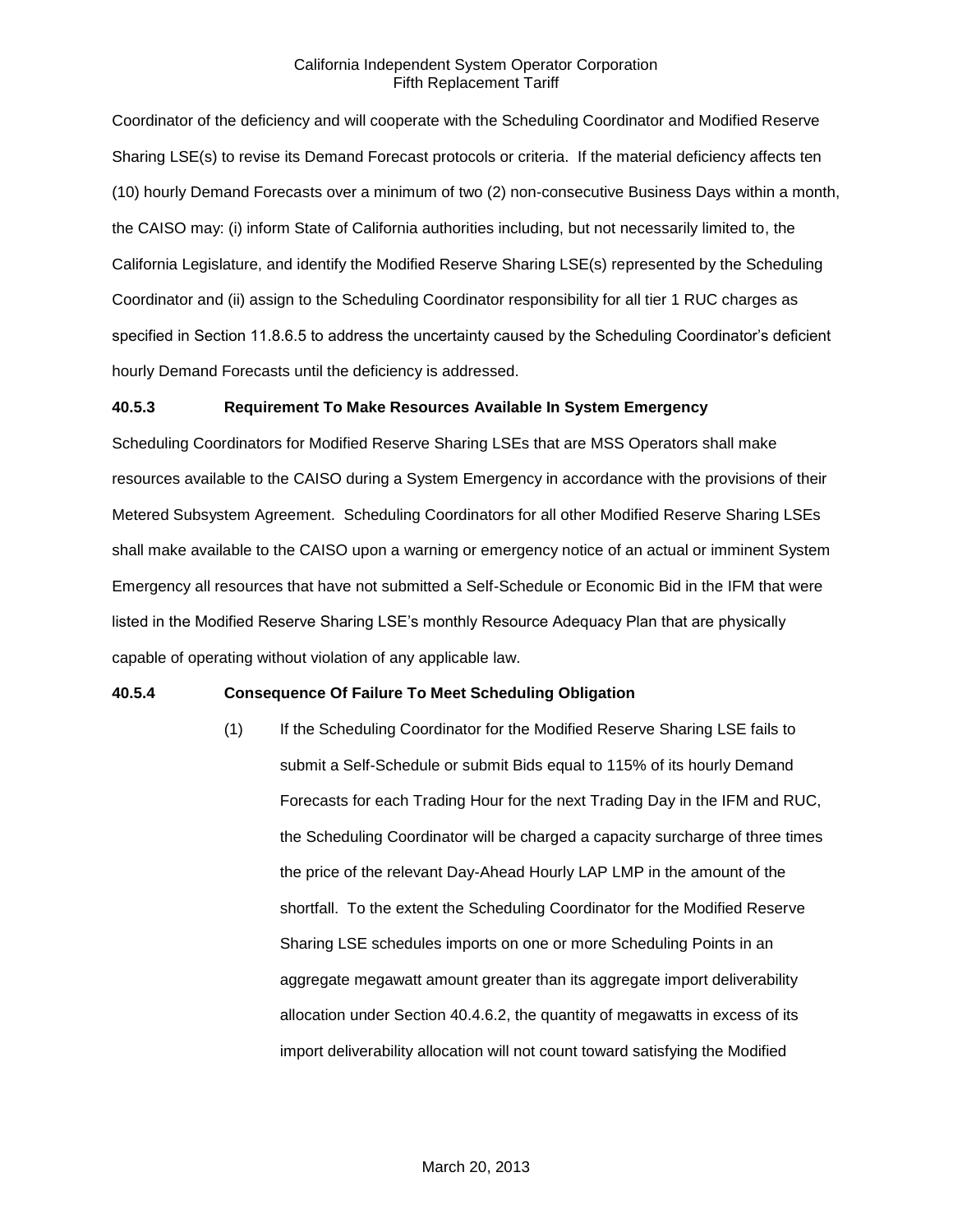Coordinator of the deficiency and will cooperate with the Scheduling Coordinator and Modified Reserve Sharing LSE(s) to revise its Demand Forecast protocols or criteria. If the material deficiency affects ten (10) hourly Demand Forecasts over a minimum of two (2) non-consecutive Business Days within a month, the CAISO may: (i) inform State of California authorities including, but not necessarily limited to, the California Legislature, and identify the Modified Reserve Sharing LSE(s) represented by the Scheduling Coordinator and (ii) assign to the Scheduling Coordinator responsibility for all tier 1 RUC charges as specified in Section 11.8.6.5 to address the uncertainty caused by the Scheduling Coordinator's deficient hourly Demand Forecasts until the deficiency is addressed.

**40.5.3 Requirement To Make Resources Available In System Emergency**

Scheduling Coordinators for Modified Reserve Sharing LSEs that are MSS Operators shall make resources available to the CAISO during a System Emergency in accordance with the provisions of their Metered Subsystem Agreement. Scheduling Coordinators for all other Modified Reserve Sharing LSEs shall make available to the CAISO upon a warning or emergency notice of an actual or imminent System Emergency all resources that have not submitted a Self-Schedule or Economic Bid in the IFM that were listed in the Modified Reserve Sharing LSE's monthly Resource Adequacy Plan that are physically capable of operating without violation of any applicable law.

**40.5.4 Consequence Of Failure To Meet Scheduling Obligation**

(1) If the Scheduling Coordinator for the Modified Reserve Sharing LSE fails to submit a Self-Schedule or submit Bids equal to 115% of its hourly Demand Forecasts for each Trading Hour for the next Trading Day in the IFM and RUC, the Scheduling Coordinator will be charged a capacity surcharge of three times the price of the relevant Day-Ahead Hourly LAP LMP in the amount of the shortfall. To the extent the Scheduling Coordinator for the Modified Reserve Sharing LSE schedules imports on one or more Scheduling Points in an aggregate megawatt amount greater than its aggregate import deliverability allocation under Section 40.4.6.2, the quantity of megawatts in excess of its import deliverability allocation will not count toward satisfying the Modified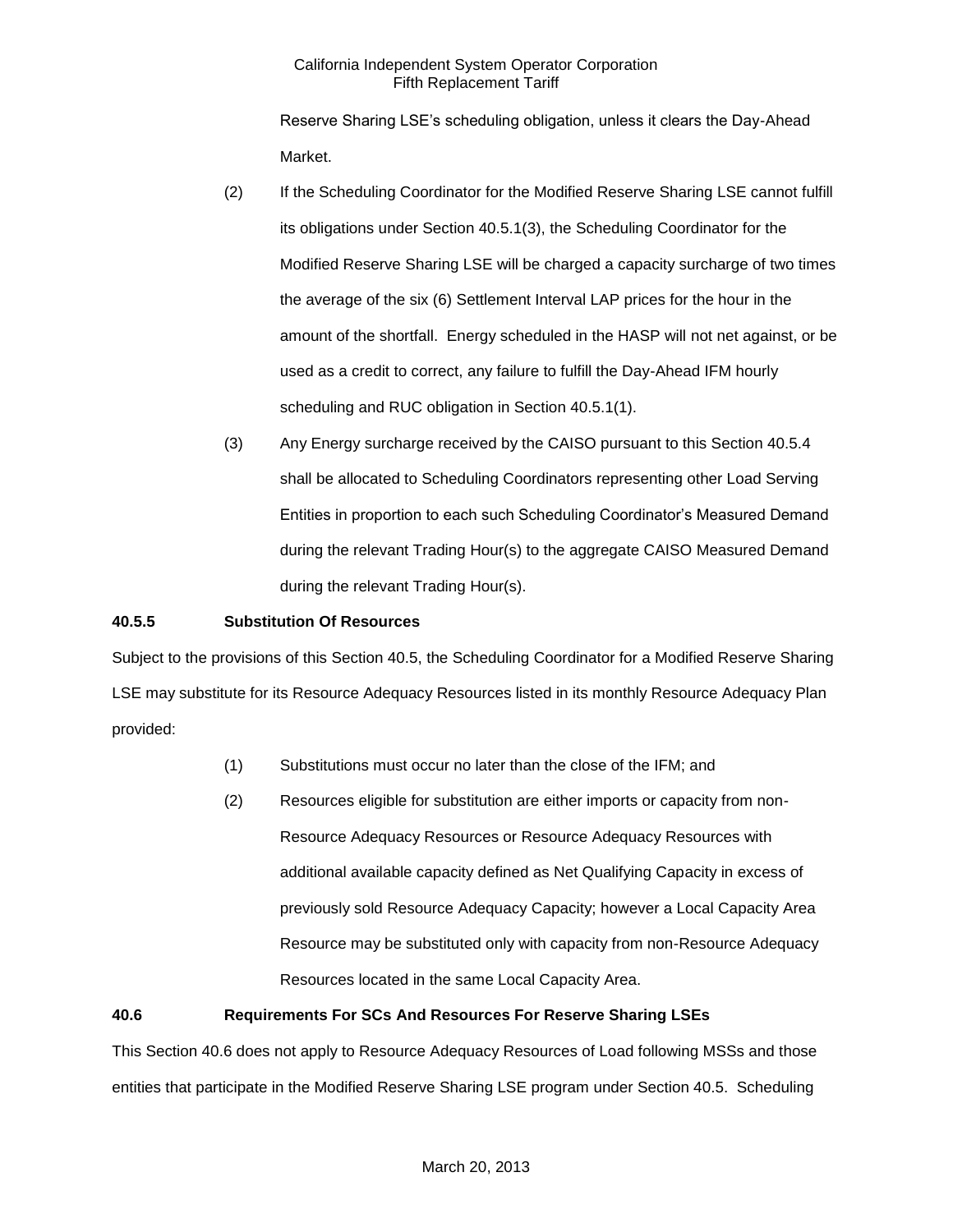Reserve Sharing LSE's scheduling obligation, unless it clears the Day-Ahead Market.

(2) If the Scheduling Coordinator for the Modified Reserve Sharing LSE cannot fulfill its obligations under Section 40.5.1(3), the Scheduling Coordinator for the Modified Reserve Sharing LSE will be charged a capacity surcharge of two times the average of the six (6) Settlement Interval LAP prices for the hour in the amount of the shortfall. Energy scheduled in the HASP will not net against, or be used as a credit to correct, any failure to fulfill the Day-Ahead IFM hourly scheduling and RUC obligation in Section 40.5.1(1).

(3) Any Energy surcharge received by the CAISO pursuant to this Section 40.5.4 shall be allocated to Scheduling Coordinators representing other Load Serving Entities in proportion to each such Scheduling Coordinator's Measured Demand during the relevant Trading Hour(s) to the aggregate CAISO Measured Demand during the relevant Trading Hour(s).

**40.5.5 Substitution Of Resources**

Subject to the provisions of this Section 40.5, the Scheduling Coordinator for a Modified Reserve Sharing LSE may substitute for its Resource Adequacy Resources listed in its monthly Resource Adequacy Plan provided:

(1) Substitutions must occur no later than the close of the IFM; and

(2) Resources eligible for substitution are either imports or capacity from non-Resource Adequacy Resources or Resource Adequacy Resources with additional available capacity defined as Net Qualifying Capacity in excess of previously sold Resource Adequacy Capacity; however a Local Capacity Area Resource may be substituted only with capacity from non-Resource Adequacy Resources located in the same Local Capacity Area.

**40.6 Requirements For SCs And Resources For Reserve Sharing LSEs**

This Section 40.6 does not apply to Resource Adequacy Resources of Load following MSSs and those entities that participate in the Modified Reserve Sharing LSE program under Section 40.5. Scheduling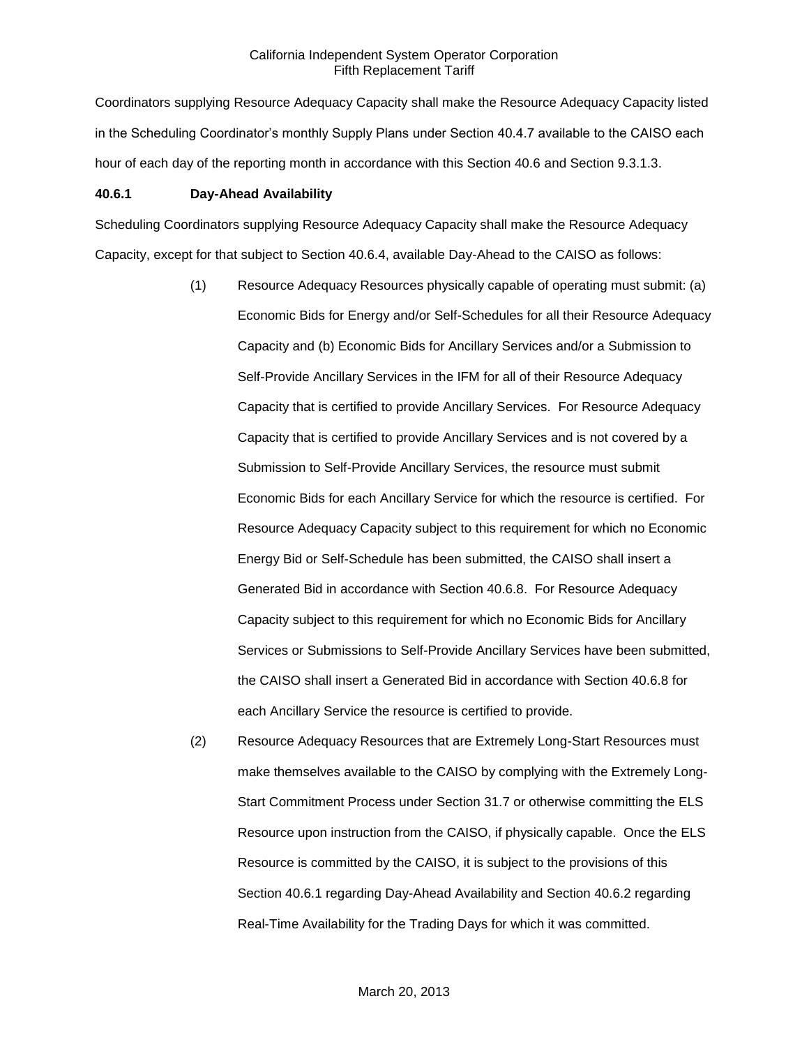Coordinators supplying Resource Adequacy Capacity shall make the Resource Adequacy Capacity listed in the Scheduling Coordinator's monthly Supply Plans under Section 40.4.7 available to the CAISO each hour of each day of the reporting month in accordance with this Section 40.6 and Section 9.3.1.3.

**40.6.1 Day-Ahead Availability**

Scheduling Coordinators supplying Resource Adequacy Capacity shall make the Resource Adequacy Capacity, except for that subject to Section 40.6.4, available Day-Ahead to the CAISO as follows:

(1) Resource Adequacy Resources physically capable of operating must submit: (a) Economic Bids for Energy and/or Self-Schedules for all their Resource Adequacy Capacity and (b) Economic Bids for Ancillary Services and/or a Submission to Self-Provide Ancillary Services in the IFM for all of their Resource Adequacy Capacity that is certified to provide Ancillary Services. For Resource Adequacy Capacity that is certified to provide Ancillary Services and is not covered by a Submission to Self-Provide Ancillary Services, the resource must submit Economic Bids for each Ancillary Service for which the resource is certified. For Resource Adequacy Capacity subject to this requirement for which no Economic Energy Bid or Self-Schedule has been submitted, the CAISO shall insert a Generated Bid in accordance with Section 40.6.8. For Resource Adequacy Capacity subject to this requirement for which no Economic Bids for Ancillary Services or Submissions to Self-Provide Ancillary Services have been submitted, the CAISO shall insert a Generated Bid in accordance with Section 40.6.8 for each Ancillary Service the resource is certified to provide.

(2) Resource Adequacy Resources that are Extremely Long-Start Resources must make themselves available to the CAISO by complying with the Extremely Long-Start Commitment Process under Section 31.7 or otherwise committing the ELS Resource upon instruction from the CAISO, if physically capable. Once the ELS Resource is committed by the CAISO, it is subject to the provisions of this Section 40.6.1 regarding Day-Ahead Availability and Section 40.6.2 regarding Real-Time Availability for the Trading Days for which it was committed.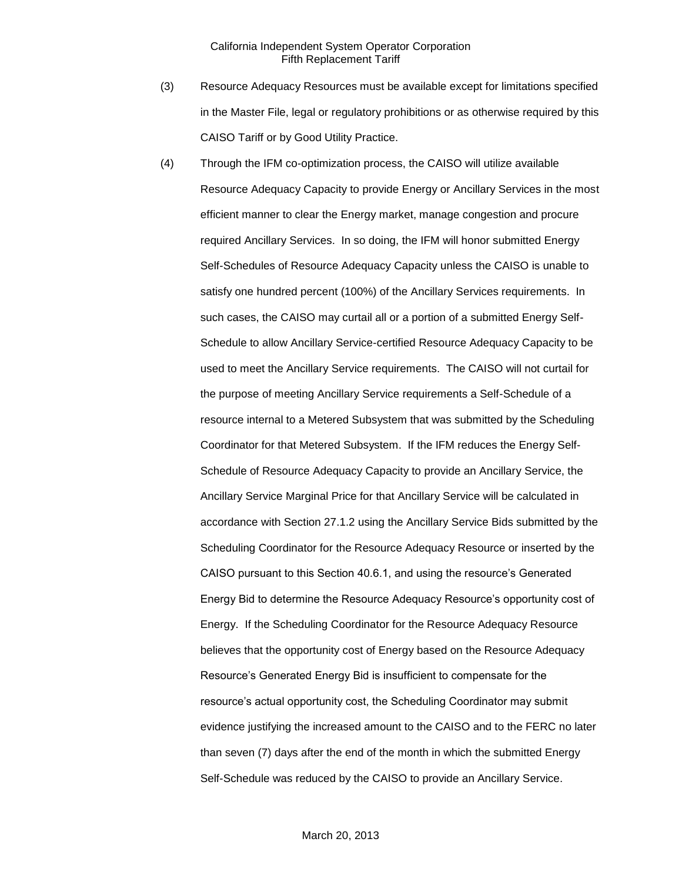(3) Resource Adequacy Resources must be available except for limitations specified in the Master File, legal or regulatory prohibitions or as otherwise required by this CAISO Tariff or by Good Utility Practice.

(4) Through the IFM co-optimization process, the CAISO will utilize available Resource Adequacy Capacity to provide Energy or Ancillary Services in the most efficient manner to clear the Energy market, manage congestion and procure required Ancillary Services. In so doing, the IFM will honor submitted Energy Self-Schedules of Resource Adequacy Capacity unless the CAISO is unable to satisfy one hundred percent (100%) of the Ancillary Services requirements. In such cases, the CAISO may curtail all or a portion of a submitted Energy Self-Schedule to allow Ancillary Service-certified Resource Adequacy Capacity to be used to meet the Ancillary Service requirements. The CAISO will not curtail for the purpose of meeting Ancillary Service requirements a Self-Schedule of a resource internal to a Metered Subsystem that was submitted by the Scheduling Coordinator for that Metered Subsystem. If the IFM reduces the Energy Self-Schedule of Resource Adequacy Capacity to provide an Ancillary Service, the Ancillary Service Marginal Price for that Ancillary Service will be calculated in accordance with Section 27.1.2 using the Ancillary Service Bids submitted by the Scheduling Coordinator for the Resource Adequacy Resource or inserted by the CAISO pursuant to this Section 40.6.1, and using the resource's Generated Energy Bid to determine the Resource Adequacy Resource's opportunity cost of Energy. If the Scheduling Coordinator for the Resource Adequacy Resource believes that the opportunity cost of Energy based on the Resource Adequacy Resource's Generated Energy Bid is insufficient to compensate for the resource's actual opportunity cost, the Scheduling Coordinator may submit evidence justifying the increased amount to the CAISO and to the FERC no later than seven (7) days after the end of the month in which the submitted Energy Self-Schedule was reduced by the CAISO to provide an Ancillary Service.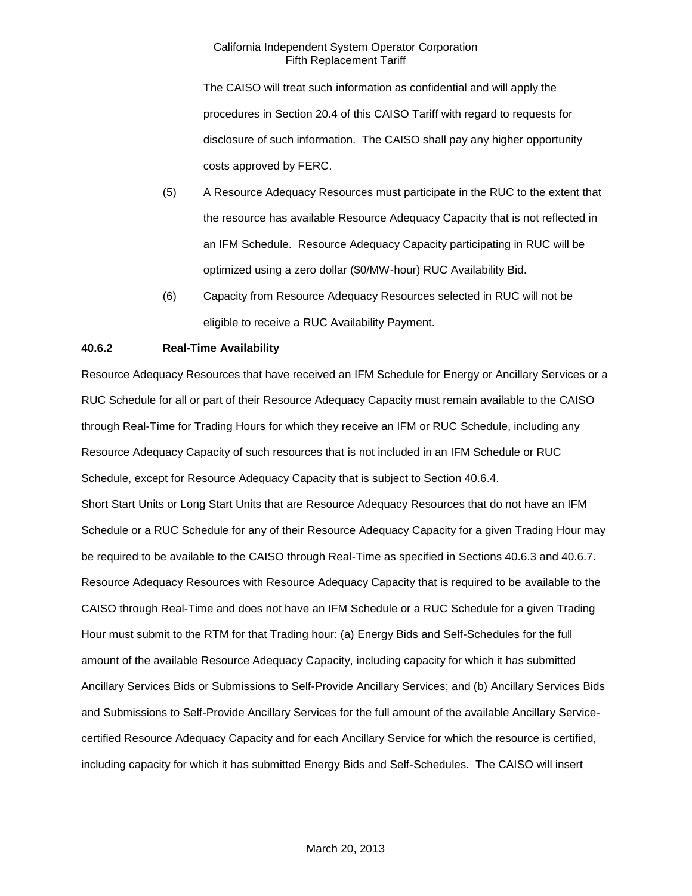The CAISO will treat such information as confidential and will apply the procedures in Section 20.4 of this CAISO Tariff with regard to requests for disclosure of such information. The CAISO shall pay any higher opportunity costs approved by FERC.

(5) A Resource Adequacy Resources must participate in the RUC to the extent that the resource has available Resource Adequacy Capacity that is not reflected in an IFM Schedule. Resource Adequacy Capacity participating in RUC will be optimized using a zero dollar ($0/MW-hour) RUC Availability Bid.

(6) Capacity from Resource Adequacy Resources selected in RUC will not be eligible to receive a RUC Availability Payment.

**40.6.2 Real-Time Availability**

Resource Adequacy Resources that have received an IFM Schedule for Energy or Ancillary Services or a RUC Schedule for all or part of their Resource Adequacy Capacity must remain available to the CAISO through Real-Time for Trading Hours for which they receive an IFM or RUC Schedule, including any Resource Adequacy Capacity of such resources that is not included in an IFM Schedule or RUC Schedule, except for Resource Adequacy Capacity that is subject to Section 40.6.4.

Short Start Units or Long Start Units that are Resource Adequacy Resources that do not have an IFM Schedule or a RUC Schedule for any of their Resource Adequacy Capacity for a given Trading Hour may be required to be available to the CAISO through Real-Time as specified in Sections 40.6.3 and 40.6.7. Resource Adequacy Resources with Resource Adequacy Capacity that is required to be available to the CAISO through Real-Time and does not have an IFM Schedule or a RUC Schedule for a given Trading Hour must submit to the RTM for that Trading hour: (a) Energy Bids and Self-Schedules for the full amount of the available Resource Adequacy Capacity, including capacity for which it has submitted Ancillary Services Bids or Submissions to Self-Provide Ancillary Services; and (b) Ancillary Services Bids and Submissions to Self-Provide Ancillary Services for the full amount of the available Ancillary Service-certified Resource Adequacy Capacity and for each Ancillary Service for which the resource is certified, including capacity for which it has submitted Energy Bids and Self-Schedules. The CAISO will insert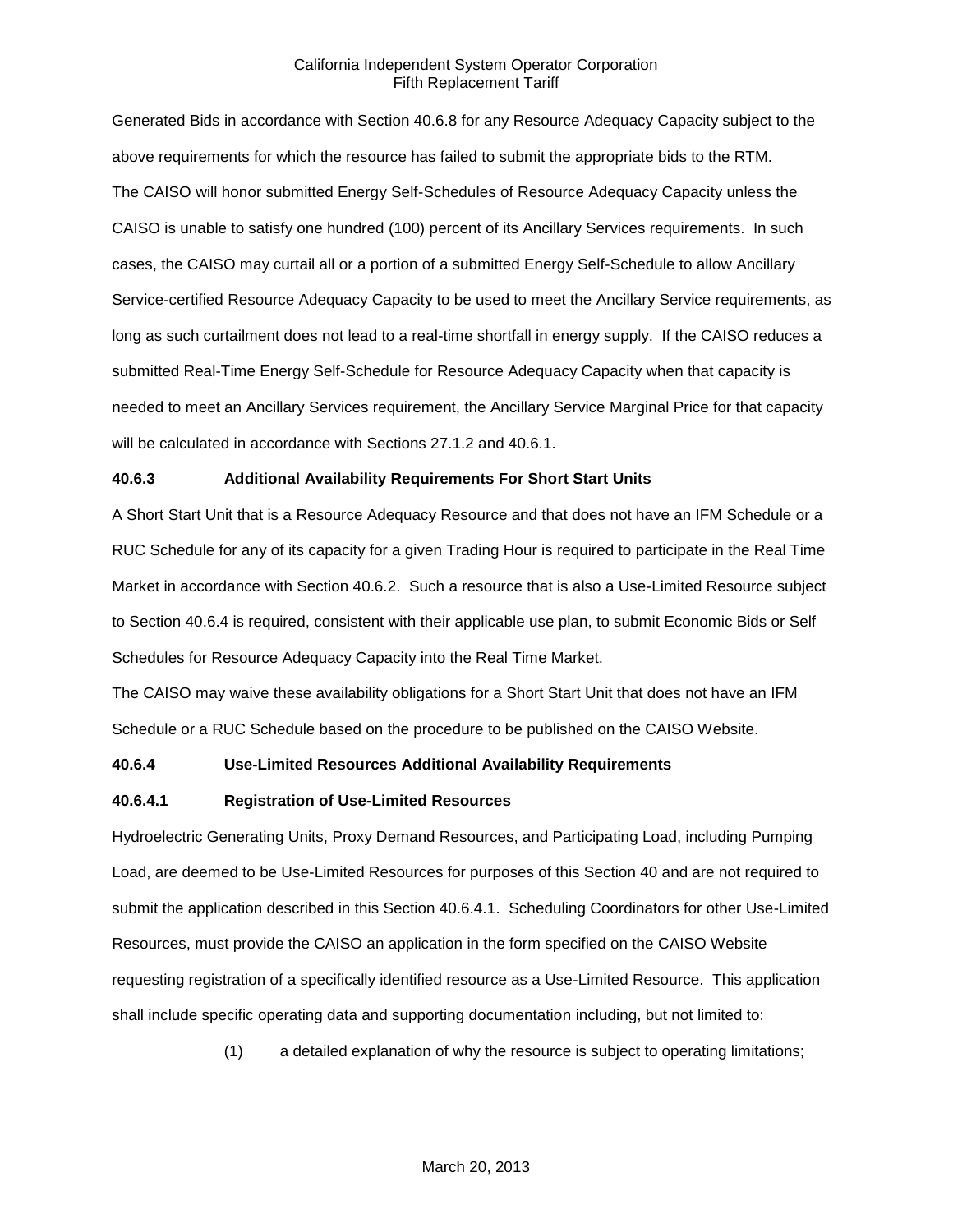Generated Bids in accordance with Section 40.6.8 for any Resource Adequacy Capacity subject to the above requirements for which the resource has failed to submit the appropriate bids to the RTM.

The CAISO will honor submitted Energy Self-Schedules of Resource Adequacy Capacity unless the CAISO is unable to satisfy one hundred (100) percent of its Ancillary Services requirements. In such cases, the CAISO may curtail all or a portion of a submitted Energy Self-Schedule to allow Ancillary Service-certified Resource Adequacy Capacity to be used to meet the Ancillary Service requirements, as long as such curtailment does not lead to a real-time shortfall in energy supply. If the CAISO reduces a submitted Real-Time Energy Self-Schedule for Resource Adequacy Capacity when that capacity is needed to meet an Ancillary Services requirement, the Ancillary Service Marginal Price for that capacity will be calculated in accordance with Sections 27.1.2 and 40.6.1.

**40.6.3 Additional Availability Requirements For Short Start Units**

A Short Start Unit that is a Resource Adequacy Resource and that does not have an IFM Schedule or a RUC Schedule for any of its capacity for a given Trading Hour is required to participate in the Real Time Market in accordance with Section 40.6.2. Such a resource that is also a Use-Limited Resource subject to Section 40.6.4 is required, consistent with their applicable use plan, to submit Economic Bids or Self Schedules for Resource Adequacy Capacity into the Real Time Market.

The CAISO may waive these availability obligations for a Short Start Unit that does not have an IFM Schedule or a RUC Schedule based on the procedure to be published on the CAISO Website.

**40.6.4 Use-Limited Resources Additional Availability Requirements**

**40.6.4.1 Registration of Use-Limited Resources**

Hydroelectric Generating Units, Proxy Demand Resources, and Participating Load, including Pumping Load, are deemed to be Use-Limited Resources for purposes of this Section 40 and are not required to submit the application described in this Section 40.6.4.1. Scheduling Coordinators for other Use-Limited Resources, must provide the CAISO an application in the form specified on the CAISO Website requesting registration of a specifically identified resource as a Use-Limited Resource. This application shall include specific operating data and supporting documentation including, but not limited to:

(1) a detailed explanation of why the resource is subject to operating limitations;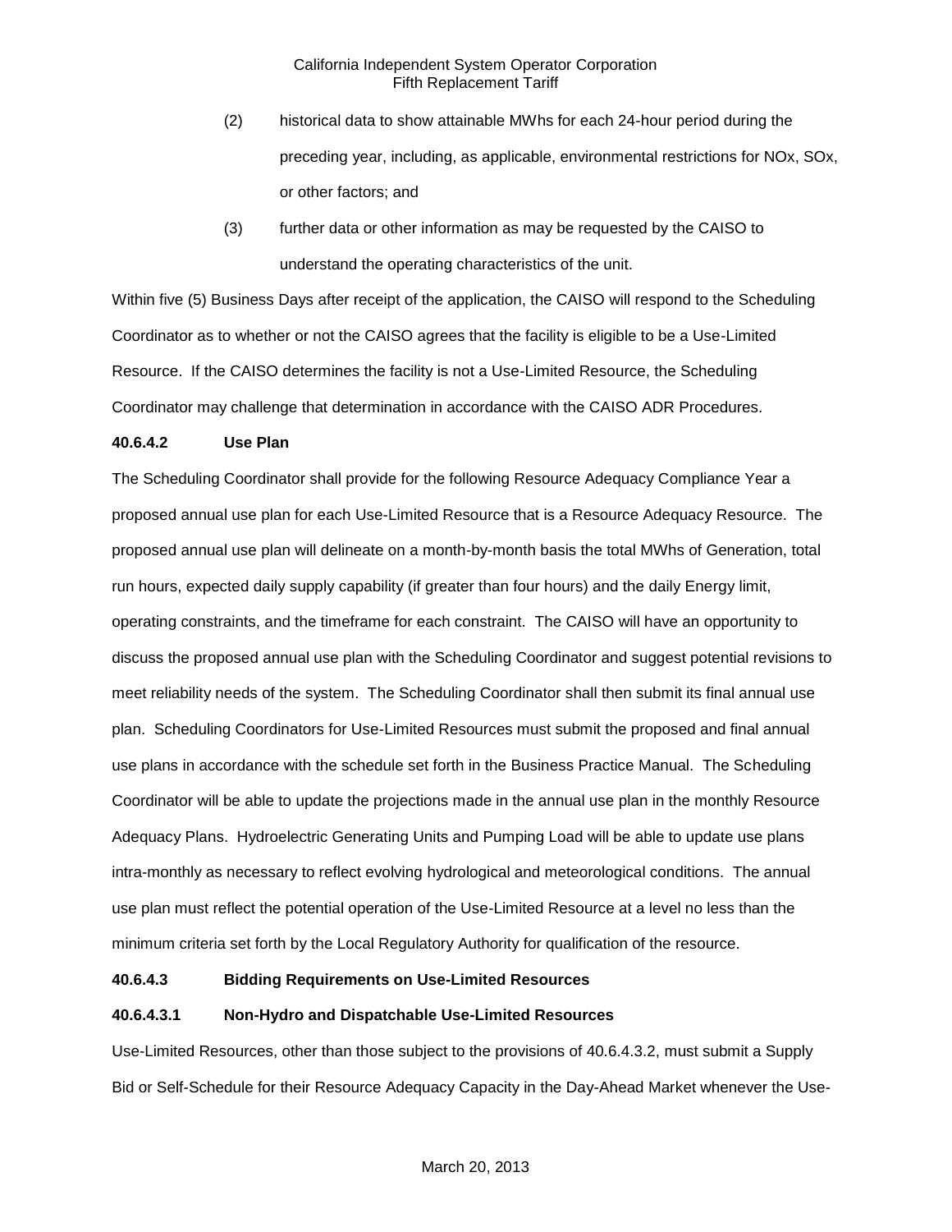(2) historical data to show attainable MWhs for each 24-hour period during the preceding year, including, as applicable, environmental restrictions for NOx, SOx, or other factors; and

(3) further data or other information as may be requested by the CAISO to understand the operating characteristics of the unit.

Within five (5) Business Days after receipt of the application, the CAISO will respond to the Scheduling Coordinator as to whether or not the CAISO agrees that the facility is eligible to be a Use-Limited Resource. If the CAISO determines the facility is not a Use-Limited Resource, the Scheduling Coordinator may challenge that determination in accordance with the CAISO ADR Procedures.

**40.6.4.2 Use Plan**

The Scheduling Coordinator shall provide for the following Resource Adequacy Compliance Year a proposed annual use plan for each Use-Limited Resource that is a Resource Adequacy Resource. The proposed annual use plan will delineate on a month-by-month basis the total MWhs of Generation, total run hours, expected daily supply capability (if greater than four hours) and the daily Energy limit, operating constraints, and the timeframe for each constraint. The CAISO will have an opportunity to discuss the proposed annual use plan with the Scheduling Coordinator and suggest potential revisions to meet reliability needs of the system. The Scheduling Coordinator shall then submit its final annual use plan. Scheduling Coordinators for Use-Limited Resources must submit the proposed and final annual use plans in accordance with the schedule set forth in the Business Practice Manual. The Scheduling Coordinator will be able to update the projections made in the annual use plan in the monthly Resource Adequacy Plans. Hydroelectric Generating Units and Pumping Load will be able to update use plans intra-monthly as necessary to reflect evolving hydrological and meteorological conditions. The annual use plan must reflect the potential operation of the Use-Limited Resource at a level no less than the minimum criteria set forth by the Local Regulatory Authority for qualification of the resource.

**40.6.4.3 Bidding Requirements on Use-Limited Resources**

**40.6.4.3.1 Non-Hydro and Dispatchable Use-Limited Resources**

Use-Limited Resources, other than those subject to the provisions of 40.6.4.3.2, must submit a Supply Bid or Self-Schedule for their Resource Adequacy Capacity in the Day-Ahead Market whenever the Use-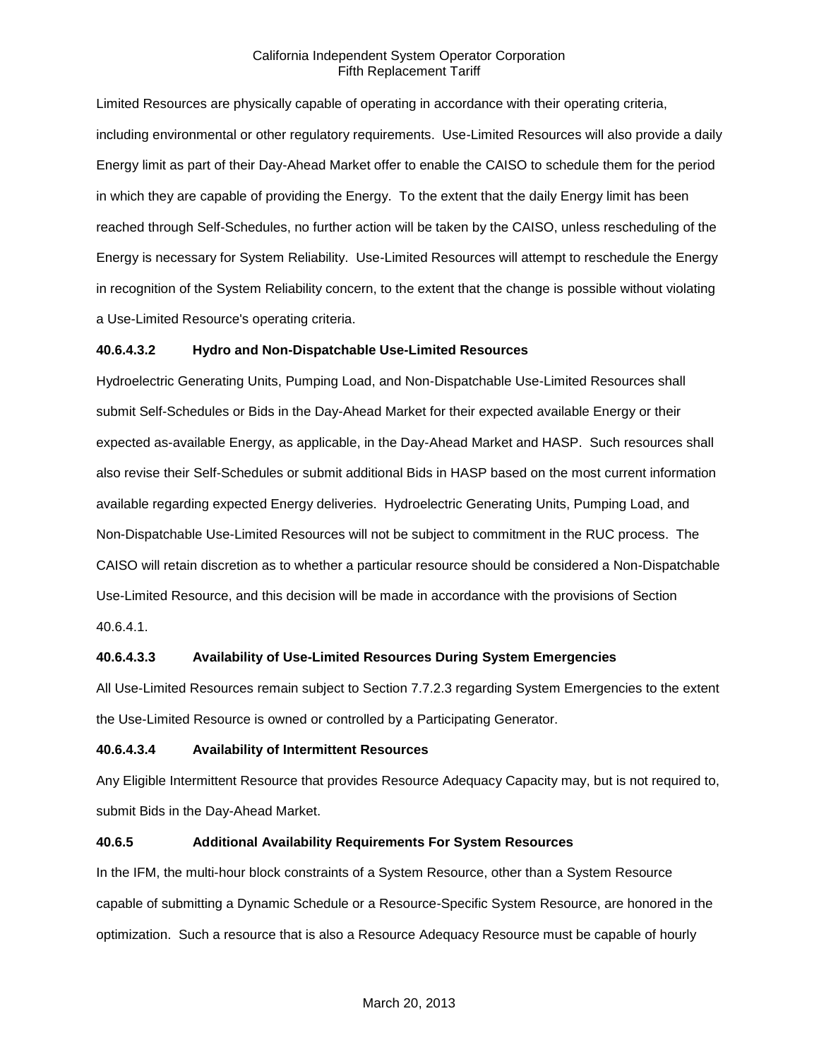Limited Resources are physically capable of operating in accordance with their operating criteria, including environmental or other regulatory requirements. Use-Limited Resources will also provide a daily Energy limit as part of their Day-Ahead Market offer to enable the CAISO to schedule them for the period in which they are capable of providing the Energy. To the extent that the daily Energy limit has been reached through Self-Schedules, no further action will be taken by the CAISO, unless rescheduling of the Energy is necessary for System Reliability. Use-Limited Resources will attempt to reschedule the Energy in recognition of the System Reliability concern, to the extent that the change is possible without violating a Use-Limited Resource's operating criteria.

**40.6.4.3.2 Hydro and Non-Dispatchable Use-Limited Resources**

Hydroelectric Generating Units, Pumping Load, and Non-Dispatchable Use-Limited Resources shall submit Self-Schedules or Bids in the Day-Ahead Market for their expected available Energy or their expected as-available Energy, as applicable, in the Day-Ahead Market and HASP. Such resources shall also revise their Self-Schedules or submit additional Bids in HASP based on the most current information available regarding expected Energy deliveries. Hydroelectric Generating Units, Pumping Load, and Non-Dispatchable Use-Limited Resources will not be subject to commitment in the RUC process. The CAISO will retain discretion as to whether a particular resource should be considered a Non-Dispatchable Use-Limited Resource, and this decision will be made in accordance with the provisions of Section 40.6.4.1.

**40.6.4.3.3 Availability of Use-Limited Resources During System Emergencies**

All Use-Limited Resources remain subject to Section 7.7.2.3 regarding System Emergencies to the extent the Use-Limited Resource is owned or controlled by a Participating Generator.

**40.6.4.3.4 Availability of Intermittent Resources**

Any Eligible Intermittent Resource that provides Resource Adequacy Capacity may, but is not required to, submit Bids in the Day-Ahead Market.

**40.6.5 Additional Availability Requirements For System Resources**

In the IFM, the multi-hour block constraints of a System Resource, other than a System Resource capable of submitting a Dynamic Schedule or a Resource-Specific System Resource, are honored in the optimization. Such a resource that is also a Resource Adequacy Resource must be capable of hourly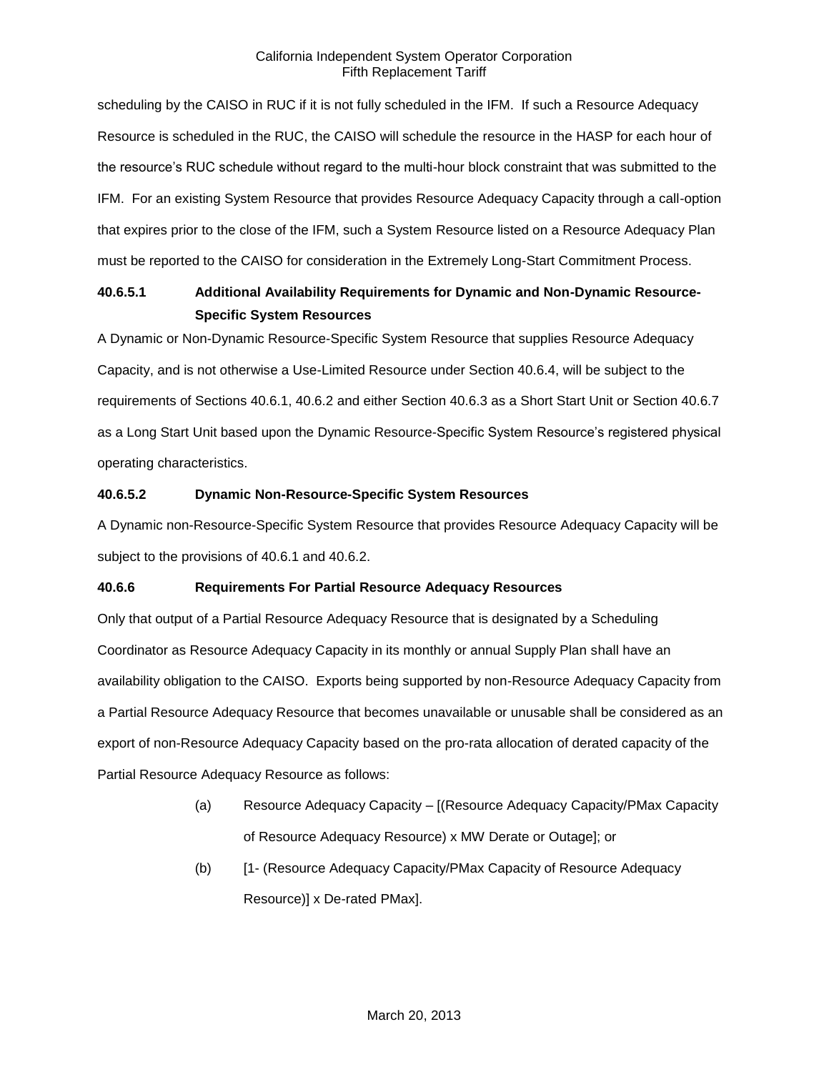scheduling by the CAISO in RUC if it is not fully scheduled in the IFM. If such a Resource Adequacy Resource is scheduled in the RUC, the CAISO will schedule the resource in the HASP for each hour of the resource's RUC schedule without regard to the multi-hour block constraint that was submitted to the IFM. For an existing System Resource that provides Resource Adequacy Capacity through a call-option that expires prior to the close of the IFM, such a System Resource listed on a Resource Adequacy Plan must be reported to the CAISO for consideration in the Extremely Long-Start Commitment Process.

### 40.6.5.1 Additional Availability Requirements for Dynamic and Non-Dynamic Resource-Specific System Resources

A Dynamic or Non-Dynamic Resource-Specific System Resource that supplies Resource Adequacy Capacity, and is not otherwise a Use-Limited Resource under Section 40.6.4, will be subject to the requirements of Sections 40.6.1, 40.6.2 and either Section 40.6.3 as a Short Start Unit or Section 40.6.7 as a Long Start Unit based upon the Dynamic Resource-Specific System Resource's registered physical operating characteristics.

### 40.6.5.2 Dynamic Non-Resource-Specific System Resources

A Dynamic non-Resource-Specific System Resource that provides Resource Adequacy Capacity will be subject to the provisions of 40.6.1 and 40.6.2.

### 40.6.6 Requirements For Partial Resource Adequacy Resources

Only that output of a Partial Resource Adequacy Resource that is designated by a Scheduling Coordinator as Resource Adequacy Capacity in its monthly or annual Supply Plan shall have an availability obligation to the CAISO. Exports being supported by non-Resource Adequacy Capacity from a Partial Resource Adequacy Resource that becomes unavailable or unusable shall be considered as an export of non-Resource Adequacy Capacity based on the pro-rata allocation of derated capacity of the Partial Resource Adequacy Resource as follows:

(a) Resource Adequacy Capacity – [(Resource Adequacy Capacity/PMax Capacity of Resource Adequacy Resource) x MW Derate or Outage]; or

(b) [1- (Resource Adequacy Capacity/PMax Capacity of Resource Adequacy Resource)] x De-rated PMax].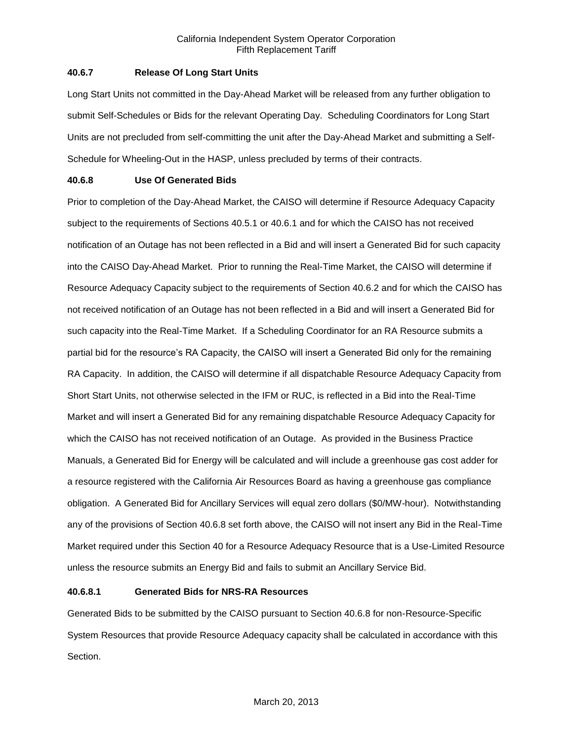### 40.6.7 Release Of Long Start Units

Long Start Units not committed in the Day-Ahead Market will be released from any further obligation to submit Self-Schedules or Bids for the relevant Operating Day. Scheduling Coordinators for Long Start Units are not precluded from self-committing the unit after the Day-Ahead Market and submitting a Self-Schedule for Wheeling-Out in the HASP, unless precluded by terms of their contracts.

### 40.6.8 Use Of Generated Bids

Prior to completion of the Day-Ahead Market, the CAISO will determine if Resource Adequacy Capacity subject to the requirements of Sections 40.5.1 or 40.6.1 and for which the CAISO has not received notification of an Outage has not been reflected in a Bid and will insert a Generated Bid for such capacity into the CAISO Day-Ahead Market. Prior to running the Real-Time Market, the CAISO will determine if Resource Adequacy Capacity subject to the requirements of Section 40.6.2 and for which the CAISO has not received notification of an Outage has not been reflected in a Bid and will insert a Generated Bid for such capacity into the Real-Time Market. If a Scheduling Coordinator for an RA Resource submits a partial bid for the resource's RA Capacity, the CAISO will insert a Generated Bid only for the remaining RA Capacity. In addition, the CAISO will determine if all dispatchable Resource Adequacy Capacity from Short Start Units, not otherwise selected in the IFM or RUC, is reflected in a Bid into the Real-Time Market and will insert a Generated Bid for any remaining dispatchable Resource Adequacy Capacity for which the CAISO has not received notification of an Outage. As provided in the Business Practice Manuals, a Generated Bid for Energy will be calculated and will include a greenhouse gas cost adder for a resource registered with the California Air Resources Board as having a greenhouse gas compliance obligation. A Generated Bid for Ancillary Services will equal zero dollars ($0/MW-hour). Notwithstanding any of the provisions of Section 40.6.8 set forth above, the CAISO will not insert any Bid in the Real-Time Market required under this Section 40 for a Resource Adequacy Resource that is a Use-Limited Resource unless the resource submits an Energy Bid and fails to submit an Ancillary Service Bid.

#### 40.6.8.1 Generated Bids for NRS-RA Resources

Generated Bids to be submitted by the CAISO pursuant to Section 40.6.8 for non-Resource-Specific System Resources that provide Resource Adequacy capacity shall be calculated in accordance with this Section.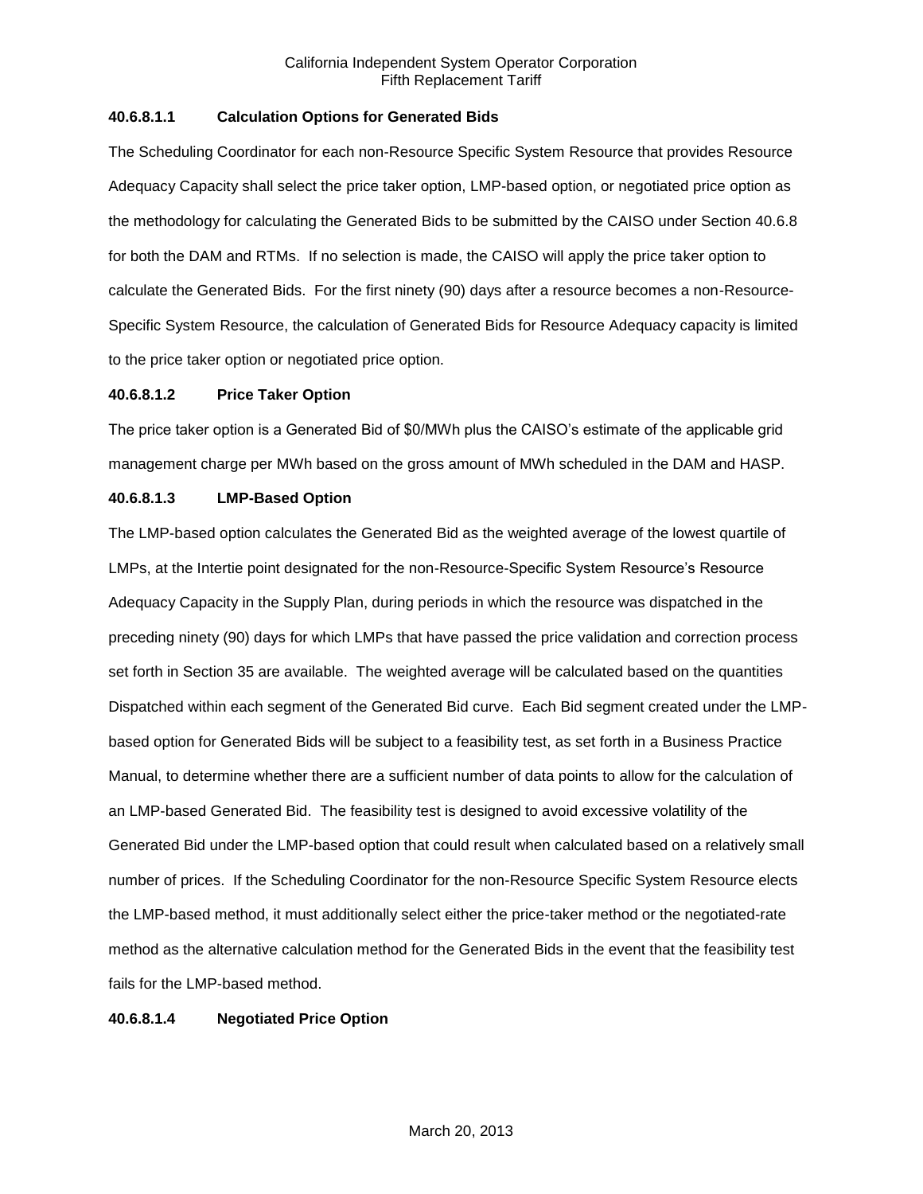**40.6.8.1.1 Calculation Options for Generated Bids**

The Scheduling Coordinator for each non-Resource Specific System Resource that provides Resource Adequacy Capacity shall select the price taker option, LMP-based option, or negotiated price option as the methodology for calculating the Generated Bids to be submitted by the CAISO under Section 40.6.8 for both the DAM and RTMs. If no selection is made, the CAISO will apply the price taker option to calculate the Generated Bids. For the first ninety (90) days after a resource becomes a non-Resource-Specific System Resource, the calculation of Generated Bids for Resource Adequacy capacity is limited to the price taker option or negotiated price option.

**40.6.8.1.2 Price Taker Option**

The price taker option is a Generated Bid of \$0/MWh plus the CAISO's estimate of the applicable grid management charge per MWh based on the gross amount of MWh scheduled in the DAM and HASP.

**40.6.8.1.3 LMP-Based Option**

The LMP-based option calculates the Generated Bid as the weighted average of the lowest quartile of LMPs, at the Intertie point designated for the non-Resource-Specific System Resource's Resource Adequacy Capacity in the Supply Plan, during periods in which the resource was dispatched in the preceding ninety (90) days for which LMPs that have passed the price validation and correction process set forth in Section 35 are available. The weighted average will be calculated based on the quantities Dispatched within each segment of the Generated Bid curve. Each Bid segment created under the LMP-based option for Generated Bids will be subject to a feasibility test, as set forth in a Business Practice Manual, to determine whether there are a sufficient number of data points to allow for the calculation of an LMP-based Generated Bid. The feasibility test is designed to avoid excessive volatility of the Generated Bid under the LMP-based option that could result when calculated based on a relatively small number of prices. If the Scheduling Coordinator for the non-Resource Specific System Resource elects the LMP-based method, it must additionally select either the price-taker method or the negotiated-rate method as the alternative calculation method for the Generated Bids in the event that the feasibility test fails for the LMP-based method.

**40.6.8.1.4 Negotiated Price Option**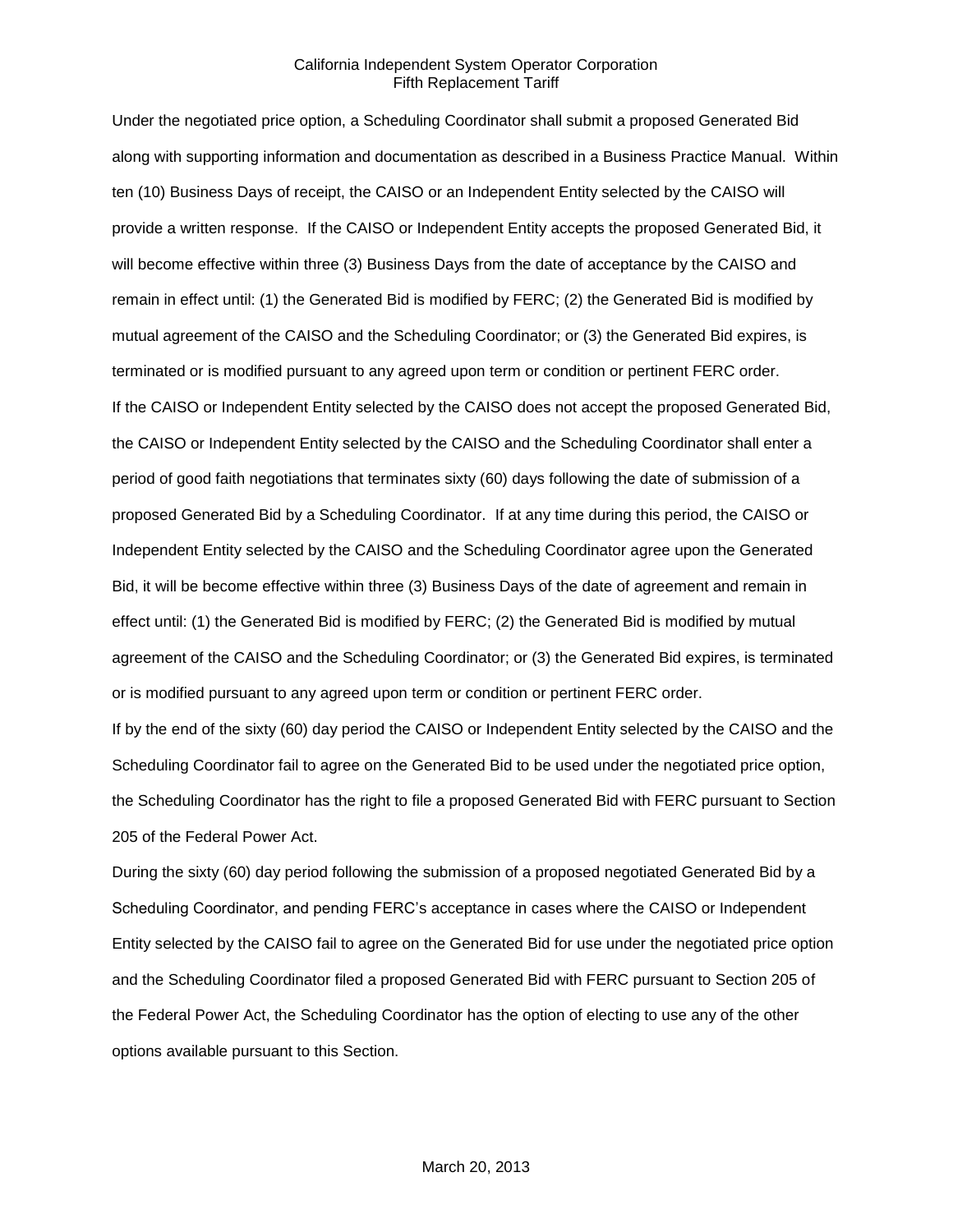Under the negotiated price option, a Scheduling Coordinator shall submit a proposed Generated Bid along with supporting information and documentation as described in a Business Practice Manual. Within ten (10) Business Days of receipt, the CAISO or an Independent Entity selected by the CAISO will provide a written response. If the CAISO or Independent Entity accepts the proposed Generated Bid, it will become effective within three (3) Business Days from the date of acceptance by the CAISO and remain in effect until: (1) the Generated Bid is modified by FERC; (2) the Generated Bid is modified by mutual agreement of the CAISO and the Scheduling Coordinator; or (3) the Generated Bid expires, is terminated or is modified pursuant to any agreed upon term or condition or pertinent FERC order.

If the CAISO or Independent Entity selected by the CAISO does not accept the proposed Generated Bid, the CAISO or Independent Entity selected by the CAISO and the Scheduling Coordinator shall enter a period of good faith negotiations that terminates sixty (60) days following the date of submission of a proposed Generated Bid by a Scheduling Coordinator. If at any time during this period, the CAISO or Independent Entity selected by the CAISO and the Scheduling Coordinator agree upon the Generated Bid, it will be become effective within three (3) Business Days of the date of agreement and remain in effect until: (1) the Generated Bid is modified by FERC; (2) the Generated Bid is modified by mutual agreement of the CAISO and the Scheduling Coordinator; or (3) the Generated Bid expires, is terminated or is modified pursuant to any agreed upon term or condition or pertinent FERC order.

If by the end of the sixty (60) day period the CAISO or Independent Entity selected by the CAISO and the Scheduling Coordinator fail to agree on the Generated Bid to be used under the negotiated price option, the Scheduling Coordinator has the right to file a proposed Generated Bid with FERC pursuant to Section 205 of the Federal Power Act.

During the sixty (60) day period following the submission of a proposed negotiated Generated Bid by a Scheduling Coordinator, and pending FERC's acceptance in cases where the CAISO or Independent Entity selected by the CAISO fail to agree on the Generated Bid for use under the negotiated price option and the Scheduling Coordinator filed a proposed Generated Bid with FERC pursuant to Section 205 of the Federal Power Act, the Scheduling Coordinator has the option of electing to use any of the other options available pursuant to this Section.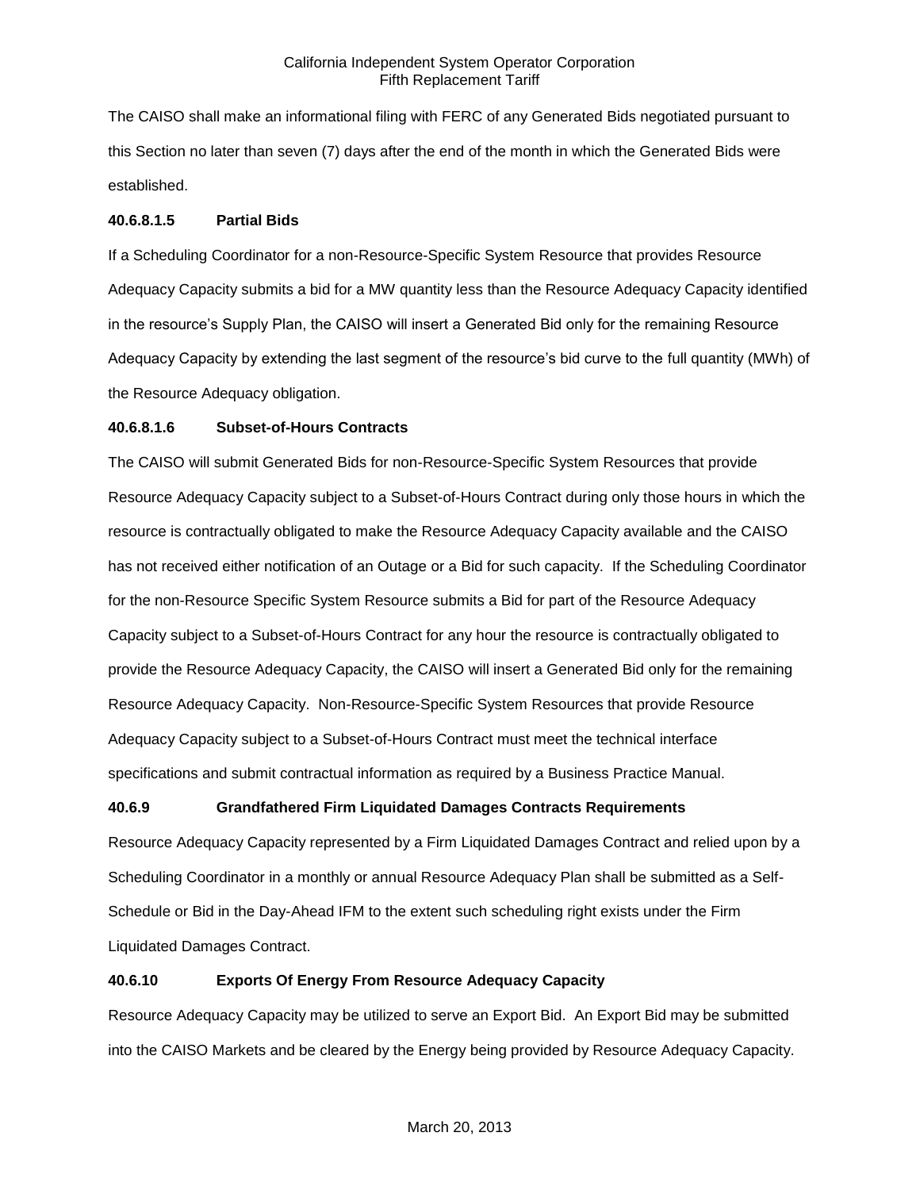The CAISO shall make an informational filing with FERC of any Generated Bids negotiated pursuant to this Section no later than seven (7) days after the end of the month in which the Generated Bids were established.

#### 40.6.8.1.5 Partial Bids

If a Scheduling Coordinator for a non-Resource-Specific System Resource that provides Resource Adequacy Capacity submits a bid for a MW quantity less than the Resource Adequacy Capacity identified in the resource's Supply Plan, the CAISO will insert a Generated Bid only for the remaining Resource Adequacy Capacity by extending the last segment of the resource's bid curve to the full quantity (MWh) of the Resource Adequacy obligation.

#### 40.6.8.1.6 Subset-of-Hours Contracts

The CAISO will submit Generated Bids for non-Resource-Specific System Resources that provide Resource Adequacy Capacity subject to a Subset-of-Hours Contract during only those hours in which the resource is contractually obligated to make the Resource Adequacy Capacity available and the CAISO has not received either notification of an Outage or a Bid for such capacity. If the Scheduling Coordinator for the non-Resource Specific System Resource submits a Bid for part of the Resource Adequacy Capacity subject to a Subset-of-Hours Contract for any hour the resource is contractually obligated to provide the Resource Adequacy Capacity, the CAISO will insert a Generated Bid only for the remaining Resource Adequacy Capacity. Non-Resource-Specific System Resources that provide Resource Adequacy Capacity subject to a Subset-of-Hours Contract must meet the technical interface specifications and submit contractual information as required by a Business Practice Manual.

### 40.6.9 Grandfathered Firm Liquidated Damages Contracts Requirements

Resource Adequacy Capacity represented by a Firm Liquidated Damages Contract and relied upon by a Scheduling Coordinator in a monthly or annual Resource Adequacy Plan shall be submitted as a Self-Schedule or Bid in the Day-Ahead IFM to the extent such scheduling right exists under the Firm Liquidated Damages Contract.

### 40.6.10 Exports Of Energy From Resource Adequacy Capacity

Resource Adequacy Capacity may be utilized to serve an Export Bid. An Export Bid may be submitted into the CAISO Markets and be cleared by the Energy being provided by Resource Adequacy Capacity.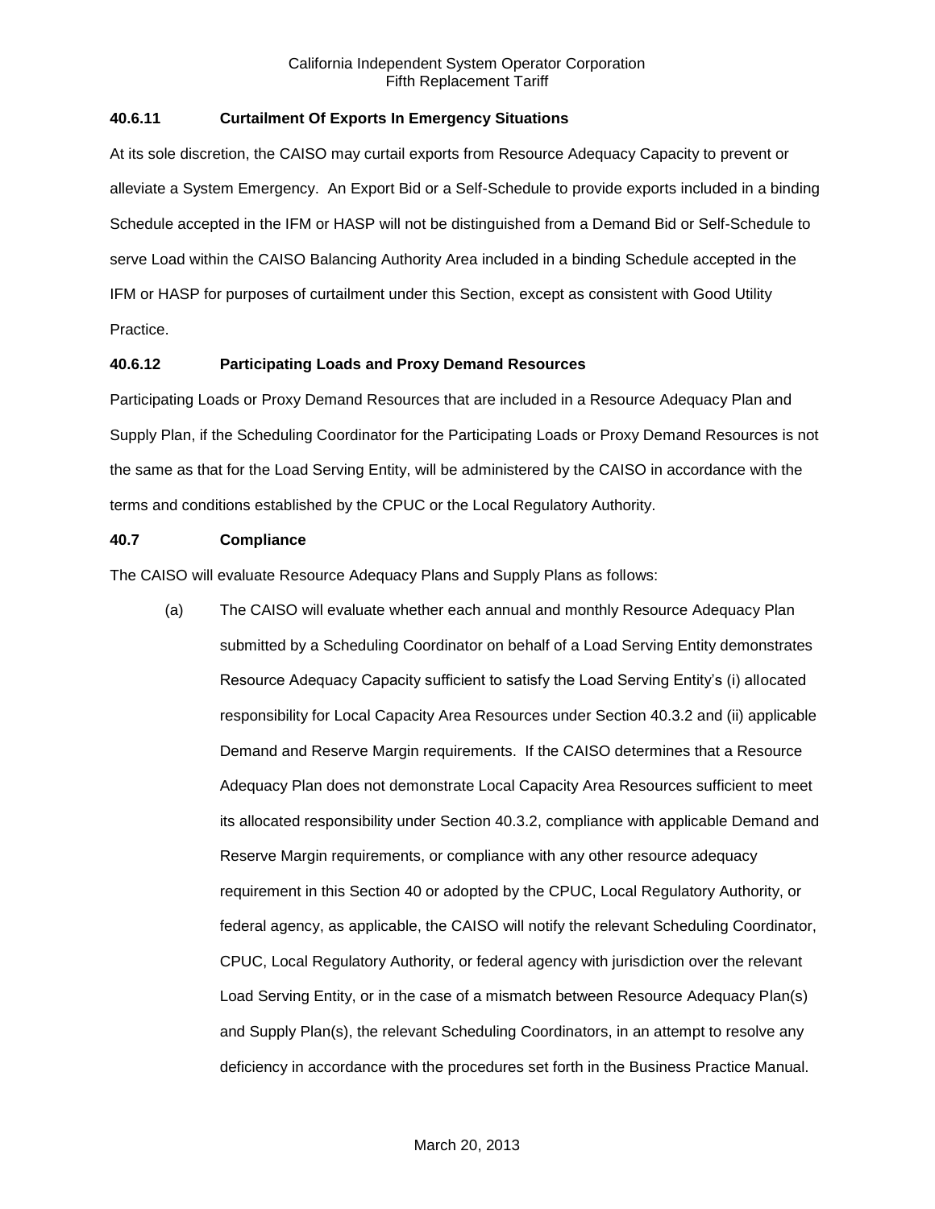### 40.6.11 Curtailment Of Exports In Emergency Situations

At its sole discretion, the CAISO may curtail exports from Resource Adequacy Capacity to prevent or alleviate a System Emergency. An Export Bid or a Self-Schedule to provide exports included in a binding Schedule accepted in the IFM or HASP will not be distinguished from a Demand Bid or Self-Schedule to serve Load within the CAISO Balancing Authority Area included in a binding Schedule accepted in the IFM or HASP for purposes of curtailment under this Section, except as consistent with Good Utility Practice.

### 40.6.12 Participating Loads and Proxy Demand Resources

Participating Loads or Proxy Demand Resources that are included in a Resource Adequacy Plan and Supply Plan, if the Scheduling Coordinator for the Participating Loads or Proxy Demand Resources is not the same as that for the Load Serving Entity, will be administered by the CAISO in accordance with the terms and conditions established by the CPUC or the Local Regulatory Authority.

### 40.7 Compliance

The CAISO will evaluate Resource Adequacy Plans and Supply Plans as follows:

(a) The CAISO will evaluate whether each annual and monthly Resource Adequacy Plan submitted by a Scheduling Coordinator on behalf of a Load Serving Entity demonstrates Resource Adequacy Capacity sufficient to satisfy the Load Serving Entity's (i) allocated responsibility for Local Capacity Area Resources under Section 40.3.2 and (ii) applicable Demand and Reserve Margin requirements. If the CAISO determines that a Resource Adequacy Plan does not demonstrate Local Capacity Area Resources sufficient to meet its allocated responsibility under Section 40.3.2, compliance with applicable Demand and Reserve Margin requirements, or compliance with any other resource adequacy requirement in this Section 40 or adopted by the CPUC, Local Regulatory Authority, or federal agency, as applicable, the CAISO will notify the relevant Scheduling Coordinator, CPUC, Local Regulatory Authority, or federal agency with jurisdiction over the relevant Load Serving Entity, or in the case of a mismatch between Resource Adequacy Plan(s) and Supply Plan(s), the relevant Scheduling Coordinators, in an attempt to resolve any deficiency in accordance with the procedures set forth in the Business Practice Manual.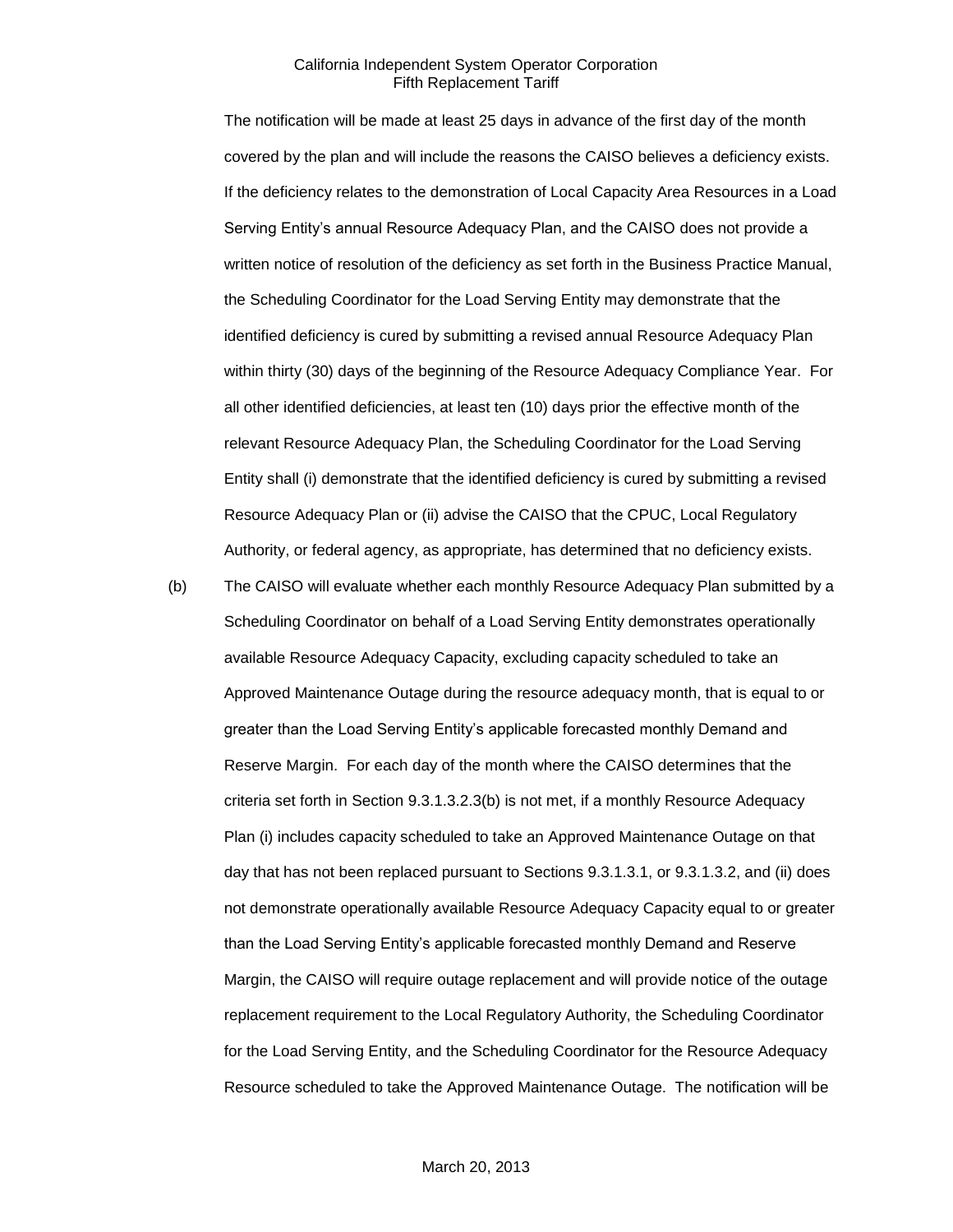The notification will be made at least 25 days in advance of the first day of the month covered by the plan and will include the reasons the CAISO believes a deficiency exists. If the deficiency relates to the demonstration of Local Capacity Area Resources in a Load Serving Entity's annual Resource Adequacy Plan, and the CAISO does not provide a written notice of resolution of the deficiency as set forth in the Business Practice Manual, the Scheduling Coordinator for the Load Serving Entity may demonstrate that the identified deficiency is cured by submitting a revised annual Resource Adequacy Plan within thirty (30) days of the beginning of the Resource Adequacy Compliance Year. For all other identified deficiencies, at least ten (10) days prior the effective month of the relevant Resource Adequacy Plan, the Scheduling Coordinator for the Load Serving Entity shall (i) demonstrate that the identified deficiency is cured by submitting a revised Resource Adequacy Plan or (ii) advise the CAISO that the CPUC, Local Regulatory Authority, or federal agency, as appropriate, has determined that no deficiency exists.

(b) The CAISO will evaluate whether each monthly Resource Adequacy Plan submitted by a Scheduling Coordinator on behalf of a Load Serving Entity demonstrates operationally available Resource Adequacy Capacity, excluding capacity scheduled to take an Approved Maintenance Outage during the resource adequacy month, that is equal to or greater than the Load Serving Entity's applicable forecasted monthly Demand and Reserve Margin. For each day of the month where the CAISO determines that the criteria set forth in Section 9.3.1.3.2.3(b) is not met, if a monthly Resource Adequacy Plan (i) includes capacity scheduled to take an Approved Maintenance Outage on that day that has not been replaced pursuant to Sections 9.3.1.3.1, or 9.3.1.3.2, and (ii) does not demonstrate operationally available Resource Adequacy Capacity equal to or greater than the Load Serving Entity's applicable forecasted monthly Demand and Reserve Margin, the CAISO will require outage replacement and will provide notice of the outage replacement requirement to the Local Regulatory Authority, the Scheduling Coordinator for the Load Serving Entity, and the Scheduling Coordinator for the Resource Adequacy Resource scheduled to take the Approved Maintenance Outage. The notification will be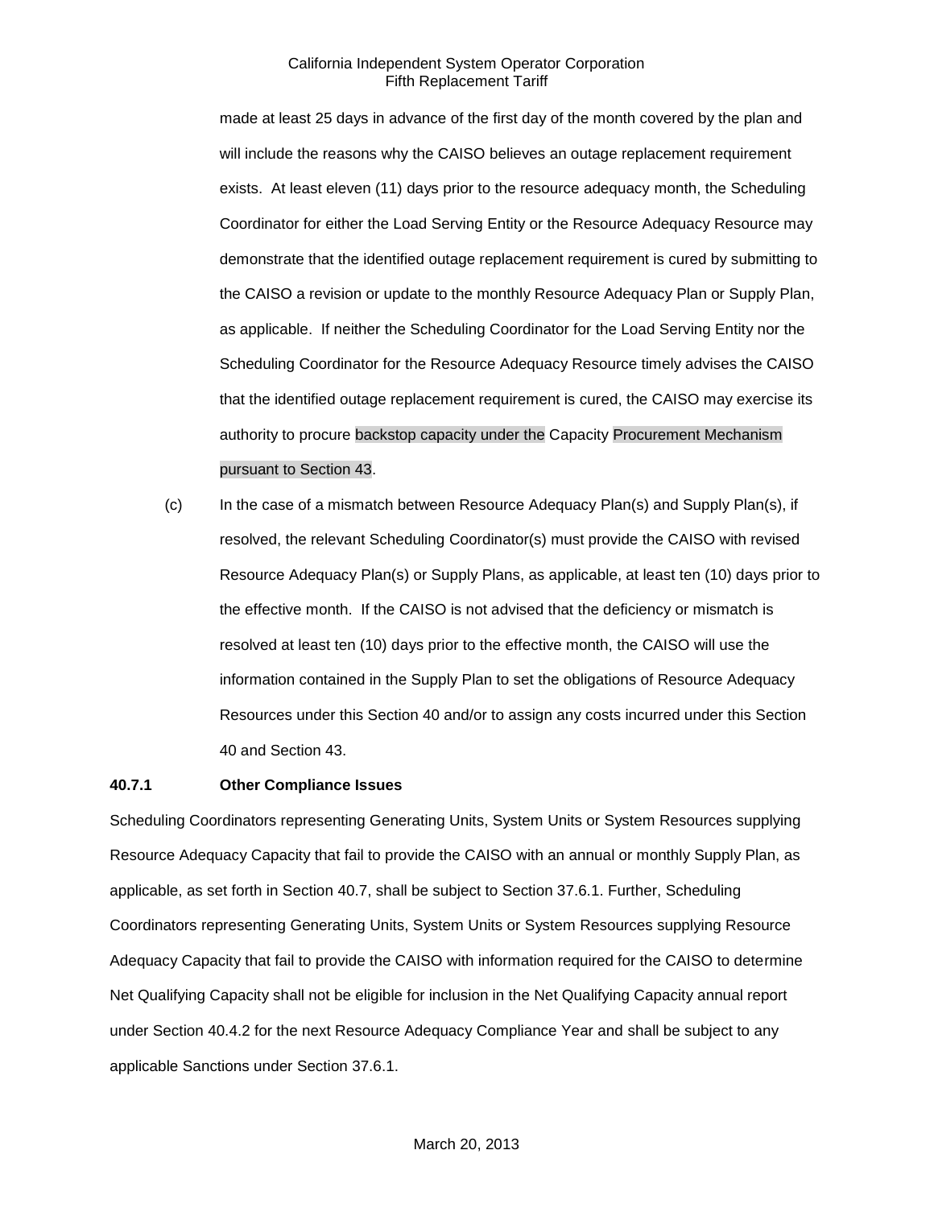made at least 25 days in advance of the first day of the month covered by the plan and will include the reasons why the CAISO believes an outage replacement requirement exists. At least eleven (11) days prior to the resource adequacy month, the Scheduling Coordinator for either the Load Serving Entity or the Resource Adequacy Resource may demonstrate that the identified outage replacement requirement is cured by submitting to the CAISO a revision or update to the monthly Resource Adequacy Plan or Supply Plan, as applicable. If neither the Scheduling Coordinator for the Load Serving Entity nor the Scheduling Coordinator for the Resource Adequacy Resource timely advises the CAISO that the identified outage replacement requirement is cured, the CAISO may exercise its authority to procure backstop capacity under the Capacity Procurement Mechanism pursuant to Section 43.

(c) In the case of a mismatch between Resource Adequacy Plan(s) and Supply Plan(s), if resolved, the relevant Scheduling Coordinator(s) must provide the CAISO with revised Resource Adequacy Plan(s) or Supply Plans, as applicable, at least ten (10) days prior to the effective month. If the CAISO is not advised that the deficiency or mismatch is resolved at least ten (10) days prior to the effective month, the CAISO will use the information contained in the Supply Plan to set the obligations of Resource Adequacy Resources under this Section 40 and/or to assign any costs incurred under this Section 40 and Section 43.

**40.7.1 Other Compliance Issues**

Scheduling Coordinators representing Generating Units, System Units or System Resources supplying Resource Adequacy Capacity that fail to provide the CAISO with an annual or monthly Supply Plan, as applicable, as set forth in Section 40.7, shall be subject to Section 37.6.1. Further, Scheduling Coordinators representing Generating Units, System Units or System Resources supplying Resource Adequacy Capacity that fail to provide the CAISO with information required for the CAISO to determine Net Qualifying Capacity shall not be eligible for inclusion in the Net Qualifying Capacity annual report under Section 40.4.2 for the next Resource Adequacy Compliance Year and shall be subject to any applicable Sanctions under Section 37.6.1.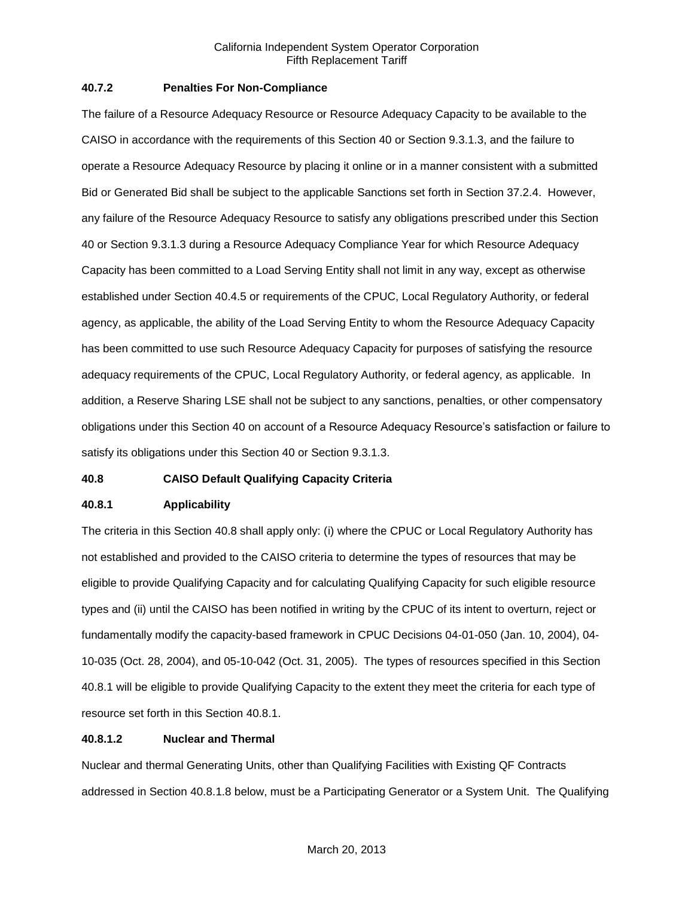### 40.7.2 Penalties For Non-Compliance

The failure of a Resource Adequacy Resource or Resource Adequacy Capacity to be available to the CAISO in accordance with the requirements of this Section 40 or Section 9.3.1.3, and the failure to operate a Resource Adequacy Resource by placing it online or in a manner consistent with a submitted Bid or Generated Bid shall be subject to the applicable Sanctions set forth in Section 37.2.4. However, any failure of the Resource Adequacy Resource to satisfy any obligations prescribed under this Section 40 or Section 9.3.1.3 during a Resource Adequacy Compliance Year for which Resource Adequacy Capacity has been committed to a Load Serving Entity shall not limit in any way, except as otherwise established under Section 40.4.5 or requirements of the CPUC, Local Regulatory Authority, or federal agency, as applicable, the ability of the Load Serving Entity to whom the Resource Adequacy Capacity has been committed to use such Resource Adequacy Capacity for purposes of satisfying the resource adequacy requirements of the CPUC, Local Regulatory Authority, or federal agency, as applicable. In addition, a Reserve Sharing LSE shall not be subject to any sanctions, penalties, or other compensatory obligations under this Section 40 on account of a Resource Adequacy Resource's satisfaction or failure to satisfy its obligations under this Section 40 or Section 9.3.1.3.

## 40.8 CAISO Default Qualifying Capacity Criteria

### 40.8.1 Applicability

The criteria in this Section 40.8 shall apply only: (i) where the CPUC or Local Regulatory Authority has not established and provided to the CAISO criteria to determine the types of resources that may be eligible to provide Qualifying Capacity and for calculating Qualifying Capacity for such eligible resource types and (ii) until the CAISO has been notified in writing by the CPUC of its intent to overturn, reject or fundamentally modify the capacity-based framework in CPUC Decisions 04-01-050 (Jan. 10, 2004), 04-10-035 (Oct. 28, 2004), and 05-10-042 (Oct. 31, 2005). The types of resources specified in this Section 40.8.1 will be eligible to provide Qualifying Capacity to the extent they meet the criteria for each type of resource set forth in this Section 40.8.1.

#### 40.8.1.2 Nuclear and Thermal

Nuclear and thermal Generating Units, other than Qualifying Facilities with Existing QF Contracts addressed in Section 40.8.1.8 below, must be a Participating Generator or a System Unit. The Qualifying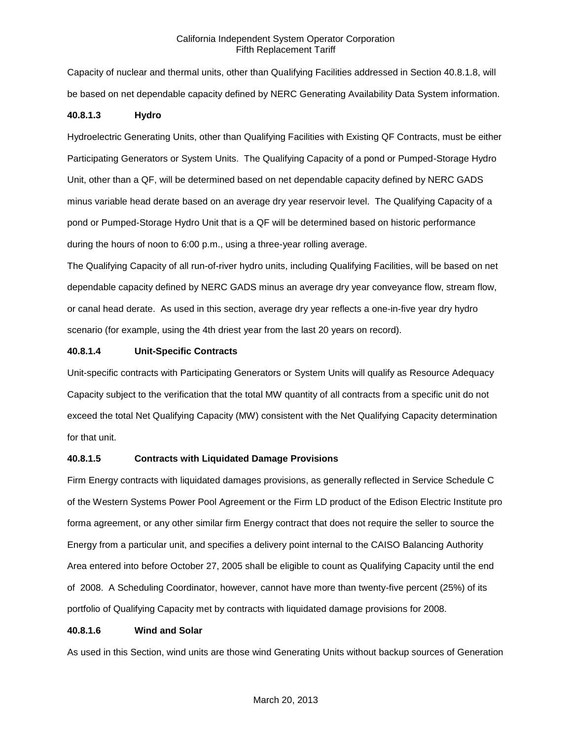Capacity of nuclear and thermal units, other than Qualifying Facilities addressed in Section 40.8.1.8, will be based on net dependable capacity defined by NERC Generating Availability Data System information.

#### 40.8.1.3 Hydro

Hydroelectric Generating Units, other than Qualifying Facilities with Existing QF Contracts, must be either Participating Generators or System Units. The Qualifying Capacity of a pond or Pumped-Storage Hydro Unit, other than a QF, will be determined based on net dependable capacity defined by NERC GADS minus variable head derate based on an average dry year reservoir level. The Qualifying Capacity of a pond or Pumped-Storage Hydro Unit that is a QF will be determined based on historic performance during the hours of noon to 6:00 p.m., using a three-year rolling average.

The Qualifying Capacity of all run-of-river hydro units, including Qualifying Facilities, will be based on net dependable capacity defined by NERC GADS minus an average dry year conveyance flow, stream flow, or canal head derate. As used in this section, average dry year reflects a one-in-five year dry hydro scenario (for example, using the 4th driest year from the last 20 years on record).

#### 40.8.1.4 Unit-Specific Contracts

Unit-specific contracts with Participating Generators or System Units will qualify as Resource Adequacy Capacity subject to the verification that the total MW quantity of all contracts from a specific unit do not exceed the total Net Qualifying Capacity (MW) consistent with the Net Qualifying Capacity determination for that unit.

#### 40.8.1.5 Contracts with Liquidated Damage Provisions

Firm Energy contracts with liquidated damages provisions, as generally reflected in Service Schedule C of the Western Systems Power Pool Agreement or the Firm LD product of the Edison Electric Institute pro forma agreement, or any other similar firm Energy contract that does not require the seller to source the Energy from a particular unit, and specifies a delivery point internal to the CAISO Balancing Authority Area entered into before October 27, 2005 shall be eligible to count as Qualifying Capacity until the end of 2008. A Scheduling Coordinator, however, cannot have more than twenty-five percent (25%) of its portfolio of Qualifying Capacity met by contracts with liquidated damage provisions for 2008.

#### 40.8.1.6 Wind and Solar

As used in this Section, wind units are those wind Generating Units without backup sources of Generation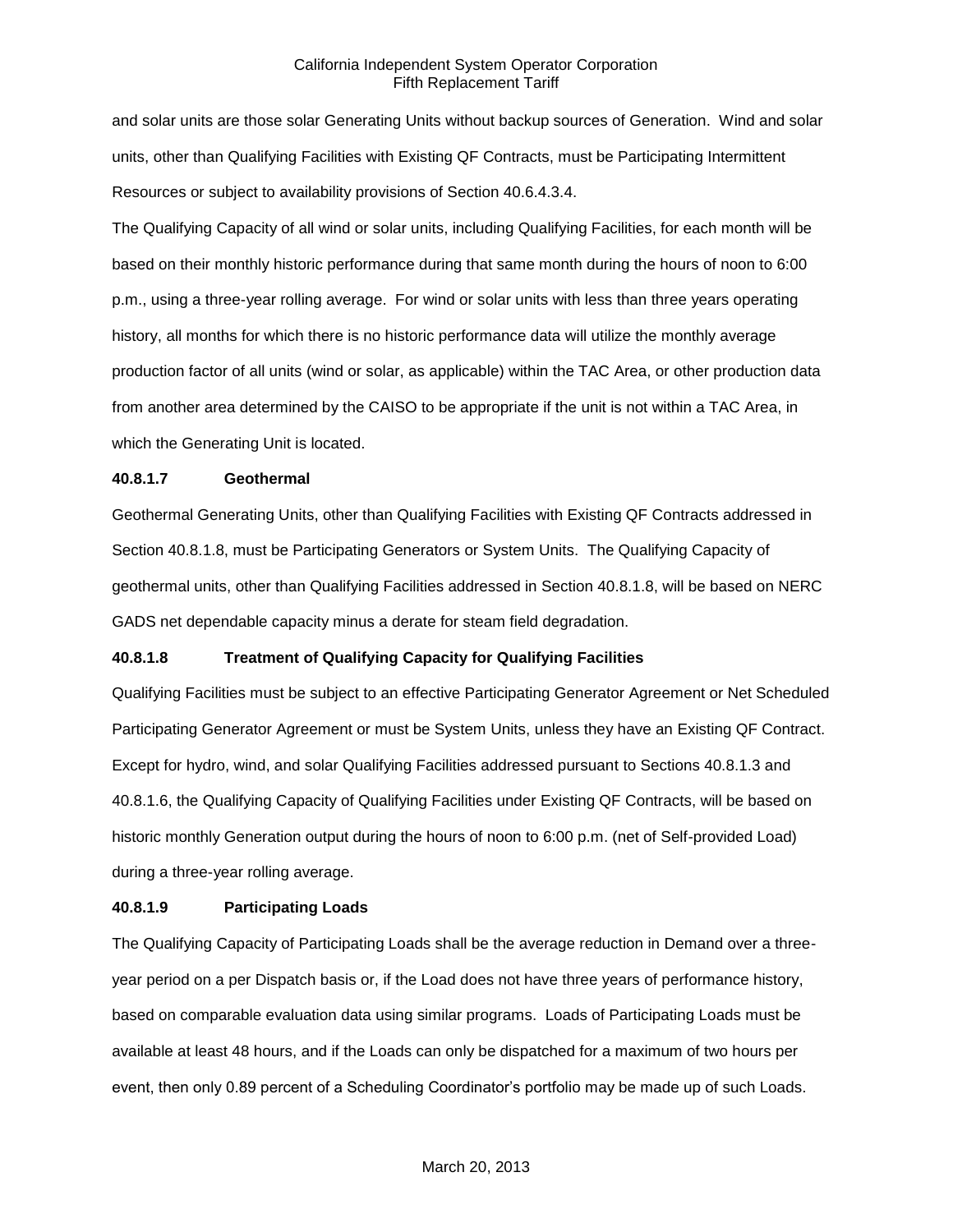and solar units are those solar Generating Units without backup sources of Generation. Wind and solar units, other than Qualifying Facilities with Existing QF Contracts, must be Participating Intermittent Resources or subject to availability provisions of Section 40.6.4.3.4.

The Qualifying Capacity of all wind or solar units, including Qualifying Facilities, for each month will be based on their monthly historic performance during that same month during the hours of noon to 6:00 p.m., using a three-year rolling average. For wind or solar units with less than three years operating history, all months for which there is no historic performance data will utilize the monthly average production factor of all units (wind or solar, as applicable) within the TAC Area, or other production data from another area determined by the CAISO to be appropriate if the unit is not within a TAC Area, in which the Generating Unit is located.

**40.8.1.7 Geothermal**

Geothermal Generating Units, other than Qualifying Facilities with Existing QF Contracts addressed in Section 40.8.1.8, must be Participating Generators or System Units. The Qualifying Capacity of geothermal units, other than Qualifying Facilities addressed in Section 40.8.1.8, will be based on NERC GADS net dependable capacity minus a derate for steam field degradation.

**40.8.1.8 Treatment of Qualifying Capacity for Qualifying Facilities**

Qualifying Facilities must be subject to an effective Participating Generator Agreement or Net Scheduled Participating Generator Agreement or must be System Units, unless they have an Existing QF Contract. Except for hydro, wind, and solar Qualifying Facilities addressed pursuant to Sections 40.8.1.3 and 40.8.1.6, the Qualifying Capacity of Qualifying Facilities under Existing QF Contracts, will be based on historic monthly Generation output during the hours of noon to 6:00 p.m. (net of Self-provided Load) during a three-year rolling average.

**40.8.1.9 Participating Loads**

The Qualifying Capacity of Participating Loads shall be the average reduction in Demand over a three-year period on a per Dispatch basis or, if the Load does not have three years of performance history, based on comparable evaluation data using similar programs. Loads of Participating Loads must be available at least 48 hours, and if the Loads can only be dispatched for a maximum of two hours per event, then only 0.89 percent of a Scheduling Coordinator's portfolio may be made up of such Loads.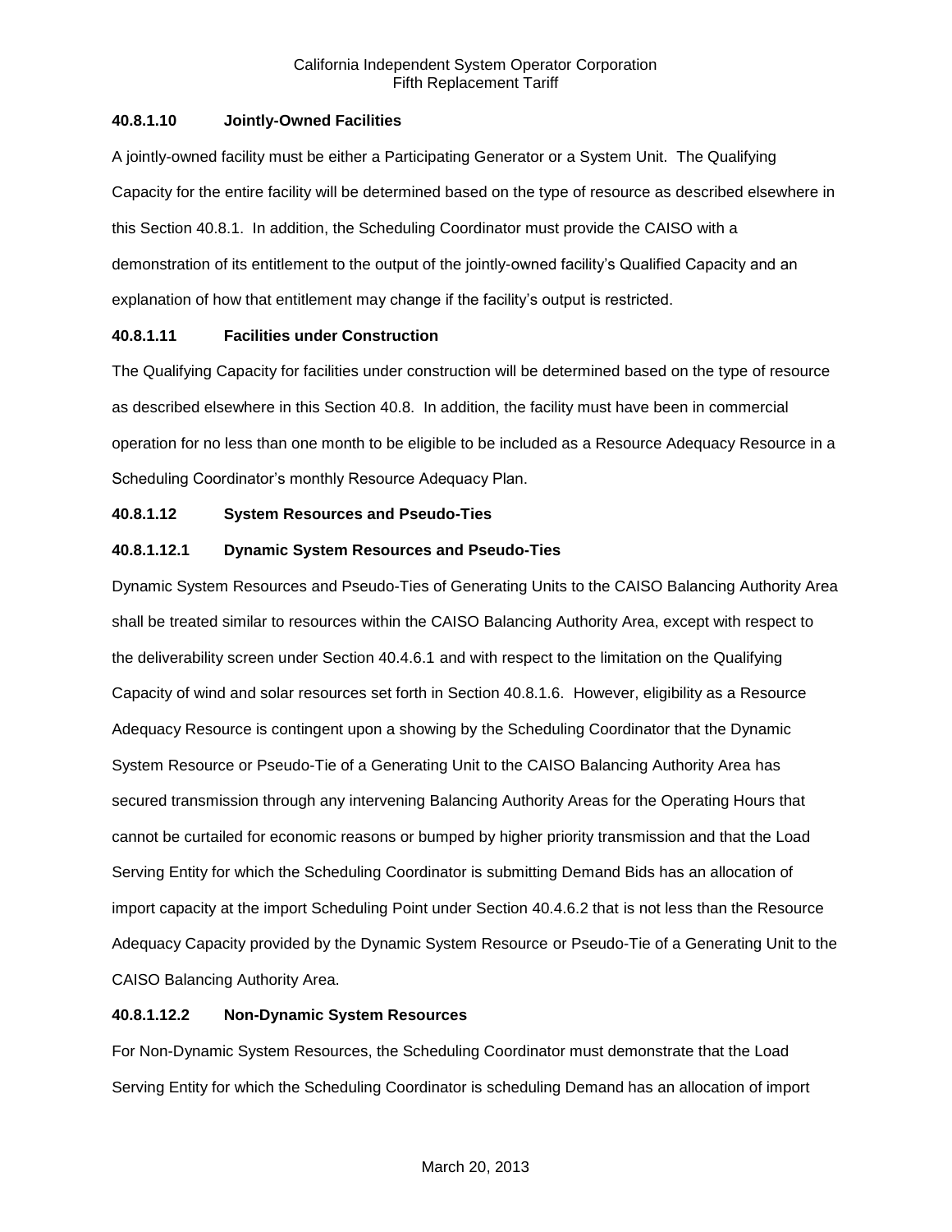#### 40.8.1.10 Jointly-Owned Facilities

A jointly-owned facility must be either a Participating Generator or a System Unit. The Qualifying Capacity for the entire facility will be determined based on the type of resource as described elsewhere in this Section 40.8.1. In addition, the Scheduling Coordinator must provide the CAISO with a demonstration of its entitlement to the output of the jointly-owned facility's Qualified Capacity and an explanation of how that entitlement may change if the facility's output is restricted.

#### 40.8.1.11 Facilities under Construction

The Qualifying Capacity for facilities under construction will be determined based on the type of resource as described elsewhere in this Section 40.8. In addition, the facility must have been in commercial operation for no less than one month to be eligible to be included as a Resource Adequacy Resource in a Scheduling Coordinator's monthly Resource Adequacy Plan.

#### 40.8.1.12 System Resources and Pseudo-Ties

#### 40.8.1.12.1 Dynamic System Resources and Pseudo-Ties

Dynamic System Resources and Pseudo-Ties of Generating Units to the CAISO Balancing Authority Area shall be treated similar to resources within the CAISO Balancing Authority Area, except with respect to the deliverability screen under Section 40.4.6.1 and with respect to the limitation on the Qualifying Capacity of wind and solar resources set forth in Section 40.8.1.6. However, eligibility as a Resource Adequacy Resource is contingent upon a showing by the Scheduling Coordinator that the Dynamic System Resource or Pseudo-Tie of a Generating Unit to the CAISO Balancing Authority Area has secured transmission through any intervening Balancing Authority Areas for the Operating Hours that cannot be curtailed for economic reasons or bumped by higher priority transmission and that the Load Serving Entity for which the Scheduling Coordinator is submitting Demand Bids has an allocation of import capacity at the import Scheduling Point under Section 40.4.6.2 that is not less than the Resource Adequacy Capacity provided by the Dynamic System Resource or Pseudo-Tie of a Generating Unit to the CAISO Balancing Authority Area.

#### 40.8.1.12.2 Non-Dynamic System Resources

For Non-Dynamic System Resources, the Scheduling Coordinator must demonstrate that the Load Serving Entity for which the Scheduling Coordinator is scheduling Demand has an allocation of import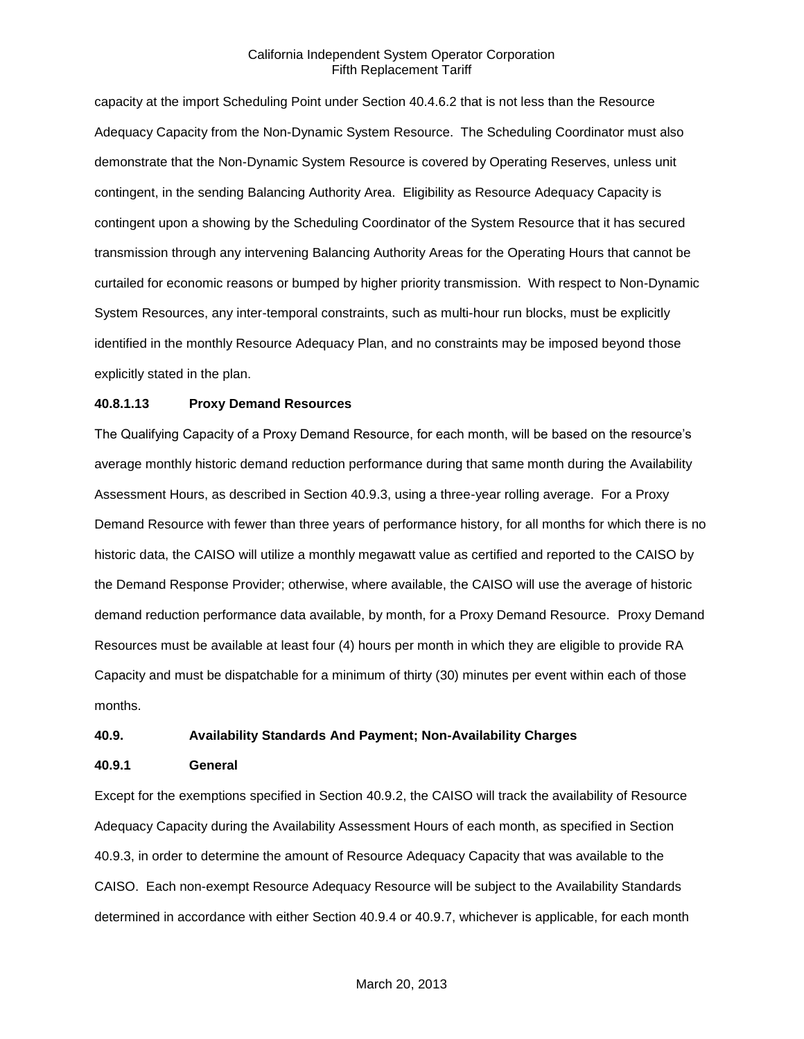capacity at the import Scheduling Point under Section 40.4.6.2 that is not less than the Resource Adequacy Capacity from the Non-Dynamic System Resource. The Scheduling Coordinator must also demonstrate that the Non-Dynamic System Resource is covered by Operating Reserves, unless unit contingent, in the sending Balancing Authority Area. Eligibility as Resource Adequacy Capacity is contingent upon a showing by the Scheduling Coordinator of the System Resource that it has secured transmission through any intervening Balancing Authority Areas for the Operating Hours that cannot be curtailed for economic reasons or bumped by higher priority transmission. With respect to Non-Dynamic System Resources, any inter-temporal constraints, such as multi-hour run blocks, must be explicitly identified in the monthly Resource Adequacy Plan, and no constraints may be imposed beyond those explicitly stated in the plan.

**40.8.1.13 Proxy Demand Resources**

The Qualifying Capacity of a Proxy Demand Resource, for each month, will be based on the resource's average monthly historic demand reduction performance during that same month during the Availability Assessment Hours, as described in Section 40.9.3, using a three-year rolling average. For a Proxy Demand Resource with fewer than three years of performance history, for all months for which there is no historic data, the CAISO will utilize a monthly megawatt value as certified and reported to the CAISO by the Demand Response Provider; otherwise, where available, the CAISO will use the average of historic demand reduction performance data available, by month, for a Proxy Demand Resource. Proxy Demand Resources must be available at least four (4) hours per month in which they are eligible to provide RA Capacity and must be dispatchable for a minimum of thirty (30) minutes per event within each of those months.

**40.9. Availability Standards And Payment; Non-Availability Charges**

**40.9.1 General**

Except for the exemptions specified in Section 40.9.2, the CAISO will track the availability of Resource Adequacy Capacity during the Availability Assessment Hours of each month, as specified in Section 40.9.3, in order to determine the amount of Resource Adequacy Capacity that was available to the CAISO. Each non-exempt Resource Adequacy Resource will be subject to the Availability Standards determined in accordance with either Section 40.9.4 or 40.9.7, whichever is applicable, for each month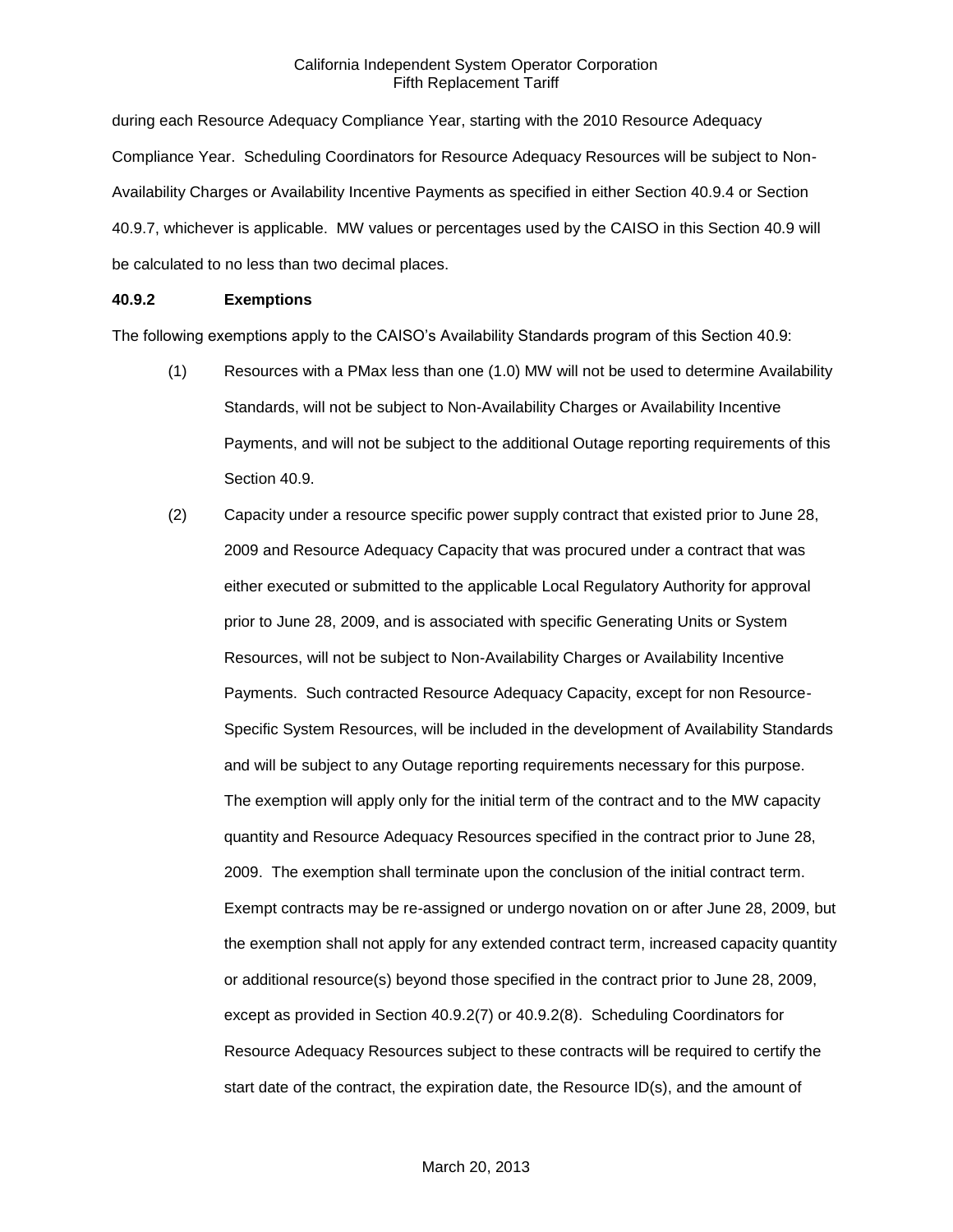during each Resource Adequacy Compliance Year, starting with the 2010 Resource Adequacy Compliance Year. Scheduling Coordinators for Resource Adequacy Resources will be subject to Non-Availability Charges or Availability Incentive Payments as specified in either Section 40.9.4 or Section 40.9.7, whichever is applicable. MW values or percentages used by the CAISO in this Section 40.9 will be calculated to no less than two decimal places.

**40.9.2 Exemptions**

The following exemptions apply to the CAISO's Availability Standards program of this Section 40.9:

(1) Resources with a PMax less than one (1.0) MW will not be used to determine Availability Standards, will not be subject to Non-Availability Charges or Availability Incentive Payments, and will not be subject to the additional Outage reporting requirements of this Section 40.9.

(2) Capacity under a resource specific power supply contract that existed prior to June 28, 2009 and Resource Adequacy Capacity that was procured under a contract that was either executed or submitted to the applicable Local Regulatory Authority for approval prior to June 28, 2009, and is associated with specific Generating Units or System Resources, will not be subject to Non-Availability Charges or Availability Incentive Payments. Such contracted Resource Adequacy Capacity, except for non Resource-Specific System Resources, will be included in the development of Availability Standards and will be subject to any Outage reporting requirements necessary for this purpose. The exemption will apply only for the initial term of the contract and to the MW capacity quantity and Resource Adequacy Resources specified in the contract prior to June 28, 2009. The exemption shall terminate upon the conclusion of the initial contract term. Exempt contracts may be re-assigned or undergo novation on or after June 28, 2009, but the exemption shall not apply for any extended contract term, increased capacity quantity or additional resource(s) beyond those specified in the contract prior to June 28, 2009, except as provided in Section 40.9.2(7) or 40.9.2(8). Scheduling Coordinators for Resource Adequacy Resources subject to these contracts will be required to certify the start date of the contract, the expiration date, the Resource ID(s), and the amount of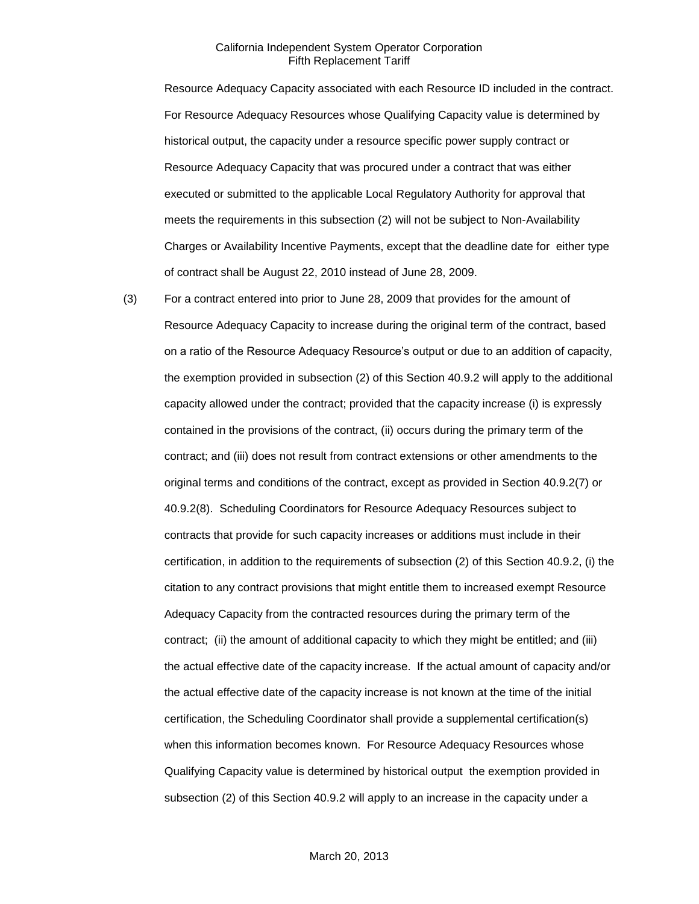Resource Adequacy Capacity associated with each Resource ID included in the contract. For Resource Adequacy Resources whose Qualifying Capacity value is determined by historical output, the capacity under a resource specific power supply contract or Resource Adequacy Capacity that was procured under a contract that was either executed or submitted to the applicable Local Regulatory Authority for approval that meets the requirements in this subsection (2) will not be subject to Non-Availability Charges or Availability Incentive Payments, except that the deadline date for either type of contract shall be August 22, 2010 instead of June 28, 2009.

(3) For a contract entered into prior to June 28, 2009 that provides for the amount of Resource Adequacy Capacity to increase during the original term of the contract, based on a ratio of the Resource Adequacy Resource's output or due to an addition of capacity, the exemption provided in subsection (2) of this Section 40.9.2 will apply to the additional capacity allowed under the contract; provided that the capacity increase (i) is expressly contained in the provisions of the contract, (ii) occurs during the primary term of the contract; and (iii) does not result from contract extensions or other amendments to the original terms and conditions of the contract, except as provided in Section 40.9.2(7) or 40.9.2(8). Scheduling Coordinators for Resource Adequacy Resources subject to contracts that provide for such capacity increases or additions must include in their certification, in addition to the requirements of subsection (2) of this Section 40.9.2, (i) the citation to any contract provisions that might entitle them to increased exempt Resource Adequacy Capacity from the contracted resources during the primary term of the contract; (ii) the amount of additional capacity to which they might be entitled; and (iii) the actual effective date of the capacity increase. If the actual amount of capacity and/or the actual effective date of the capacity increase is not known at the time of the initial certification, the Scheduling Coordinator shall provide a supplemental certification(s) when this information becomes known. For Resource Adequacy Resources whose Qualifying Capacity value is determined by historical output the exemption provided in subsection (2) of this Section 40.9.2 will apply to an increase in the capacity under a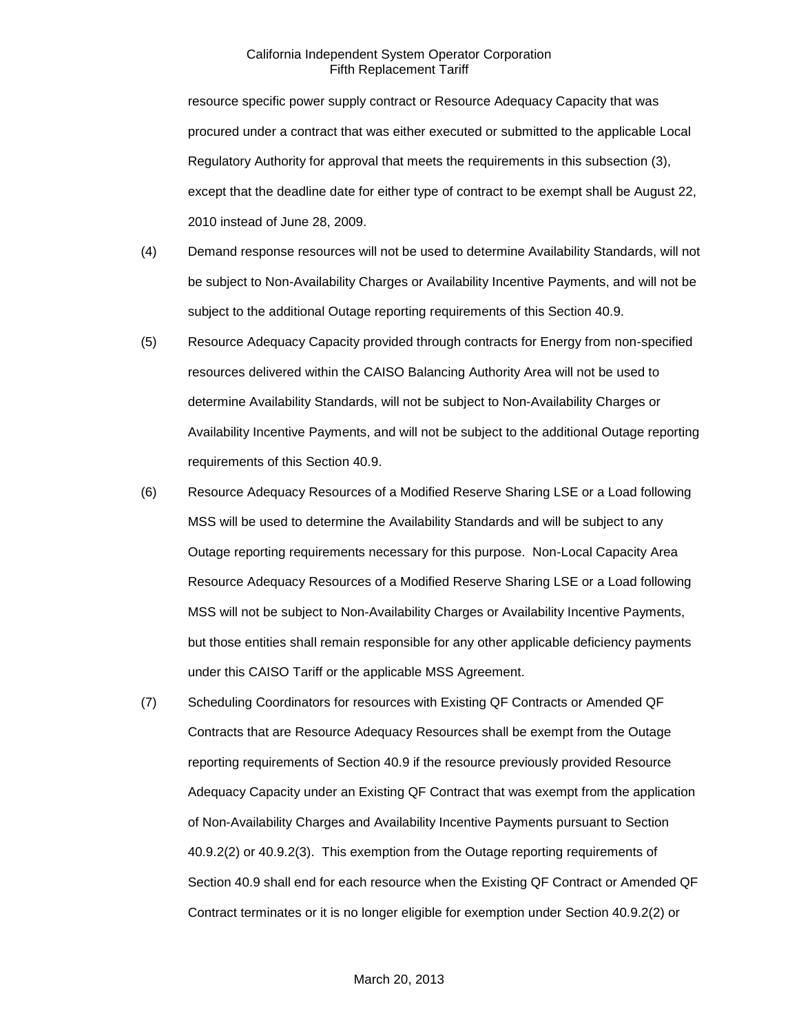resource specific power supply contract or Resource Adequacy Capacity that was procured under a contract that was either executed or submitted to the applicable Local Regulatory Authority for approval that meets the requirements in this subsection (3), except that the deadline date for either type of contract to be exempt shall be August 22, 2010 instead of June 28, 2009.

(4) Demand response resources will not be used to determine Availability Standards, will not be subject to Non-Availability Charges or Availability Incentive Payments, and will not be subject to the additional Outage reporting requirements of this Section 40.9.

(5) Resource Adequacy Capacity provided through contracts for Energy from non-specified resources delivered within the CAISO Balancing Authority Area will not be used to determine Availability Standards, will not be subject to Non-Availability Charges or Availability Incentive Payments, and will not be subject to the additional Outage reporting requirements of this Section 40.9.

(6) Resource Adequacy Resources of a Modified Reserve Sharing LSE or a Load following MSS will be used to determine the Availability Standards and will be subject to any Outage reporting requirements necessary for this purpose. Non-Local Capacity Area Resource Adequacy Resources of a Modified Reserve Sharing LSE or a Load following MSS will not be subject to Non-Availability Charges or Availability Incentive Payments, but those entities shall remain responsible for any other applicable deficiency payments under this CAISO Tariff or the applicable MSS Agreement.

(7) Scheduling Coordinators for resources with Existing QF Contracts or Amended QF Contracts that are Resource Adequacy Resources shall be exempt from the Outage reporting requirements of Section 40.9 if the resource previously provided Resource Adequacy Capacity under an Existing QF Contract that was exempt from the application of Non-Availability Charges and Availability Incentive Payments pursuant to Section 40.9.2(2) or 40.9.2(3). This exemption from the Outage reporting requirements of Section 40.9 shall end for each resource when the Existing QF Contract or Amended QF Contract terminates or it is no longer eligible for exemption under Section 40.9.2(2) or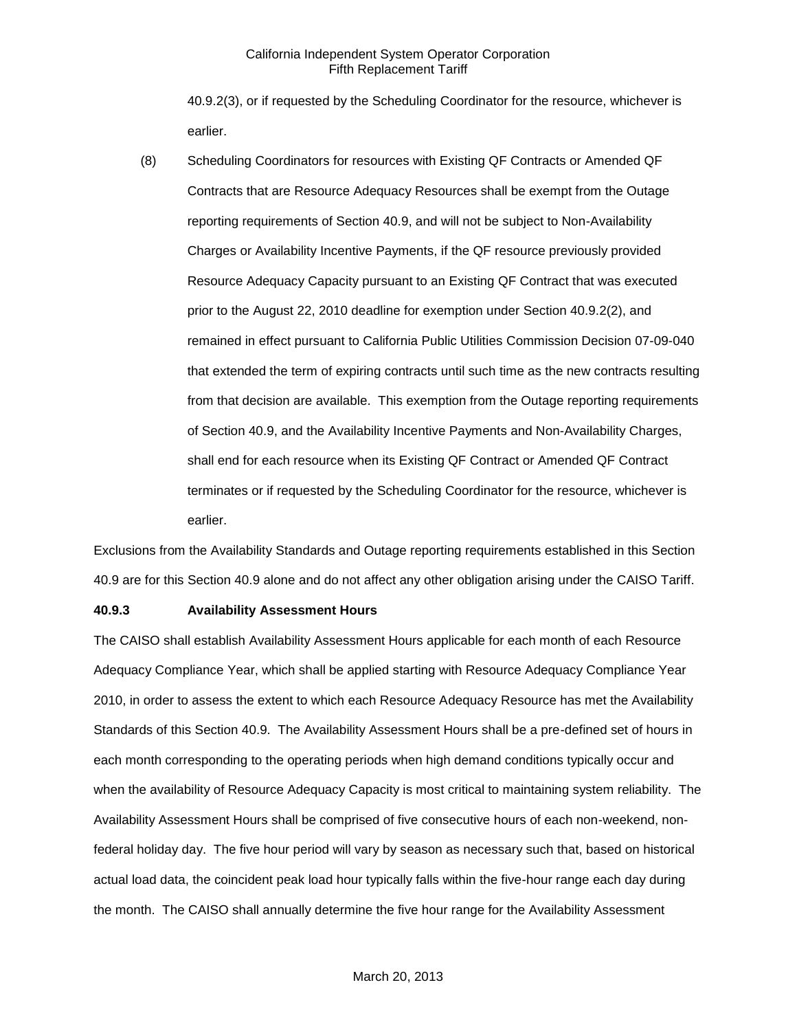40.9.2(3), or if requested by the Scheduling Coordinator for the resource, whichever is earlier.

(8) Scheduling Coordinators for resources with Existing QF Contracts or Amended QF Contracts that are Resource Adequacy Resources shall be exempt from the Outage reporting requirements of Section 40.9, and will not be subject to Non-Availability Charges or Availability Incentive Payments, if the QF resource previously provided Resource Adequacy Capacity pursuant to an Existing QF Contract that was executed prior to the August 22, 2010 deadline for exemption under Section 40.9.2(2), and remained in effect pursuant to California Public Utilities Commission Decision 07-09-040 that extended the term of expiring contracts until such time as the new contracts resulting from that decision are available. This exemption from the Outage reporting requirements of Section 40.9, and the Availability Incentive Payments and Non-Availability Charges, shall end for each resource when its Existing QF Contract or Amended QF Contract terminates or if requested by the Scheduling Coordinator for the resource, whichever is earlier.

Exclusions from the Availability Standards and Outage reporting requirements established in this Section 40.9 are for this Section 40.9 alone and do not affect any other obligation arising under the CAISO Tariff.

**40.9.3 Availability Assessment Hours**

The CAISO shall establish Availability Assessment Hours applicable for each month of each Resource Adequacy Compliance Year, which shall be applied starting with Resource Adequacy Compliance Year 2010, in order to assess the extent to which each Resource Adequacy Resource has met the Availability Standards of this Section 40.9. The Availability Assessment Hours shall be a pre-defined set of hours in each month corresponding to the operating periods when high demand conditions typically occur and when the availability of Resource Adequacy Capacity is most critical to maintaining system reliability. The Availability Assessment Hours shall be comprised of five consecutive hours of each non-weekend, non-federal holiday day. The five hour period will vary by season as necessary such that, based on historical actual load data, the coincident peak load hour typically falls within the five-hour range each day during the month. The CAISO shall annually determine the five hour range for the Availability Assessment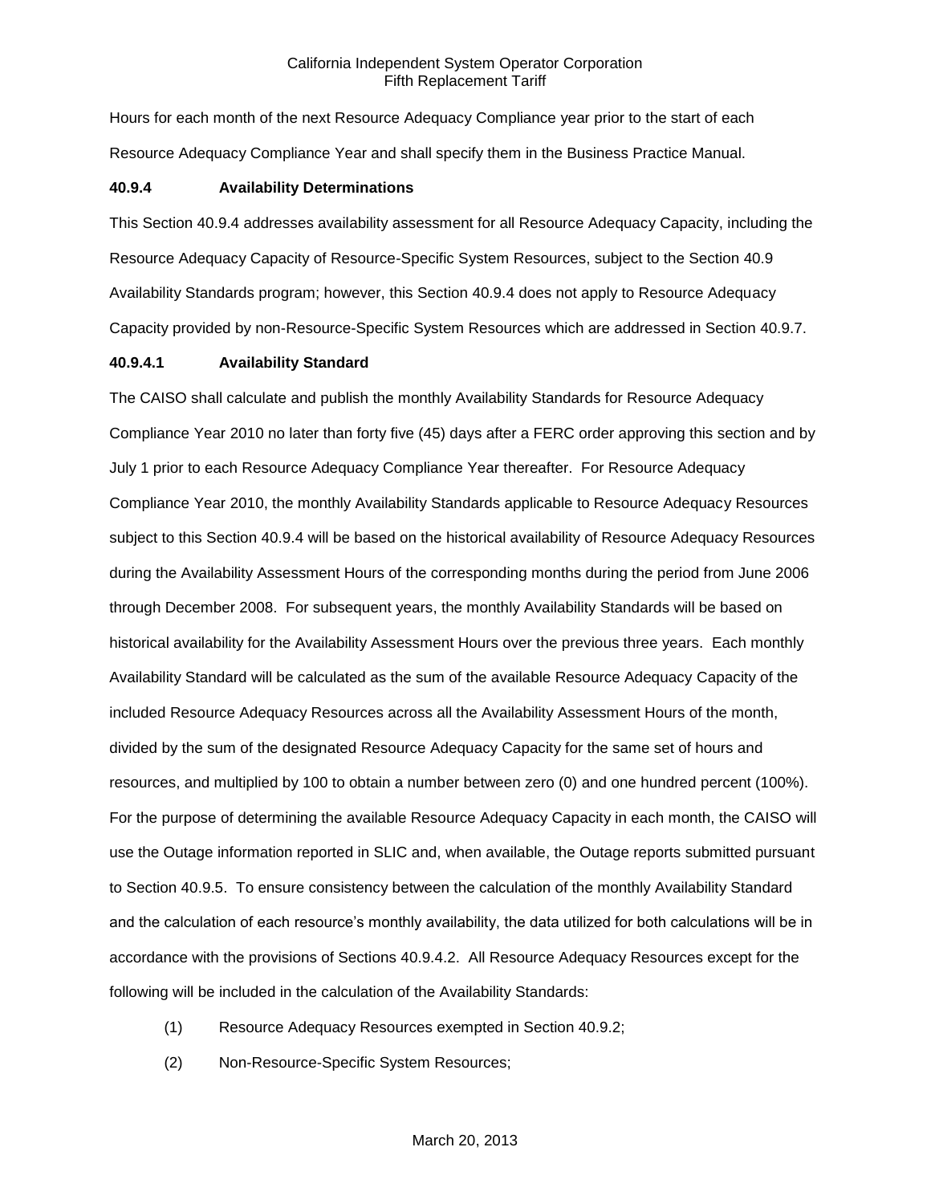Hours for each month of the next Resource Adequacy Compliance year prior to the start of each Resource Adequacy Compliance Year and shall specify them in the Business Practice Manual.

### 40.9.4 Availability Determinations

This Section 40.9.4 addresses availability assessment for all Resource Adequacy Capacity, including the Resource Adequacy Capacity of Resource-Specific System Resources, subject to the Section 40.9 Availability Standards program; however, this Section 40.9.4 does not apply to Resource Adequacy Capacity provided by non-Resource-Specific System Resources which are addressed in Section 40.9.7.

#### 40.9.4.1 Availability Standard

The CAISO shall calculate and publish the monthly Availability Standards for Resource Adequacy Compliance Year 2010 no later than forty five (45) days after a FERC order approving this section and by July 1 prior to each Resource Adequacy Compliance Year thereafter. For Resource Adequacy Compliance Year 2010, the monthly Availability Standards applicable to Resource Adequacy Resources subject to this Section 40.9.4 will be based on the historical availability of Resource Adequacy Resources during the Availability Assessment Hours of the corresponding months during the period from June 2006 through December 2008. For subsequent years, the monthly Availability Standards will be based on historical availability for the Availability Assessment Hours over the previous three years. Each monthly Availability Standard will be calculated as the sum of the available Resource Adequacy Capacity of the included Resource Adequacy Resources across all the Availability Assessment Hours of the month, divided by the sum of the designated Resource Adequacy Capacity for the same set of hours and resources, and multiplied by 100 to obtain a number between zero (0) and one hundred percent (100%). For the purpose of determining the available Resource Adequacy Capacity in each month, the CAISO will use the Outage information reported in SLIC and, when available, the Outage reports submitted pursuant to Section 40.9.5. To ensure consistency between the calculation of the monthly Availability Standard and the calculation of each resource's monthly availability, the data utilized for both calculations will be in accordance with the provisions of Sections 40.9.4.2. All Resource Adequacy Resources except for the following will be included in the calculation of the Availability Standards:

(1) Resource Adequacy Resources exempted in Section 40.9.2;

(2) Non-Resource-Specific System Resources;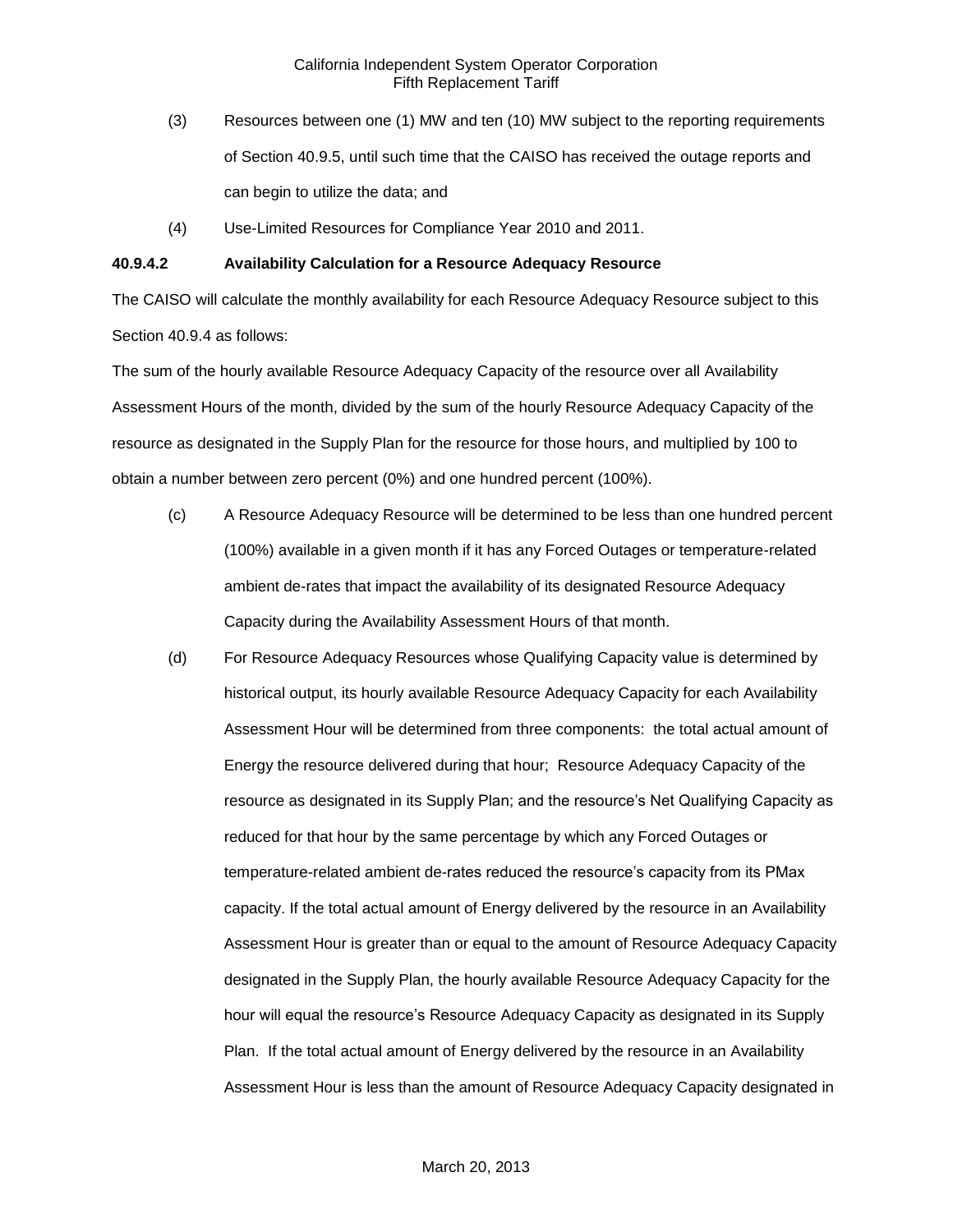(3) Resources between one (1) MW and ten (10) MW subject to the reporting requirements of Section 40.9.5, until such time that the CAISO has received the outage reports and can begin to utilize the data; and

(4) Use-Limited Resources for Compliance Year 2010 and 2011.

**40.9.4.2 Availability Calculation for a Resource Adequacy Resource**

The CAISO will calculate the monthly availability for each Resource Adequacy Resource subject to this Section 40.9.4 as follows:

The sum of the hourly available Resource Adequacy Capacity of the resource over all Availability Assessment Hours of the month, divided by the sum of the hourly Resource Adequacy Capacity of the resource as designated in the Supply Plan for the resource for those hours, and multiplied by 100 to obtain a number between zero percent (0%) and one hundred percent (100%).

(c) A Resource Adequacy Resource will be determined to be less than one hundred percent (100%) available in a given month if it has any Forced Outages or temperature-related ambient de-rates that impact the availability of its designated Resource Adequacy Capacity during the Availability Assessment Hours of that month.

(d) For Resource Adequacy Resources whose Qualifying Capacity value is determined by historical output, its hourly available Resource Adequacy Capacity for each Availability Assessment Hour will be determined from three components: the total actual amount of Energy the resource delivered during that hour; Resource Adequacy Capacity of the resource as designated in its Supply Plan; and the resource's Net Qualifying Capacity as reduced for that hour by the same percentage by which any Forced Outages or temperature-related ambient de-rates reduced the resource's capacity from its PMax capacity. If the total actual amount of Energy delivered by the resource in an Availability Assessment Hour is greater than or equal to the amount of Resource Adequacy Capacity designated in the Supply Plan, the hourly available Resource Adequacy Capacity for the hour will equal the resource's Resource Adequacy Capacity as designated in its Supply Plan. If the total actual amount of Energy delivered by the resource in an Availability Assessment Hour is less than the amount of Resource Adequacy Capacity designated in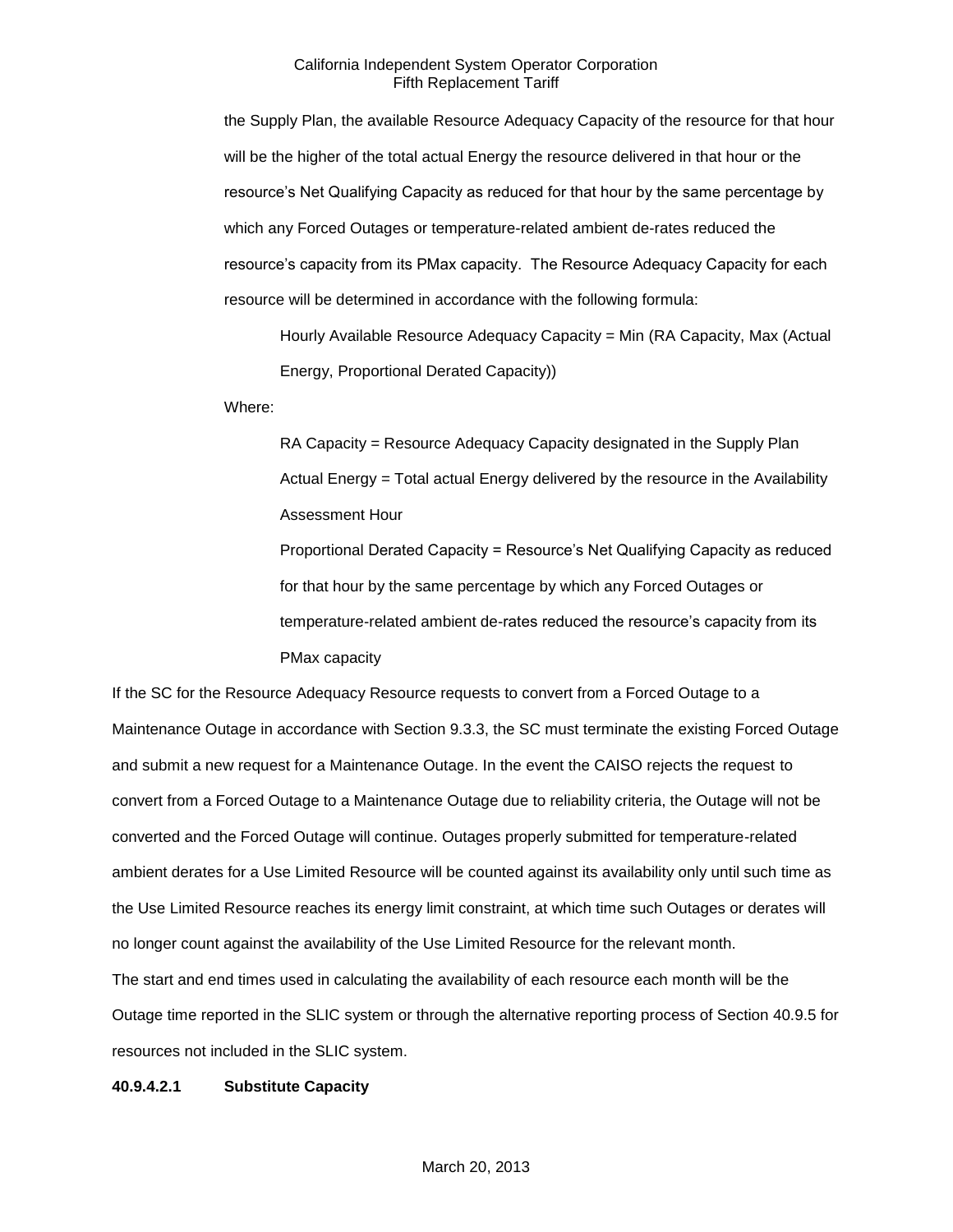the Supply Plan, the available Resource Adequacy Capacity of the resource for that hour will be the higher of the total actual Energy the resource delivered in that hour or the resource's Net Qualifying Capacity as reduced for that hour by the same percentage by which any Forced Outages or temperature-related ambient de-rates reduced the resource's capacity from its PMax capacity. The Resource Adequacy Capacity for each resource will be determined in accordance with the following formula:

Hourly Available Resource Adequacy Capacity = Min (RA Capacity, Max (Actual Energy, Proportional Derated Capacity))

Where:

RA Capacity = Resource Adequacy Capacity designated in the Supply Plan

Actual Energy = Total actual Energy delivered by the resource in the Availability Assessment Hour

Proportional Derated Capacity = Resource's Net Qualifying Capacity as reduced for that hour by the same percentage by which any Forced Outages or temperature-related ambient de-rates reduced the resource's capacity from its PMax capacity

If the SC for the Resource Adequacy Resource requests to convert from a Forced Outage to a Maintenance Outage in accordance with Section 9.3.3, the SC must terminate the existing Forced Outage and submit a new request for a Maintenance Outage. In the event the CAISO rejects the request to convert from a Forced Outage to a Maintenance Outage due to reliability criteria, the Outage will not be converted and the Forced Outage will continue. Outages properly submitted for temperature-related ambient derates for a Use Limited Resource will be counted against its availability only until such time as the Use Limited Resource reaches its energy limit constraint, at which time such Outages or derates will no longer count against the availability of the Use Limited Resource for the relevant month.

The start and end times used in calculating the availability of each resource each month will be the Outage time reported in the SLIC system or through the alternative reporting process of Section 40.9.5 for resources not included in the SLIC system.

**40.9.4.2.1 Substitute Capacity**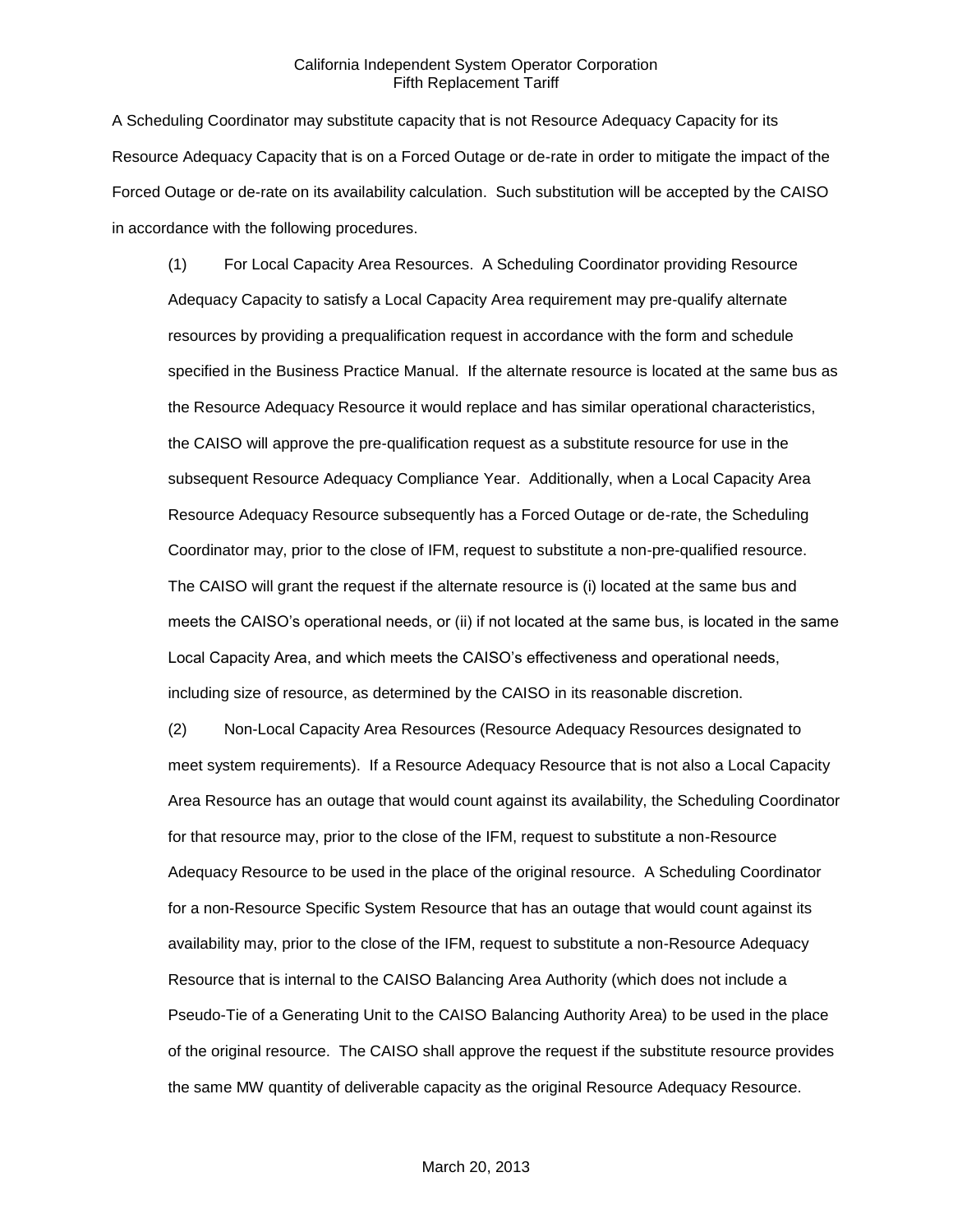A Scheduling Coordinator may substitute capacity that is not Resource Adequacy Capacity for its Resource Adequacy Capacity that is on a Forced Outage or de-rate in order to mitigate the impact of the Forced Outage or de-rate on its availability calculation. Such substitution will be accepted by the CAISO in accordance with the following procedures.

(1) For Local Capacity Area Resources. A Scheduling Coordinator providing Resource Adequacy Capacity to satisfy a Local Capacity Area requirement may pre-qualify alternate resources by providing a prequalification request in accordance with the form and schedule specified in the Business Practice Manual. If the alternate resource is located at the same bus as the Resource Adequacy Resource it would replace and has similar operational characteristics, the CAISO will approve the pre-qualification request as a substitute resource for use in the subsequent Resource Adequacy Compliance Year. Additionally, when a Local Capacity Area Resource Adequacy Resource subsequently has a Forced Outage or de-rate, the Scheduling Coordinator may, prior to the close of IFM, request to substitute a non-pre-qualified resource. The CAISO will grant the request if the alternate resource is (i) located at the same bus and meets the CAISO's operational needs, or (ii) if not located at the same bus, is located in the same Local Capacity Area, and which meets the CAISO's effectiveness and operational needs, including size of resource, as determined by the CAISO in its reasonable discretion.

(2) Non-Local Capacity Area Resources (Resource Adequacy Resources designated to meet system requirements). If a Resource Adequacy Resource that is not also a Local Capacity Area Resource has an outage that would count against its availability, the Scheduling Coordinator for that resource may, prior to the close of the IFM, request to substitute a non-Resource Adequacy Resource to be used in the place of the original resource. A Scheduling Coordinator for a non-Resource Specific System Resource that has an outage that would count against its availability may, prior to the close of the IFM, request to substitute a non-Resource Adequacy Resource that is internal to the CAISO Balancing Area Authority (which does not include a Pseudo-Tie of a Generating Unit to the CAISO Balancing Authority Area) to be used in the place of the original resource. The CAISO shall approve the request if the substitute resource provides the same MW quantity of deliverable capacity as the original Resource Adequacy Resource.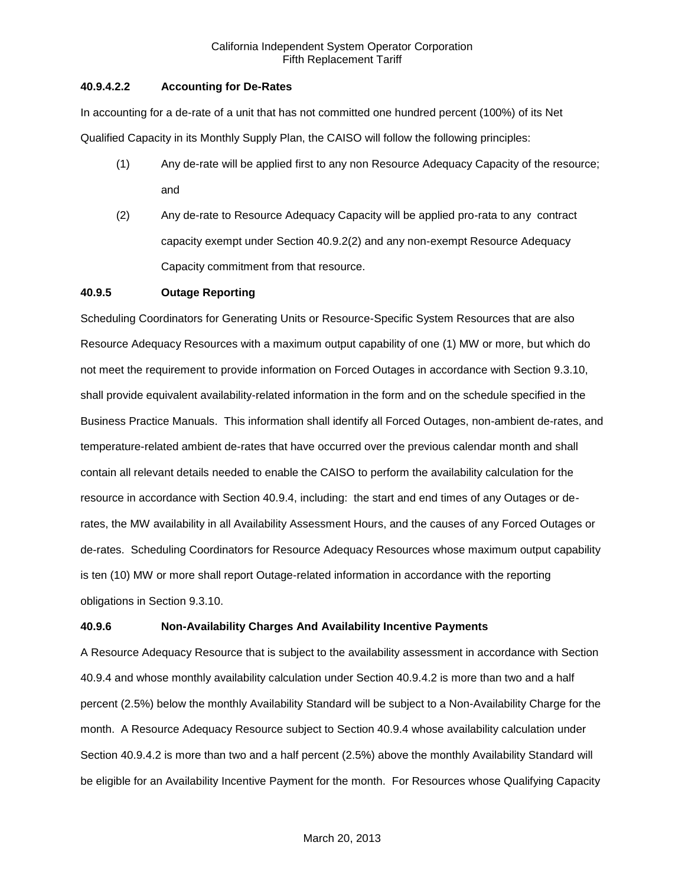#### 40.9.4.2.2 Accounting for De-Rates

In accounting for a de-rate of a unit that has not committed one hundred percent (100%) of its Net Qualified Capacity in its Monthly Supply Plan, the CAISO will follow the following principles:

(1) Any de-rate will be applied first to any non Resource Adequacy Capacity of the resource; and

(2) Any de-rate to Resource Adequacy Capacity will be applied pro-rata to any contract capacity exempt under Section 40.9.2(2) and any non-exempt Resource Adequacy Capacity commitment from that resource.

### 40.9.5 Outage Reporting

Scheduling Coordinators for Generating Units or Resource-Specific System Resources that are also Resource Adequacy Resources with a maximum output capability of one (1) MW or more, but which do not meet the requirement to provide information on Forced Outages in accordance with Section 9.3.10, shall provide equivalent availability-related information in the form and on the schedule specified in the Business Practice Manuals. This information shall identify all Forced Outages, non-ambient de-rates, and temperature-related ambient de-rates that have occurred over the previous calendar month and shall contain all relevant details needed to enable the CAISO to perform the availability calculation for the resource in accordance with Section 40.9.4, including: the start and end times of any Outages or de-rates, the MW availability in all Availability Assessment Hours, and the causes of any Forced Outages or de-rates. Scheduling Coordinators for Resource Adequacy Resources whose maximum output capability is ten (10) MW or more shall report Outage-related information in accordance with the reporting obligations in Section 9.3.10.

### 40.9.6 Non-Availability Charges And Availability Incentive Payments

A Resource Adequacy Resource that is subject to the availability assessment in accordance with Section 40.9.4 and whose monthly availability calculation under Section 40.9.4.2 is more than two and a half percent (2.5%) below the monthly Availability Standard will be subject to a Non-Availability Charge for the month. A Resource Adequacy Resource subject to Section 40.9.4 whose availability calculation under Section 40.9.4.2 is more than two and a half percent (2.5%) above the monthly Availability Standard will be eligible for an Availability Incentive Payment for the month. For Resources whose Qualifying Capacity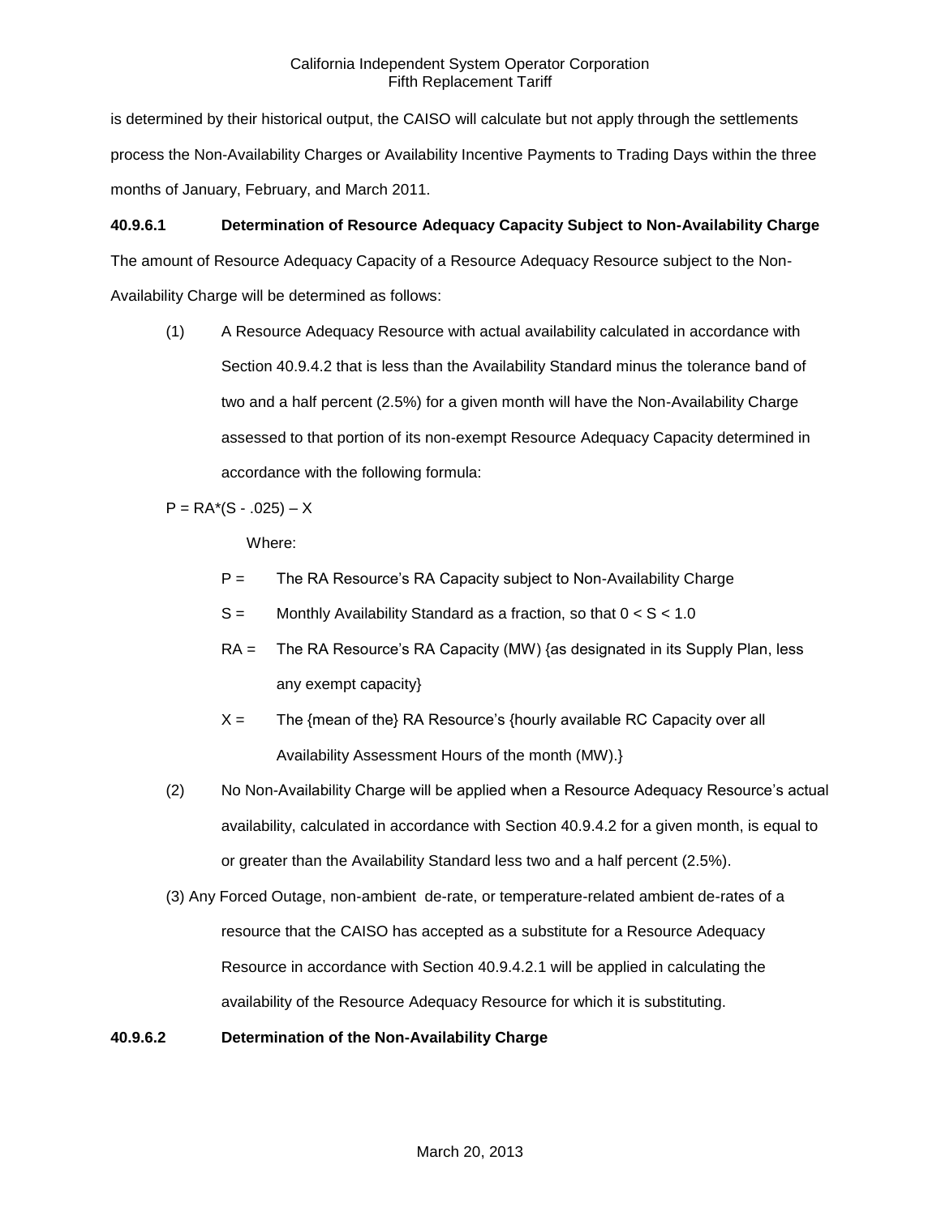is determined by their historical output, the CAISO will calculate but not apply through the settlements process the Non-Availability Charges or Availability Incentive Payments to Trading Days within the three months of January, February, and March 2011.

**40.9.6.1 Determination of Resource Adequacy Capacity Subject to Non-Availability Charge**

The amount of Resource Adequacy Capacity of a Resource Adequacy Resource subject to the Non-Availability Charge will be determined as follows:

(1) A Resource Adequacy Resource with actual availability calculated in accordance with Section 40.9.4.2 that is less than the Availability Standard minus the tolerance band of two and a half percent (2.5%) for a given month will have the Non-Availability Charge assessed to that portion of its non-exempt Resource Adequacy Capacity determined in accordance with the following formula:

$$P = RA*(S - .025) – X$$

Where:

P = The RA Resource's RA Capacity subject to Non-Availability Charge

S = Monthly Availability Standard as a fraction, so that $0 < S < 1.0$

RA = The RA Resource's RA Capacity (MW) {as designated in its Supply Plan, less any exempt capacity}

X = The {mean of the} RA Resource's {hourly available RC Capacity over all Availability Assessment Hours of the month (MW).}

(2) No Non-Availability Charge will be applied when a Resource Adequacy Resource's actual availability, calculated in accordance with Section 40.9.4.2 for a given month, is equal to or greater than the Availability Standard less two and a half percent (2.5%).

(3) Any Forced Outage, non-ambient de-rate, or temperature-related ambient de-rates of a resource that the CAISO has accepted as a substitute for a Resource Adequacy Resource in accordance with Section 40.9.4.2.1 will be applied in calculating the availability of the Resource Adequacy Resource for which it is substituting.

**40.9.6.2 Determination of the Non-Availability Charge**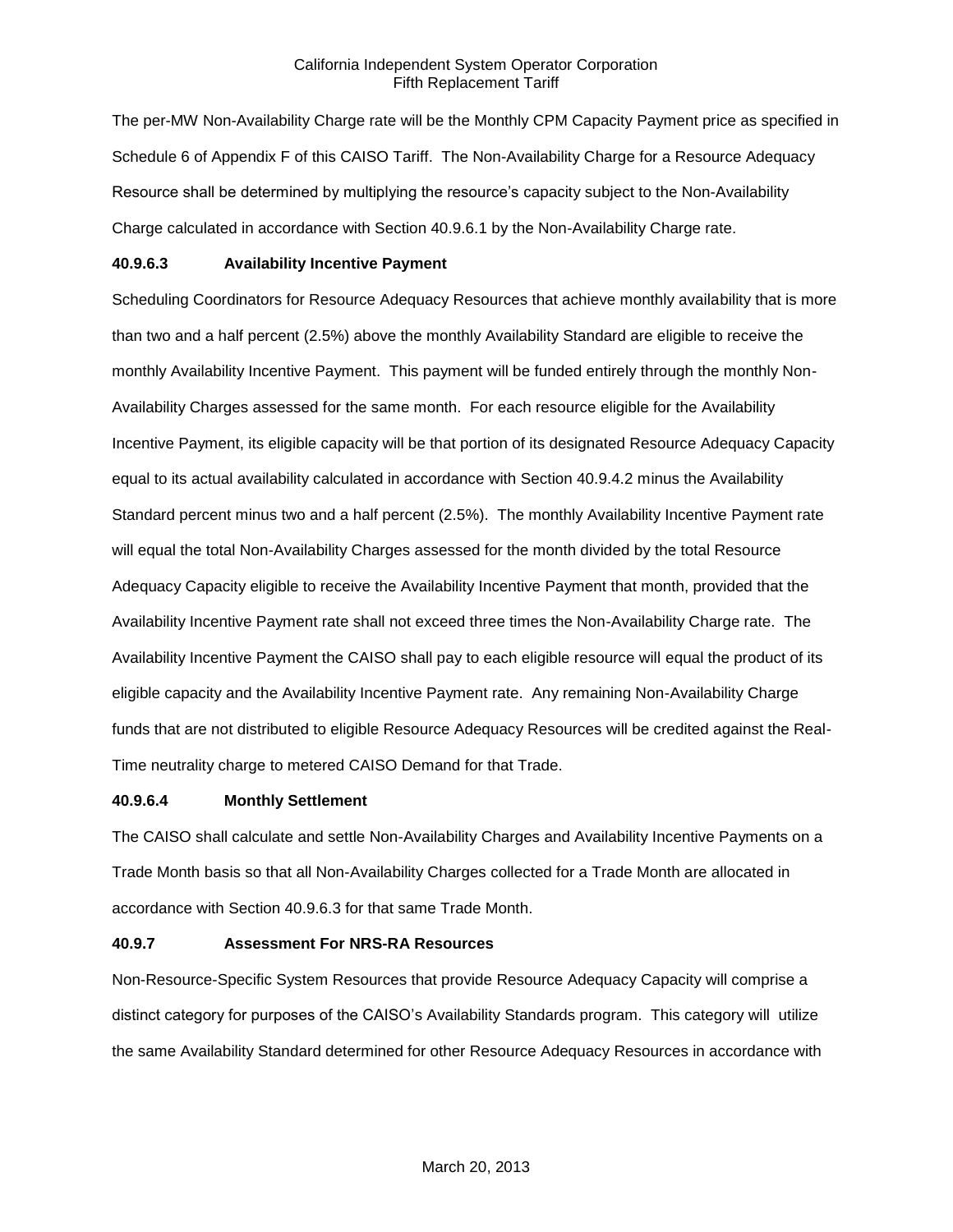The per-MW Non-Availability Charge rate will be the Monthly CPM Capacity Payment price as specified in Schedule 6 of Appendix F of this CAISO Tariff. The Non-Availability Charge for a Resource Adequacy Resource shall be determined by multiplying the resource's capacity subject to the Non-Availability Charge calculated in accordance with Section 40.9.6.1 by the Non-Availability Charge rate.

**40.9.6.3 Availability Incentive Payment**

Scheduling Coordinators for Resource Adequacy Resources that achieve monthly availability that is more than two and a half percent (2.5%) above the monthly Availability Standard are eligible to receive the monthly Availability Incentive Payment. This payment will be funded entirely through the monthly Non-Availability Charges assessed for the same month. For each resource eligible for the Availability Incentive Payment, its eligible capacity will be that portion of its designated Resource Adequacy Capacity equal to its actual availability calculated in accordance with Section 40.9.4.2 minus the Availability Standard percent minus two and a half percent (2.5%). The monthly Availability Incentive Payment rate will equal the total Non-Availability Charges assessed for the month divided by the total Resource Adequacy Capacity eligible to receive the Availability Incentive Payment that month, provided that the Availability Incentive Payment rate shall not exceed three times the Non-Availability Charge rate. The Availability Incentive Payment the CAISO shall pay to each eligible resource will equal the product of its eligible capacity and the Availability Incentive Payment rate. Any remaining Non-Availability Charge funds that are not distributed to eligible Resource Adequacy Resources will be credited against the Real-Time neutrality charge to metered CAISO Demand for that Trade.

**40.9.6.4 Monthly Settlement**

The CAISO shall calculate and settle Non-Availability Charges and Availability Incentive Payments on a Trade Month basis so that all Non-Availability Charges collected for a Trade Month are allocated in accordance with Section 40.9.6.3 for that same Trade Month.

**40.9.7 Assessment For NRS-RA Resources**

Non-Resource-Specific System Resources that provide Resource Adequacy Capacity will comprise a distinct category for purposes of the CAISO's Availability Standards program. This category will utilize the same Availability Standard determined for other Resource Adequacy Resources in accordance with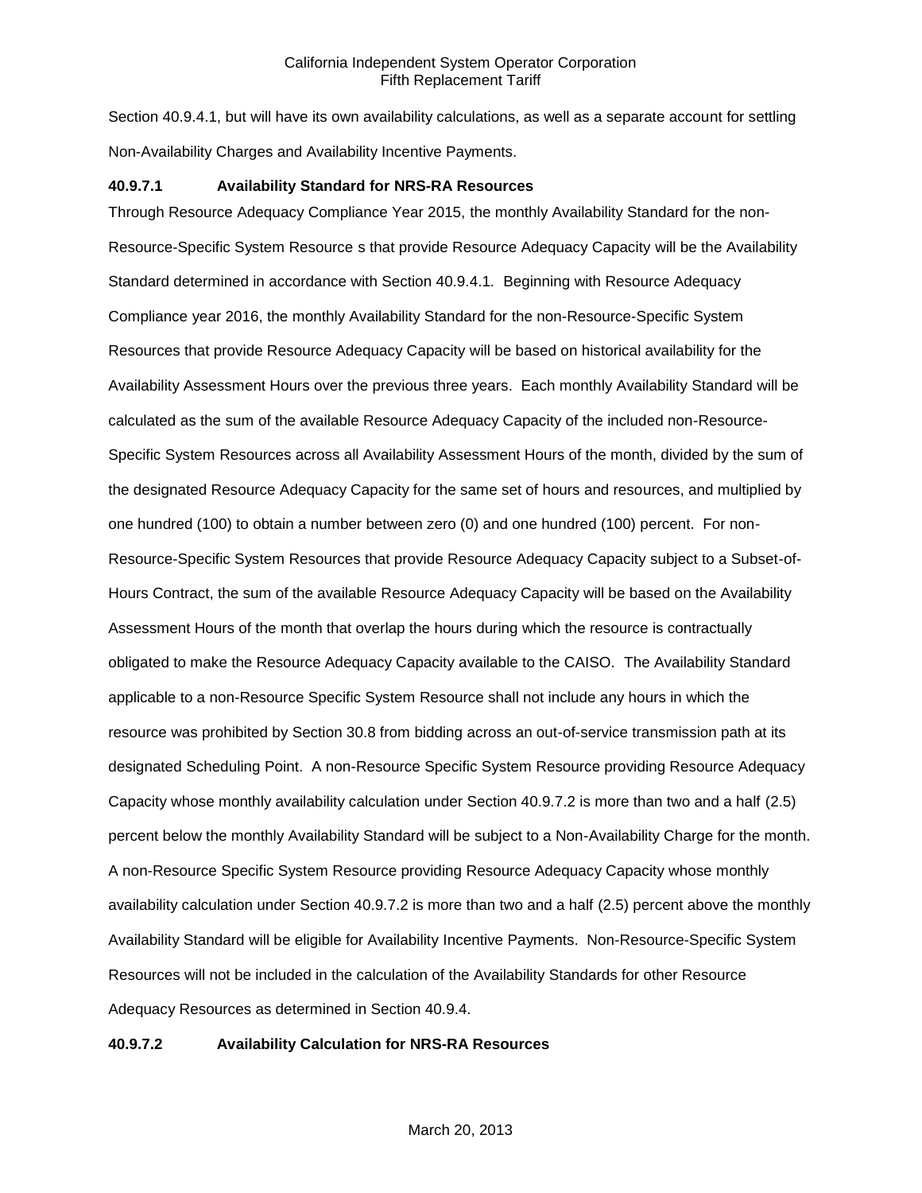Section 40.9.4.1, but will have its own availability calculations, as well as a separate account for settling Non-Availability Charges and Availability Incentive Payments.

#### 40.9.7.1 Availability Standard for NRS-RA Resources

Through Resource Adequacy Compliance Year 2015, the monthly Availability Standard for the non-Resource-Specific System Resource s that provide Resource Adequacy Capacity will be the Availability Standard determined in accordance with Section 40.9.4.1. Beginning with Resource Adequacy Compliance year 2016, the monthly Availability Standard for the non-Resource-Specific System Resources that provide Resource Adequacy Capacity will be based on historical availability for the Availability Assessment Hours over the previous three years. Each monthly Availability Standard will be calculated as the sum of the available Resource Adequacy Capacity of the included non-Resource-Specific System Resources across all Availability Assessment Hours of the month, divided by the sum of the designated Resource Adequacy Capacity for the same set of hours and resources, and multiplied by one hundred (100) to obtain a number between zero (0) and one hundred (100) percent. For non-Resource-Specific System Resources that provide Resource Adequacy Capacity subject to a Subset-of-Hours Contract, the sum of the available Resource Adequacy Capacity will be based on the Availability Assessment Hours of the month that overlap the hours during which the resource is contractually obligated to make the Resource Adequacy Capacity available to the CAISO. The Availability Standard applicable to a non-Resource Specific System Resource shall not include any hours in which the resource was prohibited by Section 30.8 from bidding across an out-of-service transmission path at its designated Scheduling Point. A non-Resource Specific System Resource providing Resource Adequacy Capacity whose monthly availability calculation under Section 40.9.7.2 is more than two and a half (2.5) percent below the monthly Availability Standard will be subject to a Non-Availability Charge for the month. A non-Resource Specific System Resource providing Resource Adequacy Capacity whose monthly availability calculation under Section 40.9.7.2 is more than two and a half (2.5) percent above the monthly Availability Standard will be eligible for Availability Incentive Payments. Non-Resource-Specific System Resources will not be included in the calculation of the Availability Standards for other Resource Adequacy Resources as determined in Section 40.9.4.

#### 40.9.7.2 Availability Calculation for NRS-RA Resources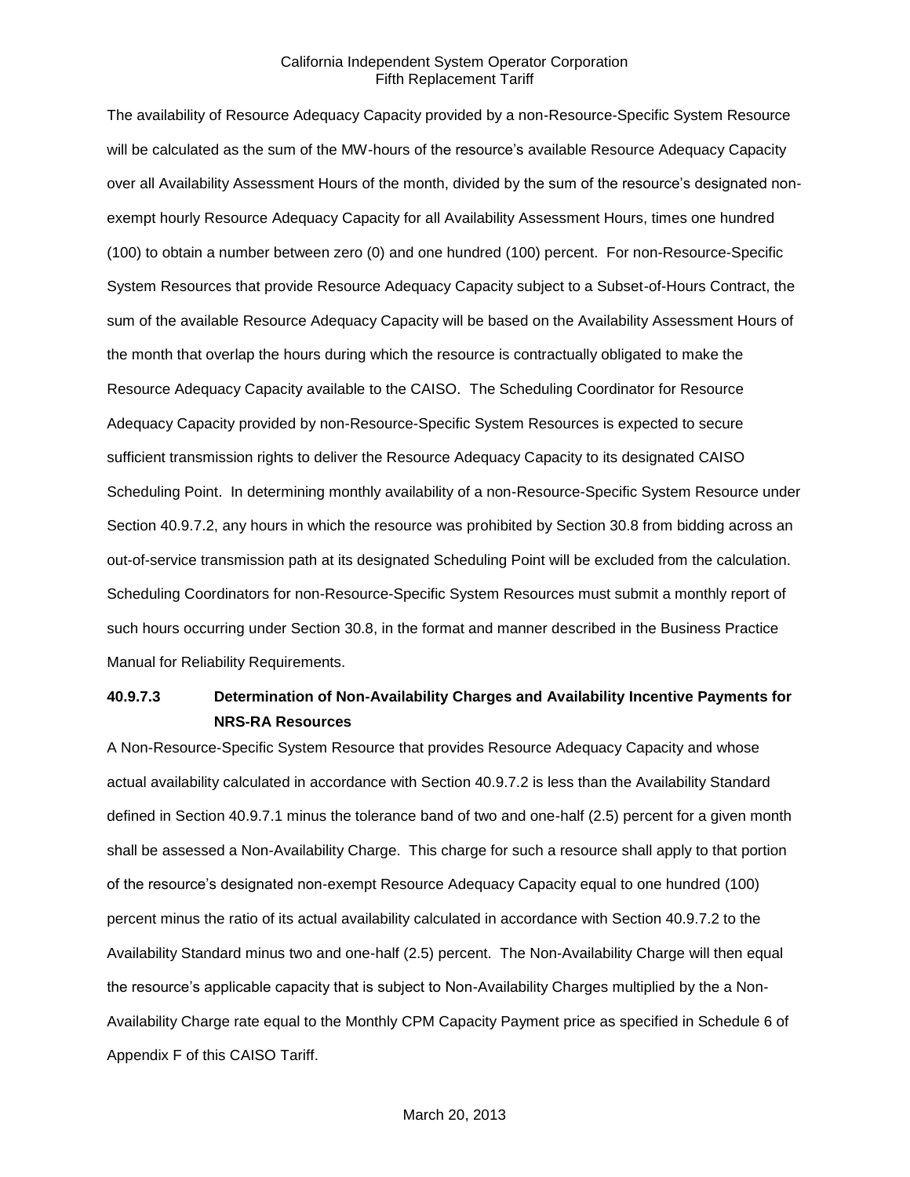The availability of Resource Adequacy Capacity provided by a non-Resource-Specific System Resource will be calculated as the sum of the MW-hours of the resource's available Resource Adequacy Capacity over all Availability Assessment Hours of the month, divided by the sum of the resource's designated non-exempt hourly Resource Adequacy Capacity for all Availability Assessment Hours, times one hundred (100) to obtain a number between zero (0) and one hundred (100) percent. For non-Resource-Specific System Resources that provide Resource Adequacy Capacity subject to a Subset-of-Hours Contract, the sum of the available Resource Adequacy Capacity will be based on the Availability Assessment Hours of the month that overlap the hours during which the resource is contractually obligated to make the Resource Adequacy Capacity available to the CAISO. The Scheduling Coordinator for Resource Adequacy Capacity provided by non-Resource-Specific System Resources is expected to secure sufficient transmission rights to deliver the Resource Adequacy Capacity to its designated CAISO Scheduling Point. In determining monthly availability of a non-Resource-Specific System Resource under Section 40.9.7.2, any hours in which the resource was prohibited by Section 30.8 from bidding across an out-of-service transmission path at its designated Scheduling Point will be excluded from the calculation. Scheduling Coordinators for non-Resource-Specific System Resources must submit a monthly report of such hours occurring under Section 30.8, in the format and manner described in the Business Practice Manual for Reliability Requirements.

### 40.9.7.3 Determination of Non-Availability Charges and Availability Incentive Payments for NRS-RA Resources

A Non-Resource-Specific System Resource that provides Resource Adequacy Capacity and whose actual availability calculated in accordance with Section 40.9.7.2 is less than the Availability Standard defined in Section 40.9.7.1 minus the tolerance band of two and one-half (2.5) percent for a given month shall be assessed a Non-Availability Charge. This charge for such a resource shall apply to that portion of the resource's designated non-exempt Resource Adequacy Capacity equal to one hundred (100) percent minus the ratio of its actual availability calculated in accordance with Section 40.9.7.2 to the Availability Standard minus two and one-half (2.5) percent. The Non-Availability Charge will then equal the resource's applicable capacity that is subject to Non-Availability Charges multiplied by the a Non-Availability Charge rate equal to the Monthly CPM Capacity Payment price as specified in Schedule 6 of Appendix F of this CAISO Tariff.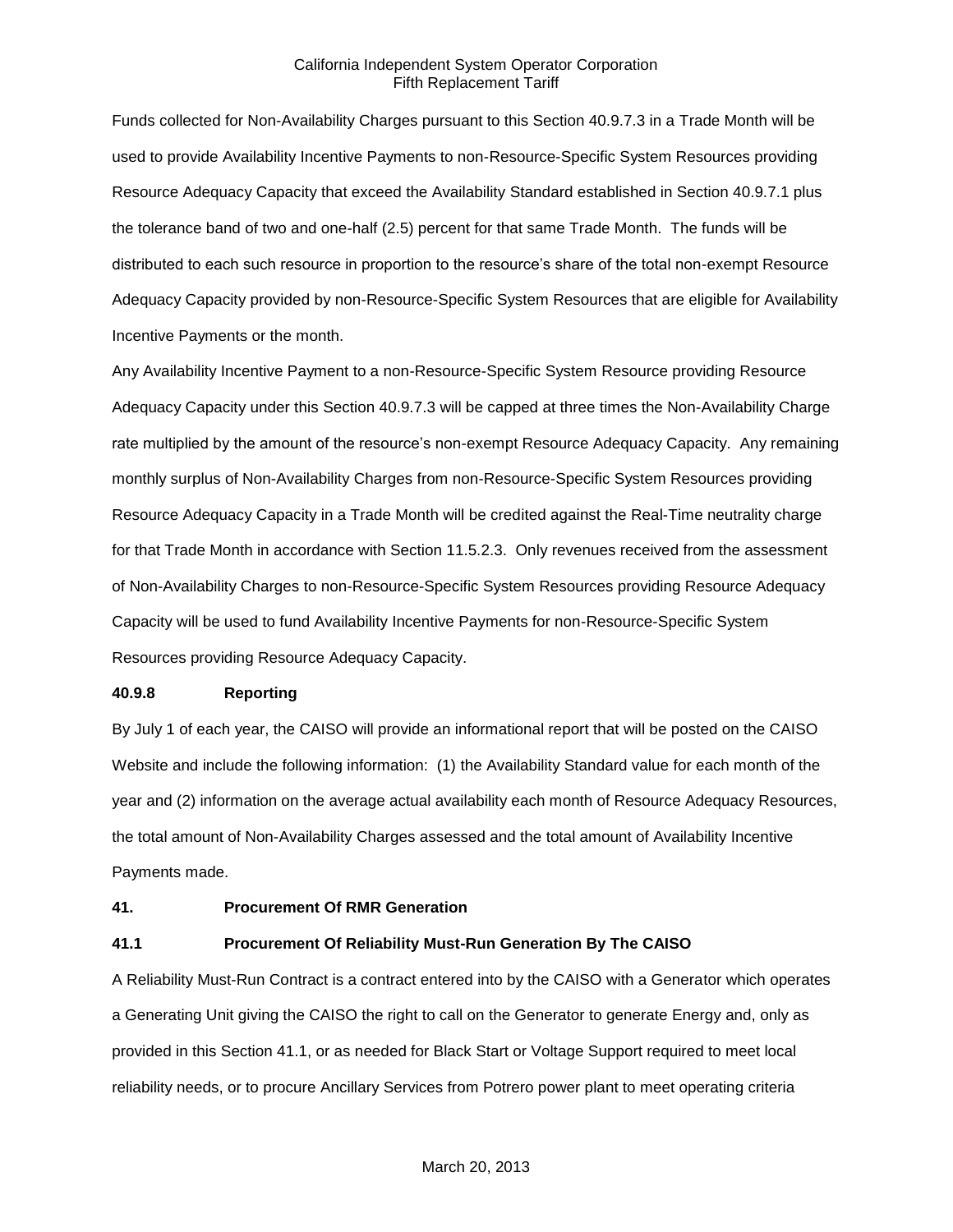Funds collected for Non-Availability Charges pursuant to this Section 40.9.7.3 in a Trade Month will be used to provide Availability Incentive Payments to non-Resource-Specific System Resources providing Resource Adequacy Capacity that exceed the Availability Standard established in Section 40.9.7.1 plus the tolerance band of two and one-half (2.5) percent for that same Trade Month. The funds will be distributed to each such resource in proportion to the resource's share of the total non-exempt Resource Adequacy Capacity provided by non-Resource-Specific System Resources that are eligible for Availability Incentive Payments or the month.

Any Availability Incentive Payment to a non-Resource-Specific System Resource providing Resource Adequacy Capacity under this Section 40.9.7.3 will be capped at three times the Non-Availability Charge rate multiplied by the amount of the resource's non-exempt Resource Adequacy Capacity. Any remaining monthly surplus of Non-Availability Charges from non-Resource-Specific System Resources providing Resource Adequacy Capacity in a Trade Month will be credited against the Real-Time neutrality charge for that Trade Month in accordance with Section 11.5.2.3. Only revenues received from the assessment of Non-Availability Charges to non-Resource-Specific System Resources providing Resource Adequacy Capacity will be used to fund Availability Incentive Payments for non-Resource-Specific System Resources providing Resource Adequacy Capacity.

### 40.9.8 Reporting

By July 1 of each year, the CAISO will provide an informational report that will be posted on the CAISO Website and include the following information: (1) the Availability Standard value for each month of the year and (2) information on the average actual availability each month of Resource Adequacy Resources, the total amount of Non-Availability Charges assessed and the total amount of Availability Incentive Payments made.

## 41. Procurement Of RMR Generation

### 41.1 Procurement Of Reliability Must-Run Generation By The CAISO

A Reliability Must-Run Contract is a contract entered into by the CAISO with a Generator which operates a Generating Unit giving the CAISO the right to call on the Generator to generate Energy and, only as provided in this Section 41.1, or as needed for Black Start or Voltage Support required to meet local reliability needs, or to procure Ancillary Services from Potrero power plant to meet operating criteria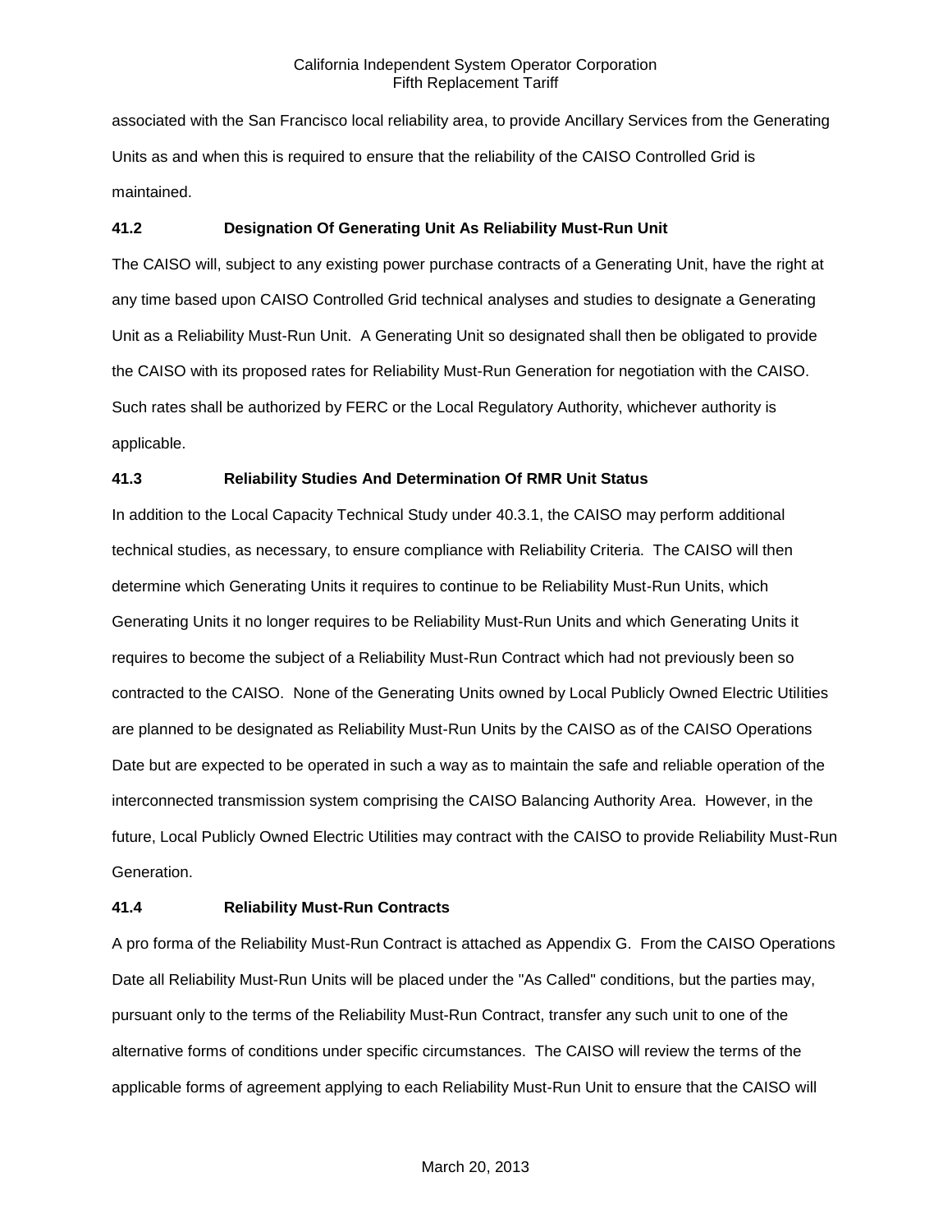associated with the San Francisco local reliability area, to provide Ancillary Services from the Generating Units as and when this is required to ensure that the reliability of the CAISO Controlled Grid is maintained.

### 41.2 Designation Of Generating Unit As Reliability Must-Run Unit

The CAISO will, subject to any existing power purchase contracts of a Generating Unit, have the right at any time based upon CAISO Controlled Grid technical analyses and studies to designate a Generating Unit as a Reliability Must-Run Unit. A Generating Unit so designated shall then be obligated to provide the CAISO with its proposed rates for Reliability Must-Run Generation for negotiation with the CAISO. Such rates shall be authorized by FERC or the Local Regulatory Authority, whichever authority is applicable.

### 41.3 Reliability Studies And Determination Of RMR Unit Status

In addition to the Local Capacity Technical Study under 40.3.1, the CAISO may perform additional technical studies, as necessary, to ensure compliance with Reliability Criteria. The CAISO will then determine which Generating Units it requires to continue to be Reliability Must-Run Units, which Generating Units it no longer requires to be Reliability Must-Run Units and which Generating Units it requires to become the subject of a Reliability Must-Run Contract which had not previously been so contracted to the CAISO. None of the Generating Units owned by Local Publicly Owned Electric Utilities are planned to be designated as Reliability Must-Run Units by the CAISO as of the CAISO Operations Date but are expected to be operated in such a way as to maintain the safe and reliable operation of the interconnected transmission system comprising the CAISO Balancing Authority Area. However, in the future, Local Publicly Owned Electric Utilities may contract with the CAISO to provide Reliability Must-Run Generation.

### 41.4 Reliability Must-Run Contracts

A pro forma of the Reliability Must-Run Contract is attached as Appendix G. From the CAISO Operations Date all Reliability Must-Run Units will be placed under the "As Called" conditions, but the parties may, pursuant only to the terms of the Reliability Must-Run Contract, transfer any such unit to one of the alternative forms of conditions under specific circumstances. The CAISO will review the terms of the applicable forms of agreement applying to each Reliability Must-Run Unit to ensure that the CAISO will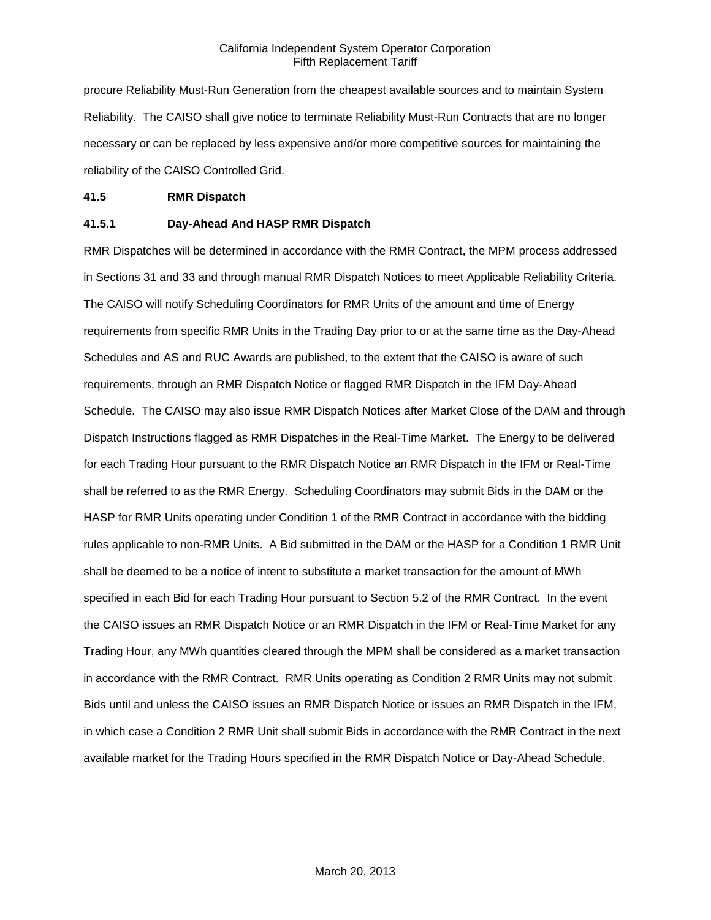procure Reliability Must-Run Generation from the cheapest available sources and to maintain System Reliability. The CAISO shall give notice to terminate Reliability Must-Run Contracts that are no longer necessary or can be replaced by less expensive and/or more competitive sources for maintaining the reliability of the CAISO Controlled Grid.

### 41.5 RMR Dispatch

#### 41.5.1 Day-Ahead And HASP RMR Dispatch

RMR Dispatches will be determined in accordance with the RMR Contract, the MPM process addressed in Sections 31 and 33 and through manual RMR Dispatch Notices to meet Applicable Reliability Criteria. The CAISO will notify Scheduling Coordinators for RMR Units of the amount and time of Energy requirements from specific RMR Units in the Trading Day prior to or at the same time as the Day-Ahead Schedules and AS and RUC Awards are published, to the extent that the CAISO is aware of such requirements, through an RMR Dispatch Notice or flagged RMR Dispatch in the IFM Day-Ahead Schedule. The CAISO may also issue RMR Dispatch Notices after Market Close of the DAM and through Dispatch Instructions flagged as RMR Dispatches in the Real-Time Market. The Energy to be delivered for each Trading Hour pursuant to the RMR Dispatch Notice an RMR Dispatch in the IFM or Real-Time shall be referred to as the RMR Energy. Scheduling Coordinators may submit Bids in the DAM or the HASP for RMR Units operating under Condition 1 of the RMR Contract in accordance with the bidding rules applicable to non-RMR Units. A Bid submitted in the DAM or the HASP for a Condition 1 RMR Unit shall be deemed to be a notice of intent to substitute a market transaction for the amount of MWh specified in each Bid for each Trading Hour pursuant to Section 5.2 of the RMR Contract. In the event the CAISO issues an RMR Dispatch Notice or an RMR Dispatch in the IFM or Real-Time Market for any Trading Hour, any MWh quantities cleared through the MPM shall be considered as a market transaction in accordance with the RMR Contract. RMR Units operating as Condition 2 RMR Units may not submit Bids until and unless the CAISO issues an RMR Dispatch Notice or issues an RMR Dispatch in the IFM, in which case a Condition 2 RMR Unit shall submit Bids in accordance with the RMR Contract in the next available market for the Trading Hours specified in the RMR Dispatch Notice or Day-Ahead Schedule.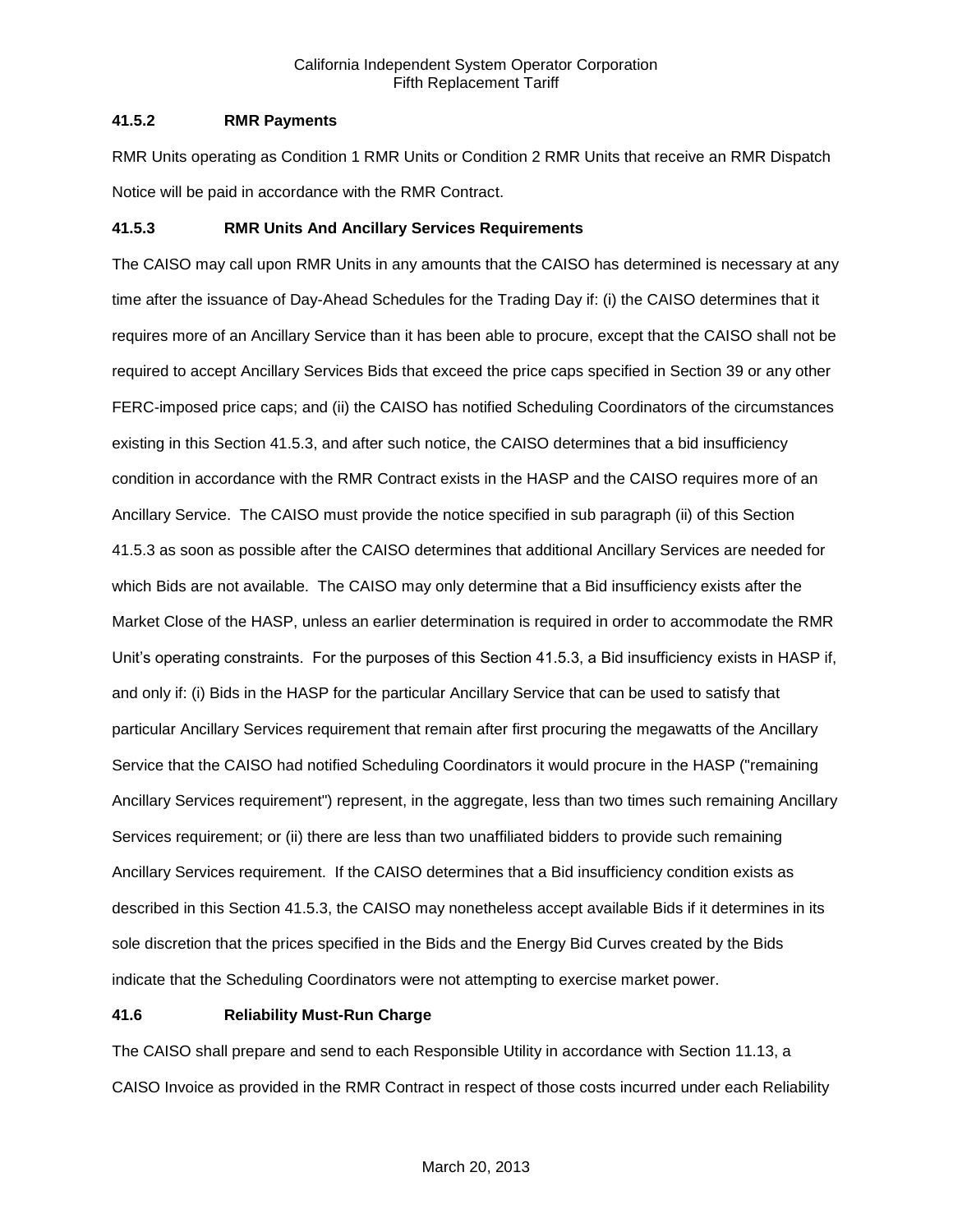### 41.5.2 RMR Payments

RMR Units operating as Condition 1 RMR Units or Condition 2 RMR Units that receive an RMR Dispatch Notice will be paid in accordance with the RMR Contract.

### 41.5.3 RMR Units And Ancillary Services Requirements

The CAISO may call upon RMR Units in any amounts that the CAISO has determined is necessary at any time after the issuance of Day-Ahead Schedules for the Trading Day if: (i) the CAISO determines that it requires more of an Ancillary Service than it has been able to procure, except that the CAISO shall not be required to accept Ancillary Services Bids that exceed the price caps specified in Section 39 or any other FERC-imposed price caps; and (ii) the CAISO has notified Scheduling Coordinators of the circumstances existing in this Section 41.5.3, and after such notice, the CAISO determines that a bid insufficiency condition in accordance with the RMR Contract exists in the HASP and the CAISO requires more of an Ancillary Service. The CAISO must provide the notice specified in sub paragraph (ii) of this Section 41.5.3 as soon as possible after the CAISO determines that additional Ancillary Services are needed for which Bids are not available. The CAISO may only determine that a Bid insufficiency exists after the Market Close of the HASP, unless an earlier determination is required in order to accommodate the RMR Unit's operating constraints. For the purposes of this Section 41.5.3, a Bid insufficiency exists in HASP if, and only if: (i) Bids in the HASP for the particular Ancillary Service that can be used to satisfy that particular Ancillary Services requirement that remain after first procuring the megawatts of the Ancillary Service that the CAISO had notified Scheduling Coordinators it would procure in the HASP ("remaining Ancillary Services requirement") represent, in the aggregate, less than two times such remaining Ancillary Services requirement; or (ii) there are less than two unaffiliated bidders to provide such remaining Ancillary Services requirement. If the CAISO determines that a Bid insufficiency condition exists as described in this Section 41.5.3, the CAISO may nonetheless accept available Bids if it determines in its sole discretion that the prices specified in the Bids and the Energy Bid Curves created by the Bids indicate that the Scheduling Coordinators were not attempting to exercise market power.

## 41.6 Reliability Must-Run Charge

The CAISO shall prepare and send to each Responsible Utility in accordance with Section 11.13, a CAISO Invoice as provided in the RMR Contract in respect of those costs incurred under each Reliability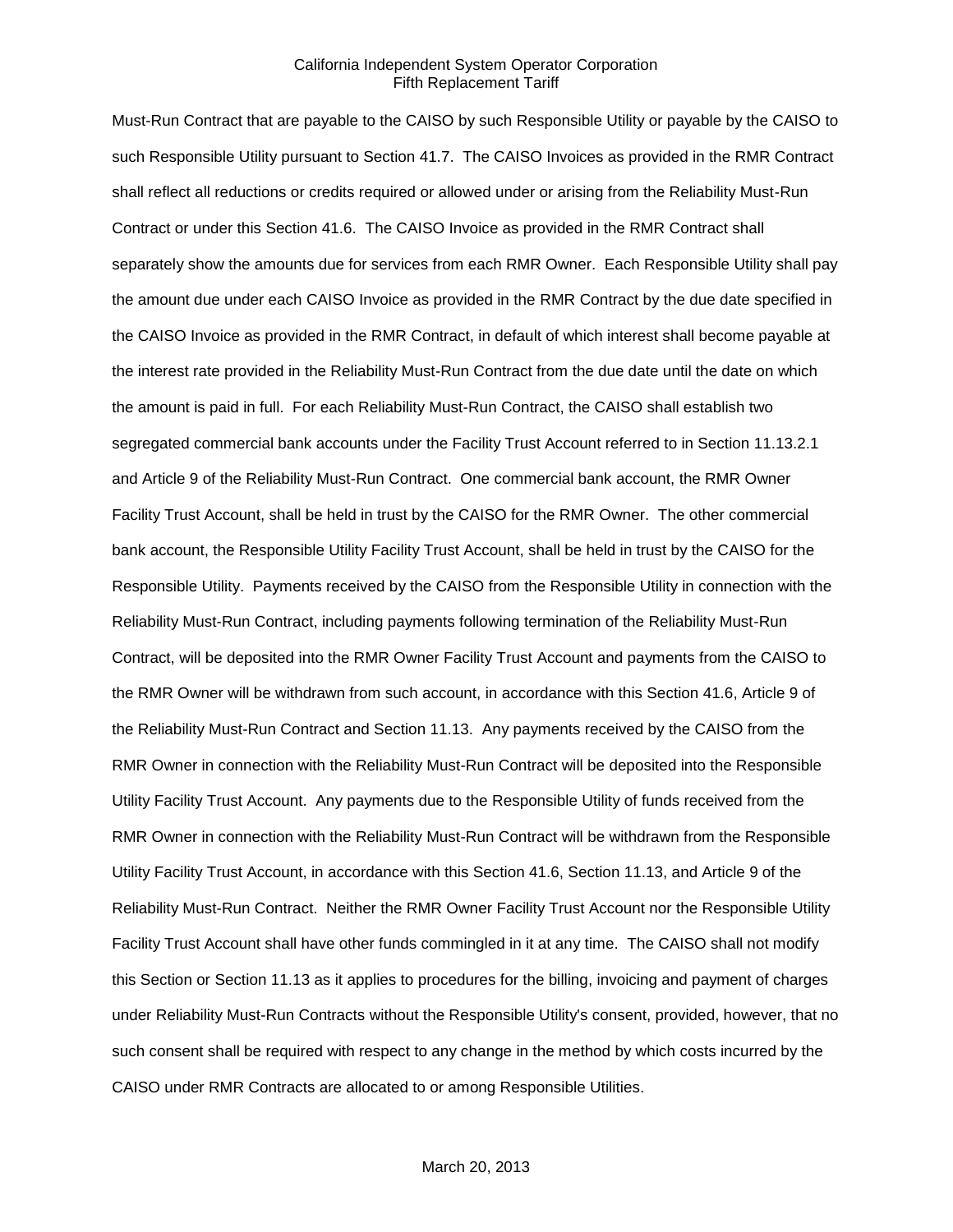Must-Run Contract that are payable to the CAISO by such Responsible Utility or payable by the CAISO to such Responsible Utility pursuant to Section 41.7. The CAISO Invoices as provided in the RMR Contract shall reflect all reductions or credits required or allowed under or arising from the Reliability Must-Run Contract or under this Section 41.6. The CAISO Invoice as provided in the RMR Contract shall separately show the amounts due for services from each RMR Owner. Each Responsible Utility shall pay the amount due under each CAISO Invoice as provided in the RMR Contract by the due date specified in the CAISO Invoice as provided in the RMR Contract, in default of which interest shall become payable at the interest rate provided in the Reliability Must-Run Contract from the due date until the date on which the amount is paid in full. For each Reliability Must-Run Contract, the CAISO shall establish two segregated commercial bank accounts under the Facility Trust Account referred to in Section 11.13.2.1 and Article 9 of the Reliability Must-Run Contract. One commercial bank account, the RMR Owner Facility Trust Account, shall be held in trust by the CAISO for the RMR Owner. The other commercial bank account, the Responsible Utility Facility Trust Account, shall be held in trust by the CAISO for the Responsible Utility. Payments received by the CAISO from the Responsible Utility in connection with the Reliability Must-Run Contract, including payments following termination of the Reliability Must-Run Contract, will be deposited into the RMR Owner Facility Trust Account and payments from the CAISO to the RMR Owner will be withdrawn from such account, in accordance with this Section 41.6, Article 9 of the Reliability Must-Run Contract and Section 11.13. Any payments received by the CAISO from the RMR Owner in connection with the Reliability Must-Run Contract will be deposited into the Responsible Utility Facility Trust Account. Any payments due to the Responsible Utility of funds received from the RMR Owner in connection with the Reliability Must-Run Contract will be withdrawn from the Responsible Utility Facility Trust Account, in accordance with this Section 41.6, Section 11.13, and Article 9 of the Reliability Must-Run Contract. Neither the RMR Owner Facility Trust Account nor the Responsible Utility Facility Trust Account shall have other funds commingled in it at any time. The CAISO shall not modify this Section or Section 11.13 as it applies to procedures for the billing, invoicing and payment of charges under Reliability Must-Run Contracts without the Responsible Utility's consent, provided, however, that no such consent shall be required with respect to any change in the method by which costs incurred by the CAISO under RMR Contracts are allocated to or among Responsible Utilities.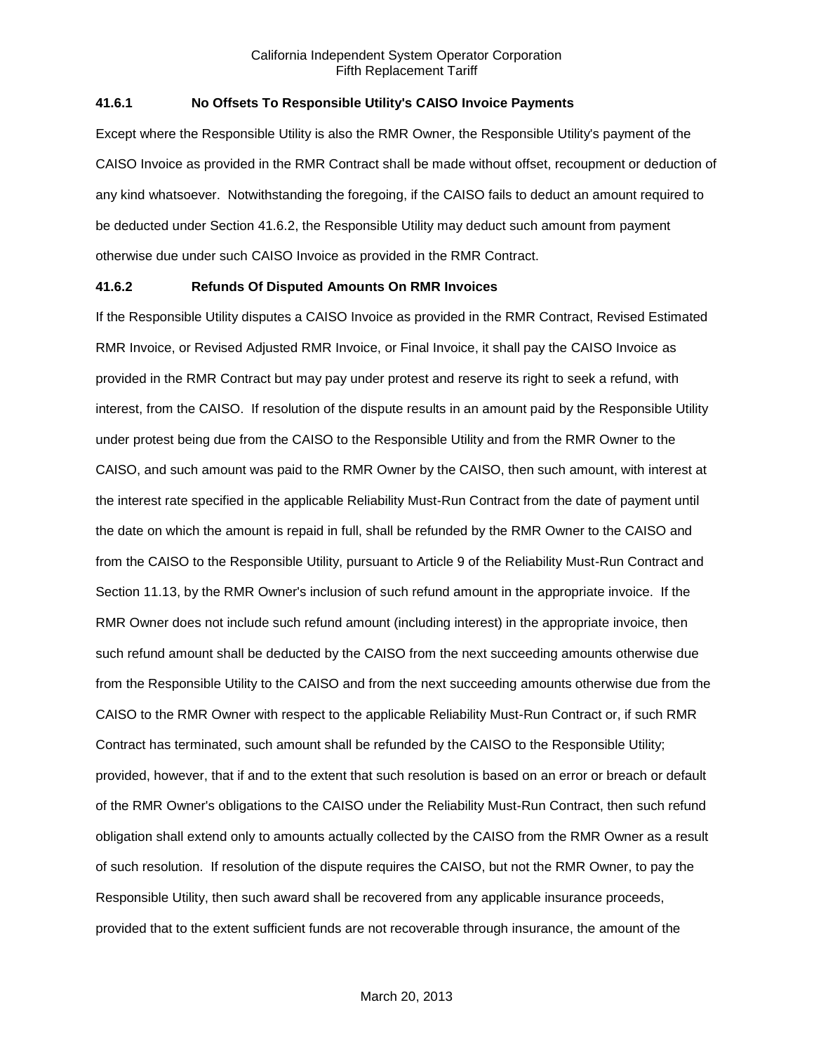### 41.6.1 No Offsets To Responsible Utility's CAISO Invoice Payments

Except where the Responsible Utility is also the RMR Owner, the Responsible Utility's payment of the CAISO Invoice as provided in the RMR Contract shall be made without offset, recoupment or deduction of any kind whatsoever. Notwithstanding the foregoing, if the CAISO fails to deduct an amount required to be deducted under Section 41.6.2, the Responsible Utility may deduct such amount from payment otherwise due under such CAISO Invoice as provided in the RMR Contract.

### 41.6.2 Refunds Of Disputed Amounts On RMR Invoices

If the Responsible Utility disputes a CAISO Invoice as provided in the RMR Contract, Revised Estimated RMR Invoice, or Revised Adjusted RMR Invoice, or Final Invoice, it shall pay the CAISO Invoice as provided in the RMR Contract but may pay under protest and reserve its right to seek a refund, with interest, from the CAISO. If resolution of the dispute results in an amount paid by the Responsible Utility under protest being due from the CAISO to the Responsible Utility and from the RMR Owner to the CAISO, and such amount was paid to the RMR Owner by the CAISO, then such amount, with interest at the interest rate specified in the applicable Reliability Must-Run Contract from the date of payment until the date on which the amount is repaid in full, shall be refunded by the RMR Owner to the CAISO and from the CAISO to the Responsible Utility, pursuant to Article 9 of the Reliability Must-Run Contract and Section 11.13, by the RMR Owner's inclusion of such refund amount in the appropriate invoice. If the RMR Owner does not include such refund amount (including interest) in the appropriate invoice, then such refund amount shall be deducted by the CAISO from the next succeeding amounts otherwise due from the Responsible Utility to the CAISO and from the next succeeding amounts otherwise due from the CAISO to the RMR Owner with respect to the applicable Reliability Must-Run Contract or, if such RMR Contract has terminated, such amount shall be refunded by the CAISO to the Responsible Utility; provided, however, that if and to the extent that such resolution is based on an error or breach or default of the RMR Owner's obligations to the CAISO under the Reliability Must-Run Contract, then such refund obligation shall extend only to amounts actually collected by the CAISO from the RMR Owner as a result of such resolution. If resolution of the dispute requires the CAISO, but not the RMR Owner, to pay the Responsible Utility, then such award shall be recovered from any applicable insurance proceeds, provided that to the extent sufficient funds are not recoverable through insurance, the amount of the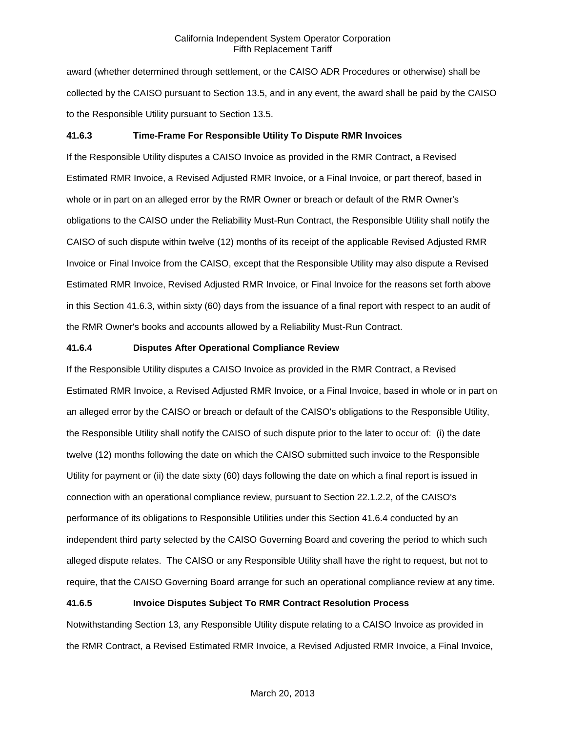award (whether determined through settlement, or the CAISO ADR Procedures or otherwise) shall be collected by the CAISO pursuant to Section 13.5, and in any event, the award shall be paid by the CAISO to the Responsible Utility pursuant to Section 13.5.

**41.6.3 Time-Frame For Responsible Utility To Dispute RMR Invoices**

If the Responsible Utility disputes a CAISO Invoice as provided in the RMR Contract, a Revised Estimated RMR Invoice, a Revised Adjusted RMR Invoice, or a Final Invoice, or part thereof, based in whole or in part on an alleged error by the RMR Owner or breach or default of the RMR Owner's obligations to the CAISO under the Reliability Must-Run Contract, the Responsible Utility shall notify the CAISO of such dispute within twelve (12) months of its receipt of the applicable Revised Adjusted RMR Invoice or Final Invoice from the CAISO, except that the Responsible Utility may also dispute a Revised Estimated RMR Invoice, Revised Adjusted RMR Invoice, or Final Invoice for the reasons set forth above in this Section 41.6.3, within sixty (60) days from the issuance of a final report with respect to an audit of the RMR Owner's books and accounts allowed by a Reliability Must-Run Contract.

**41.6.4 Disputes After Operational Compliance Review**

If the Responsible Utility disputes a CAISO Invoice as provided in the RMR Contract, a Revised Estimated RMR Invoice, a Revised Adjusted RMR Invoice, or a Final Invoice, based in whole or in part on an alleged error by the CAISO or breach or default of the CAISO's obligations to the Responsible Utility, the Responsible Utility shall notify the CAISO of such dispute prior to the later to occur of: (i) the date twelve (12) months following the date on which the CAISO submitted such invoice to the Responsible Utility for payment or (ii) the date sixty (60) days following the date on which a final report is issued in connection with an operational compliance review, pursuant to Section 22.1.2.2, of the CAISO's performance of its obligations to Responsible Utilities under this Section 41.6.4 conducted by an independent third party selected by the CAISO Governing Board and covering the period to which such alleged dispute relates. The CAISO or any Responsible Utility shall have the right to request, but not to require, that the CAISO Governing Board arrange for such an operational compliance review at any time.

**41.6.5 Invoice Disputes Subject To RMR Contract Resolution Process**

Notwithstanding Section 13, any Responsible Utility dispute relating to a CAISO Invoice as provided in the RMR Contract, a Revised Estimated RMR Invoice, a Revised Adjusted RMR Invoice, a Final Invoice,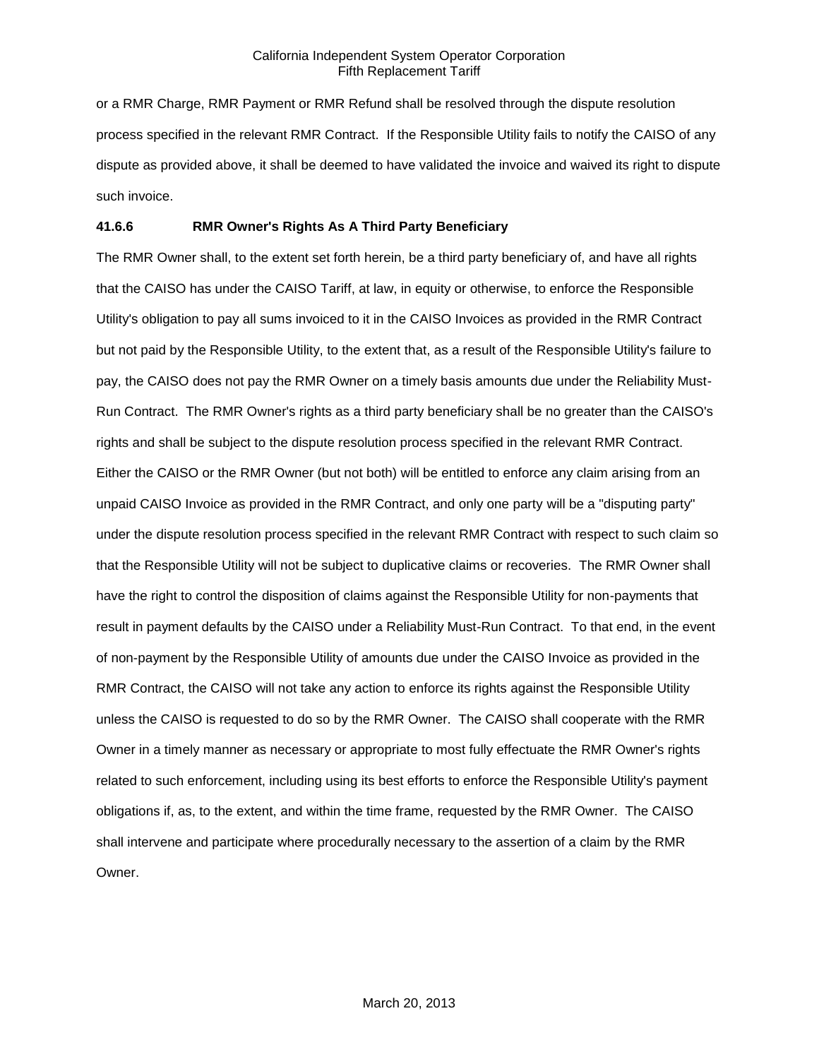or a RMR Charge, RMR Payment or RMR Refund shall be resolved through the dispute resolution process specified in the relevant RMR Contract. If the Responsible Utility fails to notify the CAISO of any dispute as provided above, it shall be deemed to have validated the invoice and waived its right to dispute such invoice.

### 41.6.6 RMR Owner's Rights As A Third Party Beneficiary

The RMR Owner shall, to the extent set forth herein, be a third party beneficiary of, and have all rights that the CAISO has under the CAISO Tariff, at law, in equity or otherwise, to enforce the Responsible Utility's obligation to pay all sums invoiced to it in the CAISO Invoices as provided in the RMR Contract but not paid by the Responsible Utility, to the extent that, as a result of the Responsible Utility's failure to pay, the CAISO does not pay the RMR Owner on a timely basis amounts due under the Reliability Must-Run Contract. The RMR Owner's rights as a third party beneficiary shall be no greater than the CAISO's rights and shall be subject to the dispute resolution process specified in the relevant RMR Contract. Either the CAISO or the RMR Owner (but not both) will be entitled to enforce any claim arising from an unpaid CAISO Invoice as provided in the RMR Contract, and only one party will be a "disputing party" under the dispute resolution process specified in the relevant RMR Contract with respect to such claim so that the Responsible Utility will not be subject to duplicative claims or recoveries. The RMR Owner shall have the right to control the disposition of claims against the Responsible Utility for non-payments that result in payment defaults by the CAISO under a Reliability Must-Run Contract. To that end, in the event of non-payment by the Responsible Utility of amounts due under the CAISO Invoice as provided in the RMR Contract, the CAISO will not take any action to enforce its rights against the Responsible Utility unless the CAISO is requested to do so by the RMR Owner. The CAISO shall cooperate with the RMR Owner in a timely manner as necessary or appropriate to most fully effectuate the RMR Owner's rights related to such enforcement, including using its best efforts to enforce the Responsible Utility's payment obligations if, as, to the extent, and within the time frame, requested by the RMR Owner. The CAISO shall intervene and participate where procedurally necessary to the assertion of a claim by the RMR Owner.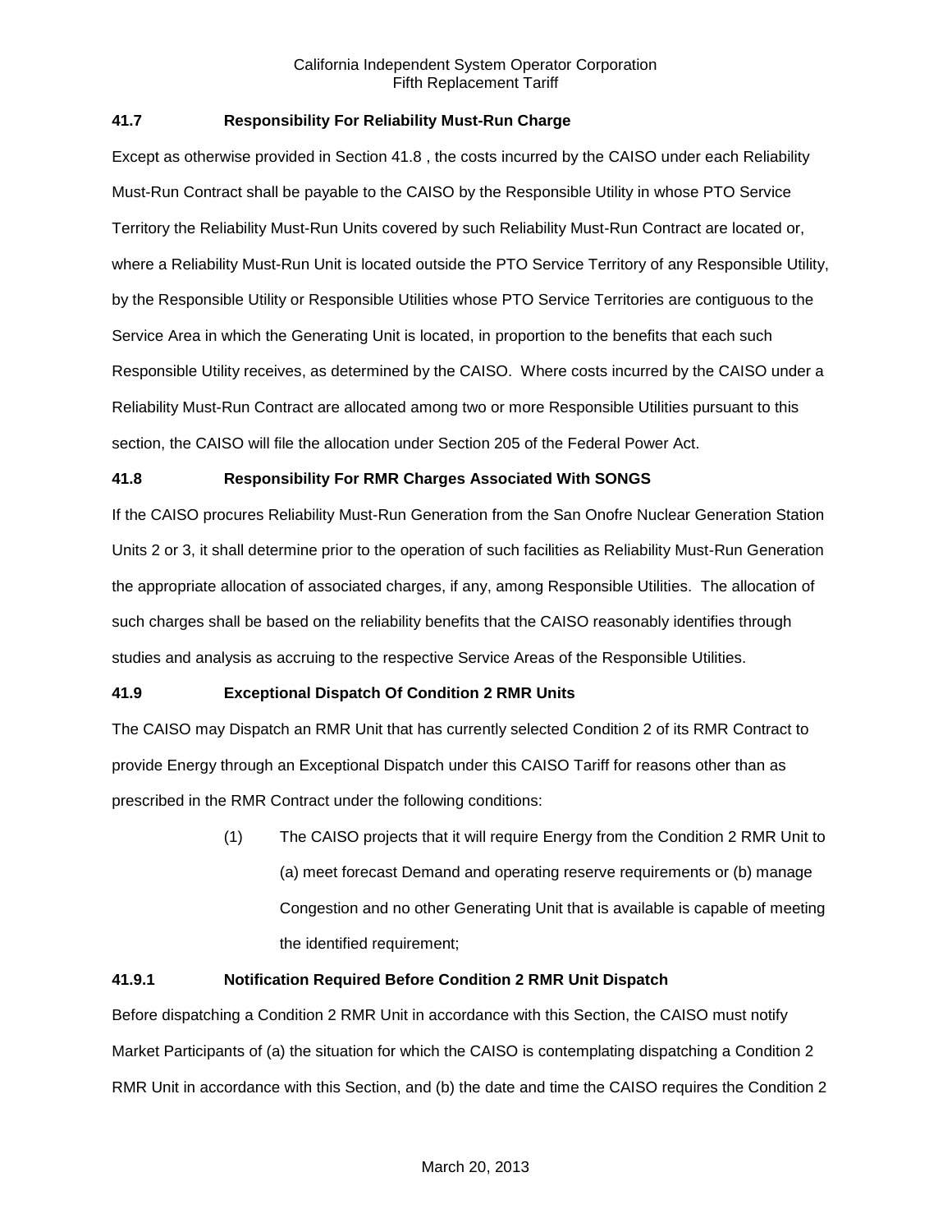### 41.7 Responsibility For Reliability Must-Run Charge

Except as otherwise provided in Section 41.8 , the costs incurred by the CAISO under each Reliability Must-Run Contract shall be payable to the CAISO by the Responsible Utility in whose PTO Service Territory the Reliability Must-Run Units covered by such Reliability Must-Run Contract are located or, where a Reliability Must-Run Unit is located outside the PTO Service Territory of any Responsible Utility, by the Responsible Utility or Responsible Utilities whose PTO Service Territories are contiguous to the Service Area in which the Generating Unit is located, in proportion to the benefits that each such Responsible Utility receives, as determined by the CAISO. Where costs incurred by the CAISO under a Reliability Must-Run Contract are allocated among two or more Responsible Utilities pursuant to this section, the CAISO will file the allocation under Section 205 of the Federal Power Act.

### 41.8 Responsibility For RMR Charges Associated With SONGS

If the CAISO procures Reliability Must-Run Generation from the San Onofre Nuclear Generation Station Units 2 or 3, it shall determine prior to the operation of such facilities as Reliability Must-Run Generation the appropriate allocation of associated charges, if any, among Responsible Utilities. The allocation of such charges shall be based on the reliability benefits that the CAISO reasonably identifies through studies and analysis as accruing to the respective Service Areas of the Responsible Utilities.

### 41.9 Exceptional Dispatch Of Condition 2 RMR Units

The CAISO may Dispatch an RMR Unit that has currently selected Condition 2 of its RMR Contract to provide Energy through an Exceptional Dispatch under this CAISO Tariff for reasons other than as prescribed in the RMR Contract under the following conditions:

(1) The CAISO projects that it will require Energy from the Condition 2 RMR Unit to (a) meet forecast Demand and operating reserve requirements or (b) manage Congestion and no other Generating Unit that is available is capable of meeting the identified requirement;

#### 41.9.1 Notification Required Before Condition 2 RMR Unit Dispatch

Before dispatching a Condition 2 RMR Unit in accordance with this Section, the CAISO must notify Market Participants of (a) the situation for which the CAISO is contemplating dispatching a Condition 2 RMR Unit in accordance with this Section, and (b) the date and time the CAISO requires the Condition 2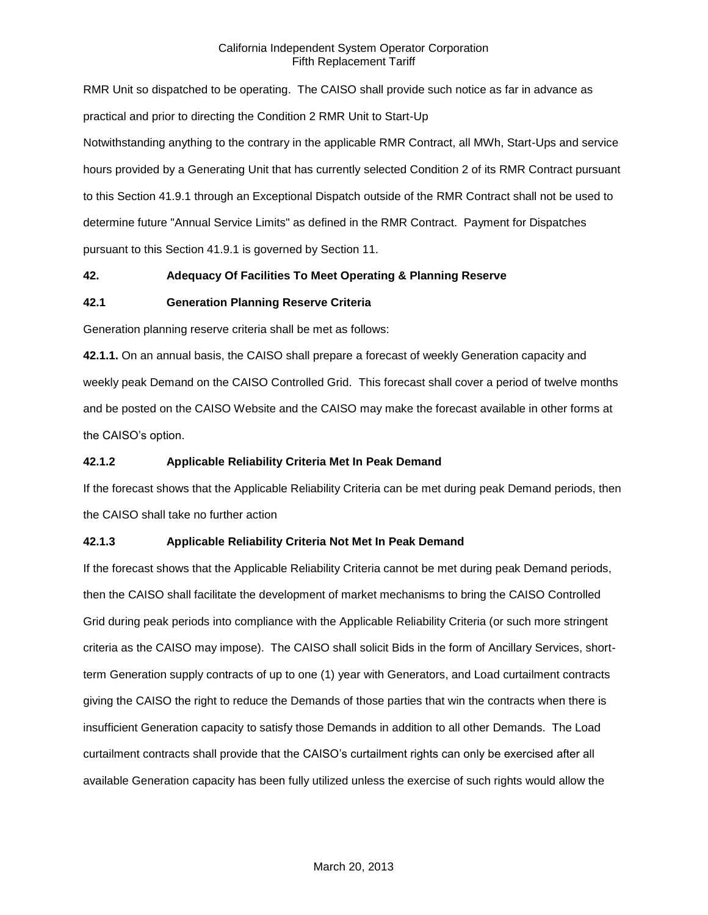RMR Unit so dispatched to be operating. The CAISO shall provide such notice as far in advance as practical and prior to directing the Condition 2 RMR Unit to Start-Up

Notwithstanding anything to the contrary in the applicable RMR Contract, all MWh, Start-Ups and service hours provided by a Generating Unit that has currently selected Condition 2 of its RMR Contract pursuant to this Section 41.9.1 through an Exceptional Dispatch outside of the RMR Contract shall not be used to determine future "Annual Service Limits" as defined in the RMR Contract. Payment for Dispatches pursuant to this Section 41.9.1 is governed by Section 11.

## 42. Adequacy Of Facilities To Meet Operating & Planning Reserve

### 42.1 Generation Planning Reserve Criteria

Generation planning reserve criteria shall be met as follows:

**42.1.1.** On an annual basis, the CAISO shall prepare a forecast of weekly Generation capacity and weekly peak Demand on the CAISO Controlled Grid. This forecast shall cover a period of twelve months and be posted on the CAISO Website and the CAISO may make the forecast available in other forms at the CAISO's option.

### 42.1.2 Applicable Reliability Criteria Met In Peak Demand

If the forecast shows that the Applicable Reliability Criteria can be met during peak Demand periods, then the CAISO shall take no further action

### 42.1.3 Applicable Reliability Criteria Not Met In Peak Demand

If the forecast shows that the Applicable Reliability Criteria cannot be met during peak Demand periods, then the CAISO shall facilitate the development of market mechanisms to bring the CAISO Controlled Grid during peak periods into compliance with the Applicable Reliability Criteria (or such more stringent criteria as the CAISO may impose). The CAISO shall solicit Bids in the form of Ancillary Services, short-term Generation supply contracts of up to one (1) year with Generators, and Load curtailment contracts giving the CAISO the right to reduce the Demands of those parties that win the contracts when there is insufficient Generation capacity to satisfy those Demands in addition to all other Demands. The Load curtailment contracts shall provide that the CAISO's curtailment rights can only be exercised after all available Generation capacity has been fully utilized unless the exercise of such rights would allow the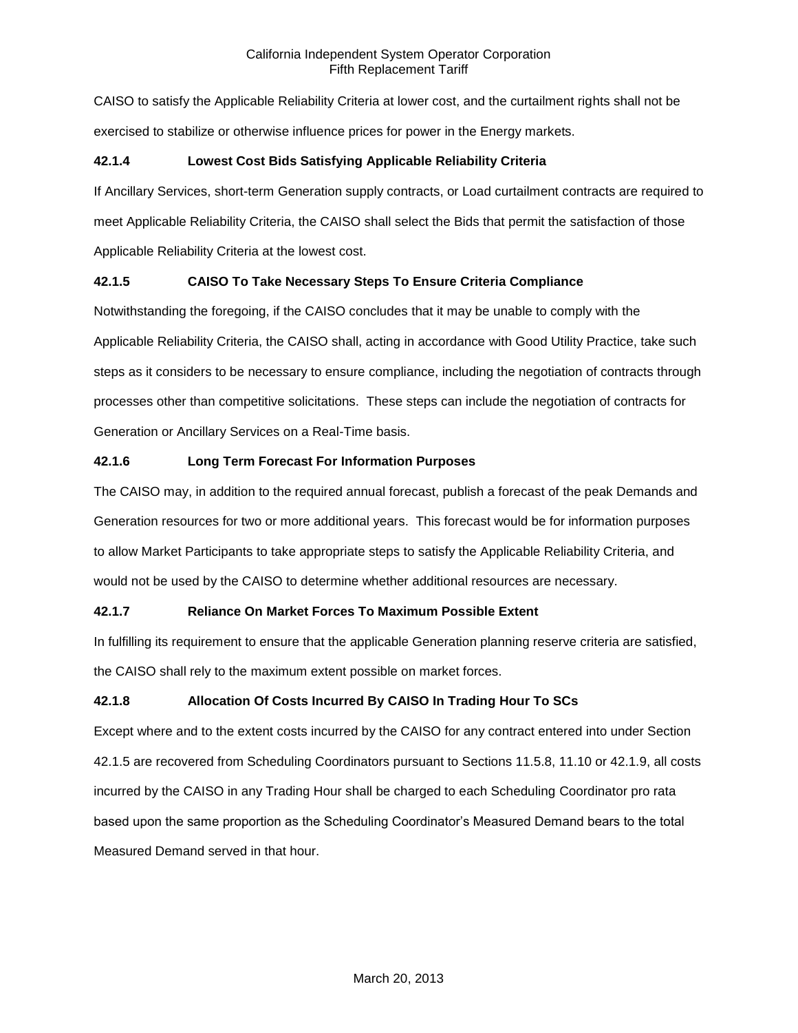CAISO to satisfy the Applicable Reliability Criteria at lower cost, and the curtailment rights shall not be exercised to stabilize or otherwise influence prices for power in the Energy markets.

### 42.1.4 Lowest Cost Bids Satisfying Applicable Reliability Criteria

If Ancillary Services, short-term Generation supply contracts, or Load curtailment contracts are required to meet Applicable Reliability Criteria, the CAISO shall select the Bids that permit the satisfaction of those Applicable Reliability Criteria at the lowest cost.

### 42.1.5 CAISO To Take Necessary Steps To Ensure Criteria Compliance

Notwithstanding the foregoing, if the CAISO concludes that it may be unable to comply with the Applicable Reliability Criteria, the CAISO shall, acting in accordance with Good Utility Practice, take such steps as it considers to be necessary to ensure compliance, including the negotiation of contracts through processes other than competitive solicitations. These steps can include the negotiation of contracts for Generation or Ancillary Services on a Real-Time basis.

### 42.1.6 Long Term Forecast For Information Purposes

The CAISO may, in addition to the required annual forecast, publish a forecast of the peak Demands and Generation resources for two or more additional years. This forecast would be for information purposes to allow Market Participants to take appropriate steps to satisfy the Applicable Reliability Criteria, and would not be used by the CAISO to determine whether additional resources are necessary.

### 42.1.7 Reliance On Market Forces To Maximum Possible Extent

In fulfilling its requirement to ensure that the applicable Generation planning reserve criteria are satisfied, the CAISO shall rely to the maximum extent possible on market forces.

### 42.1.8 Allocation Of Costs Incurred By CAISO In Trading Hour To SCs

Except where and to the extent costs incurred by the CAISO for any contract entered into under Section 42.1.5 are recovered from Scheduling Coordinators pursuant to Sections 11.5.8, 11.10 or 42.1.9, all costs incurred by the CAISO in any Trading Hour shall be charged to each Scheduling Coordinator pro rata based upon the same proportion as the Scheduling Coordinator's Measured Demand bears to the total Measured Demand served in that hour.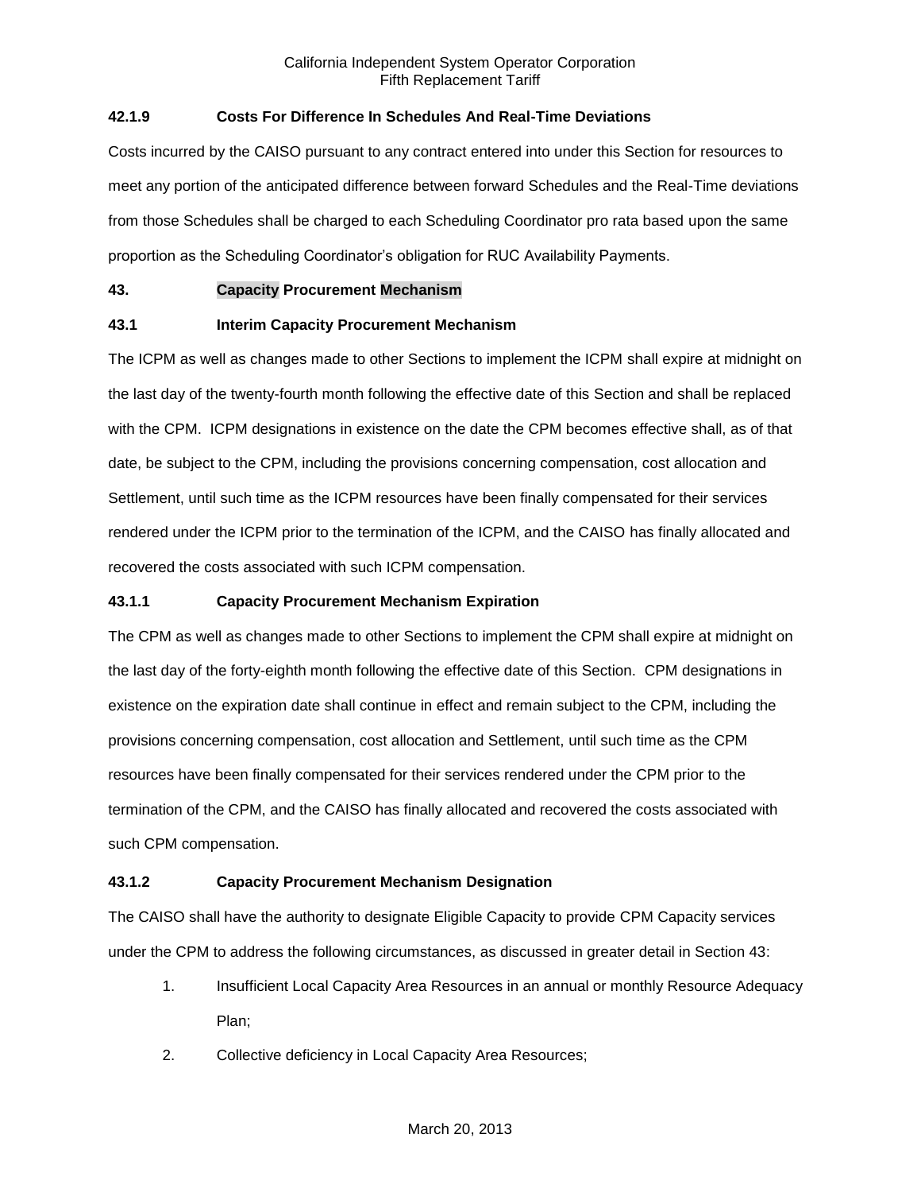### 42.1.9 Costs For Difference In Schedules And Real-Time Deviations

Costs incurred by the CAISO pursuant to any contract entered into under this Section for resources to meet any portion of the anticipated difference between forward Schedules and the Real-Time deviations from those Schedules shall be charged to each Scheduling Coordinator pro rata based upon the same proportion as the Scheduling Coordinator's obligation for RUC Availability Payments.

## 43. Capacity Procurement Mechanism

### 43.1 Interim Capacity Procurement Mechanism

The ICPM as well as changes made to other Sections to implement the ICPM shall expire at midnight on the last day of the twenty-fourth month following the effective date of this Section and shall be replaced with the CPM. ICPM designations in existence on the date the CPM becomes effective shall, as of that date, be subject to the CPM, including the provisions concerning compensation, cost allocation and Settlement, until such time as the ICPM resources have been finally compensated for their services rendered under the ICPM prior to the termination of the ICPM, and the CAISO has finally allocated and recovered the costs associated with such ICPM compensation.

### 43.1.1 Capacity Procurement Mechanism Expiration

The CPM as well as changes made to other Sections to implement the CPM shall expire at midnight on the last day of the forty-eighth month following the effective date of this Section. CPM designations in existence on the expiration date shall continue in effect and remain subject to the CPM, including the provisions concerning compensation, cost allocation and Settlement, until such time as the CPM resources have been finally compensated for their services rendered under the CPM prior to the termination of the CPM, and the CAISO has finally allocated and recovered the costs associated with such CPM compensation.

### 43.1.2 Capacity Procurement Mechanism Designation

The CAISO shall have the authority to designate Eligible Capacity to provide CPM Capacity services under the CPM to address the following circumstances, as discussed in greater detail in Section 43:

1. Insufficient Local Capacity Area Resources in an annual or monthly Resource Adequacy Plan;
2. Collective deficiency in Local Capacity Area Resources;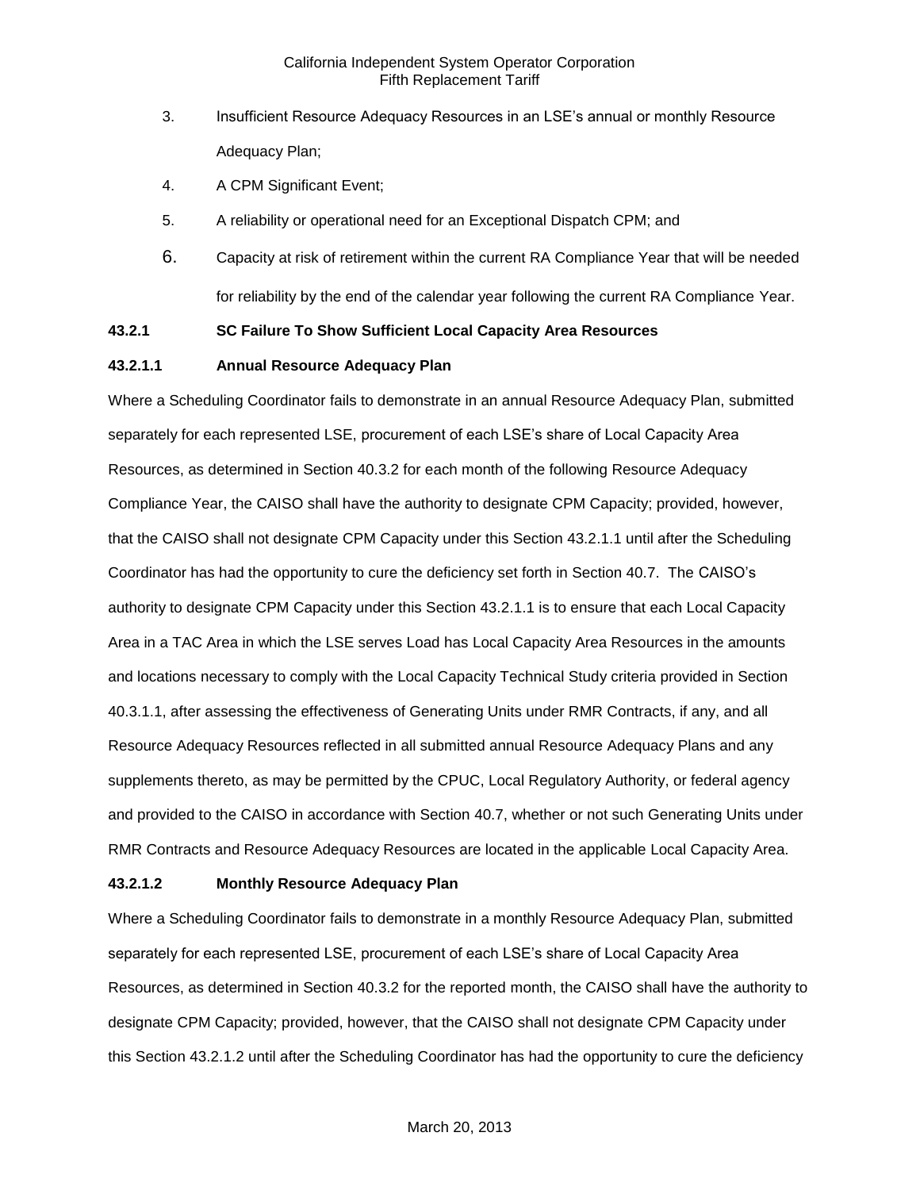3. Insufficient Resource Adequacy Resources in an LSE's annual or monthly Resource Adequacy Plan;
4. A CPM Significant Event;
5. A reliability or operational need for an Exceptional Dispatch CPM; and
6. Capacity at risk of retirement within the current RA Compliance Year that will be needed for reliability by the end of the calendar year following the current RA Compliance Year.

**43.2.1 SC Failure To Show Sufficient Local Capacity Area Resources**

**43.2.1.1 Annual Resource Adequacy Plan**

Where a Scheduling Coordinator fails to demonstrate in an annual Resource Adequacy Plan, submitted separately for each represented LSE, procurement of each LSE's share of Local Capacity Area Resources, as determined in Section 40.3.2 for each month of the following Resource Adequacy Compliance Year, the CAISO shall have the authority to designate CPM Capacity; provided, however, that the CAISO shall not designate CPM Capacity under this Section 43.2.1.1 until after the Scheduling Coordinator has had the opportunity to cure the deficiency set forth in Section 40.7. The CAISO's authority to designate CPM Capacity under this Section 43.2.1.1 is to ensure that each Local Capacity Area in a TAC Area in which the LSE serves Load has Local Capacity Area Resources in the amounts and locations necessary to comply with the Local Capacity Technical Study criteria provided in Section 40.3.1.1, after assessing the effectiveness of Generating Units under RMR Contracts, if any, and all Resource Adequacy Resources reflected in all submitted annual Resource Adequacy Plans and any supplements thereto, as may be permitted by the CPUC, Local Regulatory Authority, or federal agency and provided to the CAISO in accordance with Section 40.7, whether or not such Generating Units under RMR Contracts and Resource Adequacy Resources are located in the applicable Local Capacity Area.

**43.2.1.2 Monthly Resource Adequacy Plan**

Where a Scheduling Coordinator fails to demonstrate in a monthly Resource Adequacy Plan, submitted separately for each represented LSE, procurement of each LSE's share of Local Capacity Area Resources, as determined in Section 40.3.2 for the reported month, the CAISO shall have the authority to designate CPM Capacity; provided, however, that the CAISO shall not designate CPM Capacity under this Section 43.2.1.2 until after the Scheduling Coordinator has had the opportunity to cure the deficiency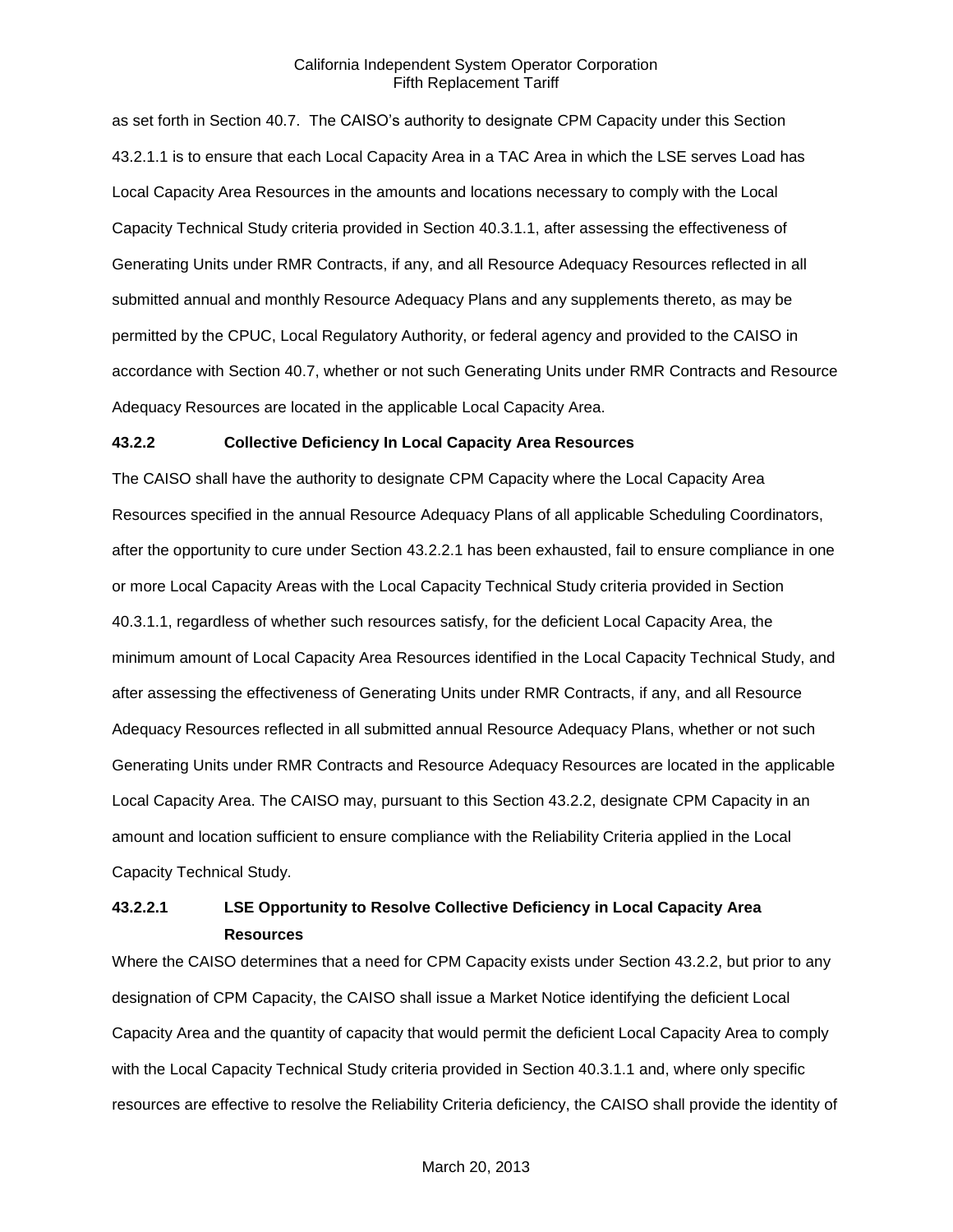as set forth in Section 40.7. The CAISO's authority to designate CPM Capacity under this Section 43.2.1.1 is to ensure that each Local Capacity Area in a TAC Area in which the LSE serves Load has Local Capacity Area Resources in the amounts and locations necessary to comply with the Local Capacity Technical Study criteria provided in Section 40.3.1.1, after assessing the effectiveness of Generating Units under RMR Contracts, if any, and all Resource Adequacy Resources reflected in all submitted annual and monthly Resource Adequacy Plans and any supplements thereto, as may be permitted by the CPUC, Local Regulatory Authority, or federal agency and provided to the CAISO in accordance with Section 40.7, whether or not such Generating Units under RMR Contracts and Resource Adequacy Resources are located in the applicable Local Capacity Area.

### 43.2.2 Collective Deficiency In Local Capacity Area Resources

The CAISO shall have the authority to designate CPM Capacity where the Local Capacity Area Resources specified in the annual Resource Adequacy Plans of all applicable Scheduling Coordinators, after the opportunity to cure under Section 43.2.2.1 has been exhausted, fail to ensure compliance in one or more Local Capacity Areas with the Local Capacity Technical Study criteria provided in Section 40.3.1.1, regardless of whether such resources satisfy, for the deficient Local Capacity Area, the minimum amount of Local Capacity Area Resources identified in the Local Capacity Technical Study, and after assessing the effectiveness of Generating Units under RMR Contracts, if any, and all Resource Adequacy Resources reflected in all submitted annual Resource Adequacy Plans, whether or not such Generating Units under RMR Contracts and Resource Adequacy Resources are located in the applicable Local Capacity Area. The CAISO may, pursuant to this Section 43.2.2, designate CPM Capacity in an amount and location sufficient to ensure compliance with the Reliability Criteria applied in the Local Capacity Technical Study.

#### 43.2.2.1 LSE Opportunity to Resolve Collective Deficiency in Local Capacity Area Resources

Where the CAISO determines that a need for CPM Capacity exists under Section 43.2.2, but prior to any designation of CPM Capacity, the CAISO shall issue a Market Notice identifying the deficient Local Capacity Area and the quantity of capacity that would permit the deficient Local Capacity Area to comply with the Local Capacity Technical Study criteria provided in Section 40.3.1.1 and, where only specific resources are effective to resolve the Reliability Criteria deficiency, the CAISO shall provide the identity of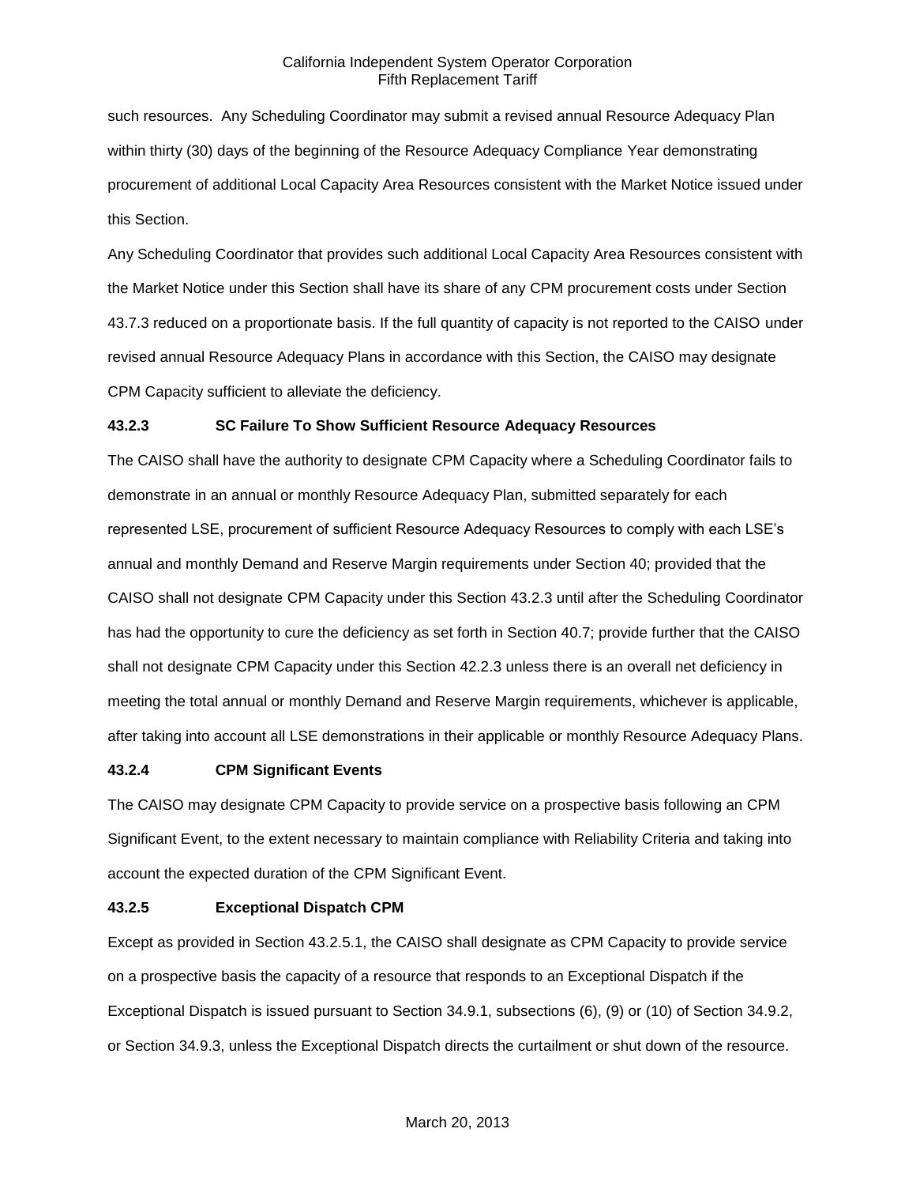such resources. Any Scheduling Coordinator may submit a revised annual Resource Adequacy Plan within thirty (30) days of the beginning of the Resource Adequacy Compliance Year demonstrating procurement of additional Local Capacity Area Resources consistent with the Market Notice issued under this Section.

Any Scheduling Coordinator that provides such additional Local Capacity Area Resources consistent with the Market Notice under this Section shall have its share of any CPM procurement costs under Section 43.7.3 reduced on a proportionate basis. If the full quantity of capacity is not reported to the CAISO under revised annual Resource Adequacy Plans in accordance with this Section, the CAISO may designate CPM Capacity sufficient to alleviate the deficiency.

**43.2.3 SC Failure To Show Sufficient Resource Adequacy Resources**

The CAISO shall have the authority to designate CPM Capacity where a Scheduling Coordinator fails to demonstrate in an annual or monthly Resource Adequacy Plan, submitted separately for each represented LSE, procurement of sufficient Resource Adequacy Resources to comply with each LSE's annual and monthly Demand and Reserve Margin requirements under Section 40; provided that the CAISO shall not designate CPM Capacity under this Section 43.2.3 until after the Scheduling Coordinator has had the opportunity to cure the deficiency as set forth in Section 40.7; provide further that the CAISO shall not designate CPM Capacity under this Section 42.2.3 unless there is an overall net deficiency in meeting the total annual or monthly Demand and Reserve Margin requirements, whichever is applicable, after taking into account all LSE demonstrations in their applicable or monthly Resource Adequacy Plans.

**43.2.4 CPM Significant Events**

The CAISO may designate CPM Capacity to provide service on a prospective basis following an CPM Significant Event, to the extent necessary to maintain compliance with Reliability Criteria and taking into account the expected duration of the CPM Significant Event.

**43.2.5 Exceptional Dispatch CPM**

Except as provided in Section 43.2.5.1, the CAISO shall designate as CPM Capacity to provide service on a prospective basis the capacity of a resource that responds to an Exceptional Dispatch if the Exceptional Dispatch is issued pursuant to Section 34.9.1, subsections (6), (9) or (10) of Section 34.9.2, or Section 34.9.3, unless the Exceptional Dispatch directs the curtailment or shut down of the resource.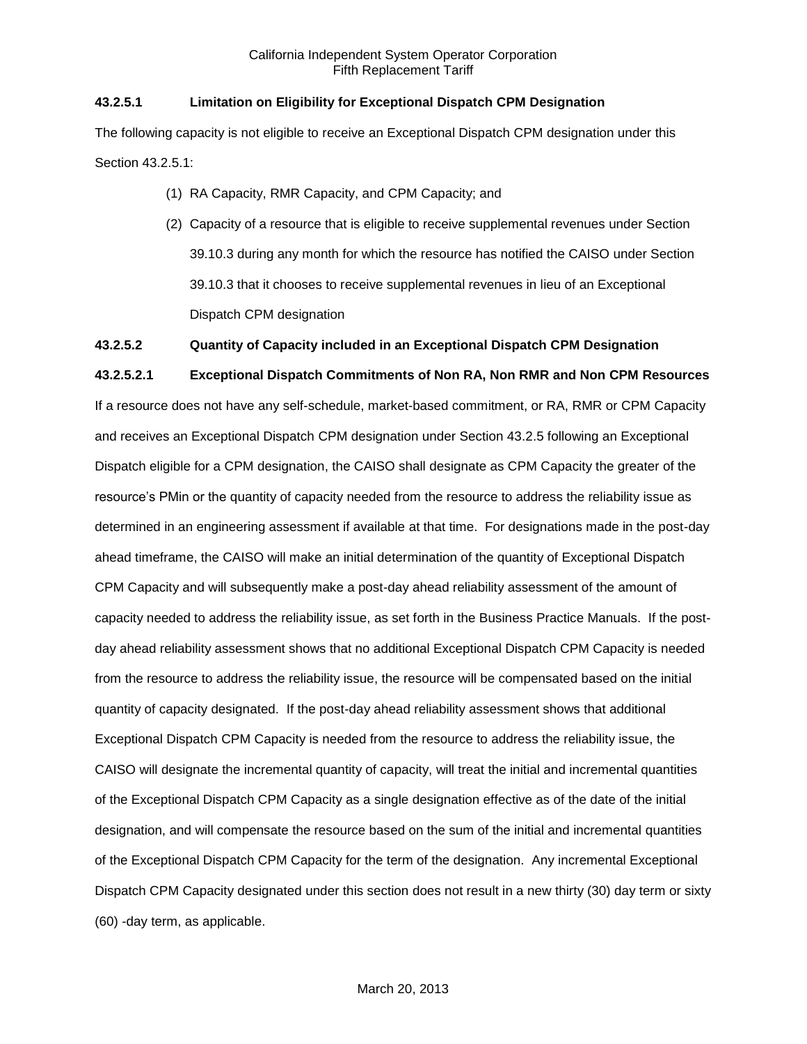### 43.2.5.1 Limitation on Eligibility for Exceptional Dispatch CPM Designation

The following capacity is not eligible to receive an Exceptional Dispatch CPM designation under this Section 43.2.5.1:

(1) RA Capacity, RMR Capacity, and CPM Capacity; and

(2) Capacity of a resource that is eligible to receive supplemental revenues under Section 39.10.3 during any month for which the resource has notified the CAISO under Section 39.10.3 that it chooses to receive supplemental revenues in lieu of an Exceptional Dispatch CPM designation

### 43.2.5.2 Quantity of Capacity included in an Exceptional Dispatch CPM Designation

#### 43.2.5.2.1 Exceptional Dispatch Commitments of Non RA, Non RMR and Non CPM Resources

If a resource does not have any self-schedule, market-based commitment, or RA, RMR or CPM Capacity and receives an Exceptional Dispatch CPM designation under Section 43.2.5 following an Exceptional Dispatch eligible for a CPM designation, the CAISO shall designate as CPM Capacity the greater of the resource's PMin or the quantity of capacity needed from the resource to address the reliability issue as determined in an engineering assessment if available at that time. For designations made in the post-day ahead timeframe, the CAISO will make an initial determination of the quantity of Exceptional Dispatch CPM Capacity and will subsequently make a post-day ahead reliability assessment of the amount of capacity needed to address the reliability issue, as set forth in the Business Practice Manuals. If the post-day ahead reliability assessment shows that no additional Exceptional Dispatch CPM Capacity is needed from the resource to address the reliability issue, the resource will be compensated based on the initial quantity of capacity designated. If the post-day ahead reliability assessment shows that additional Exceptional Dispatch CPM Capacity is needed from the resource to address the reliability issue, the CAISO will designate the incremental quantity of capacity, will treat the initial and incremental quantities of the Exceptional Dispatch CPM Capacity as a single designation effective as of the date of the initial designation, and will compensate the resource based on the sum of the initial and incremental quantities of the Exceptional Dispatch CPM Capacity for the term of the designation. Any incremental Exceptional Dispatch CPM Capacity designated under this section does not result in a new thirty (30) day term or sixty (60) -day term, as applicable.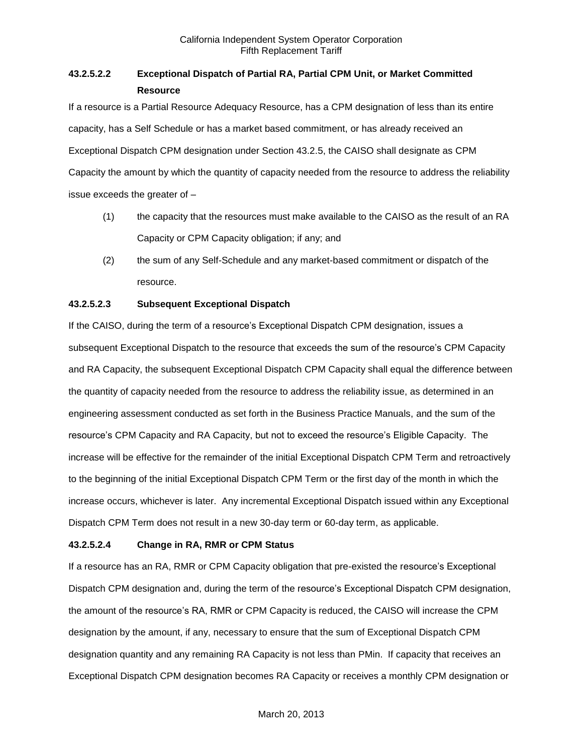#### 43.2.5.2.2 Exceptional Dispatch of Partial RA, Partial CPM Unit, or Market Committed Resource

If a resource is a Partial Resource Adequacy Resource, has a CPM designation of less than its entire capacity, has a Self Schedule or has a market based commitment, or has already received an Exceptional Dispatch CPM designation under Section 43.2.5, the CAISO shall designate as CPM Capacity the amount by which the quantity of capacity needed from the resource to address the reliability issue exceeds the greater of –

(1) the capacity that the resources must make available to the CAISO as the result of an RA Capacity or CPM Capacity obligation; if any; and

(2) the sum of any Self-Schedule and any market-based commitment or dispatch of the resource.

#### 43.2.5.2.3 Subsequent Exceptional Dispatch

If the CAISO, during the term of a resource's Exceptional Dispatch CPM designation, issues a subsequent Exceptional Dispatch to the resource that exceeds the sum of the resource's CPM Capacity and RA Capacity, the subsequent Exceptional Dispatch CPM Capacity shall equal the difference between the quantity of capacity needed from the resource to address the reliability issue, as determined in an engineering assessment conducted as set forth in the Business Practice Manuals, and the sum of the resource's CPM Capacity and RA Capacity, but not to exceed the resource's Eligible Capacity. The increase will be effective for the remainder of the initial Exceptional Dispatch CPM Term and retroactively to the beginning of the initial Exceptional Dispatch CPM Term or the first day of the month in which the increase occurs, whichever is later. Any incremental Exceptional Dispatch issued within any Exceptional Dispatch CPM Term does not result in a new 30-day term or 60-day term, as applicable.

#### 43.2.5.2.4 Change in RA, RMR or CPM Status

If a resource has an RA, RMR or CPM Capacity obligation that pre-existed the resource's Exceptional Dispatch CPM designation and, during the term of the resource's Exceptional Dispatch CPM designation, the amount of the resource's RA, RMR or CPM Capacity is reduced, the CAISO will increase the CPM designation by the amount, if any, necessary to ensure that the sum of Exceptional Dispatch CPM designation quantity and any remaining RA Capacity is not less than PMin. If capacity that receives an Exceptional Dispatch CPM designation becomes RA Capacity or receives a monthly CPM designation or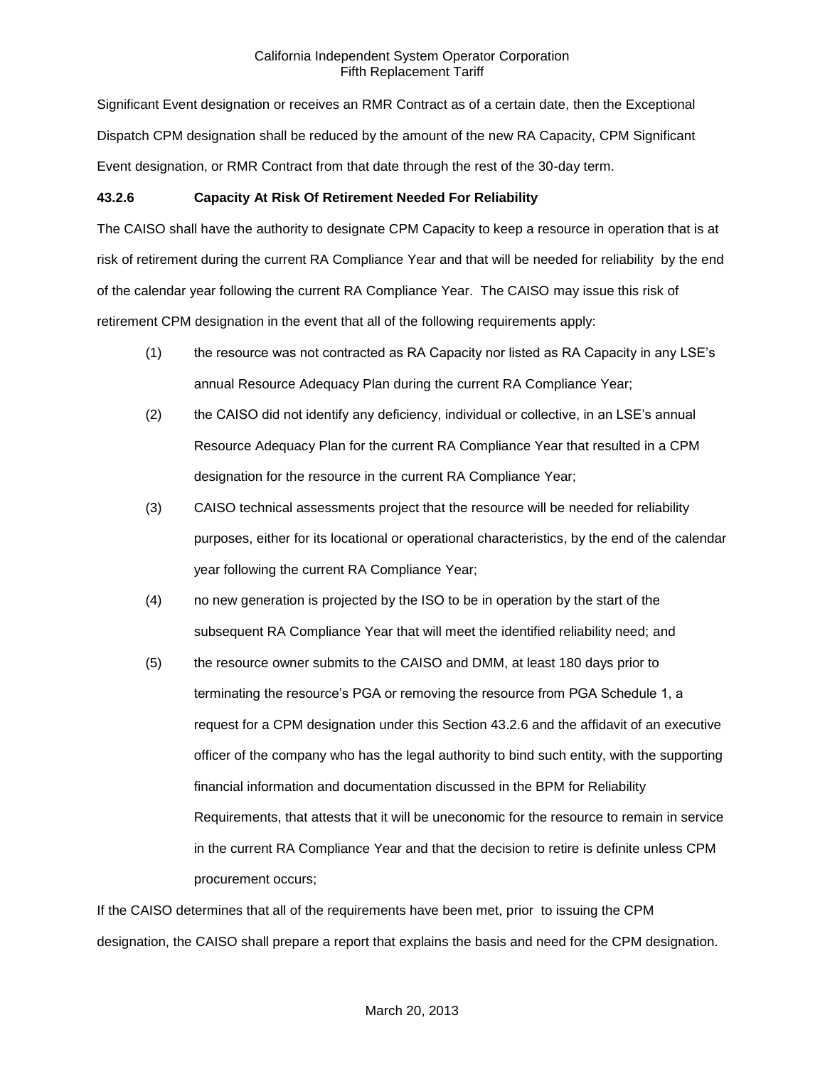Significant Event designation or receives an RMR Contract as of a certain date, then the Exceptional Dispatch CPM designation shall be reduced by the amount of the new RA Capacity, CPM Significant Event designation, or RMR Contract from that date through the rest of the 30-day term.

### 43.2.6 Capacity At Risk Of Retirement Needed For Reliability

The CAISO shall have the authority to designate CPM Capacity to keep a resource in operation that is at risk of retirement during the current RA Compliance Year and that will be needed for reliability by the end of the calendar year following the current RA Compliance Year. The CAISO may issue this risk of retirement CPM designation in the event that all of the following requirements apply:

(1) the resource was not contracted as RA Capacity nor listed as RA Capacity in any LSE's annual Resource Adequacy Plan during the current RA Compliance Year;

(2) the CAISO did not identify any deficiency, individual or collective, in an LSE's annual Resource Adequacy Plan for the current RA Compliance Year that resulted in a CPM designation for the resource in the current RA Compliance Year;

(3) CAISO technical assessments project that the resource will be needed for reliability purposes, either for its locational or operational characteristics, by the end of the calendar year following the current RA Compliance Year;

(4) no new generation is projected by the ISO to be in operation by the start of the subsequent RA Compliance Year that will meet the identified reliability need; and

(5) the resource owner submits to the CAISO and DMM, at least 180 days prior to terminating the resource's PGA or removing the resource from PGA Schedule 1, a request for a CPM designation under this Section 43.2.6 and the affidavit of an executive officer of the company who has the legal authority to bind such entity, with the supporting financial information and documentation discussed in the BPM for Reliability Requirements, that attests that it will be uneconomic for the resource to remain in service in the current RA Compliance Year and that the decision to retire is definite unless CPM procurement occurs;

If the CAISO determines that all of the requirements have been met, prior to issuing the CPM designation, the CAISO shall prepare a report that explains the basis and need for the CPM designation.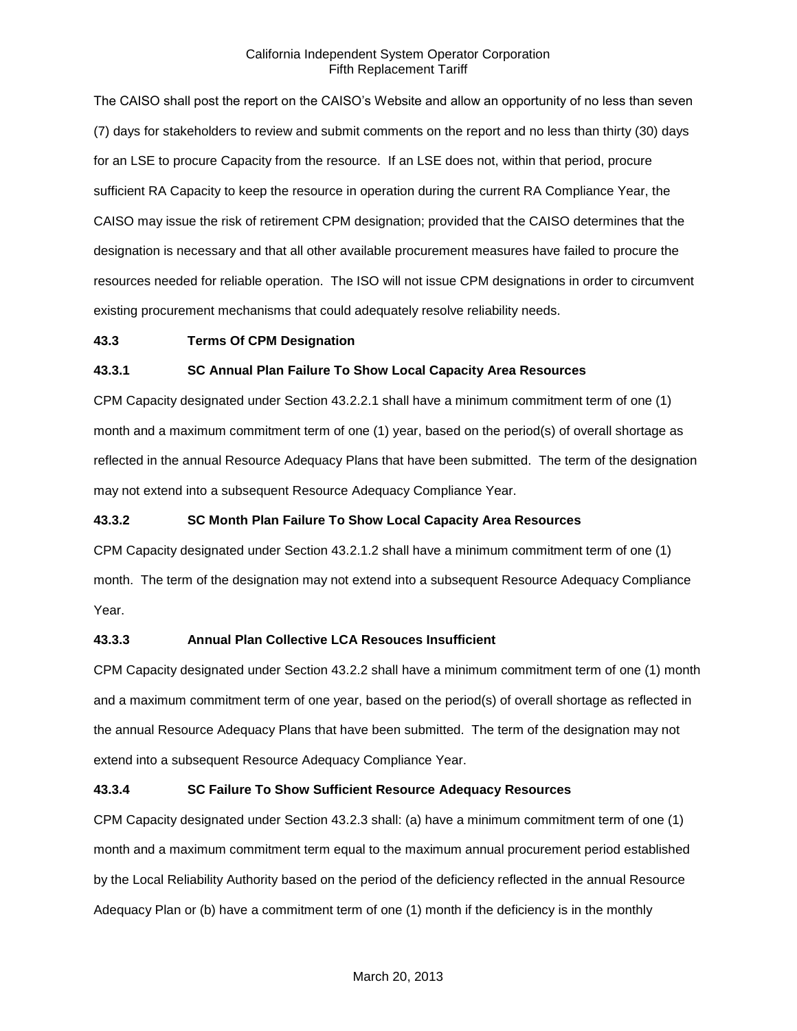The CAISO shall post the report on the CAISO's Website and allow an opportunity of no less than seven (7) days for stakeholders to review and submit comments on the report and no less than thirty (30) days for an LSE to procure Capacity from the resource. If an LSE does not, within that period, procure sufficient RA Capacity to keep the resource in operation during the current RA Compliance Year, the CAISO may issue the risk of retirement CPM designation; provided that the CAISO determines that the designation is necessary and that all other available procurement measures have failed to procure the resources needed for reliable operation. The ISO will not issue CPM designations in order to circumvent existing procurement mechanisms that could adequately resolve reliability needs.

**43.3 Terms Of CPM Designation**

**43.3.1 SC Annual Plan Failure To Show Local Capacity Area Resources**

CPM Capacity designated under Section 43.2.2.1 shall have a minimum commitment term of one (1) month and a maximum commitment term of one (1) year, based on the period(s) of overall shortage as reflected in the annual Resource Adequacy Plans that have been submitted. The term of the designation may not extend into a subsequent Resource Adequacy Compliance Year.

**43.3.2 SC Month Plan Failure To Show Local Capacity Area Resources**

CPM Capacity designated under Section 43.2.1.2 shall have a minimum commitment term of one (1) month. The term of the designation may not extend into a subsequent Resource Adequacy Compliance Year.

**43.3.3 Annual Plan Collective LCA Resouces Insufficient**

CPM Capacity designated under Section 43.2.2 shall have a minimum commitment term of one (1) month and a maximum commitment term of one year, based on the period(s) of overall shortage as reflected in the annual Resource Adequacy Plans that have been submitted. The term of the designation may not extend into a subsequent Resource Adequacy Compliance Year.

**43.3.4 SC Failure To Show Sufficient Resource Adequacy Resources**

CPM Capacity designated under Section 43.2.3 shall: (a) have a minimum commitment term of one (1) month and a maximum commitment term equal to the maximum annual procurement period established by the Local Reliability Authority based on the period of the deficiency reflected in the annual Resource Adequacy Plan or (b) have a commitment term of one (1) month if the deficiency is in the monthly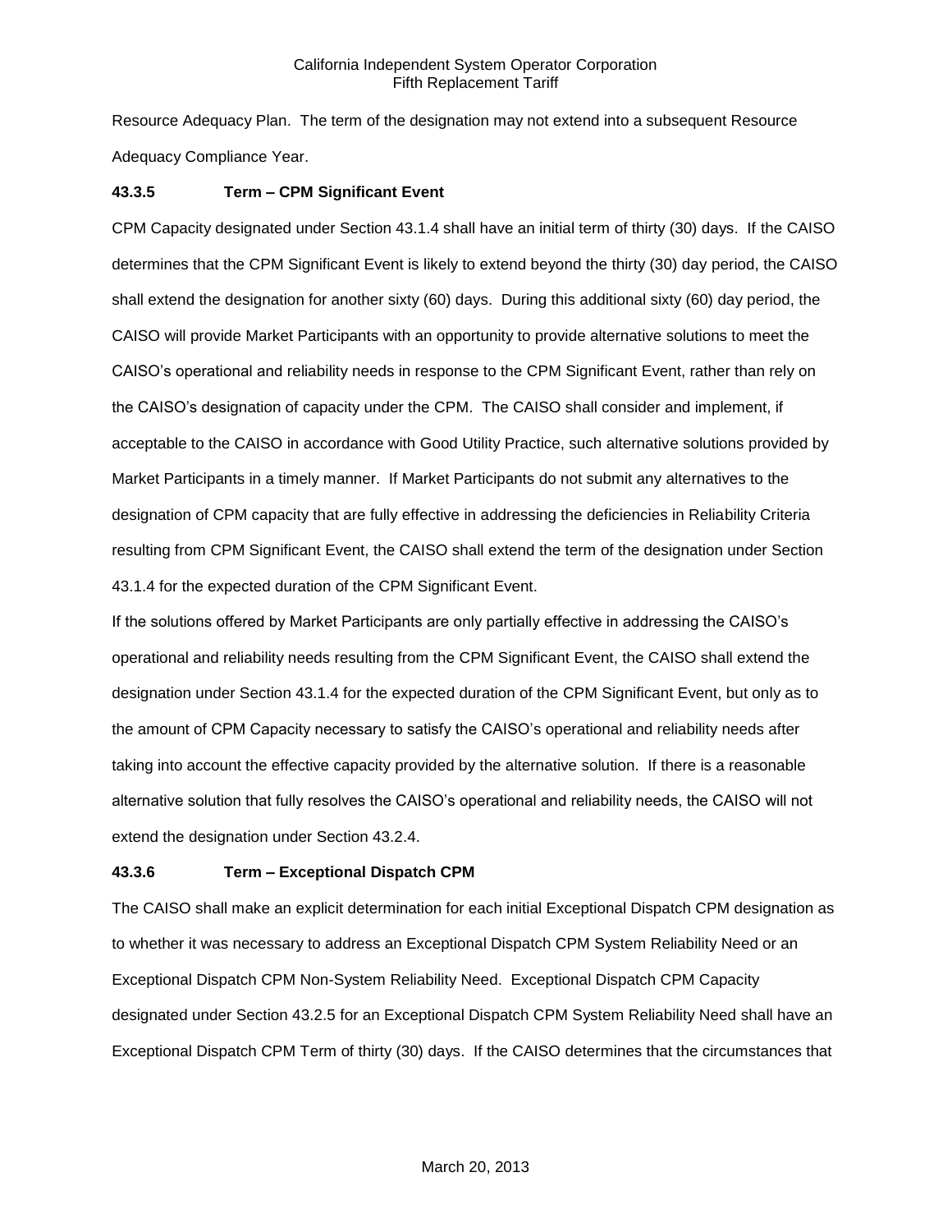Resource Adequacy Plan. The term of the designation may not extend into a subsequent Resource Adequacy Compliance Year.

### 43.3.5 Term – CPM Significant Event

CPM Capacity designated under Section 43.1.4 shall have an initial term of thirty (30) days. If the CAISO determines that the CPM Significant Event is likely to extend beyond the thirty (30) day period, the CAISO shall extend the designation for another sixty (60) days. During this additional sixty (60) day period, the CAISO will provide Market Participants with an opportunity to provide alternative solutions to meet the CAISO's operational and reliability needs in response to the CPM Significant Event, rather than rely on the CAISO's designation of capacity under the CPM. The CAISO shall consider and implement, if acceptable to the CAISO in accordance with Good Utility Practice, such alternative solutions provided by Market Participants in a timely manner. If Market Participants do not submit any alternatives to the designation of CPM capacity that are fully effective in addressing the deficiencies in Reliability Criteria resulting from CPM Significant Event, the CAISO shall extend the term of the designation under Section 43.1.4 for the expected duration of the CPM Significant Event.

If the solutions offered by Market Participants are only partially effective in addressing the CAISO's operational and reliability needs resulting from the CPM Significant Event, the CAISO shall extend the designation under Section 43.1.4 for the expected duration of the CPM Significant Event, but only as to the amount of CPM Capacity necessary to satisfy the CAISO's operational and reliability needs after taking into account the effective capacity provided by the alternative solution. If there is a reasonable alternative solution that fully resolves the CAISO's operational and reliability needs, the CAISO will not extend the designation under Section 43.2.4.

### 43.3.6 Term – Exceptional Dispatch CPM

The CAISO shall make an explicit determination for each initial Exceptional Dispatch CPM designation as to whether it was necessary to address an Exceptional Dispatch CPM System Reliability Need or an Exceptional Dispatch CPM Non-System Reliability Need. Exceptional Dispatch CPM Capacity designated under Section 43.2.5 for an Exceptional Dispatch CPM System Reliability Need shall have an Exceptional Dispatch CPM Term of thirty (30) days. If the CAISO determines that the circumstances that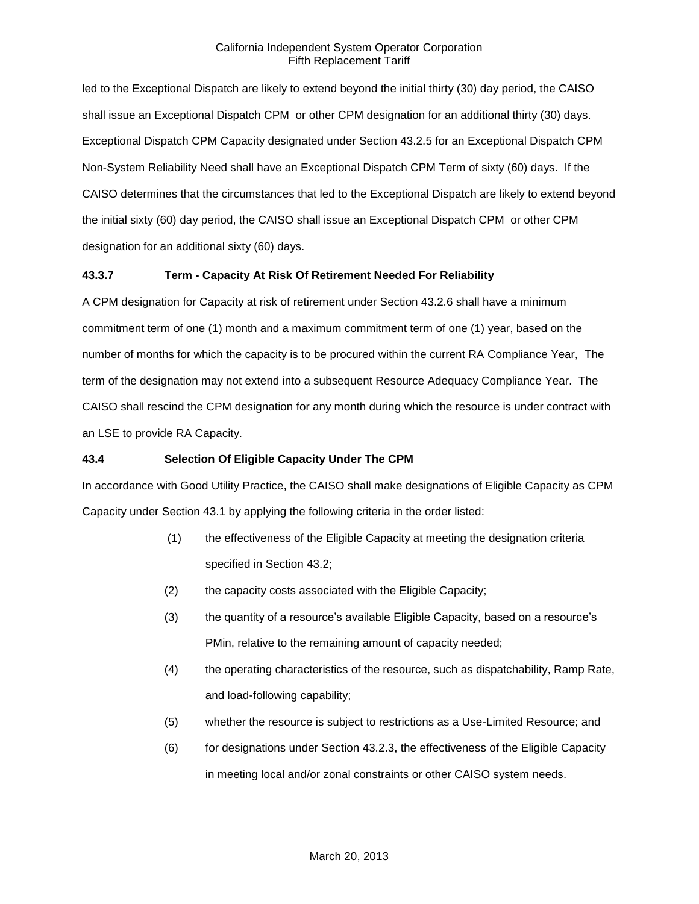led to the Exceptional Dispatch are likely to extend beyond the initial thirty (30) day period, the CAISO shall issue an Exceptional Dispatch CPM or other CPM designation for an additional thirty (30) days. Exceptional Dispatch CPM Capacity designated under Section 43.2.5 for an Exceptional Dispatch CPM Non-System Reliability Need shall have an Exceptional Dispatch CPM Term of sixty (60) days. If the CAISO determines that the circumstances that led to the Exceptional Dispatch are likely to extend beyond the initial sixty (60) day period, the CAISO shall issue an Exceptional Dispatch CPM or other CPM designation for an additional sixty (60) days.

### 43.3.7 Term - Capacity At Risk Of Retirement Needed For Reliability

A CPM designation for Capacity at risk of retirement under Section 43.2.6 shall have a minimum commitment term of one (1) month and a maximum commitment term of one (1) year, based on the number of months for which the capacity is to be procured within the current RA Compliance Year, The term of the designation may not extend into a subsequent Resource Adequacy Compliance Year. The CAISO shall rescind the CPM designation for any month during which the resource is under contract with an LSE to provide RA Capacity.

### 43.4 Selection Of Eligible Capacity Under The CPM

In accordance with Good Utility Practice, the CAISO shall make designations of Eligible Capacity as CPM Capacity under Section 43.1 by applying the following criteria in the order listed:

(1) the effectiveness of the Eligible Capacity at meeting the designation criteria specified in Section 43.2;

(2) the capacity costs associated with the Eligible Capacity;

(3) the quantity of a resource's available Eligible Capacity, based on a resource's PMin, relative to the remaining amount of capacity needed;

(4) the operating characteristics of the resource, such as dispatchability, Ramp Rate, and load-following capability;

(5) whether the resource is subject to restrictions as a Use-Limited Resource; and

(6) for designations under Section 43.2.3, the effectiveness of the Eligible Capacity in meeting local and/or zonal constraints or other CAISO system needs.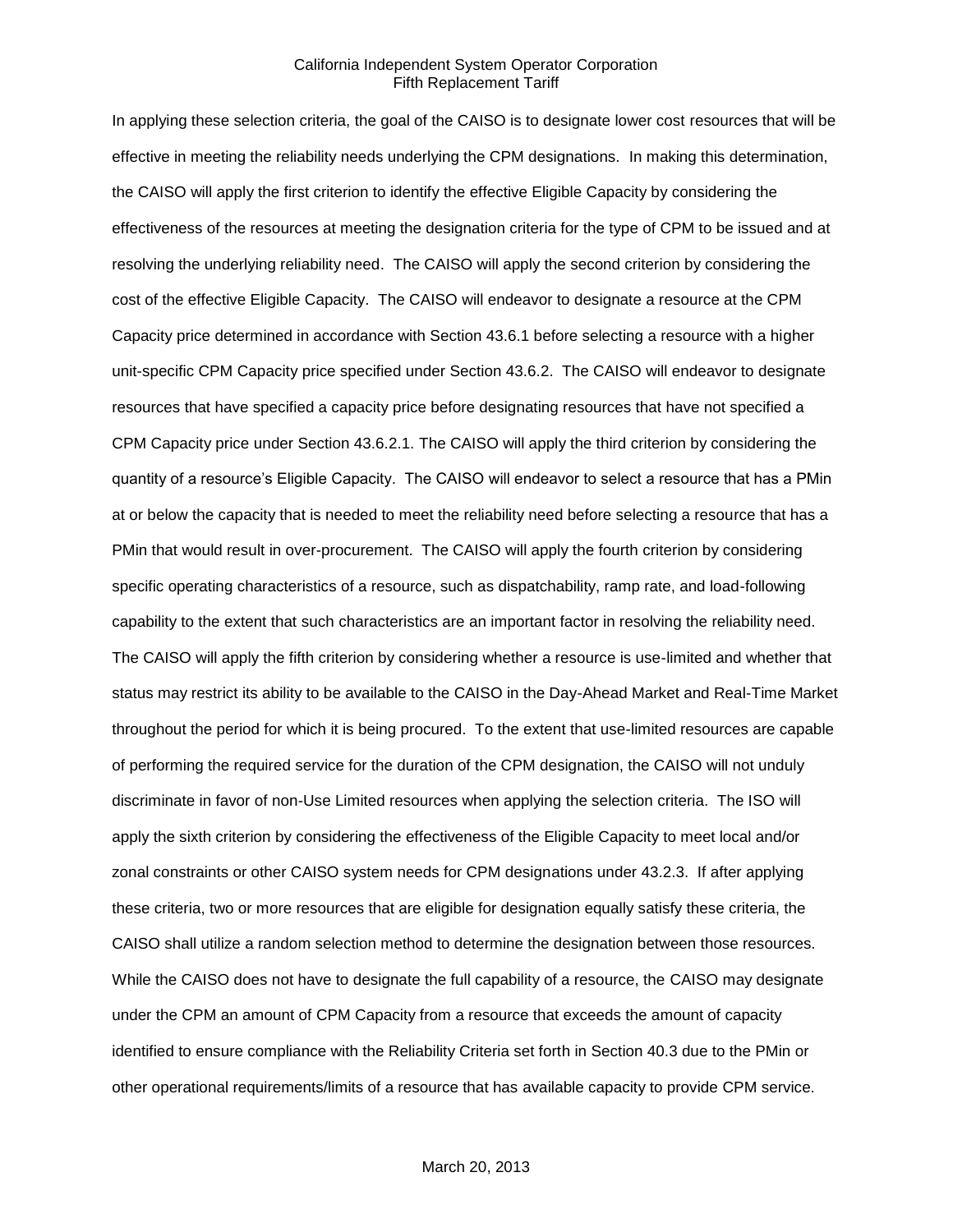In applying these selection criteria, the goal of the CAISO is to designate lower cost resources that will be effective in meeting the reliability needs underlying the CPM designations. In making this determination, the CAISO will apply the first criterion to identify the effective Eligible Capacity by considering the effectiveness of the resources at meeting the designation criteria for the type of CPM to be issued and at resolving the underlying reliability need. The CAISO will apply the second criterion by considering the cost of the effective Eligible Capacity. The CAISO will endeavor to designate a resource at the CPM Capacity price determined in accordance with Section 43.6.1 before selecting a resource with a higher unit-specific CPM Capacity price specified under Section 43.6.2. The CAISO will endeavor to designate resources that have specified a capacity price before designating resources that have not specified a CPM Capacity price under Section 43.6.2.1. The CAISO will apply the third criterion by considering the quantity of a resource's Eligible Capacity. The CAISO will endeavor to select a resource that has a PMin at or below the capacity that is needed to meet the reliability need before selecting a resource that has a PMin that would result in over-procurement. The CAISO will apply the fourth criterion by considering specific operating characteristics of a resource, such as dispatchability, ramp rate, and load-following capability to the extent that such characteristics are an important factor in resolving the reliability need. The CAISO will apply the fifth criterion by considering whether a resource is use-limited and whether that status may restrict its ability to be available to the CAISO in the Day-Ahead Market and Real-Time Market throughout the period for which it is being procured. To the extent that use-limited resources are capable of performing the required service for the duration of the CPM designation, the CAISO will not unduly discriminate in favor of non-Use Limited resources when applying the selection criteria. The ISO will apply the sixth criterion by considering the effectiveness of the Eligible Capacity to meet local and/or zonal constraints or other CAISO system needs for CPM designations under 43.2.3. If after applying these criteria, two or more resources that are eligible for designation equally satisfy these criteria, the CAISO shall utilize a random selection method to determine the designation between those resources. While the CAISO does not have to designate the full capability of a resource, the CAISO may designate under the CPM an amount of CPM Capacity from a resource that exceeds the amount of capacity identified to ensure compliance with the Reliability Criteria set forth in Section 40.3 due to the PMin or other operational requirements/limits of a resource that has available capacity to provide CPM service.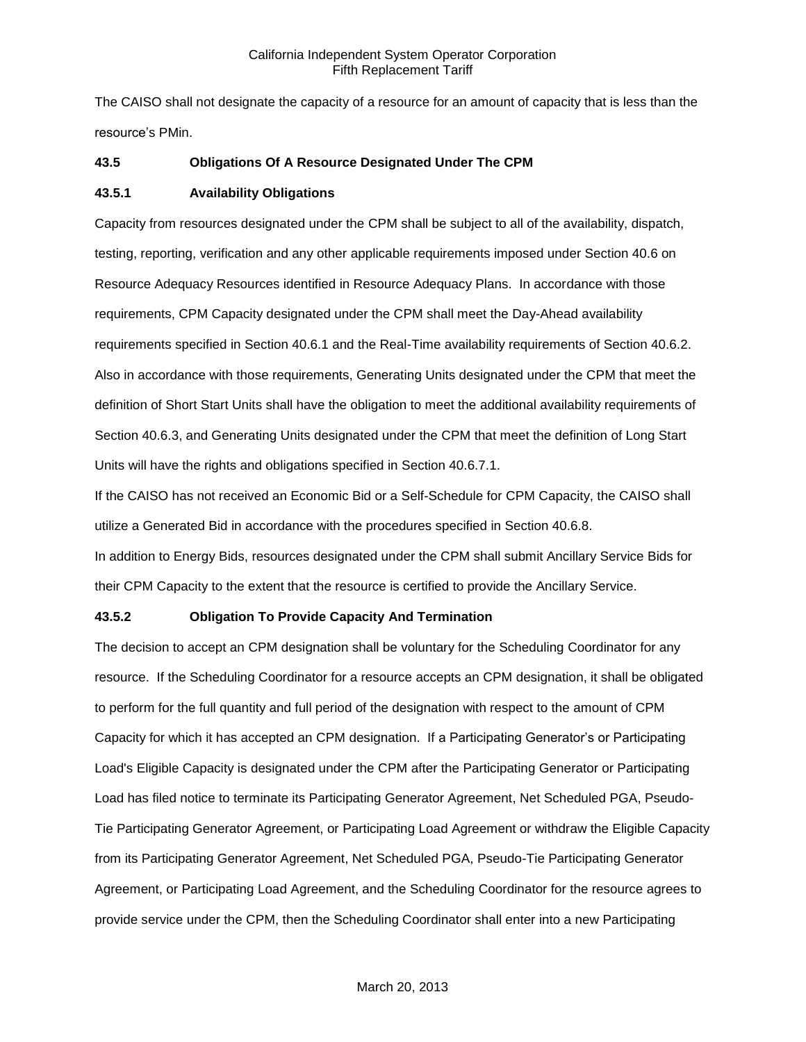The CAISO shall not designate the capacity of a resource for an amount of capacity that is less than the resource's PMin.

### 43.5 Obligations Of A Resource Designated Under The CPM

#### 43.5.1 Availability Obligations

Capacity from resources designated under the CPM shall be subject to all of the availability, dispatch, testing, reporting, verification and any other applicable requirements imposed under Section 40.6 on Resource Adequacy Resources identified in Resource Adequacy Plans. In accordance with those requirements, CPM Capacity designated under the CPM shall meet the Day-Ahead availability requirements specified in Section 40.6.1 and the Real-Time availability requirements of Section 40.6.2. Also in accordance with those requirements, Generating Units designated under the CPM that meet the definition of Short Start Units shall have the obligation to meet the additional availability requirements of Section 40.6.3, and Generating Units designated under the CPM that meet the definition of Long Start Units will have the rights and obligations specified in Section 40.6.7.1.

If the CAISO has not received an Economic Bid or a Self-Schedule for CPM Capacity, the CAISO shall utilize a Generated Bid in accordance with the procedures specified in Section 40.6.8.

In addition to Energy Bids, resources designated under the CPM shall submit Ancillary Service Bids for their CPM Capacity to the extent that the resource is certified to provide the Ancillary Service.

#### 43.5.2 Obligation To Provide Capacity And Termination

The decision to accept an CPM designation shall be voluntary for the Scheduling Coordinator for any resource. If the Scheduling Coordinator for a resource accepts an CPM designation, it shall be obligated to perform for the full quantity and full period of the designation with respect to the amount of CPM Capacity for which it has accepted an CPM designation. If a Participating Generator's or Participating Load's Eligible Capacity is designated under the CPM after the Participating Generator or Participating Load has filed notice to terminate its Participating Generator Agreement, Net Scheduled PGA, Pseudo-Tie Participating Generator Agreement, or Participating Load Agreement or withdraw the Eligible Capacity from its Participating Generator Agreement, Net Scheduled PGA, Pseudo-Tie Participating Generator Agreement, or Participating Load Agreement, and the Scheduling Coordinator for the resource agrees to provide service under the CPM, then the Scheduling Coordinator shall enter into a new Participating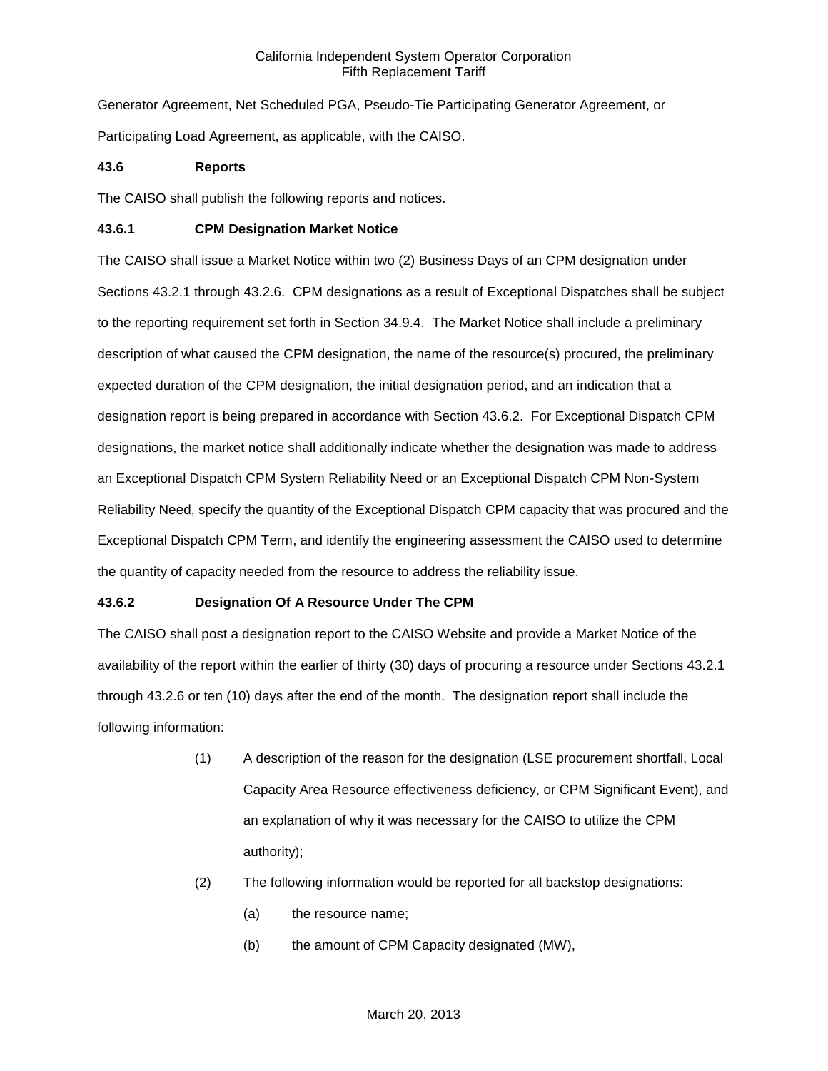Generator Agreement, Net Scheduled PGA, Pseudo-Tie Participating Generator Agreement, or Participating Load Agreement, as applicable, with the CAISO.

### 43.6 Reports

The CAISO shall publish the following reports and notices.

#### 43.6.1 CPM Designation Market Notice

The CAISO shall issue a Market Notice within two (2) Business Days of an CPM designation under Sections 43.2.1 through 43.2.6. CPM designations as a result of Exceptional Dispatches shall be subject to the reporting requirement set forth in Section 34.9.4. The Market Notice shall include a preliminary description of what caused the CPM designation, the name of the resource(s) procured, the preliminary expected duration of the CPM designation, the initial designation period, and an indication that a designation report is being prepared in accordance with Section 43.6.2. For Exceptional Dispatch CPM designations, the market notice shall additionally indicate whether the designation was made to address an Exceptional Dispatch CPM System Reliability Need or an Exceptional Dispatch CPM Non-System Reliability Need, specify the quantity of the Exceptional Dispatch CPM capacity that was procured and the Exceptional Dispatch CPM Term, and identify the engineering assessment the CAISO used to determine the quantity of capacity needed from the resource to address the reliability issue.

#### 43.6.2 Designation Of A Resource Under The CPM

The CAISO shall post a designation report to the CAISO Website and provide a Market Notice of the availability of the report within the earlier of thirty (30) days of procuring a resource under Sections 43.2.1 through 43.2.6 or ten (10) days after the end of the month. The designation report shall include the following information:

(1) A description of the reason for the designation (LSE procurement shortfall, Local Capacity Area Resource effectiveness deficiency, or CPM Significant Event), and an explanation of why it was necessary for the CAISO to utilize the CPM authority);

(2) The following information would be reported for all backstop designations:

  (a) the resource name;

  (b) the amount of CPM Capacity designated (MW),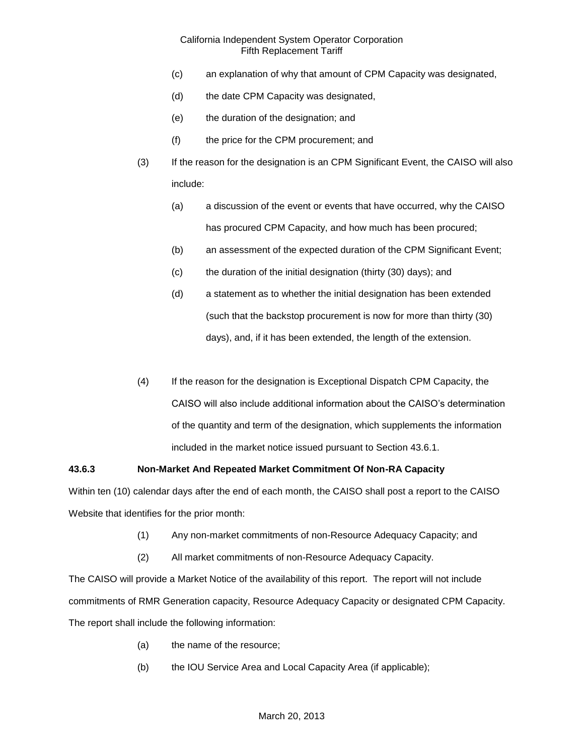(c) an explanation of why that amount of CPM Capacity was designated,

(d) the date CPM Capacity was designated,

(e) the duration of the designation; and

(f) the price for the CPM procurement; and

(3) If the reason for the designation is an CPM Significant Event, the CAISO will also include:

(a) a discussion of the event or events that have occurred, why the CAISO has procured CPM Capacity, and how much has been procured;

(b) an assessment of the expected duration of the CPM Significant Event;

(c) the duration of the initial designation (thirty (30) days); and

(d) a statement as to whether the initial designation has been extended (such that the backstop procurement is now for more than thirty (30) days), and, if it has been extended, the length of the extension.

(4) If the reason for the designation is Exceptional Dispatch CPM Capacity, the CAISO will also include additional information about the CAISO's determination of the quantity and term of the designation, which supplements the information included in the market notice issued pursuant to Section 43.6.1.

**43.6.3 Non-Market And Repeated Market Commitment Of Non-RA Capacity**

Within ten (10) calendar days after the end of each month, the CAISO shall post a report to the CAISO Website that identifies for the prior month:

(1) Any non-market commitments of non-Resource Adequacy Capacity; and

(2) All market commitments of non-Resource Adequacy Capacity.

The CAISO will provide a Market Notice of the availability of this report. The report will not include commitments of RMR Generation capacity, Resource Adequacy Capacity or designated CPM Capacity. The report shall include the following information:

(a) the name of the resource;

(b) the IOU Service Area and Local Capacity Area (if applicable);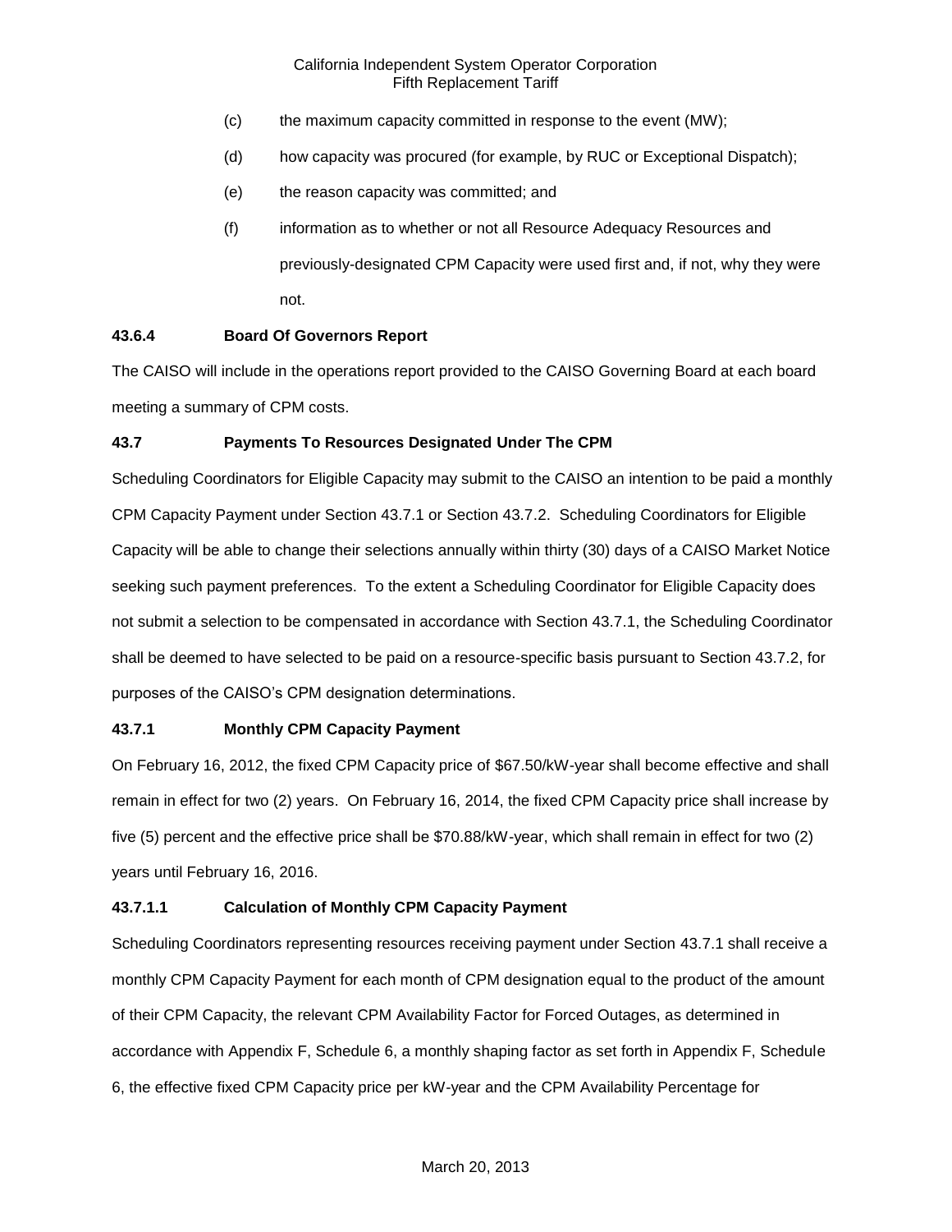(c) the maximum capacity committed in response to the event (MW);

(d) how capacity was procured (for example, by RUC or Exceptional Dispatch);

(e) the reason capacity was committed; and

(f) information as to whether or not all Resource Adequacy Resources and previously-designated CPM Capacity were used first and, if not, why they were not.

**43.6.4 Board Of Governors Report**

The CAISO will include in the operations report provided to the CAISO Governing Board at each board meeting a summary of CPM costs.

**43.7 Payments To Resources Designated Under The CPM**

Scheduling Coordinators for Eligible Capacity may submit to the CAISO an intention to be paid a monthly CPM Capacity Payment under Section 43.7.1 or Section 43.7.2. Scheduling Coordinators for Eligible Capacity will be able to change their selections annually within thirty (30) days of a CAISO Market Notice seeking such payment preferences. To the extent a Scheduling Coordinator for Eligible Capacity does not submit a selection to be compensated in accordance with Section 43.7.1, the Scheduling Coordinator shall be deemed to have selected to be paid on a resource-specific basis pursuant to Section 43.7.2, for purposes of the CAISO's CPM designation determinations.

**43.7.1 Monthly CPM Capacity Payment**

On February 16, 2012, the fixed CPM Capacity price of $67.50/kW-year shall become effective and shall remain in effect for two (2) years. On February 16, 2014, the fixed CPM Capacity price shall increase by five (5) percent and the effective price shall be $70.88/kW-year, which shall remain in effect for two (2) years until February 16, 2016.

**43.7.1.1 Calculation of Monthly CPM Capacity Payment**

Scheduling Coordinators representing resources receiving payment under Section 43.7.1 shall receive a monthly CPM Capacity Payment for each month of CPM designation equal to the product of the amount of their CPM Capacity, the relevant CPM Availability Factor for Forced Outages, as determined in accordance with Appendix F, Schedule 6, a monthly shaping factor as set forth in Appendix F, Schedule 6, the effective fixed CPM Capacity price per kW-year and the CPM Availability Percentage for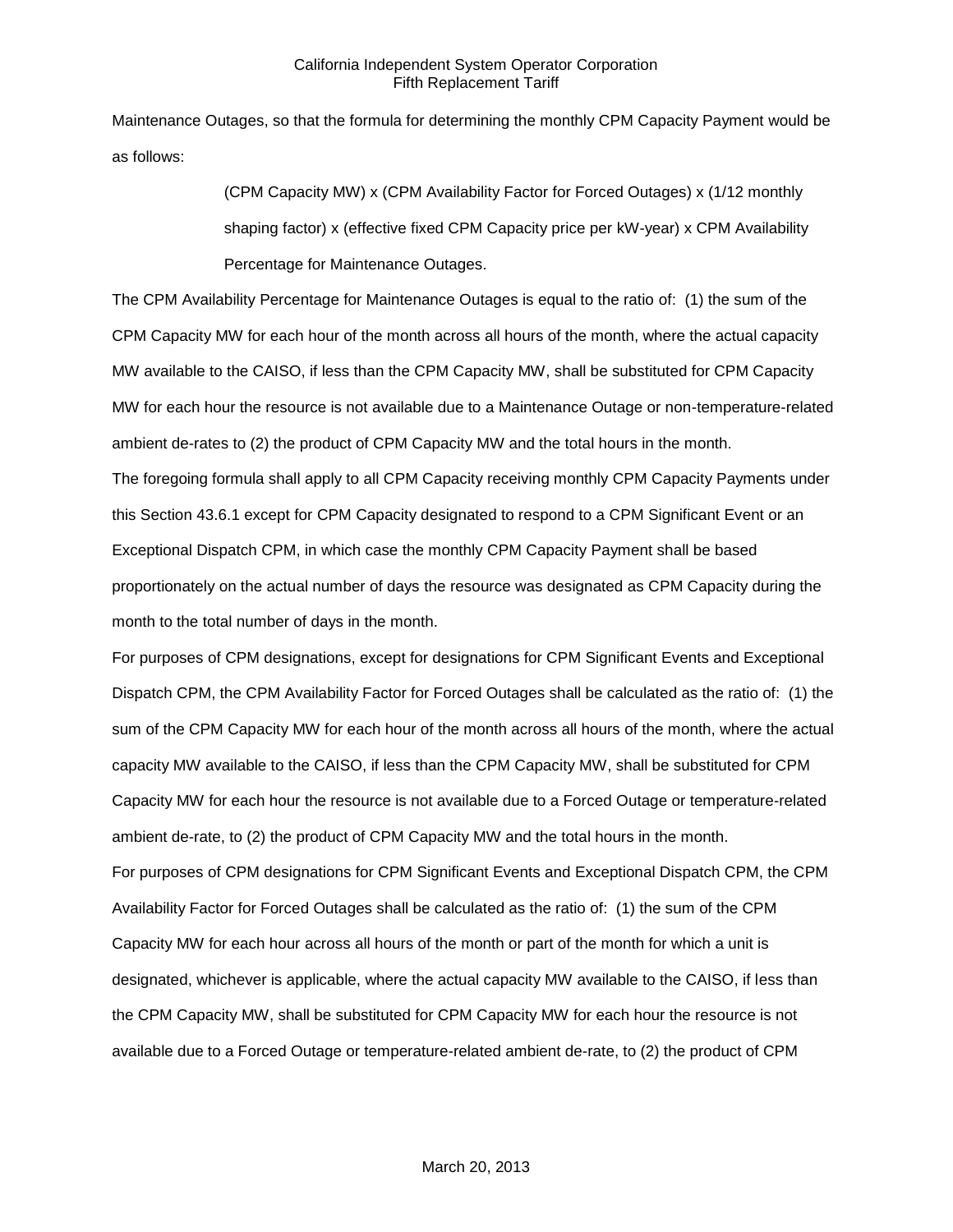Maintenance Outages, so that the formula for determining the monthly CPM Capacity Payment would be as follows:

> (CPM Capacity MW) x (CPM Availability Factor for Forced Outages) x (1/12 monthly shaping factor) x (effective fixed CPM Capacity price per kW-year) x CPM Availability Percentage for Maintenance Outages.

The CPM Availability Percentage for Maintenance Outages is equal to the ratio of: (1) the sum of the CPM Capacity MW for each hour of the month across all hours of the month, where the actual capacity MW available to the CAISO, if less than the CPM Capacity MW, shall be substituted for CPM Capacity MW for each hour the resource is not available due to a Maintenance Outage or non-temperature-related ambient de-rates to (2) the product of CPM Capacity MW and the total hours in the month.

The foregoing formula shall apply to all CPM Capacity receiving monthly CPM Capacity Payments under this Section 43.6.1 except for CPM Capacity designated to respond to a CPM Significant Event or an Exceptional Dispatch CPM, in which case the monthly CPM Capacity Payment shall be based proportionately on the actual number of days the resource was designated as CPM Capacity during the month to the total number of days in the month.

For purposes of CPM designations, except for designations for CPM Significant Events and Exceptional Dispatch CPM, the CPM Availability Factor for Forced Outages shall be calculated as the ratio of: (1) the sum of the CPM Capacity MW for each hour of the month across all hours of the month, where the actual capacity MW available to the CAISO, if less than the CPM Capacity MW, shall be substituted for CPM Capacity MW for each hour the resource is not available due to a Forced Outage or temperature-related ambient de-rate, to (2) the product of CPM Capacity MW and the total hours in the month.

For purposes of CPM designations for CPM Significant Events and Exceptional Dispatch CPM, the CPM Availability Factor for Forced Outages shall be calculated as the ratio of: (1) the sum of the CPM Capacity MW for each hour across all hours of the month or part of the month for which a unit is designated, whichever is applicable, where the actual capacity MW available to the CAISO, if less than the CPM Capacity MW, shall be substituted for CPM Capacity MW for each hour the resource is not available due to a Forced Outage or temperature-related ambient de-rate, to (2) the product of CPM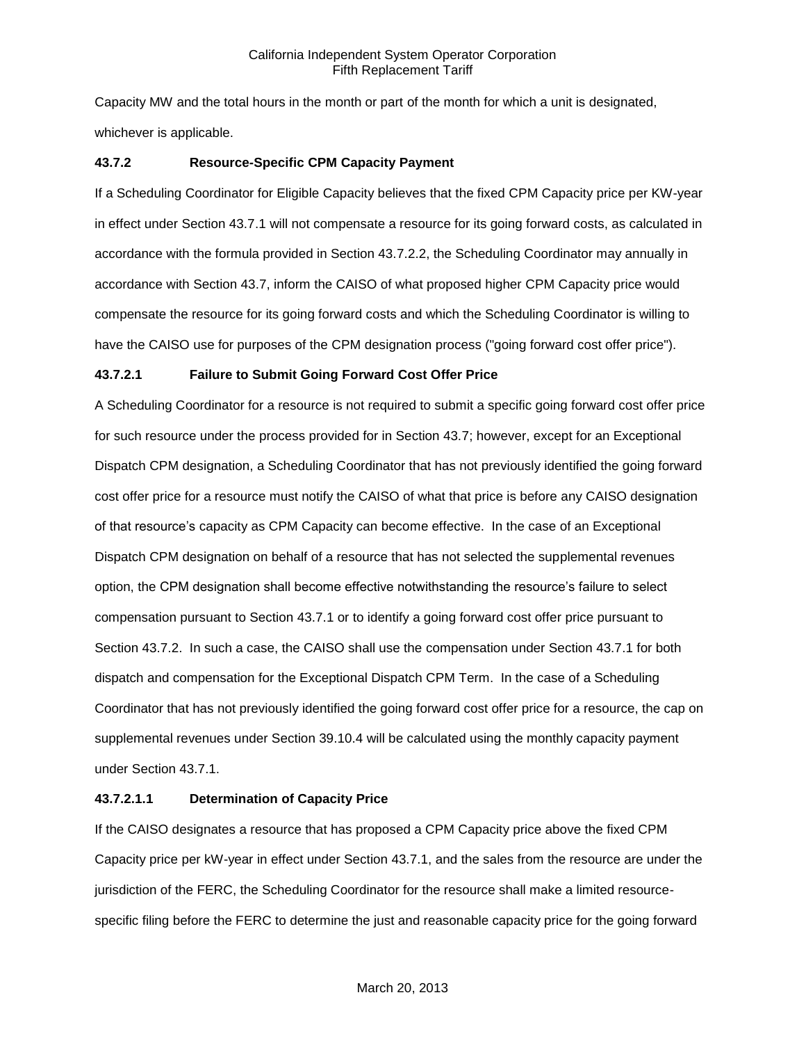Capacity MW and the total hours in the month or part of the month for which a unit is designated, whichever is applicable.

### 43.7.2 Resource-Specific CPM Capacity Payment

If a Scheduling Coordinator for Eligible Capacity believes that the fixed CPM Capacity price per KW-year in effect under Section 43.7.1 will not compensate a resource for its going forward costs, as calculated in accordance with the formula provided in Section 43.7.2.2, the Scheduling Coordinator may annually in accordance with Section 43.7, inform the CAISO of what proposed higher CPM Capacity price would compensate the resource for its going forward costs and which the Scheduling Coordinator is willing to have the CAISO use for purposes of the CPM designation process ("going forward cost offer price").

### 43.7.2.1 Failure to Submit Going Forward Cost Offer Price

A Scheduling Coordinator for a resource is not required to submit a specific going forward cost offer price for such resource under the process provided for in Section 43.7; however, except for an Exceptional Dispatch CPM designation, a Scheduling Coordinator that has not previously identified the going forward cost offer price for a resource must notify the CAISO of what that price is before any CAISO designation of that resource's capacity as CPM Capacity can become effective. In the case of an Exceptional Dispatch CPM designation on behalf of a resource that has not selected the supplemental revenues option, the CPM designation shall become effective notwithstanding the resource's failure to select compensation pursuant to Section 43.7.1 or to identify a going forward cost offer price pursuant to Section 43.7.2. In such a case, the CAISO shall use the compensation under Section 43.7.1 for both dispatch and compensation for the Exceptional Dispatch CPM Term. In the case of a Scheduling Coordinator that has not previously identified the going forward cost offer price for a resource, the cap on supplemental revenues under Section 39.10.4 will be calculated using the monthly capacity payment under Section 43.7.1.

### 43.7.2.1.1 Determination of Capacity Price

If the CAISO designates a resource that has proposed a CPM Capacity price above the fixed CPM Capacity price per kW-year in effect under Section 43.7.1, and the sales from the resource are under the jurisdiction of the FERC, the Scheduling Coordinator for the resource shall make a limited resource-specific filing before the FERC to determine the just and reasonable capacity price for the going forward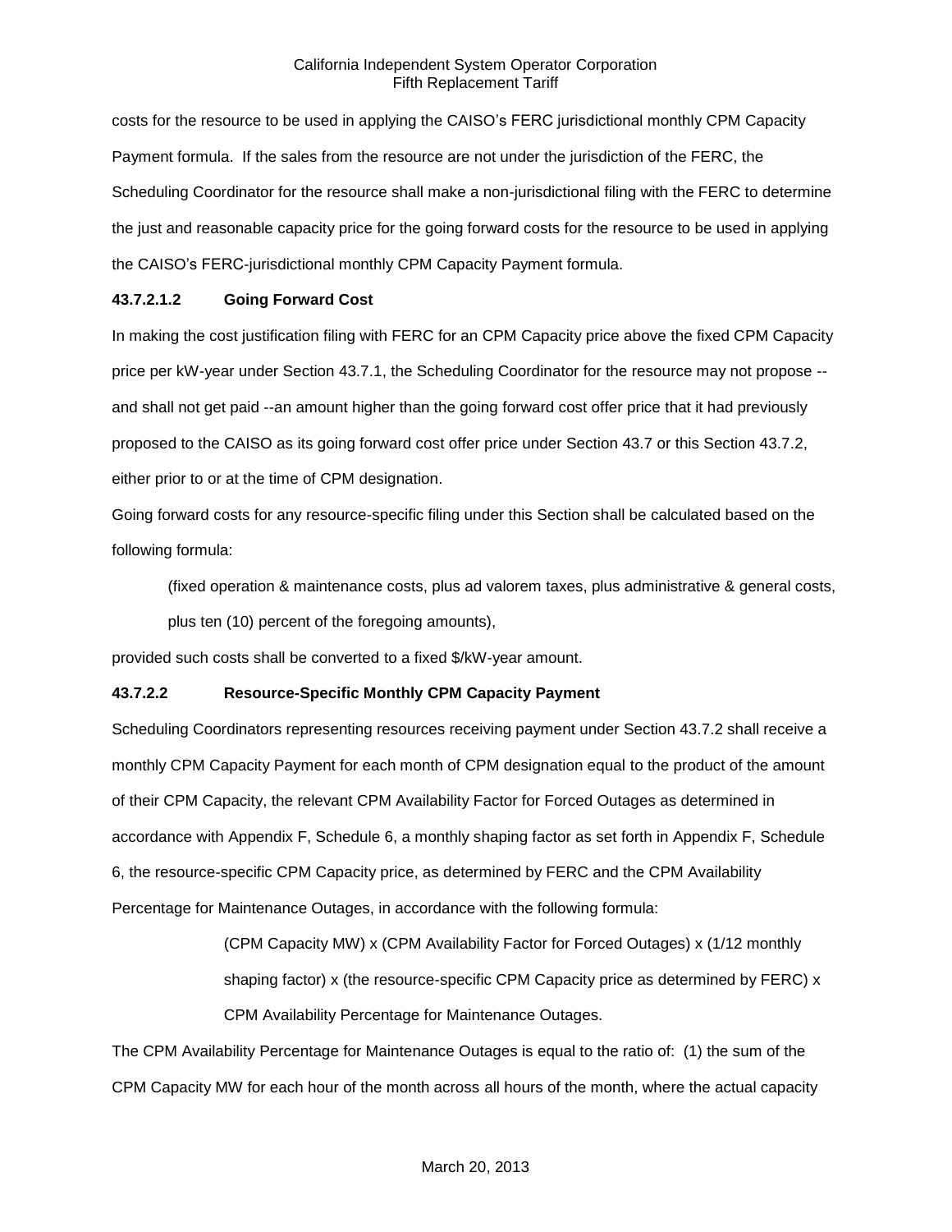costs for the resource to be used in applying the CAISO's FERC jurisdictional monthly CPM Capacity Payment formula. If the sales from the resource are not under the jurisdiction of the FERC, the Scheduling Coordinator for the resource shall make a non-jurisdictional filing with the FERC to determine the just and reasonable capacity price for the going forward costs for the resource to be used in applying the CAISO's FERC-jurisdictional monthly CPM Capacity Payment formula.

**43.7.2.1.2 Going Forward Cost**

In making the cost justification filing with FERC for an CPM Capacity price above the fixed CPM Capacity price per kW-year under Section 43.7.1, the Scheduling Coordinator for the resource may not propose -- and shall not get paid --an amount higher than the going forward cost offer price that it had previously proposed to the CAISO as its going forward cost offer price under Section 43.7 or this Section 43.7.2, either prior to or at the time of CPM designation.

Going forward costs for any resource-specific filing under this Section shall be calculated based on the following formula:

> (fixed operation & maintenance costs, plus ad valorem taxes, plus administrative & general costs, plus ten (10) percent of the foregoing amounts),

provided such costs shall be converted to a fixed $/kW-year amount.

**43.7.2.2 Resource-Specific Monthly CPM Capacity Payment**

Scheduling Coordinators representing resources receiving payment under Section 43.7.2 shall receive a monthly CPM Capacity Payment for each month of CPM designation equal to the product of the amount of their CPM Capacity, the relevant CPM Availability Factor for Forced Outages as determined in accordance with Appendix F, Schedule 6, a monthly shaping factor as set forth in Appendix F, Schedule 6, the resource-specific CPM Capacity price, as determined by FERC and the CPM Availability Percentage for Maintenance Outages, in accordance with the following formula:

> (CPM Capacity MW) x (CPM Availability Factor for Forced Outages) x (1/12 monthly shaping factor) x (the resource-specific CPM Capacity price as determined by FERC) x CPM Availability Percentage for Maintenance Outages.

The CPM Availability Percentage for Maintenance Outages is equal to the ratio of: (1) the sum of the CPM Capacity MW for each hour of the month across all hours of the month, where the actual capacity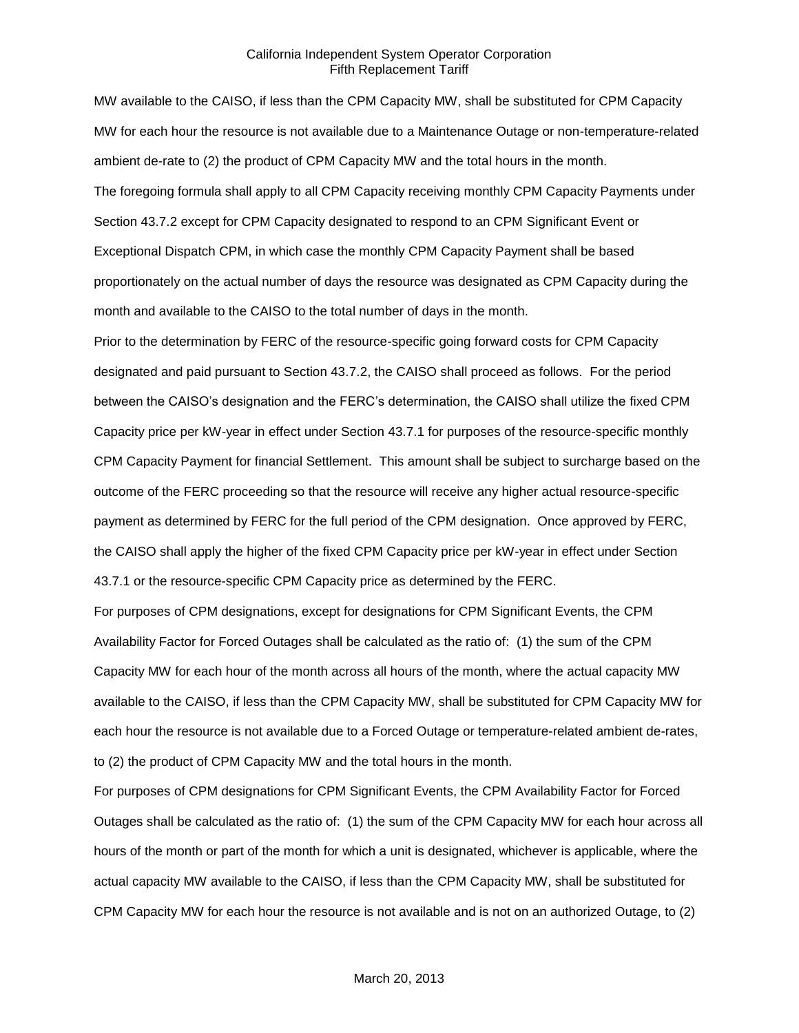MW available to the CAISO, if less than the CPM Capacity MW, shall be substituted for CPM Capacity MW for each hour the resource is not available due to a Maintenance Outage or non-temperature-related ambient de-rate to (2) the product of CPM Capacity MW and the total hours in the month.

The foregoing formula shall apply to all CPM Capacity receiving monthly CPM Capacity Payments under Section 43.7.2 except for CPM Capacity designated to respond to an CPM Significant Event or Exceptional Dispatch CPM, in which case the monthly CPM Capacity Payment shall be based proportionately on the actual number of days the resource was designated as CPM Capacity during the month and available to the CAISO to the total number of days in the month.

Prior to the determination by FERC of the resource-specific going forward costs for CPM Capacity designated and paid pursuant to Section 43.7.2, the CAISO shall proceed as follows. For the period between the CAISO's designation and the FERC's determination, the CAISO shall utilize the fixed CPM Capacity price per kW-year in effect under Section 43.7.1 for purposes of the resource-specific monthly CPM Capacity Payment for financial Settlement. This amount shall be subject to surcharge based on the outcome of the FERC proceeding so that the resource will receive any higher actual resource-specific payment as determined by FERC for the full period of the CPM designation. Once approved by FERC, the CAISO shall apply the higher of the fixed CPM Capacity price per kW-year in effect under Section 43.7.1 or the resource-specific CPM Capacity price as determined by the FERC.

For purposes of CPM designations, except for designations for CPM Significant Events, the CPM Availability Factor for Forced Outages shall be calculated as the ratio of: (1) the sum of the CPM Capacity MW for each hour of the month across all hours of the month, where the actual capacity MW available to the CAISO, if less than the CPM Capacity MW, shall be substituted for CPM Capacity MW for each hour the resource is not available due to a Forced Outage or temperature-related ambient de-rates, to (2) the product of CPM Capacity MW and the total hours in the month.

For purposes of CPM designations for CPM Significant Events, the CPM Availability Factor for Forced Outages shall be calculated as the ratio of: (1) the sum of the CPM Capacity MW for each hour across all hours of the month or part of the month for which a unit is designated, whichever is applicable, where the actual capacity MW available to the CAISO, if less than the CPM Capacity MW, shall be substituted for CPM Capacity MW for each hour the resource is not available and is not on an authorized Outage, to (2)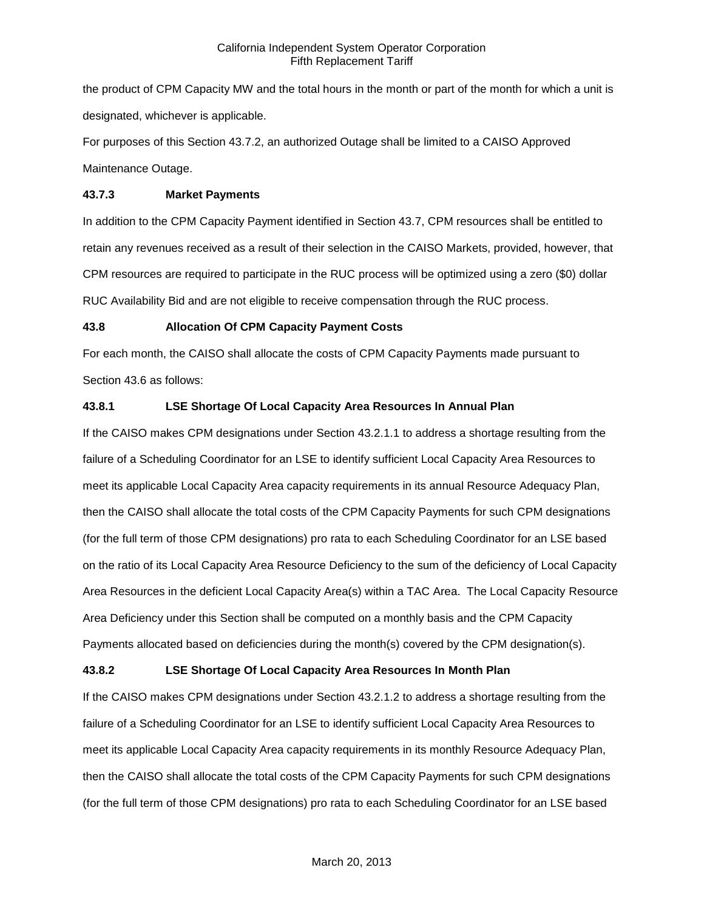the product of CPM Capacity MW and the total hours in the month or part of the month for which a unit is designated, whichever is applicable.

For purposes of this Section 43.7.2, an authorized Outage shall be limited to a CAISO Approved Maintenance Outage.

### 43.7.3 Market Payments

In addition to the CPM Capacity Payment identified in Section 43.7, CPM resources shall be entitled to retain any revenues received as a result of their selection in the CAISO Markets, provided, however, that CPM resources are required to participate in the RUC process will be optimized using a zero ($0) dollar RUC Availability Bid and are not eligible to receive compensation through the RUC process.

## 43.8 Allocation Of CPM Capacity Payment Costs

For each month, the CAISO shall allocate the costs of CPM Capacity Payments made pursuant to Section 43.6 as follows:

### 43.8.1 LSE Shortage Of Local Capacity Area Resources In Annual Plan

If the CAISO makes CPM designations under Section 43.2.1.1 to address a shortage resulting from the failure of a Scheduling Coordinator for an LSE to identify sufficient Local Capacity Area Resources to meet its applicable Local Capacity Area capacity requirements in its annual Resource Adequacy Plan, then the CAISO shall allocate the total costs of the CPM Capacity Payments for such CPM designations (for the full term of those CPM designations) pro rata to each Scheduling Coordinator for an LSE based on the ratio of its Local Capacity Area Resource Deficiency to the sum of the deficiency of Local Capacity Area Resources in the deficient Local Capacity Area(s) within a TAC Area. The Local Capacity Resource Area Deficiency under this Section shall be computed on a monthly basis and the CPM Capacity Payments allocated based on deficiencies during the month(s) covered by the CPM designation(s).

### 43.8.2 LSE Shortage Of Local Capacity Area Resources In Month Plan

If the CAISO makes CPM designations under Section 43.2.1.2 to address a shortage resulting from the failure of a Scheduling Coordinator for an LSE to identify sufficient Local Capacity Area Resources to meet its applicable Local Capacity Area capacity requirements in its monthly Resource Adequacy Plan, then the CAISO shall allocate the total costs of the CPM Capacity Payments for such CPM designations (for the full term of those CPM designations) pro rata to each Scheduling Coordinator for an LSE based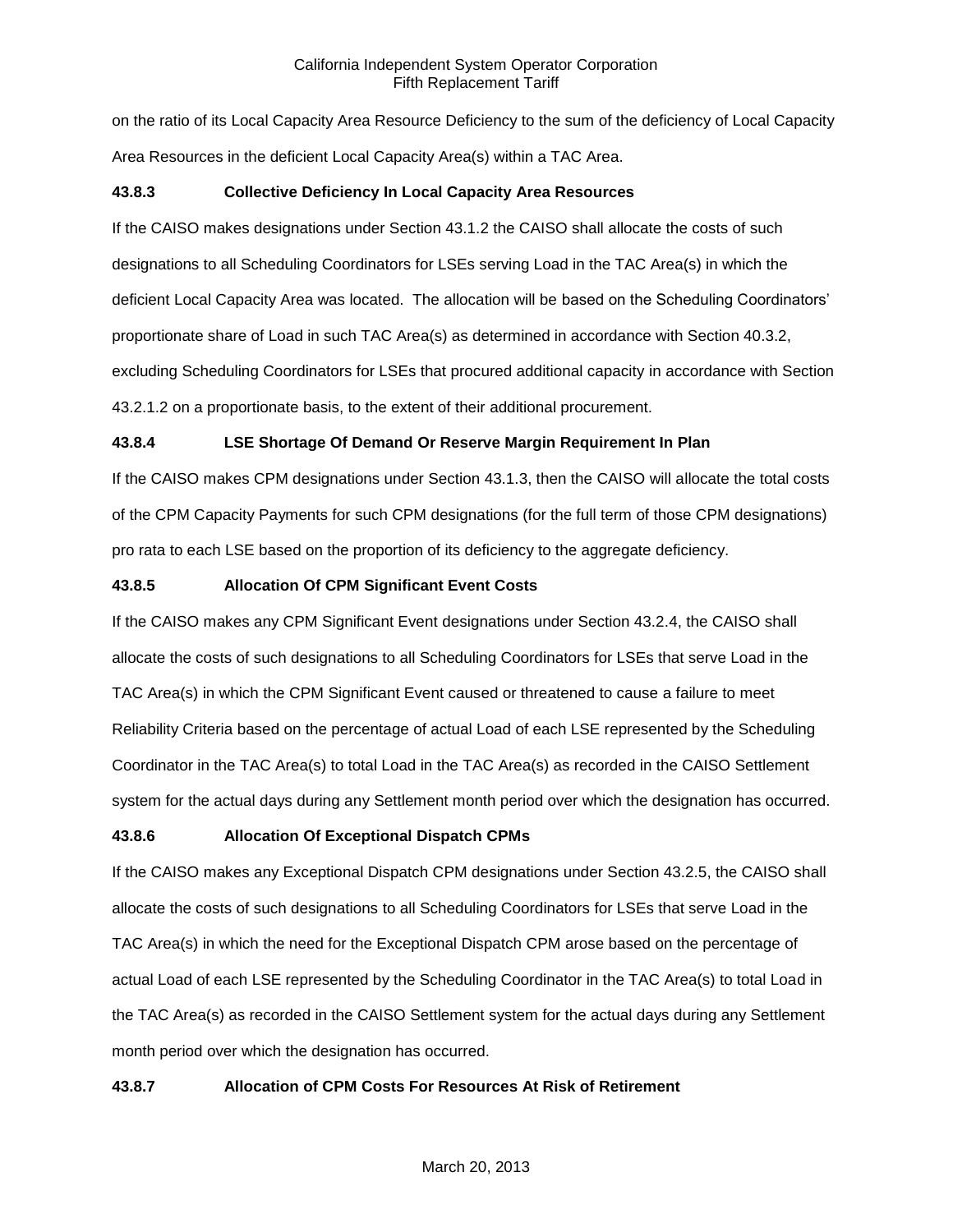on the ratio of its Local Capacity Area Resource Deficiency to the sum of the deficiency of Local Capacity Area Resources in the deficient Local Capacity Area(s) within a TAC Area.

**43.8.3 Collective Deficiency In Local Capacity Area Resources**

If the CAISO makes designations under Section 43.1.2 the CAISO shall allocate the costs of such designations to all Scheduling Coordinators for LSEs serving Load in the TAC Area(s) in which the deficient Local Capacity Area was located. The allocation will be based on the Scheduling Coordinators' proportionate share of Load in such TAC Area(s) as determined in accordance with Section 40.3.2, excluding Scheduling Coordinators for LSEs that procured additional capacity in accordance with Section 43.2.1.2 on a proportionate basis, to the extent of their additional procurement.

**43.8.4 LSE Shortage Of Demand Or Reserve Margin Requirement In Plan**

If the CAISO makes CPM designations under Section 43.1.3, then the CAISO will allocate the total costs of the CPM Capacity Payments for such CPM designations (for the full term of those CPM designations) pro rata to each LSE based on the proportion of its deficiency to the aggregate deficiency.

**43.8.5 Allocation Of CPM Significant Event Costs**

If the CAISO makes any CPM Significant Event designations under Section 43.2.4, the CAISO shall allocate the costs of such designations to all Scheduling Coordinators for LSEs that serve Load in the TAC Area(s) in which the CPM Significant Event caused or threatened to cause a failure to meet Reliability Criteria based on the percentage of actual Load of each LSE represented by the Scheduling Coordinator in the TAC Area(s) to total Load in the TAC Area(s) as recorded in the CAISO Settlement system for the actual days during any Settlement month period over which the designation has occurred.

**43.8.6 Allocation Of Exceptional Dispatch CPMs**

If the CAISO makes any Exceptional Dispatch CPM designations under Section 43.2.5, the CAISO shall allocate the costs of such designations to all Scheduling Coordinators for LSEs that serve Load in the TAC Area(s) in which the need for the Exceptional Dispatch CPM arose based on the percentage of actual Load of each LSE represented by the Scheduling Coordinator in the TAC Area(s) to total Load in the TAC Area(s) as recorded in the CAISO Settlement system for the actual days during any Settlement month period over which the designation has occurred.

**43.8.7 Allocation of CPM Costs For Resources At Risk of Retirement**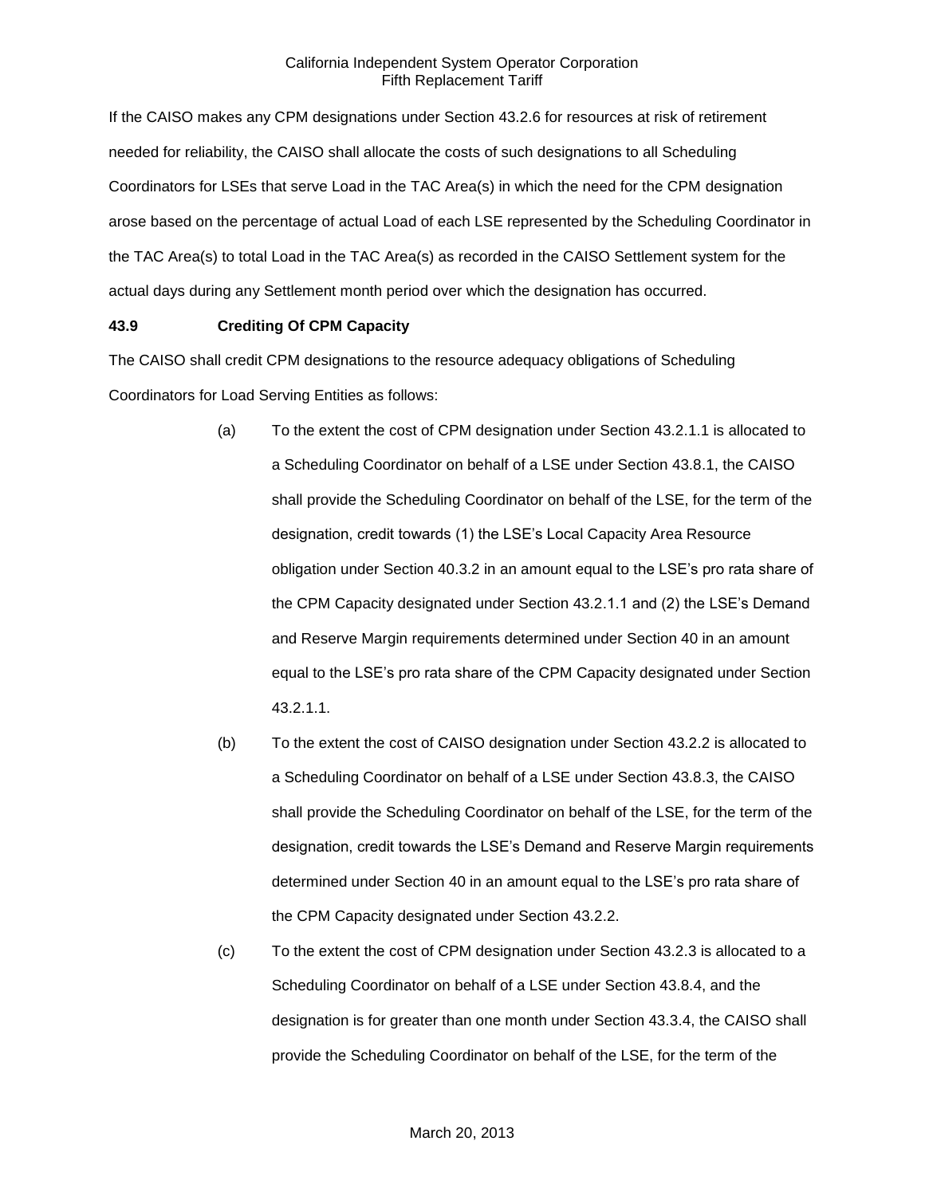If the CAISO makes any CPM designations under Section 43.2.6 for resources at risk of retirement needed for reliability, the CAISO shall allocate the costs of such designations to all Scheduling Coordinators for LSEs that serve Load in the TAC Area(s) in which the need for the CPM designation arose based on the percentage of actual Load of each LSE represented by the Scheduling Coordinator in the TAC Area(s) to total Load in the TAC Area(s) as recorded in the CAISO Settlement system for the actual days during any Settlement month period over which the designation has occurred.

### 43.9 Crediting Of CPM Capacity

The CAISO shall credit CPM designations to the resource adequacy obligations of Scheduling Coordinators for Load Serving Entities as follows:

(a) To the extent the cost of CPM designation under Section 43.2.1.1 is allocated to a Scheduling Coordinator on behalf of a LSE under Section 43.8.1, the CAISO shall provide the Scheduling Coordinator on behalf of the LSE, for the term of the designation, credit towards (1) the LSE's Local Capacity Area Resource obligation under Section 40.3.2 in an amount equal to the LSE's pro rata share of the CPM Capacity designated under Section 43.2.1.1 and (2) the LSE's Demand and Reserve Margin requirements determined under Section 40 in an amount equal to the LSE's pro rata share of the CPM Capacity designated under Section 43.2.1.1.

(b) To the extent the cost of CAISO designation under Section 43.2.2 is allocated to a Scheduling Coordinator on behalf of a LSE under Section 43.8.3, the CAISO shall provide the Scheduling Coordinator on behalf of the LSE, for the term of the designation, credit towards the LSE's Demand and Reserve Margin requirements determined under Section 40 in an amount equal to the LSE's pro rata share of the CPM Capacity designated under Section 43.2.2.

(c) To the extent the cost of CPM designation under Section 43.2.3 is allocated to a Scheduling Coordinator on behalf of a LSE under Section 43.8.4, and the designation is for greater than one month under Section 43.3.4, the CAISO shall provide the Scheduling Coordinator on behalf of the LSE, for the term of the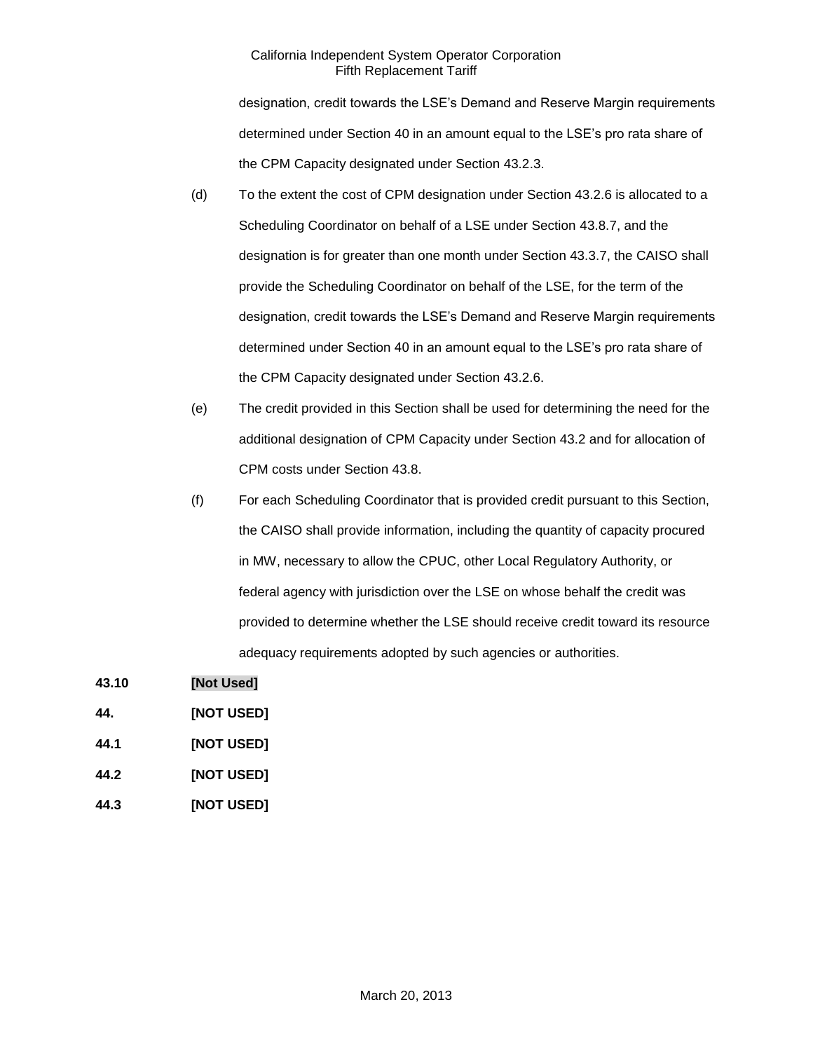designation, credit towards the LSE's Demand and Reserve Margin requirements determined under Section 40 in an amount equal to the LSE's pro rata share of the CPM Capacity designated under Section 43.2.3.

(d) To the extent the cost of CPM designation under Section 43.2.6 is allocated to a Scheduling Coordinator on behalf of a LSE under Section 43.8.7, and the designation is for greater than one month under Section 43.3.7, the CAISO shall provide the Scheduling Coordinator on behalf of the LSE, for the term of the designation, credit towards the LSE's Demand and Reserve Margin requirements determined under Section 40 in an amount equal to the LSE's pro rata share of the CPM Capacity designated under Section 43.2.6.

(e) The credit provided in this Section shall be used for determining the need for the additional designation of CPM Capacity under Section 43.2 and for allocation of CPM costs under Section 43.8.

(f) For each Scheduling Coordinator that is provided credit pursuant to this Section, the CAISO shall provide information, including the quantity of capacity procured in MW, necessary to allow the CPUC, other Local Regulatory Authority, or federal agency with jurisdiction over the LSE on whose behalf the credit was provided to determine whether the LSE should receive credit toward its resource adequacy requirements adopted by such agencies or authorities.

**43.10 [Not Used]**

**44. [NOT USED]**

**44.1 [NOT USED]**

**44.2 [NOT USED]**

**44.3 [NOT USED]**